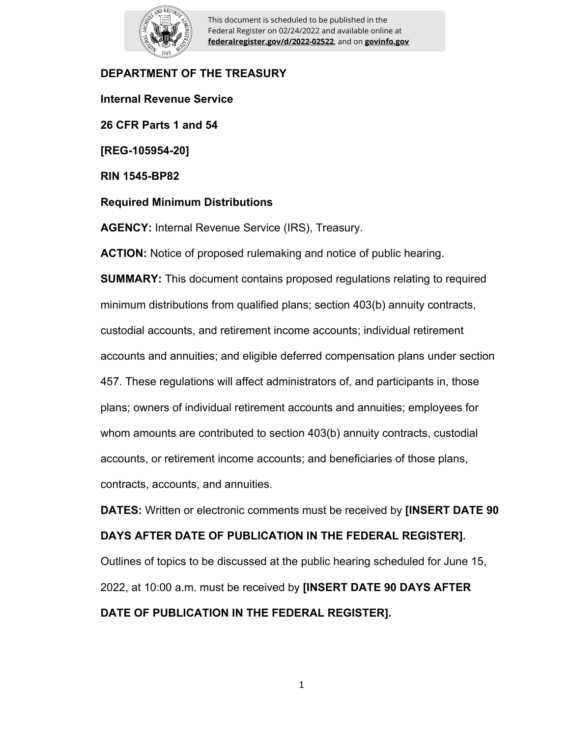This document is scheduled to be published in the Federal Register on 02/24/2022 and available online at **federalregister.gov/d/2022-02522**, and on **govinfo.gov**

**DEPARTMENT OF THE TREASURY**

**Internal Revenue Service**

**26 CFR Parts 1 and 54**

**[REG-105954-20]**

**RIN 1545-BP82**

**Required Minimum Distributions**

**AGENCY:** Internal Revenue Service (IRS), Treasury.

**ACTION:** Notice of proposed rulemaking and notice of public hearing.

**SUMMARY:** This document contains proposed regulations relating to required minimum distributions from qualified plans; section 403(b) annuity contracts, custodial accounts, and retirement income accounts; individual retirement accounts and annuities; and eligible deferred compensation plans under section 457. These regulations will affect administrators of, and participants in, those plans; owners of individual retirement accounts and annuities; employees for whom amounts are contributed to section 403(b) annuity contracts, custodial accounts, or retirement income accounts; and beneficiaries of those plans, contracts, accounts, and annuities.

**DATES:** Written or electronic comments must be received by **[INSERT DATE 90 DAYS AFTER DATE OF PUBLICATION IN THE FEDERAL REGISTER].** Outlines of topics to be discussed at the public hearing scheduled for June 15, 2022, at 10:00 a.m. must be received by **[INSERT DATE 90 DAYS AFTER DATE OF PUBLICATION IN THE FEDERAL REGISTER].**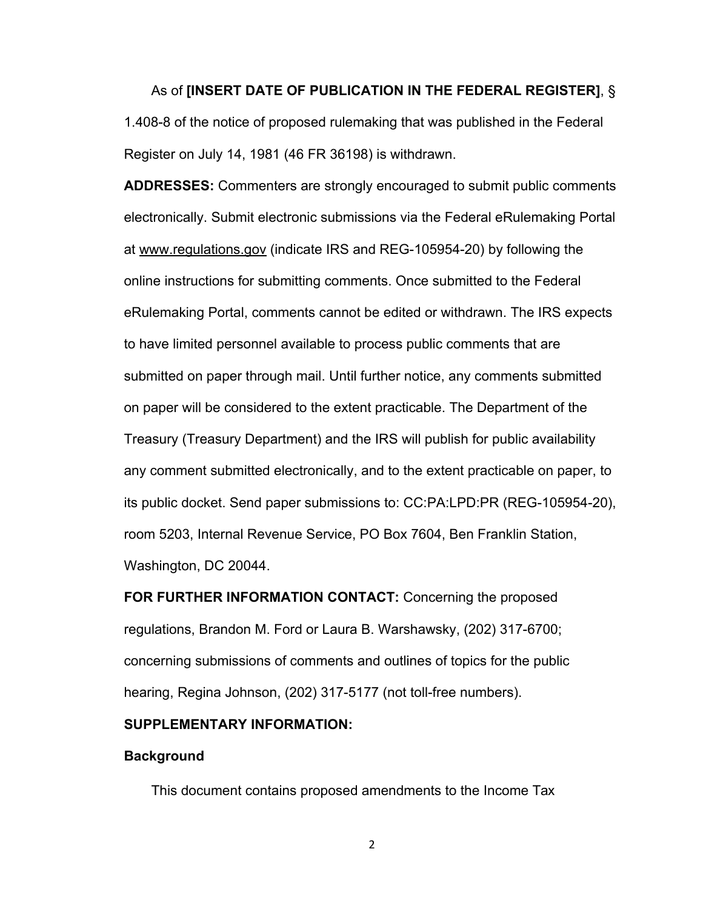As of **[INSERT DATE OF PUBLICATION IN THE FEDERAL REGISTER]**, § 1.408-8 of the notice of proposed rulemaking that was published in the Federal Register on July 14, 1981 (46 FR 36198) is withdrawn.

**ADDRESSES:** Commenters are strongly encouraged to submit public comments electronically. Submit electronic submissions via the Federal eRulemaking Portal at www.regulations.gov (indicate IRS and REG-105954-20) by following the online instructions for submitting comments. Once submitted to the Federal eRulemaking Portal, comments cannot be edited or withdrawn. The IRS expects to have limited personnel available to process public comments that are submitted on paper through mail. Until further notice, any comments submitted on paper will be considered to the extent practicable. The Department of the Treasury (Treasury Department) and the IRS will publish for public availability any comment submitted electronically, and to the extent practicable on paper, to its public docket. Send paper submissions to: CC:PA:LPD:PR (REG-105954-20), room 5203, Internal Revenue Service, PO Box 7604, Ben Franklin Station, Washington, DC 20044.

**FOR FURTHER INFORMATION CONTACT:** Concerning the proposed regulations, Brandon M. Ford or Laura B. Warshawsky, (202) 317-6700; concerning submissions of comments and outlines of topics for the public hearing, Regina Johnson, (202) 317-5177 (not toll-free numbers).

**SUPPLEMENTARY INFORMATION:**

**Background**

This document contains proposed amendments to the Income Tax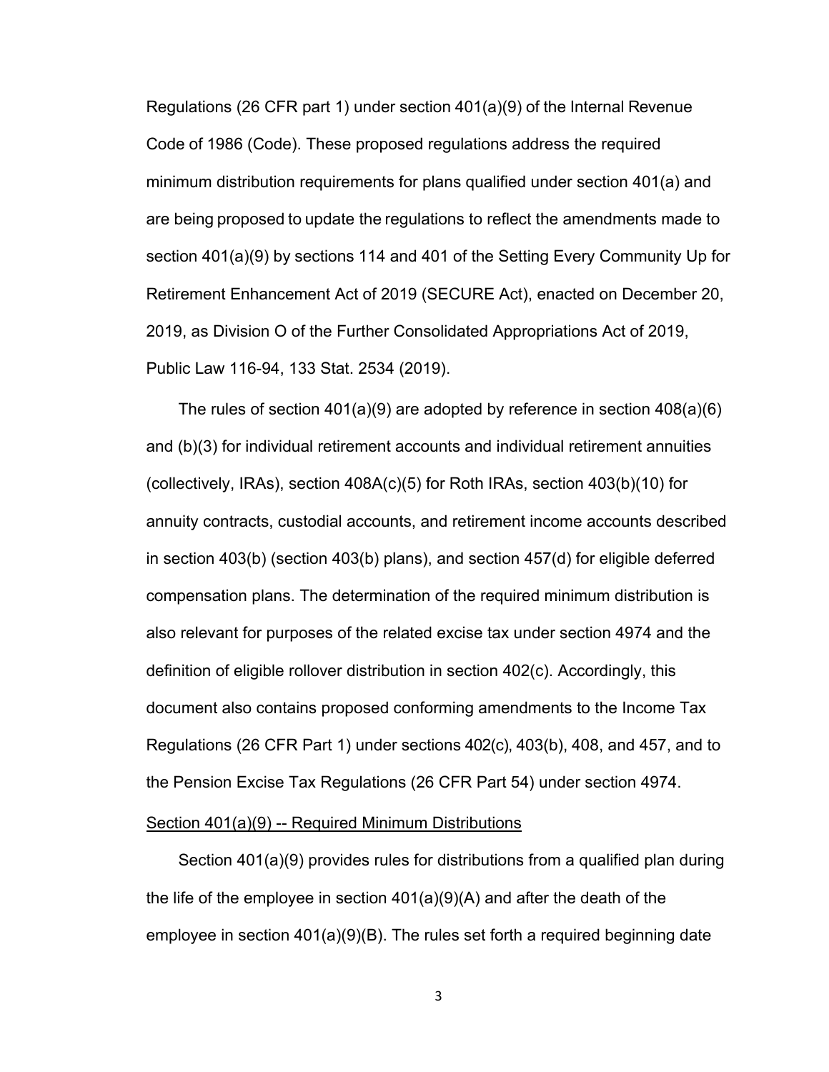Regulations (26 CFR part 1) under section 401(a)(9) of the Internal Revenue Code of 1986 (Code). These proposed regulations address the required minimum distribution requirements for plans qualified under section 401(a) and are being proposed to update the regulations to reflect the amendments made to section 401(a)(9) by sections 114 and 401 of the Setting Every Community Up for Retirement Enhancement Act of 2019 (SECURE Act), enacted on December 20, 2019, as Division O of the Further Consolidated Appropriations Act of 2019, Public Law 116-94, 133 Stat. 2534 (2019).

The rules of section 401(a)(9) are adopted by reference in section 408(a)(6) and (b)(3) for individual retirement accounts and individual retirement annuities (collectively, IRAs), section 408A(c)(5) for Roth IRAs, section 403(b)(10) for annuity contracts, custodial accounts, and retirement income accounts described in section 403(b) (section 403(b) plans), and section 457(d) for eligible deferred compensation plans. The determination of the required minimum distribution is also relevant for purposes of the related excise tax under section 4974 and the definition of eligible rollover distribution in section 402(c). Accordingly, this document also contains proposed conforming amendments to the Income Tax Regulations (26 CFR Part 1) under sections 402(c), 403(b), 408, and 457, and to the Pension Excise Tax Regulations (26 CFR Part 54) under section 4974.

## Section 401(a)(9) -- Required Minimum Distributions

Section 401(a)(9) provides rules for distributions from a qualified plan during the life of the employee in section 401(a)(9)(A) and after the death of the employee in section 401(a)(9)(B). The rules set forth a required beginning date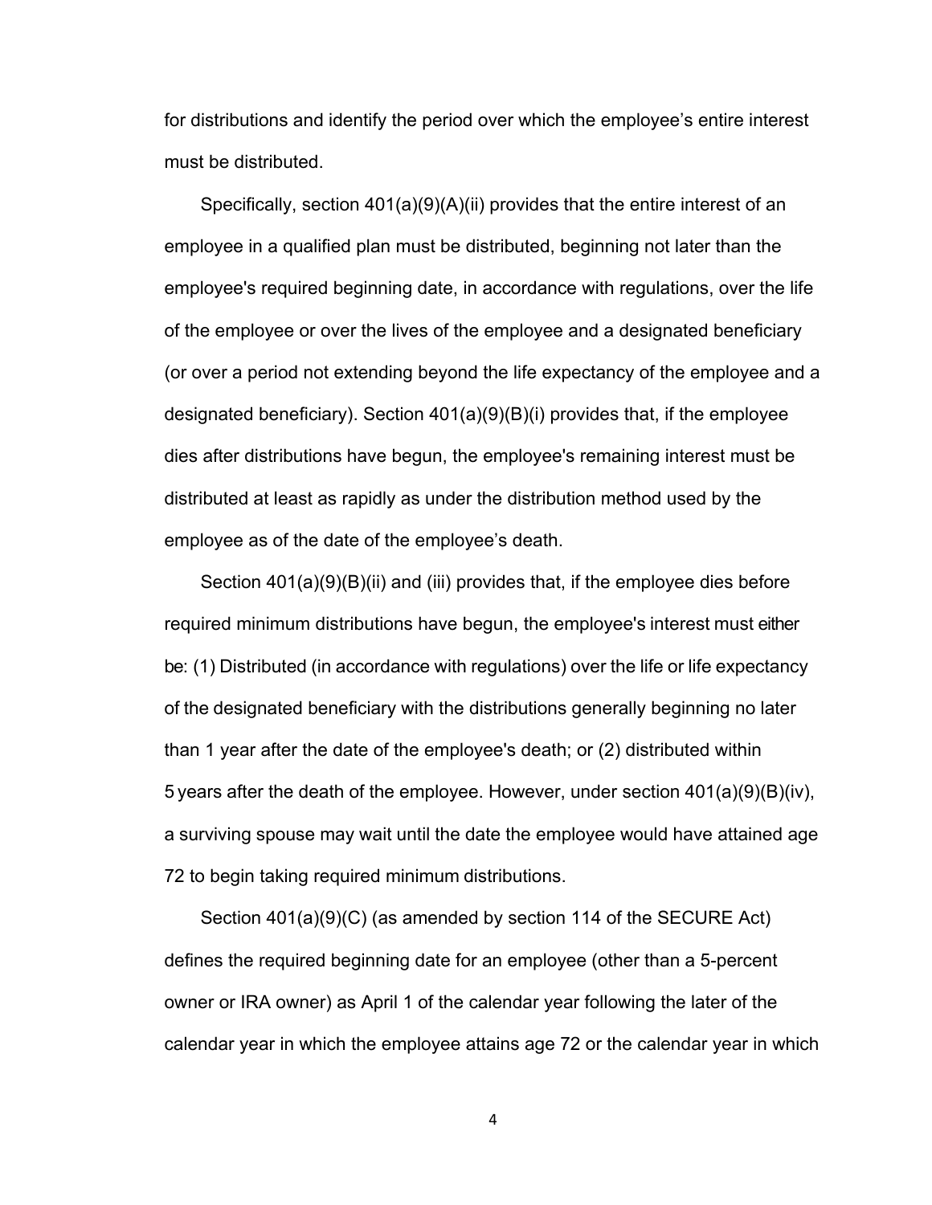for distributions and identify the period over which the employee's entire interest must be distributed.

Specifically, section 401(a)(9)(A)(ii) provides that the entire interest of an employee in a qualified plan must be distributed, beginning not later than the employee's required beginning date, in accordance with regulations, over the life of the employee or over the lives of the employee and a designated beneficiary (or over a period not extending beyond the life expectancy of the employee and a designated beneficiary). Section 401(a)(9)(B)(i) provides that, if the employee dies after distributions have begun, the employee's remaining interest must be distributed at least as rapidly as under the distribution method used by the employee as of the date of the employee's death.

Section 401(a)(9)(B)(ii) and (iii) provides that, if the employee dies before required minimum distributions have begun, the employee's interest must either be: (1) Distributed (in accordance with regulations) over the life or life expectancy of the designated beneficiary with the distributions generally beginning no later than 1 year after the date of the employee's death; or (2) distributed within 5 years after the death of the employee. However, under section 401(a)(9)(B)(iv), a surviving spouse may wait until the date the employee would have attained age 72 to begin taking required minimum distributions.

Section 401(a)(9)(C) (as amended by section 114 of the SECURE Act) defines the required beginning date for an employee (other than a 5-percent owner or IRA owner) as April 1 of the calendar year following the later of the calendar year in which the employee attains age 72 or the calendar year in which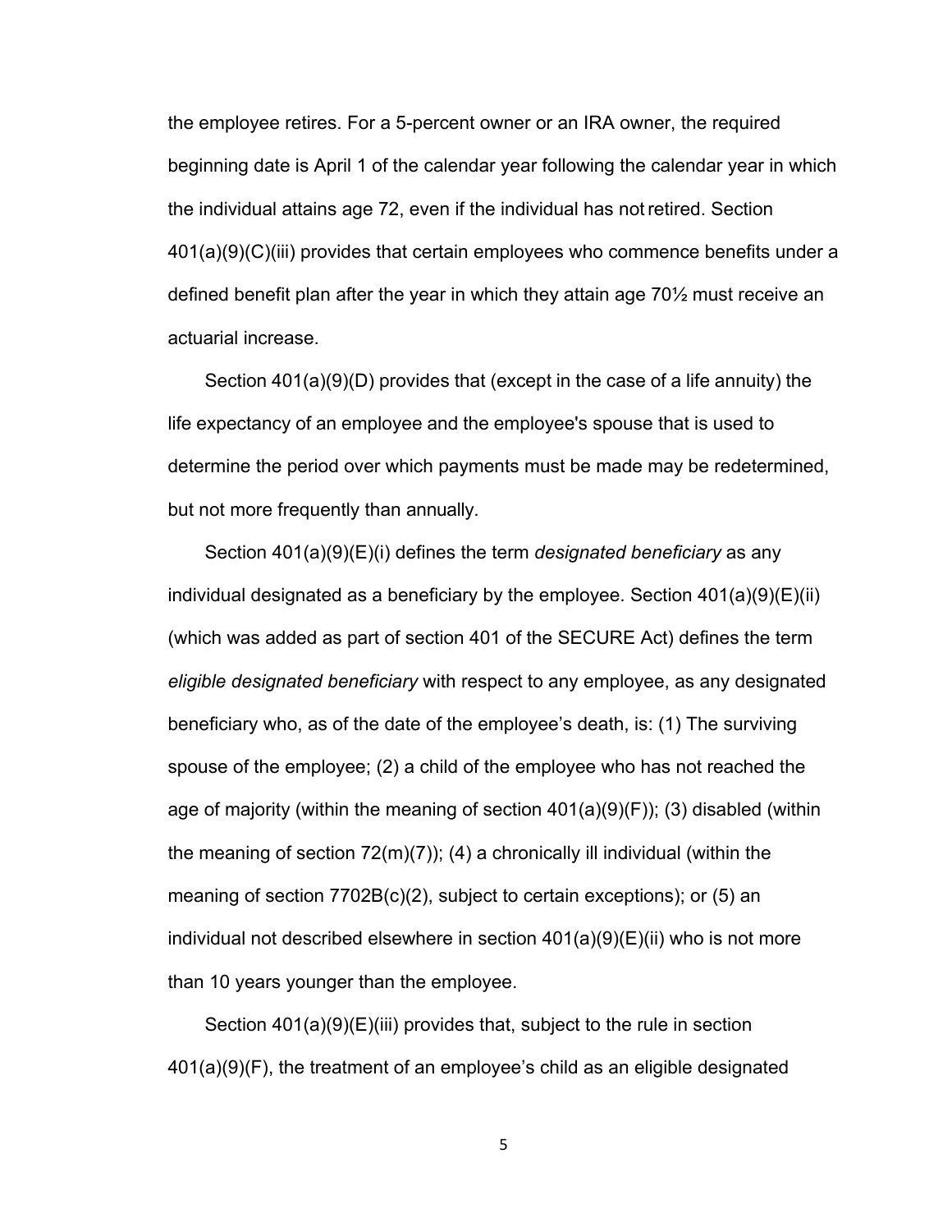the employee retires. For a 5-percent owner or an IRA owner, the required beginning date is April 1 of the calendar year following the calendar year in which the individual attains age 72, even if the individual has not retired. Section 401(a)(9)(C)(iii) provides that certain employees who commence benefits under a defined benefit plan after the year in which they attain age 70½ must receive an actuarial increase.

Section 401(a)(9)(D) provides that (except in the case of a life annuity) the life expectancy of an employee and the employee's spouse that is used to determine the period over which payments must be made may be redetermined, but not more frequently than annually.

Section 401(a)(9)(E)(i) defines the term *designated beneficiary* as any individual designated as a beneficiary by the employee. Section 401(a)(9)(E)(ii) (which was added as part of section 401 of the SECURE Act) defines the term *eligible designated beneficiary* with respect to any employee, as any designated beneficiary who, as of the date of the employee's death, is: (1) The surviving spouse of the employee; (2) a child of the employee who has not reached the age of majority (within the meaning of section 401(a)(9)(F)); (3) disabled (within the meaning of section 72(m)(7)); (4) a chronically ill individual (within the meaning of section 7702B(c)(2), subject to certain exceptions); or (5) an individual not described elsewhere in section 401(a)(9)(E)(ii) who is not more than 10 years younger than the employee.

Section 401(a)(9)(E)(iii) provides that, subject to the rule in section 401(a)(9)(F), the treatment of an employee's child as an eligible designated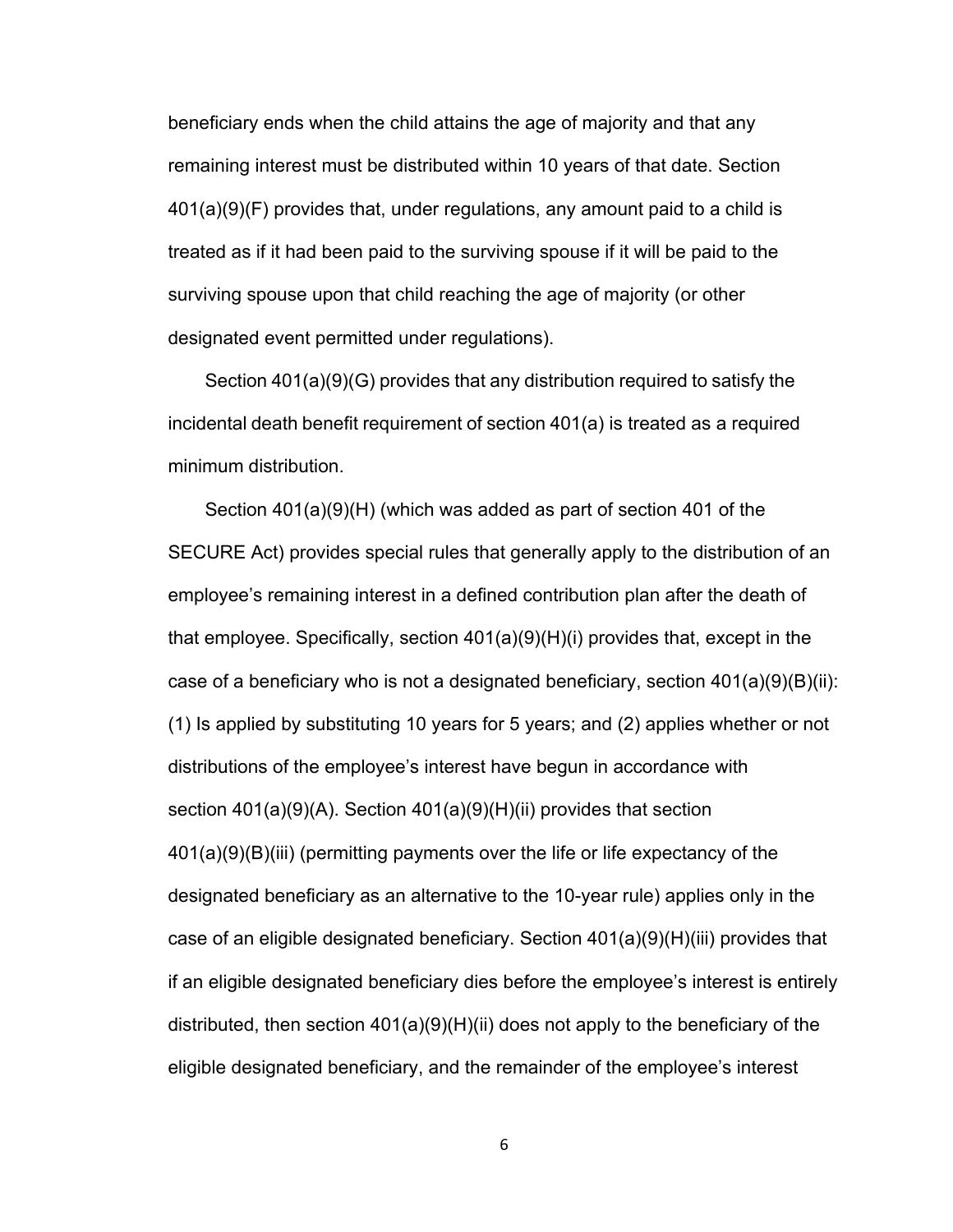beneficiary ends when the child attains the age of majority and that any remaining interest must be distributed within 10 years of that date. Section 401(a)(9)(F) provides that, under regulations, any amount paid to a child is treated as if it had been paid to the surviving spouse if it will be paid to the surviving spouse upon that child reaching the age of majority (or other designated event permitted under regulations).

Section 401(a)(9)(G) provides that any distribution required to satisfy the incidental death benefit requirement of section 401(a) is treated as a required minimum distribution.

Section 401(a)(9)(H) (which was added as part of section 401 of the SECURE Act) provides special rules that generally apply to the distribution of an employee's remaining interest in a defined contribution plan after the death of that employee. Specifically, section 401(a)(9)(H)(i) provides that, except in the case of a beneficiary who is not a designated beneficiary, section 401(a)(9)(B)(ii): (1) Is applied by substituting 10 years for 5 years; and (2) applies whether or not distributions of the employee's interest have begun in accordance with section 401(a)(9)(A). Section 401(a)(9)(H)(ii) provides that section 401(a)(9)(B)(iii) (permitting payments over the life or life expectancy of the designated beneficiary as an alternative to the 10-year rule) applies only in the case of an eligible designated beneficiary. Section 401(a)(9)(H)(iii) provides that if an eligible designated beneficiary dies before the employee's interest is entirely distributed, then section 401(a)(9)(H)(ii) does not apply to the beneficiary of the eligible designated beneficiary, and the remainder of the employee's interest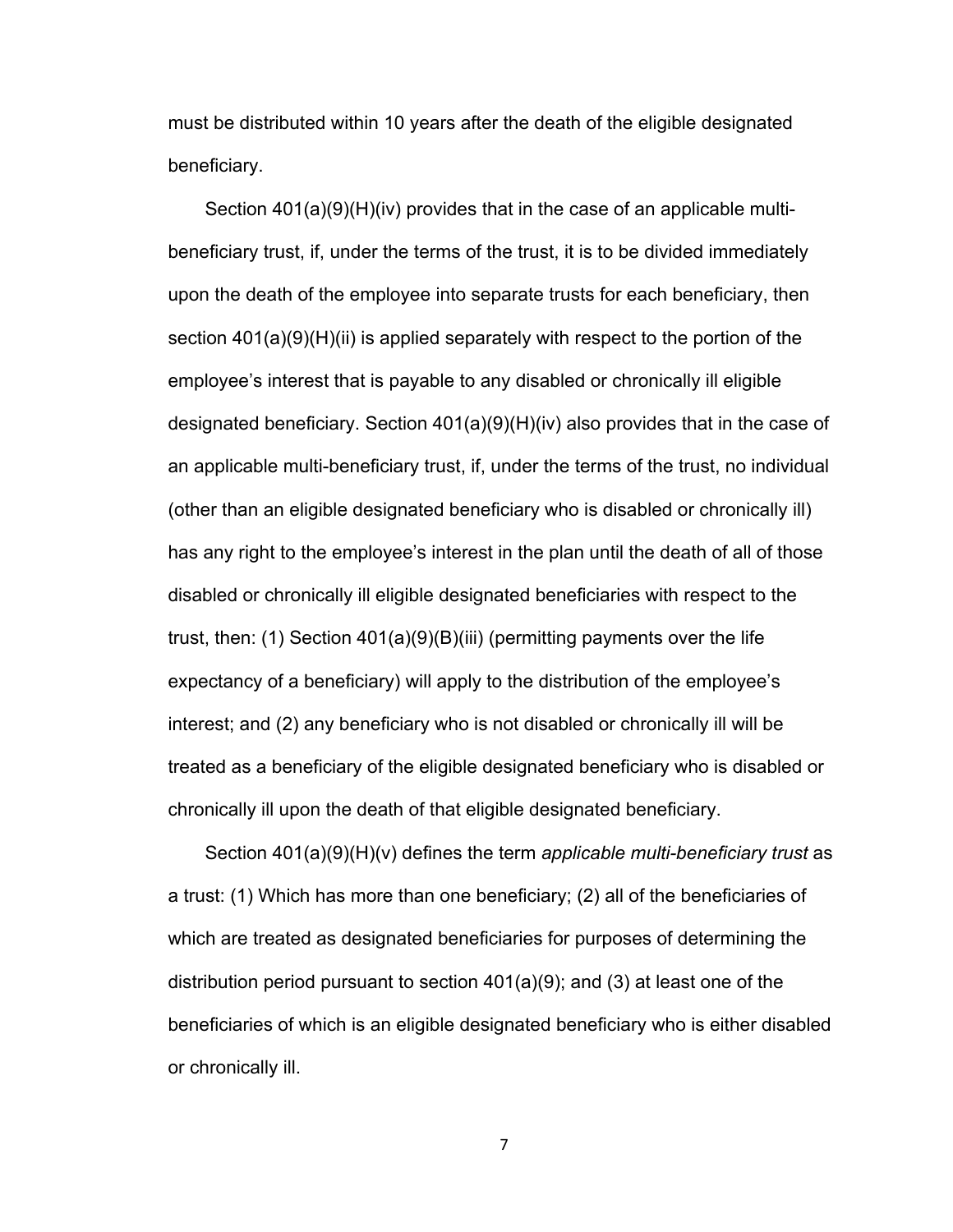must be distributed within 10 years after the death of the eligible designated beneficiary.

Section 401(a)(9)(H)(iv) provides that in the case of an applicable multi-beneficiary trust, if, under the terms of the trust, it is to be divided immediately upon the death of the employee into separate trusts for each beneficiary, then section 401(a)(9)(H)(ii) is applied separately with respect to the portion of the employee's interest that is payable to any disabled or chronically ill eligible designated beneficiary. Section 401(a)(9)(H)(iv) also provides that in the case of an applicable multi-beneficiary trust, if, under the terms of the trust, no individual (other than an eligible designated beneficiary who is disabled or chronically ill) has any right to the employee's interest in the plan until the death of all of those disabled or chronically ill eligible designated beneficiaries with respect to the trust, then: (1) Section 401(a)(9)(B)(iii) (permitting payments over the life expectancy of a beneficiary) will apply to the distribution of the employee's interest; and (2) any beneficiary who is not disabled or chronically ill will be treated as a beneficiary of the eligible designated beneficiary who is disabled or chronically ill upon the death of that eligible designated beneficiary.

Section 401(a)(9)(H)(v) defines the term *applicable multi-beneficiary trust* as a trust: (1) Which has more than one beneficiary; (2) all of the beneficiaries of which are treated as designated beneficiaries for purposes of determining the distribution period pursuant to section 401(a)(9); and (3) at least one of the beneficiaries of which is an eligible designated beneficiary who is either disabled or chronically ill.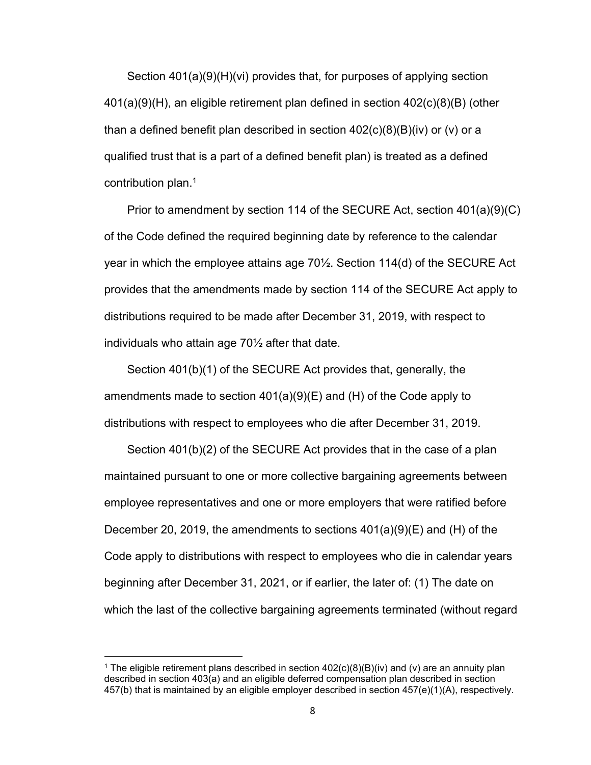Section 401(a)(9)(H)(vi) provides that, for purposes of applying section 401(a)(9)(H), an eligible retirement plan defined in section 402(c)(8)(B) (other than a defined benefit plan described in section 402(c)(8)(B)(iv) or (v) or a qualified trust that is a part of a defined benefit plan) is treated as a defined contribution plan.[1]

Prior to amendment by section 114 of the SECURE Act, section 401(a)(9)(C) of the Code defined the required beginning date by reference to the calendar year in which the employee attains age 70½. Section 114(d) of the SECURE Act provides that the amendments made by section 114 of the SECURE Act apply to distributions required to be made after December 31, 2019, with respect to individuals who attain age 70½ after that date.

Section 401(b)(1) of the SECURE Act provides that, generally, the amendments made to section 401(a)(9)(E) and (H) of the Code apply to distributions with respect to employees who die after December 31, 2019.

Section 401(b)(2) of the SECURE Act provides that in the case of a plan maintained pursuant to one or more collective bargaining agreements between employee representatives and one or more employers that were ratified before December 20, 2019, the amendments to sections 401(a)(9)(E) and (H) of the Code apply to distributions with respect to employees who die in calendar years beginning after December 31, 2021, or if earlier, the later of: (1) The date on which the last of the collective bargaining agreements terminated (without regard

[1] The eligible retirement plans described in section 402(c)(8)(B)(iv) and (v) are an annuity plan described in section 403(a) and an eligible deferred compensation plan described in section 457(b) that is maintained by an eligible employer described in section 457(e)(1)(A), respectively.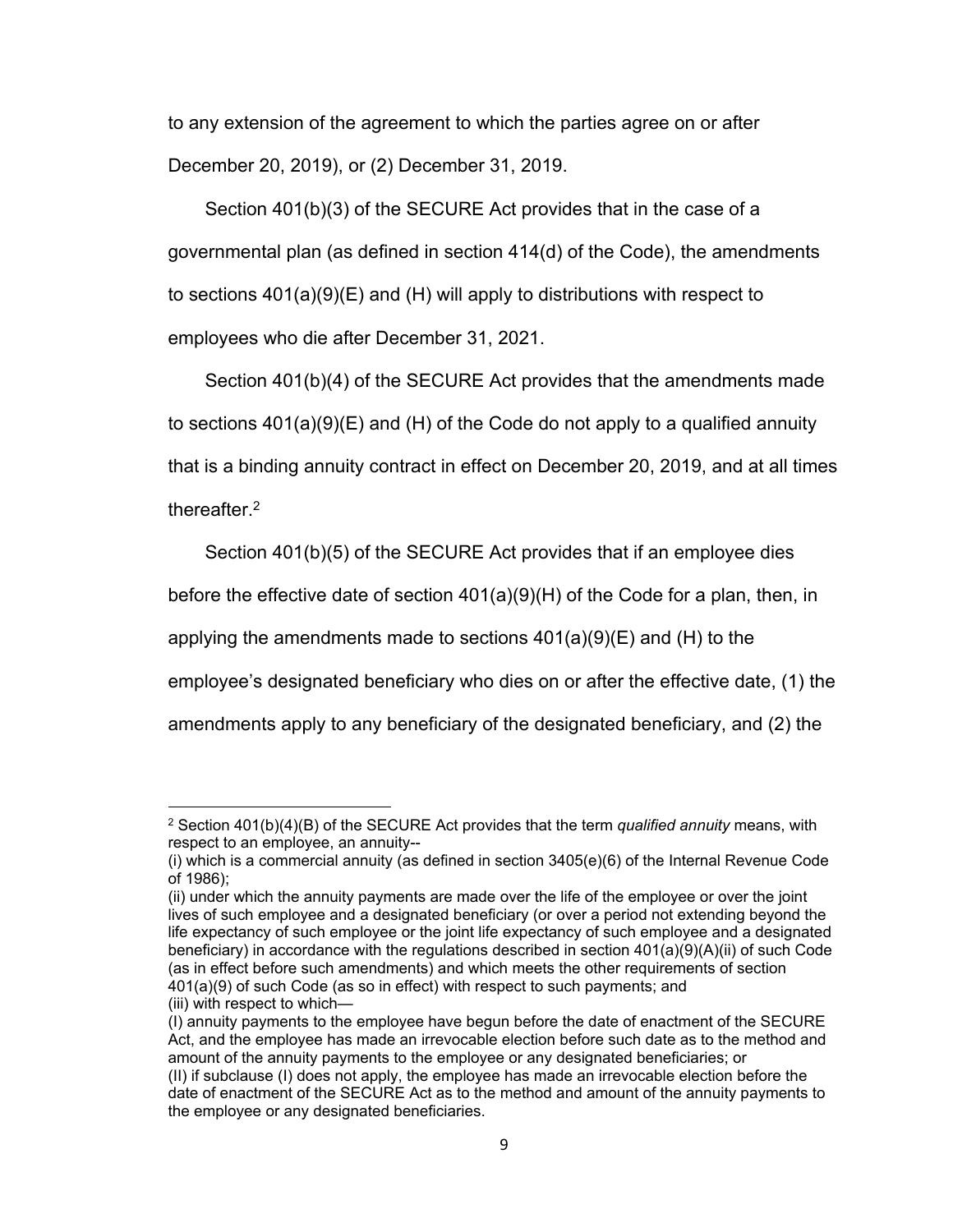to any extension of the agreement to which the parties agree on or after December 20, 2019), or (2) December 31, 2019.

Section 401(b)(3) of the SECURE Act provides that in the case of a governmental plan (as defined in section 414(d) of the Code), the amendments to sections 401(a)(9)(E) and (H) will apply to distributions with respect to employees who die after December 31, 2021.

Section 401(b)(4) of the SECURE Act provides that the amendments made to sections 401(a)(9)(E) and (H) of the Code do not apply to a qualified annuity that is a binding annuity contract in effect on December 20, 2019, and at all times thereafter.[2]

Section 401(b)(5) of the SECURE Act provides that if an employee dies before the effective date of section 401(a)(9)(H) of the Code for a plan, then, in applying the amendments made to sections 401(a)(9)(E) and (H) to the employee's designated beneficiary who dies on or after the effective date, (1) the amendments apply to any beneficiary of the designated beneficiary, and (2) the

---

[2] Section 401(b)(4)(B) of the SECURE Act provides that the term *qualified annuity* means, with respect to an employee, an annuity--

(i) which is a commercial annuity (as defined in section 3405(e)(6) of the Internal Revenue Code of 1986);

(ii) under which the annuity payments are made over the life of the employee or over the joint lives of such employee and a designated beneficiary (or over a period not extending beyond the life expectancy of such employee or the joint life expectancy of such employee and a designated beneficiary) in accordance with the regulations described in section 401(a)(9)(A)(ii) of such Code (as in effect before such amendments) and which meets the other requirements of section 401(a)(9) of such Code (as so in effect) with respect to such payments; and

(iii) with respect to which—

(I) annuity payments to the employee have begun before the date of enactment of the SECURE Act, and the employee has made an irrevocable election before such date as to the method and amount of the annuity payments to the employee or any designated beneficiaries; or

(II) if subclause (I) does not apply, the employee has made an irrevocable election before the date of enactment of the SECURE Act as to the method and amount of the annuity payments to the employee or any designated beneficiaries.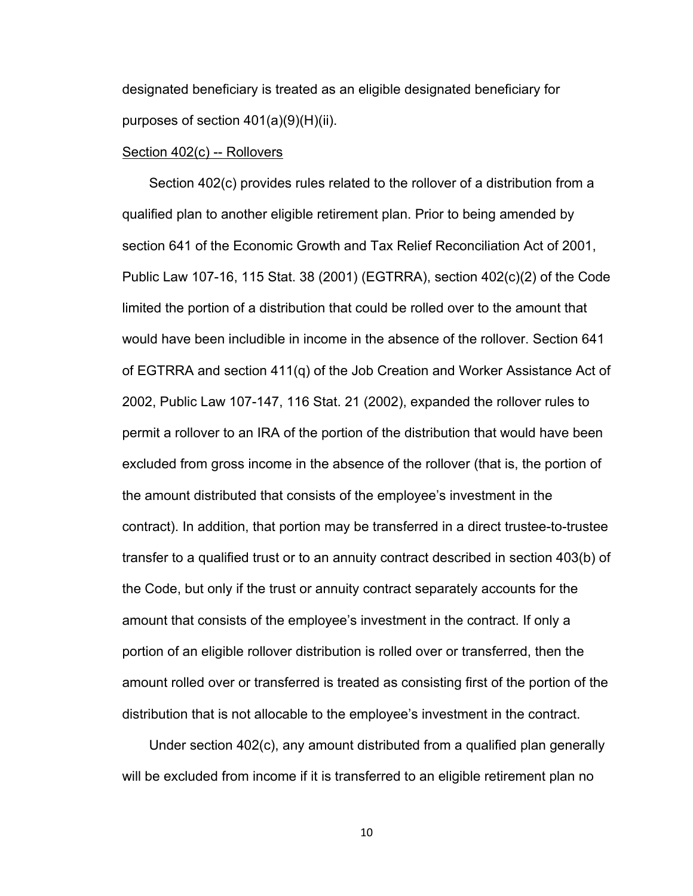designated beneficiary is treated as an eligible designated beneficiary for purposes of section 401(a)(9)(H)(ii).

Section 402(c) -- Rollovers

Section 402(c) provides rules related to the rollover of a distribution from a qualified plan to another eligible retirement plan. Prior to being amended by section 641 of the Economic Growth and Tax Relief Reconciliation Act of 2001, Public Law 107-16, 115 Stat. 38 (2001) (EGTRRA), section 402(c)(2) of the Code limited the portion of a distribution that could be rolled over to the amount that would have been includible in income in the absence of the rollover. Section 641 of EGTRRA and section 411(q) of the Job Creation and Worker Assistance Act of 2002, Public Law 107-147, 116 Stat. 21 (2002), expanded the rollover rules to permit a rollover to an IRA of the portion of the distribution that would have been excluded from gross income in the absence of the rollover (that is, the portion of the amount distributed that consists of the employee's investment in the contract). In addition, that portion may be transferred in a direct trustee-to-trustee transfer to a qualified trust or to an annuity contract described in section 403(b) of the Code, but only if the trust or annuity contract separately accounts for the amount that consists of the employee's investment in the contract. If only a portion of an eligible rollover distribution is rolled over or transferred, then the amount rolled over or transferred is treated as consisting first of the portion of the distribution that is not allocable to the employee's investment in the contract.

Under section 402(c), any amount distributed from a qualified plan generally will be excluded from income if it is transferred to an eligible retirement plan no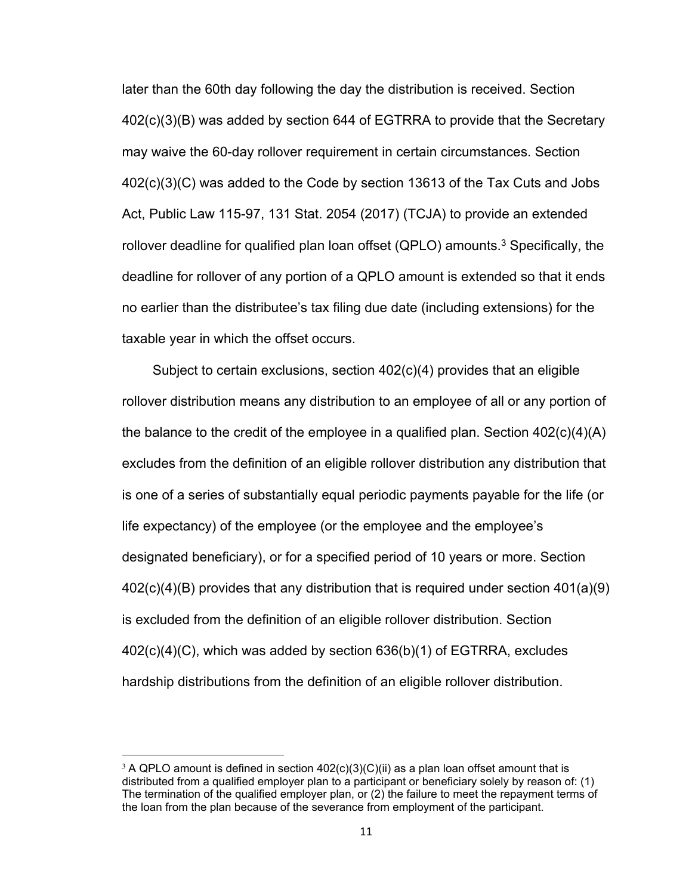later than the 60th day following the day the distribution is received. Section 402(c)(3)(B) was added by section 644 of EGTRRA to provide that the Secretary may waive the 60-day rollover requirement in certain circumstances. Section 402(c)(3)(C) was added to the Code by section 13613 of the Tax Cuts and Jobs Act, Public Law 115-97, 131 Stat. 2054 (2017) (TCJA) to provide an extended rollover deadline for qualified plan loan offset (QPLO) amounts.[3] Specifically, the deadline for rollover of any portion of a QPLO amount is extended so that it ends no earlier than the distributee's tax filing due date (including extensions) for the taxable year in which the offset occurs.

Subject to certain exclusions, section 402(c)(4) provides that an eligible rollover distribution means any distribution to an employee of all or any portion of the balance to the credit of the employee in a qualified plan. Section 402(c)(4)(A) excludes from the definition of an eligible rollover distribution any distribution that is one of a series of substantially equal periodic payments payable for the life (or life expectancy) of the employee (or the employee and the employee's designated beneficiary), or for a specified period of 10 years or more. Section 402(c)(4)(B) provides that any distribution that is required under section 401(a)(9) is excluded from the definition of an eligible rollover distribution. Section 402(c)(4)(C), which was added by section 636(b)(1) of EGTRRA, excludes hardship distributions from the definition of an eligible rollover distribution.

[3] A QPLO amount is defined in section 402(c)(3)(C)(ii) as a plan loan offset amount that is distributed from a qualified employer plan to a participant or beneficiary solely by reason of: (1) The termination of the qualified employer plan, or (2) the failure to meet the repayment terms of the loan from the plan because of the severance from employment of the participant.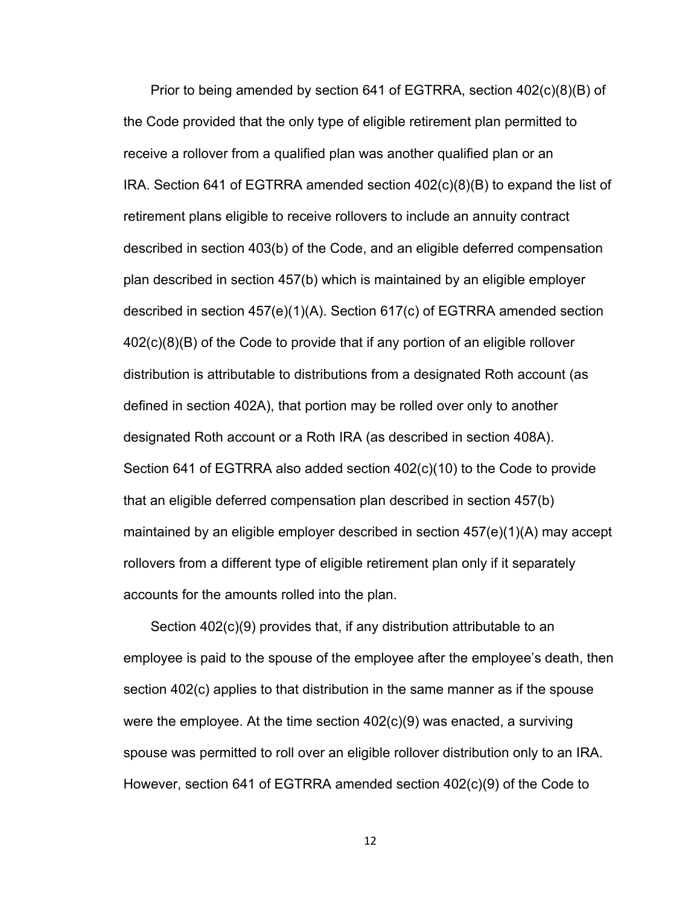Prior to being amended by section 641 of EGTRRA, section 402(c)(8)(B) of the Code provided that the only type of eligible retirement plan permitted to receive a rollover from a qualified plan was another qualified plan or an IRA. Section 641 of EGTRRA amended section 402(c)(8)(B) to expand the list of retirement plans eligible to receive rollovers to include an annuity contract described in section 403(b) of the Code, and an eligible deferred compensation plan described in section 457(b) which is maintained by an eligible employer described in section 457(e)(1)(A). Section 617(c) of EGTRRA amended section 402(c)(8)(B) of the Code to provide that if any portion of an eligible rollover distribution is attributable to distributions from a designated Roth account (as defined in section 402A), that portion may be rolled over only to another designated Roth account or a Roth IRA (as described in section 408A). Section 641 of EGTRRA also added section 402(c)(10) to the Code to provide that an eligible deferred compensation plan described in section 457(b) maintained by an eligible employer described in section 457(e)(1)(A) may accept rollovers from a different type of eligible retirement plan only if it separately accounts for the amounts rolled into the plan.

Section 402(c)(9) provides that, if any distribution attributable to an employee is paid to the spouse of the employee after the employee's death, then section 402(c) applies to that distribution in the same manner as if the spouse were the employee. At the time section 402(c)(9) was enacted, a surviving spouse was permitted to roll over an eligible rollover distribution only to an IRA. However, section 641 of EGTRRA amended section 402(c)(9) of the Code to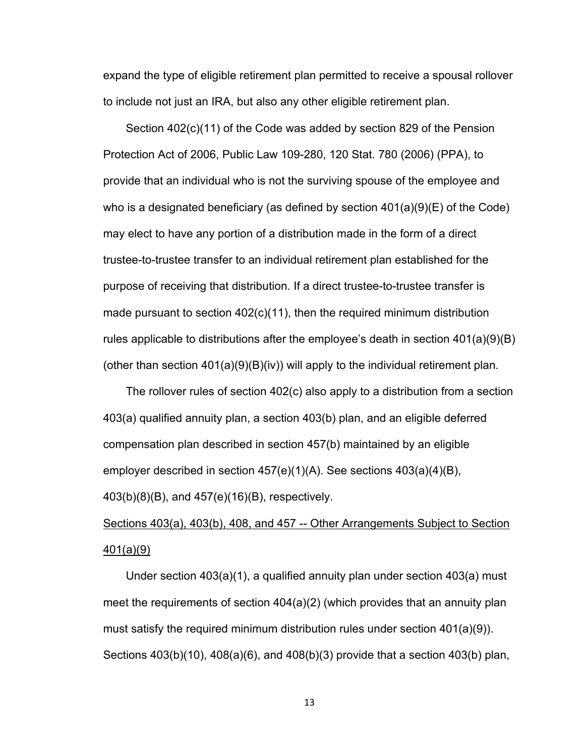expand the type of eligible retirement plan permitted to receive a spousal rollover to include not just an IRA, but also any other eligible retirement plan.

Section 402(c)(11) of the Code was added by section 829 of the Pension Protection Act of 2006, Public Law 109-280, 120 Stat. 780 (2006) (PPA), to provide that an individual who is not the surviving spouse of the employee and who is a designated beneficiary (as defined by section 401(a)(9)(E) of the Code) may elect to have any portion of a distribution made in the form of a direct trustee-to-trustee transfer to an individual retirement plan established for the purpose of receiving that distribution. If a direct trustee-to-trustee transfer is made pursuant to section 402(c)(11), then the required minimum distribution rules applicable to distributions after the employee's death in section 401(a)(9)(B) (other than section 401(a)(9)(B)(iv)) will apply to the individual retirement plan.

The rollover rules of section 402(c) also apply to a distribution from a section 403(a) qualified annuity plan, a section 403(b) plan, and an eligible deferred compensation plan described in section 457(b) maintained by an eligible employer described in section 457(e)(1)(A). See sections 403(a)(4)(B), 403(b)(8)(B), and 457(e)(16)(B), respectively.

<u>Sections 403(a), 403(b), 408, and 457 -- Other Arrangements Subject to Section 401(a)(9)</u>

Under section 403(a)(1), a qualified annuity plan under section 403(a) must meet the requirements of section 404(a)(2) (which provides that an annuity plan must satisfy the required minimum distribution rules under section 401(a)(9)). Sections 403(b)(10), 408(a)(6), and 408(b)(3) provide that a section 403(b) plan,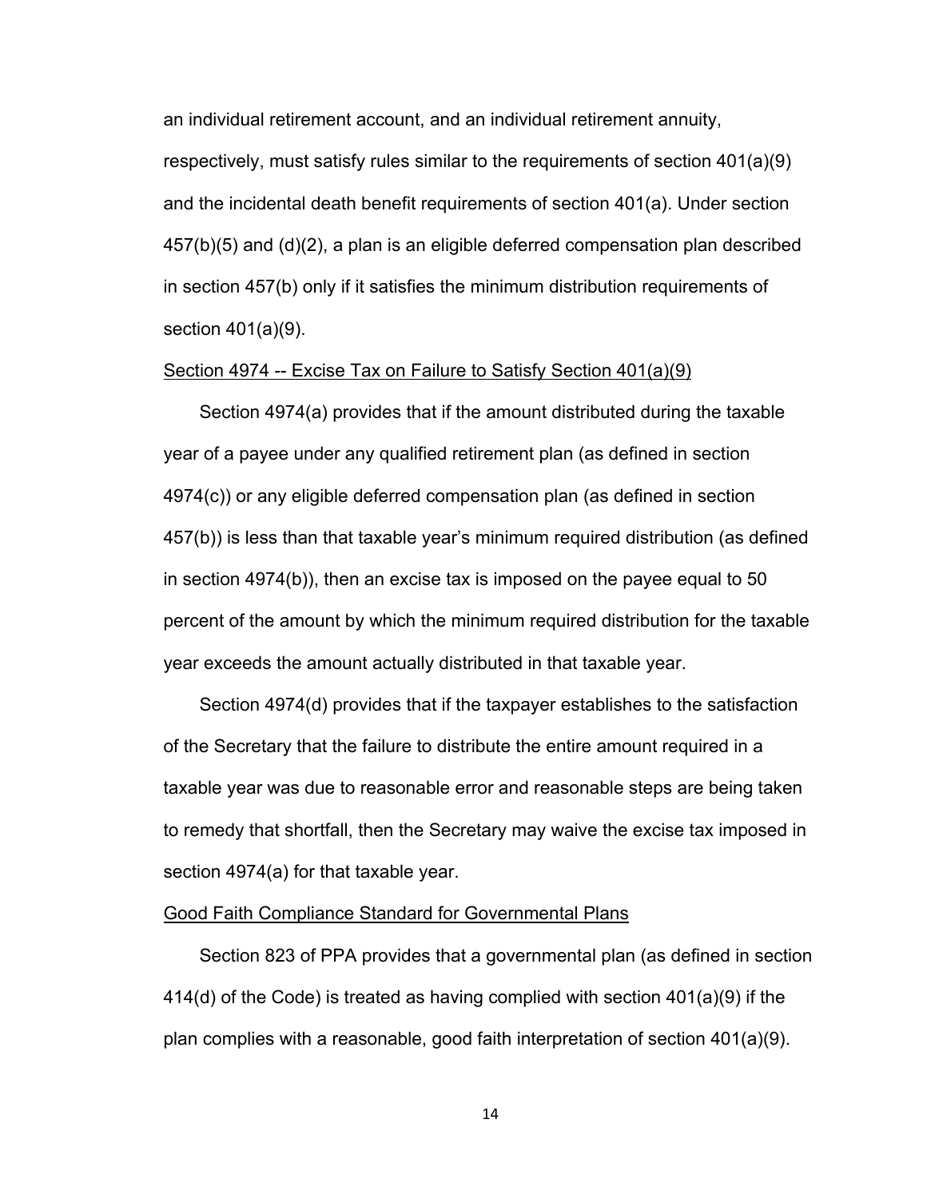an individual retirement account, and an individual retirement annuity, respectively, must satisfy rules similar to the requirements of section 401(a)(9) and the incidental death benefit requirements of section 401(a). Under section 457(b)(5) and (d)(2), a plan is an eligible deferred compensation plan described in section 457(b) only if it satisfies the minimum distribution requirements of section 401(a)(9).

<u>Section 4974 -- Excise Tax on Failure to Satisfy Section 401(a)(9)</u>

Section 4974(a) provides that if the amount distributed during the taxable year of a payee under any qualified retirement plan (as defined in section 4974(c)) or any eligible deferred compensation plan (as defined in section 457(b)) is less than that taxable year's minimum required distribution (as defined in section 4974(b)), then an excise tax is imposed on the payee equal to 50 percent of the amount by which the minimum required distribution for the taxable year exceeds the amount actually distributed in that taxable year.

Section 4974(d) provides that if the taxpayer establishes to the satisfaction of the Secretary that the failure to distribute the entire amount required in a taxable year was due to reasonable error and reasonable steps are being taken to remedy that shortfall, then the Secretary may waive the excise tax imposed in section 4974(a) for that taxable year.

<u>Good Faith Compliance Standard for Governmental Plans</u>

Section 823 of PPA provides that a governmental plan (as defined in section 414(d) of the Code) is treated as having complied with section 401(a)(9) if the plan complies with a reasonable, good faith interpretation of section 401(a)(9).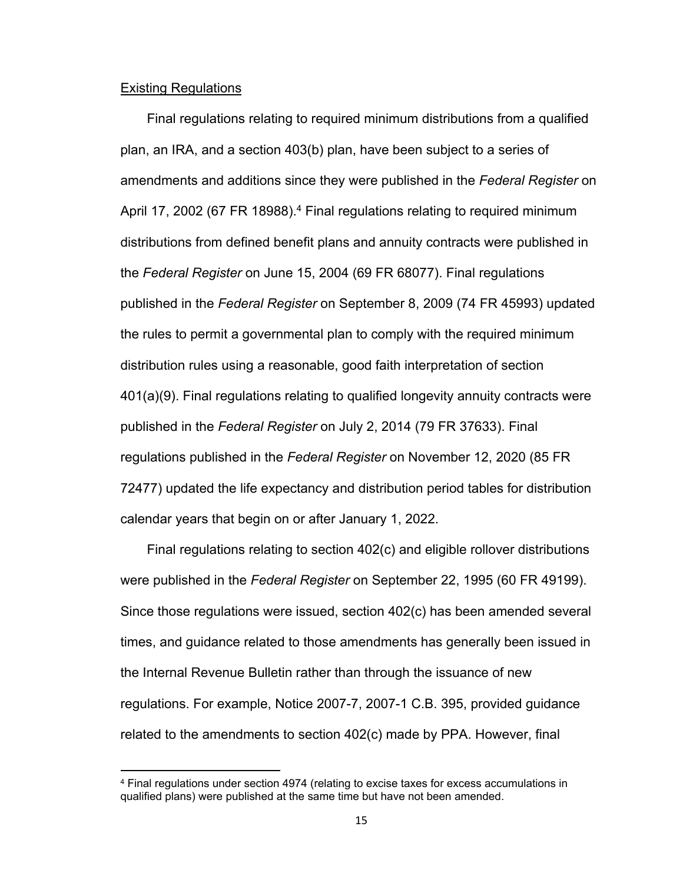Existing Regulations

Final regulations relating to required minimum distributions from a qualified plan, an IRA, and a section 403(b) plan, have been subject to a series of amendments and additions since they were published in the *Federal Register* on April 17, 2002 (67 FR 18988).[4] Final regulations relating to required minimum distributions from defined benefit plans and annuity contracts were published in the *Federal Register* on June 15, 2004 (69 FR 68077). Final regulations published in the *Federal Register* on September 8, 2009 (74 FR 45993) updated the rules to permit a governmental plan to comply with the required minimum distribution rules using a reasonable, good faith interpretation of section 401(a)(9). Final regulations relating to qualified longevity annuity contracts were published in the *Federal Register* on July 2, 2014 (79 FR 37633). Final regulations published in the *Federal Register* on November 12, 2020 (85 FR 72477) updated the life expectancy and distribution period tables for distribution calendar years that begin on or after January 1, 2022.

Final regulations relating to section 402(c) and eligible rollover distributions were published in the *Federal Register* on September 22, 1995 (60 FR 49199). Since those regulations were issued, section 402(c) has been amended several times, and guidance related to those amendments has generally been issued in the Internal Revenue Bulletin rather than through the issuance of new regulations. For example, Notice 2007-7, 2007-1 C.B. 395, provided guidance related to the amendments to section 402(c) made by PPA. However, final

[4] Final regulations under section 4974 (relating to excise taxes for excess accumulations in qualified plans) were published at the same time but have not been amended.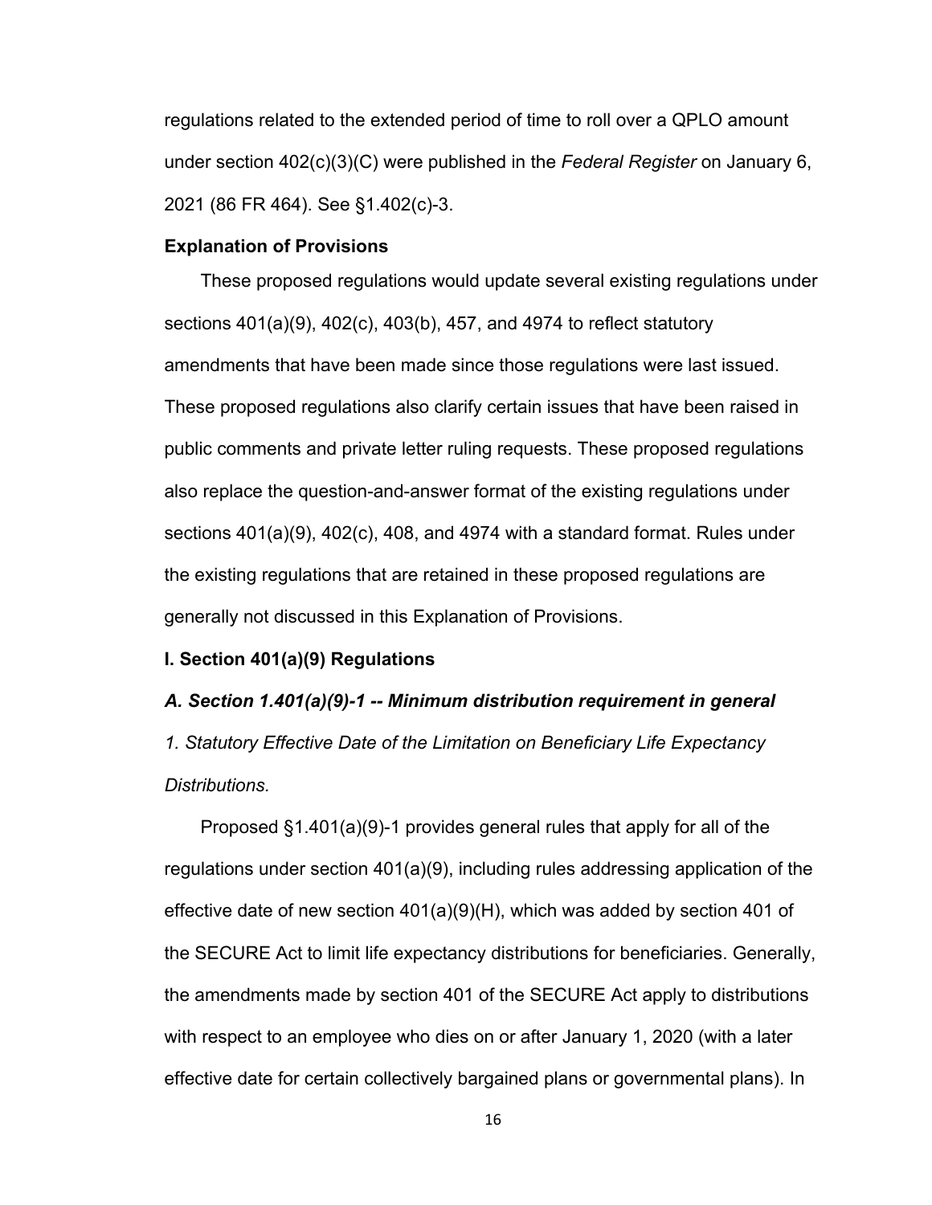regulations related to the extended period of time to roll over a QPLO amount under section 402(c)(3)(C) were published in the *Federal Register* on January 6, 2021 (86 FR 464). See §1.402(c)-3.

**Explanation of Provisions**

These proposed regulations would update several existing regulations under sections 401(a)(9), 402(c), 403(b), 457, and 4974 to reflect statutory amendments that have been made since those regulations were last issued. These proposed regulations also clarify certain issues that have been raised in public comments and private letter ruling requests. These proposed regulations also replace the question-and-answer format of the existing regulations under sections 401(a)(9), 402(c), 408, and 4974 with a standard format. Rules under the existing regulations that are retained in these proposed regulations are generally not discussed in this Explanation of Provisions.

**I. Section 401(a)(9) Regulations**

***A. Section 1.401(a)(9)-1 -- Minimum distribution requirement in general***

*1. Statutory Effective Date of the Limitation on Beneficiary Life Expectancy Distributions.*

Proposed §1.401(a)(9)-1 provides general rules that apply for all of the regulations under section 401(a)(9), including rules addressing application of the effective date of new section 401(a)(9)(H), which was added by section 401 of the SECURE Act to limit life expectancy distributions for beneficiaries. Generally, the amendments made by section 401 of the SECURE Act apply to distributions with respect to an employee who dies on or after January 1, 2020 (with a later effective date for certain collectively bargained plans or governmental plans). In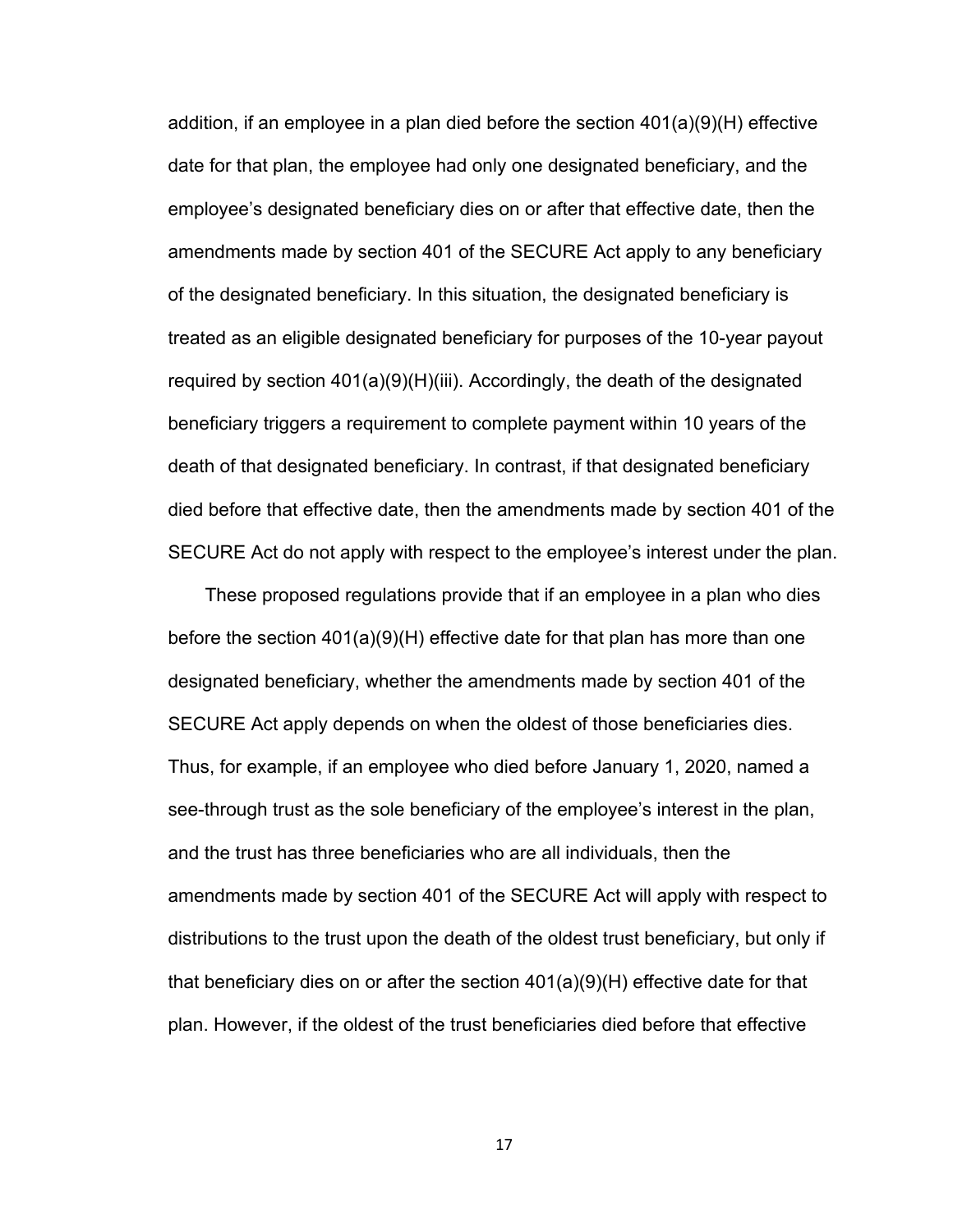addition, if an employee in a plan died before the section 401(a)(9)(H) effective date for that plan, the employee had only one designated beneficiary, and the employee's designated beneficiary dies on or after that effective date, then the amendments made by section 401 of the SECURE Act apply to any beneficiary of the designated beneficiary. In this situation, the designated beneficiary is treated as an eligible designated beneficiary for purposes of the 10-year payout required by section 401(a)(9)(H)(iii). Accordingly, the death of the designated beneficiary triggers a requirement to complete payment within 10 years of the death of that designated beneficiary. In contrast, if that designated beneficiary died before that effective date, then the amendments made by section 401 of the SECURE Act do not apply with respect to the employee's interest under the plan.

These proposed regulations provide that if an employee in a plan who dies before the section 401(a)(9)(H) effective date for that plan has more than one designated beneficiary, whether the amendments made by section 401 of the SECURE Act apply depends on when the oldest of those beneficiaries dies. Thus, for example, if an employee who died before January 1, 2020, named a see-through trust as the sole beneficiary of the employee's interest in the plan, and the trust has three beneficiaries who are all individuals, then the amendments made by section 401 of the SECURE Act will apply with respect to distributions to the trust upon the death of the oldest trust beneficiary, but only if that beneficiary dies on or after the section 401(a)(9)(H) effective date for that plan. However, if the oldest of the trust beneficiaries died before that effective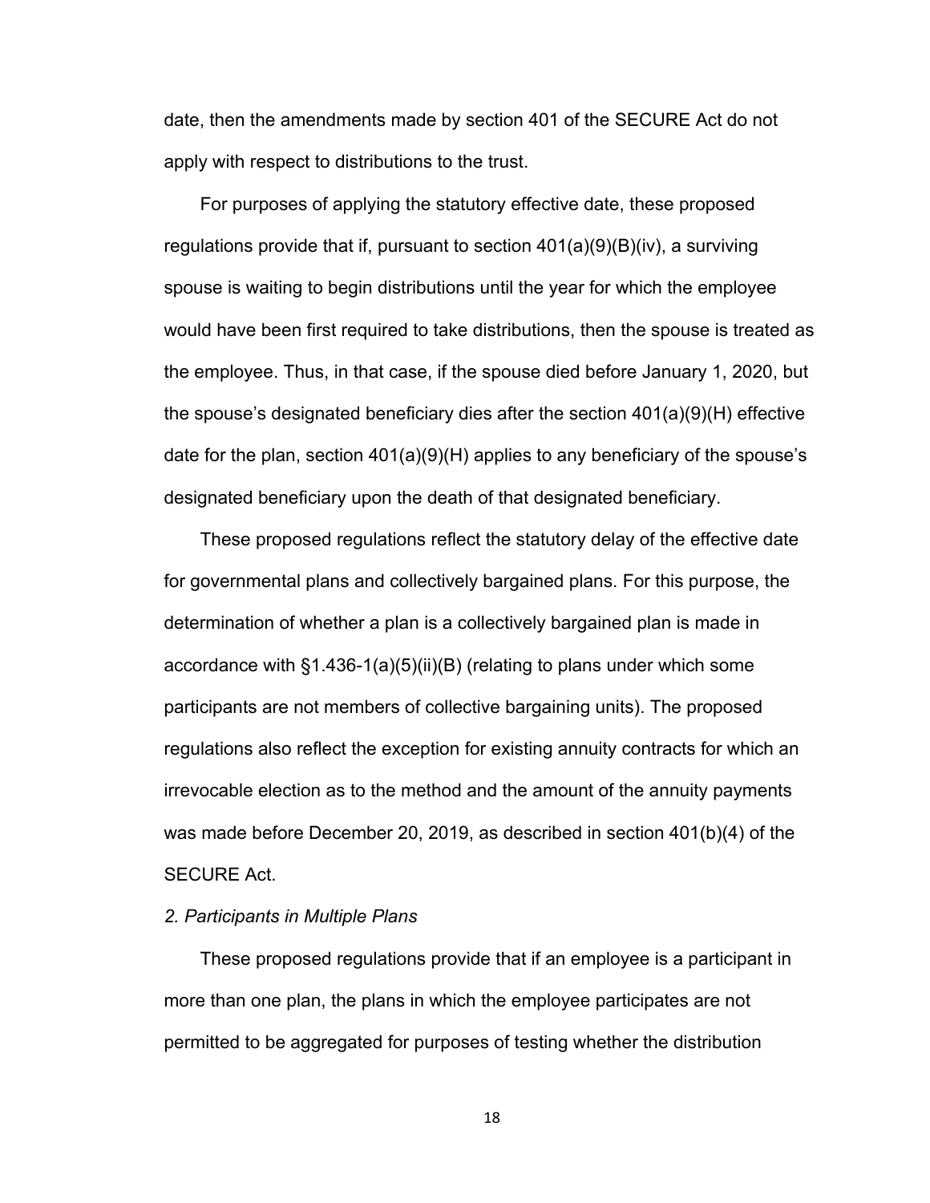date, then the amendments made by section 401 of the SECURE Act do not apply with respect to distributions to the trust.

For purposes of applying the statutory effective date, these proposed regulations provide that if, pursuant to section 401(a)(9)(B)(iv), a surviving spouse is waiting to begin distributions until the year for which the employee would have been first required to take distributions, then the spouse is treated as the employee. Thus, in that case, if the spouse died before January 1, 2020, but the spouse's designated beneficiary dies after the section 401(a)(9)(H) effective date for the plan, section 401(a)(9)(H) applies to any beneficiary of the spouse's designated beneficiary upon the death of that designated beneficiary.

These proposed regulations reflect the statutory delay of the effective date for governmental plans and collectively bargained plans. For this purpose, the determination of whether a plan is a collectively bargained plan is made in accordance with §1.436-1(a)(5)(ii)(B) (relating to plans under which some participants are not members of collective bargaining units). The proposed regulations also reflect the exception for existing annuity contracts for which an irrevocable election as to the method and the amount of the annuity payments was made before December 20, 2019, as described in section 401(b)(4) of the SECURE Act.

*2. Participants in Multiple Plans*

These proposed regulations provide that if an employee is a participant in more than one plan, the plans in which the employee participates are not permitted to be aggregated for purposes of testing whether the distribution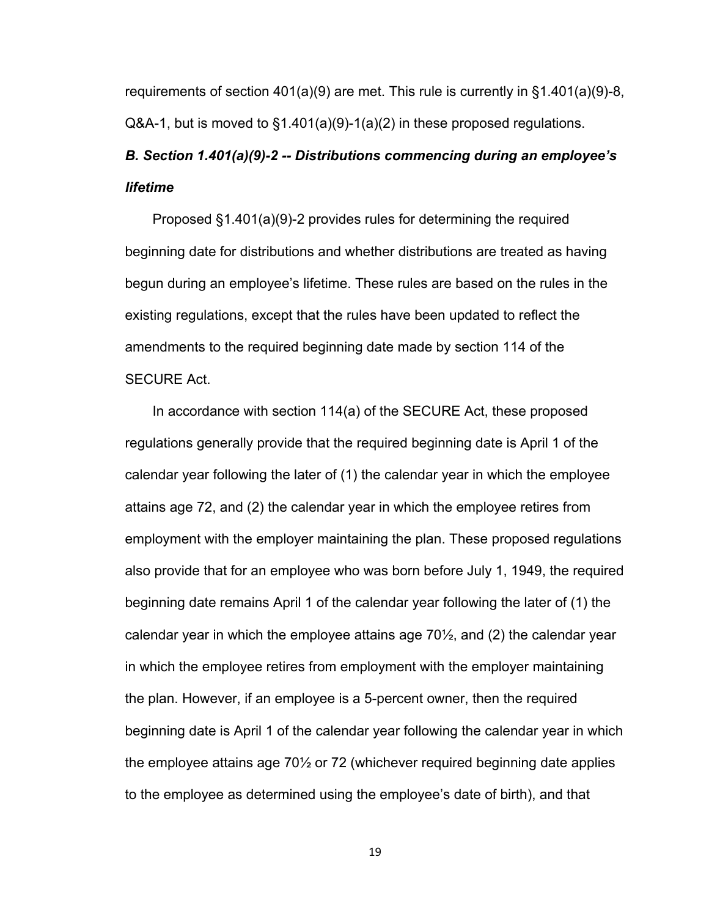requirements of section 401(a)(9) are met. This rule is currently in §1.401(a)(9)-8, Q&A-1, but is moved to §1.401(a)(9)-1(a)(2) in these proposed regulations.

### *B. Section 1.401(a)(9)-2 -- Distributions commencing during an employee's lifetime*

Proposed §1.401(a)(9)-2 provides rules for determining the required beginning date for distributions and whether distributions are treated as having begun during an employee's lifetime. These rules are based on the rules in the existing regulations, except that the rules have been updated to reflect the amendments to the required beginning date made by section 114 of the SECURE Act.

In accordance with section 114(a) of the SECURE Act, these proposed regulations generally provide that the required beginning date is April 1 of the calendar year following the later of (1) the calendar year in which the employee attains age 72, and (2) the calendar year in which the employee retires from employment with the employer maintaining the plan. These proposed regulations also provide that for an employee who was born before July 1, 1949, the required beginning date remains April 1 of the calendar year following the later of (1) the calendar year in which the employee attains age 70½, and (2) the calendar year in which the employee retires from employment with the employer maintaining the plan. However, if an employee is a 5-percent owner, then the required beginning date is April 1 of the calendar year following the calendar year in which the employee attains age 70½ or 72 (whichever required beginning date applies to the employee as determined using the employee's date of birth), and that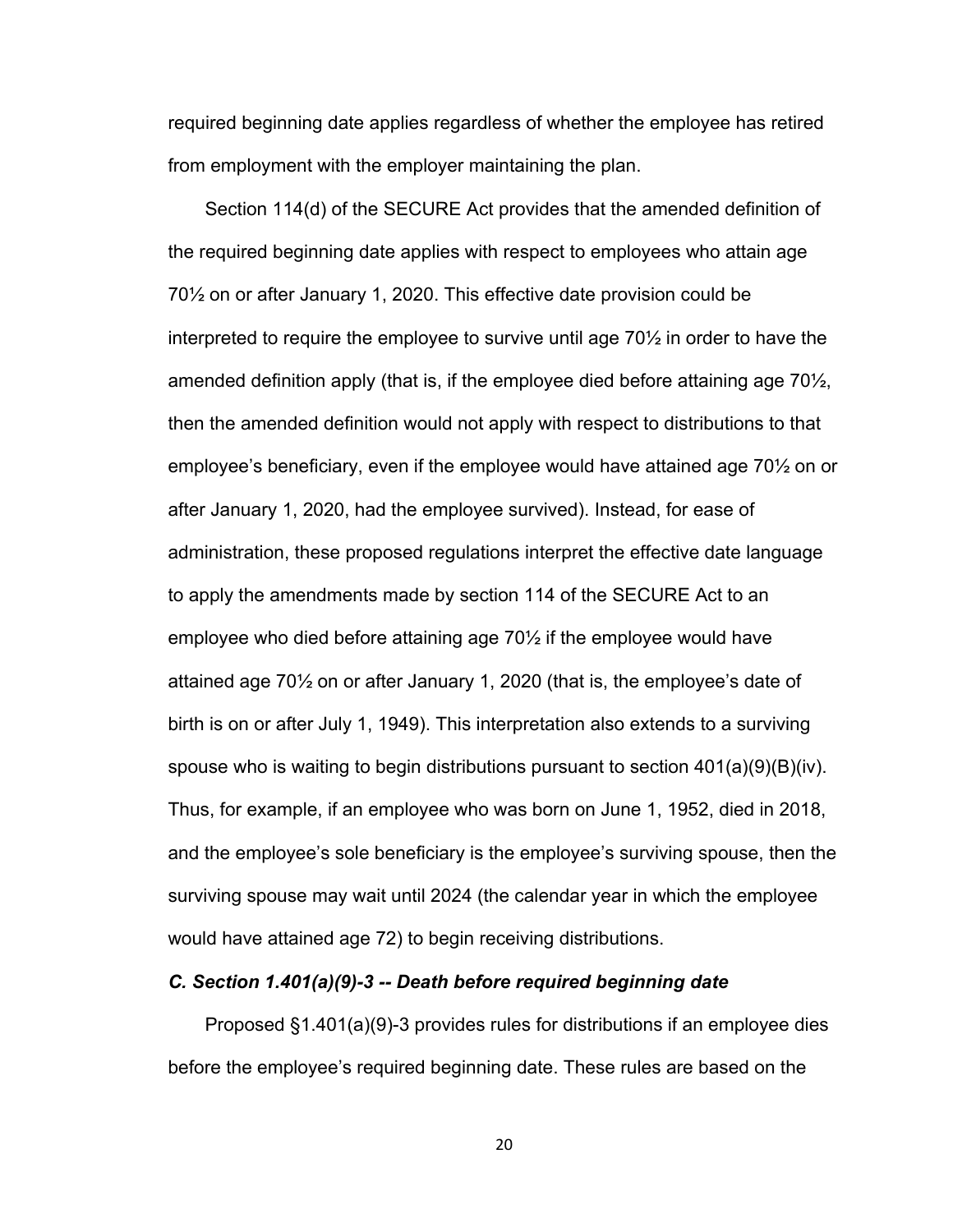required beginning date applies regardless of whether the employee has retired from employment with the employer maintaining the plan.

Section 114(d) of the SECURE Act provides that the amended definition of the required beginning date applies with respect to employees who attain age 70½ on or after January 1, 2020. This effective date provision could be interpreted to require the employee to survive until age 70½ in order to have the amended definition apply (that is, if the employee died before attaining age 70½, then the amended definition would not apply with respect to distributions to that employee's beneficiary, even if the employee would have attained age 70½ on or after January 1, 2020, had the employee survived). Instead, for ease of administration, these proposed regulations interpret the effective date language to apply the amendments made by section 114 of the SECURE Act to an employee who died before attaining age 70½ if the employee would have attained age 70½ on or after January 1, 2020 (that is, the employee's date of birth is on or after July 1, 1949). This interpretation also extends to a surviving spouse who is waiting to begin distributions pursuant to section 401(a)(9)(B)(iv). Thus, for example, if an employee who was born on June 1, 1952, died in 2018, and the employee's sole beneficiary is the employee's surviving spouse, then the surviving spouse may wait until 2024 (the calendar year in which the employee would have attained age 72) to begin receiving distributions.

### *C. Section 1.401(a)(9)-3 -- Death before required beginning date*

Proposed §1.401(a)(9)-3 provides rules for distributions if an employee dies before the employee's required beginning date. These rules are based on the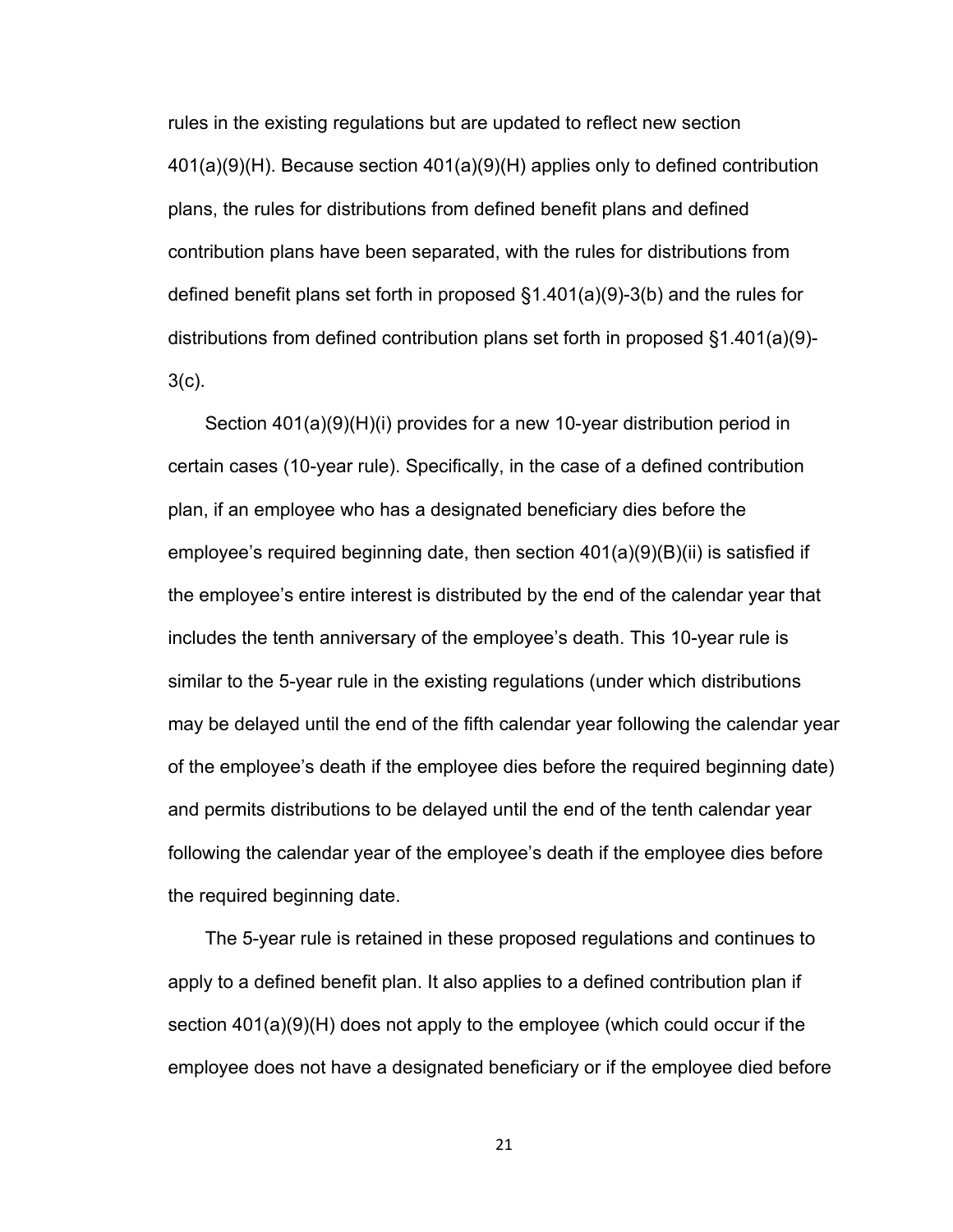rules in the existing regulations but are updated to reflect new section 401(a)(9)(H). Because section 401(a)(9)(H) applies only to defined contribution plans, the rules for distributions from defined benefit plans and defined contribution plans have been separated, with the rules for distributions from defined benefit plans set forth in proposed §1.401(a)(9)-3(b) and the rules for distributions from defined contribution plans set forth in proposed §1.401(a)(9)-3(c).

Section 401(a)(9)(H)(i) provides for a new 10-year distribution period in certain cases (10-year rule). Specifically, in the case of a defined contribution plan, if an employee who has a designated beneficiary dies before the employee's required beginning date, then section 401(a)(9)(B)(ii) is satisfied if the employee's entire interest is distributed by the end of the calendar year that includes the tenth anniversary of the employee's death. This 10-year rule is similar to the 5-year rule in the existing regulations (under which distributions may be delayed until the end of the fifth calendar year following the calendar year of the employee's death if the employee dies before the required beginning date) and permits distributions to be delayed until the end of the tenth calendar year following the calendar year of the employee's death if the employee dies before the required beginning date.

The 5-year rule is retained in these proposed regulations and continues to apply to a defined benefit plan. It also applies to a defined contribution plan if section 401(a)(9)(H) does not apply to the employee (which could occur if the employee does not have a designated beneficiary or if the employee died before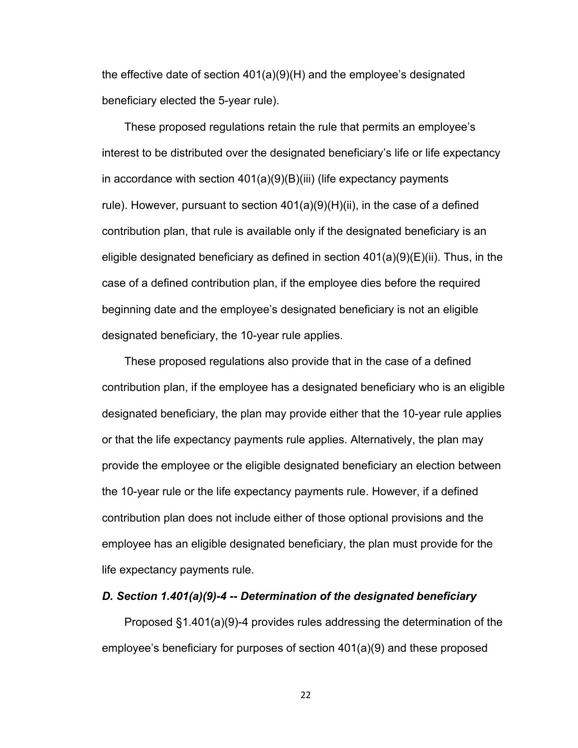the effective date of section 401(a)(9)(H) and the employee's designated beneficiary elected the 5-year rule).

These proposed regulations retain the rule that permits an employee's interest to be distributed over the designated beneficiary's life or life expectancy in accordance with section 401(a)(9)(B)(iii) (life expectancy payments rule). However, pursuant to section 401(a)(9)(H)(ii), in the case of a defined contribution plan, that rule is available only if the designated beneficiary is an eligible designated beneficiary as defined in section 401(a)(9)(E)(ii). Thus, in the case of a defined contribution plan, if the employee dies before the required beginning date and the employee's designated beneficiary is not an eligible designated beneficiary, the 10-year rule applies.

These proposed regulations also provide that in the case of a defined contribution plan, if the employee has a designated beneficiary who is an eligible designated beneficiary, the plan may provide either that the 10-year rule applies or that the life expectancy payments rule applies. Alternatively, the plan may provide the employee or the eligible designated beneficiary an election between the 10-year rule or the life expectancy payments rule. However, if a defined contribution plan does not include either of those optional provisions and the employee has an eligible designated beneficiary, the plan must provide for the life expectancy payments rule.

### *D. Section 1.401(a)(9)-4 -- Determination of the designated beneficiary*

Proposed §1.401(a)(9)-4 provides rules addressing the determination of the employee's beneficiary for purposes of section 401(a)(9) and these proposed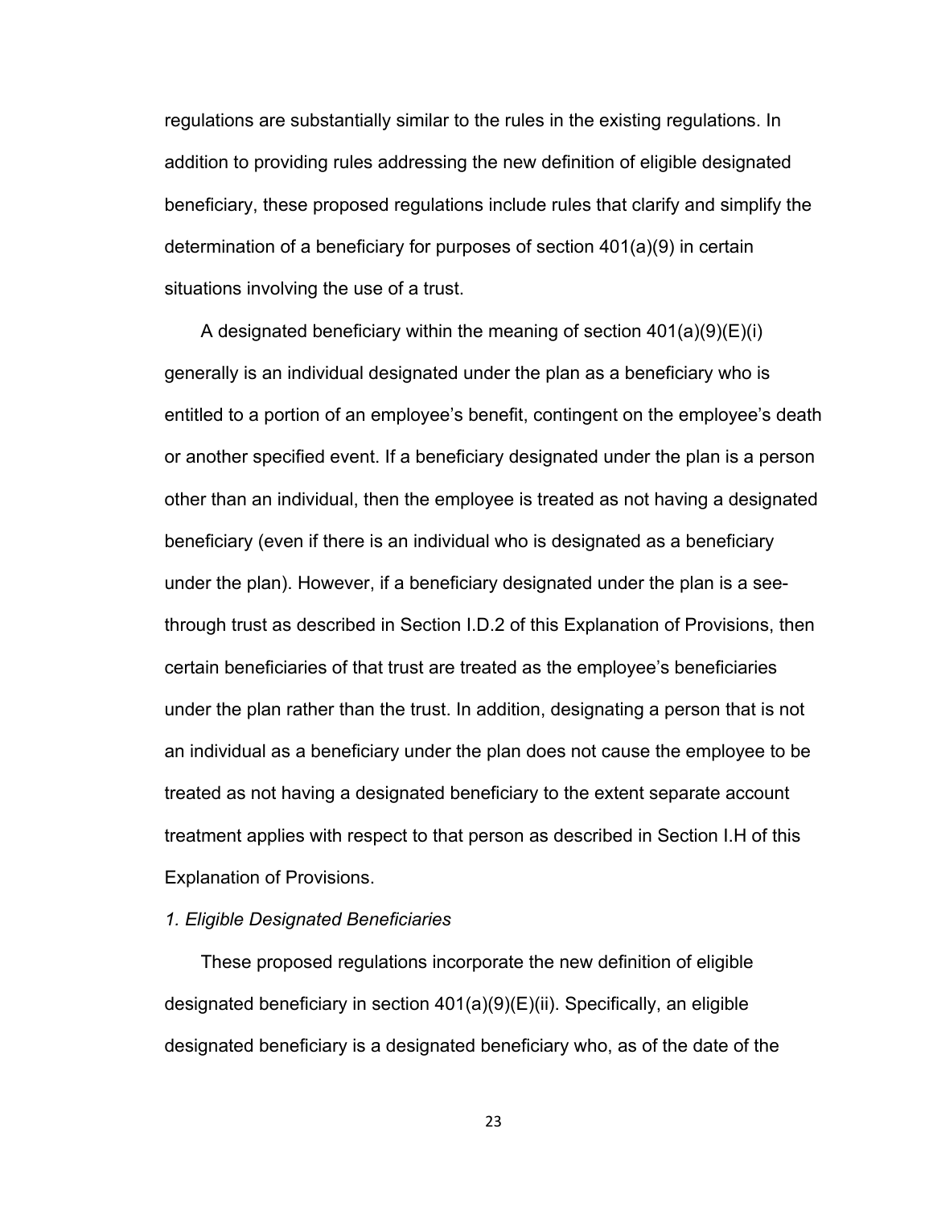regulations are substantially similar to the rules in the existing regulations. In addition to providing rules addressing the new definition of eligible designated beneficiary, these proposed regulations include rules that clarify and simplify the determination of a beneficiary for purposes of section 401(a)(9) in certain situations involving the use of a trust.

A designated beneficiary within the meaning of section 401(a)(9)(E)(i) generally is an individual designated under the plan as a beneficiary who is entitled to a portion of an employee's benefit, contingent on the employee's death or another specified event. If a beneficiary designated under the plan is a person other than an individual, then the employee is treated as not having a designated beneficiary (even if there is an individual who is designated as a beneficiary under the plan). However, if a beneficiary designated under the plan is a see-through trust as described in Section I.D.2 of this Explanation of Provisions, then certain beneficiaries of that trust are treated as the employee's beneficiaries under the plan rather than the trust. In addition, designating a person that is not an individual as a beneficiary under the plan does not cause the employee to be treated as not having a designated beneficiary to the extent separate account treatment applies with respect to that person as described in Section I.H of this Explanation of Provisions.

*1. Eligible Designated Beneficiaries*

These proposed regulations incorporate the new definition of eligible designated beneficiary in section 401(a)(9)(E)(ii). Specifically, an eligible designated beneficiary is a designated beneficiary who, as of the date of the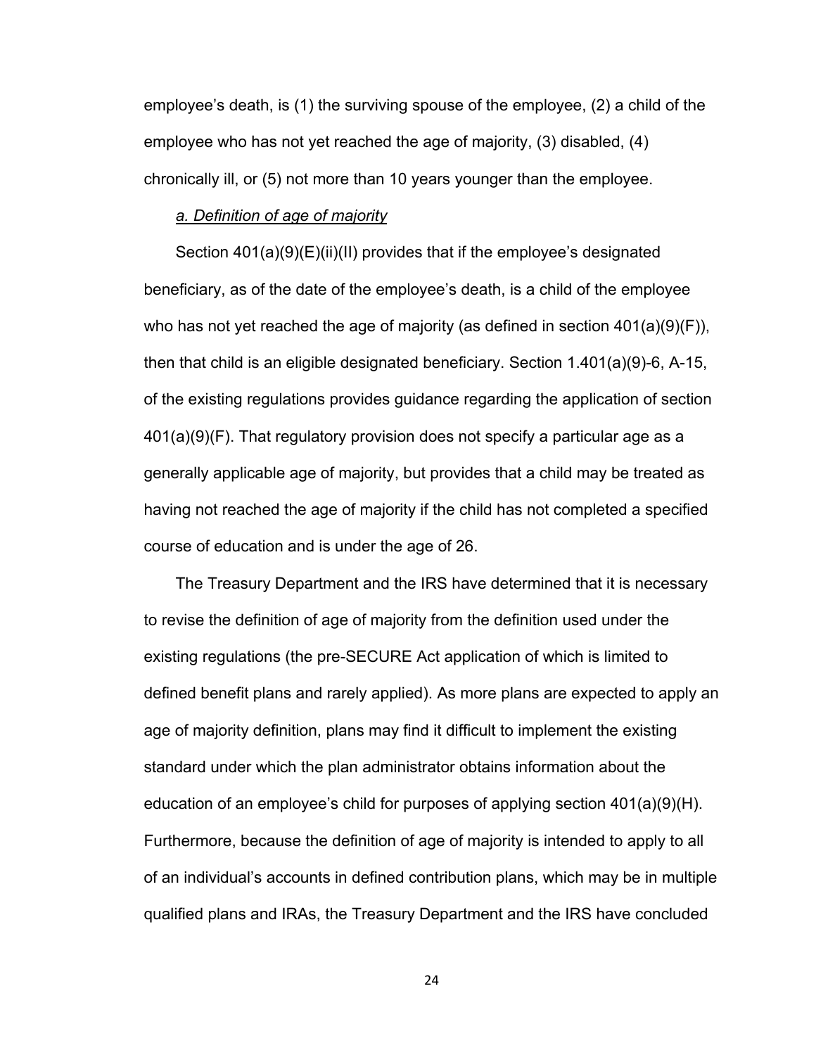employee's death, is (1) the surviving spouse of the employee, (2) a child of the employee who has not yet reached the age of majority, (3) disabled, (4) chronically ill, or (5) not more than 10 years younger than the employee.

*a. Definition of age of majority*

Section 401(a)(9)(E)(ii)(II) provides that if the employee's designated beneficiary, as of the date of the employee's death, is a child of the employee who has not yet reached the age of majority (as defined in section 401(a)(9)(F)), then that child is an eligible designated beneficiary. Section 1.401(a)(9)-6, A-15, of the existing regulations provides guidance regarding the application of section 401(a)(9)(F). That regulatory provision does not specify a particular age as a generally applicable age of majority, but provides that a child may be treated as having not reached the age of majority if the child has not completed a specified course of education and is under the age of 26.

The Treasury Department and the IRS have determined that it is necessary to revise the definition of age of majority from the definition used under the existing regulations (the pre-SECURE Act application of which is limited to defined benefit plans and rarely applied). As more plans are expected to apply an age of majority definition, plans may find it difficult to implement the existing standard under which the plan administrator obtains information about the education of an employee's child for purposes of applying section 401(a)(9)(H). Furthermore, because the definition of age of majority is intended to apply to all of an individual's accounts in defined contribution plans, which may be in multiple qualified plans and IRAs, the Treasury Department and the IRS have concluded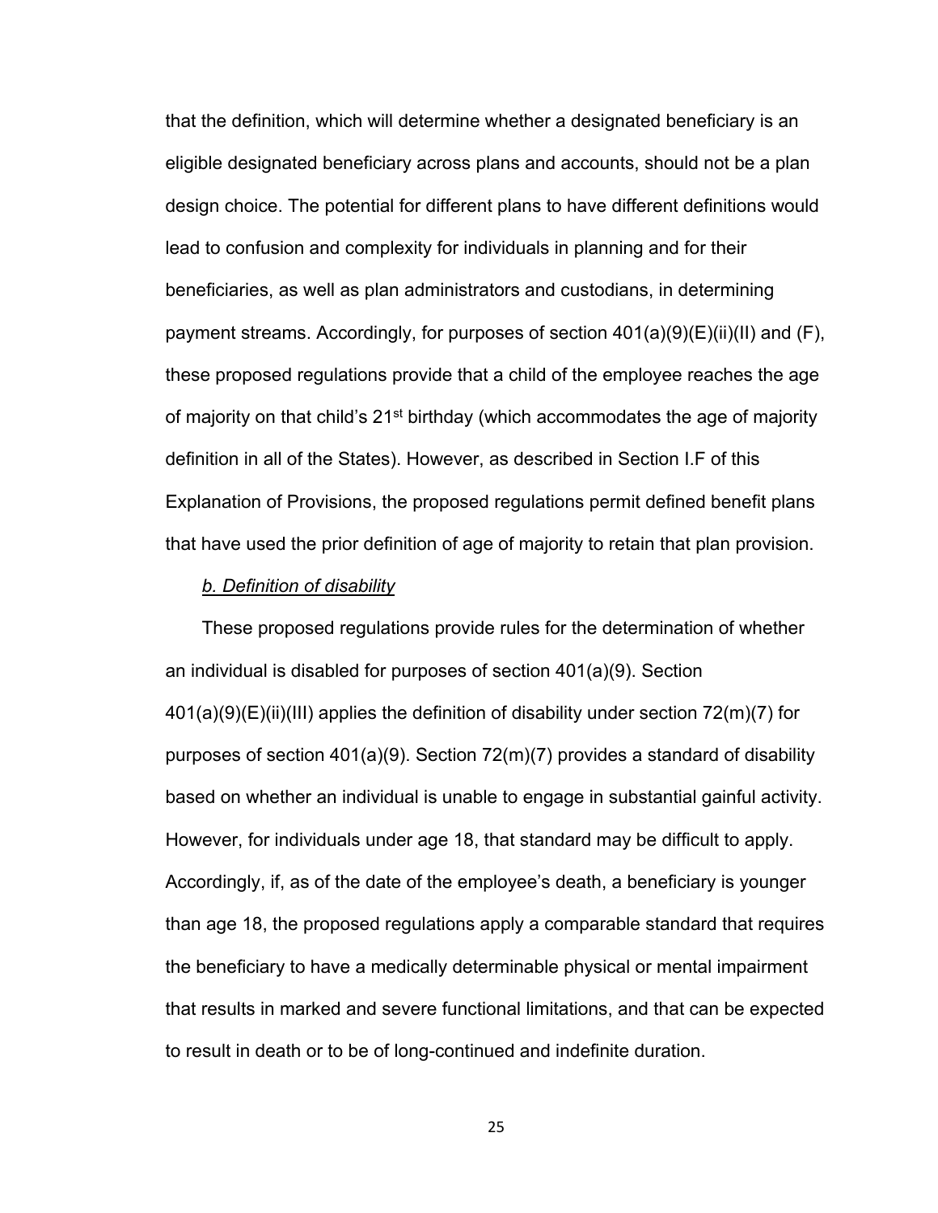that the definition, which will determine whether a designated beneficiary is an eligible designated beneficiary across plans and accounts, should not be a plan design choice. The potential for different plans to have different definitions would lead to confusion and complexity for individuals in planning and for their beneficiaries, as well as plan administrators and custodians, in determining payment streams. Accordingly, for purposes of section 401(a)(9)(E)(ii)(II) and (F), these proposed regulations provide that a child of the employee reaches the age of majority on that child's 21st birthday (which accommodates the age of majority definition in all of the States). However, as described in Section I.F of this Explanation of Provisions, the proposed regulations permit defined benefit plans that have used the prior definition of age of majority to retain that plan provision.

*b. Definition of disability*

These proposed regulations provide rules for the determination of whether an individual is disabled for purposes of section 401(a)(9). Section 401(a)(9)(E)(ii)(III) applies the definition of disability under section 72(m)(7) for purposes of section 401(a)(9). Section 72(m)(7) provides a standard of disability based on whether an individual is unable to engage in substantial gainful activity. However, for individuals under age 18, that standard may be difficult to apply. Accordingly, if, as of the date of the employee's death, a beneficiary is younger than age 18, the proposed regulations apply a comparable standard that requires the beneficiary to have a medically determinable physical or mental impairment that results in marked and severe functional limitations, and that can be expected to result in death or to be of long-continued and indefinite duration.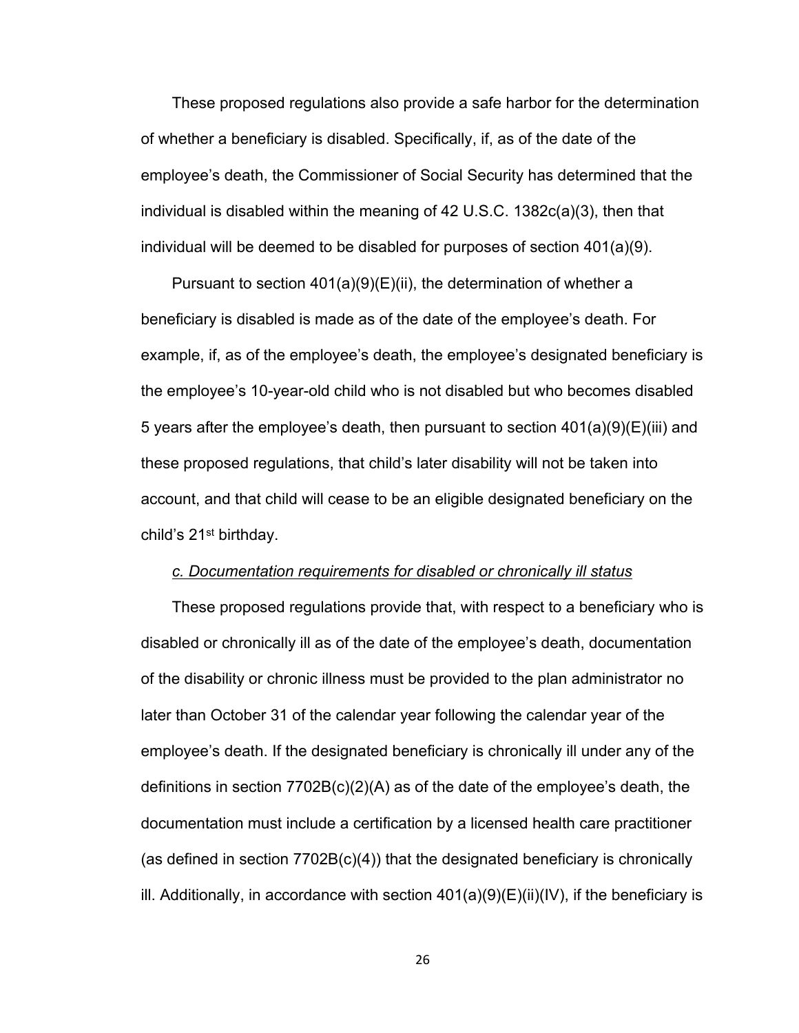These proposed regulations also provide a safe harbor for the determination of whether a beneficiary is disabled. Specifically, if, as of the date of the employee's death, the Commissioner of Social Security has determined that the individual is disabled within the meaning of 42 U.S.C. 1382c(a)(3), then that individual will be deemed to be disabled for purposes of section 401(a)(9).

Pursuant to section 401(a)(9)(E)(ii), the determination of whether a beneficiary is disabled is made as of the date of the employee's death. For example, if, as of the employee's death, the employee's designated beneficiary is the employee's 10-year-old child who is not disabled but who becomes disabled 5 years after the employee's death, then pursuant to section 401(a)(9)(E)(iii) and these proposed regulations, that child's later disability will not be taken into account, and that child will cease to be an eligible designated beneficiary on the child's 21st birthday.

*c. Documentation requirements for disabled or chronically ill status*

These proposed regulations provide that, with respect to a beneficiary who is disabled or chronically ill as of the date of the employee's death, documentation of the disability or chronic illness must be provided to the plan administrator no later than October 31 of the calendar year following the calendar year of the employee's death. If the designated beneficiary is chronically ill under any of the definitions in section 7702B(c)(2)(A) as of the date of the employee's death, the documentation must include a certification by a licensed health care practitioner (as defined in section 7702B(c)(4)) that the designated beneficiary is chronically ill. Additionally, in accordance with section 401(a)(9)(E)(ii)(IV), if the beneficiary is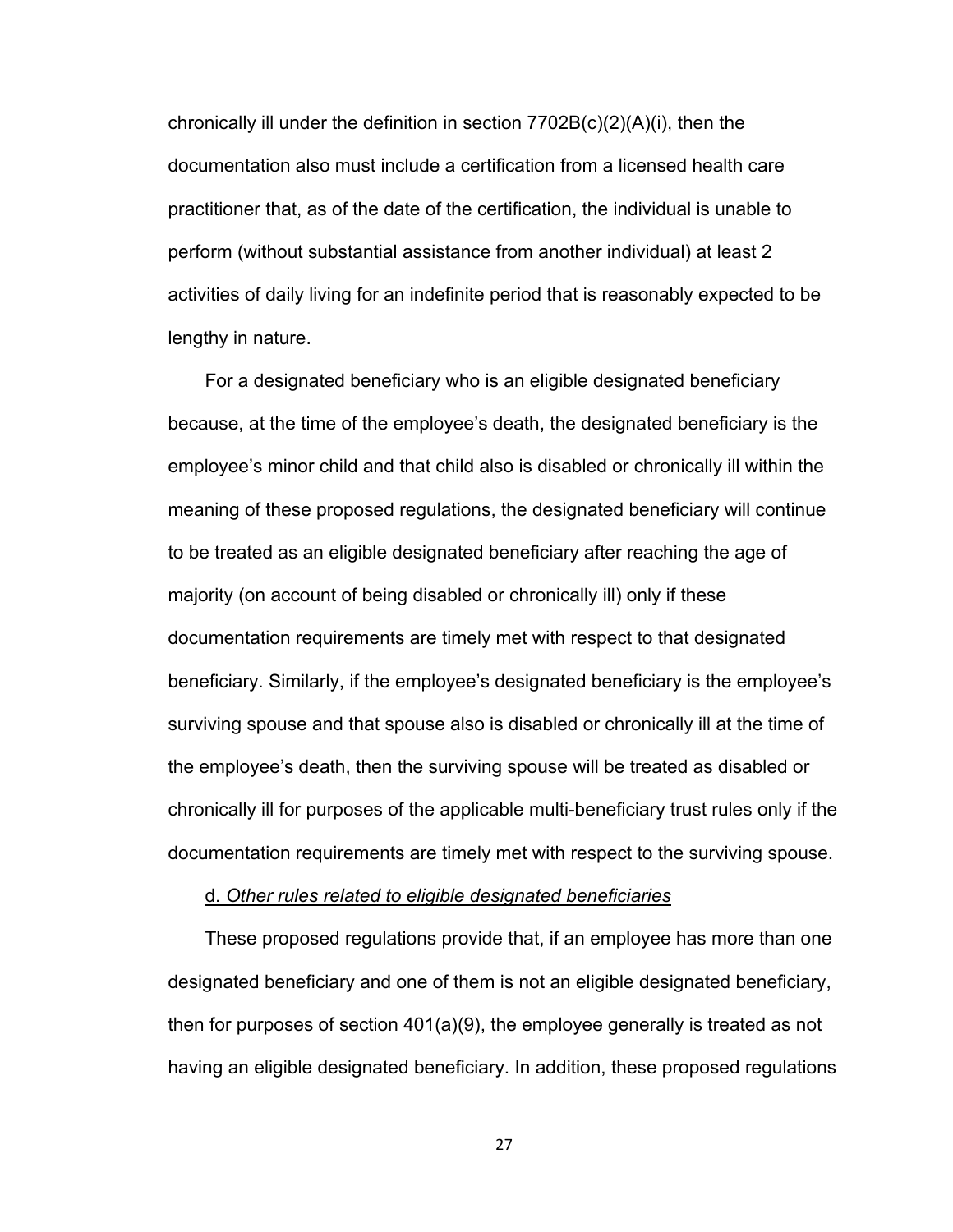chronically ill under the definition in section 7702B(c)(2)(A)(i), then the documentation also must include a certification from a licensed health care practitioner that, as of the date of the certification, the individual is unable to perform (without substantial assistance from another individual) at least 2 activities of daily living for an indefinite period that is reasonably expected to be lengthy in nature.

For a designated beneficiary who is an eligible designated beneficiary because, at the time of the employee's death, the designated beneficiary is the employee's minor child and that child also is disabled or chronically ill within the meaning of these proposed regulations, the designated beneficiary will continue to be treated as an eligible designated beneficiary after reaching the age of majority (on account of being disabled or chronically ill) only if these documentation requirements are timely met with respect to that designated beneficiary. Similarly, if the employee's designated beneficiary is the employee's surviving spouse and that spouse also is disabled or chronically ill at the time of the employee's death, then the surviving spouse will be treated as disabled or chronically ill for purposes of the applicable multi-beneficiary trust rules only if the documentation requirements are timely met with respect to the surviving spouse.

d. *Other rules related to eligible designated beneficiaries*

These proposed regulations provide that, if an employee has more than one designated beneficiary and one of them is not an eligible designated beneficiary, then for purposes of section 401(a)(9), the employee generally is treated as not having an eligible designated beneficiary. In addition, these proposed regulations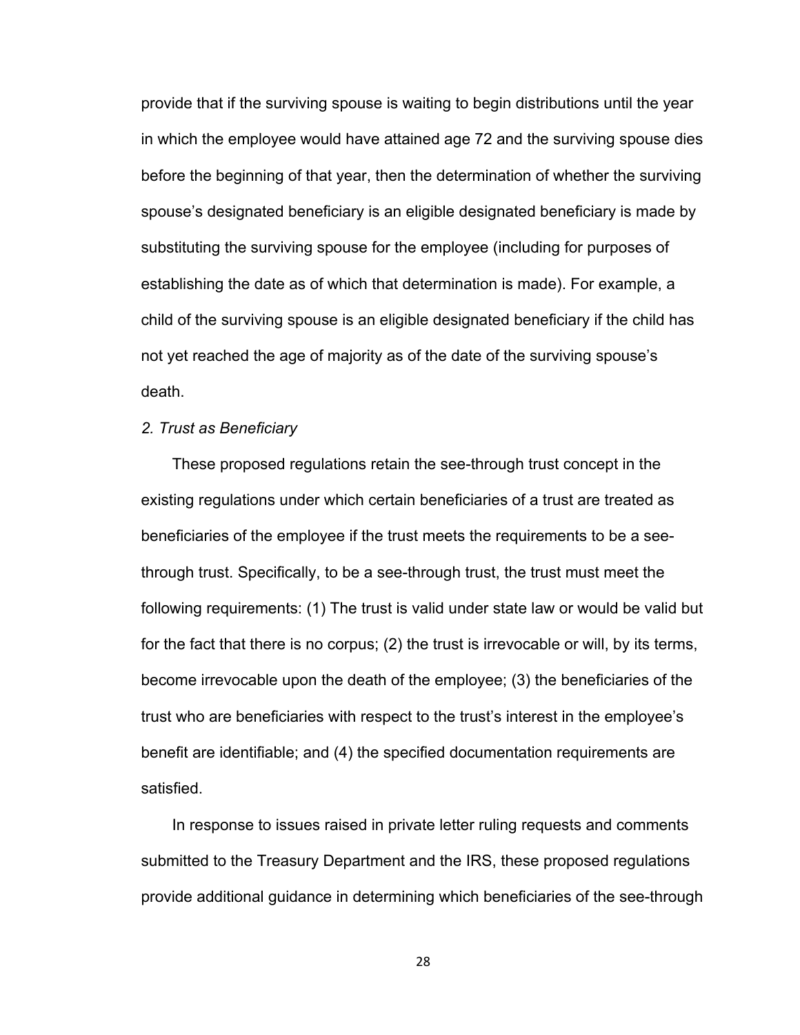provide that if the surviving spouse is waiting to begin distributions until the year in which the employee would have attained age 72 and the surviving spouse dies before the beginning of that year, then the determination of whether the surviving spouse's designated beneficiary is an eligible designated beneficiary is made by substituting the surviving spouse for the employee (including for purposes of establishing the date as of which that determination is made). For example, a child of the surviving spouse is an eligible designated beneficiary if the child has not yet reached the age of majority as of the date of the surviving spouse's death.

*2. Trust as Beneficiary*

These proposed regulations retain the see-through trust concept in the existing regulations under which certain beneficiaries of a trust are treated as beneficiaries of the employee if the trust meets the requirements to be a see-through trust. Specifically, to be a see-through trust, the trust must meet the following requirements: (1) The trust is valid under state law or would be valid but for the fact that there is no corpus; (2) the trust is irrevocable or will, by its terms, become irrevocable upon the death of the employee; (3) the beneficiaries of the trust who are beneficiaries with respect to the trust's interest in the employee's benefit are identifiable; and (4) the specified documentation requirements are satisfied.

In response to issues raised in private letter ruling requests and comments submitted to the Treasury Department and the IRS, these proposed regulations provide additional guidance in determining which beneficiaries of the see-through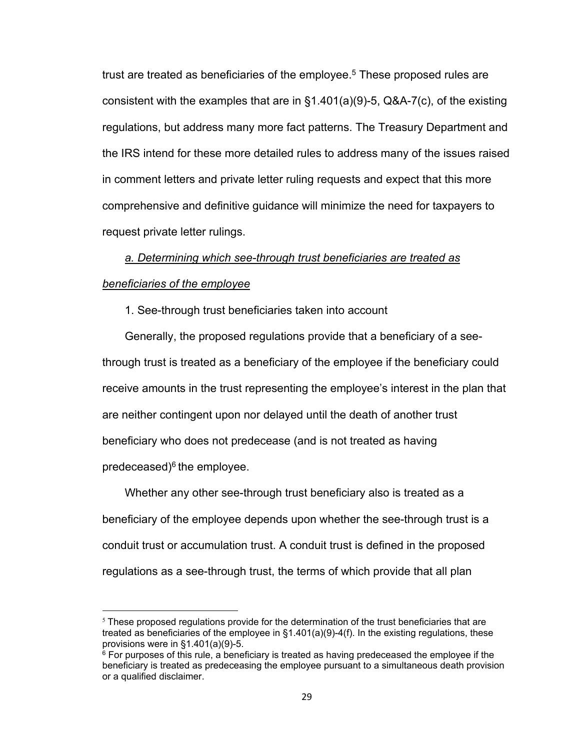trust are treated as beneficiaries of the employee.[5] These proposed rules are consistent with the examples that are in §1.401(a)(9)-5, Q&A-7(c), of the existing regulations, but address many more fact patterns. The Treasury Department and the IRS intend for these more detailed rules to address many of the issues raised in comment letters and private letter ruling requests and expect that this more comprehensive and definitive guidance will minimize the need for taxpayers to request private letter rulings.

*a. Determining which see-through trust beneficiaries are treated as beneficiaries of the employee*

1. See-through trust beneficiaries taken into account

Generally, the proposed regulations provide that a beneficiary of a see-through trust is treated as a beneficiary of the employee if the beneficiary could receive amounts in the trust representing the employee's interest in the plan that are neither contingent upon nor delayed until the death of another trust beneficiary who does not predecease (and is not treated as having predeceased)[6] the employee.

Whether any other see-through trust beneficiary also is treated as a beneficiary of the employee depends upon whether the see-through trust is a conduit trust or accumulation trust. A conduit trust is defined in the proposed regulations as a see-through trust, the terms of which provide that all plan

[5] These proposed regulations provide for the determination of the trust beneficiaries that are treated as beneficiaries of the employee in §1.401(a)(9)-4(f). In the existing regulations, these provisions were in §1.401(a)(9)-5.

[6] For purposes of this rule, a beneficiary is treated as having predeceased the employee if the beneficiary is treated as predeceasing the employee pursuant to a simultaneous death provision or a qualified disclaimer.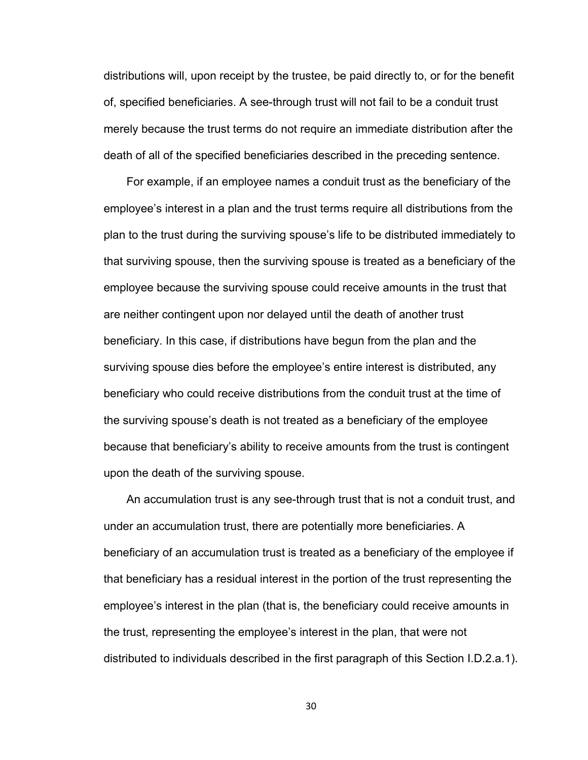distributions will, upon receipt by the trustee, be paid directly to, or for the benefit of, specified beneficiaries. A see-through trust will not fail to be a conduit trust merely because the trust terms do not require an immediate distribution after the death of all of the specified beneficiaries described in the preceding sentence.

For example, if an employee names a conduit trust as the beneficiary of the employee's interest in a plan and the trust terms require all distributions from the plan to the trust during the surviving spouse's life to be distributed immediately to that surviving spouse, then the surviving spouse is treated as a beneficiary of the employee because the surviving spouse could receive amounts in the trust that are neither contingent upon nor delayed until the death of another trust beneficiary. In this case, if distributions have begun from the plan and the surviving spouse dies before the employee's entire interest is distributed, any beneficiary who could receive distributions from the conduit trust at the time of the surviving spouse's death is not treated as a beneficiary of the employee because that beneficiary's ability to receive amounts from the trust is contingent upon the death of the surviving spouse.

An accumulation trust is any see-through trust that is not a conduit trust, and under an accumulation trust, there are potentially more beneficiaries. A beneficiary of an accumulation trust is treated as a beneficiary of the employee if that beneficiary has a residual interest in the portion of the trust representing the employee's interest in the plan (that is, the beneficiary could receive amounts in the trust, representing the employee's interest in the plan, that were not distributed to individuals described in the first paragraph of this Section I.D.2.a.1).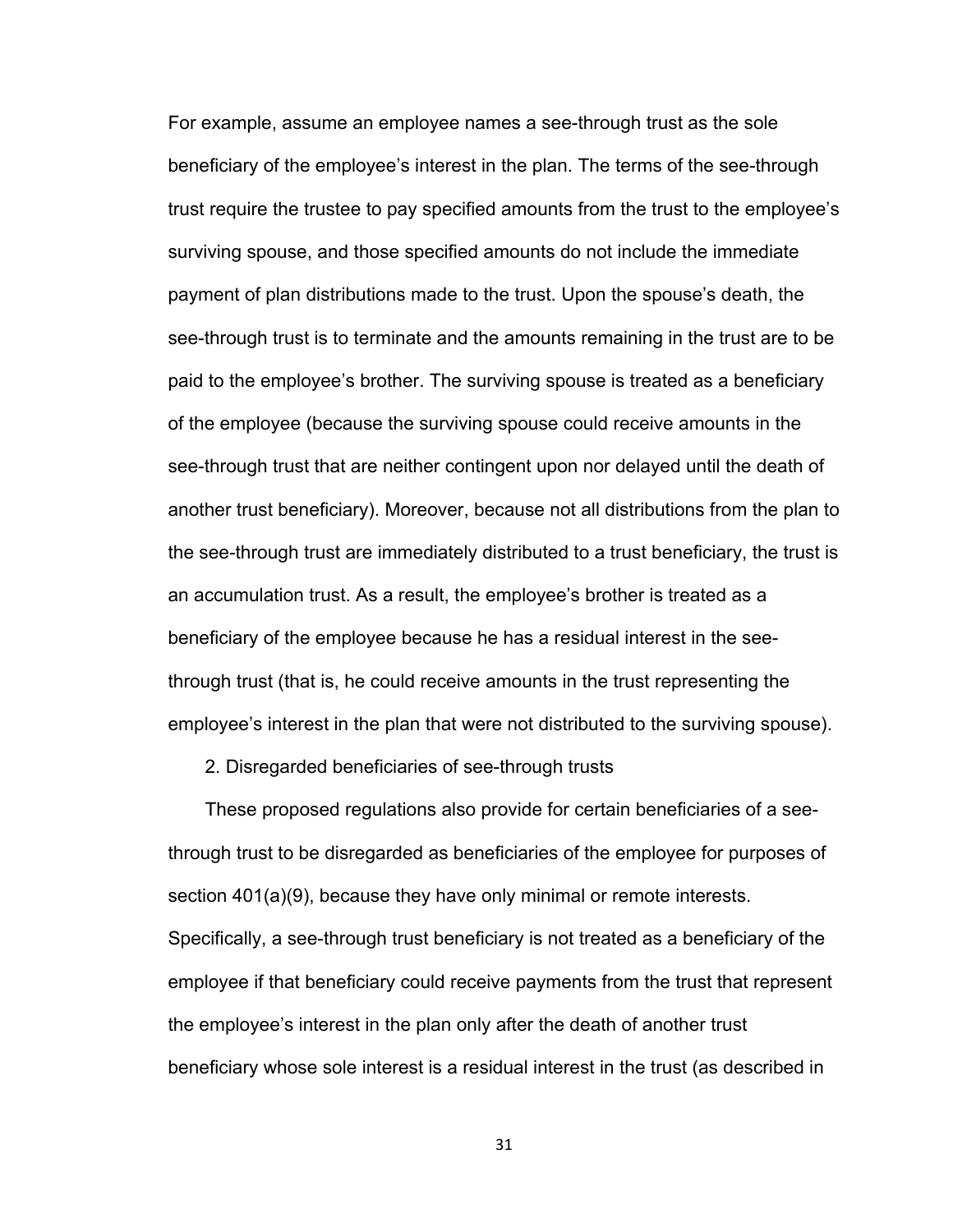For example, assume an employee names a see-through trust as the sole beneficiary of the employee's interest in the plan. The terms of the see-through trust require the trustee to pay specified amounts from the trust to the employee's surviving spouse, and those specified amounts do not include the immediate payment of plan distributions made to the trust. Upon the spouse's death, the see-through trust is to terminate and the amounts remaining in the trust are to be paid to the employee's brother. The surviving spouse is treated as a beneficiary of the employee (because the surviving spouse could receive amounts in the see-through trust that are neither contingent upon nor delayed until the death of another trust beneficiary). Moreover, because not all distributions from the plan to the see-through trust are immediately distributed to a trust beneficiary, the trust is an accumulation trust. As a result, the employee's brother is treated as a beneficiary of the employee because he has a residual interest in the see-through trust (that is, he could receive amounts in the trust representing the employee's interest in the plan that were not distributed to the surviving spouse).

2. Disregarded beneficiaries of see-through trusts

These proposed regulations also provide for certain beneficiaries of a see-through trust to be disregarded as beneficiaries of the employee for purposes of section 401(a)(9), because they have only minimal or remote interests. Specifically, a see-through trust beneficiary is not treated as a beneficiary of the employee if that beneficiary could receive payments from the trust that represent the employee's interest in the plan only after the death of another trust beneficiary whose sole interest is a residual interest in the trust (as described in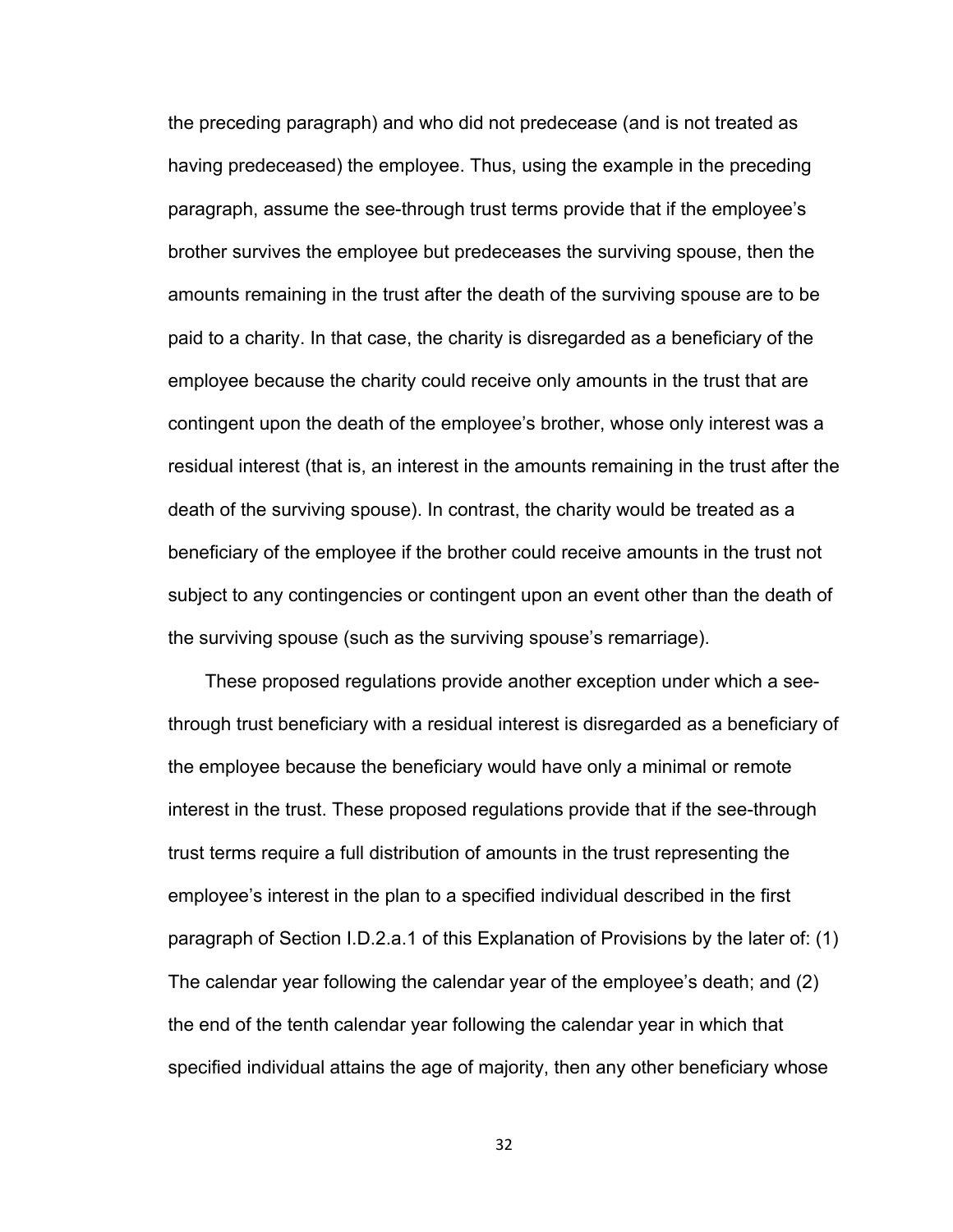the preceding paragraph) and who did not predecease (and is not treated as having predeceased) the employee. Thus, using the example in the preceding paragraph, assume the see-through trust terms provide that if the employee's brother survives the employee but predeceases the surviving spouse, then the amounts remaining in the trust after the death of the surviving spouse are to be paid to a charity. In that case, the charity is disregarded as a beneficiary of the employee because the charity could receive only amounts in the trust that are contingent upon the death of the employee's brother, whose only interest was a residual interest (that is, an interest in the amounts remaining in the trust after the death of the surviving spouse). In contrast, the charity would be treated as a beneficiary of the employee if the brother could receive amounts in the trust not subject to any contingencies or contingent upon an event other than the death of the surviving spouse (such as the surviving spouse's remarriage).

These proposed regulations provide another exception under which a see-through trust beneficiary with a residual interest is disregarded as a beneficiary of the employee because the beneficiary would have only a minimal or remote interest in the trust. These proposed regulations provide that if the see-through trust terms require a full distribution of amounts in the trust representing the employee's interest in the plan to a specified individual described in the first paragraph of Section I.D.2.a.1 of this Explanation of Provisions by the later of: (1) The calendar year following the calendar year of the employee's death; and (2) the end of the tenth calendar year following the calendar year in which that specified individual attains the age of majority, then any other beneficiary whose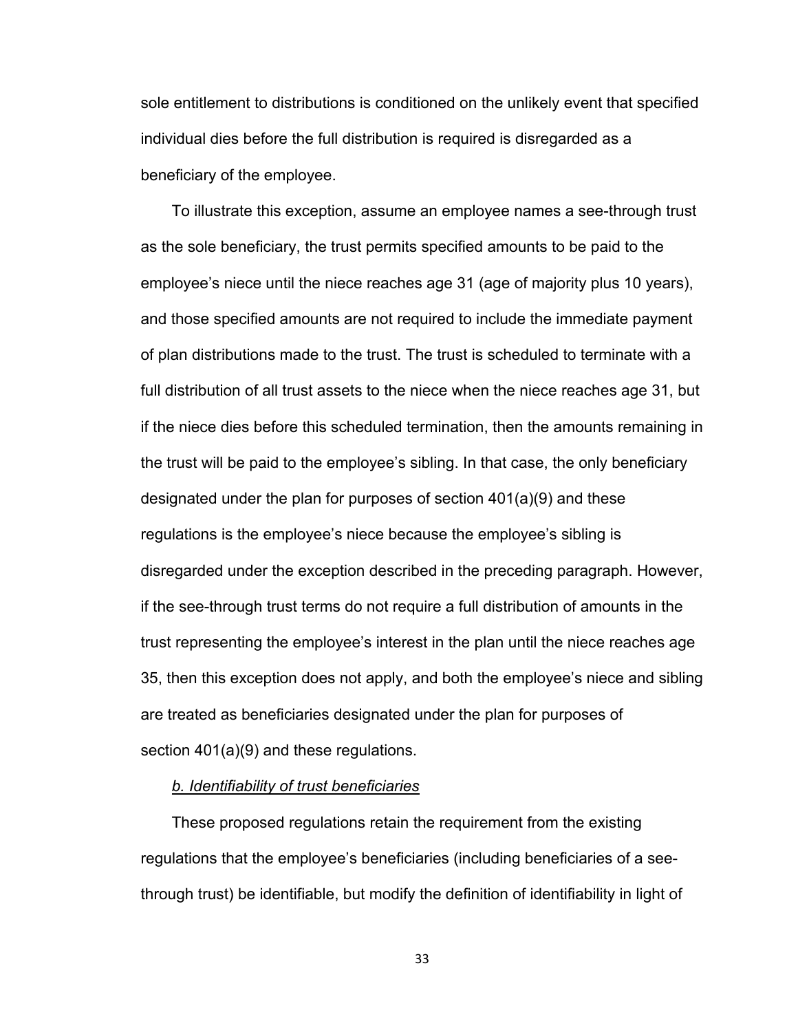sole entitlement to distributions is conditioned on the unlikely event that specified individual dies before the full distribution is required is disregarded as a beneficiary of the employee.

To illustrate this exception, assume an employee names a see-through trust as the sole beneficiary, the trust permits specified amounts to be paid to the employee's niece until the niece reaches age 31 (age of majority plus 10 years), and those specified amounts are not required to include the immediate payment of plan distributions made to the trust. The trust is scheduled to terminate with a full distribution of all trust assets to the niece when the niece reaches age 31, but if the niece dies before this scheduled termination, then the amounts remaining in the trust will be paid to the employee's sibling. In that case, the only beneficiary designated under the plan for purposes of section 401(a)(9) and these regulations is the employee's niece because the employee's sibling is disregarded under the exception described in the preceding paragraph. However, if the see-through trust terms do not require a full distribution of amounts in the trust representing the employee's interest in the plan until the niece reaches age 35, then this exception does not apply, and both the employee's niece and sibling are treated as beneficiaries designated under the plan for purposes of section 401(a)(9) and these regulations.

*b. Identifiability of trust beneficiaries*

These proposed regulations retain the requirement from the existing regulations that the employee's beneficiaries (including beneficiaries of a see-through trust) be identifiable, but modify the definition of identifiability in light of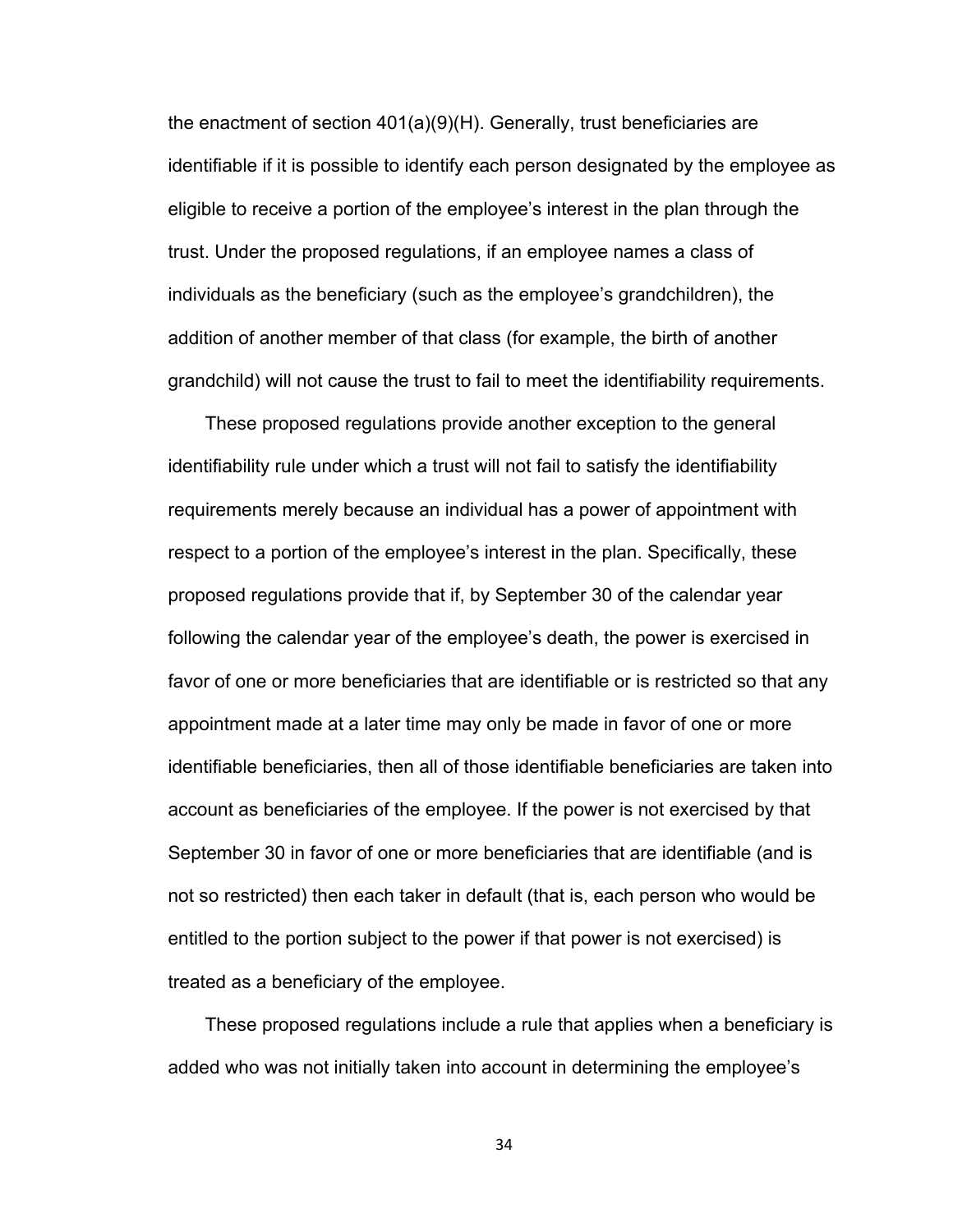the enactment of section 401(a)(9)(H). Generally, trust beneficiaries are identifiable if it is possible to identify each person designated by the employee as eligible to receive a portion of the employee's interest in the plan through the trust. Under the proposed regulations, if an employee names a class of individuals as the beneficiary (such as the employee's grandchildren), the addition of another member of that class (for example, the birth of another grandchild) will not cause the trust to fail to meet the identifiability requirements.

These proposed regulations provide another exception to the general identifiability rule under which a trust will not fail to satisfy the identifiability requirements merely because an individual has a power of appointment with respect to a portion of the employee's interest in the plan. Specifically, these proposed regulations provide that if, by September 30 of the calendar year following the calendar year of the employee's death, the power is exercised in favor of one or more beneficiaries that are identifiable or is restricted so that any appointment made at a later time may only be made in favor of one or more identifiable beneficiaries, then all of those identifiable beneficiaries are taken into account as beneficiaries of the employee. If the power is not exercised by that September 30 in favor of one or more beneficiaries that are identifiable (and is not so restricted) then each taker in default (that is, each person who would be entitled to the portion subject to the power if that power is not exercised) is treated as a beneficiary of the employee.

These proposed regulations include a rule that applies when a beneficiary is added who was not initially taken into account in determining the employee's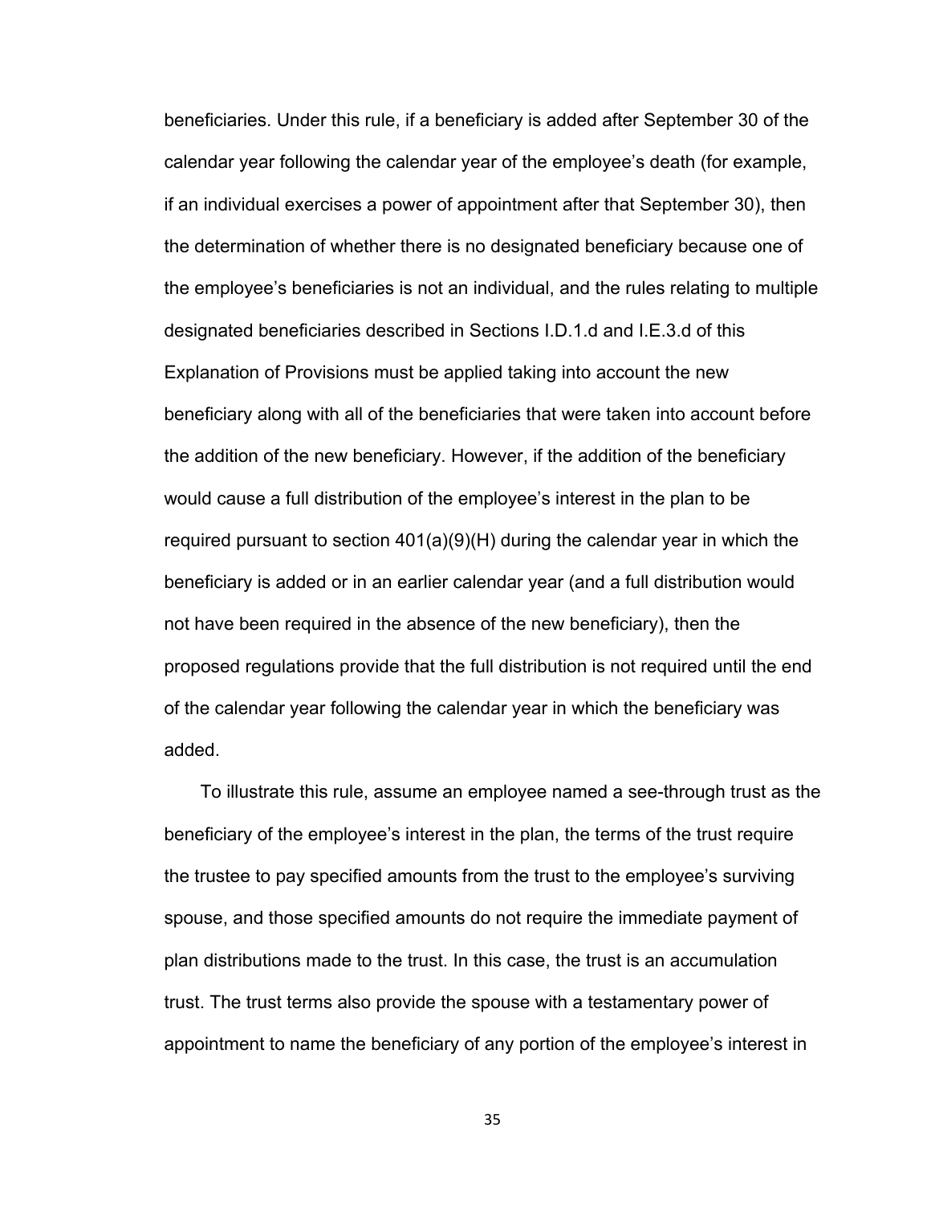beneficiaries. Under this rule, if a beneficiary is added after September 30 of the calendar year following the calendar year of the employee's death (for example, if an individual exercises a power of appointment after that September 30), then the determination of whether there is no designated beneficiary because one of the employee's beneficiaries is not an individual, and the rules relating to multiple designated beneficiaries described in Sections I.D.1.d and I.E.3.d of this Explanation of Provisions must be applied taking into account the new beneficiary along with all of the beneficiaries that were taken into account before the addition of the new beneficiary. However, if the addition of the beneficiary would cause a full distribution of the employee's interest in the plan to be required pursuant to section 401(a)(9)(H) during the calendar year in which the beneficiary is added or in an earlier calendar year (and a full distribution would not have been required in the absence of the new beneficiary), then the proposed regulations provide that the full distribution is not required until the end of the calendar year following the calendar year in which the beneficiary was added.

To illustrate this rule, assume an employee named a see-through trust as the beneficiary of the employee's interest in the plan, the terms of the trust require the trustee to pay specified amounts from the trust to the employee's surviving spouse, and those specified amounts do not require the immediate payment of plan distributions made to the trust. In this case, the trust is an accumulation trust. The trust terms also provide the spouse with a testamentary power of appointment to name the beneficiary of any portion of the employee's interest in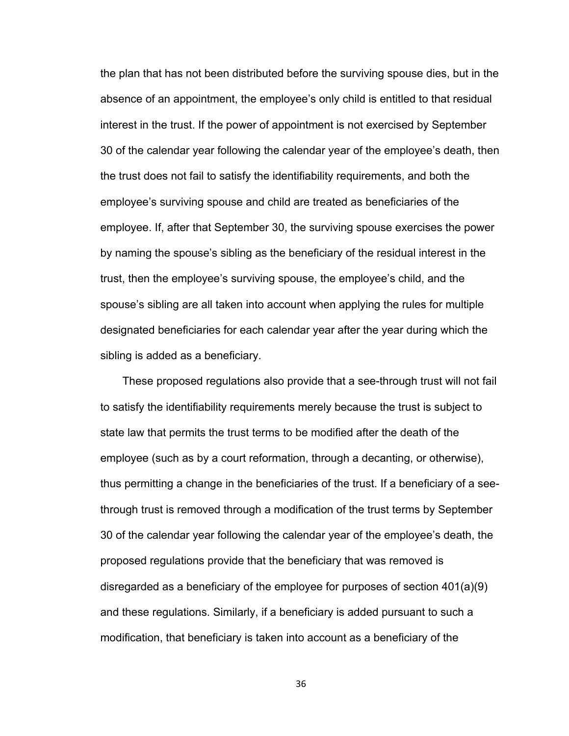the plan that has not been distributed before the surviving spouse dies, but in the absence of an appointment, the employee's only child is entitled to that residual interest in the trust. If the power of appointment is not exercised by September 30 of the calendar year following the calendar year of the employee's death, then the trust does not fail to satisfy the identifiability requirements, and both the employee's surviving spouse and child are treated as beneficiaries of the employee. If, after that September 30, the surviving spouse exercises the power by naming the spouse's sibling as the beneficiary of the residual interest in the trust, then the employee's surviving spouse, the employee's child, and the spouse's sibling are all taken into account when applying the rules for multiple designated beneficiaries for each calendar year after the year during which the sibling is added as a beneficiary.

These proposed regulations also provide that a see-through trust will not fail to satisfy the identifiability requirements merely because the trust is subject to state law that permits the trust terms to be modified after the death of the employee (such as by a court reformation, through a decanting, or otherwise), thus permitting a change in the beneficiaries of the trust. If a beneficiary of a see-through trust is removed through a modification of the trust terms by September 30 of the calendar year following the calendar year of the employee's death, the proposed regulations provide that the beneficiary that was removed is disregarded as a beneficiary of the employee for purposes of section 401(a)(9) and these regulations. Similarly, if a beneficiary is added pursuant to such a modification, that beneficiary is taken into account as a beneficiary of the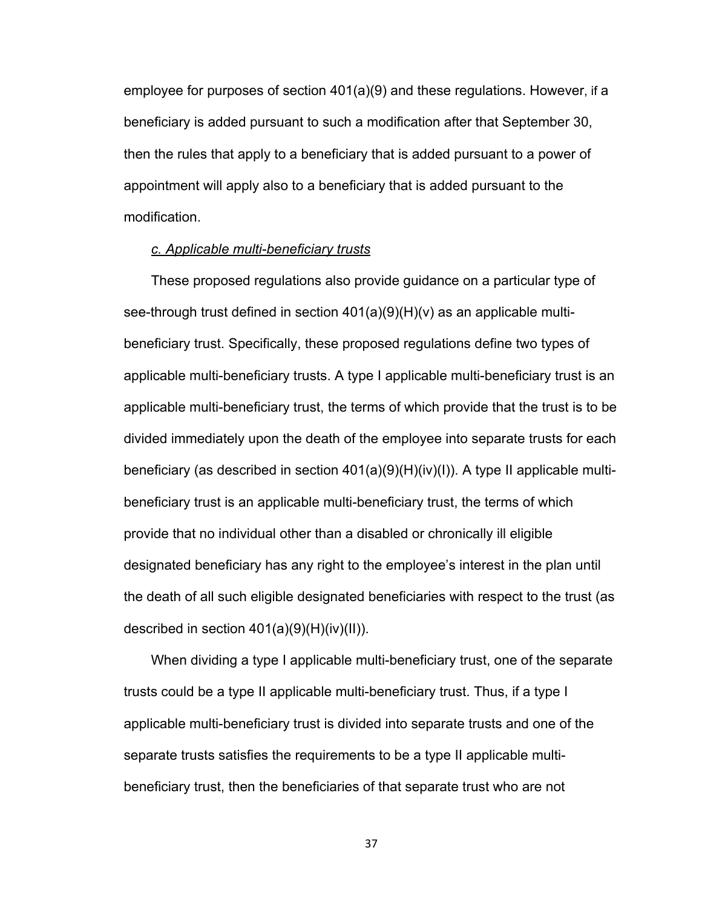employee for purposes of section 401(a)(9) and these regulations. However, if a beneficiary is added pursuant to such a modification after that September 30, then the rules that apply to a beneficiary that is added pursuant to a power of appointment will apply also to a beneficiary that is added pursuant to the modification.

*c. Applicable multi-beneficiary trusts*

These proposed regulations also provide guidance on a particular type of see-through trust defined in section 401(a)(9)(H)(v) as an applicable multi-beneficiary trust. Specifically, these proposed regulations define two types of applicable multi-beneficiary trusts. A type I applicable multi-beneficiary trust is an applicable multi-beneficiary trust, the terms of which provide that the trust is to be divided immediately upon the death of the employee into separate trusts for each beneficiary (as described in section 401(a)(9)(H)(iv)(I)). A type II applicable multi-beneficiary trust is an applicable multi-beneficiary trust, the terms of which provide that no individual other than a disabled or chronically ill eligible designated beneficiary has any right to the employee's interest in the plan until the death of all such eligible designated beneficiaries with respect to the trust (as described in section 401(a)(9)(H)(iv)(II)).

When dividing a type I applicable multi-beneficiary trust, one of the separate trusts could be a type II applicable multi-beneficiary trust. Thus, if a type I applicable multi-beneficiary trust is divided into separate trusts and one of the separate trusts satisfies the requirements to be a type II applicable multi-beneficiary trust, then the beneficiaries of that separate trust who are not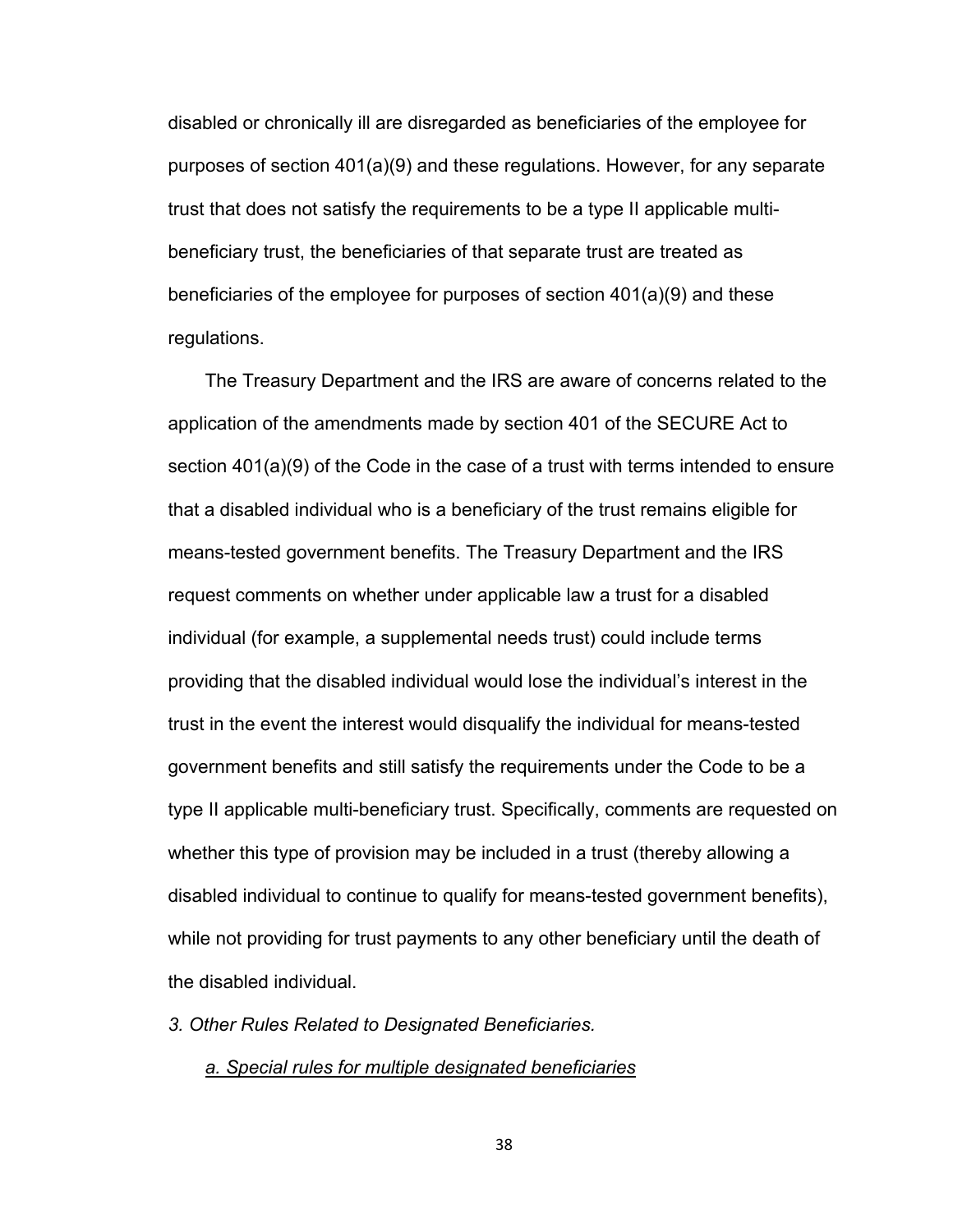disabled or chronically ill are disregarded as beneficiaries of the employee for purposes of section 401(a)(9) and these regulations. However, for any separate trust that does not satisfy the requirements to be a type II applicable multi-beneficiary trust, the beneficiaries of that separate trust are treated as beneficiaries of the employee for purposes of section 401(a)(9) and these regulations.

The Treasury Department and the IRS are aware of concerns related to the application of the amendments made by section 401 of the SECURE Act to section 401(a)(9) of the Code in the case of a trust with terms intended to ensure that a disabled individual who is a beneficiary of the trust remains eligible for means-tested government benefits. The Treasury Department and the IRS request comments on whether under applicable law a trust for a disabled individual (for example, a supplemental needs trust) could include terms providing that the disabled individual would lose the individual's interest in the trust in the event the interest would disqualify the individual for means-tested government benefits and still satisfy the requirements under the Code to be a type II applicable multi-beneficiary trust. Specifically, comments are requested on whether this type of provision may be included in a trust (thereby allowing a disabled individual to continue to qualify for means-tested government benefits), while not providing for trust payments to any other beneficiary until the death of the disabled individual.

*3. Other Rules Related to Designated Beneficiaries.*

*a. Special rules for multiple designated beneficiaries*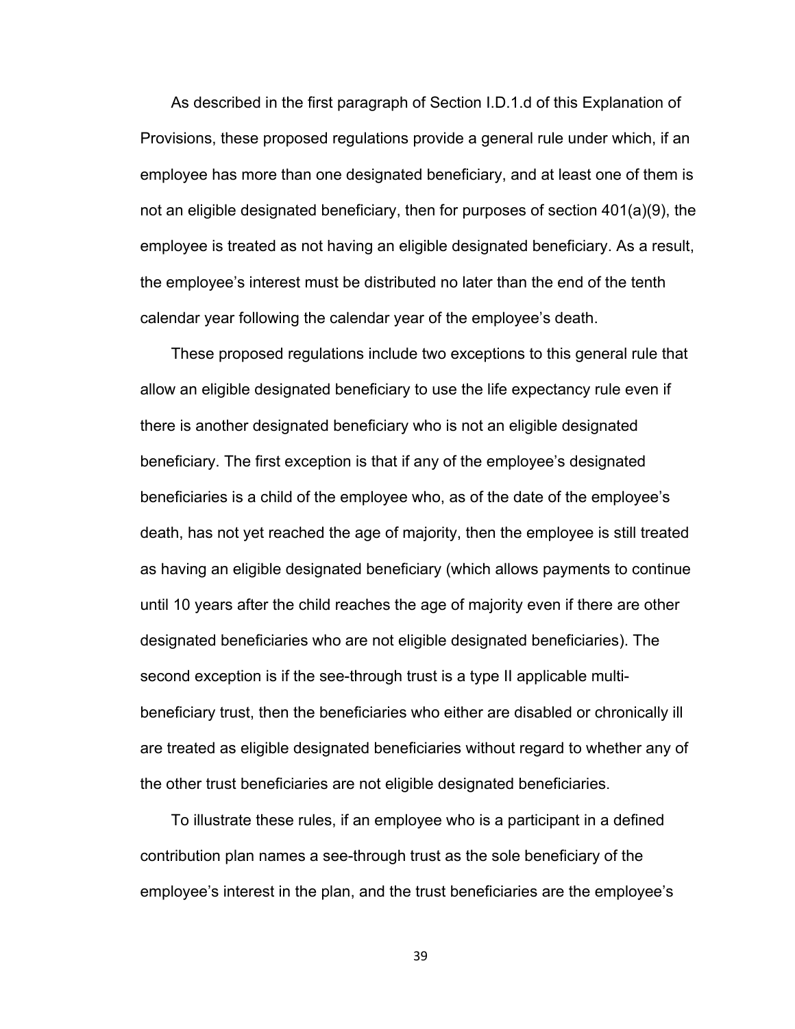As described in the first paragraph of Section I.D.1.d of this Explanation of Provisions, these proposed regulations provide a general rule under which, if an employee has more than one designated beneficiary, and at least one of them is not an eligible designated beneficiary, then for purposes of section 401(a)(9), the employee is treated as not having an eligible designated beneficiary. As a result, the employee's interest must be distributed no later than the end of the tenth calendar year following the calendar year of the employee's death.

These proposed regulations include two exceptions to this general rule that allow an eligible designated beneficiary to use the life expectancy rule even if there is another designated beneficiary who is not an eligible designated beneficiary. The first exception is that if any of the employee's designated beneficiaries is a child of the employee who, as of the date of the employee's death, has not yet reached the age of majority, then the employee is still treated as having an eligible designated beneficiary (which allows payments to continue until 10 years after the child reaches the age of majority even if there are other designated beneficiaries who are not eligible designated beneficiaries). The second exception is if the see-through trust is a type II applicable multi-beneficiary trust, then the beneficiaries who either are disabled or chronically ill are treated as eligible designated beneficiaries without regard to whether any of the other trust beneficiaries are not eligible designated beneficiaries.

To illustrate these rules, if an employee who is a participant in a defined contribution plan names a see-through trust as the sole beneficiary of the employee's interest in the plan, and the trust beneficiaries are the employee's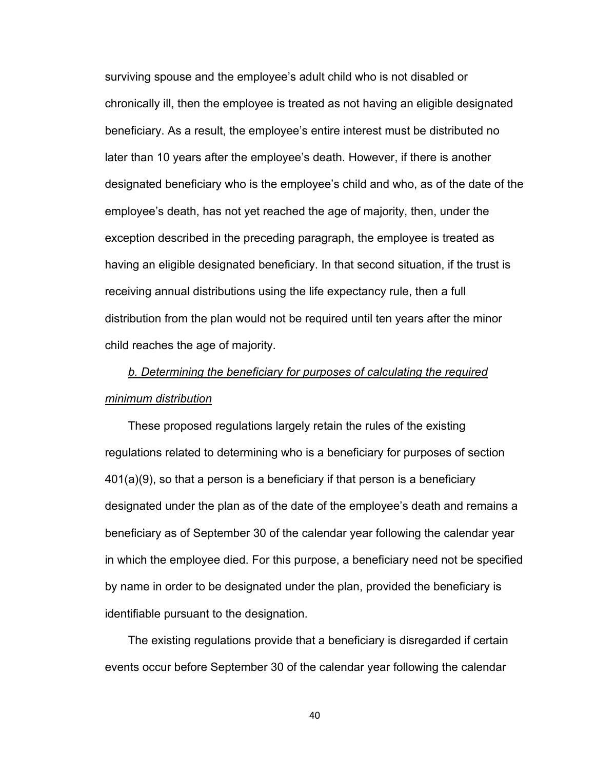surviving spouse and the employee's adult child who is not disabled or chronically ill, then the employee is treated as not having an eligible designated beneficiary. As a result, the employee's entire interest must be distributed no later than 10 years after the employee's death. However, if there is another designated beneficiary who is the employee's child and who, as of the date of the employee's death, has not yet reached the age of majority, then, under the exception described in the preceding paragraph, the employee is treated as having an eligible designated beneficiary. In that second situation, if the trust is receiving annual distributions using the life expectancy rule, then a full distribution from the plan would not be required until ten years after the minor child reaches the age of majority.

<u>*b. Determining the beneficiary for purposes of calculating the required minimum distribution*</u>

These proposed regulations largely retain the rules of the existing regulations related to determining who is a beneficiary for purposes of section 401(a)(9), so that a person is a beneficiary if that person is a beneficiary designated under the plan as of the date of the employee's death and remains a beneficiary as of September 30 of the calendar year following the calendar year in which the employee died. For this purpose, a beneficiary need not be specified by name in order to be designated under the plan, provided the beneficiary is identifiable pursuant to the designation.

The existing regulations provide that a beneficiary is disregarded if certain events occur before September 30 of the calendar year following the calendar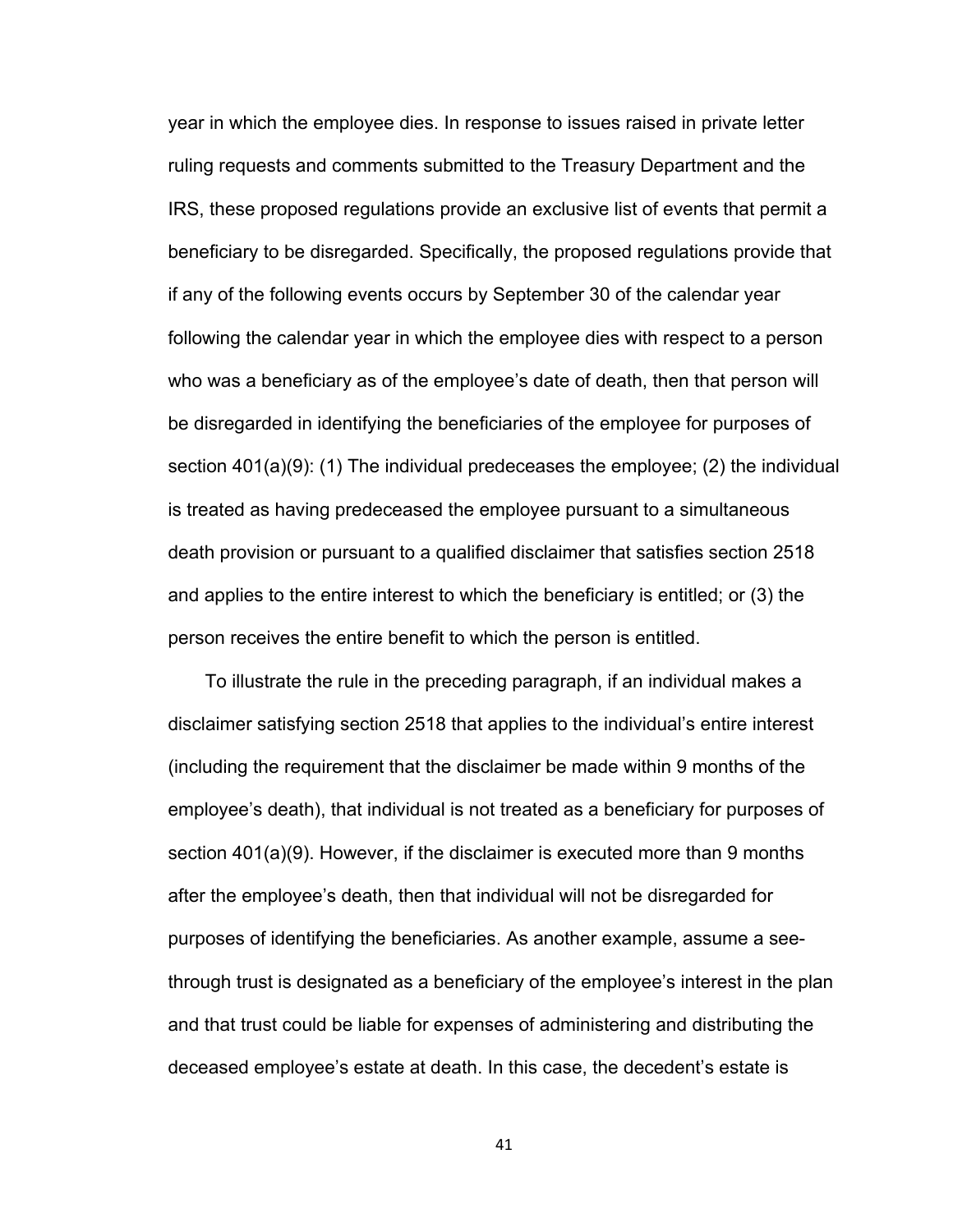year in which the employee dies. In response to issues raised in private letter ruling requests and comments submitted to the Treasury Department and the IRS, these proposed regulations provide an exclusive list of events that permit a beneficiary to be disregarded. Specifically, the proposed regulations provide that if any of the following events occurs by September 30 of the calendar year following the calendar year in which the employee dies with respect to a person who was a beneficiary as of the employee's date of death, then that person will be disregarded in identifying the beneficiaries of the employee for purposes of section 401(a)(9): (1) The individual predeceases the employee; (2) the individual is treated as having predeceased the employee pursuant to a simultaneous death provision or pursuant to a qualified disclaimer that satisfies section 2518 and applies to the entire interest to which the beneficiary is entitled; or (3) the person receives the entire benefit to which the person is entitled.

To illustrate the rule in the preceding paragraph, if an individual makes a disclaimer satisfying section 2518 that applies to the individual's entire interest (including the requirement that the disclaimer be made within 9 months of the employee's death), that individual is not treated as a beneficiary for purposes of section 401(a)(9). However, if the disclaimer is executed more than 9 months after the employee's death, then that individual will not be disregarded for purposes of identifying the beneficiaries. As another example, assume a see-through trust is designated as a beneficiary of the employee's interest in the plan and that trust could be liable for expenses of administering and distributing the deceased employee's estate at death. In this case, the decedent's estate is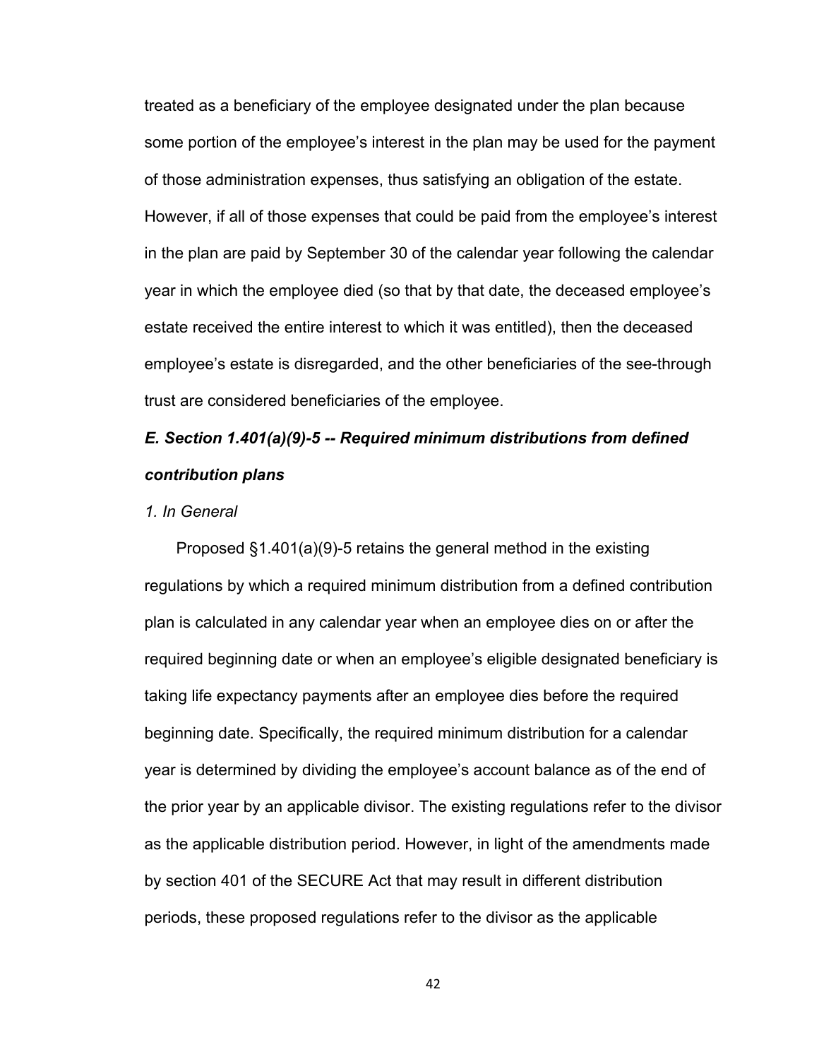treated as a beneficiary of the employee designated under the plan because some portion of the employee's interest in the plan may be used for the payment of those administration expenses, thus satisfying an obligation of the estate. However, if all of those expenses that could be paid from the employee's interest in the plan are paid by September 30 of the calendar year following the calendar year in which the employee died (so that by that date, the deceased employee's estate received the entire interest to which it was entitled), then the deceased employee's estate is disregarded, and the other beneficiaries of the see-through trust are considered beneficiaries of the employee.

### *E. Section 1.401(a)(9)-5 -- Required minimum distributions from defined contribution plans*

#### *1. In General*

Proposed §1.401(a)(9)-5 retains the general method in the existing regulations by which a required minimum distribution from a defined contribution plan is calculated in any calendar year when an employee dies on or after the required beginning date or when an employee's eligible designated beneficiary is taking life expectancy payments after an employee dies before the required beginning date. Specifically, the required minimum distribution for a calendar year is determined by dividing the employee's account balance as of the end of the prior year by an applicable divisor. The existing regulations refer to the divisor as the applicable distribution period. However, in light of the amendments made by section 401 of the SECURE Act that may result in different distribution periods, these proposed regulations refer to the divisor as the applicable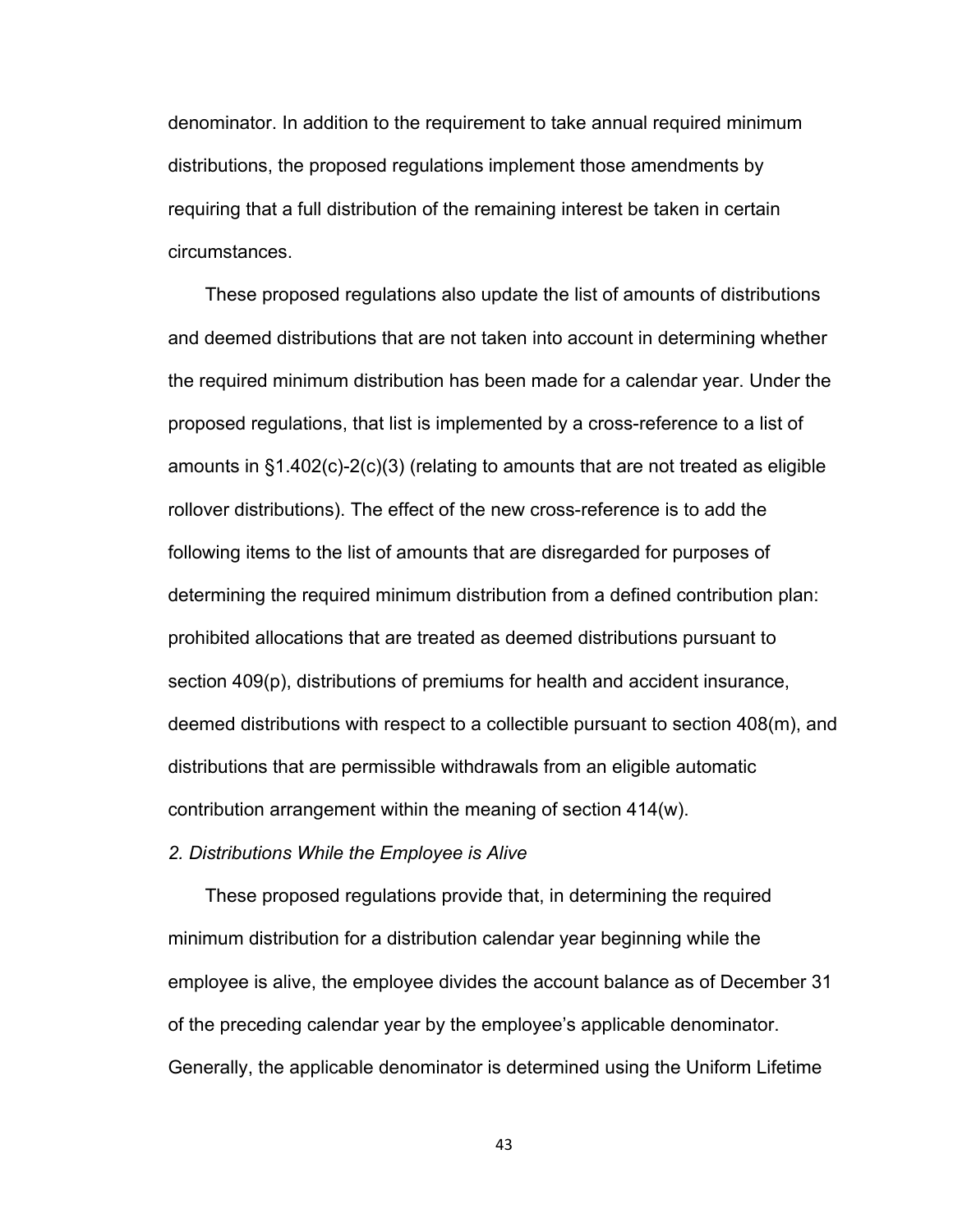denominator. In addition to the requirement to take annual required minimum distributions, the proposed regulations implement those amendments by requiring that a full distribution of the remaining interest be taken in certain circumstances.

These proposed regulations also update the list of amounts of distributions and deemed distributions that are not taken into account in determining whether the required minimum distribution has been made for a calendar year. Under the proposed regulations, that list is implemented by a cross-reference to a list of amounts in §1.402(c)-2(c)(3) (relating to amounts that are not treated as eligible rollover distributions). The effect of the new cross-reference is to add the following items to the list of amounts that are disregarded for purposes of determining the required minimum distribution from a defined contribution plan: prohibited allocations that are treated as deemed distributions pursuant to section 409(p), distributions of premiums for health and accident insurance, deemed distributions with respect to a collectible pursuant to section 408(m), and distributions that are permissible withdrawals from an eligible automatic contribution arrangement within the meaning of section 414(w).

*2. Distributions While the Employee is Alive*

These proposed regulations provide that, in determining the required minimum distribution for a distribution calendar year beginning while the employee is alive, the employee divides the account balance as of December 31 of the preceding calendar year by the employee's applicable denominator. Generally, the applicable denominator is determined using the Uniform Lifetime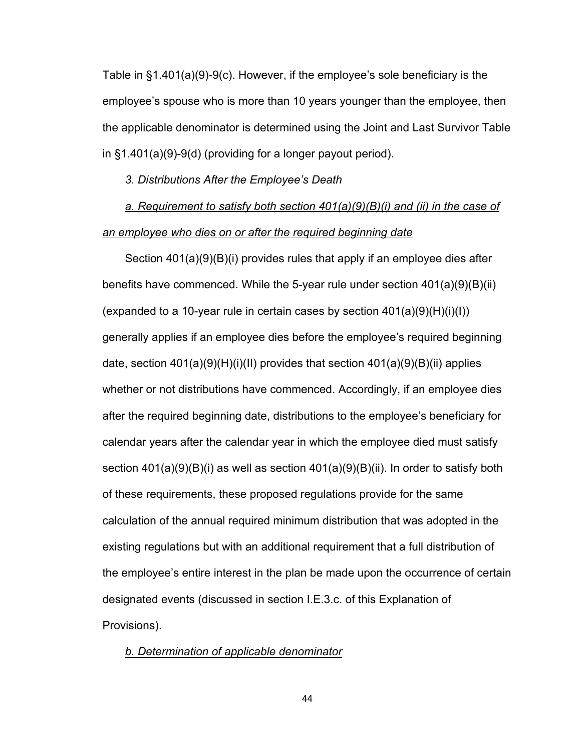Table in §1.401(a)(9)-9(c). However, if the employee's sole beneficiary is the employee's spouse who is more than 10 years younger than the employee, then the applicable denominator is determined using the Joint and Last Survivor Table in §1.401(a)(9)-9(d) (providing for a longer payout period).

*3. Distributions After the Employee's Death*

*a. Requirement to satisfy both section 401(a)(9)(B)(i) and (ii) in the case of an employee who dies on or after the required beginning date*

Section 401(a)(9)(B)(i) provides rules that apply if an employee dies after benefits have commenced. While the 5-year rule under section 401(a)(9)(B)(ii) (expanded to a 10-year rule in certain cases by section 401(a)(9)(H)(i)(I)) generally applies if an employee dies before the employee's required beginning date, section 401(a)(9)(H)(i)(II) provides that section 401(a)(9)(B)(ii) applies whether or not distributions have commenced. Accordingly, if an employee dies after the required beginning date, distributions to the employee's beneficiary for calendar years after the calendar year in which the employee died must satisfy section 401(a)(9)(B)(i) as well as section 401(a)(9)(B)(ii). In order to satisfy both of these requirements, these proposed regulations provide for the same calculation of the annual required minimum distribution that was adopted in the existing regulations but with an additional requirement that a full distribution of the employee's entire interest in the plan be made upon the occurrence of certain designated events (discussed in section I.E.3.c. of this Explanation of Provisions).

*b. Determination of applicable denominator*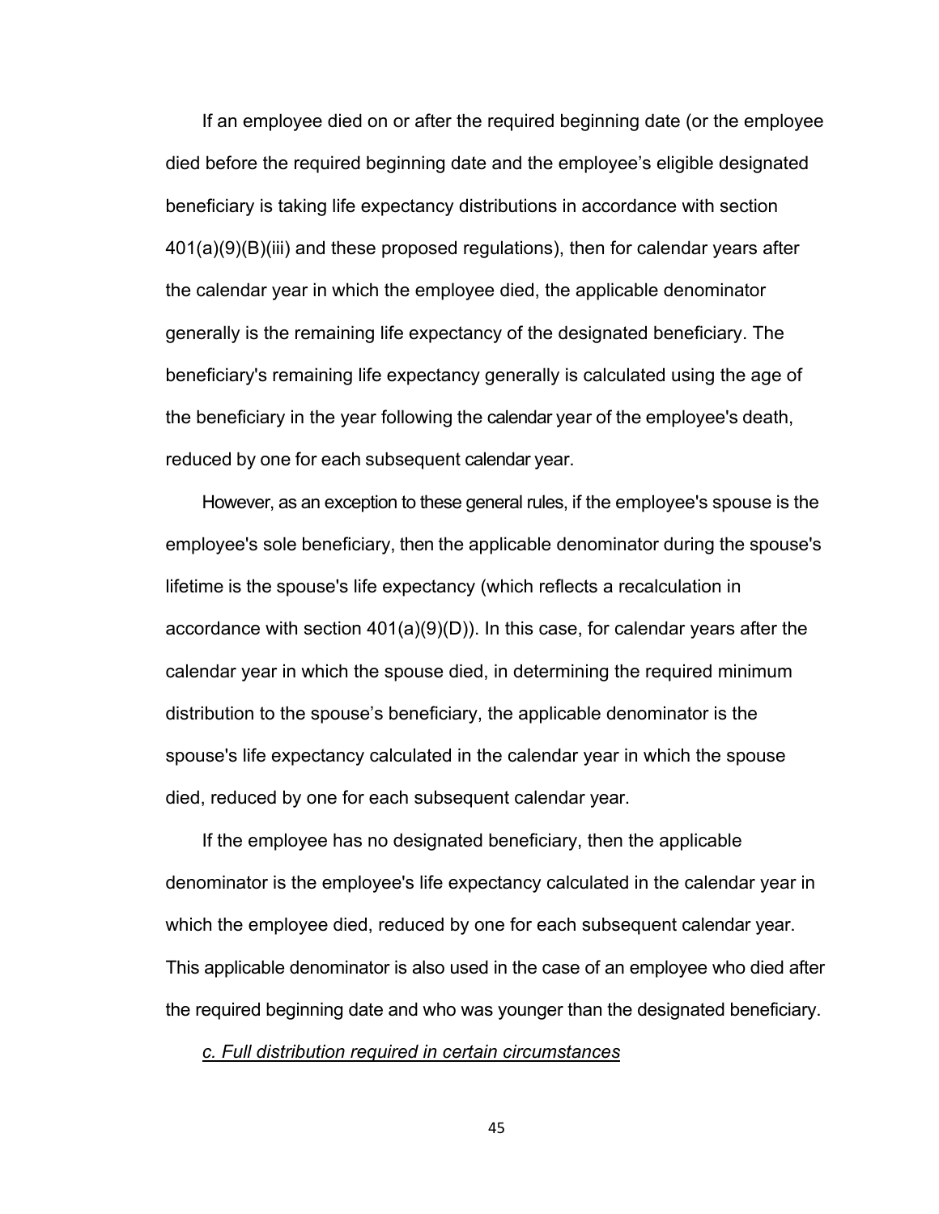If an employee died on or after the required beginning date (or the employee died before the required beginning date and the employee's eligible designated beneficiary is taking life expectancy distributions in accordance with section 401(a)(9)(B)(iii) and these proposed regulations), then for calendar years after the calendar year in which the employee died, the applicable denominator generally is the remaining life expectancy of the designated beneficiary. The beneficiary's remaining life expectancy generally is calculated using the age of the beneficiary in the year following the calendar year of the employee's death, reduced by one for each subsequent calendar year.

However, as an exception to these general rules, if the employee's spouse is the employee's sole beneficiary, then the applicable denominator during the spouse's lifetime is the spouse's life expectancy (which reflects a recalculation in accordance with section 401(a)(9)(D)). In this case, for calendar years after the calendar year in which the spouse died, in determining the required minimum distribution to the spouse's beneficiary, the applicable denominator is the spouse's life expectancy calculated in the calendar year in which the spouse died, reduced by one for each subsequent calendar year.

If the employee has no designated beneficiary, then the applicable denominator is the employee's life expectancy calculated in the calendar year in which the employee died, reduced by one for each subsequent calendar year. This applicable denominator is also used in the case of an employee who died after the required beginning date and who was younger than the designated beneficiary.

*c. Full distribution required in certain circumstances*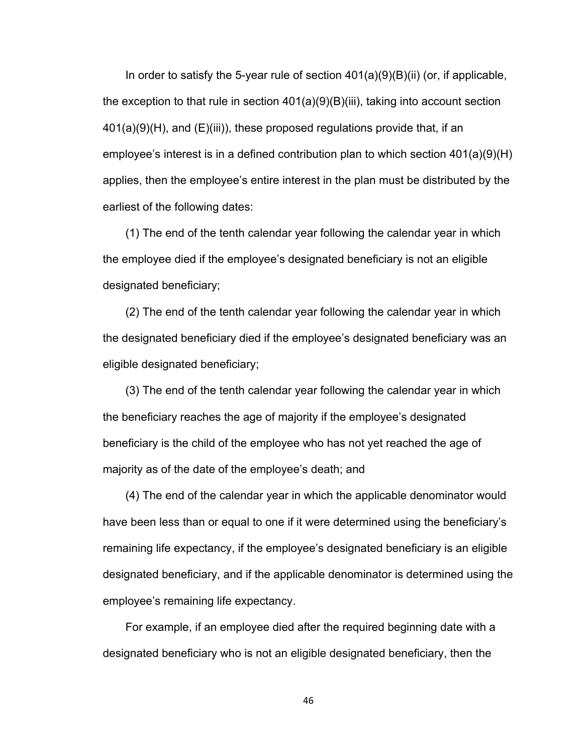In order to satisfy the 5-year rule of section 401(a)(9)(B)(ii) (or, if applicable, the exception to that rule in section 401(a)(9)(B)(iii), taking into account section 401(a)(9)(H), and (E)(iii)), these proposed regulations provide that, if an employee's interest is in a defined contribution plan to which section 401(a)(9)(H) applies, then the employee's entire interest in the plan must be distributed by the earliest of the following dates:

(1) The end of the tenth calendar year following the calendar year in which the employee died if the employee's designated beneficiary is not an eligible designated beneficiary;

(2) The end of the tenth calendar year following the calendar year in which the designated beneficiary died if the employee's designated beneficiary was an eligible designated beneficiary;

(3) The end of the tenth calendar year following the calendar year in which the beneficiary reaches the age of majority if the employee's designated beneficiary is the child of the employee who has not yet reached the age of majority as of the date of the employee's death; and

(4) The end of the calendar year in which the applicable denominator would have been less than or equal to one if it were determined using the beneficiary's remaining life expectancy, if the employee's designated beneficiary is an eligible designated beneficiary, and if the applicable denominator is determined using the employee's remaining life expectancy.

For example, if an employee died after the required beginning date with a designated beneficiary who is not an eligible designated beneficiary, then the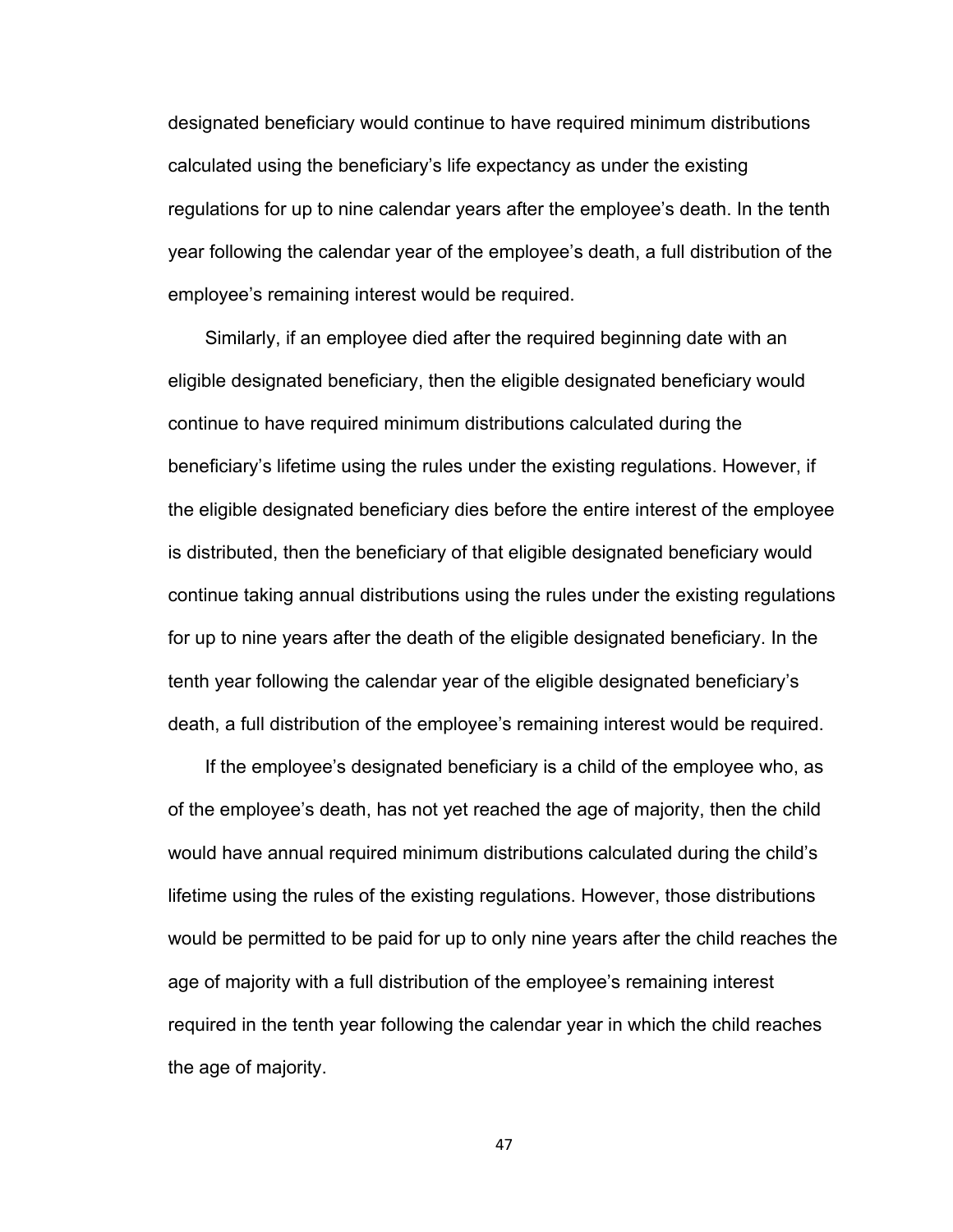designated beneficiary would continue to have required minimum distributions calculated using the beneficiary's life expectancy as under the existing regulations for up to nine calendar years after the employee's death. In the tenth year following the calendar year of the employee's death, a full distribution of the employee's remaining interest would be required.

Similarly, if an employee died after the required beginning date with an eligible designated beneficiary, then the eligible designated beneficiary would continue to have required minimum distributions calculated during the beneficiary's lifetime using the rules under the existing regulations. However, if the eligible designated beneficiary dies before the entire interest of the employee is distributed, then the beneficiary of that eligible designated beneficiary would continue taking annual distributions using the rules under the existing regulations for up to nine years after the death of the eligible designated beneficiary. In the tenth year following the calendar year of the eligible designated beneficiary's death, a full distribution of the employee's remaining interest would be required.

If the employee's designated beneficiary is a child of the employee who, as of the employee's death, has not yet reached the age of majority, then the child would have annual required minimum distributions calculated during the child's lifetime using the rules of the existing regulations. However, those distributions would be permitted to be paid for up to only nine years after the child reaches the age of majority with a full distribution of the employee's remaining interest required in the tenth year following the calendar year in which the child reaches the age of majority.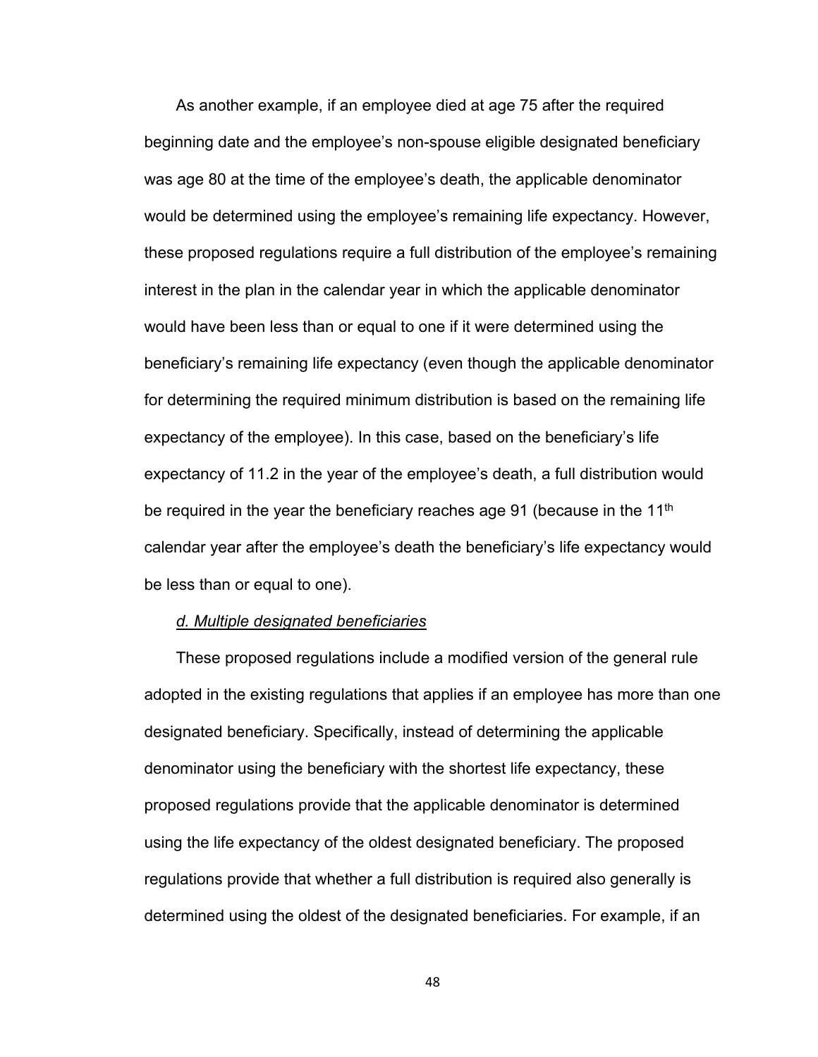As another example, if an employee died at age 75 after the required beginning date and the employee's non-spouse eligible designated beneficiary was age 80 at the time of the employee's death, the applicable denominator would be determined using the employee's remaining life expectancy. However, these proposed regulations require a full distribution of the employee's remaining interest in the plan in the calendar year in which the applicable denominator would have been less than or equal to one if it were determined using the beneficiary's remaining life expectancy (even though the applicable denominator for determining the required minimum distribution is based on the remaining life expectancy of the employee). In this case, based on the beneficiary's life expectancy of 11.2 in the year of the employee's death, a full distribution would be required in the year the beneficiary reaches age 91 (because in the 11th calendar year after the employee's death the beneficiary's life expectancy would be less than or equal to one).

*d. Multiple designated beneficiaries*

These proposed regulations include a modified version of the general rule adopted in the existing regulations that applies if an employee has more than one designated beneficiary. Specifically, instead of determining the applicable denominator using the beneficiary with the shortest life expectancy, these proposed regulations provide that the applicable denominator is determined using the life expectancy of the oldest designated beneficiary. The proposed regulations provide that whether a full distribution is required also generally is determined using the oldest of the designated beneficiaries. For example, if an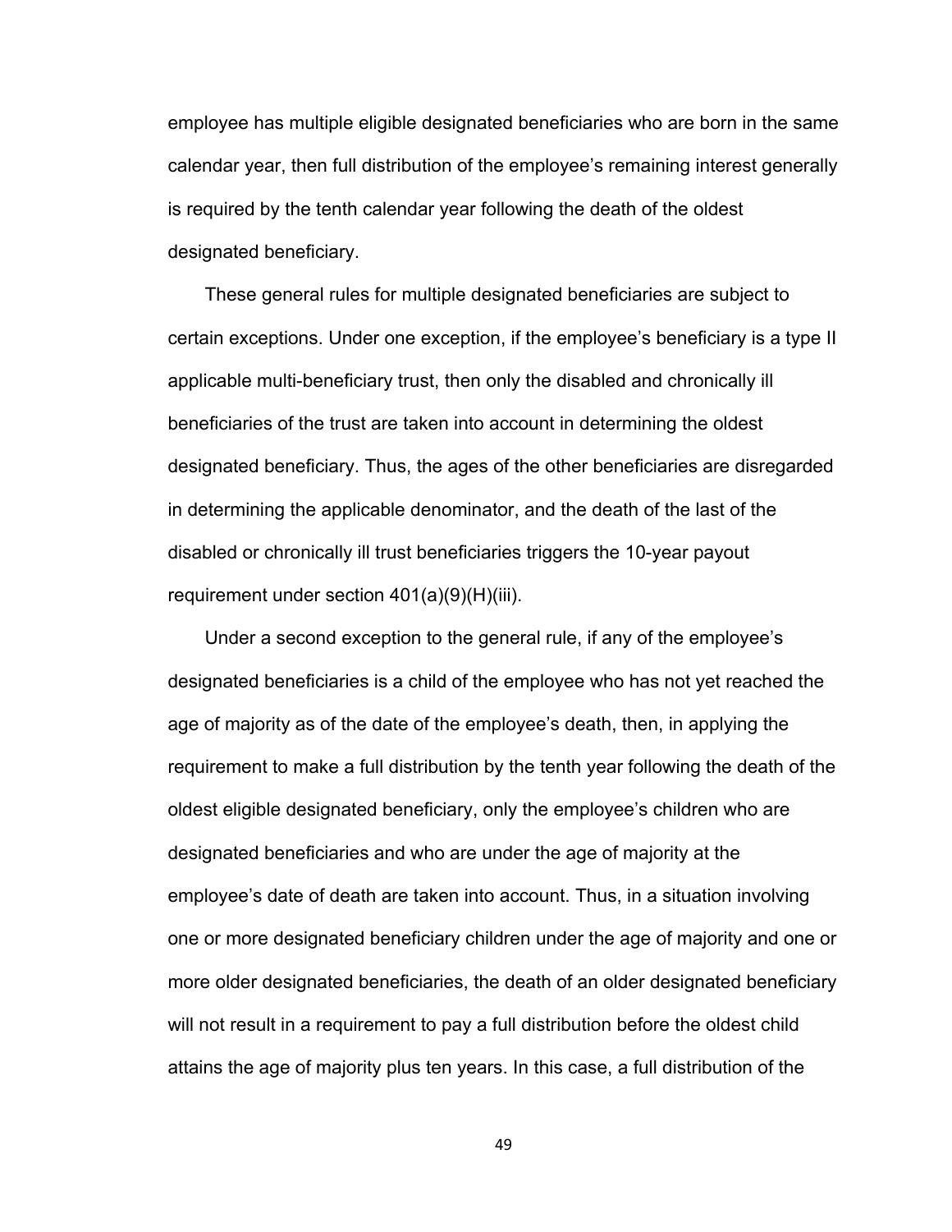employee has multiple eligible designated beneficiaries who are born in the same calendar year, then full distribution of the employee's remaining interest generally is required by the tenth calendar year following the death of the oldest designated beneficiary.

These general rules for multiple designated beneficiaries are subject to certain exceptions. Under one exception, if the employee's beneficiary is a type II applicable multi-beneficiary trust, then only the disabled and chronically ill beneficiaries of the trust are taken into account in determining the oldest designated beneficiary. Thus, the ages of the other beneficiaries are disregarded in determining the applicable denominator, and the death of the last of the disabled or chronically ill trust beneficiaries triggers the 10-year payout requirement under section 401(a)(9)(H)(iii).

Under a second exception to the general rule, if any of the employee's designated beneficiaries is a child of the employee who has not yet reached the age of majority as of the date of the employee's death, then, in applying the requirement to make a full distribution by the tenth year following the death of the oldest eligible designated beneficiary, only the employee's children who are designated beneficiaries and who are under the age of majority at the employee's date of death are taken into account. Thus, in a situation involving one or more designated beneficiary children under the age of majority and one or more older designated beneficiaries, the death of an older designated beneficiary will not result in a requirement to pay a full distribution before the oldest child attains the age of majority plus ten years. In this case, a full distribution of the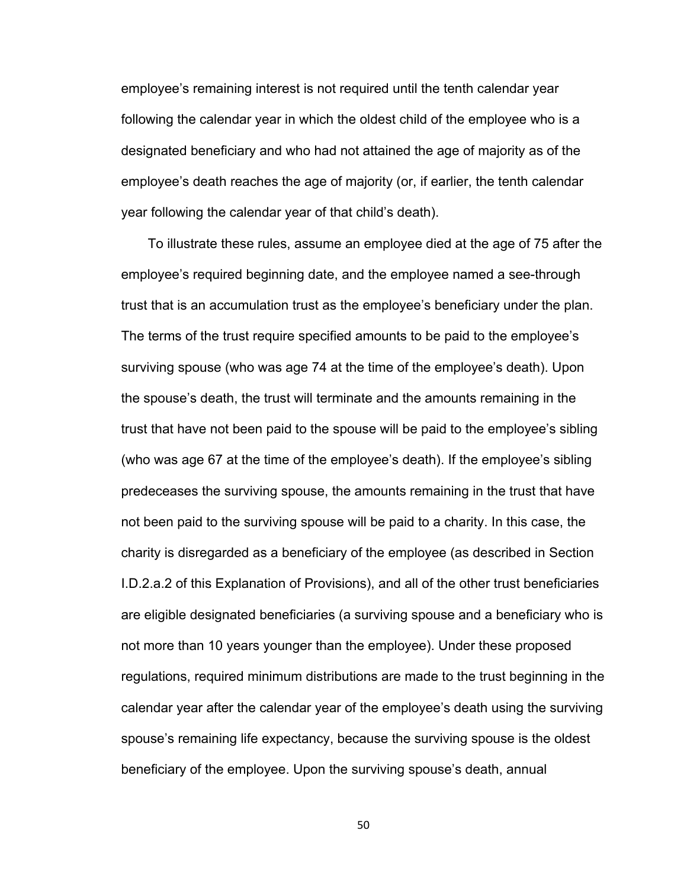employee's remaining interest is not required until the tenth calendar year following the calendar year in which the oldest child of the employee who is a designated beneficiary and who had not attained the age of majority as of the employee's death reaches the age of majority (or, if earlier, the tenth calendar year following the calendar year of that child's death).

To illustrate these rules, assume an employee died at the age of 75 after the employee's required beginning date, and the employee named a see-through trust that is an accumulation trust as the employee's beneficiary under the plan. The terms of the trust require specified amounts to be paid to the employee's surviving spouse (who was age 74 at the time of the employee's death). Upon the spouse's death, the trust will terminate and the amounts remaining in the trust that have not been paid to the spouse will be paid to the employee's sibling (who was age 67 at the time of the employee's death). If the employee's sibling predeceases the surviving spouse, the amounts remaining in the trust that have not been paid to the surviving spouse will be paid to a charity. In this case, the charity is disregarded as a beneficiary of the employee (as described in Section I.D.2.a.2 of this Explanation of Provisions), and all of the other trust beneficiaries are eligible designated beneficiaries (a surviving spouse and a beneficiary who is not more than 10 years younger than the employee). Under these proposed regulations, required minimum distributions are made to the trust beginning in the calendar year after the calendar year of the employee's death using the surviving spouse's remaining life expectancy, because the surviving spouse is the oldest beneficiary of the employee. Upon the surviving spouse's death, annual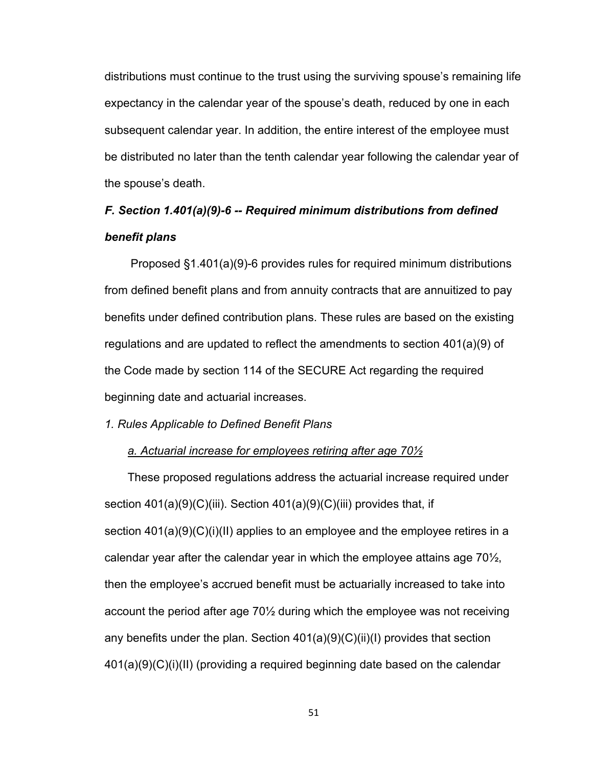distributions must continue to the trust using the surviving spouse's remaining life expectancy in the calendar year of the spouse's death, reduced by one in each subsequent calendar year. In addition, the entire interest of the employee must be distributed no later than the tenth calendar year following the calendar year of the spouse's death.

### *F. Section 1.401(a)(9)-6 -- Required minimum distributions from defined benefit plans*

Proposed §1.401(a)(9)-6 provides rules for required minimum distributions from defined benefit plans and from annuity contracts that are annuitized to pay benefits under defined contribution plans. These rules are based on the existing regulations and are updated to reflect the amendments to section 401(a)(9) of the Code made by section 114 of the SECURE Act regarding the required beginning date and actuarial increases.

*1. Rules Applicable to Defined Benefit Plans*

*a. Actuarial increase for employees retiring after age 70½*

These proposed regulations address the actuarial increase required under section 401(a)(9)(C)(iii). Section 401(a)(9)(C)(iii) provides that, if section 401(a)(9)(C)(i)(II) applies to an employee and the employee retires in a calendar year after the calendar year in which the employee attains age 70½, then the employee's accrued benefit must be actuarially increased to take into account the period after age 70½ during which the employee was not receiving any benefits under the plan. Section 401(a)(9)(C)(ii)(I) provides that section 401(a)(9)(C)(i)(II) (providing a required beginning date based on the calendar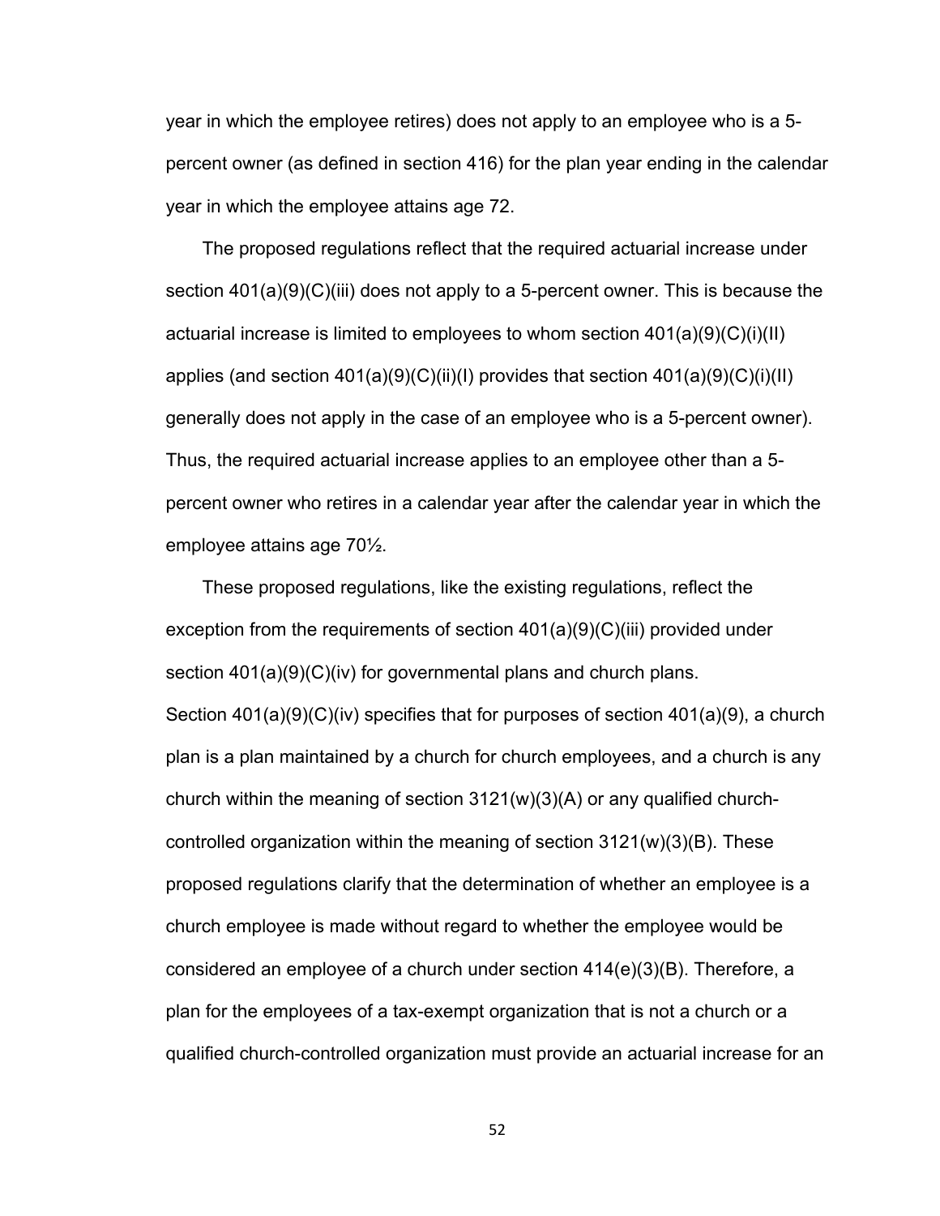year in which the employee retires) does not apply to an employee who is a 5-percent owner (as defined in section 416) for the plan year ending in the calendar year in which the employee attains age 72.

The proposed regulations reflect that the required actuarial increase under section 401(a)(9)(C)(iii) does not apply to a 5-percent owner. This is because the actuarial increase is limited to employees to whom section 401(a)(9)(C)(i)(II) applies (and section 401(a)(9)(C)(ii)(I) provides that section 401(a)(9)(C)(i)(II) generally does not apply in the case of an employee who is a 5-percent owner). Thus, the required actuarial increase applies to an employee other than a 5-percent owner who retires in a calendar year after the calendar year in which the employee attains age 70½.

These proposed regulations, like the existing regulations, reflect the exception from the requirements of section 401(a)(9)(C)(iii) provided under section 401(a)(9)(C)(iv) for governmental plans and church plans. Section 401(a)(9)(C)(iv) specifies that for purposes of section 401(a)(9), a church plan is a plan maintained by a church for church employees, and a church is any church within the meaning of section 3121(w)(3)(A) or any qualified church-controlled organization within the meaning of section 3121(w)(3)(B). These proposed regulations clarify that the determination of whether an employee is a church employee is made without regard to whether the employee would be considered an employee of a church under section 414(e)(3)(B). Therefore, a plan for the employees of a tax-exempt organization that is not a church or a qualified church-controlled organization must provide an actuarial increase for an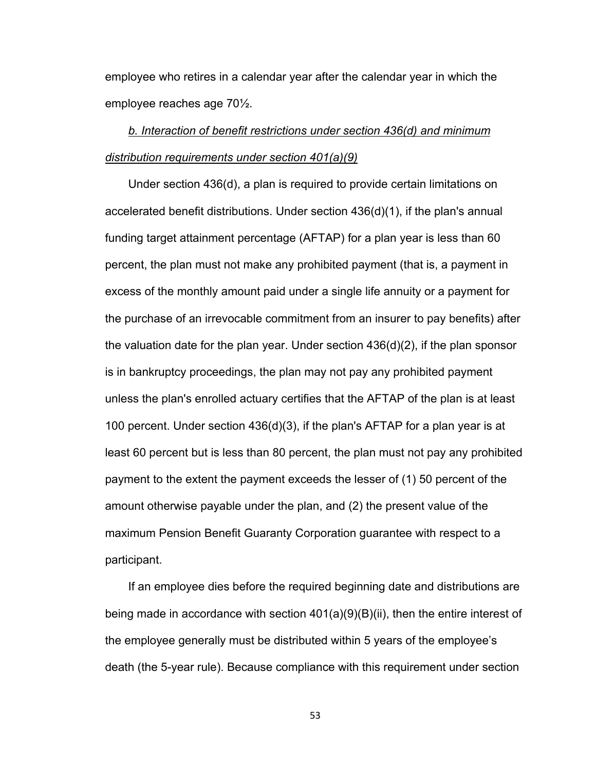employee who retires in a calendar year after the calendar year in which the employee reaches age 70½.

*b. Interaction of benefit restrictions under section 436(d) and minimum distribution requirements under section 401(a)(9)*

Under section 436(d), a plan is required to provide certain limitations on accelerated benefit distributions. Under section 436(d)(1), if the plan's annual funding target attainment percentage (AFTAP) for a plan year is less than 60 percent, the plan must not make any prohibited payment (that is, a payment in excess of the monthly amount paid under a single life annuity or a payment for the purchase of an irrevocable commitment from an insurer to pay benefits) after the valuation date for the plan year. Under section 436(d)(2), if the plan sponsor is in bankruptcy proceedings, the plan may not pay any prohibited payment unless the plan's enrolled actuary certifies that the AFTAP of the plan is at least 100 percent. Under section 436(d)(3), if the plan's AFTAP for a plan year is at least 60 percent but is less than 80 percent, the plan must not pay any prohibited payment to the extent the payment exceeds the lesser of (1) 50 percent of the amount otherwise payable under the plan, and (2) the present value of the maximum Pension Benefit Guaranty Corporation guarantee with respect to a participant.

If an employee dies before the required beginning date and distributions are being made in accordance with section 401(a)(9)(B)(ii), then the entire interest of the employee generally must be distributed within 5 years of the employee's death (the 5-year rule). Because compliance with this requirement under section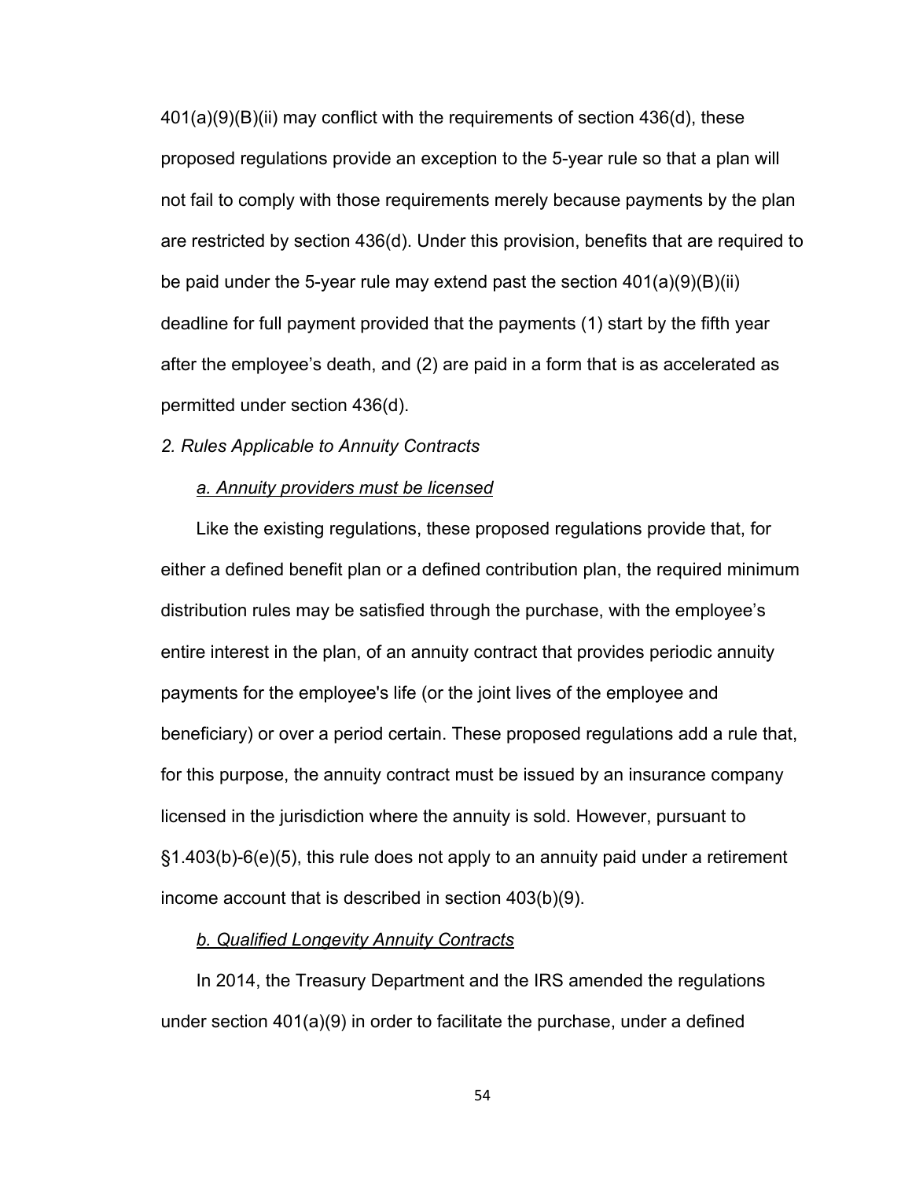401(a)(9)(B)(ii) may conflict with the requirements of section 436(d), these proposed regulations provide an exception to the 5-year rule so that a plan will not fail to comply with those requirements merely because payments by the plan are restricted by section 436(d). Under this provision, benefits that are required to be paid under the 5-year rule may extend past the section 401(a)(9)(B)(ii) deadline for full payment provided that the payments (1) start by the fifth year after the employee's death, and (2) are paid in a form that is as accelerated as permitted under section 436(d).

*2. Rules Applicable to Annuity Contracts*

*a. Annuity providers must be licensed*

Like the existing regulations, these proposed regulations provide that, for either a defined benefit plan or a defined contribution plan, the required minimum distribution rules may be satisfied through the purchase, with the employee's entire interest in the plan, of an annuity contract that provides periodic annuity payments for the employee's life (or the joint lives of the employee and beneficiary) or over a period certain. These proposed regulations add a rule that, for this purpose, the annuity contract must be issued by an insurance company licensed in the jurisdiction where the annuity is sold. However, pursuant to §1.403(b)-6(e)(5), this rule does not apply to an annuity paid under a retirement income account that is described in section 403(b)(9).

*b. Qualified Longevity Annuity Contracts*

In 2014, the Treasury Department and the IRS amended the regulations under section 401(a)(9) in order to facilitate the purchase, under a defined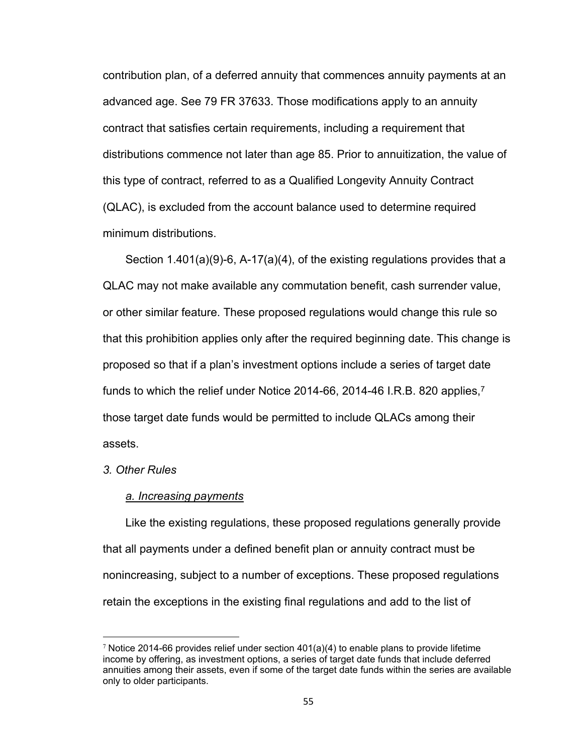contribution plan, of a deferred annuity that commences annuity payments at an advanced age. See 79 FR 37633. Those modifications apply to an annuity contract that satisfies certain requirements, including a requirement that distributions commence not later than age 85. Prior to annuitization, the value of this type of contract, referred to as a Qualified Longevity Annuity Contract (QLAC), is excluded from the account balance used to determine required minimum distributions.

Section 1.401(a)(9)-6, A-17(a)(4), of the existing regulations provides that a QLAC may not make available any commutation benefit, cash surrender value, or other similar feature. These proposed regulations would change this rule so that this prohibition applies only after the required beginning date. This change is proposed so that if a plan's investment options include a series of target date funds to which the relief under Notice 2014-66, 2014-46 I.R.B. 820 applies,[7] those target date funds would be permitted to include QLACs among their assets.

*3. Other Rules*

*a. Increasing payments*

Like the existing regulations, these proposed regulations generally provide that all payments under a defined benefit plan or annuity contract must be nonincreasing, subject to a number of exceptions. These proposed regulations retain the exceptions in the existing final regulations and add to the list of

---

[7] Notice 2014-66 provides relief under section 401(a)(4) to enable plans to provide lifetime income by offering, as investment options, a series of target date funds that include deferred annuities among their assets, even if some of the target date funds within the series are available only to older participants.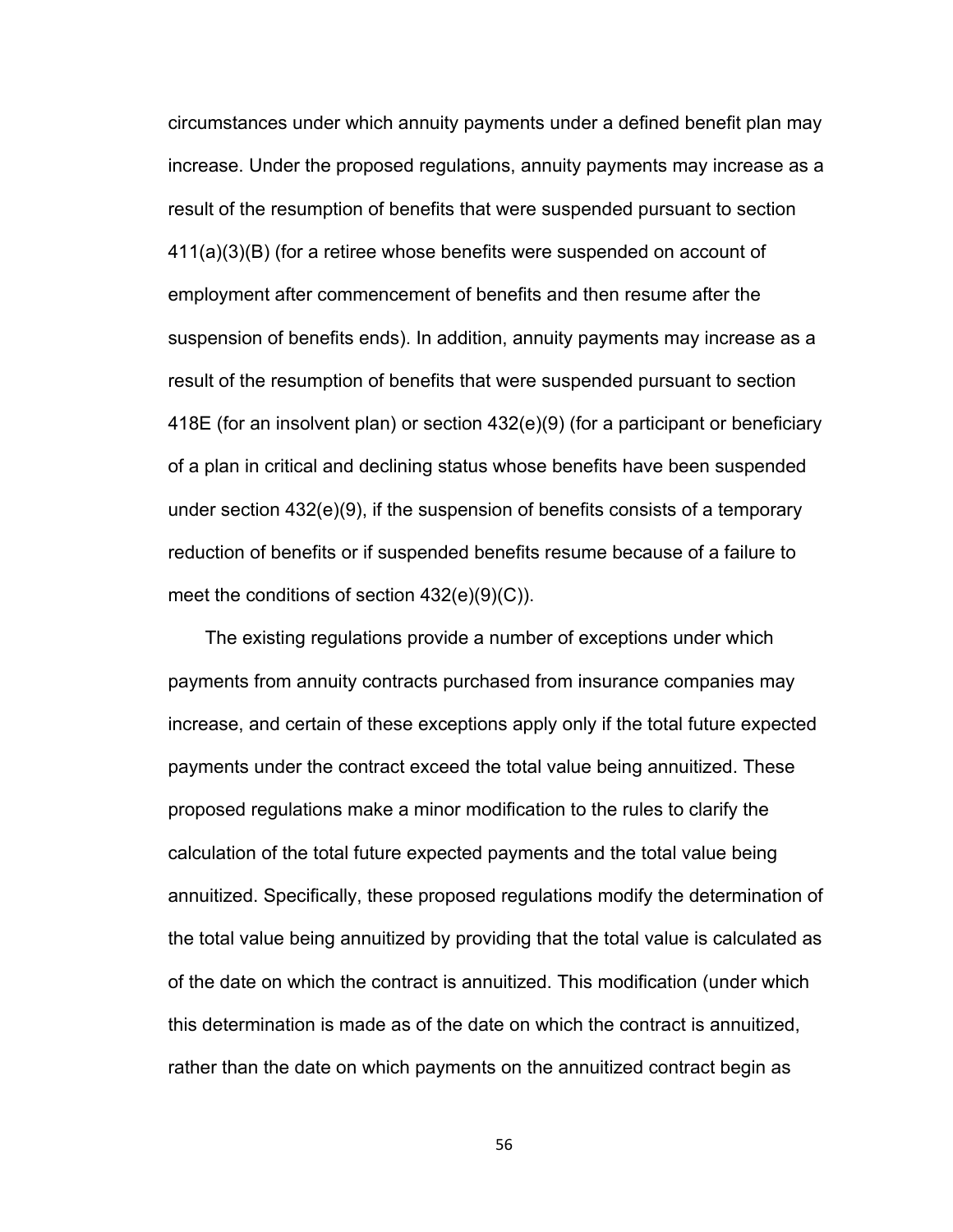circumstances under which annuity payments under a defined benefit plan may increase. Under the proposed regulations, annuity payments may increase as a result of the resumption of benefits that were suspended pursuant to section 411(a)(3)(B) (for a retiree whose benefits were suspended on account of employment after commencement of benefits and then resume after the suspension of benefits ends). In addition, annuity payments may increase as a result of the resumption of benefits that were suspended pursuant to section 418E (for an insolvent plan) or section 432(e)(9) (for a participant or beneficiary of a plan in critical and declining status whose benefits have been suspended under section 432(e)(9), if the suspension of benefits consists of a temporary reduction of benefits or if suspended benefits resume because of a failure to meet the conditions of section 432(e)(9)(C)).

The existing regulations provide a number of exceptions under which payments from annuity contracts purchased from insurance companies may increase, and certain of these exceptions apply only if the total future expected payments under the contract exceed the total value being annuitized. These proposed regulations make a minor modification to the rules to clarify the calculation of the total future expected payments and the total value being annuitized. Specifically, these proposed regulations modify the determination of the total value being annuitized by providing that the total value is calculated as of the date on which the contract is annuitized. This modification (under which this determination is made as of the date on which the contract is annuitized, rather than the date on which payments on the annuitized contract begin as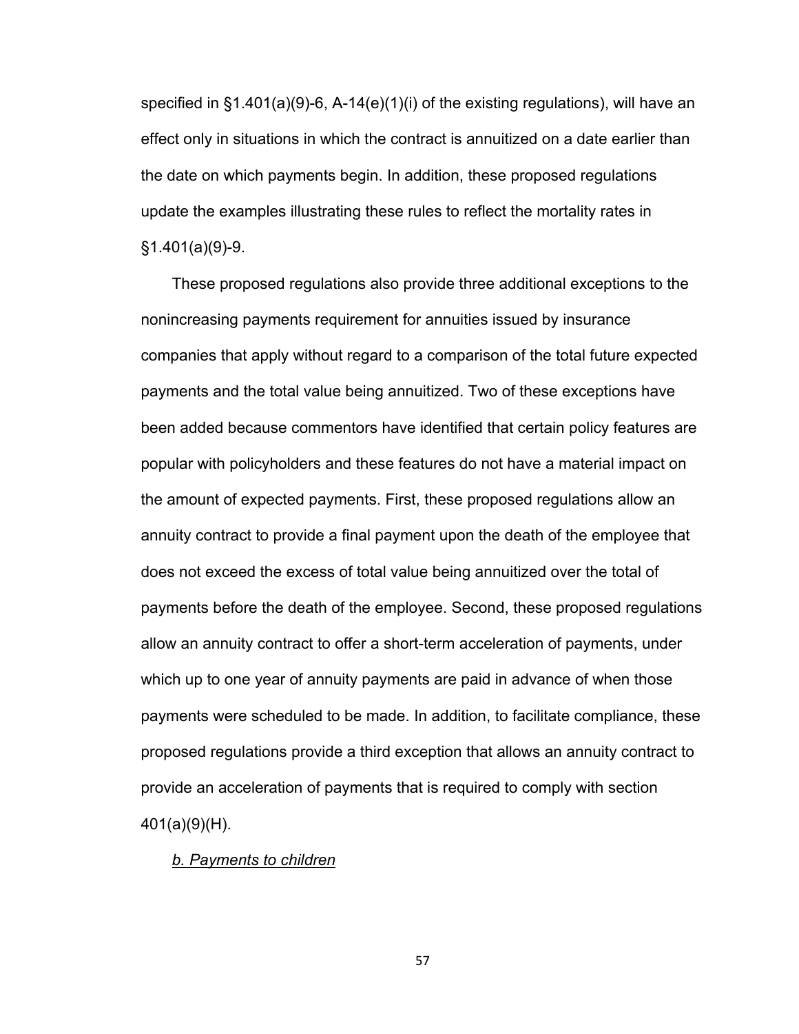specified in §1.401(a)(9)-6, A-14(e)(1)(i) of the existing regulations), will have an effect only in situations in which the contract is annuitized on a date earlier than the date on which payments begin. In addition, these proposed regulations update the examples illustrating these rules to reflect the mortality rates in §1.401(a)(9)-9.

These proposed regulations also provide three additional exceptions to the nonincreasing payments requirement for annuities issued by insurance companies that apply without regard to a comparison of the total future expected payments and the total value being annuitized. Two of these exceptions have been added because commentors have identified that certain policy features are popular with policyholders and these features do not have a material impact on the amount of expected payments. First, these proposed regulations allow an annuity contract to provide a final payment upon the death of the employee that does not exceed the excess of total value being annuitized over the total of payments before the death of the employee. Second, these proposed regulations allow an annuity contract to offer a short-term acceleration of payments, under which up to one year of annuity payments are paid in advance of when those payments were scheduled to be made. In addition, to facilitate compliance, these proposed regulations provide a third exception that allows an annuity contract to provide an acceleration of payments that is required to comply with section 401(a)(9)(H).

*b. Payments to children*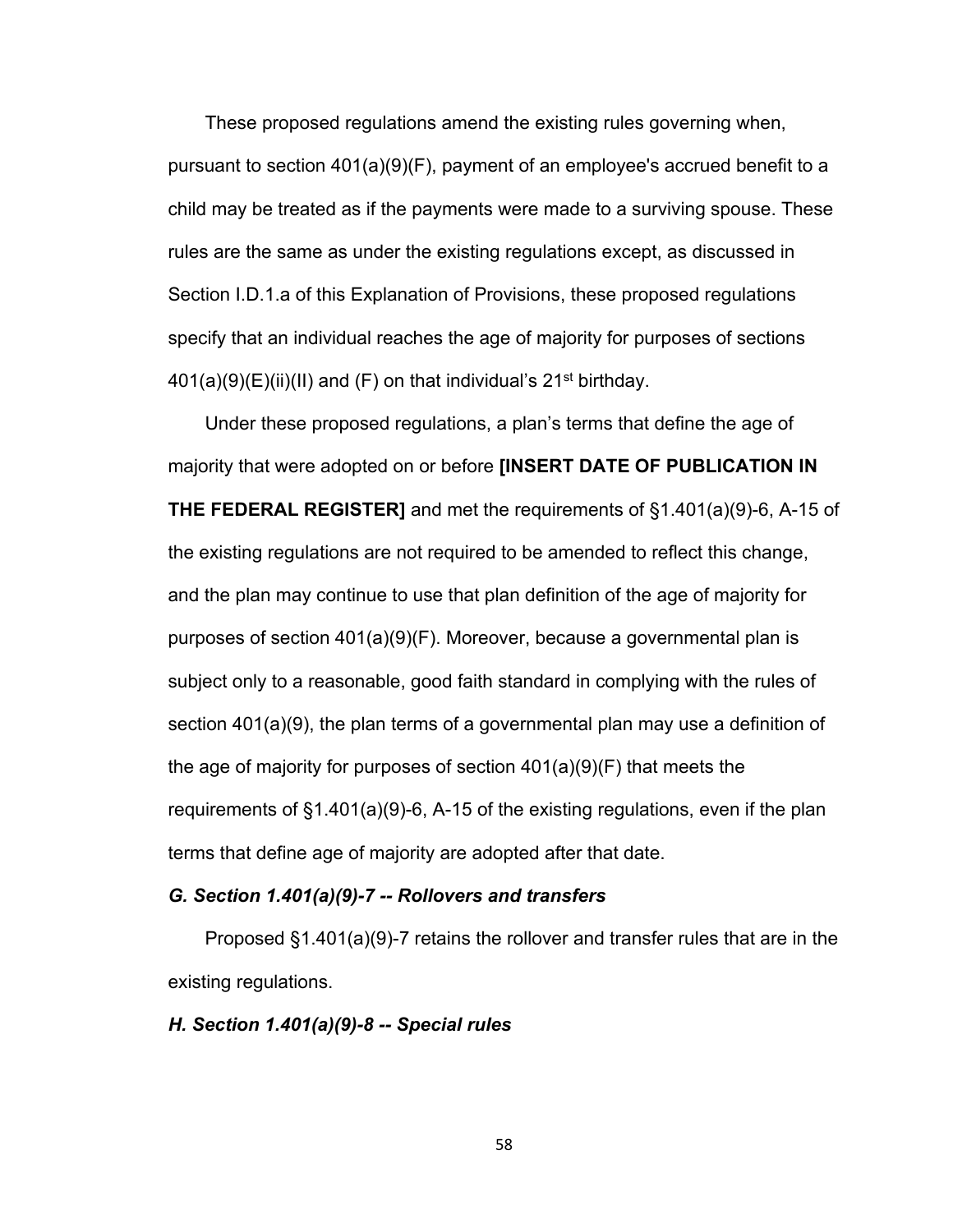These proposed regulations amend the existing rules governing when, pursuant to section 401(a)(9)(F), payment of an employee's accrued benefit to a child may be treated as if the payments were made to a surviving spouse. These rules are the same as under the existing regulations except, as discussed in Section I.D.1.a of this Explanation of Provisions, these proposed regulations specify that an individual reaches the age of majority for purposes of sections 401(a)(9)(E)(ii)(II) and (F) on that individual's 21st birthday.

Under these proposed regulations, a plan's terms that define the age of majority that were adopted on or before **[INSERT DATE OF PUBLICATION IN THE FEDERAL REGISTER]** and met the requirements of §1.401(a)(9)-6, A-15 of the existing regulations are not required to be amended to reflect this change, and the plan may continue to use that plan definition of the age of majority for purposes of section 401(a)(9)(F). Moreover, because a governmental plan is subject only to a reasonable, good faith standard in complying with the rules of section 401(a)(9), the plan terms of a governmental plan may use a definition of the age of majority for purposes of section 401(a)(9)(F) that meets the requirements of §1.401(a)(9)-6, A-15 of the existing regulations, even if the plan terms that define age of majority are adopted after that date.

***G. Section 1.401(a)(9)-7 -- Rollovers and transfers***

Proposed §1.401(a)(9)-7 retains the rollover and transfer rules that are in the existing regulations.

***H. Section 1.401(a)(9)-8 -- Special rules***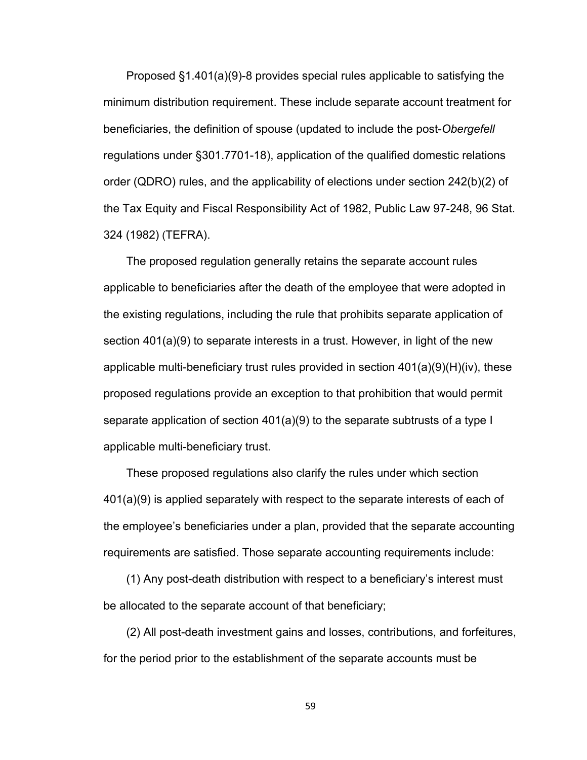Proposed §1.401(a)(9)-8 provides special rules applicable to satisfying the minimum distribution requirement. These include separate account treatment for beneficiaries, the definition of spouse (updated to include the post-*Obergefell* regulations under §301.7701-18), application of the qualified domestic relations order (QDRO) rules, and the applicability of elections under section 242(b)(2) of the Tax Equity and Fiscal Responsibility Act of 1982, Public Law 97-248, 96 Stat. 324 (1982) (TEFRA).

The proposed regulation generally retains the separate account rules applicable to beneficiaries after the death of the employee that were adopted in the existing regulations, including the rule that prohibits separate application of section 401(a)(9) to separate interests in a trust. However, in light of the new applicable multi-beneficiary trust rules provided in section 401(a)(9)(H)(iv), these proposed regulations provide an exception to that prohibition that would permit separate application of section 401(a)(9) to the separate subtrusts of a type I applicable multi-beneficiary trust.

These proposed regulations also clarify the rules under which section 401(a)(9) is applied separately with respect to the separate interests of each of the employee's beneficiaries under a plan, provided that the separate accounting requirements are satisfied. Those separate accounting requirements include:

(1) Any post-death distribution with respect to a beneficiary's interest must be allocated to the separate account of that beneficiary;

(2) All post-death investment gains and losses, contributions, and forfeitures, for the period prior to the establishment of the separate accounts must be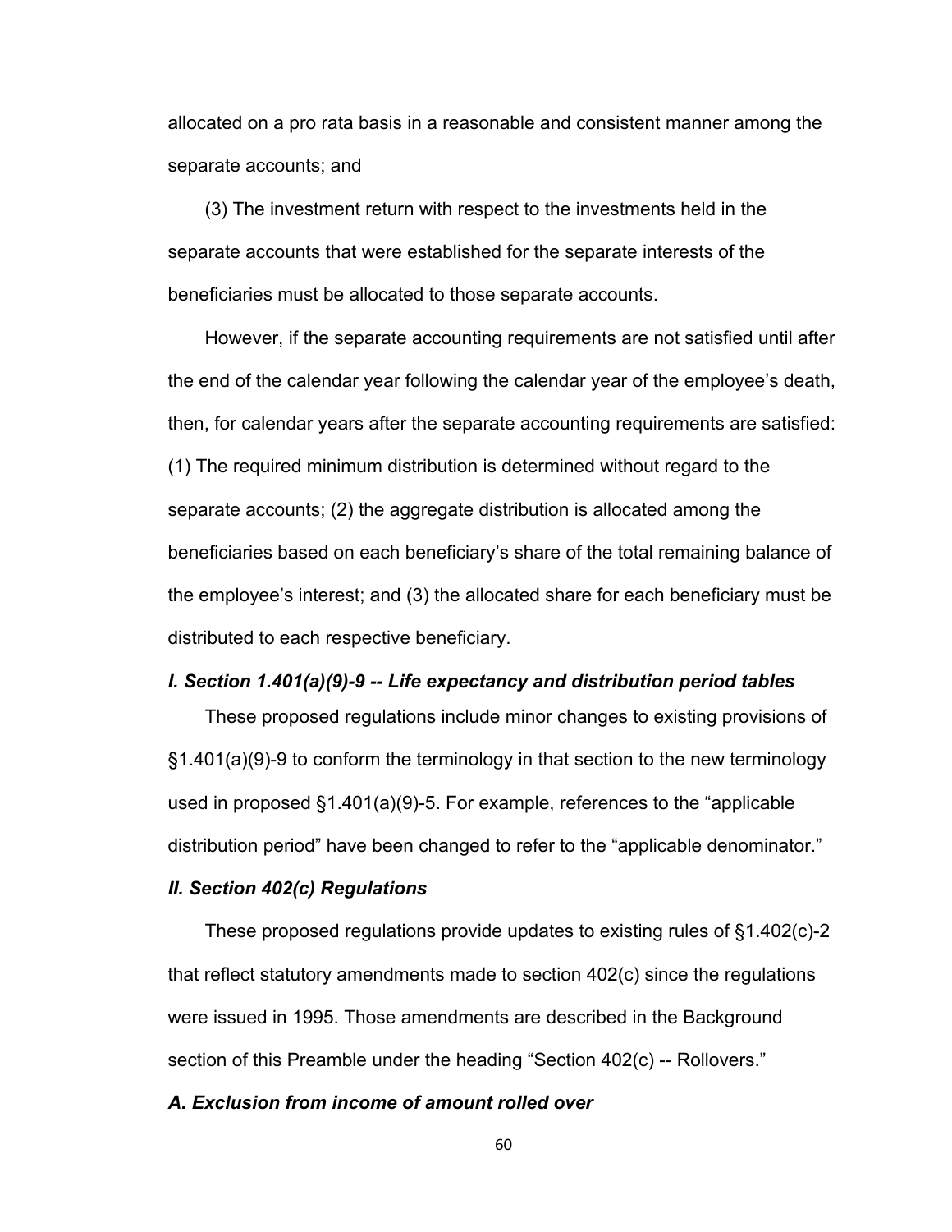allocated on a pro rata basis in a reasonable and consistent manner among the separate accounts; and

(3) The investment return with respect to the investments held in the separate accounts that were established for the separate interests of the beneficiaries must be allocated to those separate accounts.

However, if the separate accounting requirements are not satisfied until after the end of the calendar year following the calendar year of the employee's death, then, for calendar years after the separate accounting requirements are satisfied: (1) The required minimum distribution is determined without regard to the separate accounts; (2) the aggregate distribution is allocated among the beneficiaries based on each beneficiary's share of the total remaining balance of the employee's interest; and (3) the allocated share for each beneficiary must be distributed to each respective beneficiary.

### *I. Section 1.401(a)(9)-9 -- Life expectancy and distribution period tables*

These proposed regulations include minor changes to existing provisions of §1.401(a)(9)-9 to conform the terminology in that section to the new terminology used in proposed §1.401(a)(9)-5. For example, references to the "applicable distribution period" have been changed to refer to the "applicable denominator."

### *II. Section 402(c) Regulations*

These proposed regulations provide updates to existing rules of §1.402(c)-2 that reflect statutory amendments made to section 402(c) since the regulations were issued in 1995. Those amendments are described in the Background section of this Preamble under the heading "Section 402(c) -- Rollovers."

### *A. Exclusion from income of amount rolled over*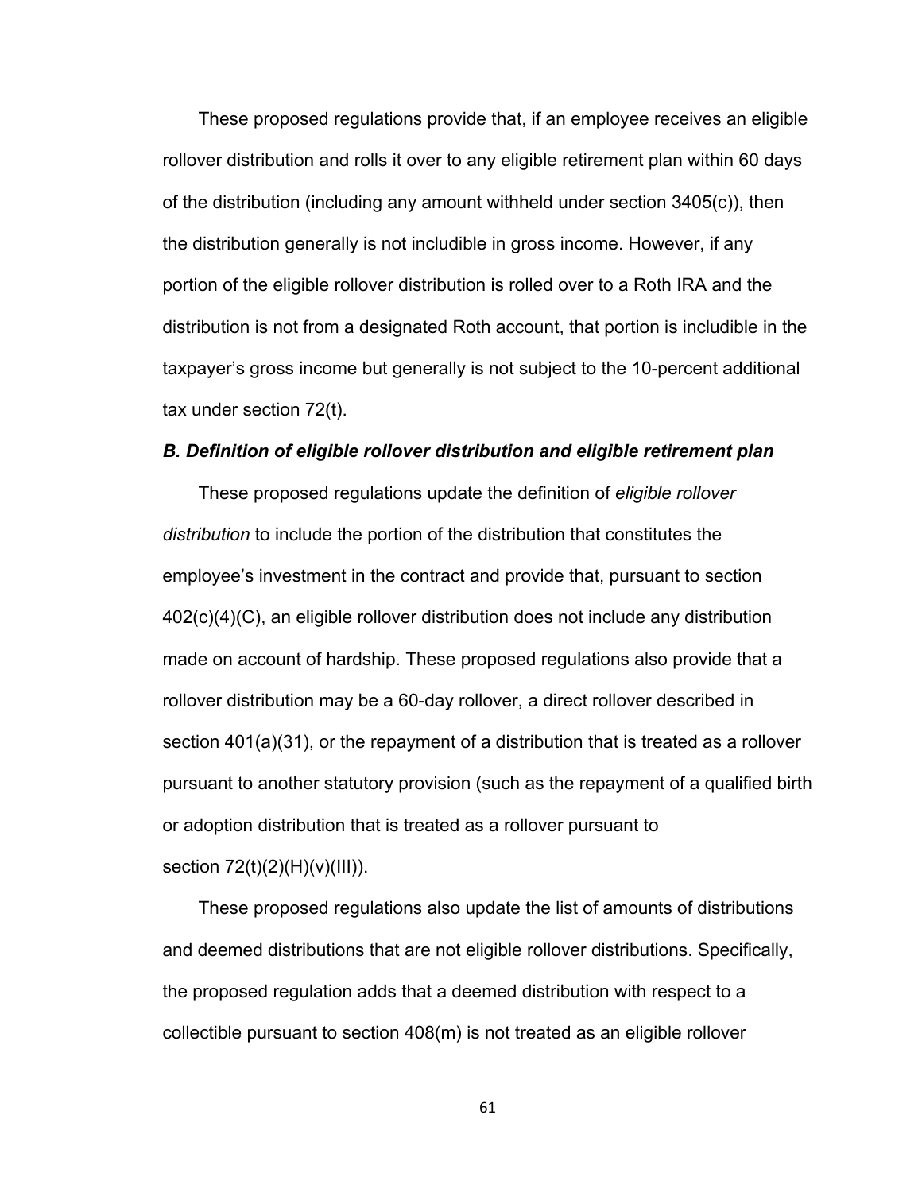These proposed regulations provide that, if an employee receives an eligible rollover distribution and rolls it over to any eligible retirement plan within 60 days of the distribution (including any amount withheld under section 3405(c)), then the distribution generally is not includible in gross income. However, if any portion of the eligible rollover distribution is rolled over to a Roth IRA and the distribution is not from a designated Roth account, that portion is includible in the taxpayer's gross income but generally is not subject to the 10-percent additional tax under section 72(t).

***B. Definition of eligible rollover distribution and eligible retirement plan***

These proposed regulations update the definition of *eligible rollover distribution* to include the portion of the distribution that constitutes the employee's investment in the contract and provide that, pursuant to section 402(c)(4)(C), an eligible rollover distribution does not include any distribution made on account of hardship. These proposed regulations also provide that a rollover distribution may be a 60-day rollover, a direct rollover described in section 401(a)(31), or the repayment of a distribution that is treated as a rollover pursuant to another statutory provision (such as the repayment of a qualified birth or adoption distribution that is treated as a rollover pursuant to section 72(t)(2)(H)(v)(III)).

These proposed regulations also update the list of amounts of distributions and deemed distributions that are not eligible rollover distributions. Specifically, the proposed regulation adds that a deemed distribution with respect to a collectible pursuant to section 408(m) is not treated as an eligible rollover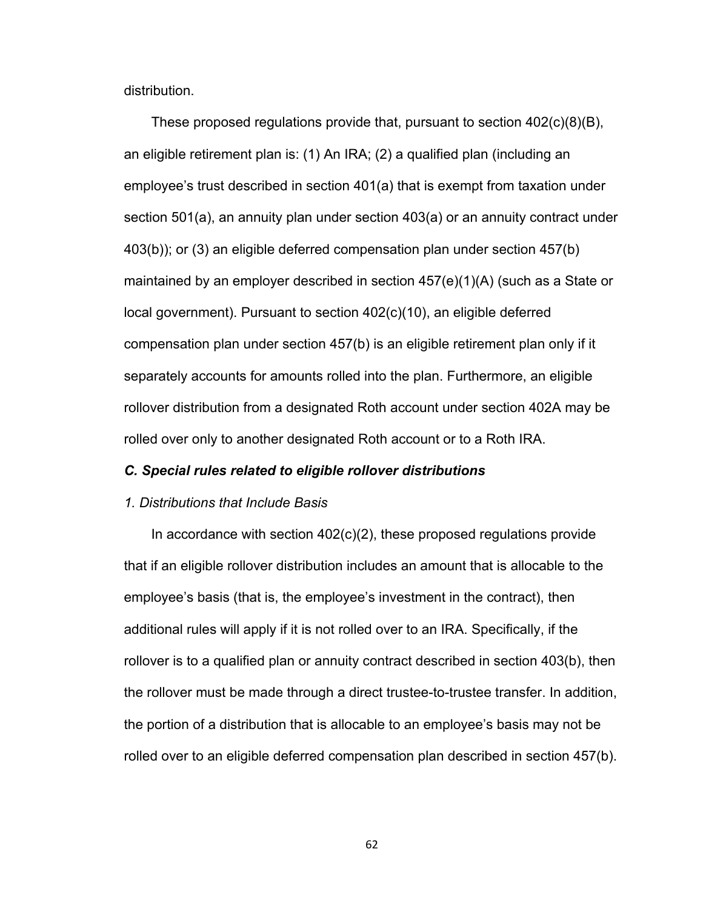distribution.

These proposed regulations provide that, pursuant to section 402(c)(8)(B), an eligible retirement plan is: (1) An IRA; (2) a qualified plan (including an employee's trust described in section 401(a) that is exempt from taxation under section 501(a), an annuity plan under section 403(a) or an annuity contract under 403(b)); or (3) an eligible deferred compensation plan under section 457(b) maintained by an employer described in section 457(e)(1)(A) (such as a State or local government). Pursuant to section 402(c)(10), an eligible deferred compensation plan under section 457(b) is an eligible retirement plan only if it separately accounts for amounts rolled into the plan. Furthermore, an eligible rollover distribution from a designated Roth account under section 402A may be rolled over only to another designated Roth account or to a Roth IRA.

***C. Special rules related to eligible rollover distributions***

*1. Distributions that Include Basis*

In accordance with section 402(c)(2), these proposed regulations provide that if an eligible rollover distribution includes an amount that is allocable to the employee's basis (that is, the employee's investment in the contract), then additional rules will apply if it is not rolled over to an IRA. Specifically, if the rollover is to a qualified plan or annuity contract described in section 403(b), then the rollover must be made through a direct trustee-to-trustee transfer. In addition, the portion of a distribution that is allocable to an employee's basis may not be rolled over to an eligible deferred compensation plan described in section 457(b).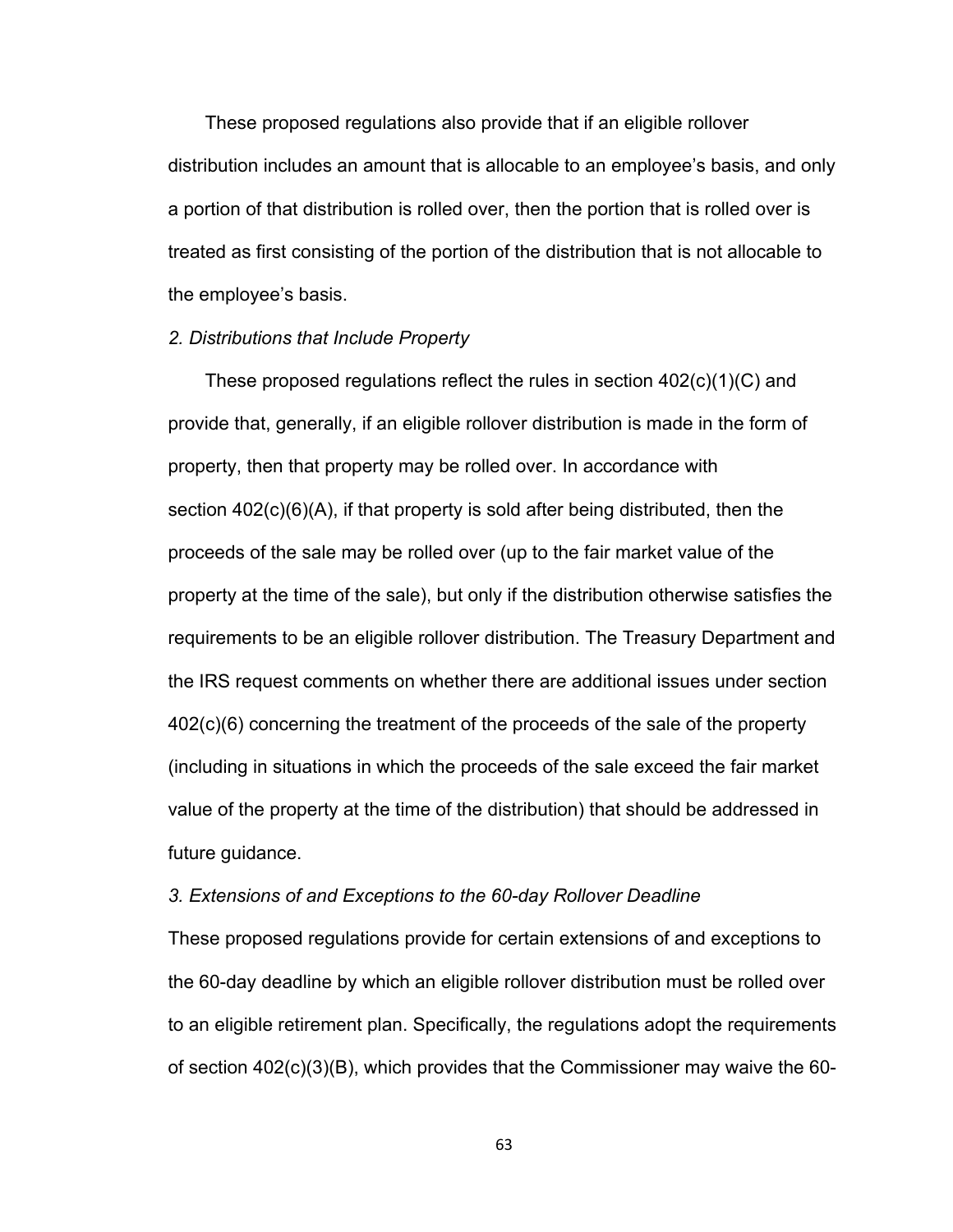These proposed regulations also provide that if an eligible rollover distribution includes an amount that is allocable to an employee's basis, and only a portion of that distribution is rolled over, then the portion that is rolled over is treated as first consisting of the portion of the distribution that is not allocable to the employee's basis.

*2. Distributions that Include Property*

These proposed regulations reflect the rules in section 402(c)(1)(C) and provide that, generally, if an eligible rollover distribution is made in the form of property, then that property may be rolled over. In accordance with section 402(c)(6)(A), if that property is sold after being distributed, then the proceeds of the sale may be rolled over (up to the fair market value of the property at the time of the sale), but only if the distribution otherwise satisfies the requirements to be an eligible rollover distribution. The Treasury Department and the IRS request comments on whether there are additional issues under section 402(c)(6) concerning the treatment of the proceeds of the sale of the property (including in situations in which the proceeds of the sale exceed the fair market value of the property at the time of the distribution) that should be addressed in future guidance.

*3. Extensions of and Exceptions to the 60-day Rollover Deadline*

These proposed regulations provide for certain extensions of and exceptions to the 60-day deadline by which an eligible rollover distribution must be rolled over to an eligible retirement plan. Specifically, the regulations adopt the requirements of section 402(c)(3)(B), which provides that the Commissioner may waive the 60-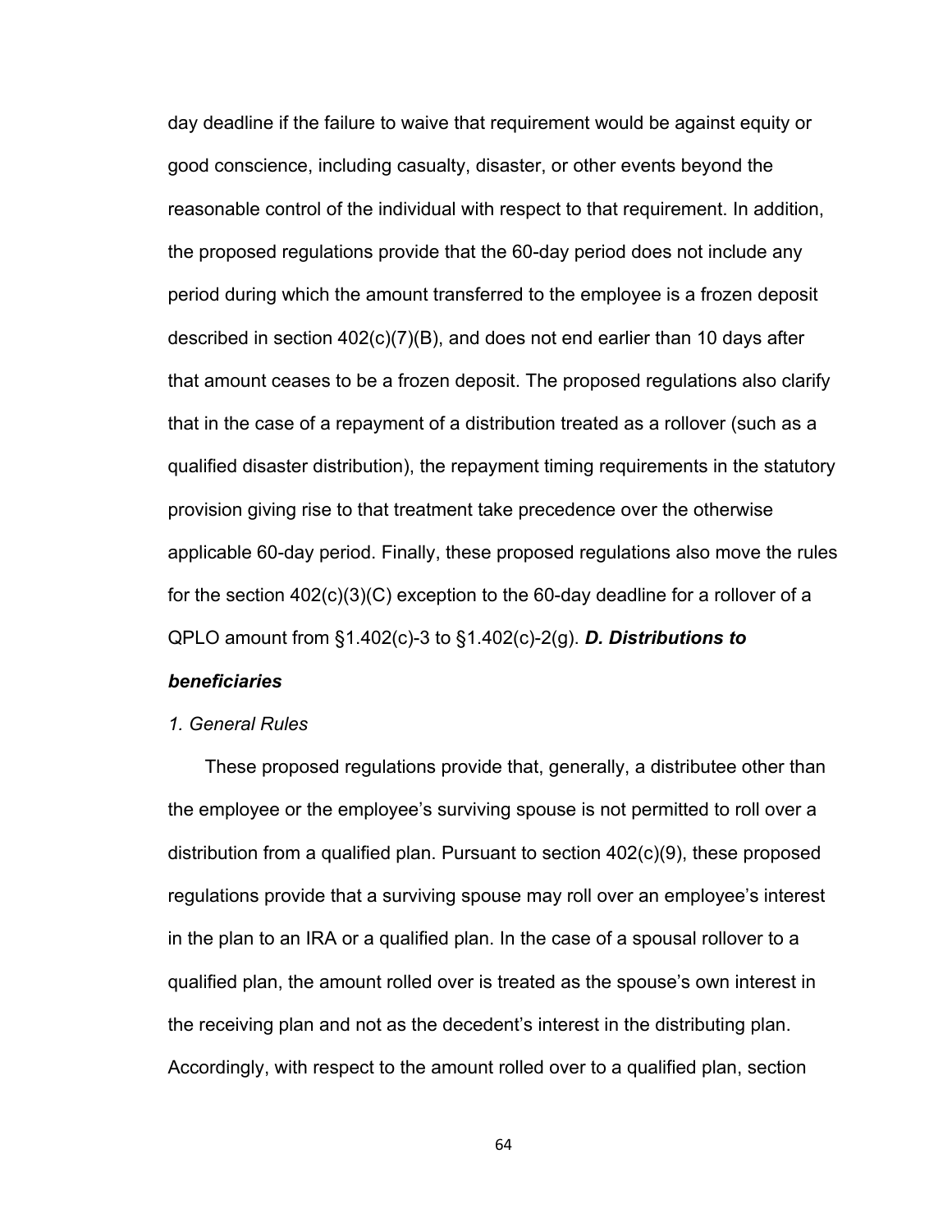day deadline if the failure to waive that requirement would be against equity or good conscience, including casualty, disaster, or other events beyond the reasonable control of the individual with respect to that requirement. In addition, the proposed regulations provide that the 60-day period does not include any period during which the amount transferred to the employee is a frozen deposit described in section 402(c)(7)(B), and does not end earlier than 10 days after that amount ceases to be a frozen deposit. The proposed regulations also clarify that in the case of a repayment of a distribution treated as a rollover (such as a qualified disaster distribution), the repayment timing requirements in the statutory provision giving rise to that treatment take precedence over the otherwise applicable 60-day period. Finally, these proposed regulations also move the rules for the section 402(c)(3)(C) exception to the 60-day deadline for a rollover of a QPLO amount from §1.402(c)-3 to §1.402(c)-2(g).

***D. Distributions to beneficiaries***

*1. General Rules*

These proposed regulations provide that, generally, a distributee other than the employee or the employee's surviving spouse is not permitted to roll over a distribution from a qualified plan. Pursuant to section 402(c)(9), these proposed regulations provide that a surviving spouse may roll over an employee's interest in the plan to an IRA or a qualified plan. In the case of a spousal rollover to a qualified plan, the amount rolled over is treated as the spouse's own interest in the receiving plan and not as the decedent's interest in the distributing plan. Accordingly, with respect to the amount rolled over to a qualified plan, section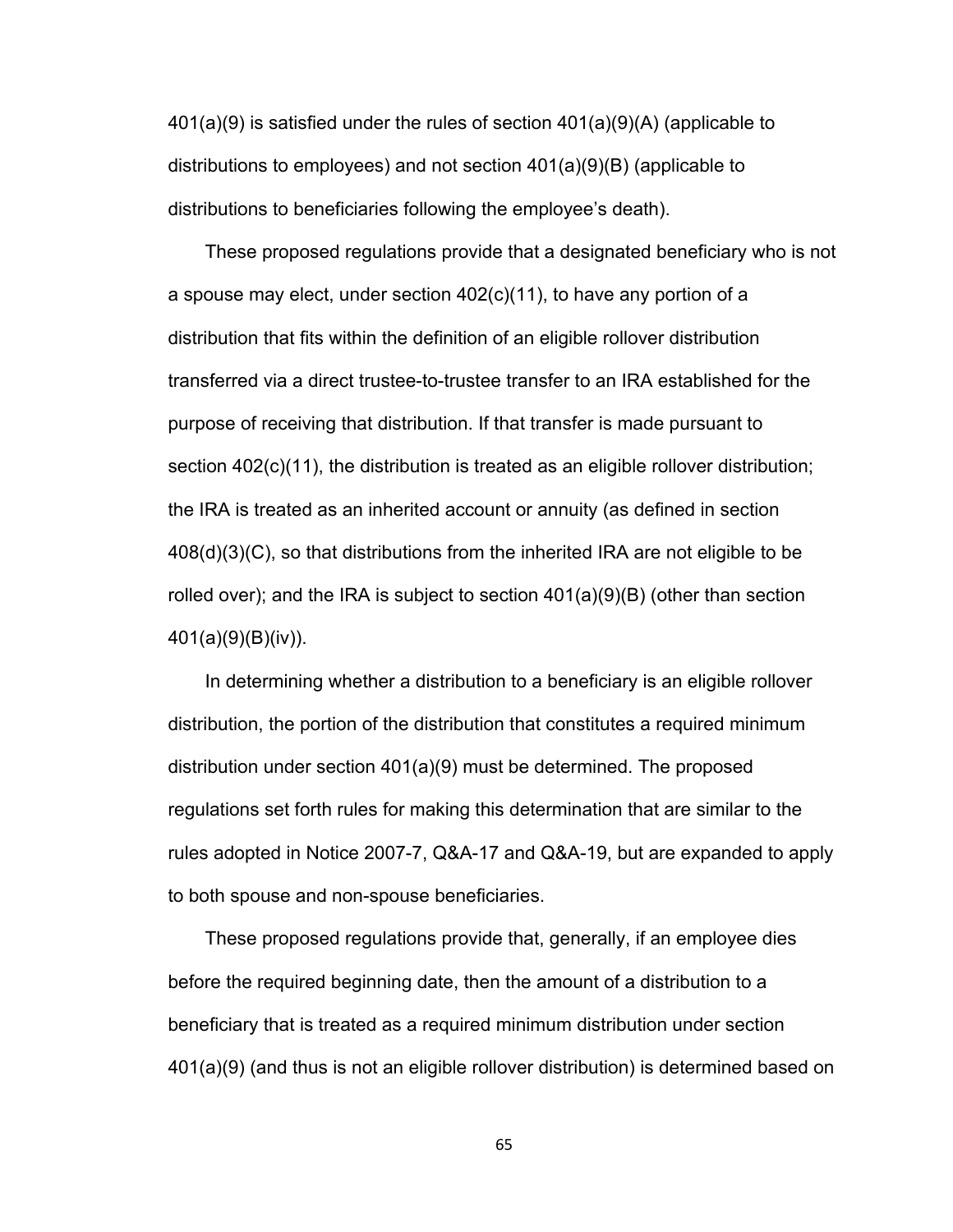401(a)(9) is satisfied under the rules of section 401(a)(9)(A) (applicable to distributions to employees) and not section 401(a)(9)(B) (applicable to distributions to beneficiaries following the employee's death).

These proposed regulations provide that a designated beneficiary who is not a spouse may elect, under section 402(c)(11), to have any portion of a distribution that fits within the definition of an eligible rollover distribution transferred via a direct trustee-to-trustee transfer to an IRA established for the purpose of receiving that distribution. If that transfer is made pursuant to section 402(c)(11), the distribution is treated as an eligible rollover distribution; the IRA is treated as an inherited account or annuity (as defined in section 408(d)(3)(C), so that distributions from the inherited IRA are not eligible to be rolled over); and the IRA is subject to section 401(a)(9)(B) (other than section 401(a)(9)(B)(iv)).

In determining whether a distribution to a beneficiary is an eligible rollover distribution, the portion of the distribution that constitutes a required minimum distribution under section 401(a)(9) must be determined. The proposed regulations set forth rules for making this determination that are similar to the rules adopted in Notice 2007-7, Q&A-17 and Q&A-19, but are expanded to apply to both spouse and non-spouse beneficiaries.

These proposed regulations provide that, generally, if an employee dies before the required beginning date, then the amount of a distribution to a beneficiary that is treated as a required minimum distribution under section 401(a)(9) (and thus is not an eligible rollover distribution) is determined based on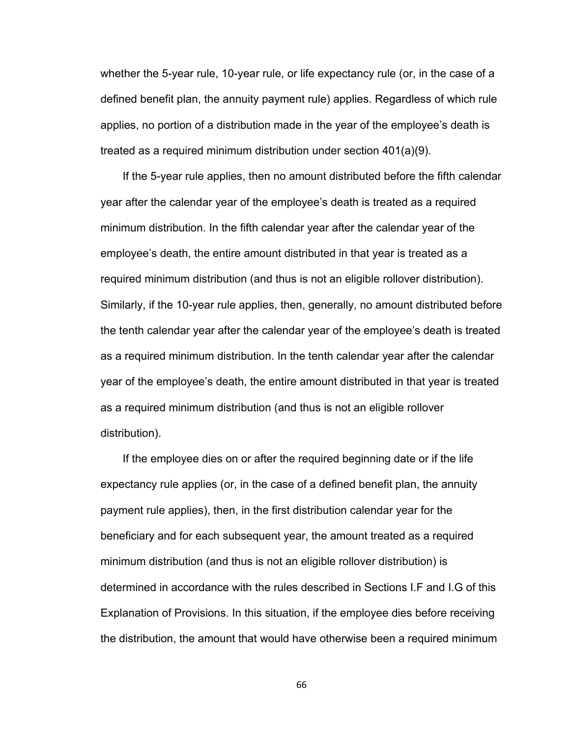whether the 5-year rule, 10-year rule, or life expectancy rule (or, in the case of a defined benefit plan, the annuity payment rule) applies. Regardless of which rule applies, no portion of a distribution made in the year of the employee's death is treated as a required minimum distribution under section 401(a)(9).

If the 5-year rule applies, then no amount distributed before the fifth calendar year after the calendar year of the employee's death is treated as a required minimum distribution. In the fifth calendar year after the calendar year of the employee's death, the entire amount distributed in that year is treated as a required minimum distribution (and thus is not an eligible rollover distribution). Similarly, if the 10-year rule applies, then, generally, no amount distributed before the tenth calendar year after the calendar year of the employee's death is treated as a required minimum distribution. In the tenth calendar year after the calendar year of the employee's death, the entire amount distributed in that year is treated as a required minimum distribution (and thus is not an eligible rollover distribution).

If the employee dies on or after the required beginning date or if the life expectancy rule applies (or, in the case of a defined benefit plan, the annuity payment rule applies), then, in the first distribution calendar year for the beneficiary and for each subsequent year, the amount treated as a required minimum distribution (and thus is not an eligible rollover distribution) is determined in accordance with the rules described in Sections I.F and I.G of this Explanation of Provisions. In this situation, if the employee dies before receiving the distribution, the amount that would have otherwise been a required minimum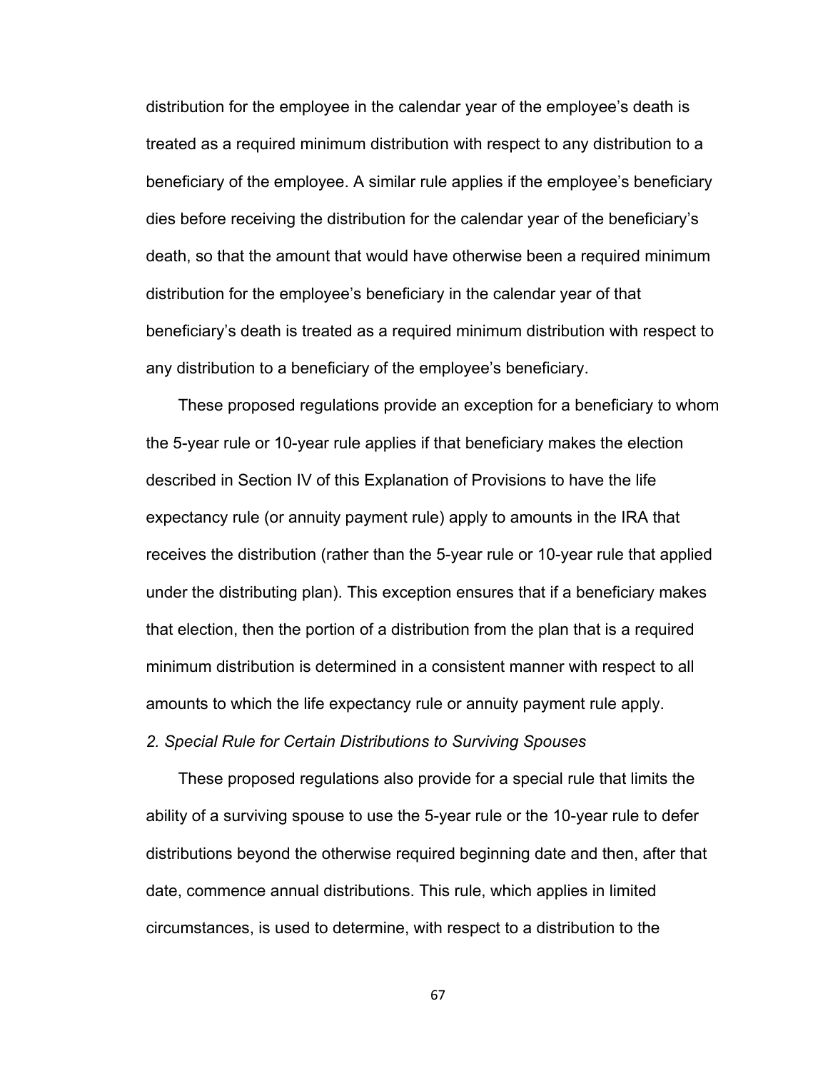distribution for the employee in the calendar year of the employee’s death is treated as a required minimum distribution with respect to any distribution to a beneficiary of the employee. A similar rule applies if the employee’s beneficiary dies before receiving the distribution for the calendar year of the beneficiary’s death, so that the amount that would have otherwise been a required minimum distribution for the employee’s beneficiary in the calendar year of that beneficiary’s death is treated as a required minimum distribution with respect to any distribution to a beneficiary of the employee’s beneficiary.

These proposed regulations provide an exception for a beneficiary to whom the 5-year rule or 10-year rule applies if that beneficiary makes the election described in Section IV of this Explanation of Provisions to have the life expectancy rule (or annuity payment rule) apply to amounts in the IRA that receives the distribution (rather than the 5-year rule or 10-year rule that applied under the distributing plan). This exception ensures that if a beneficiary makes that election, then the portion of a distribution from the plan that is a required minimum distribution is determined in a consistent manner with respect to all amounts to which the life expectancy rule or annuity payment rule apply.

*2. Special Rule for Certain Distributions to Surviving Spouses*

These proposed regulations also provide for a special rule that limits the ability of a surviving spouse to use the 5-year rule or the 10-year rule to defer distributions beyond the otherwise required beginning date and then, after that date, commence annual distributions. This rule, which applies in limited circumstances, is used to determine, with respect to a distribution to the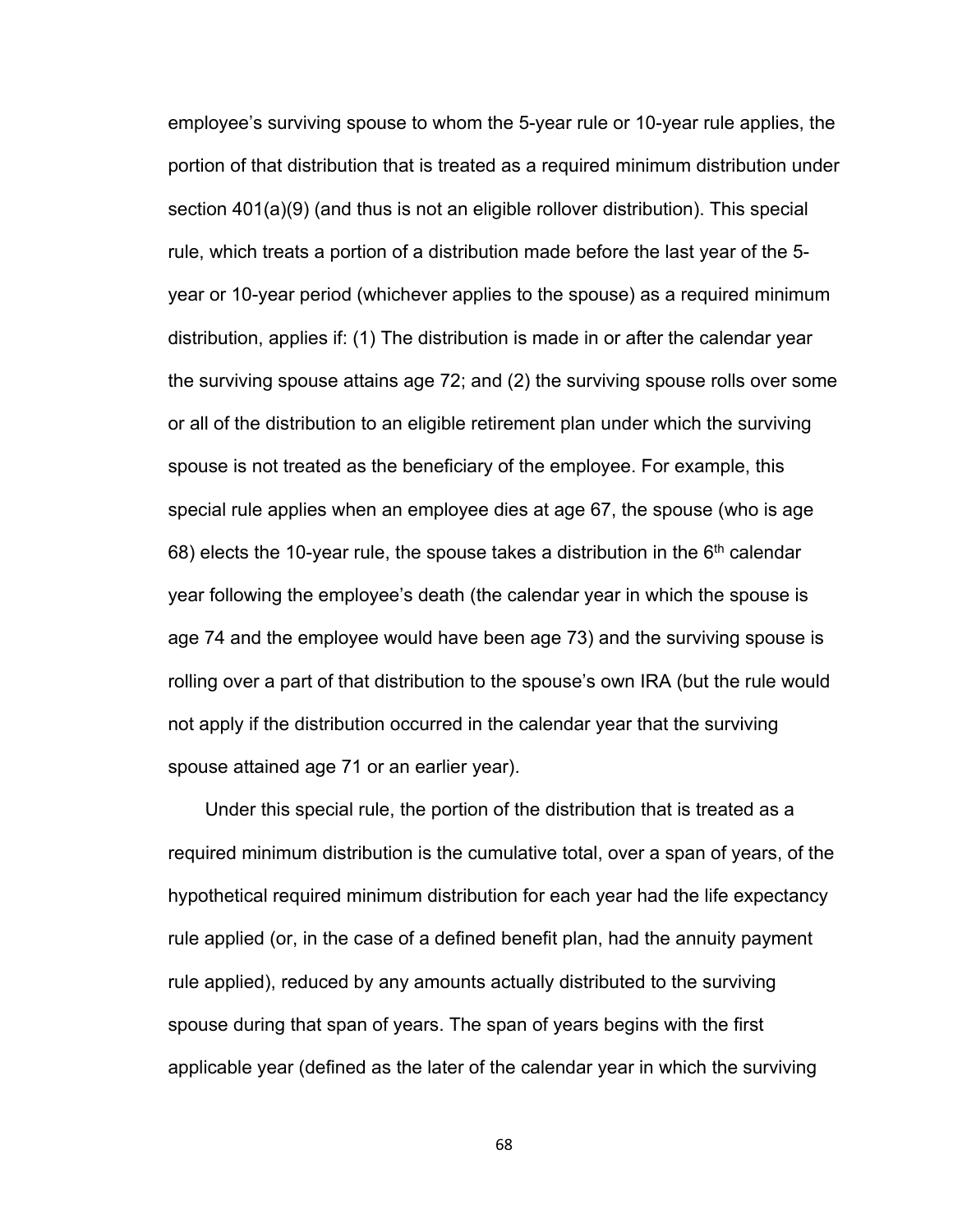employee's surviving spouse to whom the 5-year rule or 10-year rule applies, the portion of that distribution that is treated as a required minimum distribution under section 401(a)(9) (and thus is not an eligible rollover distribution). This special rule, which treats a portion of a distribution made before the last year of the 5-year or 10-year period (whichever applies to the spouse) as a required minimum distribution, applies if: (1) The distribution is made in or after the calendar year the surviving spouse attains age 72; and (2) the surviving spouse rolls over some or all of the distribution to an eligible retirement plan under which the surviving spouse is not treated as the beneficiary of the employee. For example, this special rule applies when an employee dies at age 67, the spouse (who is age 68) elects the 10-year rule, the spouse takes a distribution in the 6th calendar year following the employee's death (the calendar year in which the spouse is age 74 and the employee would have been age 73) and the surviving spouse is rolling over a part of that distribution to the spouse's own IRA (but the rule would not apply if the distribution occurred in the calendar year that the surviving spouse attained age 71 or an earlier year).

Under this special rule, the portion of the distribution that is treated as a required minimum distribution is the cumulative total, over a span of years, of the hypothetical required minimum distribution for each year had the life expectancy rule applied (or, in the case of a defined benefit plan, had the annuity payment rule applied), reduced by any amounts actually distributed to the surviving spouse during that span of years. The span of years begins with the first applicable year (defined as the later of the calendar year in which the surviving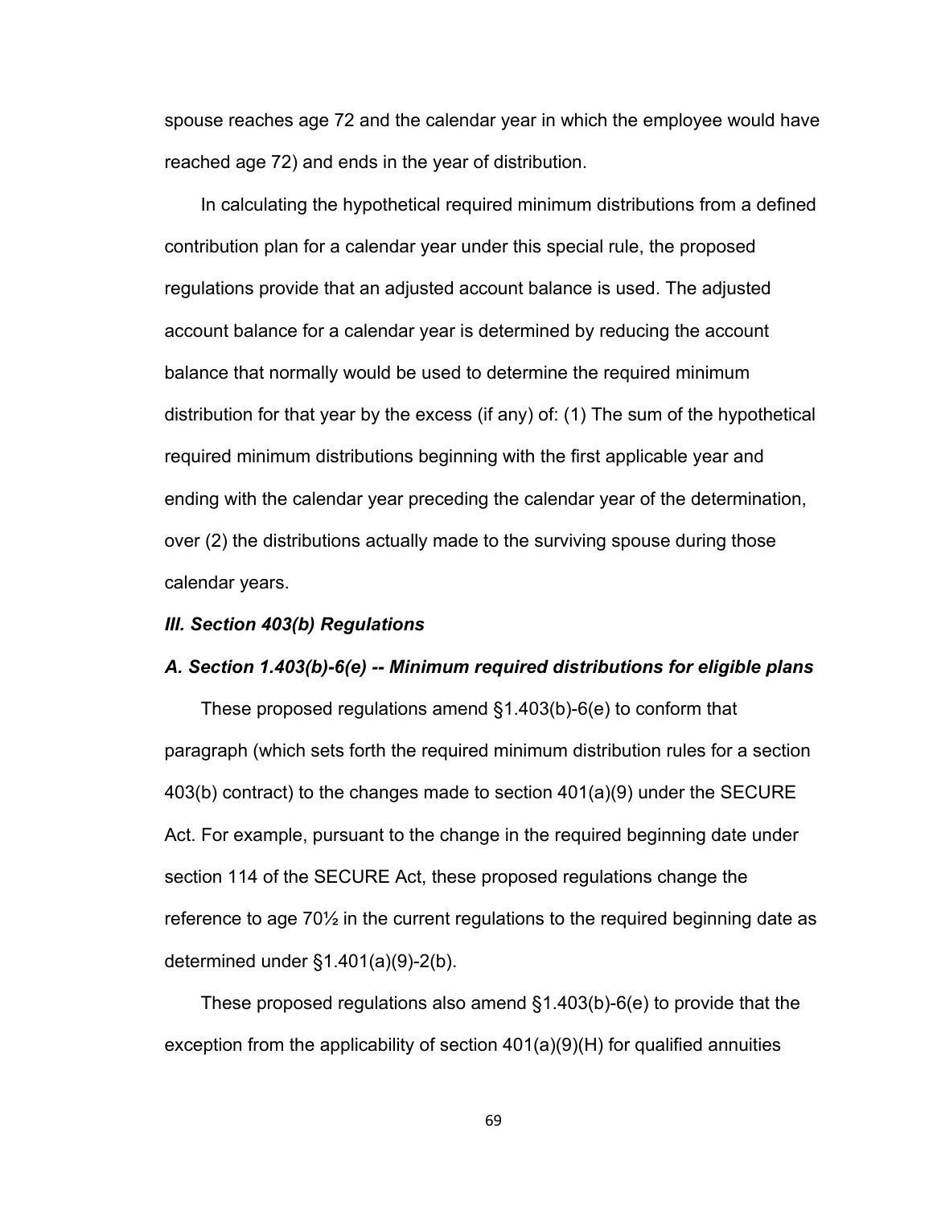spouse reaches age 72 and the calendar year in which the employee would have reached age 72) and ends in the year of distribution.

In calculating the hypothetical required minimum distributions from a defined contribution plan for a calendar year under this special rule, the proposed regulations provide that an adjusted account balance is used. The adjusted account balance for a calendar year is determined by reducing the account balance that normally would be used to determine the required minimum distribution for that year by the excess (if any) of: (1) The sum of the hypothetical required minimum distributions beginning with the first applicable year and ending with the calendar year preceding the calendar year of the determination, over (2) the distributions actually made to the surviving spouse during those calendar years.

### *III. Section 403(b) Regulations*

#### *A. Section 1.403(b)-6(e) -- Minimum required distributions for eligible plans*

These proposed regulations amend §1.403(b)-6(e) to conform that paragraph (which sets forth the required minimum distribution rules for a section 403(b) contract) to the changes made to section 401(a)(9) under the SECURE Act. For example, pursuant to the change in the required beginning date under section 114 of the SECURE Act, these proposed regulations change the reference to age 70½ in the current regulations to the required beginning date as determined under §1.401(a)(9)-2(b).

These proposed regulations also amend §1.403(b)-6(e) to provide that the exception from the applicability of section 401(a)(9)(H) for qualified annuities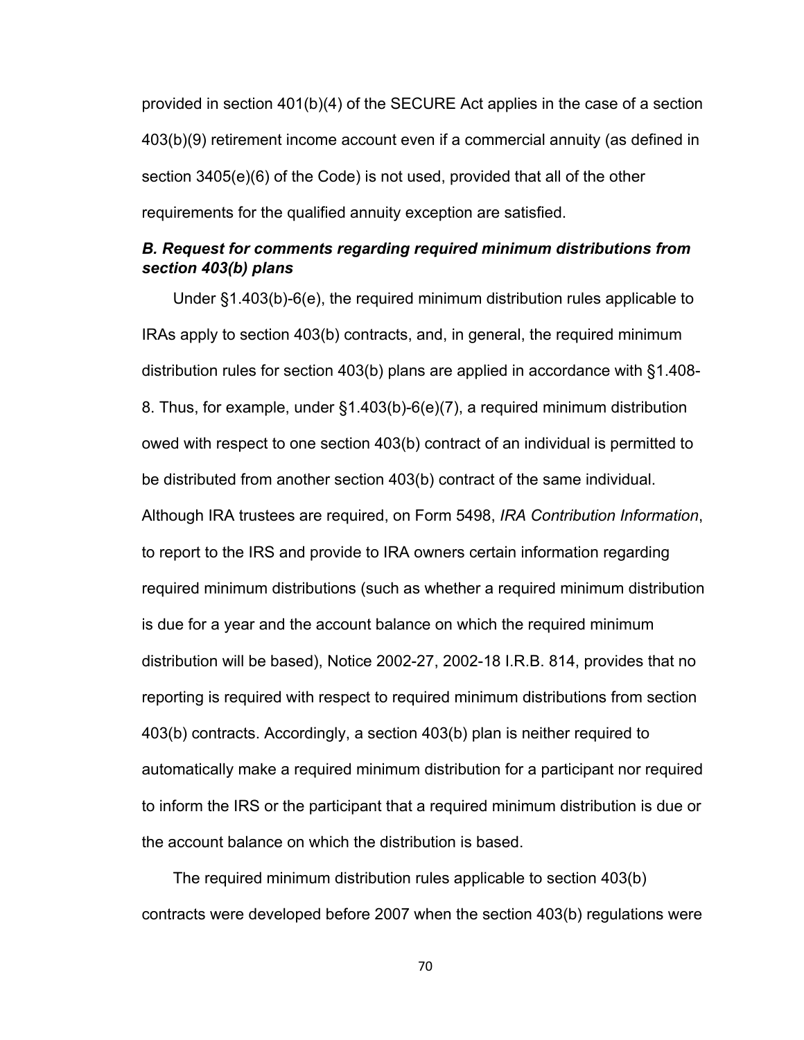provided in section 401(b)(4) of the SECURE Act applies in the case of a section 403(b)(9) retirement income account even if a commercial annuity (as defined in section 3405(e)(6) of the Code) is not used, provided that all of the other requirements for the qualified annuity exception are satisfied.

### *B. Request for comments regarding required minimum distributions from section 403(b) plans*

Under §1.403(b)-6(e), the required minimum distribution rules applicable to IRAs apply to section 403(b) contracts, and, in general, the required minimum distribution rules for section 403(b) plans are applied in accordance with §1.408-8. Thus, for example, under §1.403(b)-6(e)(7), a required minimum distribution owed with respect to one section 403(b) contract of an individual is permitted to be distributed from another section 403(b) contract of the same individual. Although IRA trustees are required, on Form 5498, *IRA Contribution Information*, to report to the IRS and provide to IRA owners certain information regarding required minimum distributions (such as whether a required minimum distribution is due for a year and the account balance on which the required minimum distribution will be based), Notice 2002-27, 2002-18 I.R.B. 814, provides that no reporting is required with respect to required minimum distributions from section 403(b) contracts. Accordingly, a section 403(b) plan is neither required to automatically make a required minimum distribution for a participant nor required to inform the IRS or the participant that a required minimum distribution is due or the account balance on which the distribution is based.

The required minimum distribution rules applicable to section 403(b) contracts were developed before 2007 when the section 403(b) regulations were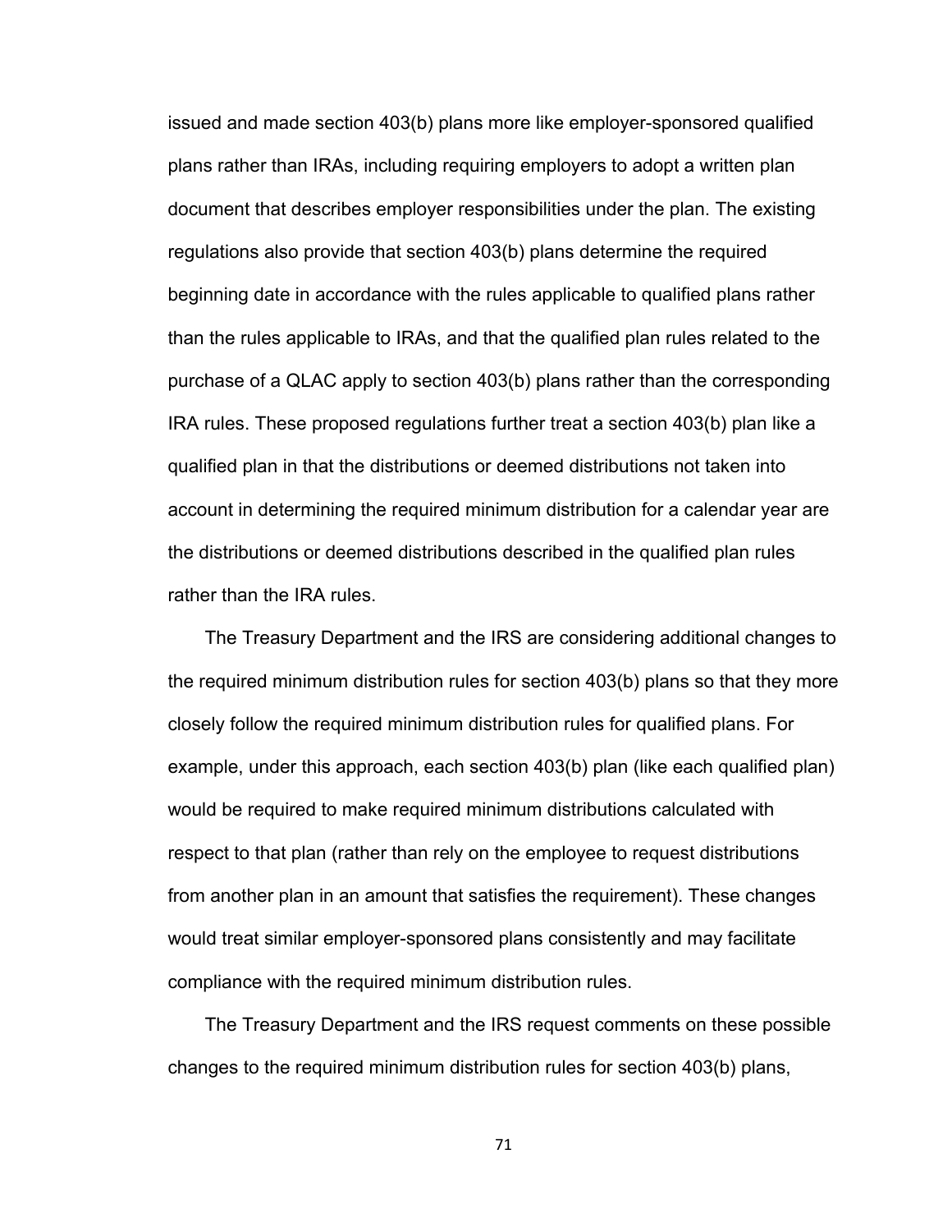issued and made section 403(b) plans more like employer-sponsored qualified plans rather than IRAs, including requiring employers to adopt a written plan document that describes employer responsibilities under the plan. The existing regulations also provide that section 403(b) plans determine the required beginning date in accordance with the rules applicable to qualified plans rather than the rules applicable to IRAs, and that the qualified plan rules related to the purchase of a QLAC apply to section 403(b) plans rather than the corresponding IRA rules. These proposed regulations further treat a section 403(b) plan like a qualified plan in that the distributions or deemed distributions not taken into account in determining the required minimum distribution for a calendar year are the distributions or deemed distributions described in the qualified plan rules rather than the IRA rules.

The Treasury Department and the IRS are considering additional changes to the required minimum distribution rules for section 403(b) plans so that they more closely follow the required minimum distribution rules for qualified plans. For example, under this approach, each section 403(b) plan (like each qualified plan) would be required to make required minimum distributions calculated with respect to that plan (rather than rely on the employee to request distributions from another plan in an amount that satisfies the requirement). These changes would treat similar employer-sponsored plans consistently and may facilitate compliance with the required minimum distribution rules.

The Treasury Department and the IRS request comments on these possible changes to the required minimum distribution rules for section 403(b) plans,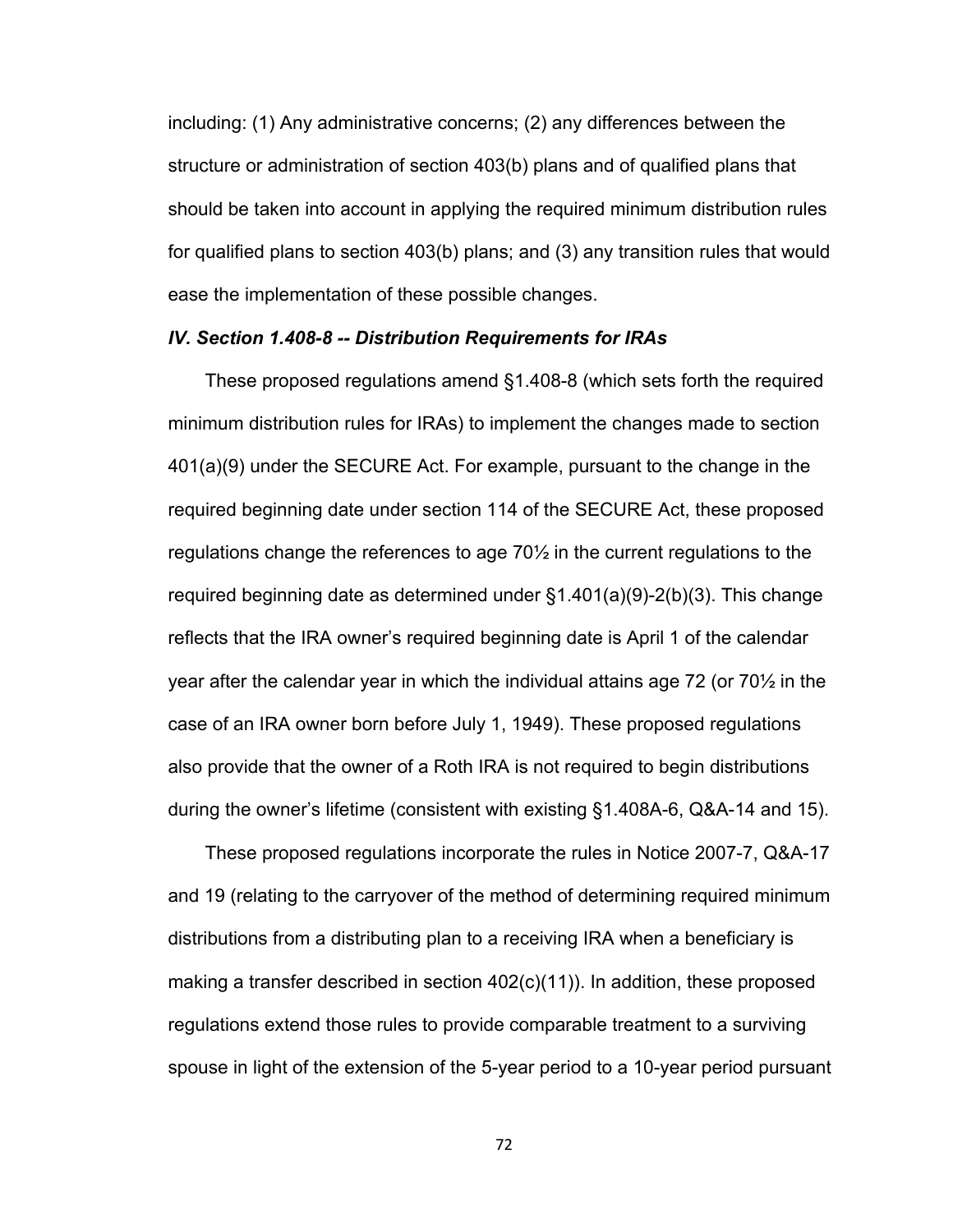including: (1) Any administrative concerns; (2) any differences between the structure or administration of section 403(b) plans and of qualified plans that should be taken into account in applying the required minimum distribution rules for qualified plans to section 403(b) plans; and (3) any transition rules that would ease the implementation of these possible changes.

### *IV. Section 1.408-8 -- Distribution Requirements for IRAs*

These proposed regulations amend §1.408-8 (which sets forth the required minimum distribution rules for IRAs) to implement the changes made to section 401(a)(9) under the SECURE Act. For example, pursuant to the change in the required beginning date under section 114 of the SECURE Act, these proposed regulations change the references to age 70½ in the current regulations to the required beginning date as determined under §1.401(a)(9)-2(b)(3). This change reflects that the IRA owner's required beginning date is April 1 of the calendar year after the calendar year in which the individual attains age 72 (or 70½ in the case of an IRA owner born before July 1, 1949). These proposed regulations also provide that the owner of a Roth IRA is not required to begin distributions during the owner's lifetime (consistent with existing §1.408A-6, Q&A-14 and 15).

These proposed regulations incorporate the rules in Notice 2007-7, Q&A-17 and 19 (relating to the carryover of the method of determining required minimum distributions from a distributing plan to a receiving IRA when a beneficiary is making a transfer described in section 402(c)(11)). In addition, these proposed regulations extend those rules to provide comparable treatment to a surviving spouse in light of the extension of the 5-year period to a 10-year period pursuant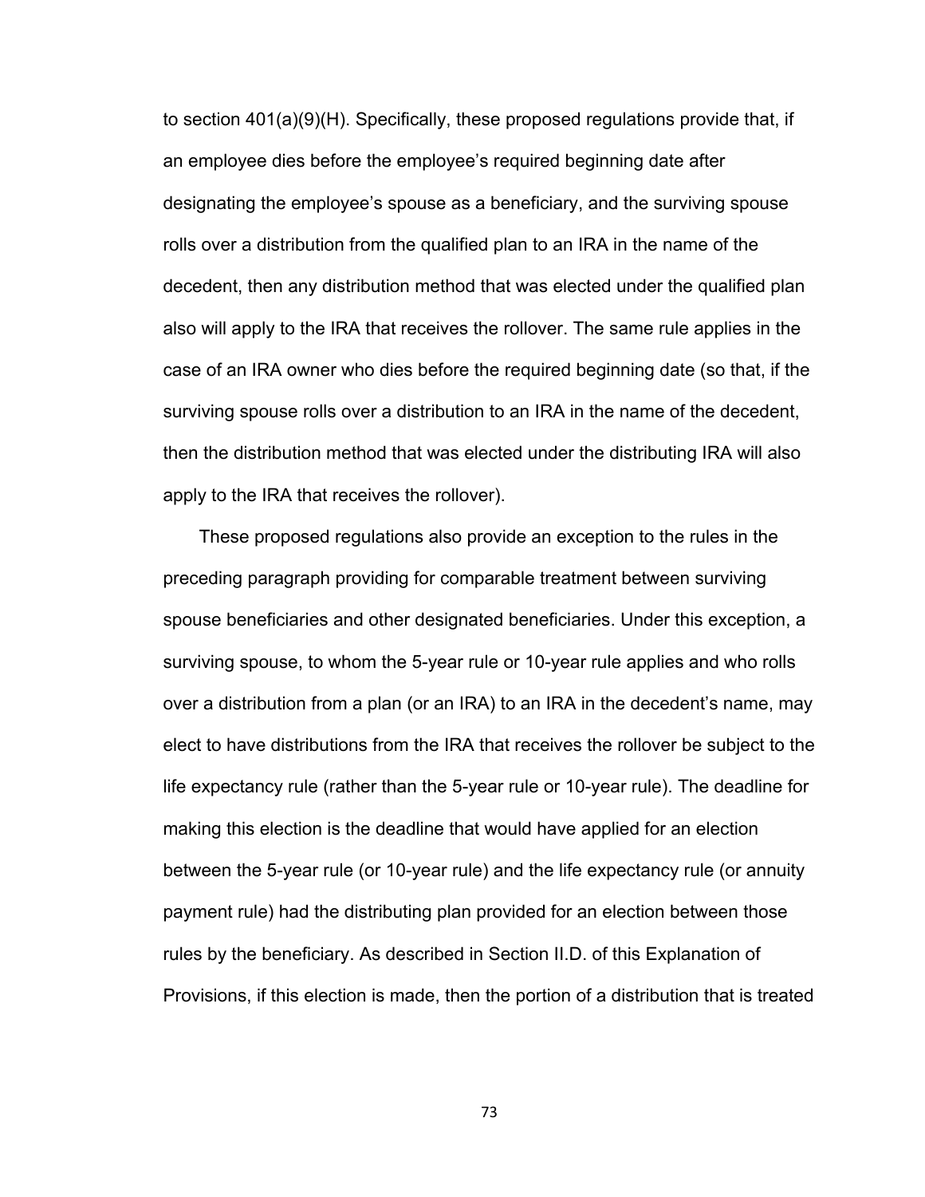to section 401(a)(9)(H). Specifically, these proposed regulations provide that, if an employee dies before the employee's required beginning date after designating the employee's spouse as a beneficiary, and the surviving spouse rolls over a distribution from the qualified plan to an IRA in the name of the decedent, then any distribution method that was elected under the qualified plan also will apply to the IRA that receives the rollover. The same rule applies in the case of an IRA owner who dies before the required beginning date (so that, if the surviving spouse rolls over a distribution to an IRA in the name of the decedent, then the distribution method that was elected under the distributing IRA will also apply to the IRA that receives the rollover).

These proposed regulations also provide an exception to the rules in the preceding paragraph providing for comparable treatment between surviving spouse beneficiaries and other designated beneficiaries. Under this exception, a surviving spouse, to whom the 5-year rule or 10-year rule applies and who rolls over a distribution from a plan (or an IRA) to an IRA in the decedent's name, may elect to have distributions from the IRA that receives the rollover be subject to the life expectancy rule (rather than the 5-year rule or 10-year rule). The deadline for making this election is the deadline that would have applied for an election between the 5-year rule (or 10-year rule) and the life expectancy rule (or annuity payment rule) had the distributing plan provided for an election between those rules by the beneficiary. As described in Section II.D. of this Explanation of Provisions, if this election is made, then the portion of a distribution that is treated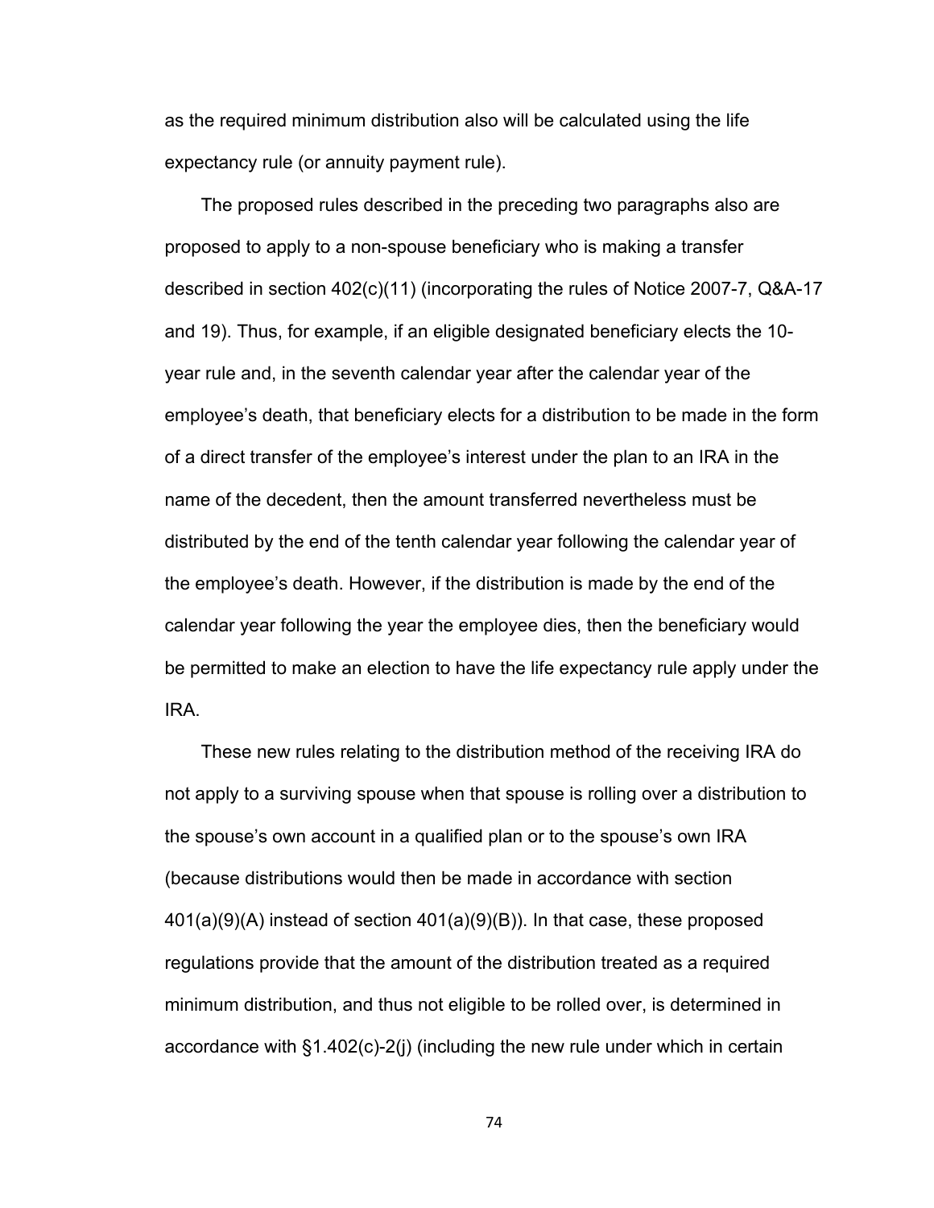as the required minimum distribution also will be calculated using the life expectancy rule (or annuity payment rule).

The proposed rules described in the preceding two paragraphs also are proposed to apply to a non-spouse beneficiary who is making a transfer described in section 402(c)(11) (incorporating the rules of Notice 2007-7, Q&A-17 and 19). Thus, for example, if an eligible designated beneficiary elects the 10-year rule and, in the seventh calendar year after the calendar year of the employee's death, that beneficiary elects for a distribution to be made in the form of a direct transfer of the employee's interest under the plan to an IRA in the name of the decedent, then the amount transferred nevertheless must be distributed by the end of the tenth calendar year following the calendar year of the employee's death. However, if the distribution is made by the end of the calendar year following the year the employee dies, then the beneficiary would be permitted to make an election to have the life expectancy rule apply under the IRA.

These new rules relating to the distribution method of the receiving IRA do not apply to a surviving spouse when that spouse is rolling over a distribution to the spouse's own account in a qualified plan or to the spouse's own IRA (because distributions would then be made in accordance with section 401(a)(9)(A) instead of section 401(a)(9)(B)). In that case, these proposed regulations provide that the amount of the distribution treated as a required minimum distribution, and thus not eligible to be rolled over, is determined in accordance with §1.402(c)-2(j) (including the new rule under which in certain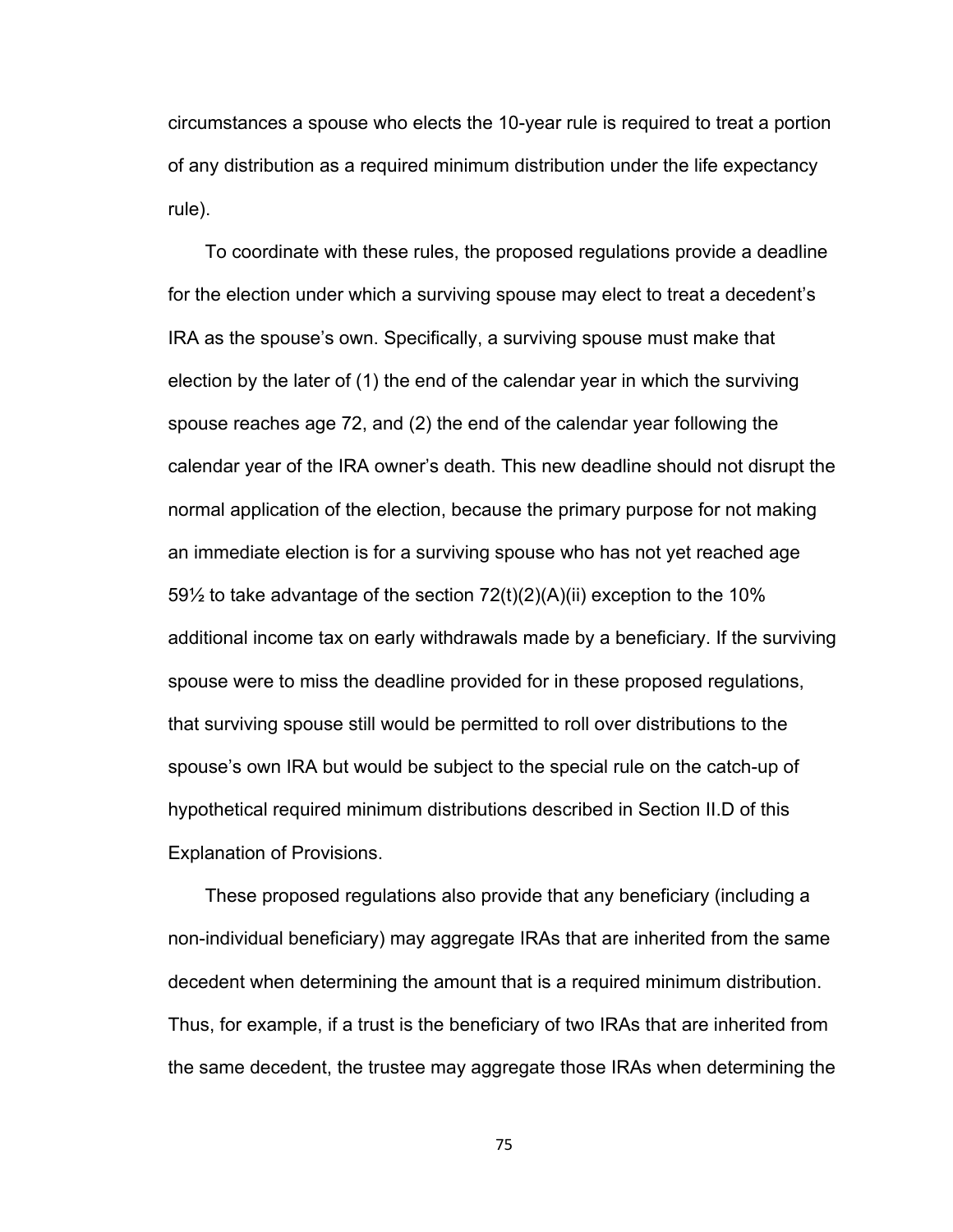circumstances a spouse who elects the 10-year rule is required to treat a portion of any distribution as a required minimum distribution under the life expectancy rule).

To coordinate with these rules, the proposed regulations provide a deadline for the election under which a surviving spouse may elect to treat a decedent's IRA as the spouse's own. Specifically, a surviving spouse must make that election by the later of (1) the end of the calendar year in which the surviving spouse reaches age 72, and (2) the end of the calendar year following the calendar year of the IRA owner's death. This new deadline should not disrupt the normal application of the election, because the primary purpose for not making an immediate election is for a surviving spouse who has not yet reached age 59½ to take advantage of the section 72(t)(2)(A)(ii) exception to the 10% additional income tax on early withdrawals made by a beneficiary. If the surviving spouse were to miss the deadline provided for in these proposed regulations, that surviving spouse still would be permitted to roll over distributions to the spouse's own IRA but would be subject to the special rule on the catch-up of hypothetical required minimum distributions described in Section II.D of this Explanation of Provisions.

These proposed regulations also provide that any beneficiary (including a non-individual beneficiary) may aggregate IRAs that are inherited from the same decedent when determining the amount that is a required minimum distribution. Thus, for example, if a trust is the beneficiary of two IRAs that are inherited from the same decedent, the trustee may aggregate those IRAs when determining the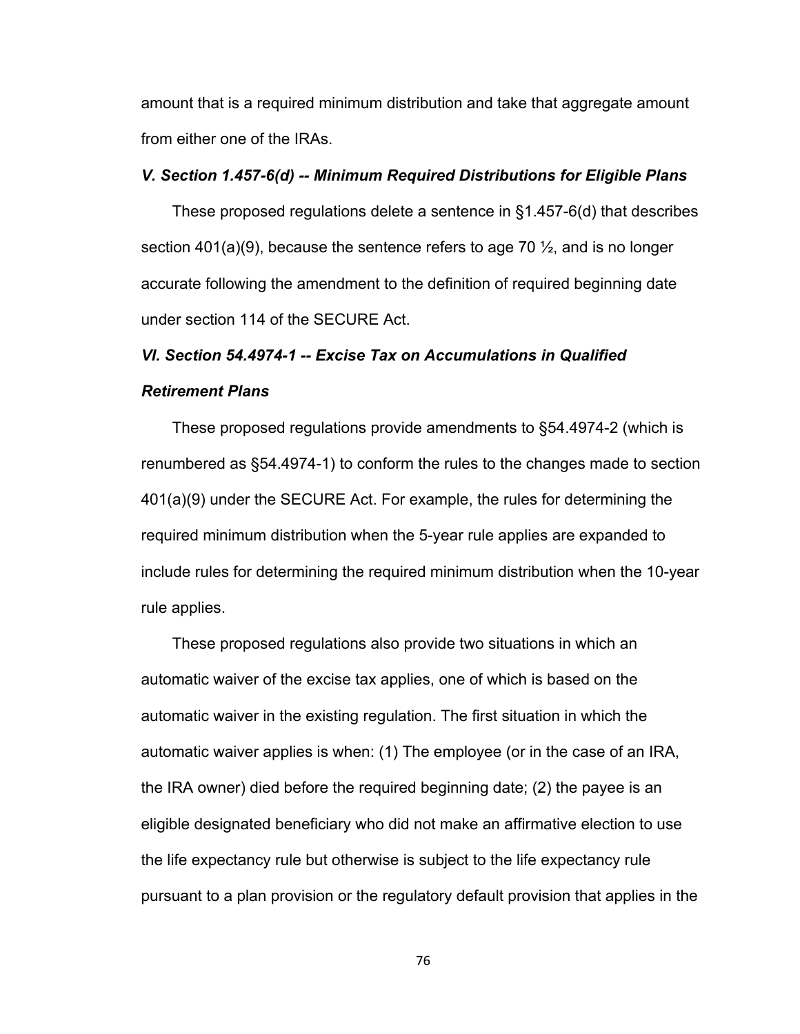amount that is a required minimum distribution and take that aggregate amount from either one of the IRAs.

### *V. Section 1.457-6(d) -- Minimum Required Distributions for Eligible Plans*

These proposed regulations delete a sentence in §1.457-6(d) that describes section 401(a)(9), because the sentence refers to age 70 ½, and is no longer accurate following the amendment to the definition of required beginning date under section 114 of the SECURE Act.

### *VI. Section 54.4974-1 -- Excise Tax on Accumulations in Qualified Retirement Plans*

These proposed regulations provide amendments to §54.4974-2 (which is renumbered as §54.4974-1) to conform the rules to the changes made to section 401(a)(9) under the SECURE Act. For example, the rules for determining the required minimum distribution when the 5-year rule applies are expanded to include rules for determining the required minimum distribution when the 10-year rule applies.

These proposed regulations also provide two situations in which an automatic waiver of the excise tax applies, one of which is based on the automatic waiver in the existing regulation. The first situation in which the automatic waiver applies is when: (1) The employee (or in the case of an IRA, the IRA owner) died before the required beginning date; (2) the payee is an eligible designated beneficiary who did not make an affirmative election to use the life expectancy rule but otherwise is subject to the life expectancy rule pursuant to a plan provision or the regulatory default provision that applies in the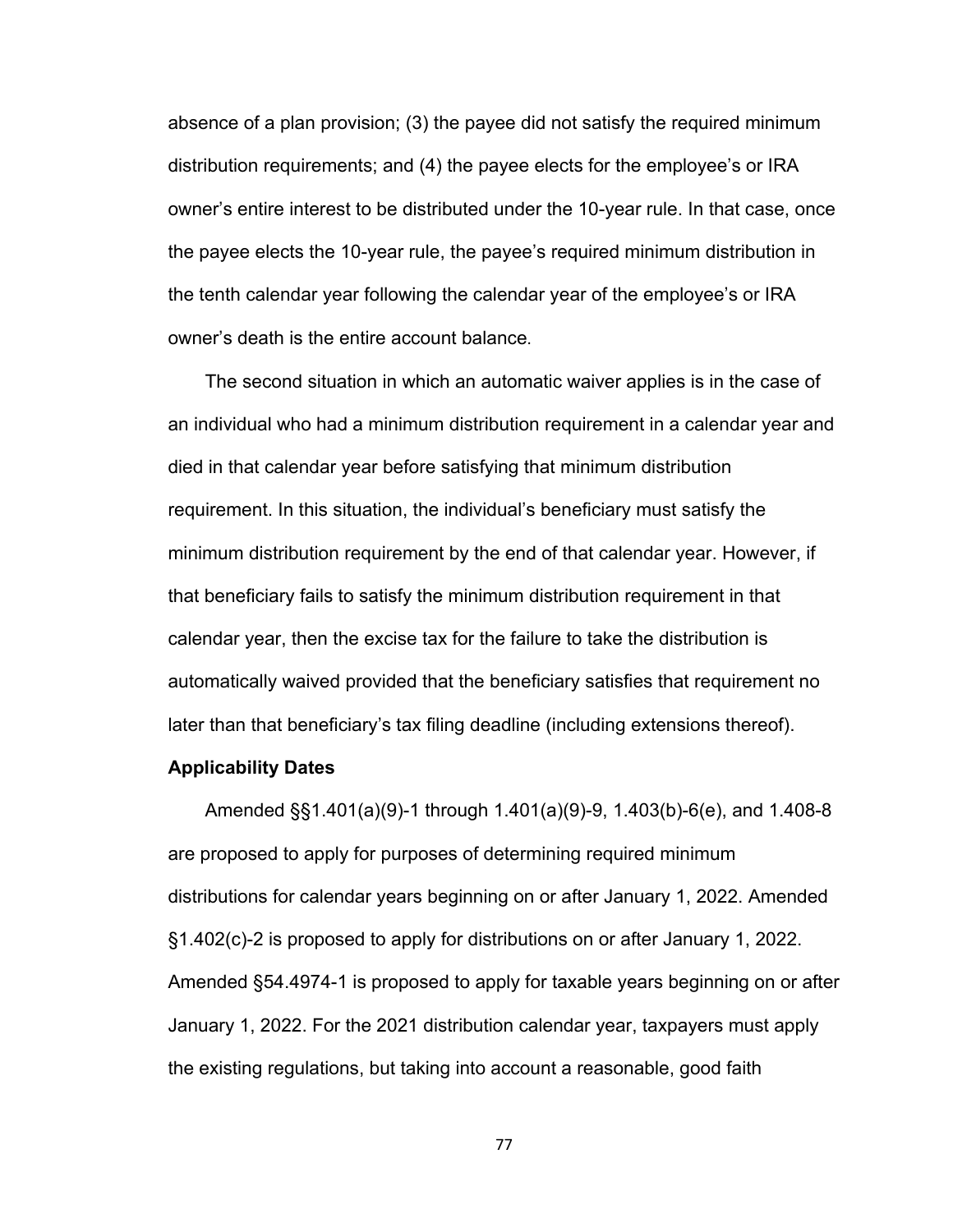absence of a plan provision; (3) the payee did not satisfy the required minimum distribution requirements; and (4) the payee elects for the employee's or IRA owner's entire interest to be distributed under the 10-year rule. In that case, once the payee elects the 10-year rule, the payee's required minimum distribution in the tenth calendar year following the calendar year of the employee's or IRA owner's death is the entire account balance.

The second situation in which an automatic waiver applies is in the case of an individual who had a minimum distribution requirement in a calendar year and died in that calendar year before satisfying that minimum distribution requirement. In this situation, the individual's beneficiary must satisfy the minimum distribution requirement by the end of that calendar year. However, if that beneficiary fails to satisfy the minimum distribution requirement in that calendar year, then the excise tax for the failure to take the distribution is automatically waived provided that the beneficiary satisfies that requirement no later than that beneficiary's tax filing deadline (including extensions thereof).

**Applicability Dates**

Amended §§1.401(a)(9)-1 through 1.401(a)(9)-9, 1.403(b)-6(e), and 1.408-8 are proposed to apply for purposes of determining required minimum distributions for calendar years beginning on or after January 1, 2022. Amended §1.402(c)-2 is proposed to apply for distributions on or after January 1, 2022. Amended §54.4974-1 is proposed to apply for taxable years beginning on or after January 1, 2022. For the 2021 distribution calendar year, taxpayers must apply the existing regulations, but taking into account a reasonable, good faith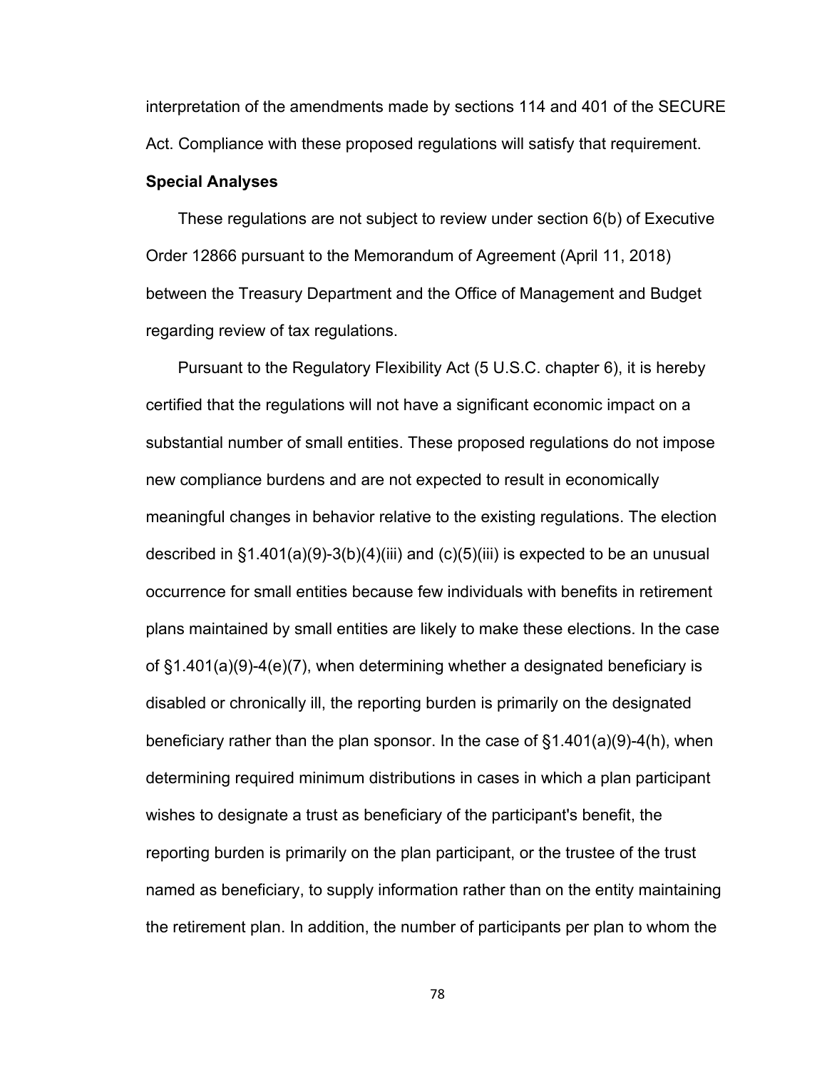interpretation of the amendments made by sections 114 and 401 of the SECURE Act. Compliance with these proposed regulations will satisfy that requirement.

**Special Analyses**

These regulations are not subject to review under section 6(b) of Executive Order 12866 pursuant to the Memorandum of Agreement (April 11, 2018) between the Treasury Department and the Office of Management and Budget regarding review of tax regulations.

Pursuant to the Regulatory Flexibility Act (5 U.S.C. chapter 6), it is hereby certified that the regulations will not have a significant economic impact on a substantial number of small entities. These proposed regulations do not impose new compliance burdens and are not expected to result in economically meaningful changes in behavior relative to the existing regulations. The election described in §1.401(a)(9)-3(b)(4)(iii) and (c)(5)(iii) is expected to be an unusual occurrence for small entities because few individuals with benefits in retirement plans maintained by small entities are likely to make these elections. In the case of §1.401(a)(9)-4(e)(7), when determining whether a designated beneficiary is disabled or chronically ill, the reporting burden is primarily on the designated beneficiary rather than the plan sponsor. In the case of §1.401(a)(9)-4(h), when determining required minimum distributions in cases in which a plan participant wishes to designate a trust as beneficiary of the participant's benefit, the reporting burden is primarily on the plan participant, or the trustee of the trust named as beneficiary, to supply information rather than on the entity maintaining the retirement plan. In addition, the number of participants per plan to whom the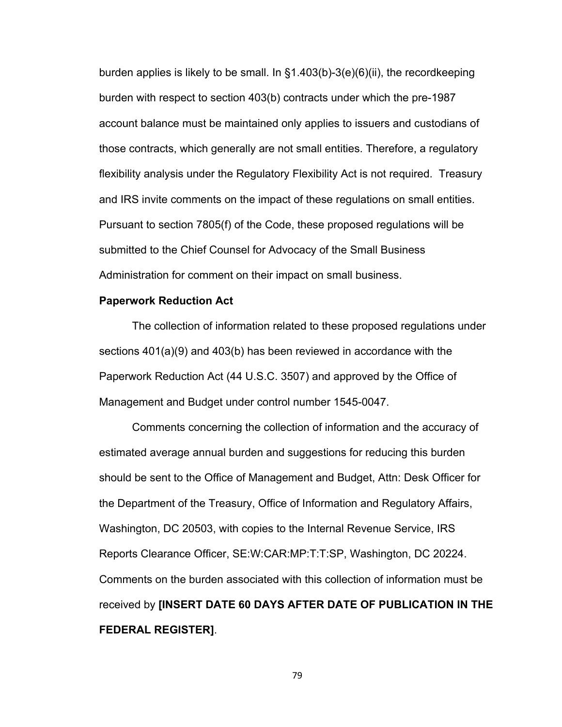burden applies is likely to be small. In §1.403(b)-3(e)(6)(ii), the recordkeeping burden with respect to section 403(b) contracts under which the pre-1987 account balance must be maintained only applies to issuers and custodians of those contracts, which generally are not small entities. Therefore, a regulatory flexibility analysis under the Regulatory Flexibility Act is not required. Treasury and IRS invite comments on the impact of these regulations on small entities. Pursuant to section 7805(f) of the Code, these proposed regulations will be submitted to the Chief Counsel for Advocacy of the Small Business Administration for comment on their impact on small business.

**Paperwork Reduction Act**

The collection of information related to these proposed regulations under sections 401(a)(9) and 403(b) has been reviewed in accordance with the Paperwork Reduction Act (44 U.S.C. 3507) and approved by the Office of Management and Budget under control number 1545-0047.

Comments concerning the collection of information and the accuracy of estimated average annual burden and suggestions for reducing this burden should be sent to the Office of Management and Budget, Attn: Desk Officer for the Department of the Treasury, Office of Information and Regulatory Affairs, Washington, DC 20503, with copies to the Internal Revenue Service, IRS Reports Clearance Officer, SE:W:CAR:MP:T:T:SP, Washington, DC 20224. Comments on the burden associated with this collection of information must be received by **[INSERT DATE 60 DAYS AFTER DATE OF PUBLICATION IN THE FEDERAL REGISTER]**.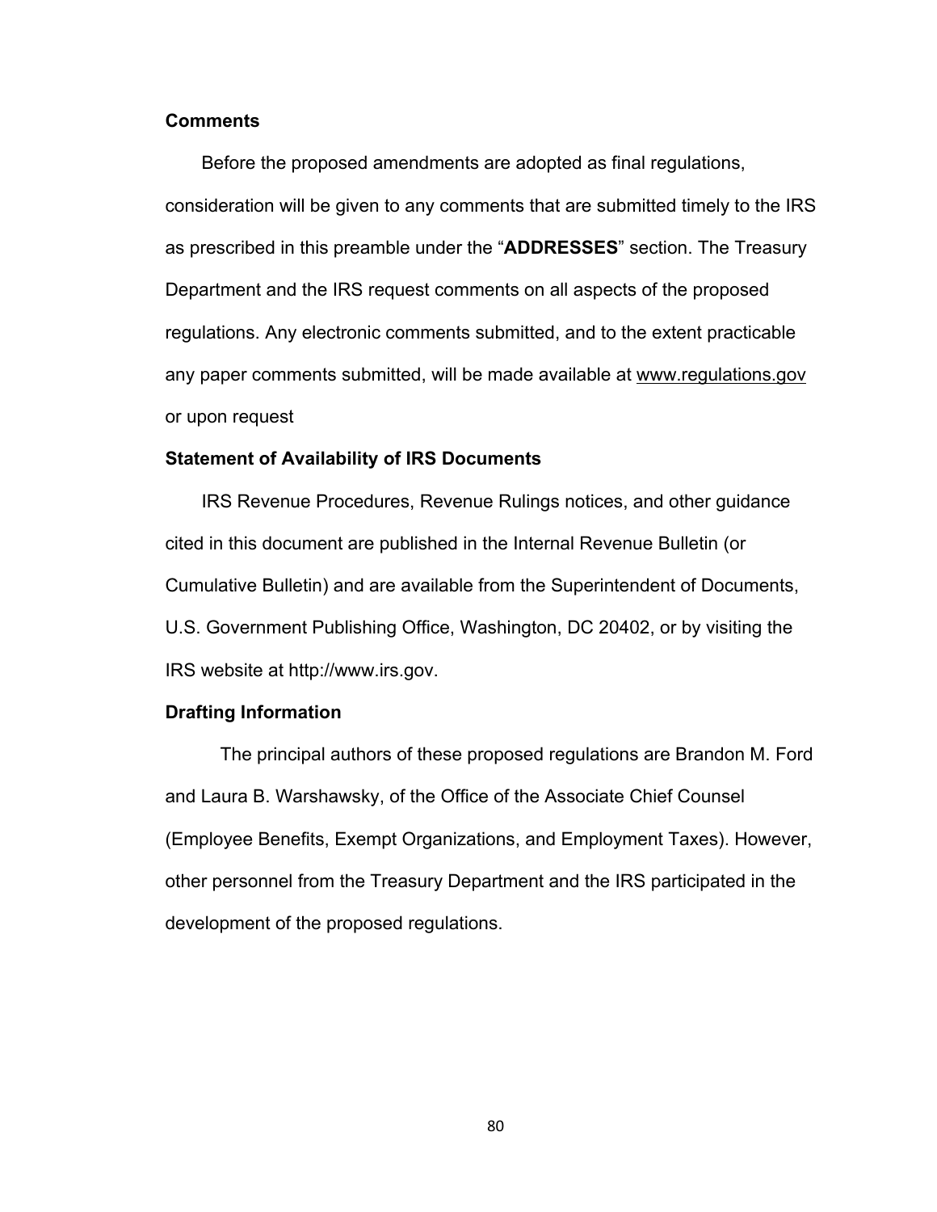**Comments**

Before the proposed amendments are adopted as final regulations, consideration will be given to any comments that are submitted timely to the IRS as prescribed in this preamble under the "**ADDRESSES**" section. The Treasury Department and the IRS request comments on all aspects of the proposed regulations. Any electronic comments submitted, and to the extent practicable any paper comments submitted, will be made available at www.regulations.gov or upon request

**Statement of Availability of IRS Documents**

IRS Revenue Procedures, Revenue Rulings notices, and other guidance cited in this document are published in the Internal Revenue Bulletin (or Cumulative Bulletin) and are available from the Superintendent of Documents, U.S. Government Publishing Office, Washington, DC 20402, or by visiting the IRS website at http://www.irs.gov.

**Drafting Information**

The principal authors of these proposed regulations are Brandon M. Ford and Laura B. Warshawsky, of the Office of the Associate Chief Counsel (Employee Benefits, Exempt Organizations, and Employment Taxes). However, other personnel from the Treasury Department and the IRS participated in the development of the proposed regulations.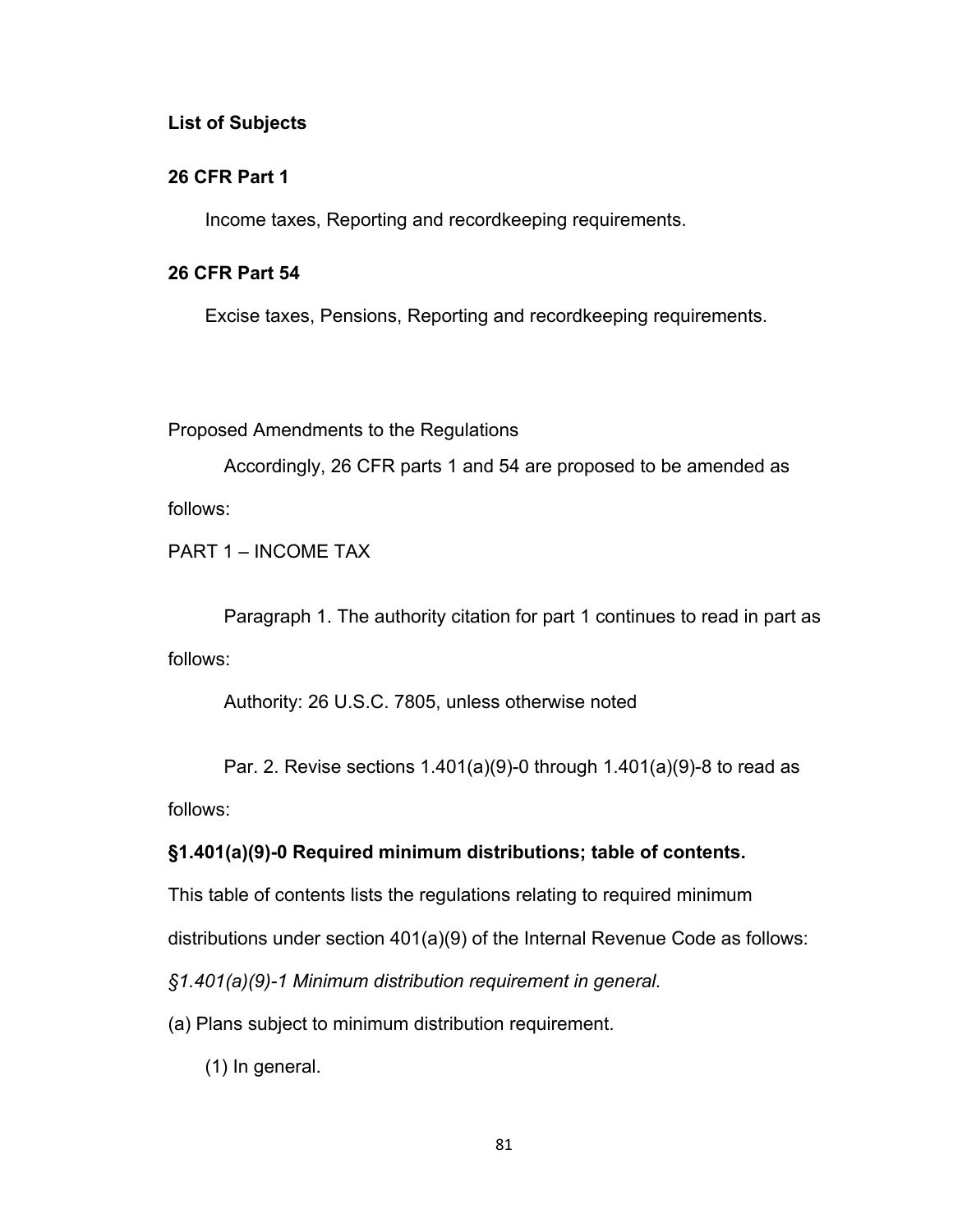**List of Subjects**

**26 CFR Part 1**

Income taxes, Reporting and recordkeeping requirements.

**26 CFR Part 54**

Excise taxes, Pensions, Reporting and recordkeeping requirements.

Proposed Amendments to the Regulations

Accordingly, 26 CFR parts 1 and 54 are proposed to be amended as follows:

PART 1 – INCOME TAX

Paragraph 1. The authority citation for part 1 continues to read in part as follows:

Authority: 26 U.S.C. 7805, unless otherwise noted

Par. 2. Revise sections 1.401(a)(9)-0 through 1.401(a)(9)-8 to read as follows:

**§1.401(a)(9)-0 Required minimum distributions; table of contents.**

This table of contents lists the regulations relating to required minimum distributions under section 401(a)(9) of the Internal Revenue Code as follows:

*§1.401(a)(9)-1 Minimum distribution requirement in general.*

(a) Plans subject to minimum distribution requirement.

(1) In general.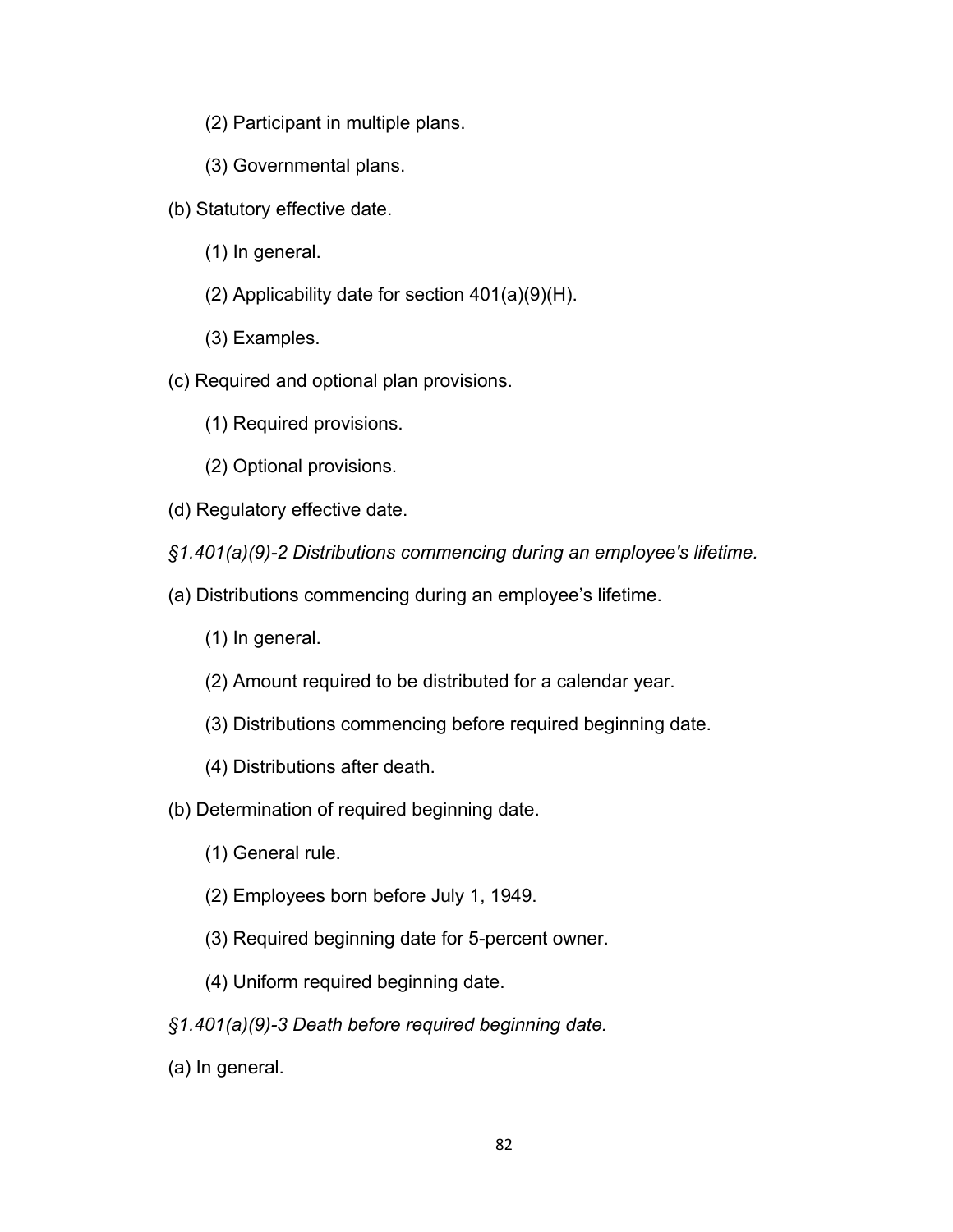(2) Participant in multiple plans.

(3) Governmental plans.

(b) Statutory effective date.

(1) In general.

(2) Applicability date for section 401(a)(9)(H).

(3) Examples.

(c) Required and optional plan provisions.

(1) Required provisions.

(2) Optional provisions.

(d) Regulatory effective date.

*§1.401(a)(9)-2 Distributions commencing during an employee's lifetime.*

(a) Distributions commencing during an employee's lifetime.

(1) In general.

(2) Amount required to be distributed for a calendar year.

(3) Distributions commencing before required beginning date.

(4) Distributions after death.

(b) Determination of required beginning date.

(1) General rule.

(2) Employees born before July 1, 1949.

(3) Required beginning date for 5-percent owner.

(4) Uniform required beginning date.

*§1.401(a)(9)-3 Death before required beginning date.*

(a) In general.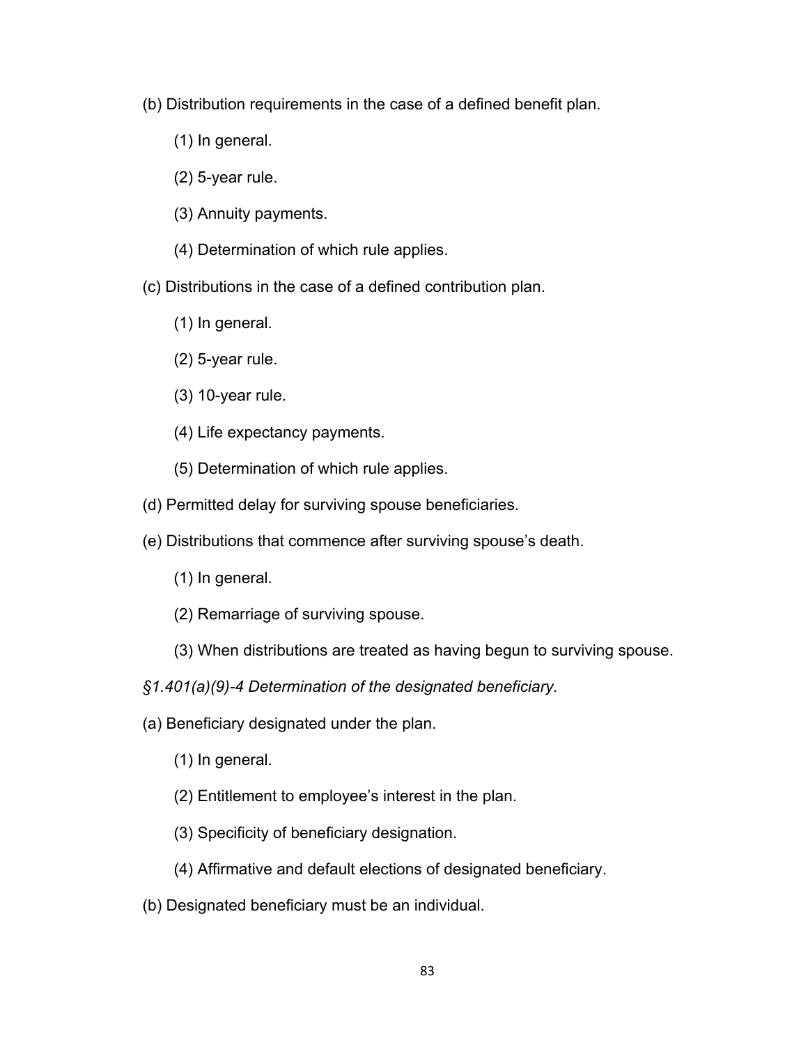(b) Distribution requirements in the case of a defined benefit plan.

(1) In general.

(2) 5-year rule.

(3) Annuity payments.

(4) Determination of which rule applies.

(c) Distributions in the case of a defined contribution plan.

(1) In general.

(2) 5-year rule.

(3) 10-year rule.

(4) Life expectancy payments.

(5) Determination of which rule applies.

(d) Permitted delay for surviving spouse beneficiaries.

(e) Distributions that commence after surviving spouse's death.

(1) In general.

(2) Remarriage of surviving spouse.

(3) When distributions are treated as having begun to surviving spouse.

*§1.401(a)(9)-4 Determination of the designated beneficiary.*

(a) Beneficiary designated under the plan.

(1) In general.

(2) Entitlement to employee's interest in the plan.

(3) Specificity of beneficiary designation.

(4) Affirmative and default elections of designated beneficiary.

(b) Designated beneficiary must be an individual.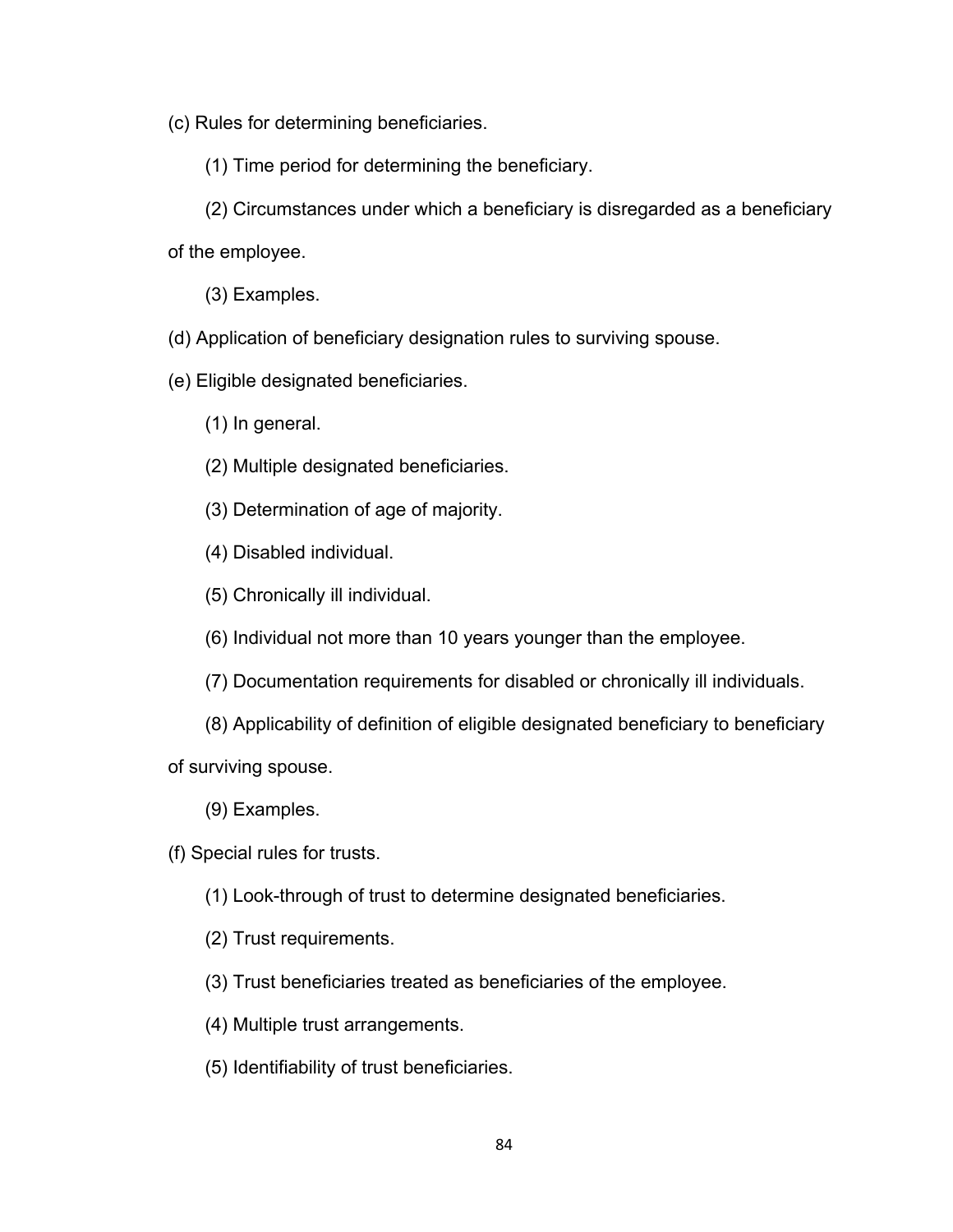(c) Rules for determining beneficiaries.

(1) Time period for determining the beneficiary.

(2) Circumstances under which a beneficiary is disregarded as a beneficiary of the employee.

(3) Examples.

(d) Application of beneficiary designation rules to surviving spouse.

(e) Eligible designated beneficiaries.

(1) In general.

(2) Multiple designated beneficiaries.

(3) Determination of age of majority.

(4) Disabled individual.

(5) Chronically ill individual.

(6) Individual not more than 10 years younger than the employee.

(7) Documentation requirements for disabled or chronically ill individuals.

(8) Applicability of definition of eligible designated beneficiary to beneficiary of surviving spouse.

(9) Examples.

(f) Special rules for trusts.

(1) Look-through of trust to determine designated beneficiaries.

(2) Trust requirements.

(3) Trust beneficiaries treated as beneficiaries of the employee.

(4) Multiple trust arrangements.

(5) Identifiability of trust beneficiaries.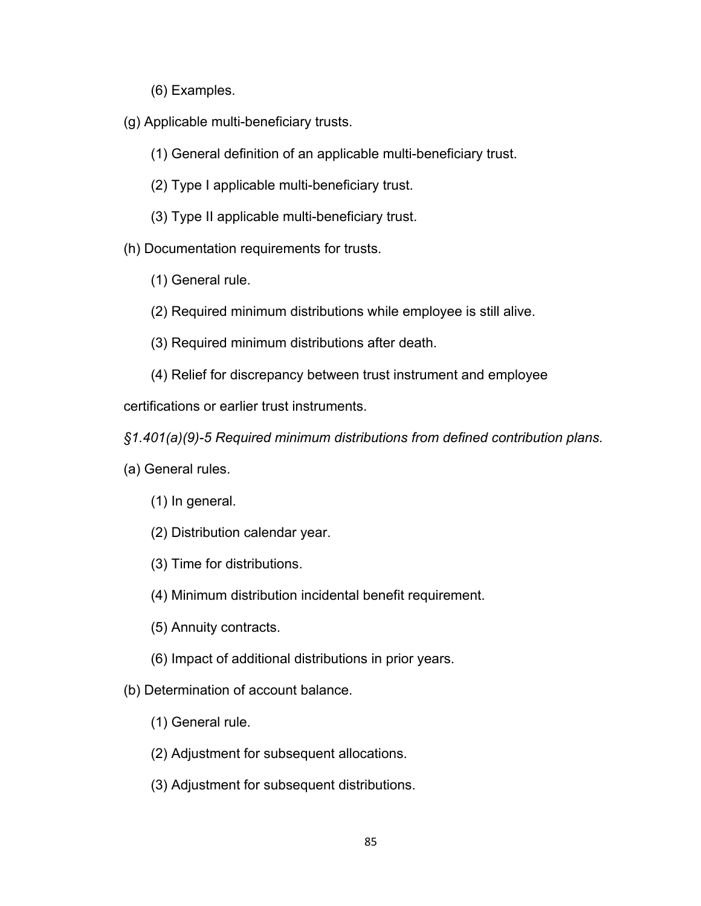(6) Examples.

(g) Applicable multi-beneficiary trusts.

(1) General definition of an applicable multi-beneficiary trust.

(2) Type I applicable multi-beneficiary trust.

(3) Type II applicable multi-beneficiary trust.

(h) Documentation requirements for trusts.

(1) General rule.

(2) Required minimum distributions while employee is still alive.

(3) Required minimum distributions after death.

(4) Relief for discrepancy between trust instrument and employee certifications or earlier trust instruments.

*§1.401(a)(9)-5 Required minimum distributions from defined contribution plans.*

(a) General rules.

(1) In general.

(2) Distribution calendar year.

(3) Time for distributions.

(4) Minimum distribution incidental benefit requirement.

(5) Annuity contracts.

(6) Impact of additional distributions in prior years.

(b) Determination of account balance.

(1) General rule.

(2) Adjustment for subsequent allocations.

(3) Adjustment for subsequent distributions.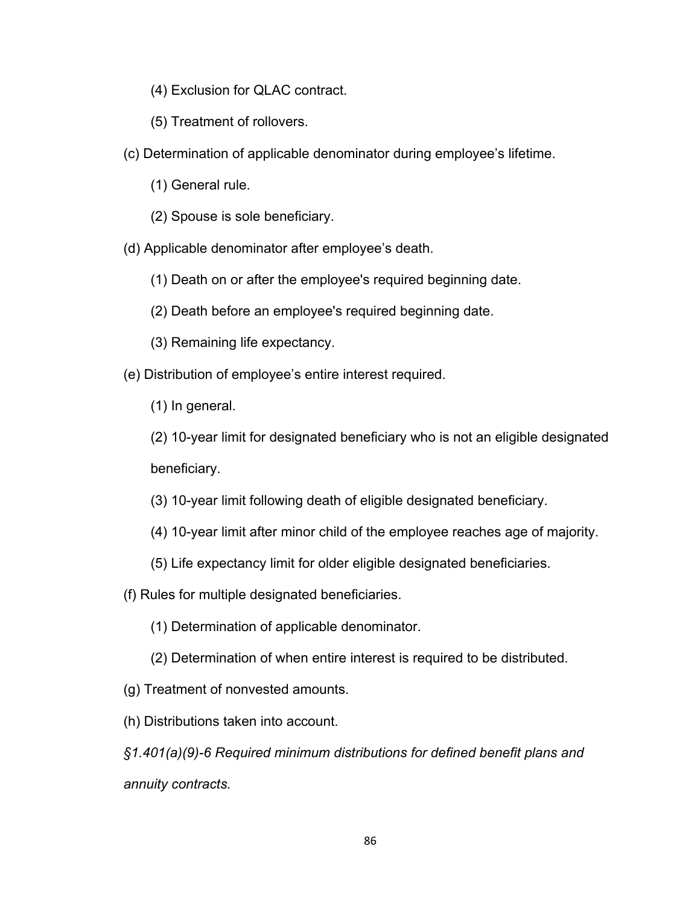(4) Exclusion for QLAC contract.

(5) Treatment of rollovers.

(c) Determination of applicable denominator during employee’s lifetime.

(1) General rule.

(2) Spouse is sole beneficiary.

(d) Applicable denominator after employee’s death.

(1) Death on or after the employee's required beginning date.

(2) Death before an employee's required beginning date.

(3) Remaining life expectancy.

(e) Distribution of employee’s entire interest required.

(1) In general.

(2) 10-year limit for designated beneficiary who is not an eligible designated beneficiary.

(3) 10-year limit following death of eligible designated beneficiary.

(4) 10-year limit after minor child of the employee reaches age of majority.

(5) Life expectancy limit for older eligible designated beneficiaries.

(f) Rules for multiple designated beneficiaries.

(1) Determination of applicable denominator.

(2) Determination of when entire interest is required to be distributed.

(g) Treatment of nonvested amounts.

(h) Distributions taken into account.

*§1.401(a)(9)-6 Required minimum distributions for defined benefit plans and annuity contracts.*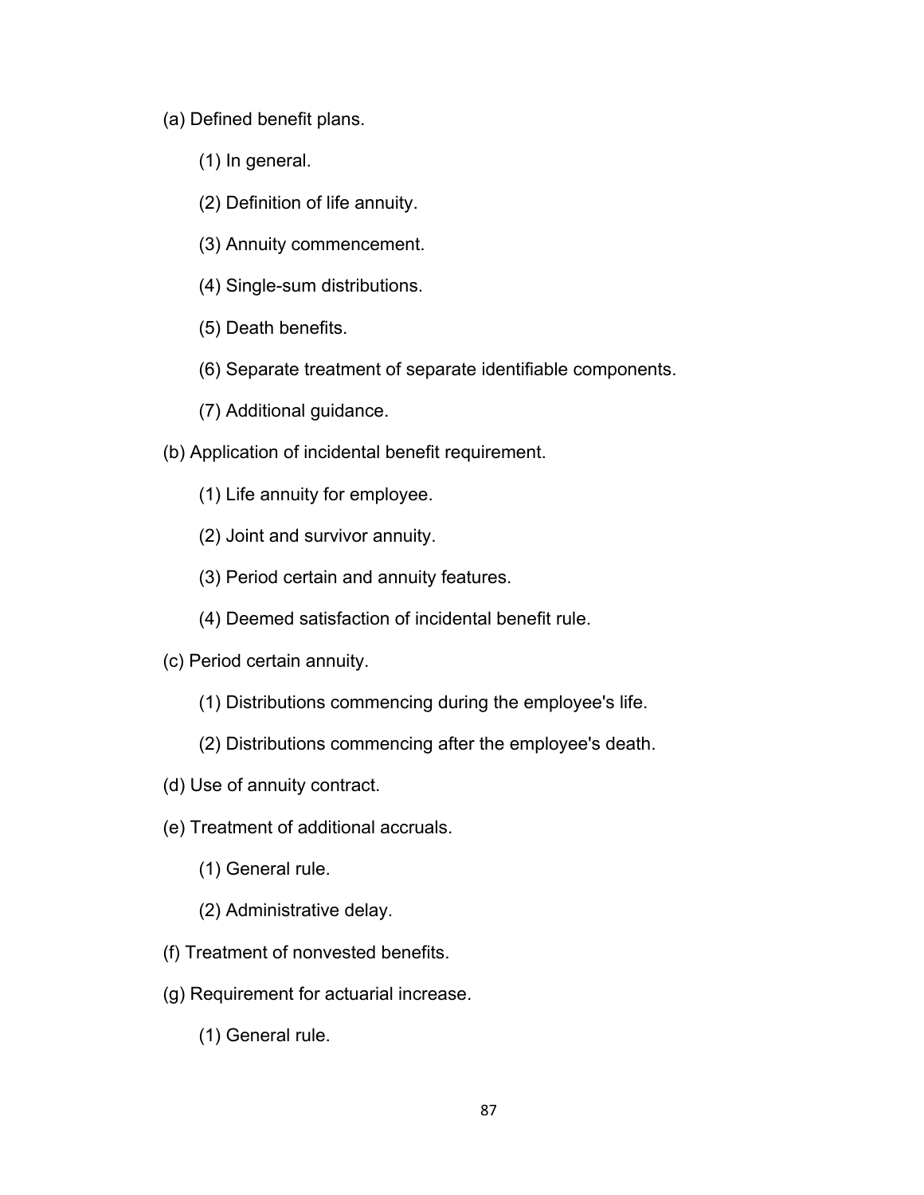(a) Defined benefit plans.

  (1) In general.

  (2) Definition of life annuity.

  (3) Annuity commencement.

  (4) Single-sum distributions.

  (5) Death benefits.

  (6) Separate treatment of separate identifiable components.

  (7) Additional guidance.

(b) Application of incidental benefit requirement.

  (1) Life annuity for employee.

  (2) Joint and survivor annuity.

  (3) Period certain and annuity features.

  (4) Deemed satisfaction of incidental benefit rule.

(c) Period certain annuity.

  (1) Distributions commencing during the employee's life.

  (2) Distributions commencing after the employee's death.

(d) Use of annuity contract.

(e) Treatment of additional accruals.

  (1) General rule.

  (2) Administrative delay.

(f) Treatment of nonvested benefits.

(g) Requirement for actuarial increase.

  (1) General rule.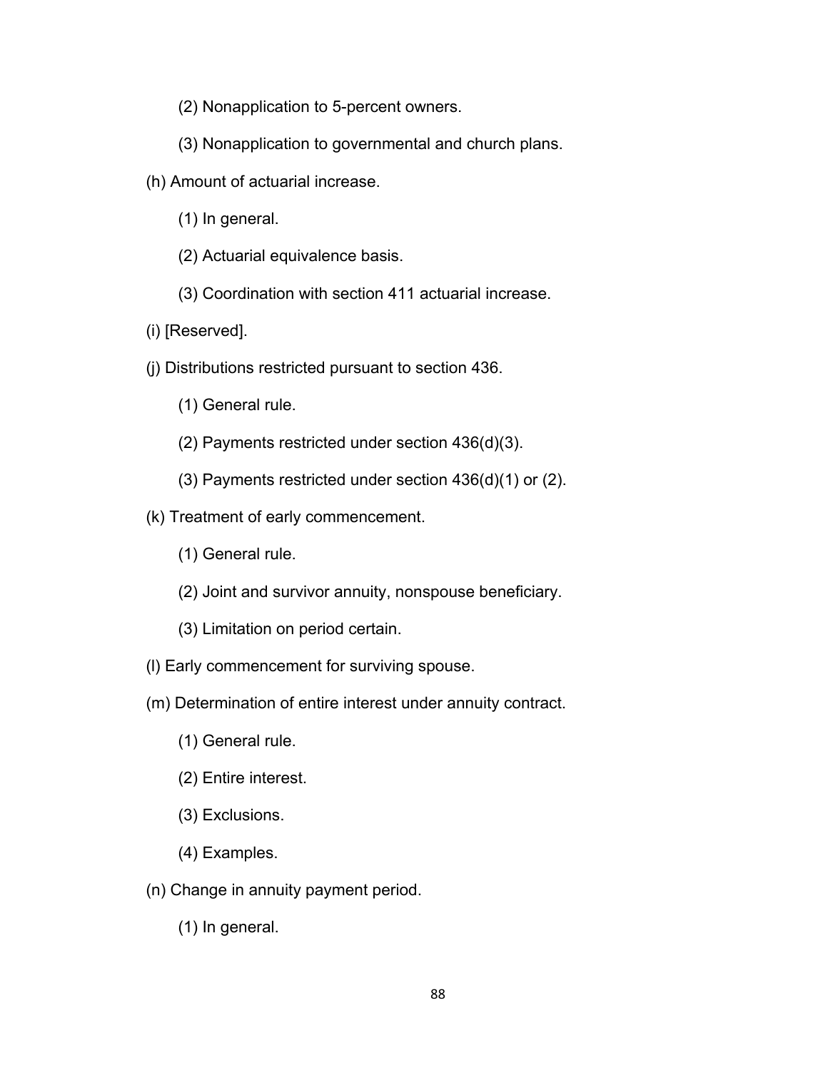(2) Nonapplication to 5-percent owners.

(3) Nonapplication to governmental and church plans.

(h) Amount of actuarial increase.

(1) In general.

(2) Actuarial equivalence basis.

(3) Coordination with section 411 actuarial increase.

(i) [Reserved].

(j) Distributions restricted pursuant to section 436.

(1) General rule.

(2) Payments restricted under section 436(d)(3).

(3) Payments restricted under section 436(d)(1) or (2).

(k) Treatment of early commencement.

(1) General rule.

(2) Joint and survivor annuity, nonspouse beneficiary.

(3) Limitation on period certain.

(l) Early commencement for surviving spouse.

(m) Determination of entire interest under annuity contract.

(1) General rule.

(2) Entire interest.

(3) Exclusions.

(4) Examples.

(n) Change in annuity payment period.

(1) In general.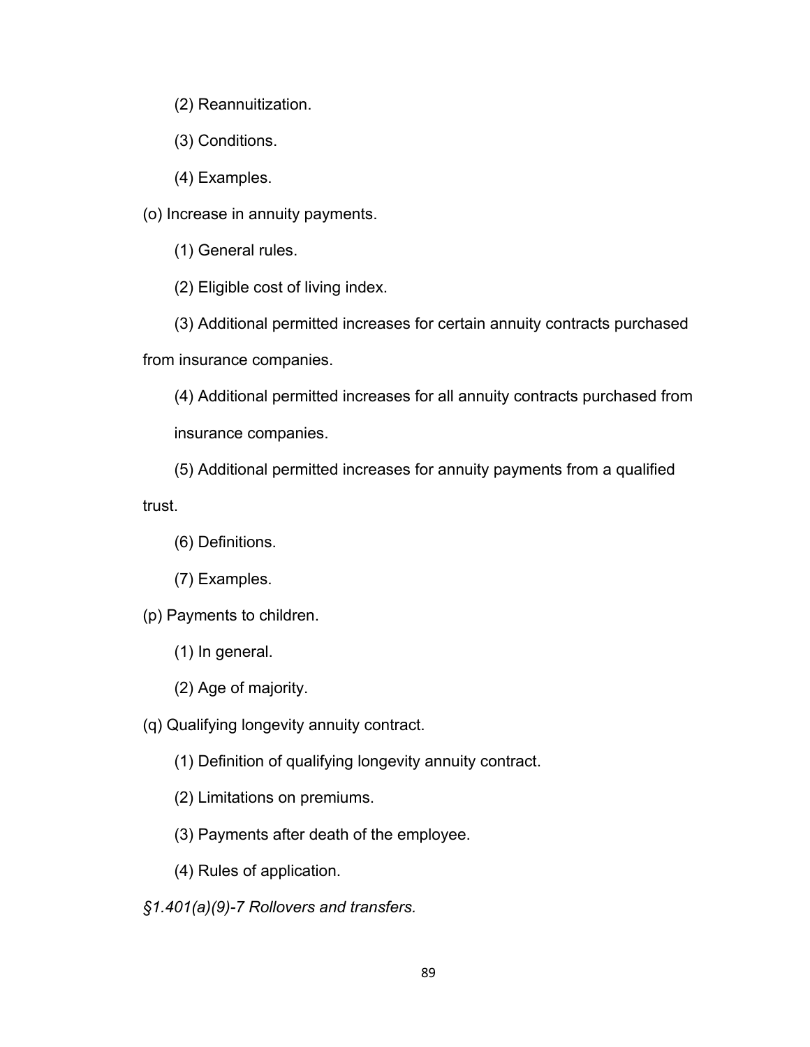(2) Reannuitization.

(3) Conditions.

(4) Examples.

(o) Increase in annuity payments.

(1) General rules.

(2) Eligible cost of living index.

(3) Additional permitted increases for certain annuity contracts purchased from insurance companies.

(4) Additional permitted increases for all annuity contracts purchased from insurance companies.

(5) Additional permitted increases for annuity payments from a qualified trust.

(6) Definitions.

(7) Examples.

(p) Payments to children.

(1) In general.

(2) Age of majority.

(q) Qualifying longevity annuity contract.

(1) Definition of qualifying longevity annuity contract.

(2) Limitations on premiums.

(3) Payments after death of the employee.

(4) Rules of application.

*§1.401(a)(9)-7 Rollovers and transfers.*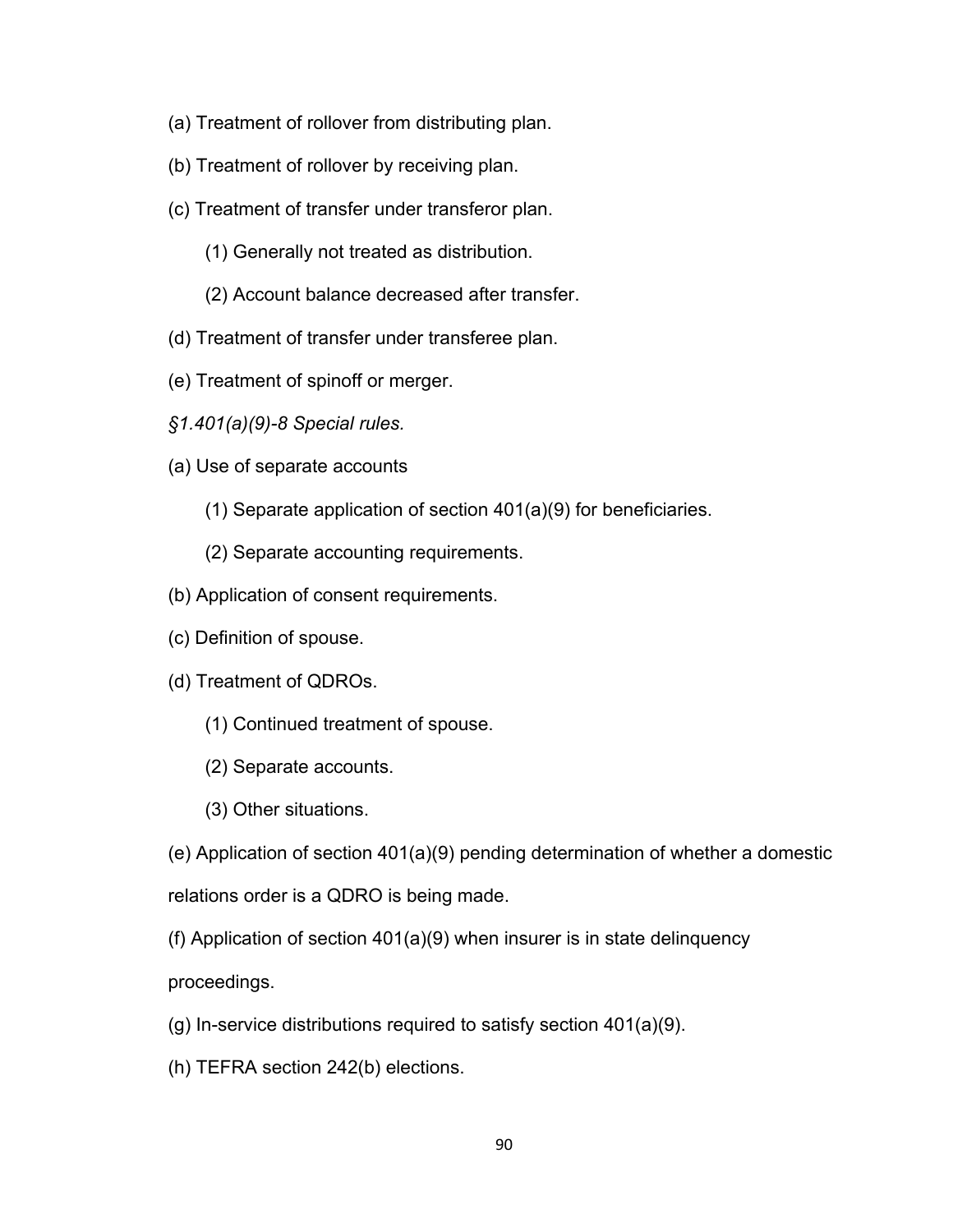(a) Treatment of rollover from distributing plan.

(b) Treatment of rollover by receiving plan.

(c) Treatment of transfer under transferor plan.

- (1) Generally not treated as distribution.
- (2) Account balance decreased after transfer.

(d) Treatment of transfer under transferee plan.

(e) Treatment of spinoff or merger.

*§1.401(a)(9)-8 Special rules.*

(a) Use of separate accounts

- (1) Separate application of section 401(a)(9) for beneficiaries.
- (2) Separate accounting requirements.

(b) Application of consent requirements.

(c) Definition of spouse.

(d) Treatment of QDROs.

- (1) Continued treatment of spouse.
- (2) Separate accounts.
- (3) Other situations.

(e) Application of section 401(a)(9) pending determination of whether a domestic relations order is a QDRO is being made.

(f) Application of section 401(a)(9) when insurer is in state delinquency proceedings.

(g) In-service distributions required to satisfy section 401(a)(9).

(h) TEFRA section 242(b) elections.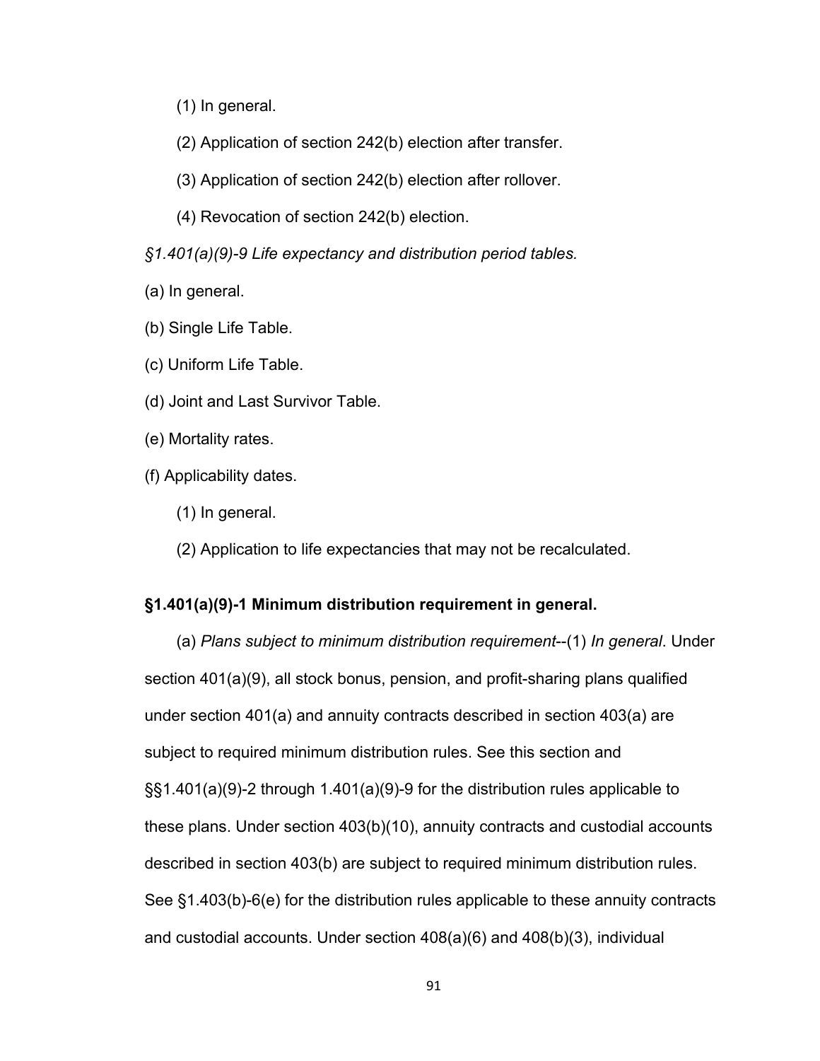(1) In general.

(2) Application of section 242(b) election after transfer.

(3) Application of section 242(b) election after rollover.

(4) Revocation of section 242(b) election.

*§1.401(a)(9)-9 Life expectancy and distribution period tables.*

(a) In general.

(b) Single Life Table.

(c) Uniform Life Table.

(d) Joint and Last Survivor Table.

(e) Mortality rates.

(f) Applicability dates.

(1) In general.

(2) Application to life expectancies that may not be recalculated.

**§1.401(a)(9)-1 Minimum distribution requirement in general.**

(a) *Plans subject to minimum distribution requirement*--(1) *In general*. Under section 401(a)(9), all stock bonus, pension, and profit-sharing plans qualified under section 401(a) and annuity contracts described in section 403(a) are subject to required minimum distribution rules. See this section and §§1.401(a)(9)-2 through 1.401(a)(9)-9 for the distribution rules applicable to these plans. Under section 403(b)(10), annuity contracts and custodial accounts described in section 403(b) are subject to required minimum distribution rules. See §1.403(b)-6(e) for the distribution rules applicable to these annuity contracts and custodial accounts. Under section 408(a)(6) and 408(b)(3), individual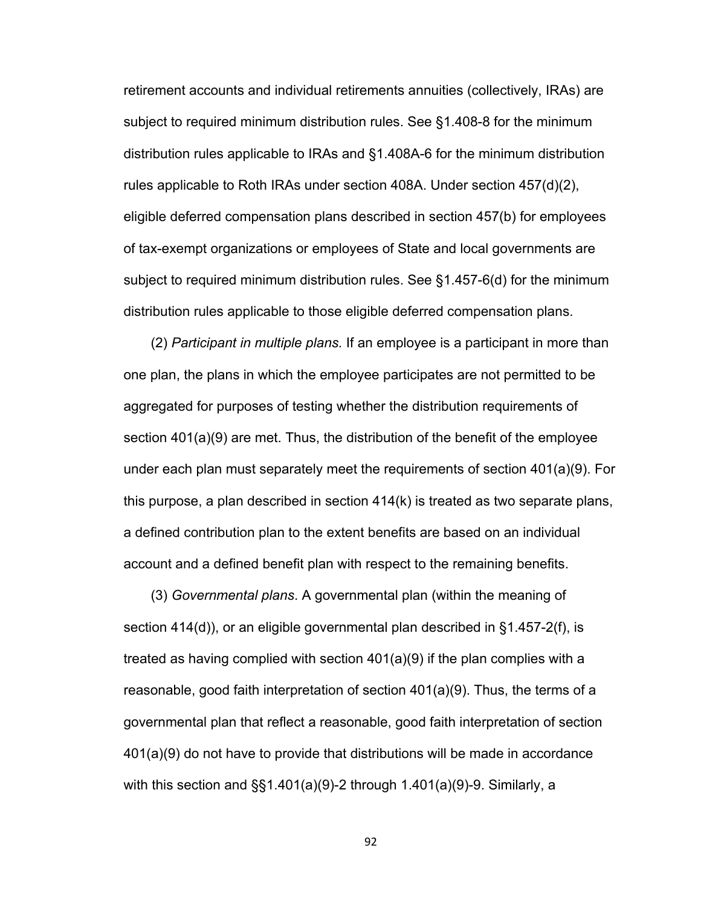retirement accounts and individual retirements annuities (collectively, IRAs) are subject to required minimum distribution rules. See §1.408-8 for the minimum distribution rules applicable to IRAs and §1.408A-6 for the minimum distribution rules applicable to Roth IRAs under section 408A. Under section 457(d)(2), eligible deferred compensation plans described in section 457(b) for employees of tax-exempt organizations or employees of State and local governments are subject to required minimum distribution rules. See §1.457-6(d) for the minimum distribution rules applicable to those eligible deferred compensation plans.

(2) *Participant in multiple plans.* If an employee is a participant in more than one plan, the plans in which the employee participates are not permitted to be aggregated for purposes of testing whether the distribution requirements of section 401(a)(9) are met. Thus, the distribution of the benefit of the employee under each plan must separately meet the requirements of section 401(a)(9). For this purpose, a plan described in section 414(k) is treated as two separate plans, a defined contribution plan to the extent benefits are based on an individual account and a defined benefit plan with respect to the remaining benefits.

(3) *Governmental plans*. A governmental plan (within the meaning of section 414(d)), or an eligible governmental plan described in §1.457-2(f), is treated as having complied with section 401(a)(9) if the plan complies with a reasonable, good faith interpretation of section 401(a)(9). Thus, the terms of a governmental plan that reflect a reasonable, good faith interpretation of section 401(a)(9) do not have to provide that distributions will be made in accordance with this section and §§1.401(a)(9)-2 through 1.401(a)(9)-9. Similarly, a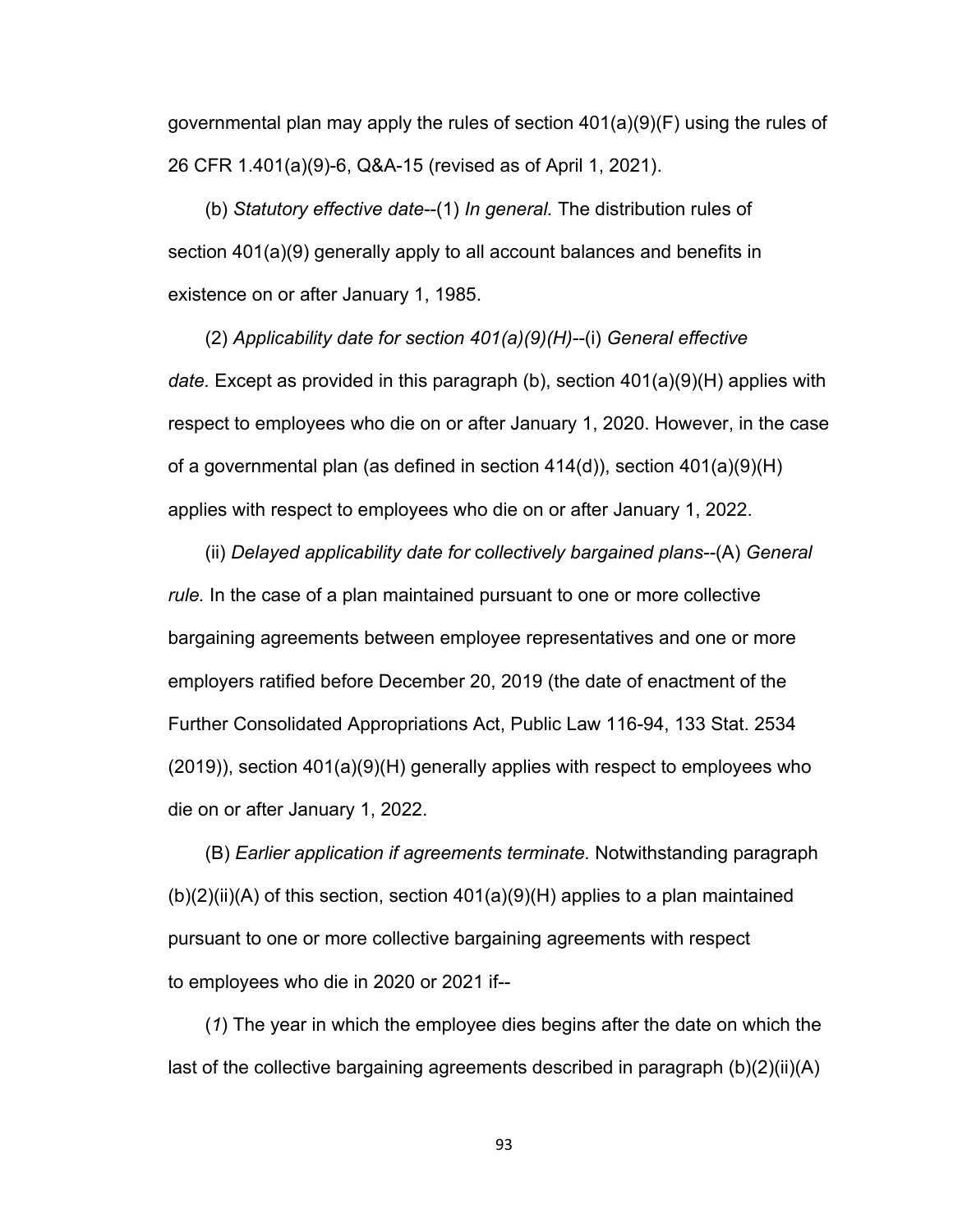governmental plan may apply the rules of section 401(a)(9)(F) using the rules of 26 CFR 1.401(a)(9)-6, Q&A-15 (revised as of April 1, 2021).

(b) *Statutory effective date*--(1) *In general.* The distribution rules of section 401(a)(9) generally apply to all account balances and benefits in existence on or after January 1, 1985.

(2) *Applicability date for section 401(a)(9)(H)*--(i) *General effective date.* Except as provided in this paragraph (b), section 401(a)(9)(H) applies with respect to employees who die on or after January 1, 2020. However, in the case of a governmental plan (as defined in section 414(d)), section 401(a)(9)(H) applies with respect to employees who die on or after January 1, 2022.

(ii) *Delayed applicability date for collectively bargained plans*--(A) *General rule.* In the case of a plan maintained pursuant to one or more collective bargaining agreements between employee representatives and one or more employers ratified before December 20, 2019 (the date of enactment of the Further Consolidated Appropriations Act, Public Law 116-94, 133 Stat. 2534 (2019)), section 401(a)(9)(H) generally applies with respect to employees who die on or after January 1, 2022.

(B) *Earlier application if agreements terminate.* Notwithstanding paragraph (b)(2)(ii)(A) of this section, section 401(a)(9)(H) applies to a plan maintained pursuant to one or more collective bargaining agreements with respect to employees who die in 2020 or 2021 if--

(*1*) The year in which the employee dies begins after the date on which the last of the collective bargaining agreements described in paragraph (b)(2)(ii)(A)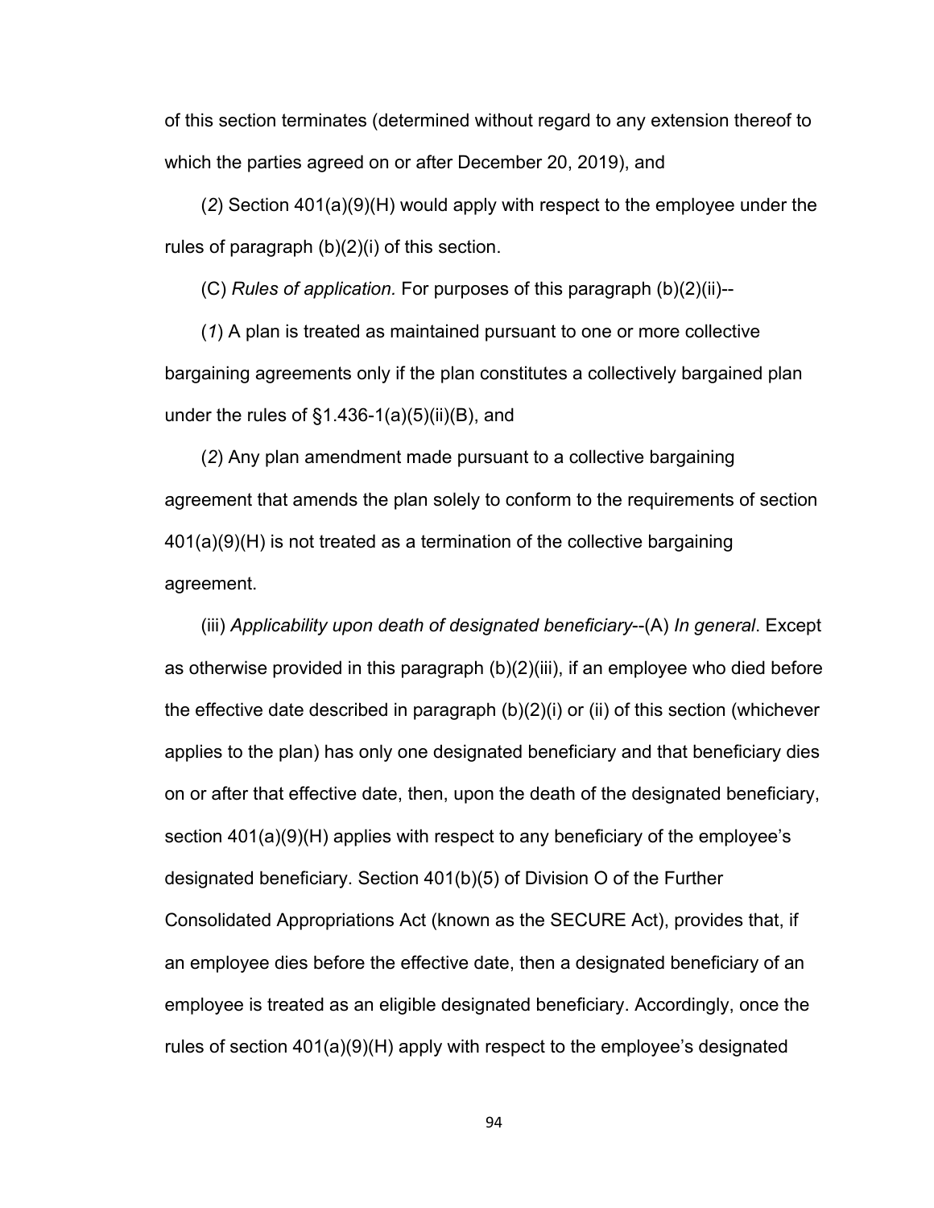of this section terminates (determined without regard to any extension thereof to which the parties agreed on or after December 20, 2019), and

(*2*) Section 401(a)(9)(H) would apply with respect to the employee under the rules of paragraph (b)(2)(i) of this section.

(C) *Rules of application.* For purposes of this paragraph (b)(2)(ii)--

(*1*) A plan is treated as maintained pursuant to one or more collective bargaining agreements only if the plan constitutes a collectively bargained plan under the rules of §1.436-1(a)(5)(ii)(B), and

(*2*) Any plan amendment made pursuant to a collective bargaining agreement that amends the plan solely to conform to the requirements of section 401(a)(9)(H) is not treated as a termination of the collective bargaining agreement.

(iii) *Applicability upon death of designated beneficiary*--(A) *In general*. Except as otherwise provided in this paragraph (b)(2)(iii), if an employee who died before the effective date described in paragraph (b)(2)(i) or (ii) of this section (whichever applies to the plan) has only one designated beneficiary and that beneficiary dies on or after that effective date, then, upon the death of the designated beneficiary, section 401(a)(9)(H) applies with respect to any beneficiary of the employee's designated beneficiary. Section 401(b)(5) of Division O of the Further Consolidated Appropriations Act (known as the SECURE Act), provides that, if an employee dies before the effective date, then a designated beneficiary of an employee is treated as an eligible designated beneficiary. Accordingly, once the rules of section 401(a)(9)(H) apply with respect to the employee's designated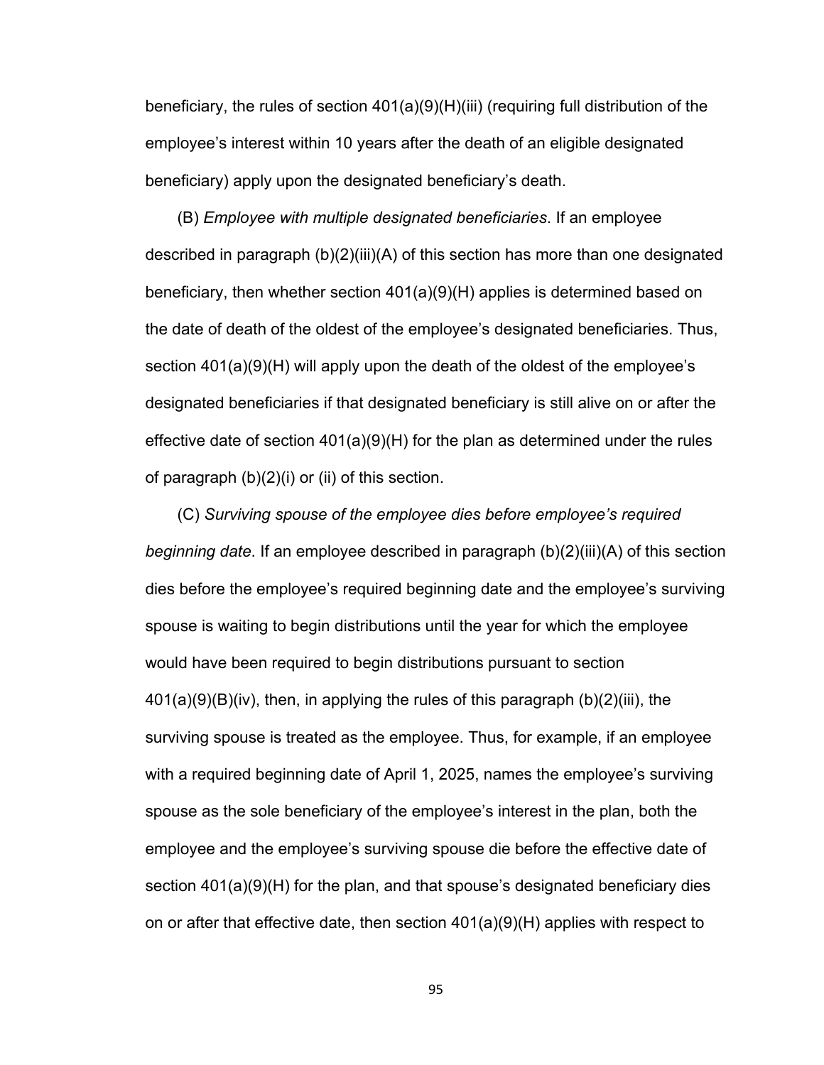beneficiary, the rules of section 401(a)(9)(H)(iii) (requiring full distribution of the employee's interest within 10 years after the death of an eligible designated beneficiary) apply upon the designated beneficiary's death.

(B) *Employee with multiple designated beneficiaries*. If an employee described in paragraph (b)(2)(iii)(A) of this section has more than one designated beneficiary, then whether section 401(a)(9)(H) applies is determined based on the date of death of the oldest of the employee's designated beneficiaries. Thus, section 401(a)(9)(H) will apply upon the death of the oldest of the employee's designated beneficiaries if that designated beneficiary is still alive on or after the effective date of section 401(a)(9)(H) for the plan as determined under the rules of paragraph (b)(2)(i) or (ii) of this section.

(C) *Surviving spouse of the employee dies before employee's required beginning date*. If an employee described in paragraph (b)(2)(iii)(A) of this section dies before the employee's required beginning date and the employee's surviving spouse is waiting to begin distributions until the year for which the employee would have been required to begin distributions pursuant to section 401(a)(9)(B)(iv), then, in applying the rules of this paragraph (b)(2)(iii), the surviving spouse is treated as the employee. Thus, for example, if an employee with a required beginning date of April 1, 2025, names the employee's surviving spouse as the sole beneficiary of the employee's interest in the plan, both the employee and the employee's surviving spouse die before the effective date of section 401(a)(9)(H) for the plan, and that spouse's designated beneficiary dies on or after that effective date, then section 401(a)(9)(H) applies with respect to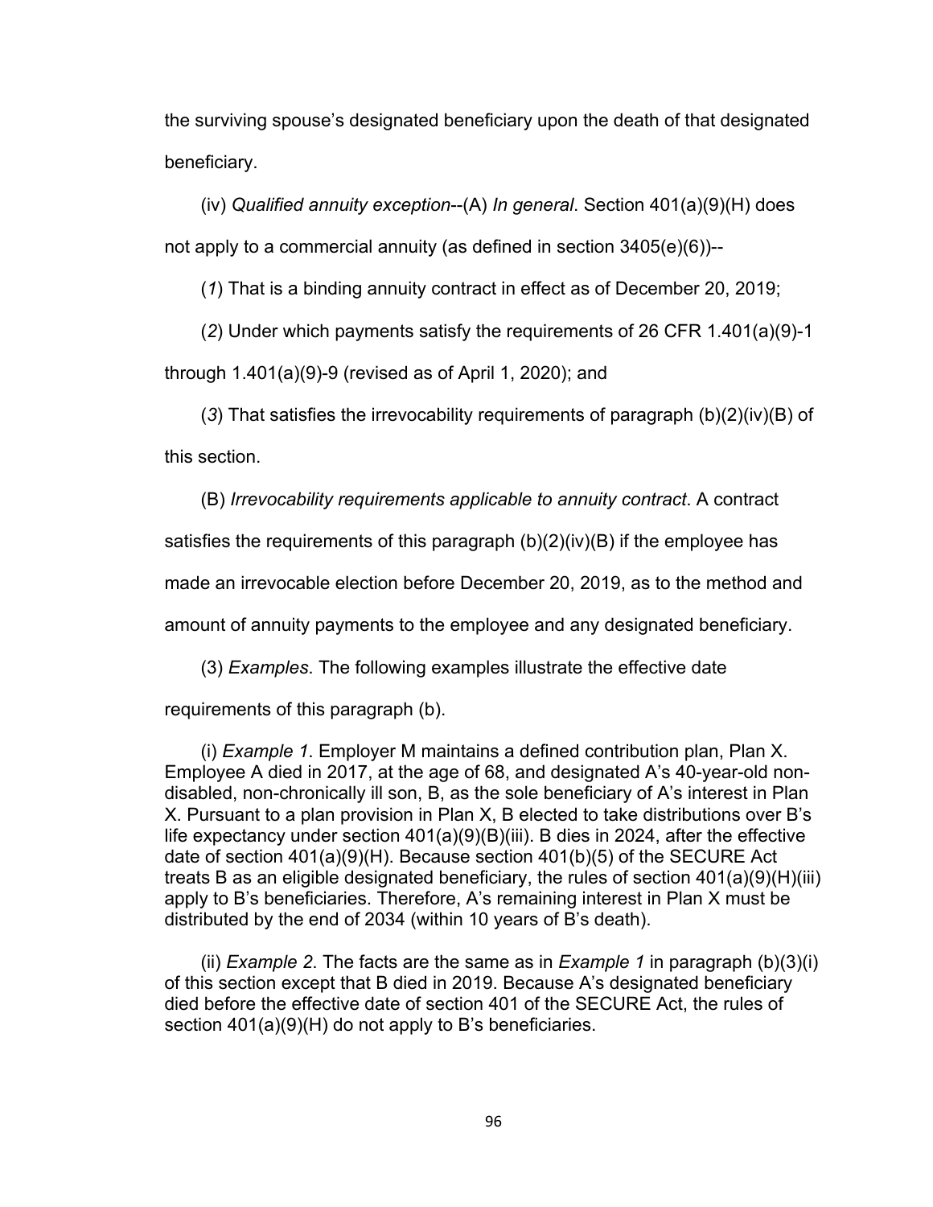the surviving spouse's designated beneficiary upon the death of that designated beneficiary.

(iv) *Qualified annuity exception*--(A) *In general*. Section 401(a)(9)(H) does not apply to a commercial annuity (as defined in section 3405(e)(6))--

(*1*) That is a binding annuity contract in effect as of December 20, 2019;

(*2*) Under which payments satisfy the requirements of 26 CFR 1.401(a)(9)-1 through 1.401(a)(9)-9 (revised as of April 1, 2020); and

(*3*) That satisfies the irrevocability requirements of paragraph (b)(2)(iv)(B) of this section.

(B) *Irrevocability requirements applicable to annuity contract*. A contract satisfies the requirements of this paragraph (b)(2)(iv)(B) if the employee has made an irrevocable election before December 20, 2019, as to the method and amount of annuity payments to the employee and any designated beneficiary.

(3) *Examples*. The following examples illustrate the effective date requirements of this paragraph (b).

(i) *Example 1*. Employer M maintains a defined contribution plan, Plan X. Employee A died in 2017, at the age of 68, and designated A's 40-year-old non-disabled, non-chronically ill son, B, as the sole beneficiary of A's interest in Plan X. Pursuant to a plan provision in Plan X, B elected to take distributions over B's life expectancy under section 401(a)(9)(B)(iii). B dies in 2024, after the effective date of section 401(a)(9)(H). Because section 401(b)(5) of the SECURE Act treats B as an eligible designated beneficiary, the rules of section 401(a)(9)(H)(iii) apply to B's beneficiaries. Therefore, A's remaining interest in Plan X must be distributed by the end of 2034 (within 10 years of B's death).

(ii) *Example 2*. The facts are the same as in *Example 1* in paragraph (b)(3)(i) of this section except that B died in 2019. Because A's designated beneficiary died before the effective date of section 401 of the SECURE Act, the rules of section 401(a)(9)(H) do not apply to B's beneficiaries.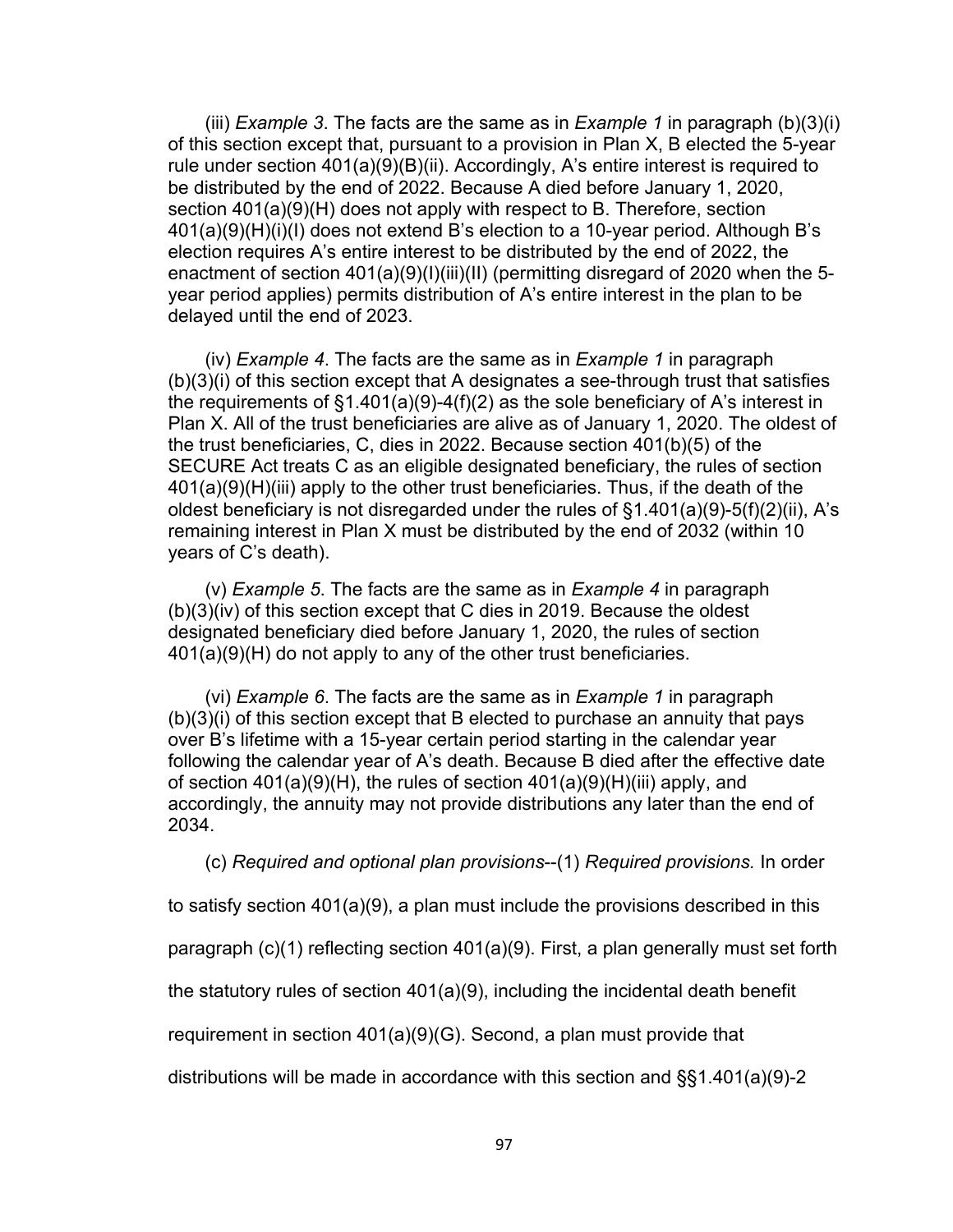(iii) *Example 3*. The facts are the same as in *Example 1* in paragraph (b)(3)(i) of this section except that, pursuant to a provision in Plan X, B elected the 5-year rule under section 401(a)(9)(B)(ii). Accordingly, A's entire interest is required to be distributed by the end of 2022. Because A died before January 1, 2020, section 401(a)(9)(H) does not apply with respect to B. Therefore, section 401(a)(9)(H)(i)(I) does not extend B's election to a 10-year period. Although B's election requires A's entire interest to be distributed by the end of 2022, the enactment of section 401(a)(9)(I)(iii)(II) (permitting disregard of 2020 when the 5-year period applies) permits distribution of A's entire interest in the plan to be delayed until the end of 2023.

(iv) *Example 4*. The facts are the same as in *Example 1* in paragraph (b)(3)(i) of this section except that A designates a see-through trust that satisfies the requirements of §1.401(a)(9)-4(f)(2) as the sole beneficiary of A's interest in Plan X. All of the trust beneficiaries are alive as of January 1, 2020. The oldest of the trust beneficiaries, C, dies in 2022. Because section 401(b)(5) of the SECURE Act treats C as an eligible designated beneficiary, the rules of section 401(a)(9)(H)(iii) apply to the other trust beneficiaries. Thus, if the death of the oldest beneficiary is not disregarded under the rules of §1.401(a)(9)-5(f)(2)(ii), A's remaining interest in Plan X must be distributed by the end of 2032 (within 10 years of C's death).

(v) *Example 5*. The facts are the same as in *Example 4* in paragraph (b)(3)(iv) of this section except that C dies in 2019. Because the oldest designated beneficiary died before January 1, 2020, the rules of section 401(a)(9)(H) do not apply to any of the other trust beneficiaries.

(vi) *Example 6*. The facts are the same as in *Example 1* in paragraph (b)(3)(i) of this section except that B elected to purchase an annuity that pays over B's lifetime with a 15-year certain period starting in the calendar year following the calendar year of A's death. Because B died after the effective date of section 401(a)(9)(H), the rules of section 401(a)(9)(H)(iii) apply, and accordingly, the annuity may not provide distributions any later than the end of 2034.

(c) *Required and optional plan provisions*--(1) *Required provisions.* In order to satisfy section 401(a)(9), a plan must include the provisions described in this paragraph (c)(1) reflecting section 401(a)(9). First, a plan generally must set forth the statutory rules of section 401(a)(9), including the incidental death benefit requirement in section 401(a)(9)(G). Second, a plan must provide that distributions will be made in accordance with this section and §§1.401(a)(9)-2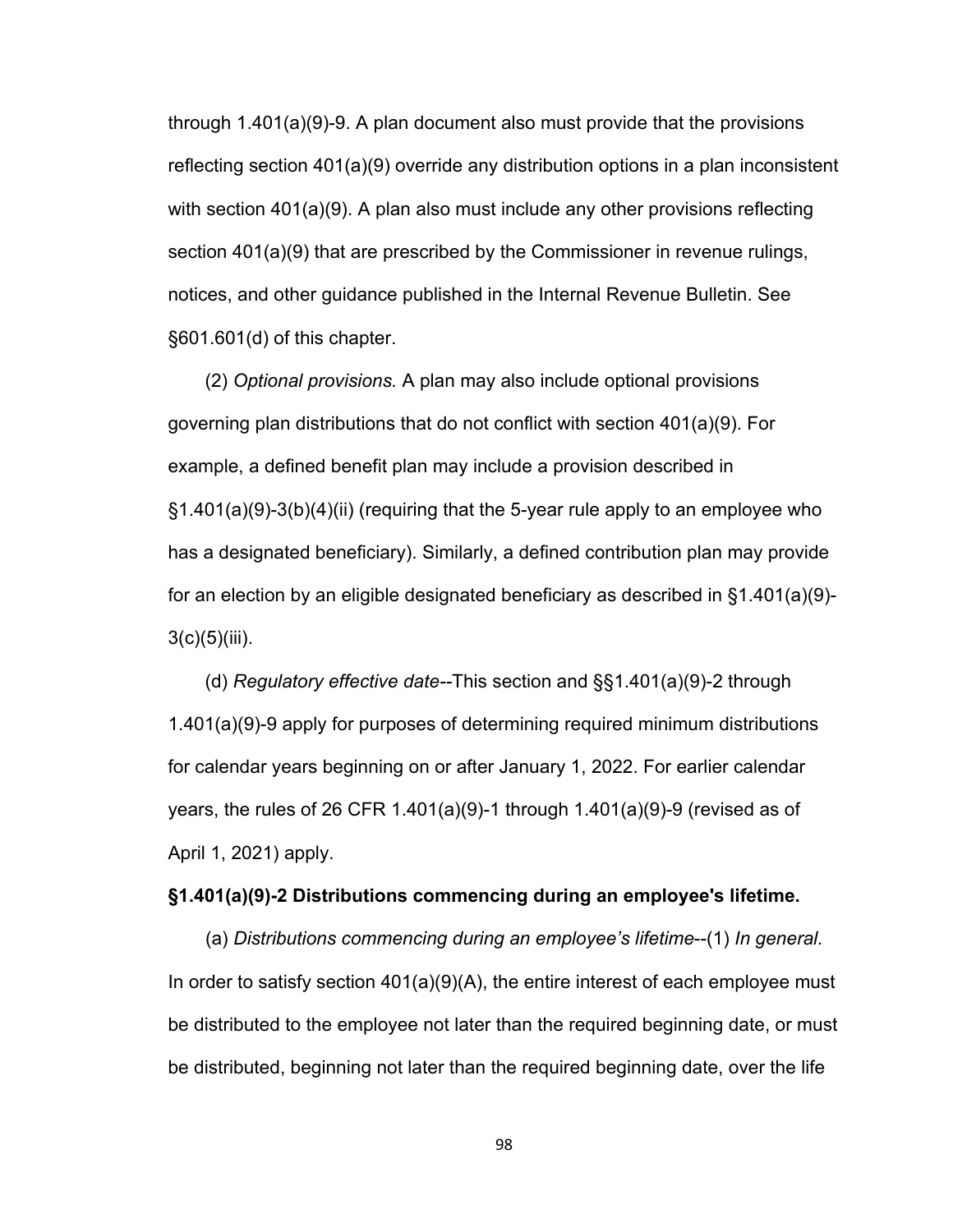through 1.401(a)(9)-9. A plan document also must provide that the provisions reflecting section 401(a)(9) override any distribution options in a plan inconsistent with section 401(a)(9). A plan also must include any other provisions reflecting section 401(a)(9) that are prescribed by the Commissioner in revenue rulings, notices, and other guidance published in the Internal Revenue Bulletin. See §601.601(d) of this chapter.

(2) *Optional provisions.* A plan may also include optional provisions governing plan distributions that do not conflict with section 401(a)(9). For example, a defined benefit plan may include a provision described in §1.401(a)(9)-3(b)(4)(ii) (requiring that the 5-year rule apply to an employee who has a designated beneficiary). Similarly, a defined contribution plan may provide for an election by an eligible designated beneficiary as described in §1.401(a)(9)-3(c)(5)(iii).

(d) *Regulatory effective date*--This section and §§1.401(a)(9)-2 through 1.401(a)(9)-9 apply for purposes of determining required minimum distributions for calendar years beginning on or after January 1, 2022. For earlier calendar years, the rules of 26 CFR 1.401(a)(9)-1 through 1.401(a)(9)-9 (revised as of April 1, 2021) apply.

**§1.401(a)(9)-2 Distributions commencing during an employee's lifetime.**

(a) *Distributions commencing during an employee's lifetime*--(1) *In general.* In order to satisfy section 401(a)(9)(A), the entire interest of each employee must be distributed to the employee not later than the required beginning date, or must be distributed, beginning not later than the required beginning date, over the life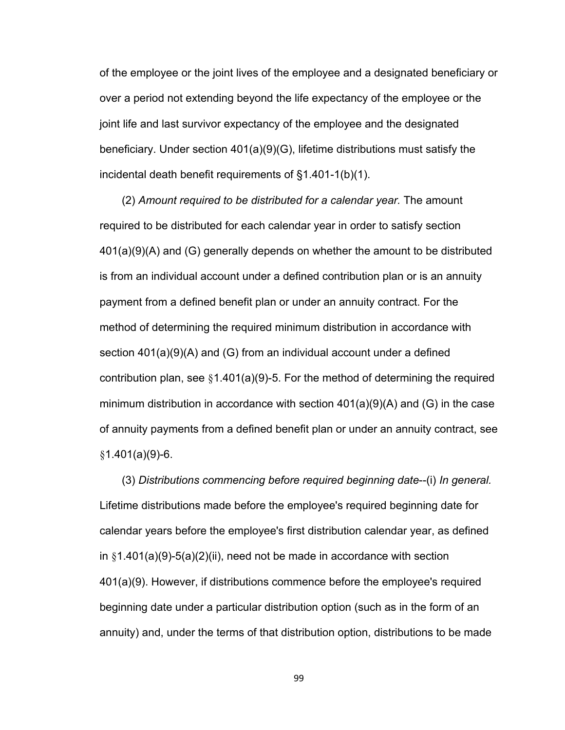of the employee or the joint lives of the employee and a designated beneficiary or over a period not extending beyond the life expectancy of the employee or the joint life and last survivor expectancy of the employee and the designated beneficiary. Under section 401(a)(9)(G), lifetime distributions must satisfy the incidental death benefit requirements of §1.401-1(b)(1).

(2) *Amount required to be distributed for a calendar year.* The amount required to be distributed for each calendar year in order to satisfy section 401(a)(9)(A) and (G) generally depends on whether the amount to be distributed is from an individual account under a defined contribution plan or is an annuity payment from a defined benefit plan or under an annuity contract. For the method of determining the required minimum distribution in accordance with section 401(a)(9)(A) and (G) from an individual account under a defined contribution plan, see §1.401(a)(9)-5. For the method of determining the required minimum distribution in accordance with section 401(a)(9)(A) and (G) in the case of annuity payments from a defined benefit plan or under an annuity contract, see §1.401(a)(9)-6.

(3) *Distributions commencing before required beginning date*--(i) *In general.* Lifetime distributions made before the employee's required beginning date for calendar years before the employee's first distribution calendar year, as defined in §1.401(a)(9)-5(a)(2)(ii), need not be made in accordance with section 401(a)(9). However, if distributions commence before the employee's required beginning date under a particular distribution option (such as in the form of an annuity) and, under the terms of that distribution option, distributions to be made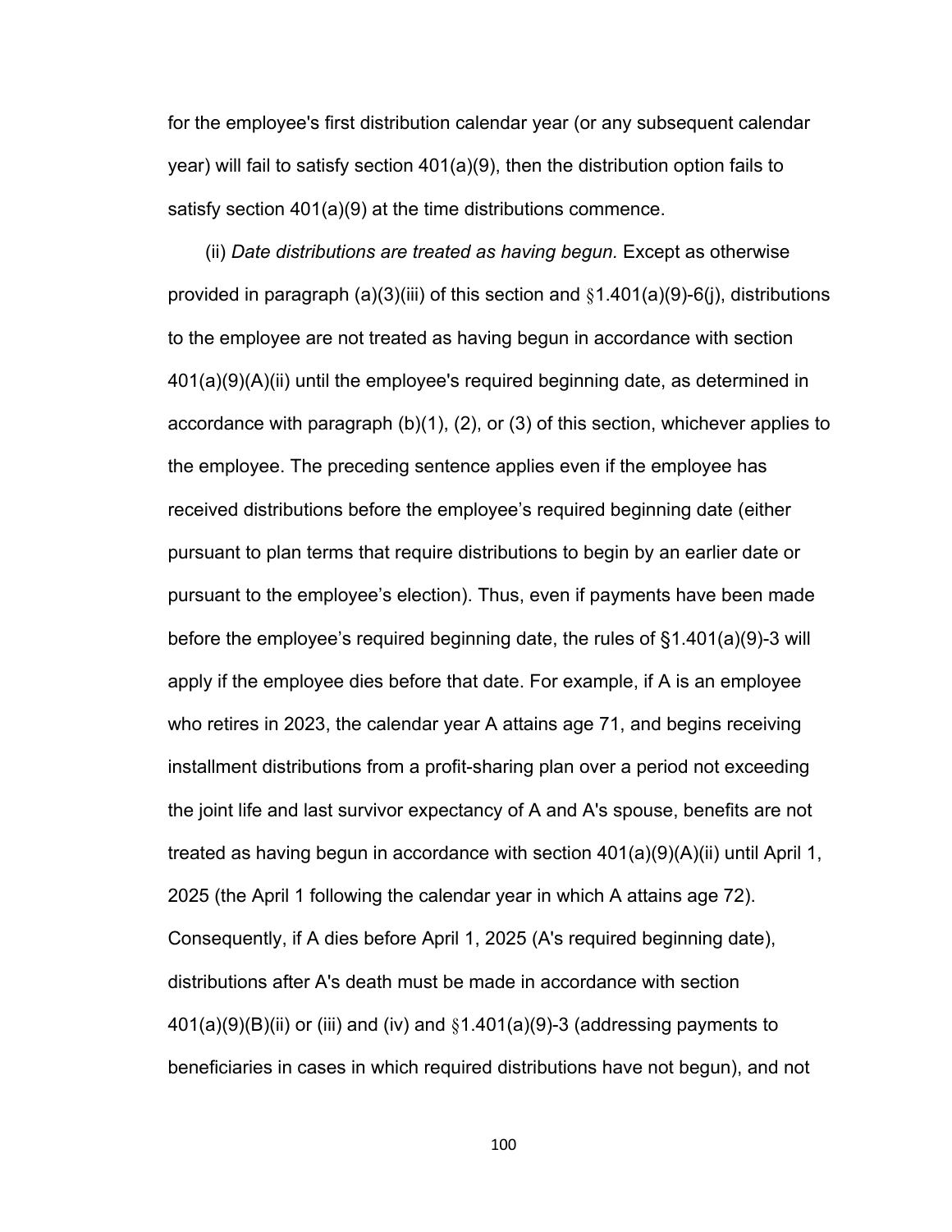for the employee's first distribution calendar year (or any subsequent calendar year) will fail to satisfy section 401(a)(9), then the distribution option fails to satisfy section 401(a)(9) at the time distributions commence.

(ii) *Date distributions are treated as having begun.* Except as otherwise provided in paragraph (a)(3)(iii) of this section and §1.401(a)(9)-6(j), distributions to the employee are not treated as having begun in accordance with section 401(a)(9)(A)(ii) until the employee's required beginning date, as determined in accordance with paragraph (b)(1), (2), or (3) of this section, whichever applies to the employee. The preceding sentence applies even if the employee has received distributions before the employee's required beginning date (either pursuant to plan terms that require distributions to begin by an earlier date or pursuant to the employee's election). Thus, even if payments have been made before the employee's required beginning date, the rules of §1.401(a)(9)-3 will apply if the employee dies before that date. For example, if A is an employee who retires in 2023, the calendar year A attains age 71, and begins receiving installment distributions from a profit-sharing plan over a period not exceeding the joint life and last survivor expectancy of A and A's spouse, benefits are not treated as having begun in accordance with section 401(a)(9)(A)(ii) until April 1, 2025 (the April 1 following the calendar year in which A attains age 72). Consequently, if A dies before April 1, 2025 (A's required beginning date), distributions after A's death must be made in accordance with section 401(a)(9)(B)(ii) or (iii) and (iv) and §1.401(a)(9)-3 (addressing payments to beneficiaries in cases in which required distributions have not begun), and not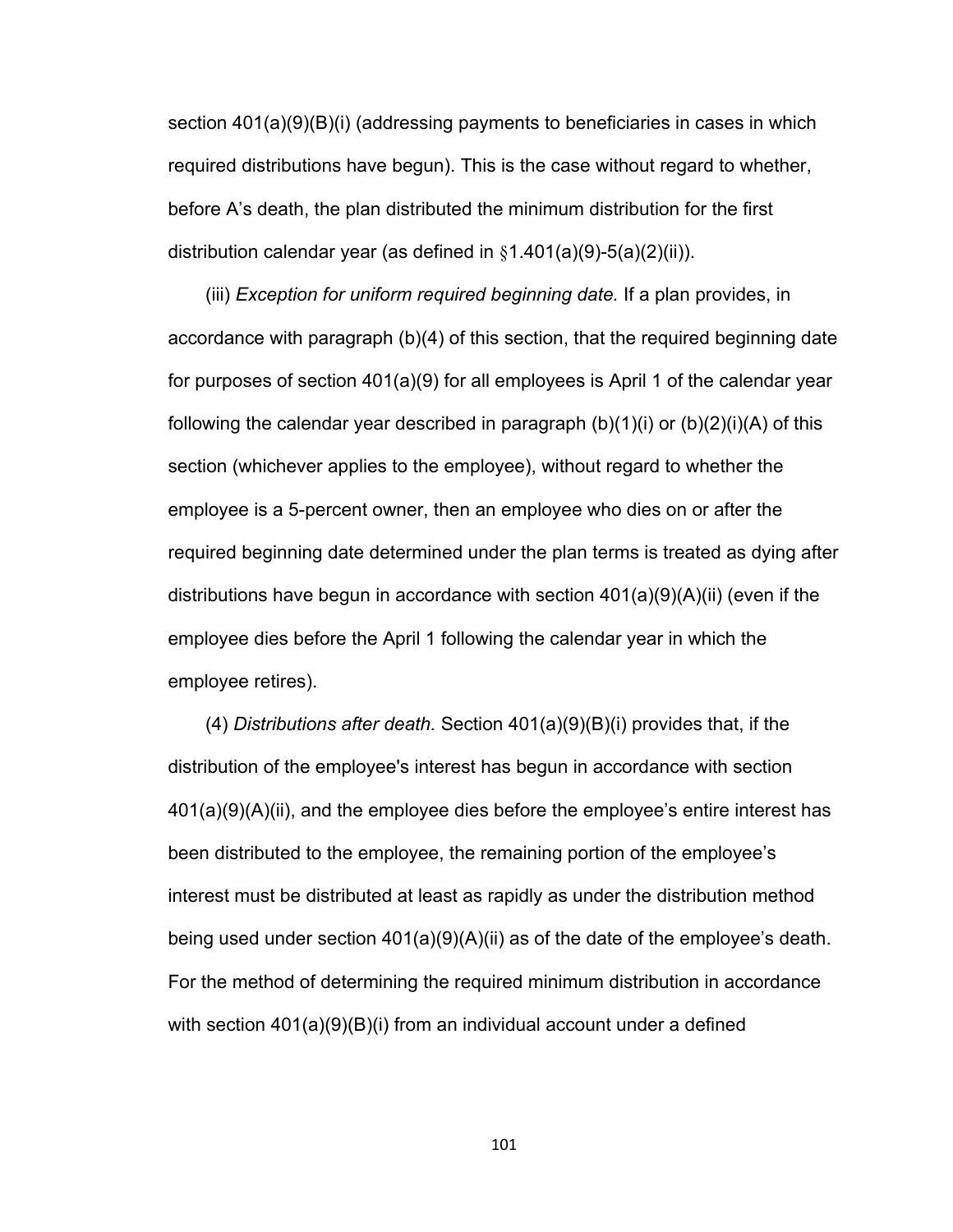section 401(a)(9)(B)(i) (addressing payments to beneficiaries in cases in which required distributions have begun). This is the case without regard to whether, before A's death, the plan distributed the minimum distribution for the first distribution calendar year (as defined in §1.401(a)(9)-5(a)(2)(ii)).

(iii) *Exception for uniform required beginning date.* If a plan provides, in accordance with paragraph (b)(4) of this section, that the required beginning date for purposes of section 401(a)(9) for all employees is April 1 of the calendar year following the calendar year described in paragraph (b)(1)(i) or (b)(2)(i)(A) of this section (whichever applies to the employee), without regard to whether the employee is a 5-percent owner, then an employee who dies on or after the required beginning date determined under the plan terms is treated as dying after distributions have begun in accordance with section 401(a)(9)(A)(ii) (even if the employee dies before the April 1 following the calendar year in which the employee retires).

(4) *Distributions after death.* Section 401(a)(9)(B)(i) provides that, if the distribution of the employee's interest has begun in accordance with section 401(a)(9)(A)(ii), and the employee dies before the employee's entire interest has been distributed to the employee, the remaining portion of the employee's interest must be distributed at least as rapidly as under the distribution method being used under section 401(a)(9)(A)(ii) as of the date of the employee's death. For the method of determining the required minimum distribution in accordance with section 401(a)(9)(B)(i) from an individual account under a defined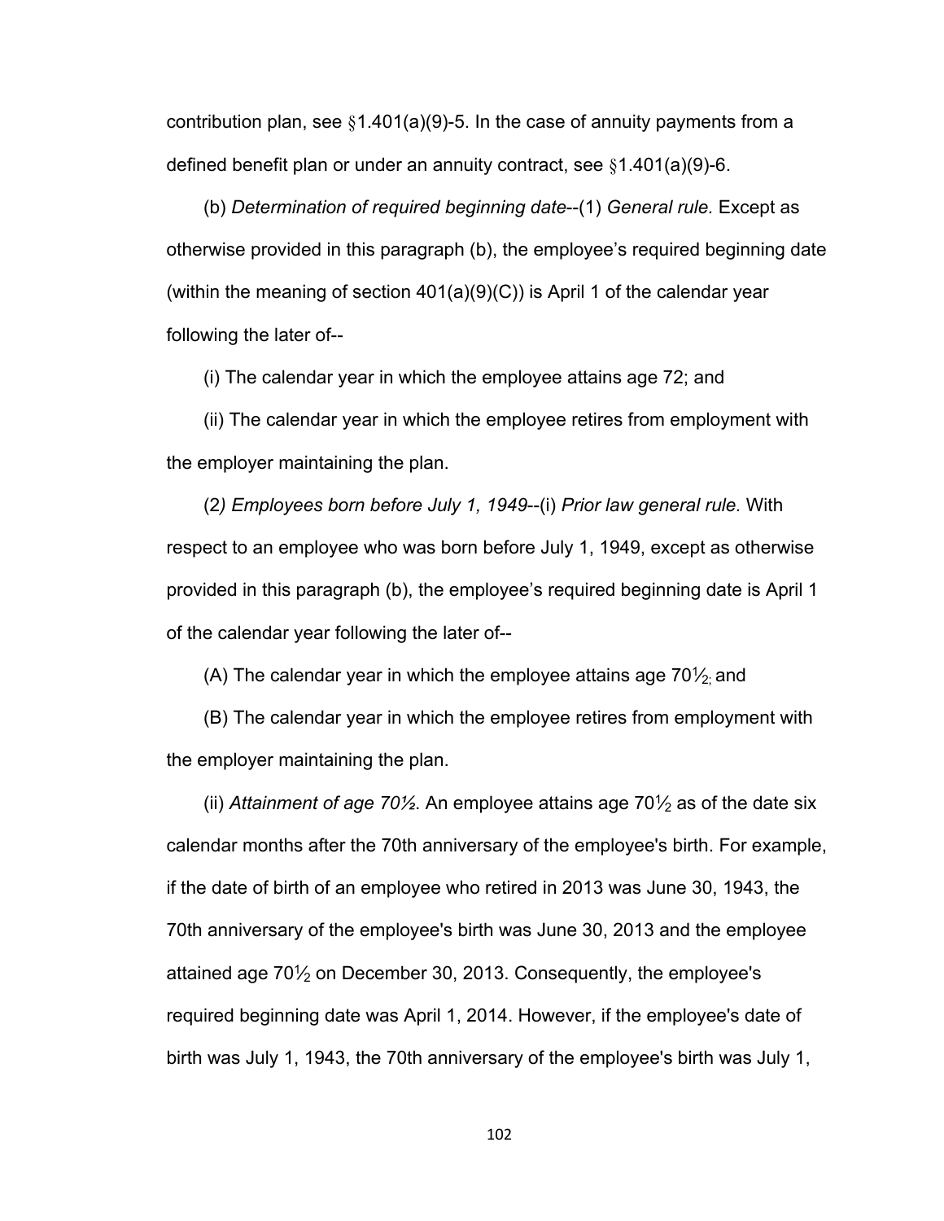contribution plan, see §1.401(a)(9)-5. In the case of annuity payments from a defined benefit plan or under an annuity contract, see §1.401(a)(9)-6.

(b) *Determination of required beginning date*--(1) *General rule.* Except as otherwise provided in this paragraph (b), the employee's required beginning date (within the meaning of section 401(a)(9)(C)) is April 1 of the calendar year following the later of--

(i) The calendar year in which the employee attains age 72; and

(ii) The calendar year in which the employee retires from employment with the employer maintaining the plan.

(*2) Employees born before July 1, 1949*--(i) *Prior law general rule.* With respect to an employee who was born before July 1, 1949, except as otherwise provided in this paragraph (b), the employee's required beginning date is April 1 of the calendar year following the later of--

(A) The calendar year in which the employee attains age 70½; and

(B) The calendar year in which the employee retires from employment with the employer maintaining the plan.

(ii) *Attainment of age 70½*. An employee attains age 70½ as of the date six calendar months after the 70th anniversary of the employee's birth. For example, if the date of birth of an employee who retired in 2013 was June 30, 1943, the 70th anniversary of the employee's birth was June 30, 2013 and the employee attained age 70½ on December 30, 2013. Consequently, the employee's required beginning date was April 1, 2014. However, if the employee's date of birth was July 1, 1943, the 70th anniversary of the employee's birth was July 1,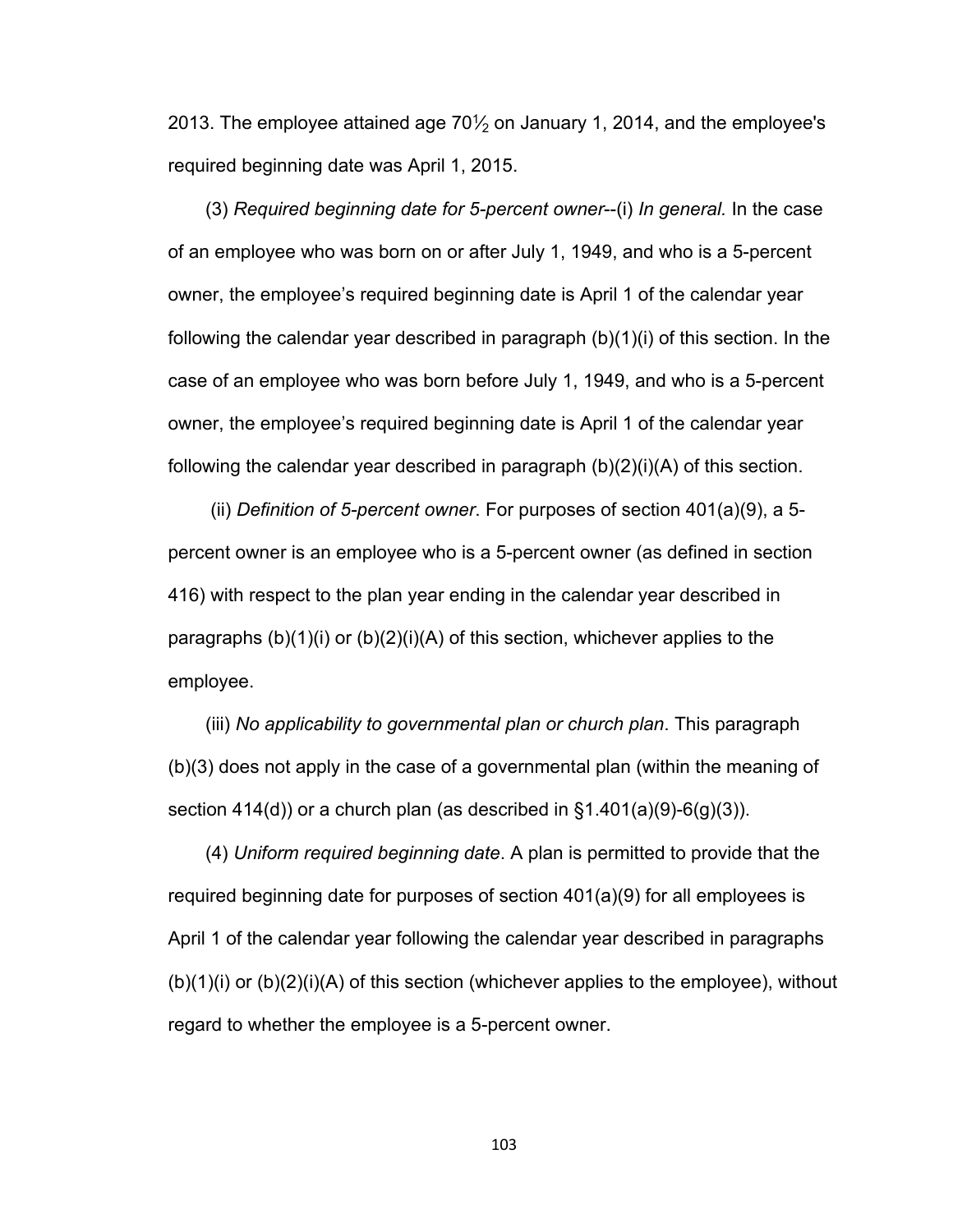2013. The employee attained age $70\frac{1}{2}$ on January 1, 2014, and the employee's required beginning date was April 1, 2015.

(3) *Required beginning date for 5-percent owner*--(i) *In general.* In the case of an employee who was born on or after July 1, 1949, and who is a 5-percent owner, the employee's required beginning date is April 1 of the calendar year following the calendar year described in paragraph (b)(1)(i) of this section. In the case of an employee who was born before July 1, 1949, and who is a 5-percent owner, the employee's required beginning date is April 1 of the calendar year following the calendar year described in paragraph (b)(2)(i)(A) of this section.

(ii) *Definition of 5-percent owner*. For purposes of section 401(a)(9), a 5-percent owner is an employee who is a 5-percent owner (as defined in section 416) with respect to the plan year ending in the calendar year described in paragraphs (b)(1)(i) or (b)(2)(i)(A) of this section, whichever applies to the employee.

(iii) *No applicability to governmental plan or church plan*. This paragraph (b)(3) does not apply in the case of a governmental plan (within the meaning of section 414(d)) or a church plan (as described in §1.401(a)(9)-6(g)(3)).

(4) *Uniform required beginning date*. A plan is permitted to provide that the required beginning date for purposes of section 401(a)(9) for all employees is April 1 of the calendar year following the calendar year described in paragraphs (b)(1)(i) or (b)(2)(i)(A) of this section (whichever applies to the employee), without regard to whether the employee is a 5-percent owner.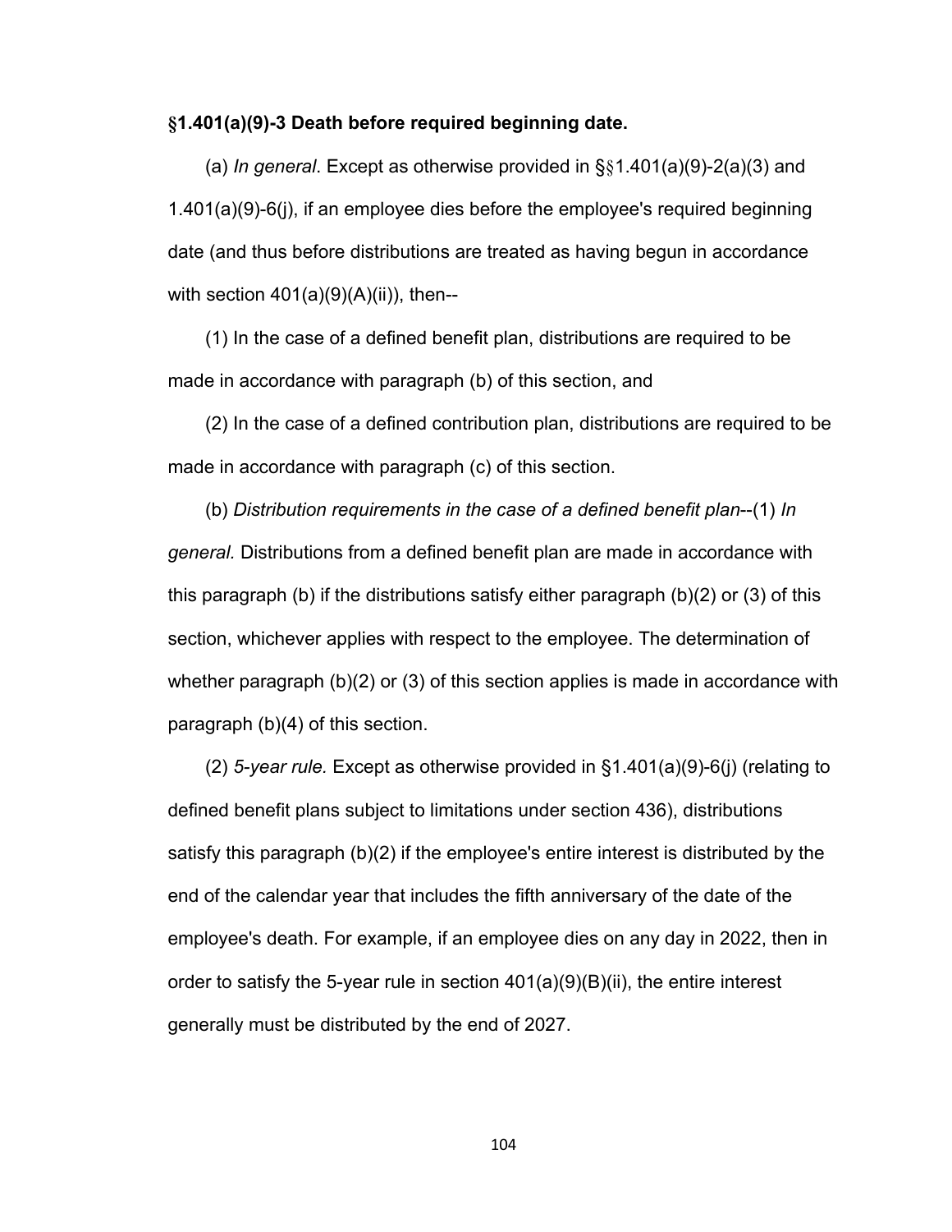**§1.401(a)(9)-3 Death before required beginning date.**

(a) *In general*. Except as otherwise provided in §§1.401(a)(9)-2(a)(3) and 1.401(a)(9)-6(j), if an employee dies before the employee's required beginning date (and thus before distributions are treated as having begun in accordance with section 401(a)(9)(A)(ii)), then--

(1) In the case of a defined benefit plan, distributions are required to be made in accordance with paragraph (b) of this section, and

(2) In the case of a defined contribution plan, distributions are required to be made in accordance with paragraph (c) of this section.

(b) *Distribution requirements in the case of a defined benefit plan*--(1) *In general.* Distributions from a defined benefit plan are made in accordance with this paragraph (b) if the distributions satisfy either paragraph (b)(2) or (3) of this section, whichever applies with respect to the employee. The determination of whether paragraph (b)(2) or (3) of this section applies is made in accordance with paragraph (b)(4) of this section.

(2) *5-year rule.* Except as otherwise provided in §1.401(a)(9)-6(j) (relating to defined benefit plans subject to limitations under section 436), distributions satisfy this paragraph (b)(2) if the employee's entire interest is distributed by the end of the calendar year that includes the fifth anniversary of the date of the employee's death. For example, if an employee dies on any day in 2022, then in order to satisfy the 5-year rule in section 401(a)(9)(B)(ii), the entire interest generally must be distributed by the end of 2027.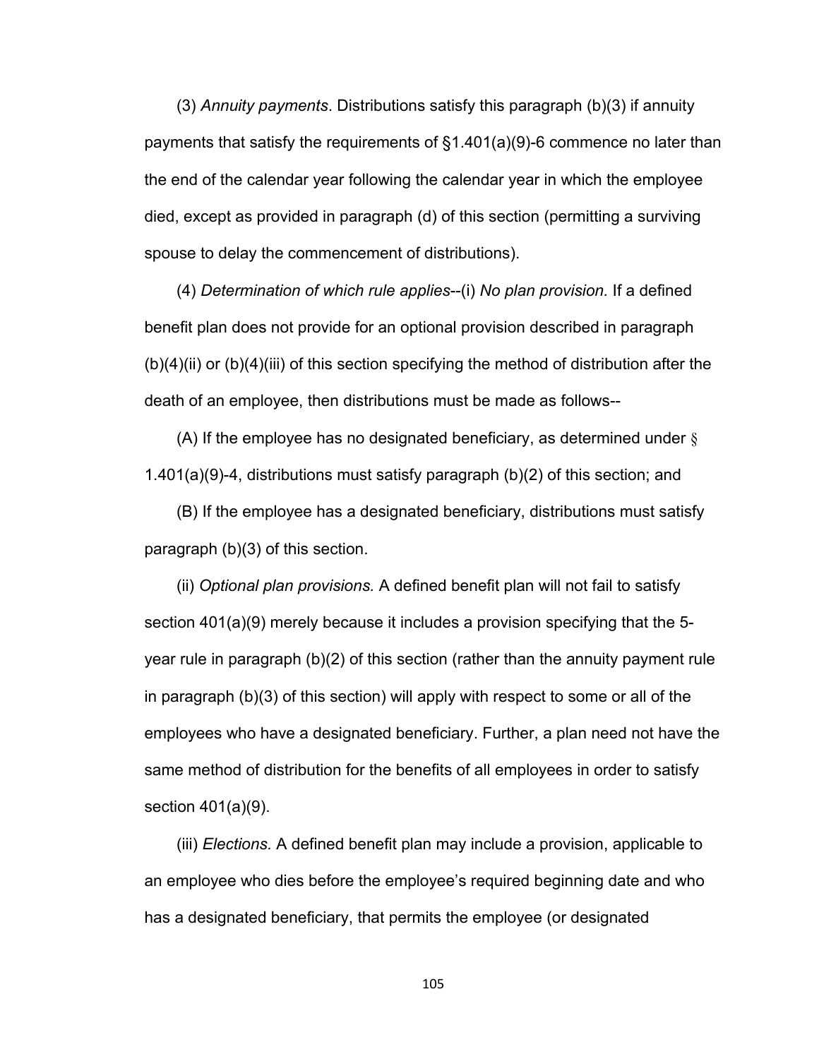(3) *Annuity payments*. Distributions satisfy this paragraph (b)(3) if annuity payments that satisfy the requirements of §1.401(a)(9)-6 commence no later than the end of the calendar year following the calendar year in which the employee died, except as provided in paragraph (d) of this section (permitting a surviving spouse to delay the commencement of distributions).

(4) *Determination of which rule applies*--(i) *No plan provision.* If a defined benefit plan does not provide for an optional provision described in paragraph (b)(4)(ii) or (b)(4)(iii) of this section specifying the method of distribution after the death of an employee, then distributions must be made as follows--

(A) If the employee has no designated beneficiary, as determined under § 1.401(a)(9)-4, distributions must satisfy paragraph (b)(2) of this section; and

(B) If the employee has a designated beneficiary, distributions must satisfy paragraph (b)(3) of this section.

(ii) *Optional plan provisions.* A defined benefit plan will not fail to satisfy section 401(a)(9) merely because it includes a provision specifying that the 5-year rule in paragraph (b)(2) of this section (rather than the annuity payment rule in paragraph (b)(3) of this section) will apply with respect to some or all of the employees who have a designated beneficiary. Further, a plan need not have the same method of distribution for the benefits of all employees in order to satisfy section 401(a)(9).

(iii) *Elections.* A defined benefit plan may include a provision, applicable to an employee who dies before the employee's required beginning date and who has a designated beneficiary, that permits the employee (or designated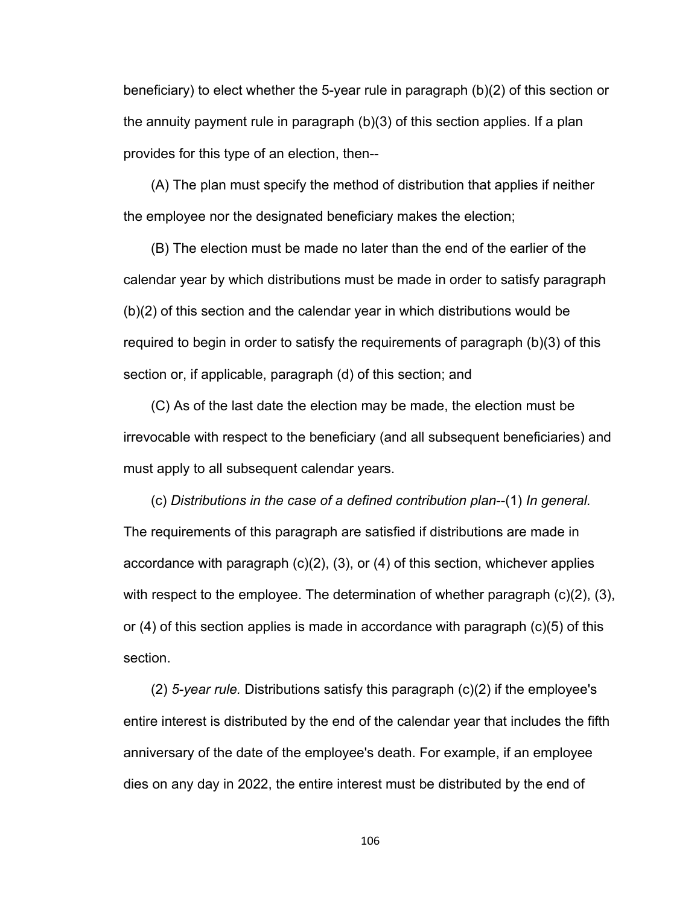beneficiary) to elect whether the 5-year rule in paragraph (b)(2) of this section or the annuity payment rule in paragraph (b)(3) of this section applies. If a plan provides for this type of an election, then--

(A) The plan must specify the method of distribution that applies if neither the employee nor the designated beneficiary makes the election;

(B) The election must be made no later than the end of the earlier of the calendar year by which distributions must be made in order to satisfy paragraph (b)(2) of this section and the calendar year in which distributions would be required to begin in order to satisfy the requirements of paragraph (b)(3) of this section or, if applicable, paragraph (d) of this section; and

(C) As of the last date the election may be made, the election must be irrevocable with respect to the beneficiary (and all subsequent beneficiaries) and must apply to all subsequent calendar years.

(c) *Distributions in the case of a defined contribution plan*--(1) *In general.* The requirements of this paragraph are satisfied if distributions are made in accordance with paragraph (c)(2), (3), or (4) of this section, whichever applies with respect to the employee. The determination of whether paragraph (c)(2), (3), or (4) of this section applies is made in accordance with paragraph (c)(5) of this section.

(2) *5-year rule.* Distributions satisfy this paragraph (c)(2) if the employee's entire interest is distributed by the end of the calendar year that includes the fifth anniversary of the date of the employee's death. For example, if an employee dies on any day in 2022, the entire interest must be distributed by the end of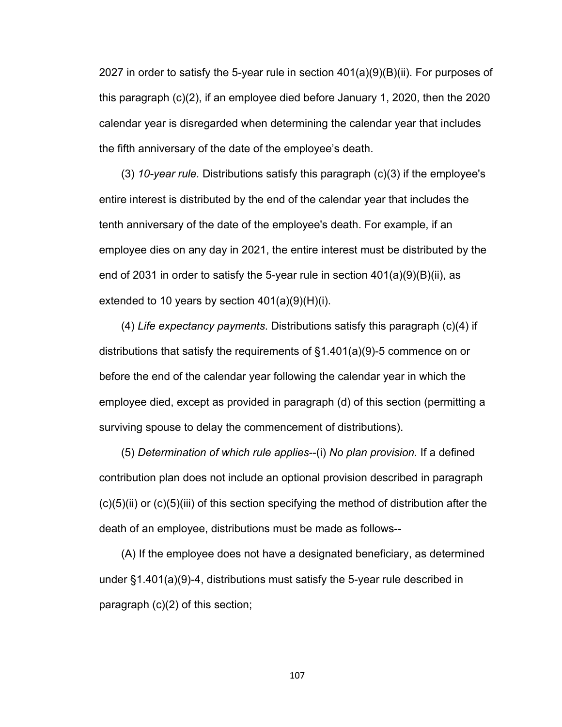2027 in order to satisfy the 5-year rule in section 401(a)(9)(B)(ii). For purposes of this paragraph (c)(2), if an employee died before January 1, 2020, then the 2020 calendar year is disregarded when determining the calendar year that includes the fifth anniversary of the date of the employee's death.

(3) *10-year rule.* Distributions satisfy this paragraph (c)(3) if the employee's entire interest is distributed by the end of the calendar year that includes the tenth anniversary of the date of the employee's death. For example, if an employee dies on any day in 2021, the entire interest must be distributed by the end of 2031 in order to satisfy the 5-year rule in section 401(a)(9)(B)(ii), as extended to 10 years by section 401(a)(9)(H)(i).

(4) *Life expectancy payments*. Distributions satisfy this paragraph (c)(4) if distributions that satisfy the requirements of §1.401(a)(9)-5 commence on or before the end of the calendar year following the calendar year in which the employee died, except as provided in paragraph (d) of this section (permitting a surviving spouse to delay the commencement of distributions).

(5) *Determination of which rule applies*--(i) *No plan provision.* If a defined contribution plan does not include an optional provision described in paragraph (c)(5)(ii) or (c)(5)(iii) of this section specifying the method of distribution after the death of an employee, distributions must be made as follows--

(A) If the employee does not have a designated beneficiary, as determined under §1.401(a)(9)-4, distributions must satisfy the 5-year rule described in paragraph (c)(2) of this section;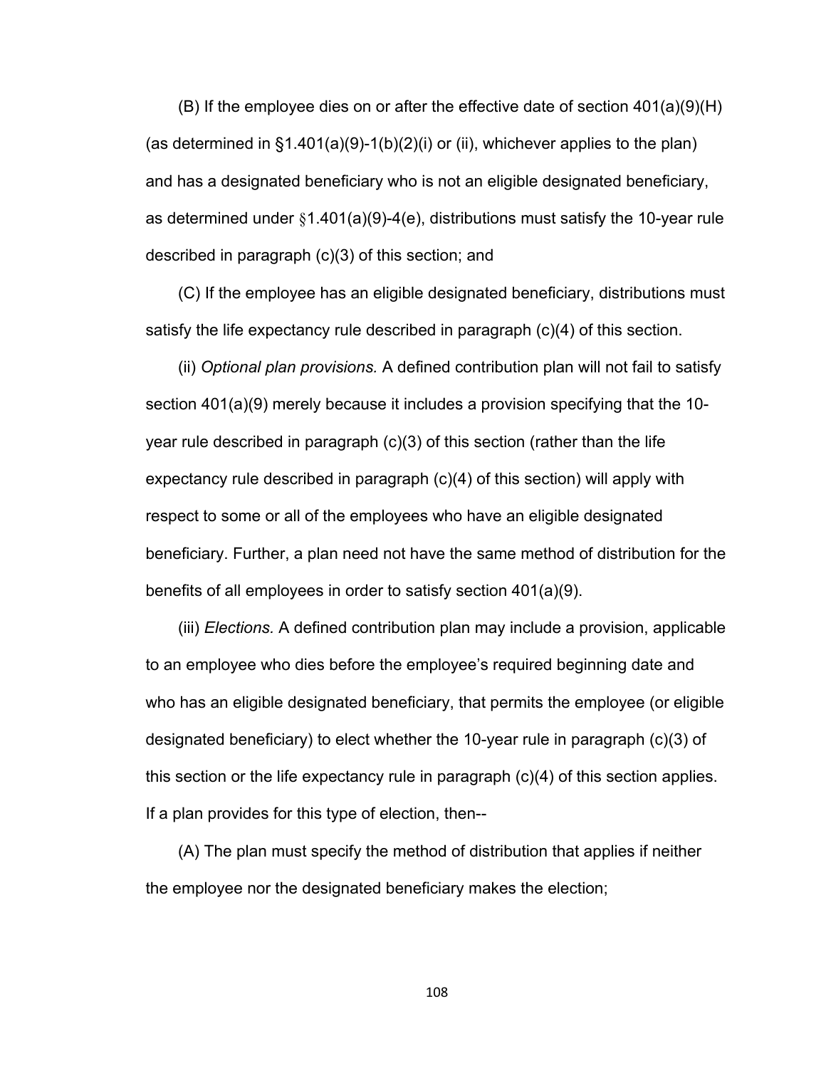(B) If the employee dies on or after the effective date of section 401(a)(9)(H) (as determined in §1.401(a)(9)-1(b)(2)(i) or (ii), whichever applies to the plan) and has a designated beneficiary who is not an eligible designated beneficiary, as determined under §1.401(a)(9)-4(e), distributions must satisfy the 10-year rule described in paragraph (c)(3) of this section; and

(C) If the employee has an eligible designated beneficiary, distributions must satisfy the life expectancy rule described in paragraph (c)(4) of this section.

(ii) *Optional plan provisions.* A defined contribution plan will not fail to satisfy section 401(a)(9) merely because it includes a provision specifying that the 10-year rule described in paragraph (c)(3) of this section (rather than the life expectancy rule described in paragraph (c)(4) of this section) will apply with respect to some or all of the employees who have an eligible designated beneficiary. Further, a plan need not have the same method of distribution for the benefits of all employees in order to satisfy section 401(a)(9).

(iii) *Elections.* A defined contribution plan may include a provision, applicable to an employee who dies before the employee's required beginning date and who has an eligible designated beneficiary, that permits the employee (or eligible designated beneficiary) to elect whether the 10-year rule in paragraph (c)(3) of this section or the life expectancy rule in paragraph (c)(4) of this section applies. If a plan provides for this type of election, then--

(A) The plan must specify the method of distribution that applies if neither the employee nor the designated beneficiary makes the election;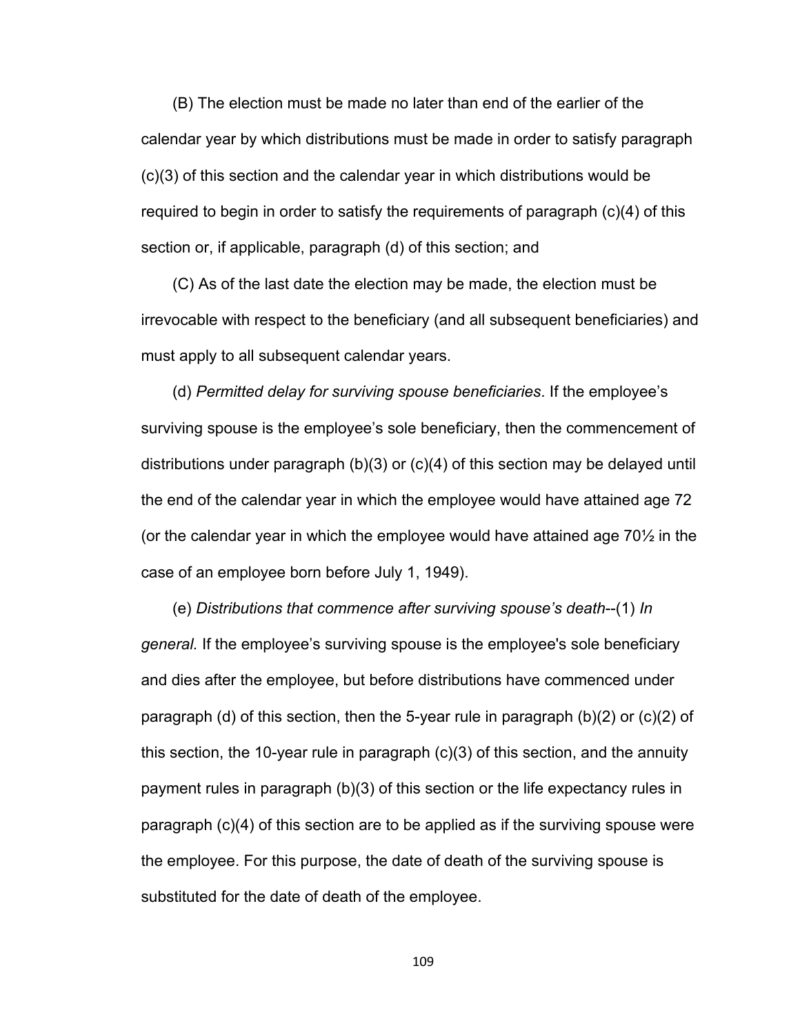(B) The election must be made no later than end of the earlier of the calendar year by which distributions must be made in order to satisfy paragraph (c)(3) of this section and the calendar year in which distributions would be required to begin in order to satisfy the requirements of paragraph (c)(4) of this section or, if applicable, paragraph (d) of this section; and

(C) As of the last date the election may be made, the election must be irrevocable with respect to the beneficiary (and all subsequent beneficiaries) and must apply to all subsequent calendar years.

(d) *Permitted delay for surviving spouse beneficiaries*. If the employee's surviving spouse is the employee's sole beneficiary, then the commencement of distributions under paragraph (b)(3) or (c)(4) of this section may be delayed until the end of the calendar year in which the employee would have attained age 72 (or the calendar year in which the employee would have attained age 70½ in the case of an employee born before July 1, 1949).

(e) *Distributions that commence after surviving spouse's death*--(1) *In general.* If the employee's surviving spouse is the employee's sole beneficiary and dies after the employee, but before distributions have commenced under paragraph (d) of this section, then the 5-year rule in paragraph (b)(2) or (c)(2) of this section, the 10-year rule in paragraph (c)(3) of this section, and the annuity payment rules in paragraph (b)(3) of this section or the life expectancy rules in paragraph (c)(4) of this section are to be applied as if the surviving spouse were the employee. For this purpose, the date of death of the surviving spouse is substituted for the date of death of the employee.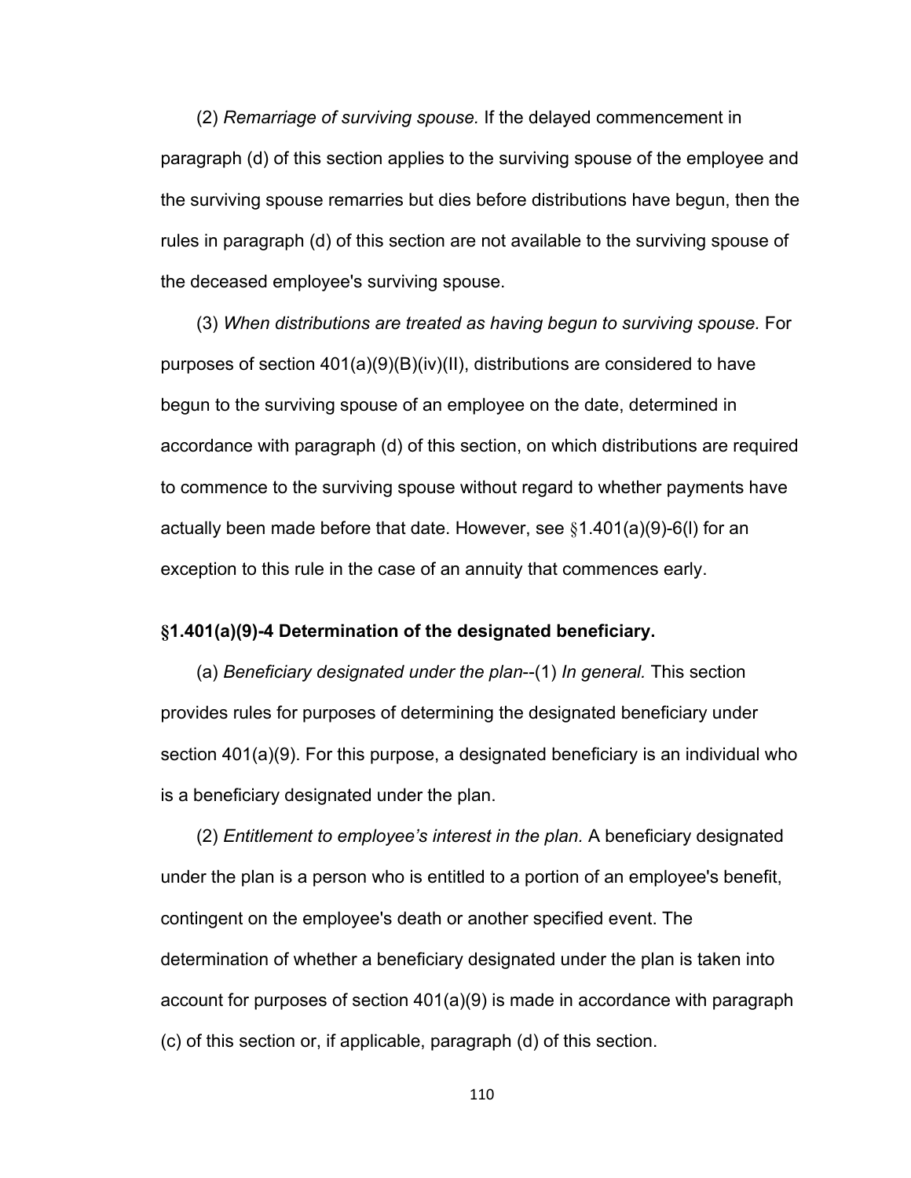(2) *Remarriage of surviving spouse.* If the delayed commencement in paragraph (d) of this section applies to the surviving spouse of the employee and the surviving spouse remarries but dies before distributions have begun, then the rules in paragraph (d) of this section are not available to the surviving spouse of the deceased employee's surviving spouse.

(3) *When distributions are treated as having begun to surviving spouse.* For purposes of section 401(a)(9)(B)(iv)(II), distributions are considered to have begun to the surviving spouse of an employee on the date, determined in accordance with paragraph (d) of this section, on which distributions are required to commence to the surviving spouse without regard to whether payments have actually been made before that date. However, see §1.401(a)(9)-6(l) for an exception to this rule in the case of an annuity that commences early.

**§1.401(a)(9)-4 Determination of the designated beneficiary.**

(a) *Beneficiary designated under the plan*--(1) *In general.* This section provides rules for purposes of determining the designated beneficiary under section 401(a)(9). For this purpose, a designated beneficiary is an individual who is a beneficiary designated under the plan.

(2) *Entitlement to employee's interest in the plan.* A beneficiary designated under the plan is a person who is entitled to a portion of an employee's benefit, contingent on the employee's death or another specified event. The determination of whether a beneficiary designated under the plan is taken into account for purposes of section 401(a)(9) is made in accordance with paragraph (c) of this section or, if applicable, paragraph (d) of this section.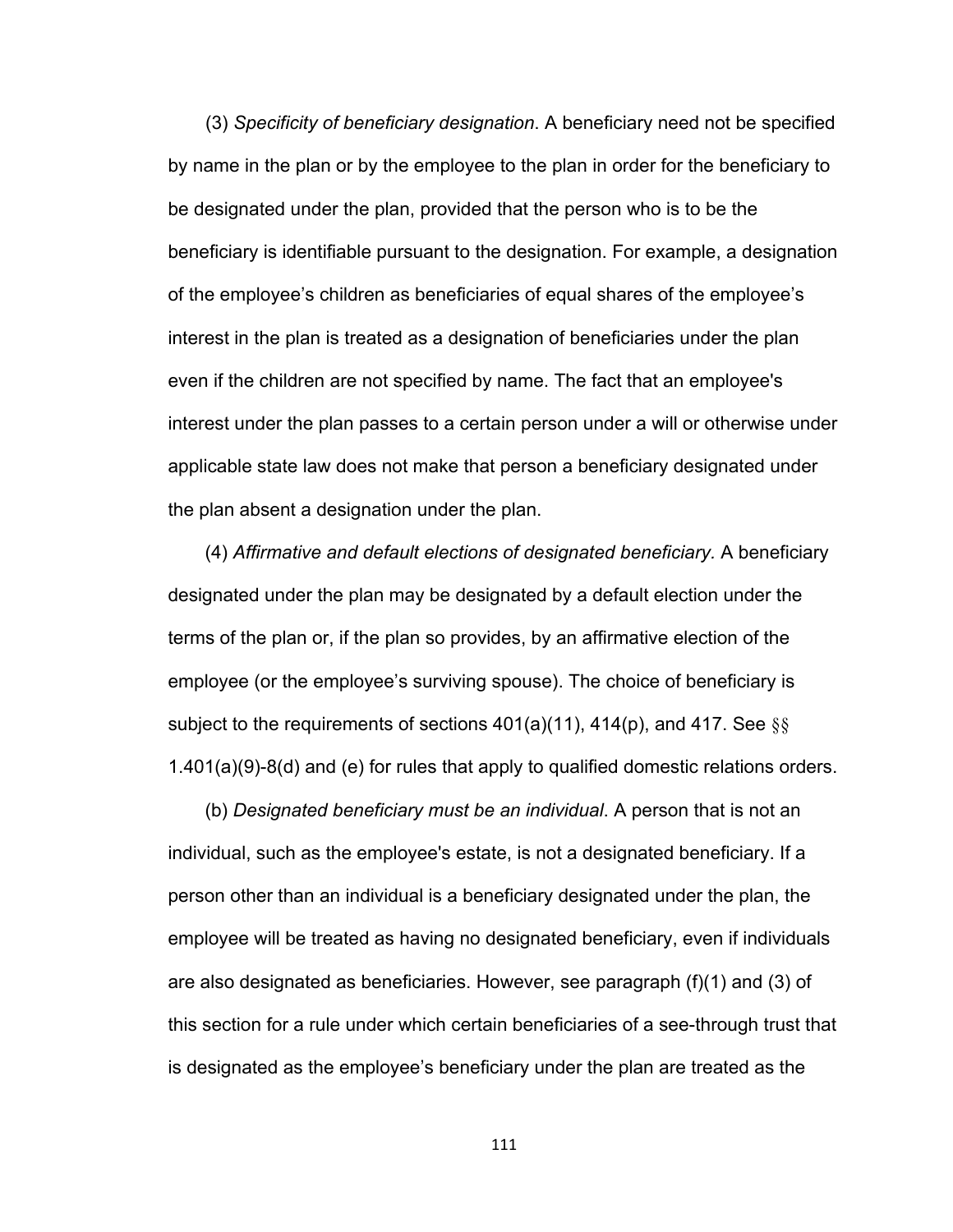(3) *Specificity of beneficiary designation*. A beneficiary need not be specified by name in the plan or by the employee to the plan in order for the beneficiary to be designated under the plan, provided that the person who is to be the beneficiary is identifiable pursuant to the designation. For example, a designation of the employee's children as beneficiaries of equal shares of the employee's interest in the plan is treated as a designation of beneficiaries under the plan even if the children are not specified by name. The fact that an employee's interest under the plan passes to a certain person under a will or otherwise under applicable state law does not make that person a beneficiary designated under the plan absent a designation under the plan.

(4) *Affirmative and default elections of designated beneficiary.* A beneficiary designated under the plan may be designated by a default election under the terms of the plan or, if the plan so provides, by an affirmative election of the employee (or the employee's surviving spouse). The choice of beneficiary is subject to the requirements of sections 401(a)(11), 414(p), and 417. See §§ 1.401(a)(9)-8(d) and (e) for rules that apply to qualified domestic relations orders.

(b) *Designated beneficiary must be an individual*. A person that is not an individual, such as the employee's estate, is not a designated beneficiary. If a person other than an individual is a beneficiary designated under the plan, the employee will be treated as having no designated beneficiary, even if individuals are also designated as beneficiaries. However, see paragraph (f)(1) and (3) of this section for a rule under which certain beneficiaries of a see-through trust that is designated as the employee's beneficiary under the plan are treated as the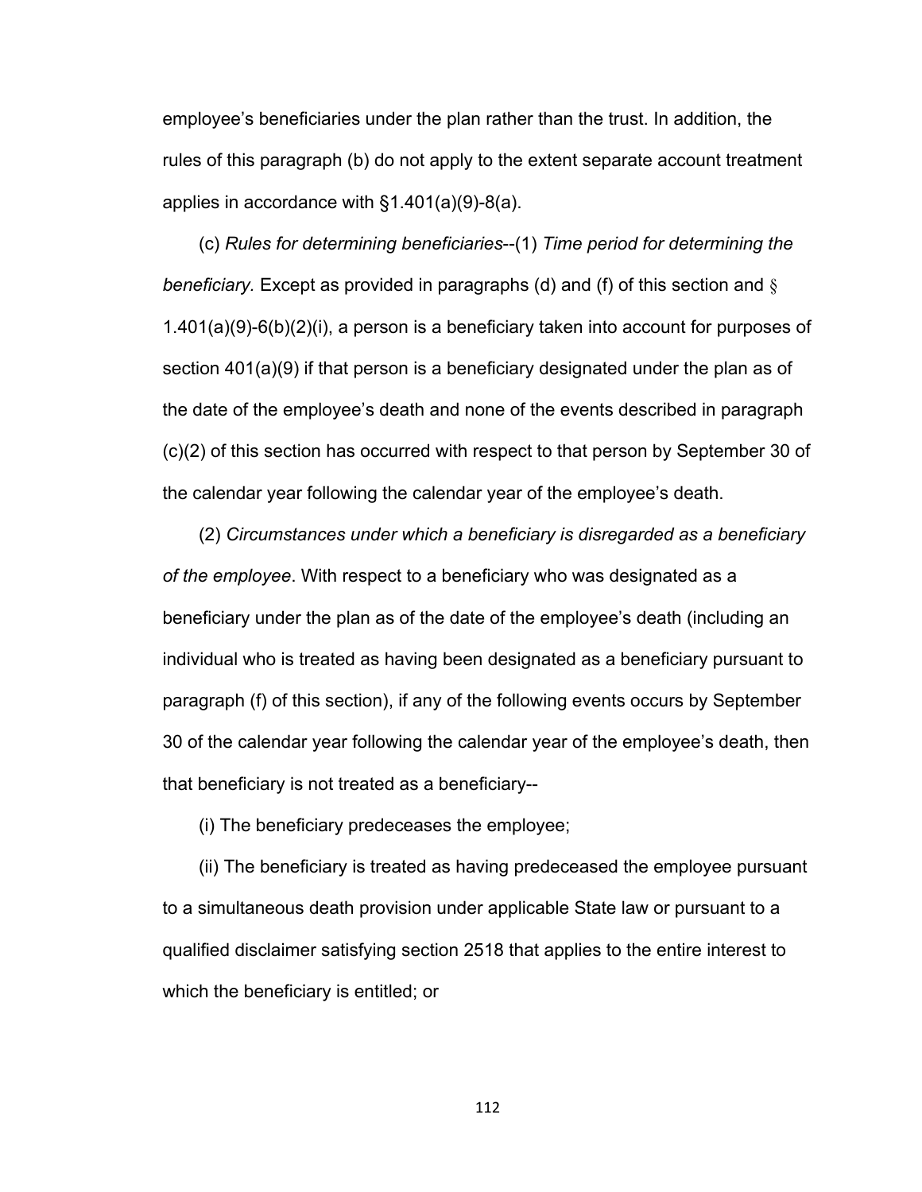employee's beneficiaries under the plan rather than the trust. In addition, the rules of this paragraph (b) do not apply to the extent separate account treatment applies in accordance with §1.401(a)(9)-8(a).

(c) *Rules for determining beneficiaries*--(1) *Time period for determining the beneficiary.* Except as provided in paragraphs (d) and (f) of this section and § 1.401(a)(9)-6(b)(2)(i), a person is a beneficiary taken into account for purposes of section 401(a)(9) if that person is a beneficiary designated under the plan as of the date of the employee's death and none of the events described in paragraph (c)(2) of this section has occurred with respect to that person by September 30 of the calendar year following the calendar year of the employee's death.

(2) *Circumstances under which a beneficiary is disregarded as a beneficiary of the employee*. With respect to a beneficiary who was designated as a beneficiary under the plan as of the date of the employee's death (including an individual who is treated as having been designated as a beneficiary pursuant to paragraph (f) of this section), if any of the following events occurs by September 30 of the calendar year following the calendar year of the employee's death, then that beneficiary is not treated as a beneficiary--

(i) The beneficiary predeceases the employee;

(ii) The beneficiary is treated as having predeceased the employee pursuant to a simultaneous death provision under applicable State law or pursuant to a qualified disclaimer satisfying section 2518 that applies to the entire interest to which the beneficiary is entitled; or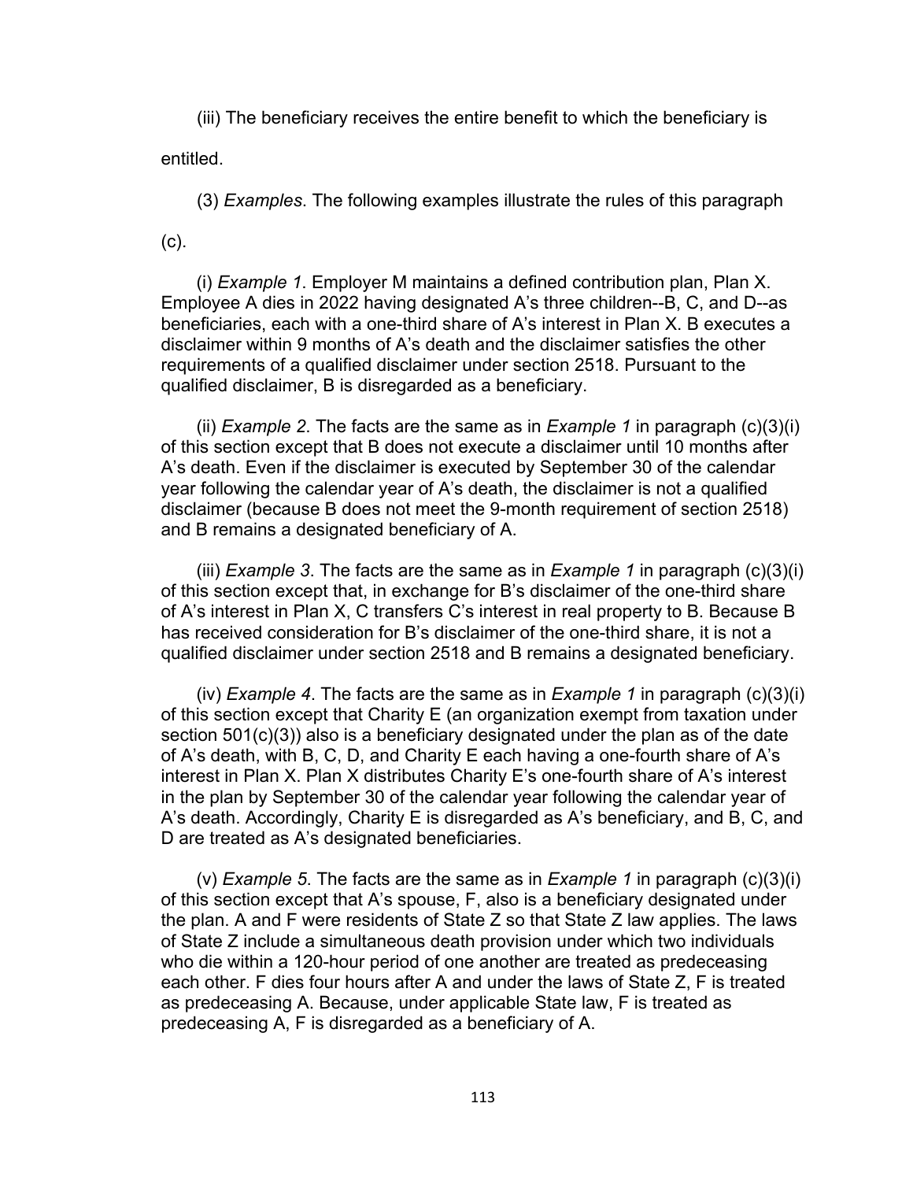(iii) The beneficiary receives the entire benefit to which the beneficiary is entitled.

(3) *Examples*. The following examples illustrate the rules of this paragraph (c).

(i) *Example 1*. Employer M maintains a defined contribution plan, Plan X. Employee A dies in 2022 having designated A's three children--B, C, and D--as beneficiaries, each with a one-third share of A's interest in Plan X. B executes a disclaimer within 9 months of A's death and the disclaimer satisfies the other requirements of a qualified disclaimer under section 2518. Pursuant to the qualified disclaimer, B is disregarded as a beneficiary.

(ii) *Example 2*. The facts are the same as in *Example 1* in paragraph (c)(3)(i) of this section except that B does not execute a disclaimer until 10 months after A's death. Even if the disclaimer is executed by September 30 of the calendar year following the calendar year of A's death, the disclaimer is not a qualified disclaimer (because B does not meet the 9-month requirement of section 2518) and B remains a designated beneficiary of A.

(iii) *Example 3*. The facts are the same as in *Example 1* in paragraph (c)(3)(i) of this section except that, in exchange for B's disclaimer of the one-third share of A's interest in Plan X, C transfers C's interest in real property to B. Because B has received consideration for B's disclaimer of the one-third share, it is not a qualified disclaimer under section 2518 and B remains a designated beneficiary.

(iv) *Example 4*. The facts are the same as in *Example 1* in paragraph (c)(3)(i) of this section except that Charity E (an organization exempt from taxation under section 501(c)(3)) also is a beneficiary designated under the plan as of the date of A's death, with B, C, D, and Charity E each having a one-fourth share of A's interest in Plan X. Plan X distributes Charity E's one-fourth share of A's interest in the plan by September 30 of the calendar year following the calendar year of A's death. Accordingly, Charity E is disregarded as A's beneficiary, and B, C, and D are treated as A's designated beneficiaries.

(v) *Example 5*. The facts are the same as in *Example 1* in paragraph (c)(3)(i) of this section except that A's spouse, F, also is a beneficiary designated under the plan. A and F were residents of State Z so that State Z law applies. The laws of State Z include a simultaneous death provision under which two individuals who die within a 120-hour period of one another are treated as predeceasing each other. F dies four hours after A and under the laws of State Z, F is treated as predeceasing A. Because, under applicable State law, F is treated as predeceasing A, F is disregarded as a beneficiary of A.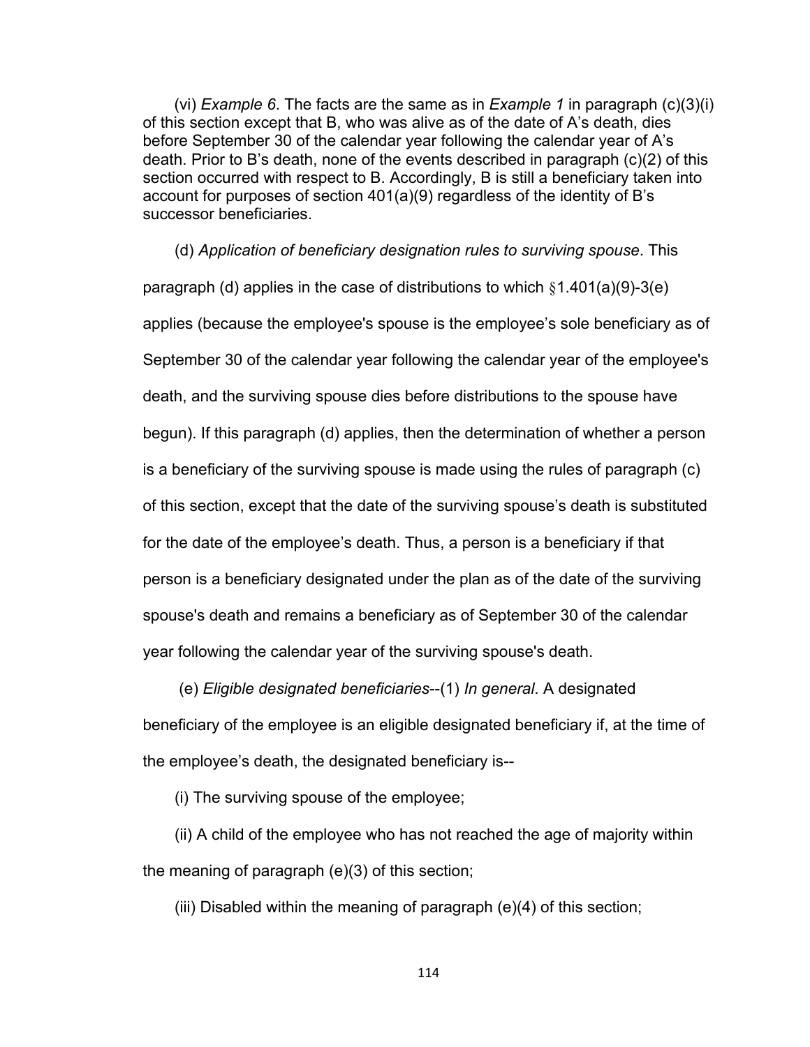(vi) *Example 6*. The facts are the same as in *Example 1* in paragraph (c)(3)(i) of this section except that B, who was alive as of the date of A's death, dies before September 30 of the calendar year following the calendar year of A's death. Prior to B's death, none of the events described in paragraph (c)(2) of this section occurred with respect to B. Accordingly, B is still a beneficiary taken into account for purposes of section 401(a)(9) regardless of the identity of B's successor beneficiaries.

(d) *Application of beneficiary designation rules to surviving spouse*. This paragraph (d) applies in the case of distributions to which §1.401(a)(9)-3(e) applies (because the employee's spouse is the employee's sole beneficiary as of September 30 of the calendar year following the calendar year of the employee's death, and the surviving spouse dies before distributions to the spouse have begun). If this paragraph (d) applies, then the determination of whether a person is a beneficiary of the surviving spouse is made using the rules of paragraph (c) of this section, except that the date of the surviving spouse's death is substituted for the date of the employee's death. Thus, a person is a beneficiary if that person is a beneficiary designated under the plan as of the date of the surviving spouse's death and remains a beneficiary as of September 30 of the calendar year following the calendar year of the surviving spouse's death.

(e) *Eligible designated beneficiaries*--(1) *In general*. A designated beneficiary of the employee is an eligible designated beneficiary if, at the time of the employee's death, the designated beneficiary is--

(i) The surviving spouse of the employee;

(ii) A child of the employee who has not reached the age of majority within the meaning of paragraph (e)(3) of this section;

(iii) Disabled within the meaning of paragraph (e)(4) of this section;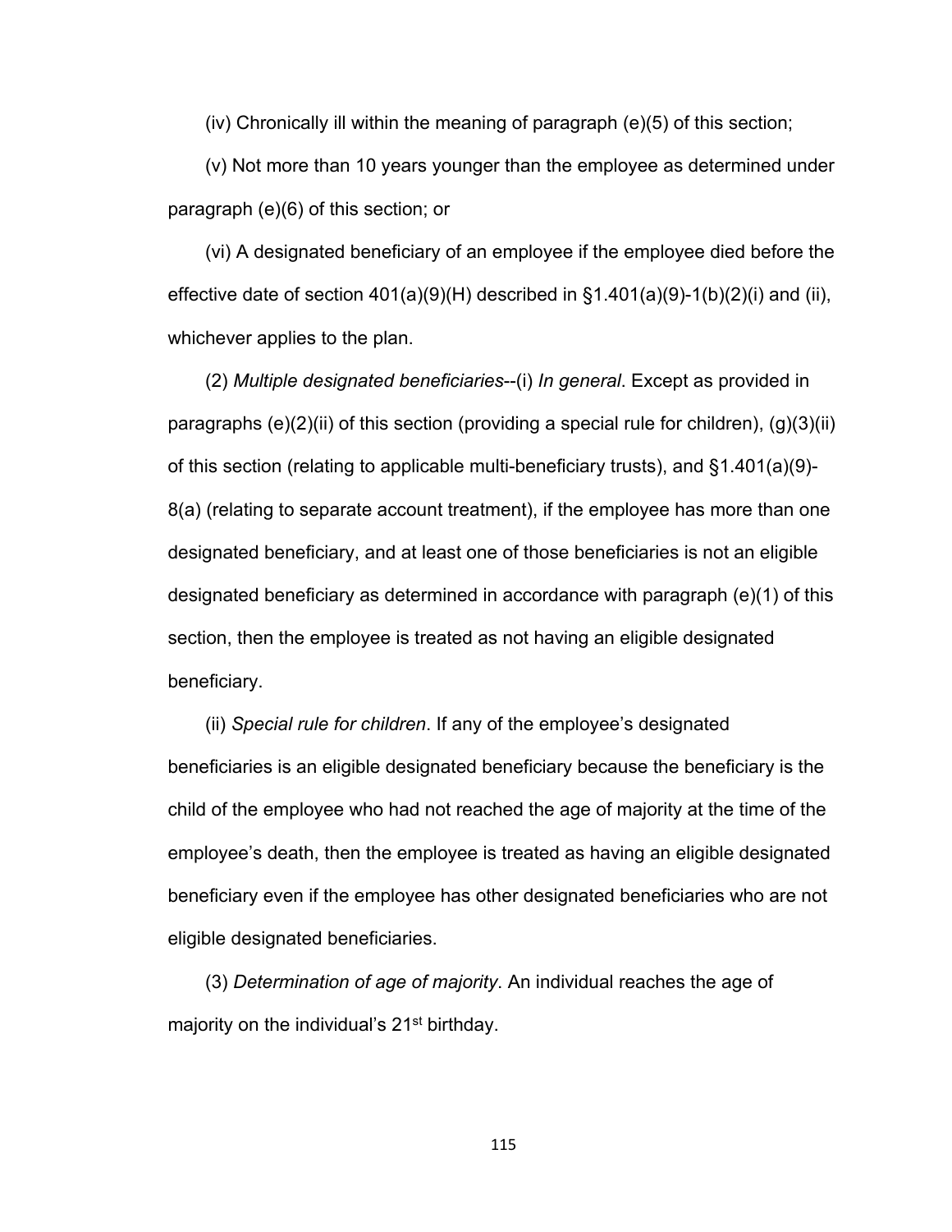(iv) Chronically ill within the meaning of paragraph (e)(5) of this section;

(v) Not more than 10 years younger than the employee as determined under paragraph (e)(6) of this section; or

(vi) A designated beneficiary of an employee if the employee died before the effective date of section 401(a)(9)(H) described in §1.401(a)(9)-1(b)(2)(i) and (ii), whichever applies to the plan.

(2) *Multiple designated beneficiaries*--(i) *In general*. Except as provided in paragraphs (e)(2)(ii) of this section (providing a special rule for children), (g)(3)(ii) of this section (relating to applicable multi-beneficiary trusts), and §1.401(a)(9)-8(a) (relating to separate account treatment), if the employee has more than one designated beneficiary, and at least one of those beneficiaries is not an eligible designated beneficiary as determined in accordance with paragraph (e)(1) of this section, then the employee is treated as not having an eligible designated beneficiary.

(ii) *Special rule for children*. If any of the employee's designated beneficiaries is an eligible designated beneficiary because the beneficiary is the child of the employee who had not reached the age of majority at the time of the employee's death, then the employee is treated as having an eligible designated beneficiary even if the employee has other designated beneficiaries who are not eligible designated beneficiaries.

(3) *Determination of age of majority*. An individual reaches the age of majority on the individual's 21st birthday.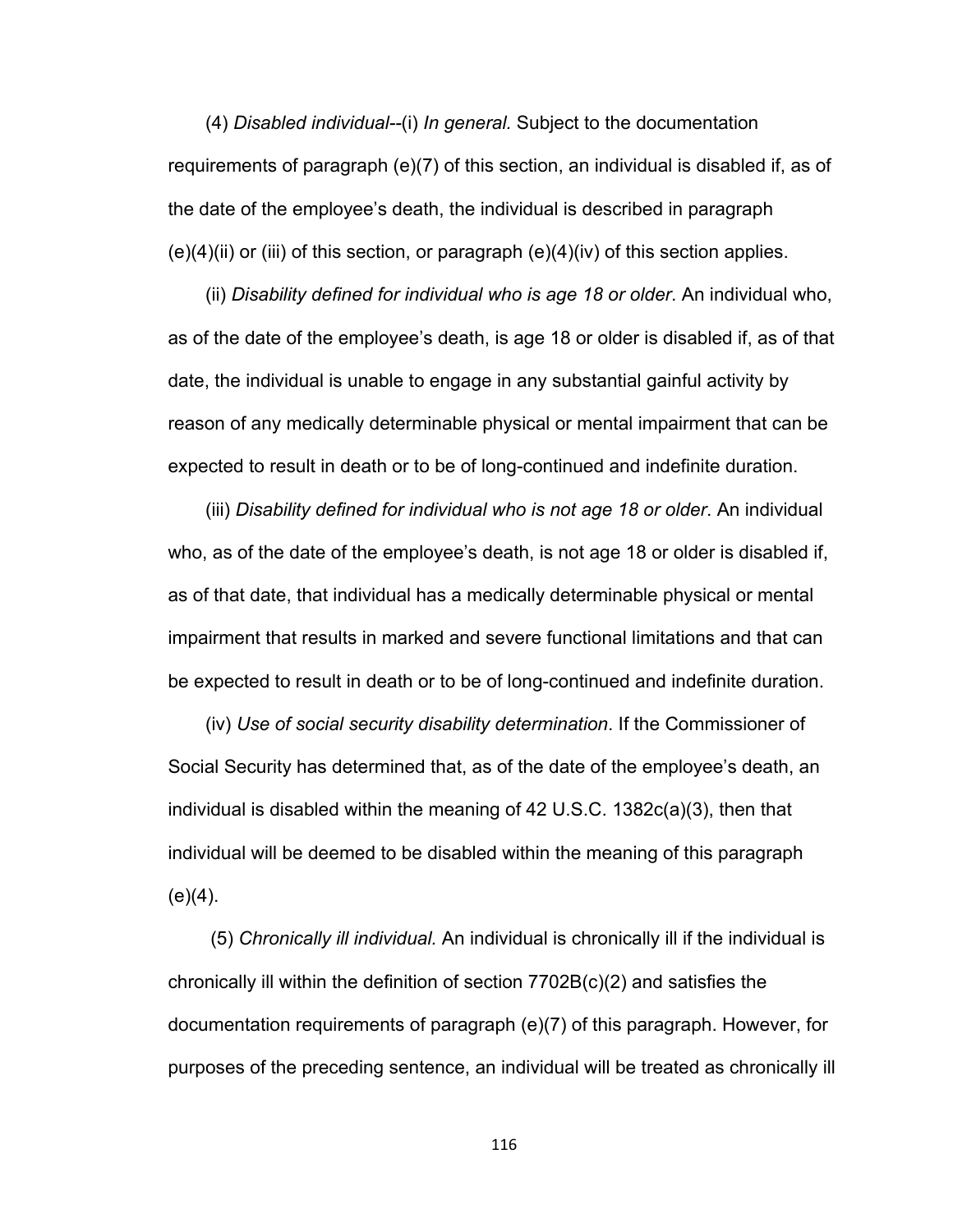(4) *Disabled individual*--(i) *In general.* Subject to the documentation requirements of paragraph (e)(7) of this section, an individual is disabled if, as of the date of the employee's death, the individual is described in paragraph (e)(4)(ii) or (iii) of this section, or paragraph (e)(4)(iv) of this section applies.

(ii) *Disability defined for individual who is age 18 or older*. An individual who, as of the date of the employee's death, is age 18 or older is disabled if, as of that date, the individual is unable to engage in any substantial gainful activity by reason of any medically determinable physical or mental impairment that can be expected to result in death or to be of long-continued and indefinite duration.

(iii) *Disability defined for individual who is not age 18 or older*. An individual who, as of the date of the employee's death, is not age 18 or older is disabled if, as of that date, that individual has a medically determinable physical or mental impairment that results in marked and severe functional limitations and that can be expected to result in death or to be of long-continued and indefinite duration.

(iv) *Use of social security disability determination*. If the Commissioner of Social Security has determined that, as of the date of the employee's death, an individual is disabled within the meaning of 42 U.S.C. 1382c(a)(3), then that individual will be deemed to be disabled within the meaning of this paragraph (e)(4).

(5) *Chronically ill individual.* An individual is chronically ill if the individual is chronically ill within the definition of section 7702B(c)(2) and satisfies the documentation requirements of paragraph (e)(7) of this paragraph. However, for purposes of the preceding sentence, an individual will be treated as chronically ill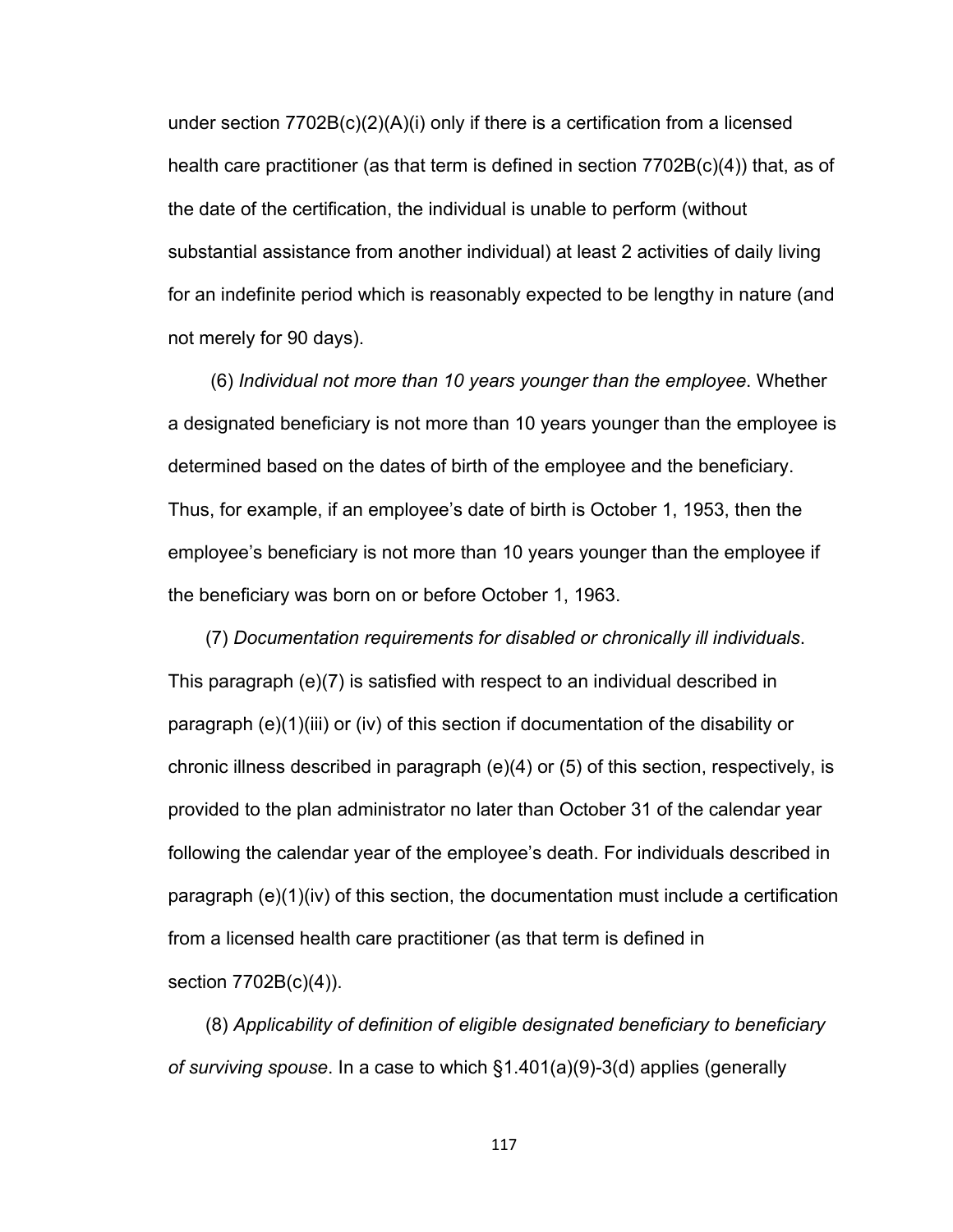under section 7702B(c)(2)(A)(i) only if there is a certification from a licensed health care practitioner (as that term is defined in section 7702B(c)(4)) that, as of the date of the certification, the individual is unable to perform (without substantial assistance from another individual) at least 2 activities of daily living for an indefinite period which is reasonably expected to be lengthy in nature (and not merely for 90 days).

(6) *Individual not more than 10 years younger than the employee*. Whether a designated beneficiary is not more than 10 years younger than the employee is determined based on the dates of birth of the employee and the beneficiary. Thus, for example, if an employee's date of birth is October 1, 1953, then the employee's beneficiary is not more than 10 years younger than the employee if the beneficiary was born on or before October 1, 1963.

(7) *Documentation requirements for disabled or chronically ill individuals*. This paragraph (e)(7) is satisfied with respect to an individual described in paragraph (e)(1)(iii) or (iv) of this section if documentation of the disability or chronic illness described in paragraph (e)(4) or (5) of this section, respectively, is provided to the plan administrator no later than October 31 of the calendar year following the calendar year of the employee's death. For individuals described in paragraph (e)(1)(iv) of this section, the documentation must include a certification from a licensed health care practitioner (as that term is defined in section 7702B(c)(4)).

(8) *Applicability of definition of eligible designated beneficiary to beneficiary of surviving spouse*. In a case to which §1.401(a)(9)-3(d) applies (generally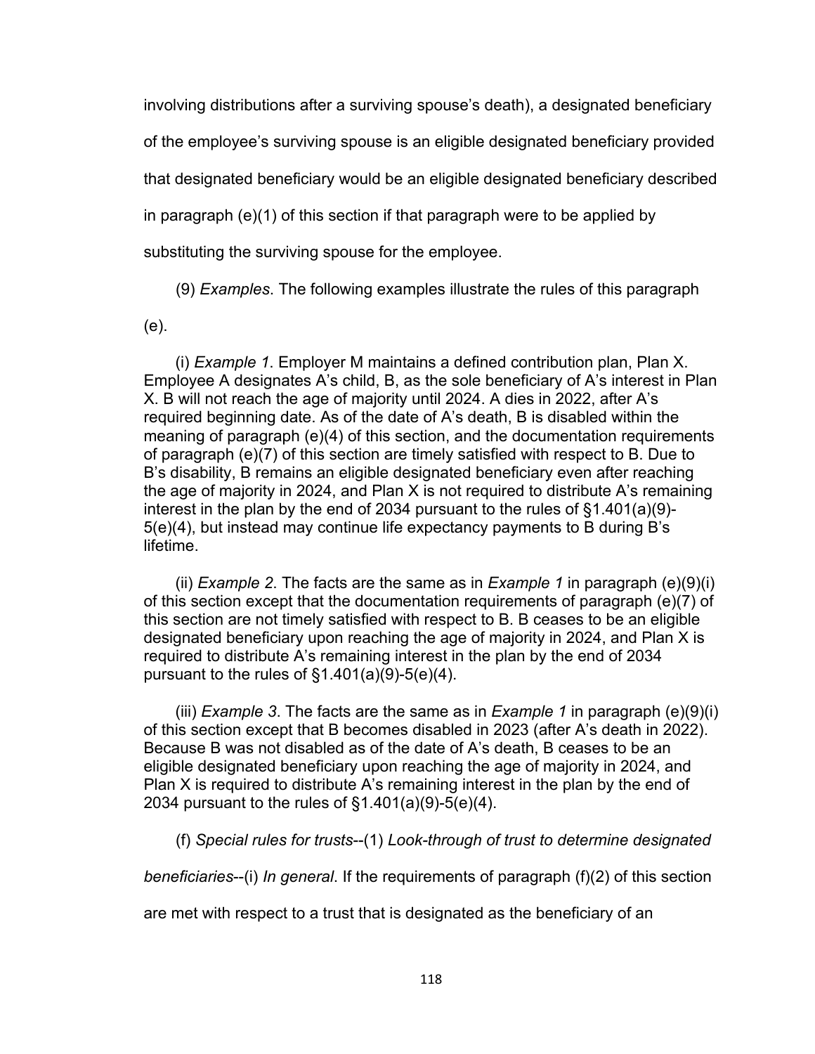involving distributions after a surviving spouse's death), a designated beneficiary of the employee's surviving spouse is an eligible designated beneficiary provided that designated beneficiary would be an eligible designated beneficiary described in paragraph (e)(1) of this section if that paragraph were to be applied by substituting the surviving spouse for the employee.

(9) *Examples*. The following examples illustrate the rules of this paragraph (e).

(i) *Example 1*. Employer M maintains a defined contribution plan, Plan X. Employee A designates A's child, B, as the sole beneficiary of A's interest in Plan X. B will not reach the age of majority until 2024. A dies in 2022, after A's required beginning date. As of the date of A's death, B is disabled within the meaning of paragraph (e)(4) of this section, and the documentation requirements of paragraph (e)(7) of this section are timely satisfied with respect to B. Due to B's disability, B remains an eligible designated beneficiary even after reaching the age of majority in 2024, and Plan X is not required to distribute A's remaining interest in the plan by the end of 2034 pursuant to the rules of §1.401(a)(9)-5(e)(4), but instead may continue life expectancy payments to B during B's lifetime.

(ii) *Example 2*. The facts are the same as in *Example 1* in paragraph (e)(9)(i) of this section except that the documentation requirements of paragraph (e)(7) of this section are not timely satisfied with respect to B. B ceases to be an eligible designated beneficiary upon reaching the age of majority in 2024, and Plan X is required to distribute A's remaining interest in the plan by the end of 2034 pursuant to the rules of §1.401(a)(9)-5(e)(4).

(iii) *Example 3*. The facts are the same as in *Example 1* in paragraph (e)(9)(i) of this section except that B becomes disabled in 2023 (after A's death in 2022). Because B was not disabled as of the date of A's death, B ceases to be an eligible designated beneficiary upon reaching the age of majority in 2024, and Plan X is required to distribute A's remaining interest in the plan by the end of 2034 pursuant to the rules of §1.401(a)(9)-5(e)(4).

(f) *Special rules for trusts*--(1) *Look-through of trust to determine designated beneficiaries*--(i) *In general*. If the requirements of paragraph (f)(2) of this section are met with respect to a trust that is designated as the beneficiary of an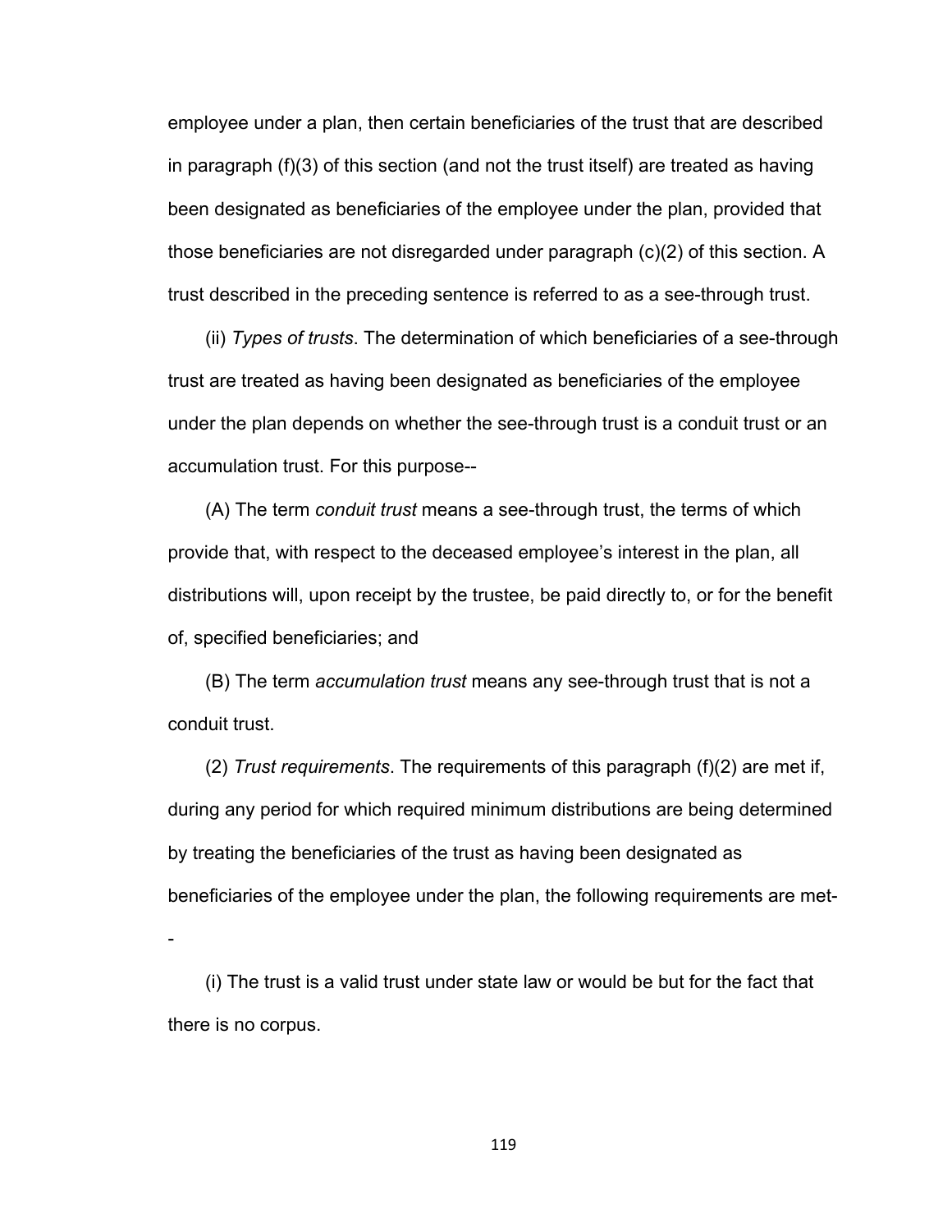employee under a plan, then certain beneficiaries of the trust that are described in paragraph (f)(3) of this section (and not the trust itself) are treated as having been designated as beneficiaries of the employee under the plan, provided that those beneficiaries are not disregarded under paragraph (c)(2) of this section. A trust described in the preceding sentence is referred to as a see-through trust.

(ii) *Types of trusts*. The determination of which beneficiaries of a see-through trust are treated as having been designated as beneficiaries of the employee under the plan depends on whether the see-through trust is a conduit trust or an accumulation trust. For this purpose--

(A) The term *conduit trust* means a see-through trust, the terms of which provide that, with respect to the deceased employee's interest in the plan, all distributions will, upon receipt by the trustee, be paid directly to, or for the benefit of, specified beneficiaries; and

(B) The term *accumulation trust* means any see-through trust that is not a conduit trust.

(2) *Trust requirements*. The requirements of this paragraph (f)(2) are met if, during any period for which required minimum distributions are being determined by treating the beneficiaries of the trust as having been designated as beneficiaries of the employee under the plan, the following requirements are met--

(i) The trust is a valid trust under state law or would be but for the fact that there is no corpus.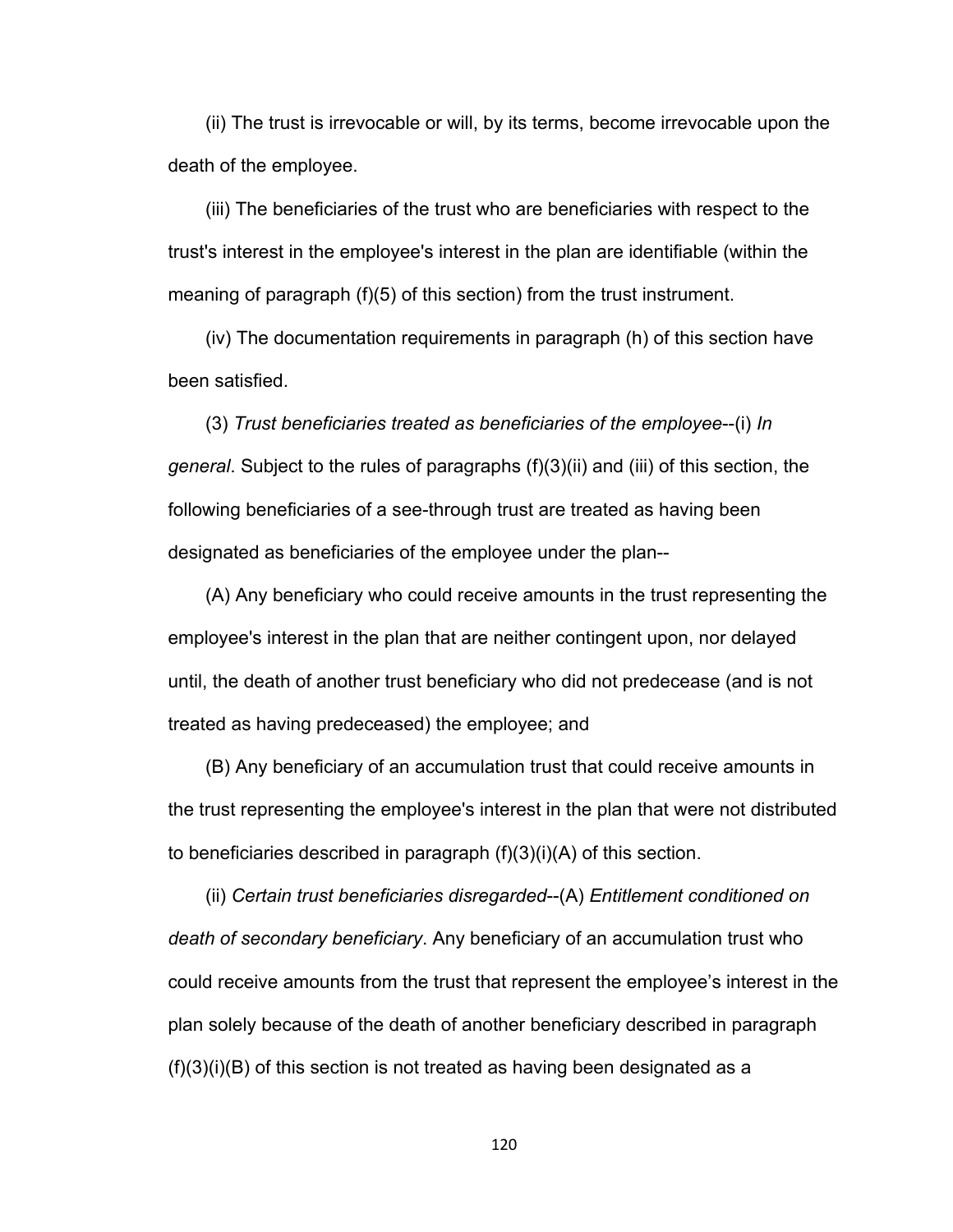(ii) The trust is irrevocable or will, by its terms, become irrevocable upon the death of the employee.

(iii) The beneficiaries of the trust who are beneficiaries with respect to the trust's interest in the employee's interest in the plan are identifiable (within the meaning of paragraph (f)(5) of this section) from the trust instrument.

(iv) The documentation requirements in paragraph (h) of this section have been satisfied.

(3) *Trust beneficiaries treated as beneficiaries of the employee*--(i) *In general*. Subject to the rules of paragraphs (f)(3)(ii) and (iii) of this section, the following beneficiaries of a see-through trust are treated as having been designated as beneficiaries of the employee under the plan--

(A) Any beneficiary who could receive amounts in the trust representing the employee's interest in the plan that are neither contingent upon, nor delayed until, the death of another trust beneficiary who did not predecease (and is not treated as having predeceased) the employee; and

(B) Any beneficiary of an accumulation trust that could receive amounts in the trust representing the employee's interest in the plan that were not distributed to beneficiaries described in paragraph (f)(3)(i)(A) of this section.

(ii) *Certain trust beneficiaries disregarded*--(A) *Entitlement conditioned on death of secondary beneficiary*. Any beneficiary of an accumulation trust who could receive amounts from the trust that represent the employee's interest in the plan solely because of the death of another beneficiary described in paragraph (f)(3)(i)(B) of this section is not treated as having been designated as a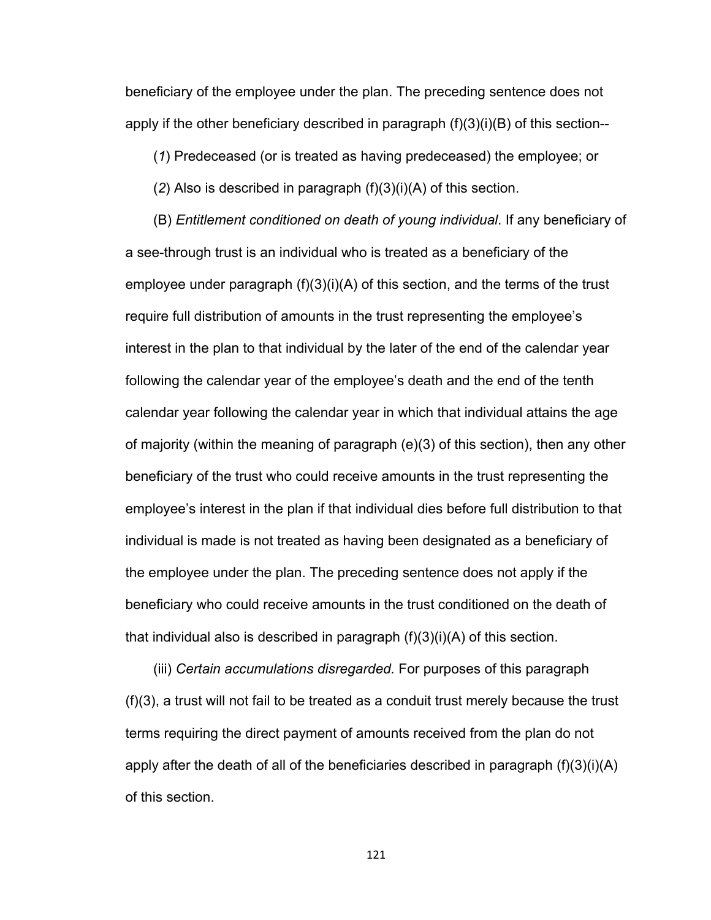beneficiary of the employee under the plan. The preceding sentence does not apply if the other beneficiary described in paragraph (f)(3)(i)(B) of this section--

(*1*) Predeceased (or is treated as having predeceased) the employee; or

(*2*) Also is described in paragraph (f)(3)(i)(A) of this section.

(B) *Entitlement conditioned on death of young individual*. If any beneficiary of a see-through trust is an individual who is treated as a beneficiary of the employee under paragraph (f)(3)(i)(A) of this section, and the terms of the trust require full distribution of amounts in the trust representing the employee's interest in the plan to that individual by the later of the end of the calendar year following the calendar year of the employee's death and the end of the tenth calendar year following the calendar year in which that individual attains the age of majority (within the meaning of paragraph (e)(3) of this section), then any other beneficiary of the trust who could receive amounts in the trust representing the employee's interest in the plan if that individual dies before full distribution to that individual is made is not treated as having been designated as a beneficiary of the employee under the plan. The preceding sentence does not apply if the beneficiary who could receive amounts in the trust conditioned on the death of that individual also is described in paragraph (f)(3)(i)(A) of this section.

(iii) *Certain accumulations disregarded.* For purposes of this paragraph (f)(3), a trust will not fail to be treated as a conduit trust merely because the trust terms requiring the direct payment of amounts received from the plan do not apply after the death of all of the beneficiaries described in paragraph (f)(3)(i)(A) of this section.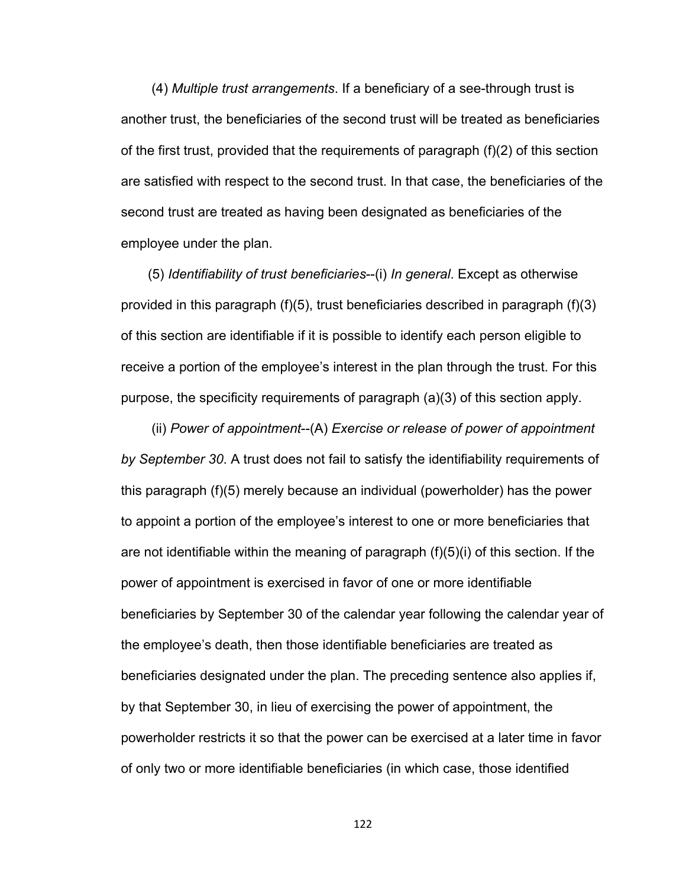(4) *Multiple trust arrangements*. If a beneficiary of a see-through trust is another trust, the beneficiaries of the second trust will be treated as beneficiaries of the first trust, provided that the requirements of paragraph (f)(2) of this section are satisfied with respect to the second trust. In that case, the beneficiaries of the second trust are treated as having been designated as beneficiaries of the employee under the plan.

(5) *Identifiability of trust beneficiaries*--(i) *In general*. Except as otherwise provided in this paragraph (f)(5), trust beneficiaries described in paragraph (f)(3) of this section are identifiable if it is possible to identify each person eligible to receive a portion of the employee's interest in the plan through the trust. For this purpose, the specificity requirements of paragraph (a)(3) of this section apply.

(ii) *Power of appointment*--(A) *Exercise or release of power of appointment by September 30*. A trust does not fail to satisfy the identifiability requirements of this paragraph (f)(5) merely because an individual (powerholder) has the power to appoint a portion of the employee's interest to one or more beneficiaries that are not identifiable within the meaning of paragraph (f)(5)(i) of this section. If the power of appointment is exercised in favor of one or more identifiable beneficiaries by September 30 of the calendar year following the calendar year of the employee's death, then those identifiable beneficiaries are treated as beneficiaries designated under the plan. The preceding sentence also applies if, by that September 30, in lieu of exercising the power of appointment, the powerholder restricts it so that the power can be exercised at a later time in favor of only two or more identifiable beneficiaries (in which case, those identified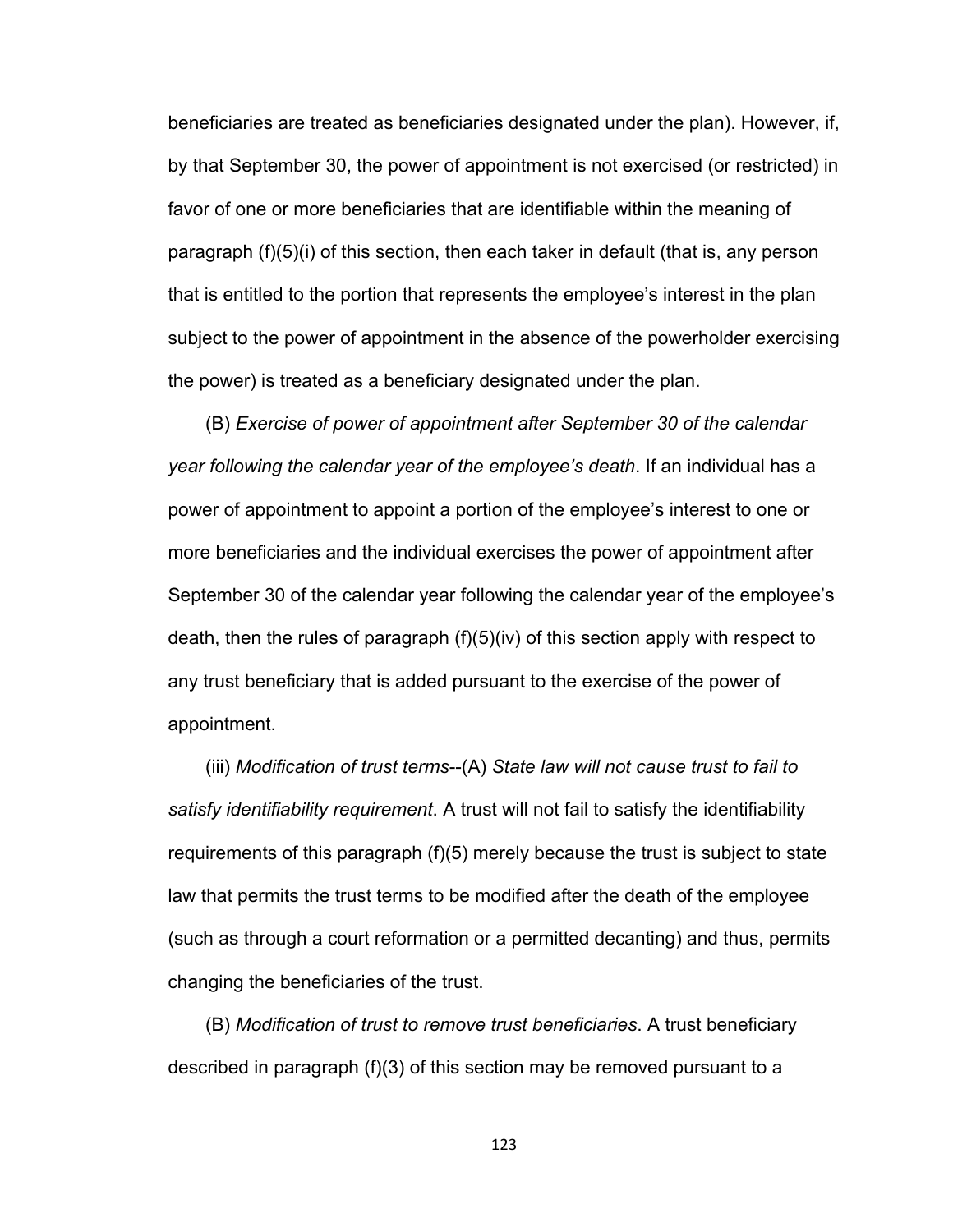beneficiaries are treated as beneficiaries designated under the plan). However, if, by that September 30, the power of appointment is not exercised (or restricted) in favor of one or more beneficiaries that are identifiable within the meaning of paragraph (f)(5)(i) of this section, then each taker in default (that is, any person that is entitled to the portion that represents the employee's interest in the plan subject to the power of appointment in the absence of the powerholder exercising the power) is treated as a beneficiary designated under the plan.

(B) *Exercise of power of appointment after September 30 of the calendar year following the calendar year of the employee's death*. If an individual has a power of appointment to appoint a portion of the employee's interest to one or more beneficiaries and the individual exercises the power of appointment after September 30 of the calendar year following the calendar year of the employee's death, then the rules of paragraph (f)(5)(iv) of this section apply with respect to any trust beneficiary that is added pursuant to the exercise of the power of appointment.

(iii) *Modification of trust terms*--(A) *State law will not cause trust to fail to satisfy identifiability requirement*. A trust will not fail to satisfy the identifiability requirements of this paragraph (f)(5) merely because the trust is subject to state law that permits the trust terms to be modified after the death of the employee (such as through a court reformation or a permitted decanting) and thus, permits changing the beneficiaries of the trust.

(B) *Modification of trust to remove trust beneficiaries*. A trust beneficiary described in paragraph (f)(3) of this section may be removed pursuant to a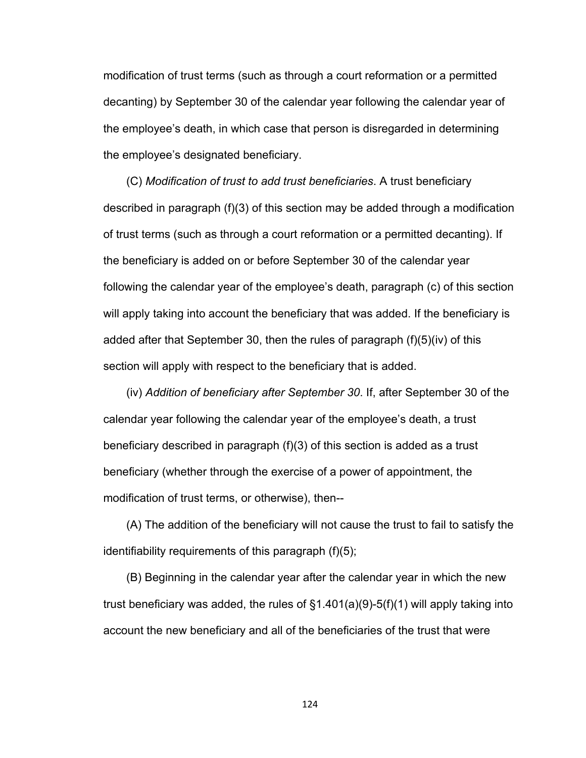modification of trust terms (such as through a court reformation or a permitted decanting) by September 30 of the calendar year following the calendar year of the employee's death, in which case that person is disregarded in determining the employee's designated beneficiary.

(C) *Modification of trust to add trust beneficiaries*. A trust beneficiary described in paragraph (f)(3) of this section may be added through a modification of trust terms (such as through a court reformation or a permitted decanting). If the beneficiary is added on or before September 30 of the calendar year following the calendar year of the employee's death, paragraph (c) of this section will apply taking into account the beneficiary that was added. If the beneficiary is added after that September 30, then the rules of paragraph (f)(5)(iv) of this section will apply with respect to the beneficiary that is added.

(iv) *Addition of beneficiary after September 30*. If, after September 30 of the calendar year following the calendar year of the employee's death, a trust beneficiary described in paragraph (f)(3) of this section is added as a trust beneficiary (whether through the exercise of a power of appointment, the modification of trust terms, or otherwise), then--

(A) The addition of the beneficiary will not cause the trust to fail to satisfy the identifiability requirements of this paragraph (f)(5);

(B) Beginning in the calendar year after the calendar year in which the new trust beneficiary was added, the rules of §1.401(a)(9)-5(f)(1) will apply taking into account the new beneficiary and all of the beneficiaries of the trust that were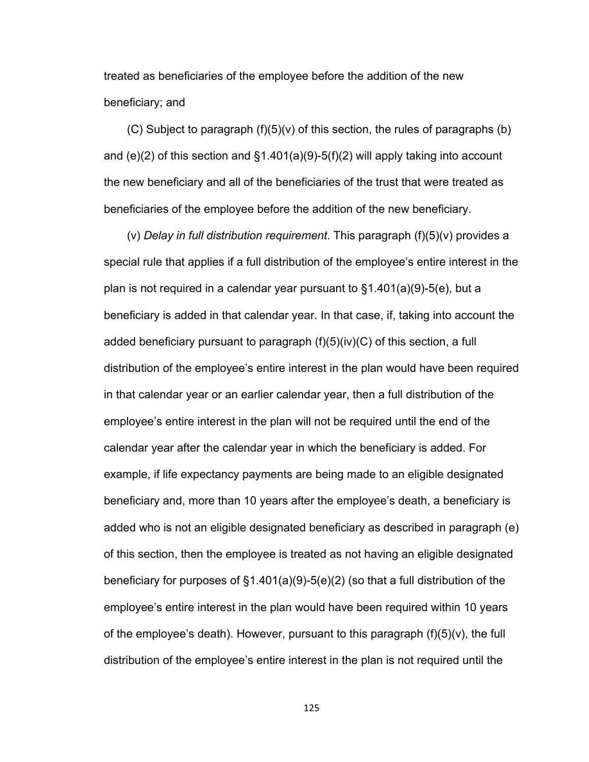treated as beneficiaries of the employee before the addition of the new beneficiary; and

(C) Subject to paragraph (f)(5)(v) of this section, the rules of paragraphs (b) and (e)(2) of this section and §1.401(a)(9)-5(f)(2) will apply taking into account the new beneficiary and all of the beneficiaries of the trust that were treated as beneficiaries of the employee before the addition of the new beneficiary.

(v) *Delay in full distribution requirement*. This paragraph (f)(5)(v) provides a special rule that applies if a full distribution of the employee's entire interest in the plan is not required in a calendar year pursuant to §1.401(a)(9)-5(e), but a beneficiary is added in that calendar year. In that case, if, taking into account the added beneficiary pursuant to paragraph (f)(5)(iv)(C) of this section, a full distribution of the employee's entire interest in the plan would have been required in that calendar year or an earlier calendar year, then a full distribution of the employee's entire interest in the plan will not be required until the end of the calendar year after the calendar year in which the beneficiary is added. For example, if life expectancy payments are being made to an eligible designated beneficiary and, more than 10 years after the employee's death, a beneficiary is added who is not an eligible designated beneficiary as described in paragraph (e) of this section, then the employee is treated as not having an eligible designated beneficiary for purposes of §1.401(a)(9)-5(e)(2) (so that a full distribution of the employee's entire interest in the plan would have been required within 10 years of the employee's death). However, pursuant to this paragraph (f)(5)(v), the full distribution of the employee's entire interest in the plan is not required until the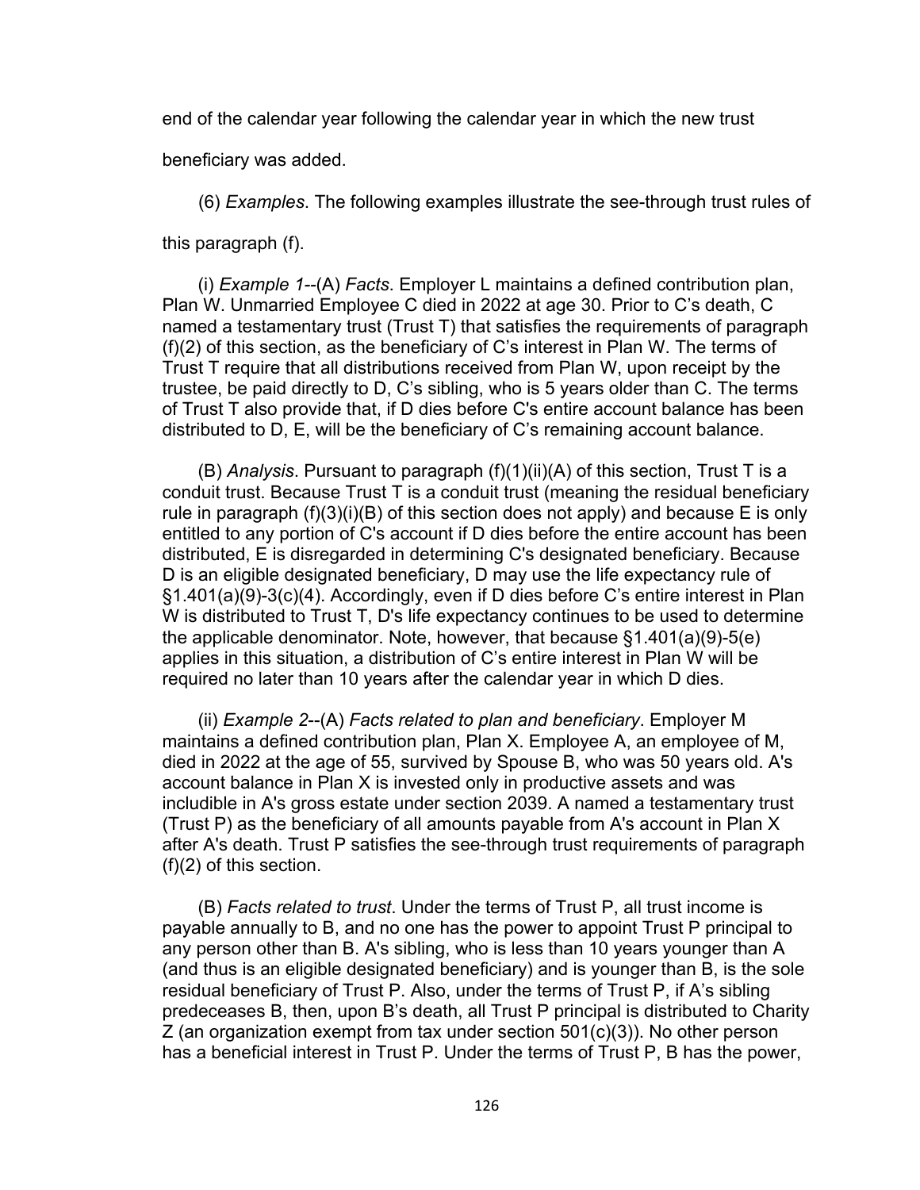end of the calendar year following the calendar year in which the new trust beneficiary was added.

(6) *Examples*. The following examples illustrate the see-through trust rules of this paragraph (f).

(i) *Example 1*--(A) *Facts*. Employer L maintains a defined contribution plan, Plan W. Unmarried Employee C died in 2022 at age 30. Prior to C's death, C named a testamentary trust (Trust T) that satisfies the requirements of paragraph (f)(2) of this section, as the beneficiary of C's interest in Plan W. The terms of Trust T require that all distributions received from Plan W, upon receipt by the trustee, be paid directly to D, C's sibling, who is 5 years older than C. The terms of Trust T also provide that, if D dies before C's entire account balance has been distributed to D, E, will be the beneficiary of C's remaining account balance.

(B) *Analysis*. Pursuant to paragraph (f)(1)(ii)(A) of this section, Trust T is a conduit trust. Because Trust T is a conduit trust (meaning the residual beneficiary rule in paragraph (f)(3)(i)(B) of this section does not apply) and because E is only entitled to any portion of C's account if D dies before the entire account has been distributed, E is disregarded in determining C's designated beneficiary. Because D is an eligible designated beneficiary, D may use the life expectancy rule of §1.401(a)(9)-3(c)(4). Accordingly, even if D dies before C's entire interest in Plan W is distributed to Trust T, D's life expectancy continues to be used to determine the applicable denominator. Note, however, that because §1.401(a)(9)-5(e) applies in this situation, a distribution of C's entire interest in Plan W will be required no later than 10 years after the calendar year in which D dies.

(ii) *Example 2*--(A) *Facts related to plan and beneficiary*. Employer M maintains a defined contribution plan, Plan X. Employee A, an employee of M, died in 2022 at the age of 55, survived by Spouse B, who was 50 years old. A's account balance in Plan X is invested only in productive assets and was includible in A's gross estate under section 2039. A named a testamentary trust (Trust P) as the beneficiary of all amounts payable from A's account in Plan X after A's death. Trust P satisfies the see-through trust requirements of paragraph (f)(2) of this section.

(B) *Facts related to trust*. Under the terms of Trust P, all trust income is payable annually to B, and no one has the power to appoint Trust P principal to any person other than B. A's sibling, who is less than 10 years younger than A (and thus is an eligible designated beneficiary) and is younger than B, is the sole residual beneficiary of Trust P. Also, under the terms of Trust P, if A's sibling predeceases B, then, upon B's death, all Trust P principal is distributed to Charity Z (an organization exempt from tax under section 501(c)(3)). No other person has a beneficial interest in Trust P. Under the terms of Trust P, B has the power,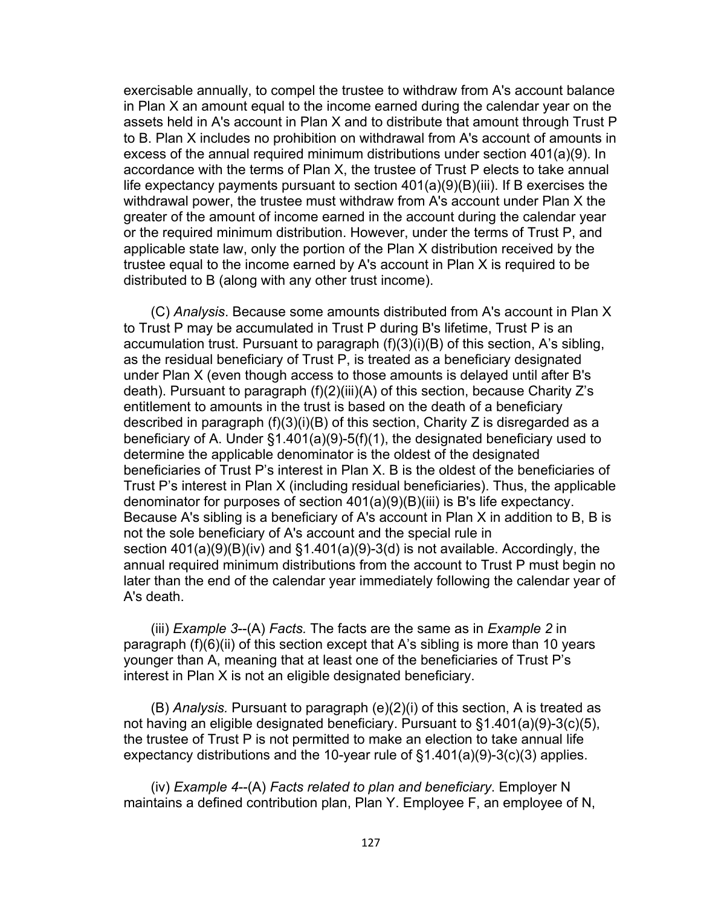exercisable annually, to compel the trustee to withdraw from A's account balance in Plan X an amount equal to the income earned during the calendar year on the assets held in A's account in Plan X and to distribute that amount through Trust P to B. Plan X includes no prohibition on withdrawal from A's account of amounts in excess of the annual required minimum distributions under section 401(a)(9). In accordance with the terms of Plan X, the trustee of Trust P elects to take annual life expectancy payments pursuant to section 401(a)(9)(B)(iii). If B exercises the withdrawal power, the trustee must withdraw from A's account under Plan X the greater of the amount of income earned in the account during the calendar year or the required minimum distribution. However, under the terms of Trust P, and applicable state law, only the portion of the Plan X distribution received by the trustee equal to the income earned by A's account in Plan X is required to be distributed to B (along with any other trust income).

(C) *Analysis*. Because some amounts distributed from A's account in Plan X to Trust P may be accumulated in Trust P during B's lifetime, Trust P is an accumulation trust. Pursuant to paragraph (f)(3)(i)(B) of this section, A's sibling, as the residual beneficiary of Trust P, is treated as a beneficiary designated under Plan X (even though access to those amounts is delayed until after B's death). Pursuant to paragraph (f)(2)(iii)(A) of this section, because Charity Z's entitlement to amounts in the trust is based on the death of a beneficiary described in paragraph (f)(3)(i)(B) of this section, Charity Z is disregarded as a beneficiary of A. Under §1.401(a)(9)-5(f)(1), the designated beneficiary used to determine the applicable denominator is the oldest of the designated beneficiaries of Trust P's interest in Plan X. B is the oldest of the beneficiaries of Trust P's interest in Plan X (including residual beneficiaries). Thus, the applicable denominator for purposes of section 401(a)(9)(B)(iii) is B's life expectancy. Because A's sibling is a beneficiary of A's account in Plan X in addition to B, B is not the sole beneficiary of A's account and the special rule in section 401(a)(9)(B)(iv) and §1.401(a)(9)-3(d) is not available. Accordingly, the annual required minimum distributions from the account to Trust P must begin no later than the end of the calendar year immediately following the calendar year of A's death.

(iii) *Example 3*--(A) *Facts.* The facts are the same as in *Example 2* in paragraph (f)(6)(ii) of this section except that A's sibling is more than 10 years younger than A, meaning that at least one of the beneficiaries of Trust P's interest in Plan X is not an eligible designated beneficiary.

(B) *Analysis.* Pursuant to paragraph (e)(2)(i) of this section, A is treated as not having an eligible designated beneficiary. Pursuant to §1.401(a)(9)-3(c)(5), the trustee of Trust P is not permitted to make an election to take annual life expectancy distributions and the 10-year rule of §1.401(a)(9)-3(c)(3) applies.

(iv) *Example 4*--(A) *Facts related to plan and beneficiary*. Employer N maintains a defined contribution plan, Plan Y. Employee F, an employee of N,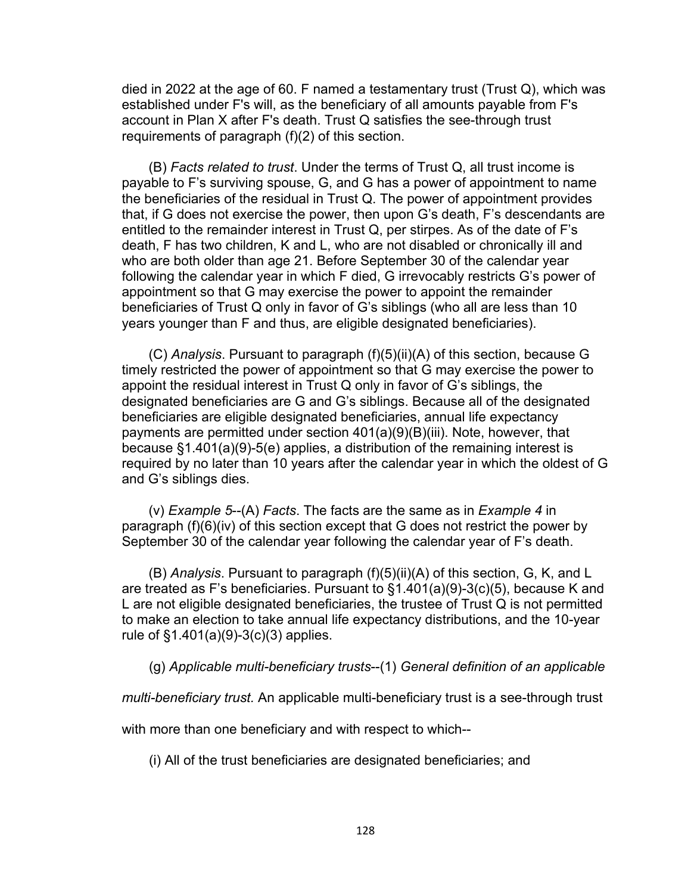died in 2022 at the age of 60. F named a testamentary trust (Trust Q), which was established under F's will, as the beneficiary of all amounts payable from F's account in Plan X after F's death. Trust Q satisfies the see-through trust requirements of paragraph (f)(2) of this section.

(B) *Facts related to trust*. Under the terms of Trust Q, all trust income is payable to F's surviving spouse, G, and G has a power of appointment to name the beneficiaries of the residual in Trust Q. The power of appointment provides that, if G does not exercise the power, then upon G's death, F's descendants are entitled to the remainder interest in Trust Q, per stirpes. As of the date of F's death, F has two children, K and L, who are not disabled or chronically ill and who are both older than age 21. Before September 30 of the calendar year following the calendar year in which F died, G irrevocably restricts G's power of appointment so that G may exercise the power to appoint the remainder beneficiaries of Trust Q only in favor of G's siblings (who all are less than 10 years younger than F and thus, are eligible designated beneficiaries).

(C) *Analysis*. Pursuant to paragraph (f)(5)(ii)(A) of this section, because G timely restricted the power of appointment so that G may exercise the power to appoint the residual interest in Trust Q only in favor of G's siblings, the designated beneficiaries are G and G's siblings. Because all of the designated beneficiaries are eligible designated beneficiaries, annual life expectancy payments are permitted under section 401(a)(9)(B)(iii). Note, however, that because §1.401(a)(9)-5(e) applies, a distribution of the remaining interest is required by no later than 10 years after the calendar year in which the oldest of G and G's siblings dies.

(v) *Example 5*--(A) *Facts*. The facts are the same as in *Example 4* in paragraph (f)(6)(iv) of this section except that G does not restrict the power by September 30 of the calendar year following the calendar year of F's death.

(B) *Analysis*. Pursuant to paragraph (f)(5)(ii)(A) of this section, G, K, and L are treated as F's beneficiaries. Pursuant to §1.401(a)(9)-3(c)(5), because K and L are not eligible designated beneficiaries, the trustee of Trust Q is not permitted to make an election to take annual life expectancy distributions, and the 10-year rule of §1.401(a)(9)-3(c)(3) applies.

(g) *Applicable multi-beneficiary trusts*--(1) *General definition of an applicable multi-beneficiary trust.* An applicable multi-beneficiary trust is a see-through trust with more than one beneficiary and with respect to which--

(i) All of the trust beneficiaries are designated beneficiaries; and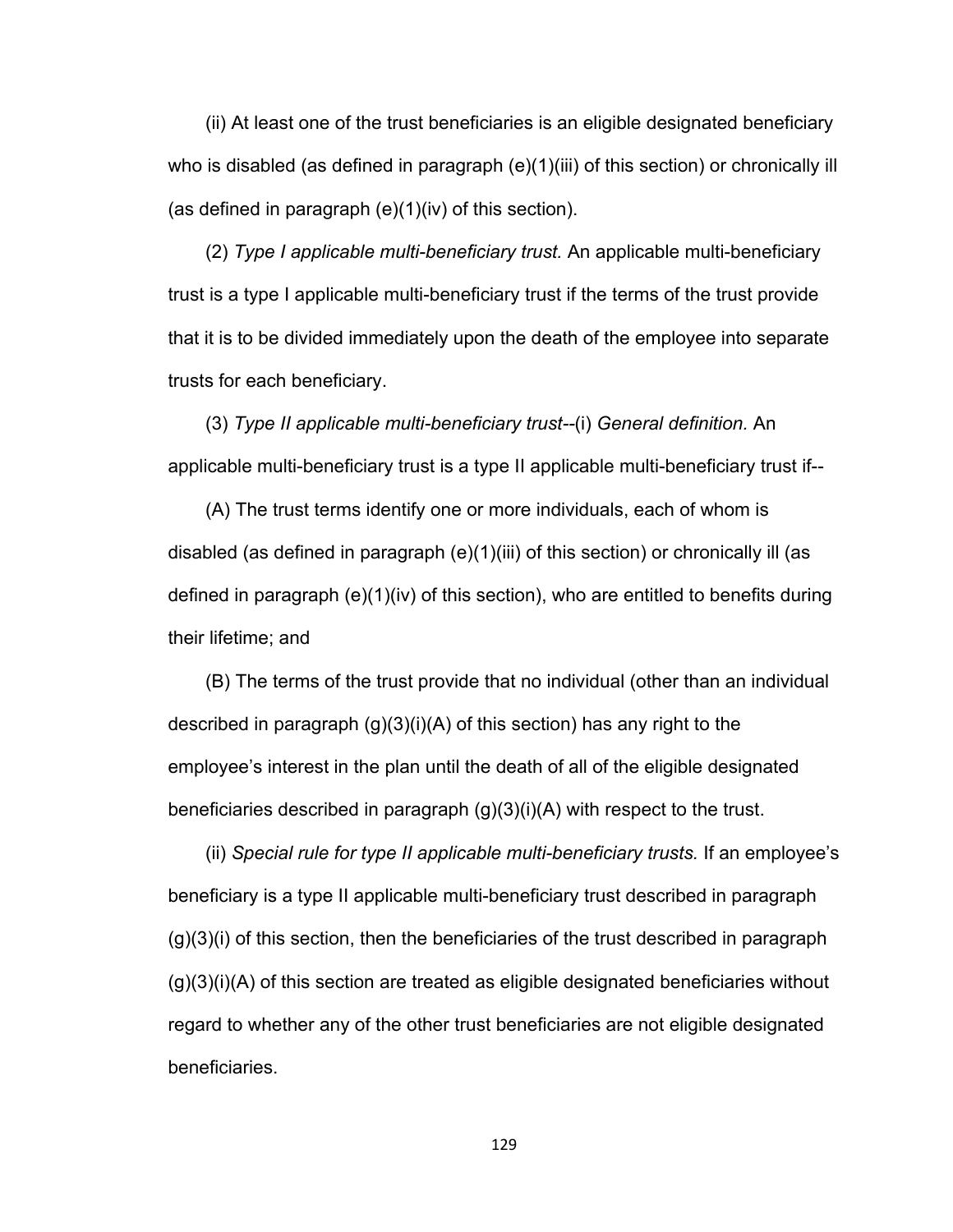(ii) At least one of the trust beneficiaries is an eligible designated beneficiary who is disabled (as defined in paragraph (e)(1)(iii) of this section) or chronically ill (as defined in paragraph (e)(1)(iv) of this section).

(2) *Type I applicable multi-beneficiary trust.* An applicable multi-beneficiary trust is a type I applicable multi-beneficiary trust if the terms of the trust provide that it is to be divided immediately upon the death of the employee into separate trusts for each beneficiary.

(3) *Type II applicable multi-beneficiary trust*--(i) *General definition.* An applicable multi-beneficiary trust is a type II applicable multi-beneficiary trust if--

(A) The trust terms identify one or more individuals, each of whom is disabled (as defined in paragraph (e)(1)(iii) of this section) or chronically ill (as defined in paragraph (e)(1)(iv) of this section), who are entitled to benefits during their lifetime; and

(B) The terms of the trust provide that no individual (other than an individual described in paragraph (g)(3)(i)(A) of this section) has any right to the employee's interest in the plan until the death of all of the eligible designated beneficiaries described in paragraph (g)(3)(i)(A) with respect to the trust.

(ii) *Special rule for type II applicable multi-beneficiary trusts.* If an employee's beneficiary is a type II applicable multi-beneficiary trust described in paragraph (g)(3)(i) of this section, then the beneficiaries of the trust described in paragraph (g)(3)(i)(A) of this section are treated as eligible designated beneficiaries without regard to whether any of the other trust beneficiaries are not eligible designated beneficiaries.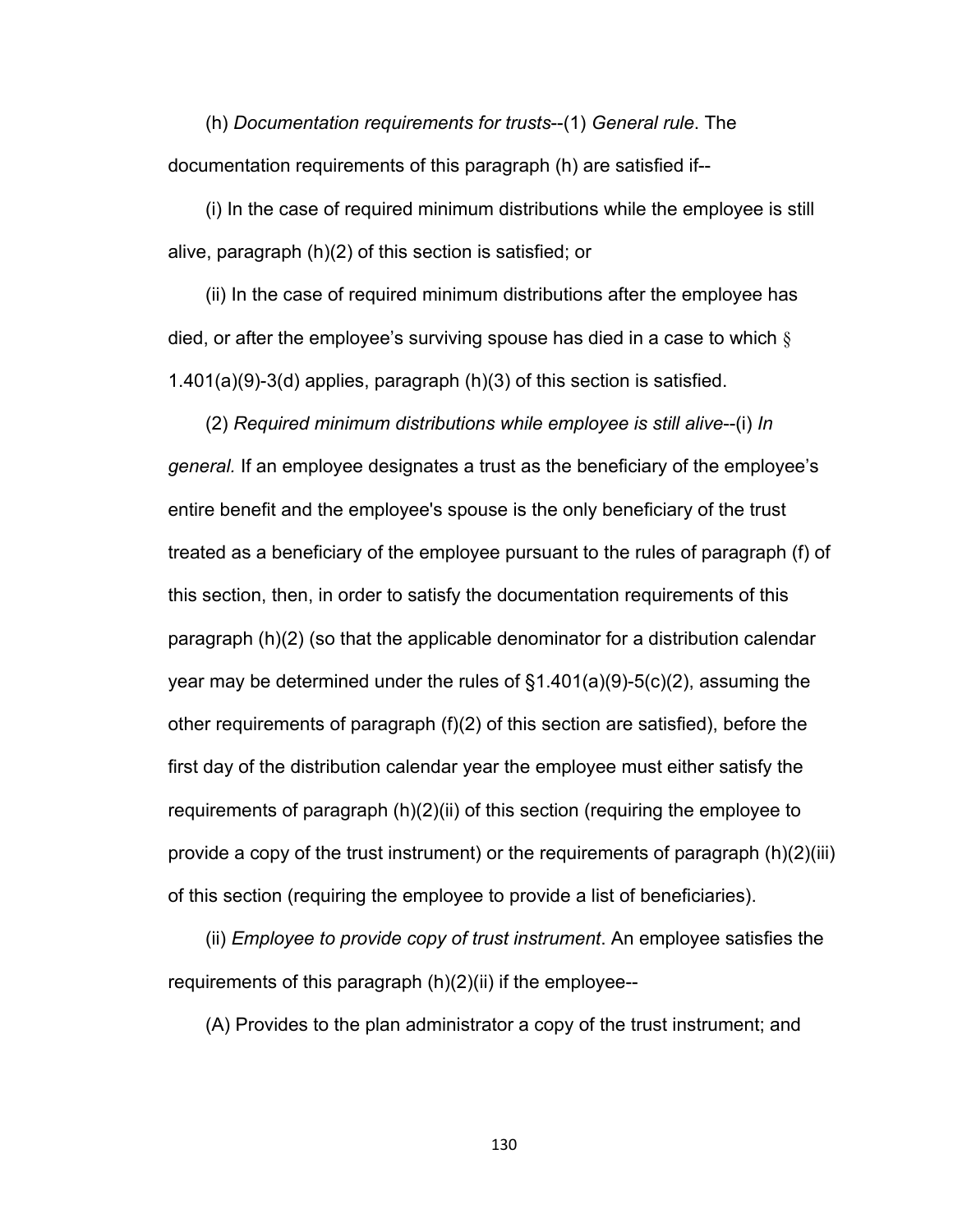(h) *Documentation requirements for trusts*--(1) *General rule*. The documentation requirements of this paragraph (h) are satisfied if--

(i) In the case of required minimum distributions while the employee is still alive, paragraph (h)(2) of this section is satisfied; or

(ii) In the case of required minimum distributions after the employee has died, or after the employee's surviving spouse has died in a case to which § 1.401(a)(9)-3(d) applies, paragraph (h)(3) of this section is satisfied.

(2) *Required minimum distributions while employee is still alive*--(i) *In general.* If an employee designates a trust as the beneficiary of the employee's entire benefit and the employee's spouse is the only beneficiary of the trust treated as a beneficiary of the employee pursuant to the rules of paragraph (f) of this section, then, in order to satisfy the documentation requirements of this paragraph (h)(2) (so that the applicable denominator for a distribution calendar year may be determined under the rules of §1.401(a)(9)-5(c)(2), assuming the other requirements of paragraph (f)(2) of this section are satisfied), before the first day of the distribution calendar year the employee must either satisfy the requirements of paragraph (h)(2)(ii) of this section (requiring the employee to provide a copy of the trust instrument) or the requirements of paragraph (h)(2)(iii) of this section (requiring the employee to provide a list of beneficiaries).

(ii) *Employee to provide copy of trust instrument*. An employee satisfies the requirements of this paragraph (h)(2)(ii) if the employee--

(A) Provides to the plan administrator a copy of the trust instrument; and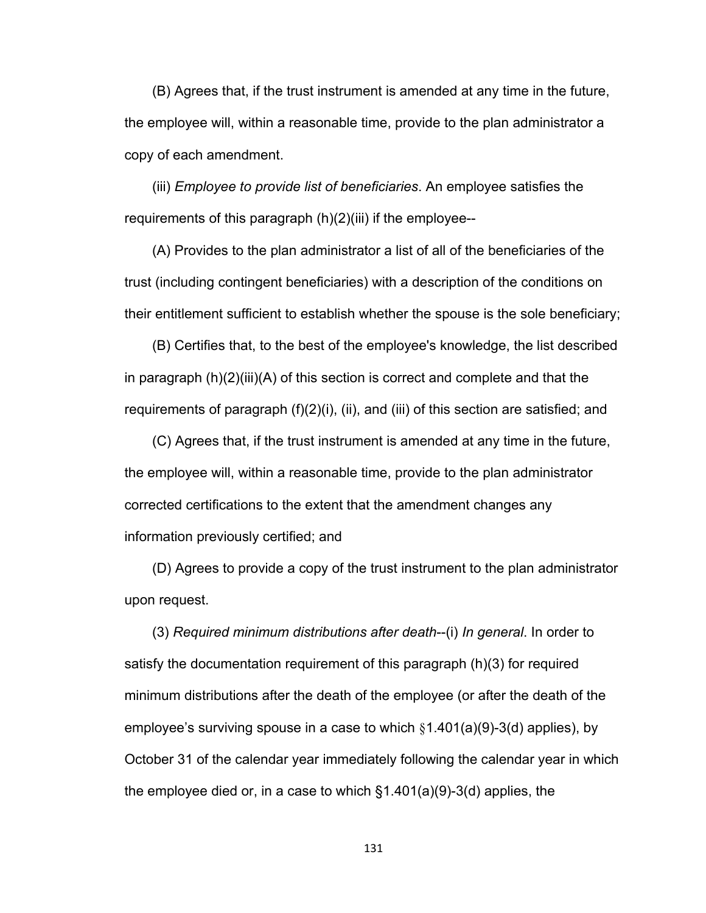(B) Agrees that, if the trust instrument is amended at any time in the future, the employee will, within a reasonable time, provide to the plan administrator a copy of each amendment.

(iii) *Employee to provide list of beneficiaries*. An employee satisfies the requirements of this paragraph (h)(2)(iii) if the employee--

(A) Provides to the plan administrator a list of all of the beneficiaries of the trust (including contingent beneficiaries) with a description of the conditions on their entitlement sufficient to establish whether the spouse is the sole beneficiary;

(B) Certifies that, to the best of the employee's knowledge, the list described in paragraph (h)(2)(iii)(A) of this section is correct and complete and that the requirements of paragraph (f)(2)(i), (ii), and (iii) of this section are satisfied; and

(C) Agrees that, if the trust instrument is amended at any time in the future, the employee will, within a reasonable time, provide to the plan administrator corrected certifications to the extent that the amendment changes any information previously certified; and

(D) Agrees to provide a copy of the trust instrument to the plan administrator upon request.

(3) *Required minimum distributions after death*--(i) *In general*. In order to satisfy the documentation requirement of this paragraph (h)(3) for required minimum distributions after the death of the employee (or after the death of the employee's surviving spouse in a case to which §1.401(a)(9)-3(d) applies), by October 31 of the calendar year immediately following the calendar year in which the employee died or, in a case to which §1.401(a)(9)-3(d) applies, the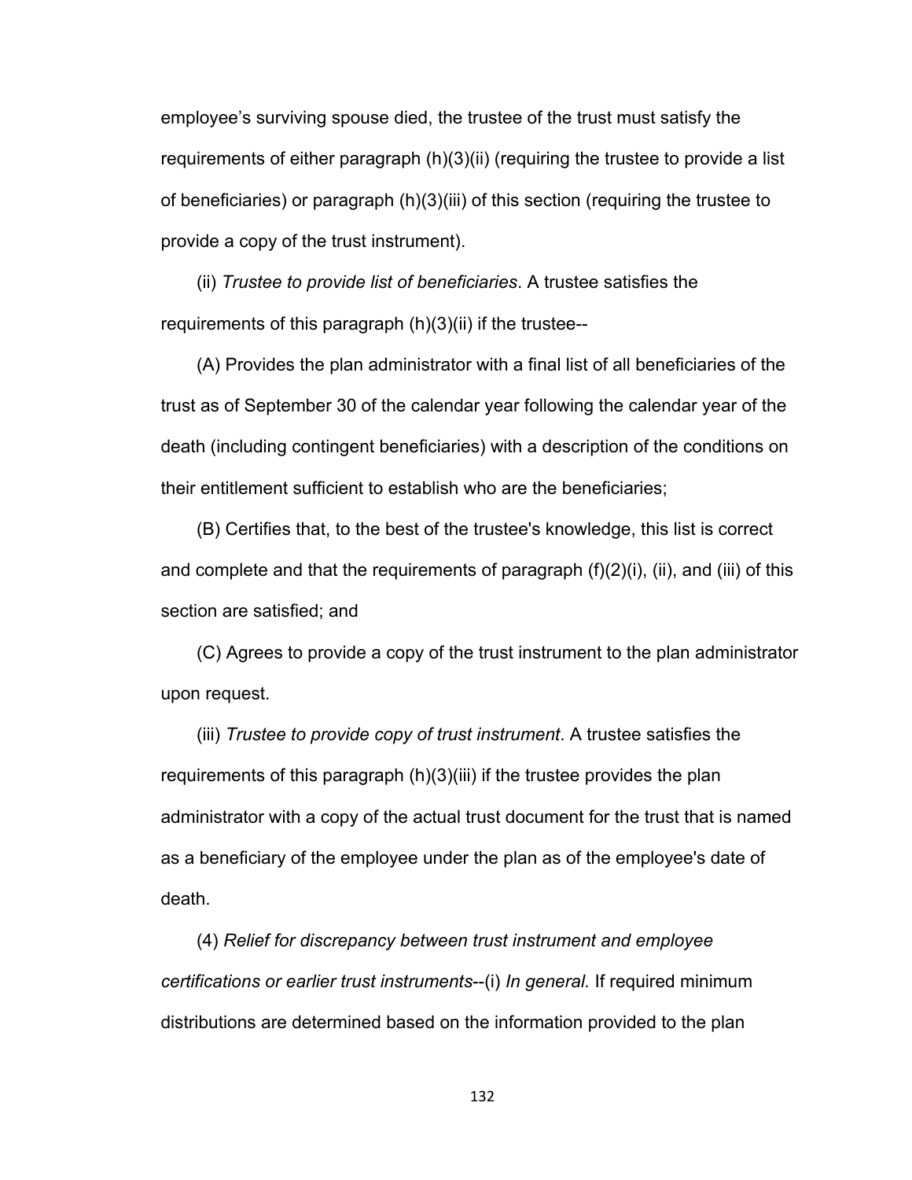employee’s surviving spouse died, the trustee of the trust must satisfy the requirements of either paragraph (h)(3)(ii) (requiring the trustee to provide a list of beneficiaries) or paragraph (h)(3)(iii) of this section (requiring the trustee to provide a copy of the trust instrument).

(ii) *Trustee to provide list of beneficiaries*. A trustee satisfies the requirements of this paragraph (h)(3)(ii) if the trustee--

(A) Provides the plan administrator with a final list of all beneficiaries of the trust as of September 30 of the calendar year following the calendar year of the death (including contingent beneficiaries) with a description of the conditions on their entitlement sufficient to establish who are the beneficiaries;

(B) Certifies that, to the best of the trustee's knowledge, this list is correct and complete and that the requirements of paragraph (f)(2)(i), (ii), and (iii) of this section are satisfied; and

(C) Agrees to provide a copy of the trust instrument to the plan administrator upon request.

(iii) *Trustee to provide copy of trust instrument*. A trustee satisfies the requirements of this paragraph (h)(3)(iii) if the trustee provides the plan administrator with a copy of the actual trust document for the trust that is named as a beneficiary of the employee under the plan as of the employee's date of death.

(4) *Relief for discrepancy between trust instrument and employee certifications or earlier trust instruments*--(i) *In general.* If required minimum distributions are determined based on the information provided to the plan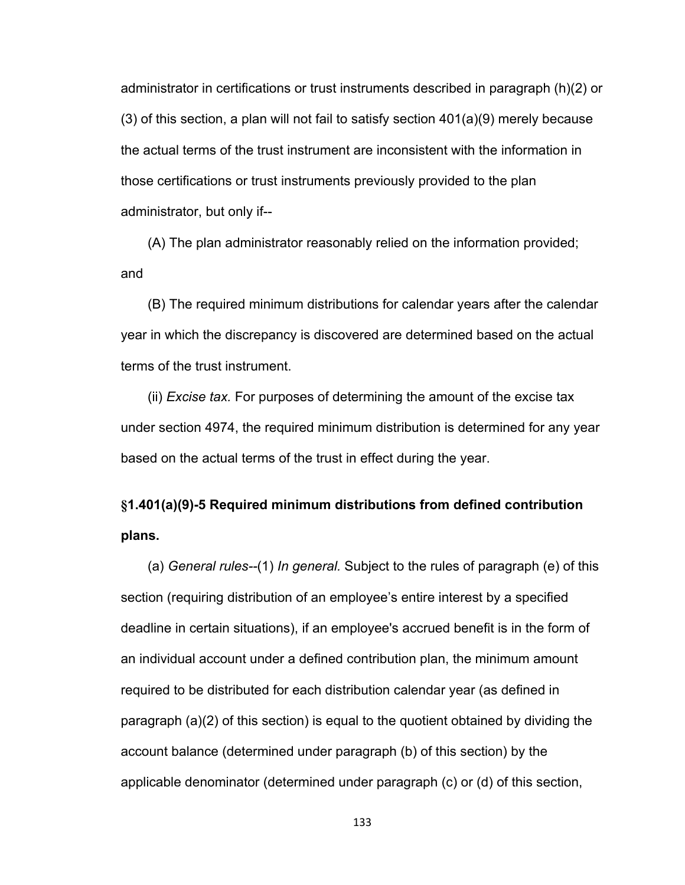administrator in certifications or trust instruments described in paragraph (h)(2) or (3) of this section, a plan will not fail to satisfy section 401(a)(9) merely because the actual terms of the trust instrument are inconsistent with the information in those certifications or trust instruments previously provided to the plan administrator, but only if--

(A) The plan administrator reasonably relied on the information provided; and

(B) The required minimum distributions for calendar years after the calendar year in which the discrepancy is discovered are determined based on the actual terms of the trust instrument.

(ii) *Excise tax.* For purposes of determining the amount of the excise tax under section 4974, the required minimum distribution is determined for any year based on the actual terms of the trust in effect during the year.

**§1.401(a)(9)-5 Required minimum distributions from defined contribution plans.**

(a) *General rules*--(1) *In general.* Subject to the rules of paragraph (e) of this section (requiring distribution of an employee's entire interest by a specified deadline in certain situations), if an employee's accrued benefit is in the form of an individual account under a defined contribution plan, the minimum amount required to be distributed for each distribution calendar year (as defined in paragraph (a)(2) of this section) is equal to the quotient obtained by dividing the account balance (determined under paragraph (b) of this section) by the applicable denominator (determined under paragraph (c) or (d) of this section,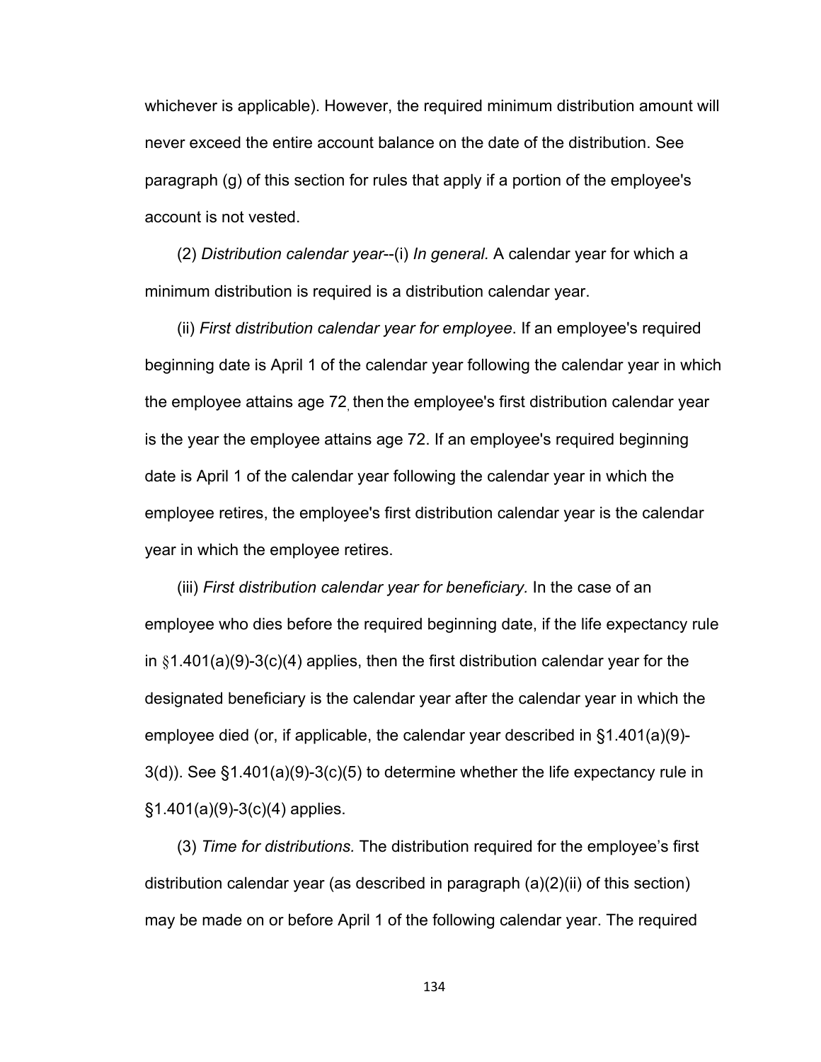whichever is applicable). However, the required minimum distribution amount will never exceed the entire account balance on the date of the distribution. See paragraph (g) of this section for rules that apply if a portion of the employee's account is not vested.

(2) *Distribution calendar year*--(i) *In general.* A calendar year for which a minimum distribution is required is a distribution calendar year.

(ii) *First distribution calendar year for employee*. If an employee's required beginning date is April 1 of the calendar year following the calendar year in which the employee attains age 72, then the employee's first distribution calendar year is the year the employee attains age 72. If an employee's required beginning date is April 1 of the calendar year following the calendar year in which the employee retires, the employee's first distribution calendar year is the calendar year in which the employee retires.

(iii) *First distribution calendar year for beneficiary.* In the case of an employee who dies before the required beginning date, if the life expectancy rule in §1.401(a)(9)-3(c)(4) applies, then the first distribution calendar year for the designated beneficiary is the calendar year after the calendar year in which the employee died (or, if applicable, the calendar year described in §1.401(a)(9)-3(d)). See §1.401(a)(9)-3(c)(5) to determine whether the life expectancy rule in §1.401(a)(9)-3(c)(4) applies.

(3) *Time for distributions.* The distribution required for the employee's first distribution calendar year (as described in paragraph (a)(2)(ii) of this section) may be made on or before April 1 of the following calendar year. The required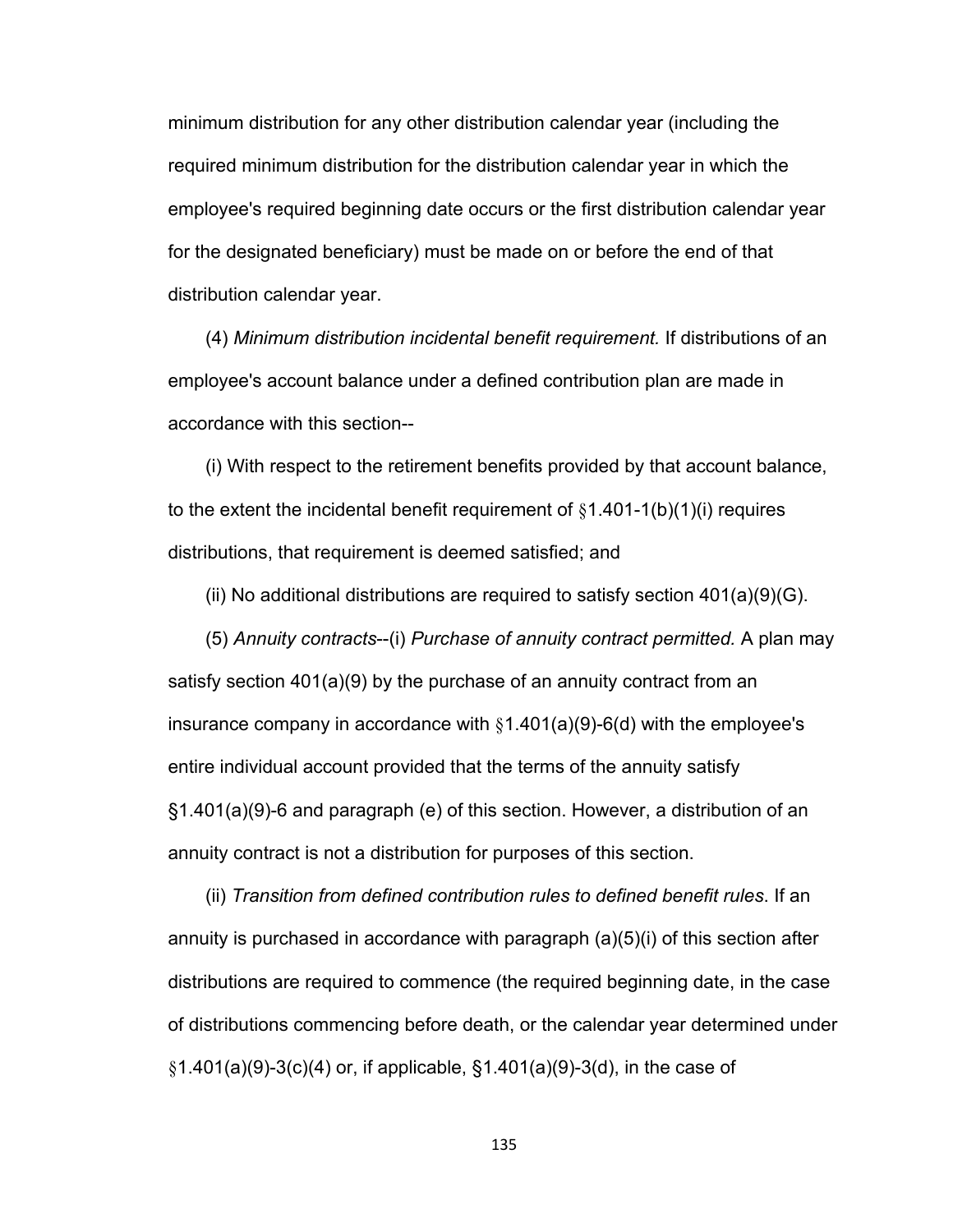minimum distribution for any other distribution calendar year (including the required minimum distribution for the distribution calendar year in which the employee's required beginning date occurs or the first distribution calendar year for the designated beneficiary) must be made on or before the end of that distribution calendar year.

(4) *Minimum distribution incidental benefit requirement.* If distributions of an employee's account balance under a defined contribution plan are made in accordance with this section--

(i) With respect to the retirement benefits provided by that account balance, to the extent the incidental benefit requirement of §1.401-1(b)(1)(i) requires distributions, that requirement is deemed satisfied; and

(ii) No additional distributions are required to satisfy section 401(a)(9)(G).

(5) *Annuity contracts*--(i) *Purchase of annuity contract permitted.* A plan may satisfy section 401(a)(9) by the purchase of an annuity contract from an insurance company in accordance with §1.401(a)(9)-6(d) with the employee's entire individual account provided that the terms of the annuity satisfy §1.401(a)(9)-6 and paragraph (e) of this section. However, a distribution of an annuity contract is not a distribution for purposes of this section.

(ii) *Transition from defined contribution rules to defined benefit rules*. If an annuity is purchased in accordance with paragraph (a)(5)(i) of this section after distributions are required to commence (the required beginning date, in the case of distributions commencing before death, or the calendar year determined under §1.401(a)(9)-3(c)(4) or, if applicable, §1.401(a)(9)-3(d), in the case of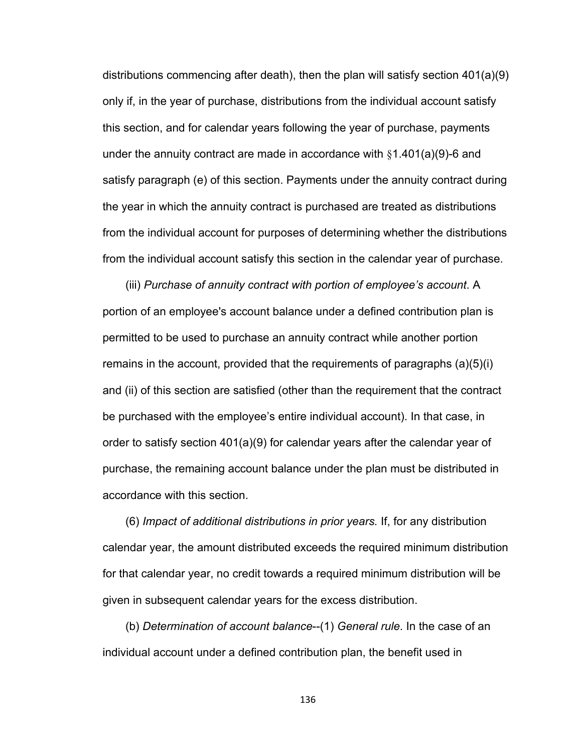distributions commencing after death), then the plan will satisfy section 401(a)(9) only if, in the year of purchase, distributions from the individual account satisfy this section, and for calendar years following the year of purchase, payments under the annuity contract are made in accordance with §1.401(a)(9)-6 and satisfy paragraph (e) of this section. Payments under the annuity contract during the year in which the annuity contract is purchased are treated as distributions from the individual account for purposes of determining whether the distributions from the individual account satisfy this section in the calendar year of purchase.

(iii) *Purchase of annuity contract with portion of employee's account*. A portion of an employee's account balance under a defined contribution plan is permitted to be used to purchase an annuity contract while another portion remains in the account, provided that the requirements of paragraphs (a)(5)(i) and (ii) of this section are satisfied (other than the requirement that the contract be purchased with the employee's entire individual account). In that case, in order to satisfy section 401(a)(9) for calendar years after the calendar year of purchase, the remaining account balance under the plan must be distributed in accordance with this section.

(6) *Impact of additional distributions in prior years.* If, for any distribution calendar year, the amount distributed exceeds the required minimum distribution for that calendar year, no credit towards a required minimum distribution will be given in subsequent calendar years for the excess distribution.

(b) *Determination of account balance*--(1) *General rule*. In the case of an individual account under a defined contribution plan, the benefit used in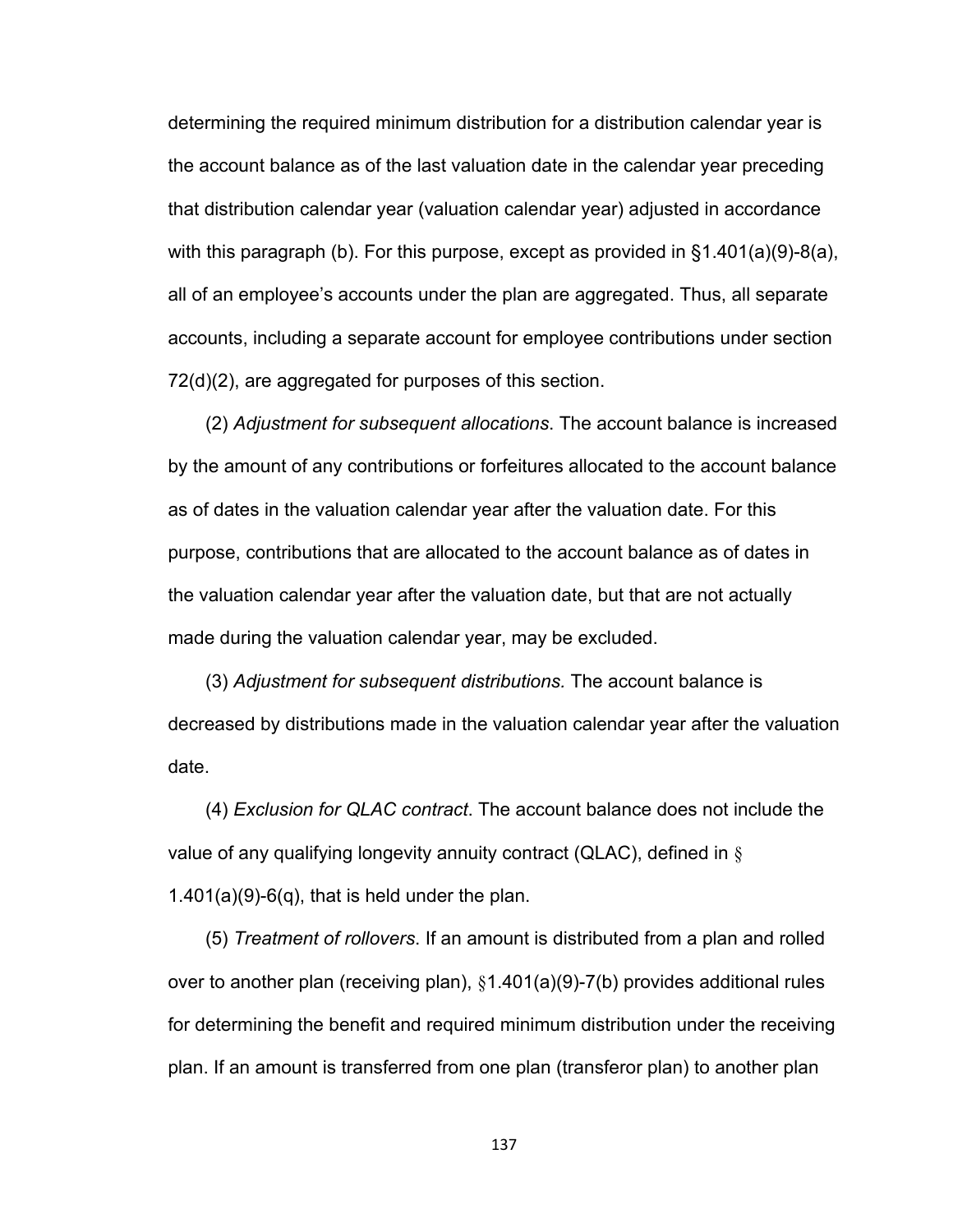determining the required minimum distribution for a distribution calendar year is the account balance as of the last valuation date in the calendar year preceding that distribution calendar year (valuation calendar year) adjusted in accordance with this paragraph (b). For this purpose, except as provided in §1.401(a)(9)-8(a), all of an employee's accounts under the plan are aggregated. Thus, all separate accounts, including a separate account for employee contributions under section 72(d)(2), are aggregated for purposes of this section.

(2) *Adjustment for subsequent allocations*. The account balance is increased by the amount of any contributions or forfeitures allocated to the account balance as of dates in the valuation calendar year after the valuation date. For this purpose, contributions that are allocated to the account balance as of dates in the valuation calendar year after the valuation date, but that are not actually made during the valuation calendar year, may be excluded.

(3) *Adjustment for subsequent distributions.* The account balance is decreased by distributions made in the valuation calendar year after the valuation date.

(4) *Exclusion for QLAC contract*. The account balance does not include the value of any qualifying longevity annuity contract (QLAC), defined in § 1.401(a)(9)-6(q), that is held under the plan.

(5) *Treatment of rollovers*. If an amount is distributed from a plan and rolled over to another plan (receiving plan), §1.401(a)(9)-7(b) provides additional rules for determining the benefit and required minimum distribution under the receiving plan. If an amount is transferred from one plan (transferor plan) to another plan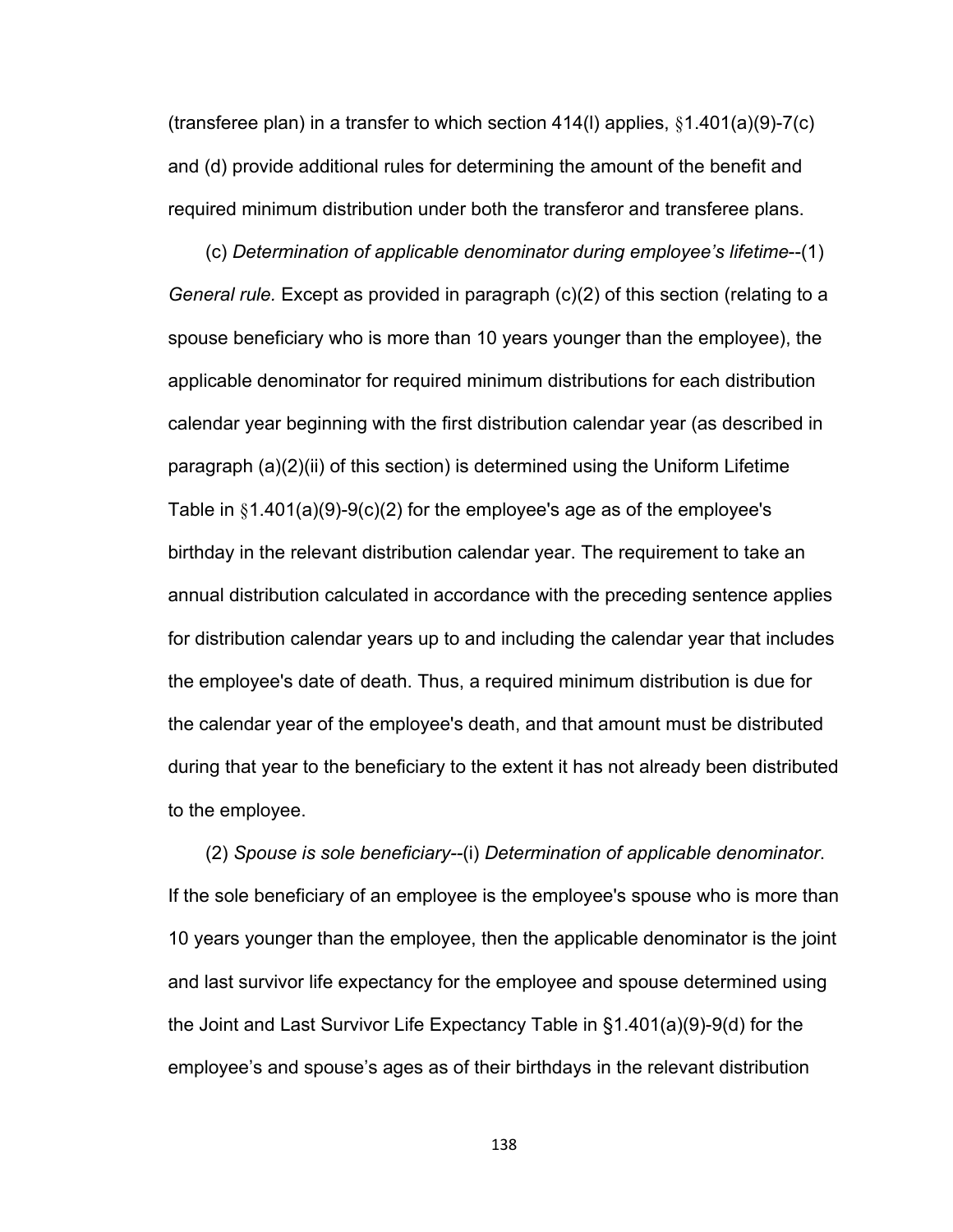(transferee plan) in a transfer to which section 414(l) applies, §1.401(a)(9)-7(c) and (d) provide additional rules for determining the amount of the benefit and required minimum distribution under both the transferor and transferee plans.

(c) *Determination of applicable denominator during employee's lifetime*--(1) *General rule.* Except as provided in paragraph (c)(2) of this section (relating to a spouse beneficiary who is more than 10 years younger than the employee), the applicable denominator for required minimum distributions for each distribution calendar year beginning with the first distribution calendar year (as described in paragraph (a)(2)(ii) of this section) is determined using the Uniform Lifetime Table in §1.401(a)(9)-9(c)(2) for the employee's age as of the employee's birthday in the relevant distribution calendar year. The requirement to take an annual distribution calculated in accordance with the preceding sentence applies for distribution calendar years up to and including the calendar year that includes the employee's date of death. Thus, a required minimum distribution is due for the calendar year of the employee's death, and that amount must be distributed during that year to the beneficiary to the extent it has not already been distributed to the employee.

(2) *Spouse is sole beneficiary*--(i) *Determination of applicable denominator*. If the sole beneficiary of an employee is the employee's spouse who is more than 10 years younger than the employee, then the applicable denominator is the joint and last survivor life expectancy for the employee and spouse determined using the Joint and Last Survivor Life Expectancy Table in §1.401(a)(9)-9(d) for the employee's and spouse's ages as of their birthdays in the relevant distribution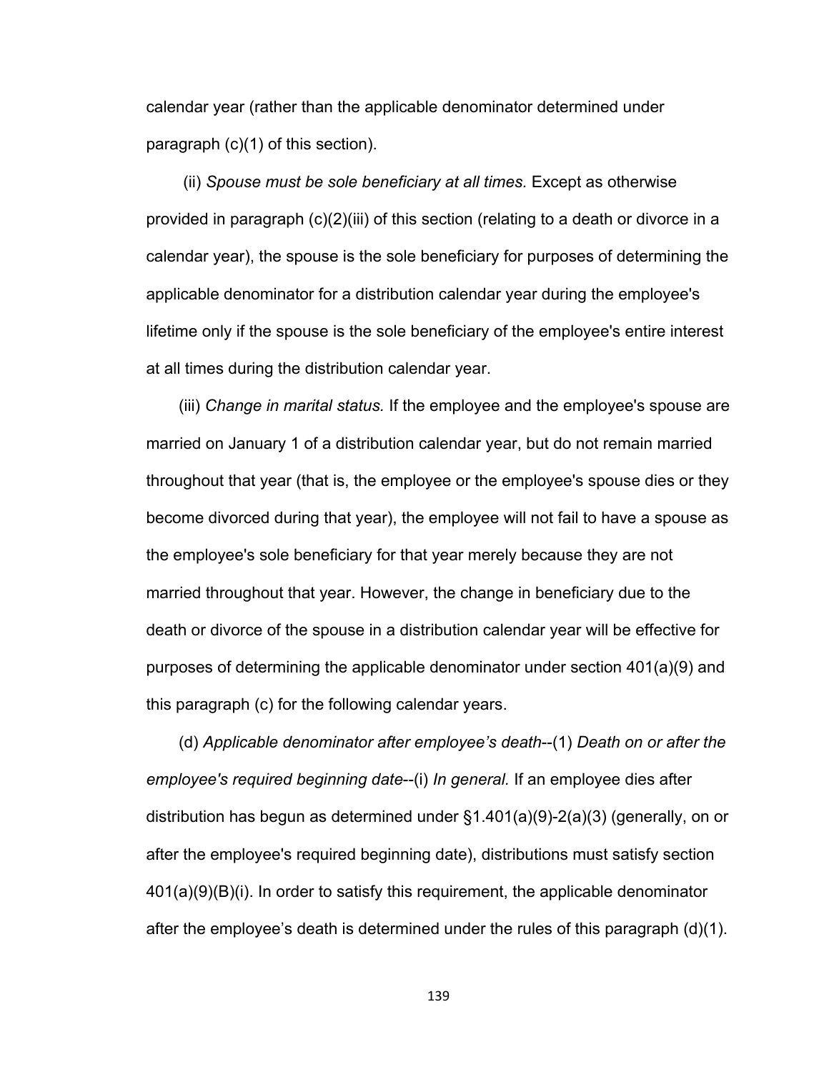calendar year (rather than the applicable denominator determined under paragraph (c)(1) of this section).

(ii) *Spouse must be sole beneficiary at all times.* Except as otherwise provided in paragraph (c)(2)(iii) of this section (relating to a death or divorce in a calendar year), the spouse is the sole beneficiary for purposes of determining the applicable denominator for a distribution calendar year during the employee's lifetime only if the spouse is the sole beneficiary of the employee's entire interest at all times during the distribution calendar year.

(iii) *Change in marital status.* If the employee and the employee's spouse are married on January 1 of a distribution calendar year, but do not remain married throughout that year (that is, the employee or the employee's spouse dies or they become divorced during that year), the employee will not fail to have a spouse as the employee's sole beneficiary for that year merely because they are not married throughout that year. However, the change in beneficiary due to the death or divorce of the spouse in a distribution calendar year will be effective for purposes of determining the applicable denominator under section 401(a)(9) and this paragraph (c) for the following calendar years.

(d) *Applicable denominator after employee's death*--(1) *Death on or after the employee's required beginning date*--(i) *In general.* If an employee dies after distribution has begun as determined under §1.401(a)(9)-2(a)(3) (generally, on or after the employee's required beginning date), distributions must satisfy section 401(a)(9)(B)(i). In order to satisfy this requirement, the applicable denominator after the employee's death is determined under the rules of this paragraph (d)(1).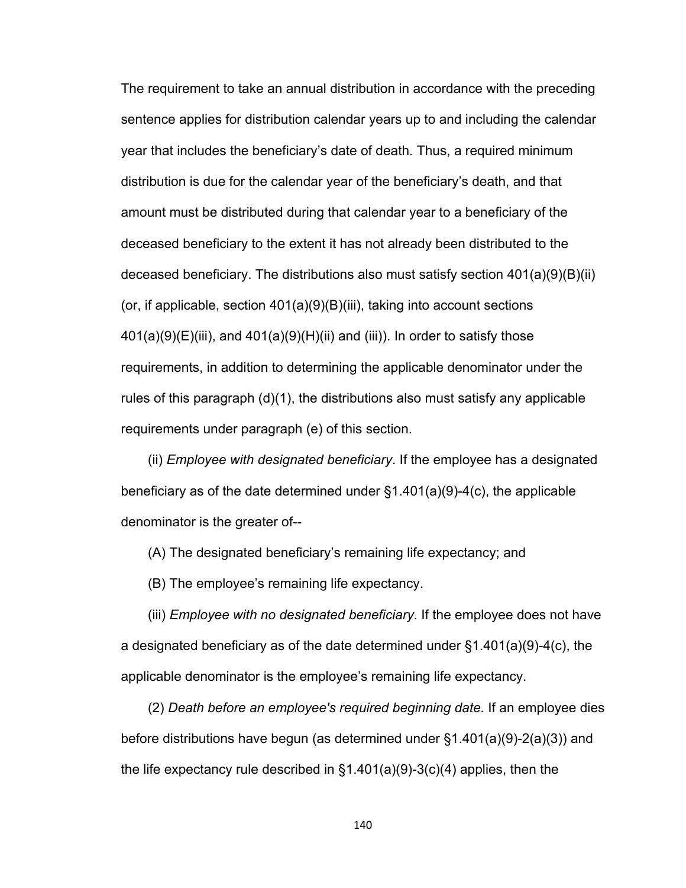The requirement to take an annual distribution in accordance with the preceding sentence applies for distribution calendar years up to and including the calendar year that includes the beneficiary's date of death. Thus, a required minimum distribution is due for the calendar year of the beneficiary's death, and that amount must be distributed during that calendar year to a beneficiary of the deceased beneficiary to the extent it has not already been distributed to the deceased beneficiary. The distributions also must satisfy section 401(a)(9)(B)(ii) (or, if applicable, section 401(a)(9)(B)(iii), taking into account sections 401(a)(9)(E)(iii), and 401(a)(9)(H)(ii) and (iii)). In order to satisfy those requirements, in addition to determining the applicable denominator under the rules of this paragraph (d)(1), the distributions also must satisfy any applicable requirements under paragraph (e) of this section.

(ii) *Employee with designated beneficiary*. If the employee has a designated beneficiary as of the date determined under §1.401(a)(9)-4(c), the applicable denominator is the greater of--

(A) The designated beneficiary's remaining life expectancy; and

(B) The employee's remaining life expectancy.

(iii) *Employee with no designated beneficiary*. If the employee does not have a designated beneficiary as of the date determined under §1.401(a)(9)-4(c), the applicable denominator is the employee's remaining life expectancy.

(2) *Death before an employee's required beginning date.* If an employee dies before distributions have begun (as determined under §1.401(a)(9)-2(a)(3)) and the life expectancy rule described in §1.401(a)(9)-3(c)(4) applies, then the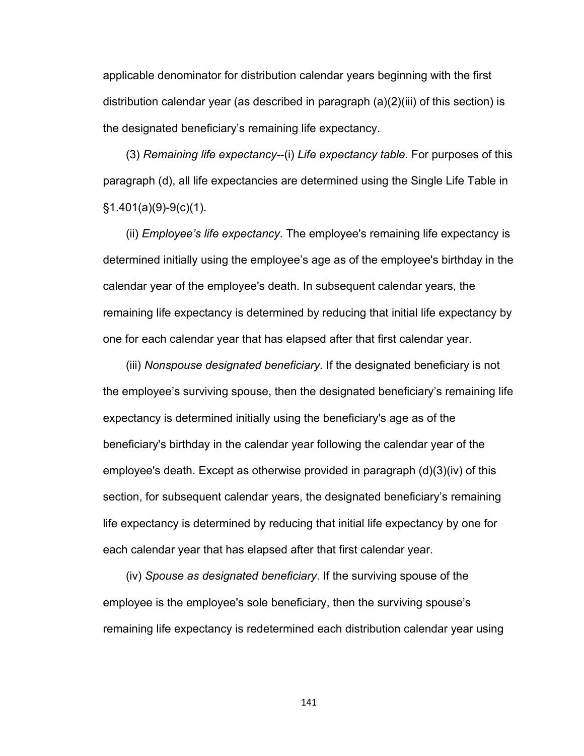applicable denominator for distribution calendar years beginning with the first distribution calendar year (as described in paragraph (a)(2)(iii) of this section) is the designated beneficiary's remaining life expectancy.

(3) *Remaining life expectancy*--(i) *Life expectancy table*. For purposes of this paragraph (d), all life expectancies are determined using the Single Life Table in §1.401(a)(9)-9(c)(1).

(ii) *Employee's life expectancy*. The employee's remaining life expectancy is determined initially using the employee's age as of the employee's birthday in the calendar year of the employee's death. In subsequent calendar years, the remaining life expectancy is determined by reducing that initial life expectancy by one for each calendar year that has elapsed after that first calendar year.

(iii) *Nonspouse designated beneficiary.* If the designated beneficiary is not the employee's surviving spouse, then the designated beneficiary's remaining life expectancy is determined initially using the beneficiary's age as of the beneficiary's birthday in the calendar year following the calendar year of the employee's death. Except as otherwise provided in paragraph (d)(3)(iv) of this section, for subsequent calendar years, the designated beneficiary's remaining life expectancy is determined by reducing that initial life expectancy by one for each calendar year that has elapsed after that first calendar year.

(iv) *Spouse as designated beneficiary*. If the surviving spouse of the employee is the employee's sole beneficiary, then the surviving spouse's remaining life expectancy is redetermined each distribution calendar year using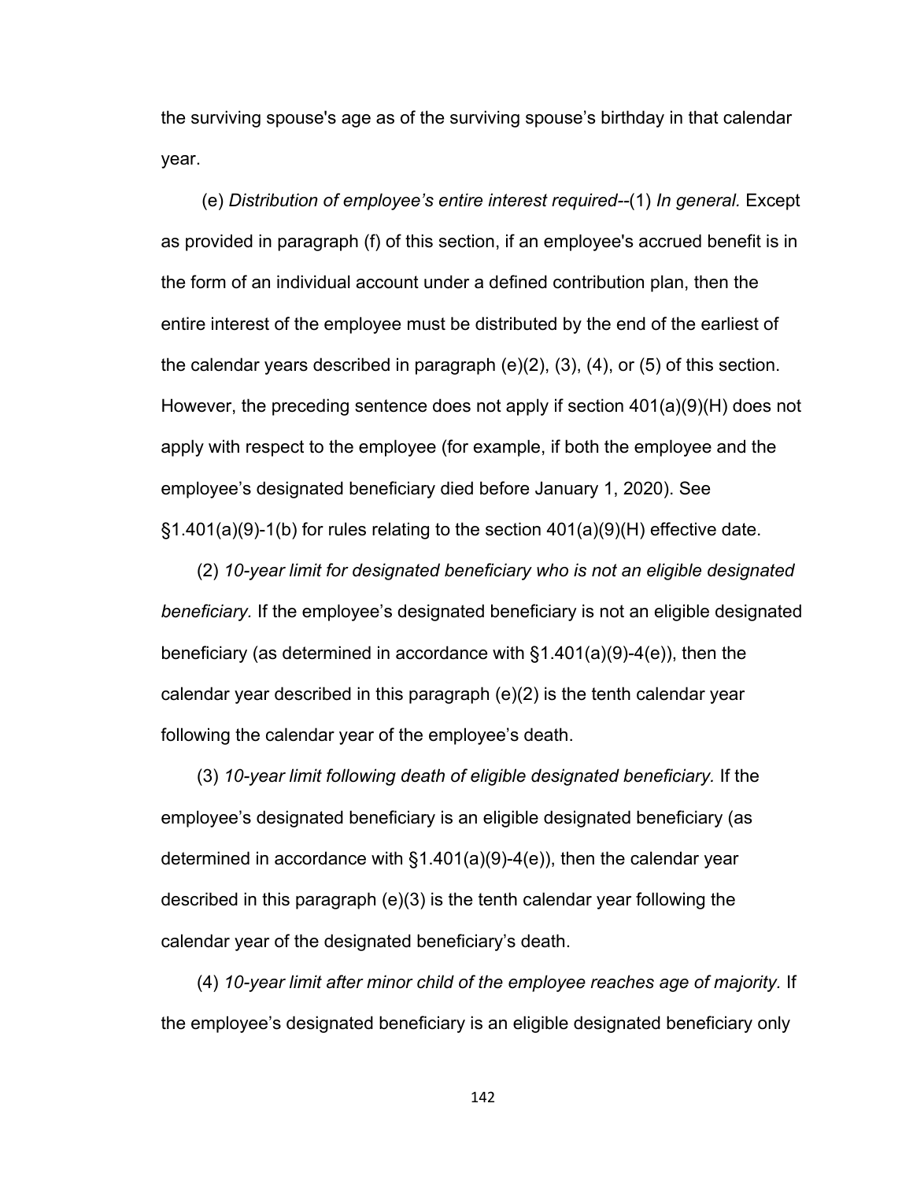the surviving spouse's age as of the surviving spouse's birthday in that calendar year.

(e) *Distribution of employee's entire interest required*--(1) *In general.* Except as provided in paragraph (f) of this section, if an employee's accrued benefit is in the form of an individual account under a defined contribution plan, then the entire interest of the employee must be distributed by the end of the earliest of the calendar years described in paragraph (e)(2), (3), (4), or (5) of this section. However, the preceding sentence does not apply if section 401(a)(9)(H) does not apply with respect to the employee (for example, if both the employee and the employee's designated beneficiary died before January 1, 2020). See §1.401(a)(9)-1(b) for rules relating to the section 401(a)(9)(H) effective date.

(2) *10-year limit for designated beneficiary who is not an eligible designated beneficiary.* If the employee's designated beneficiary is not an eligible designated beneficiary (as determined in accordance with §1.401(a)(9)-4(e)), then the calendar year described in this paragraph (e)(2) is the tenth calendar year following the calendar year of the employee's death.

(3) *10-year limit following death of eligible designated beneficiary.* If the employee's designated beneficiary is an eligible designated beneficiary (as determined in accordance with §1.401(a)(9)-4(e)), then the calendar year described in this paragraph (e)(3) is the tenth calendar year following the calendar year of the designated beneficiary's death.

(4) *10-year limit after minor child of the employee reaches age of majority.* If the employee's designated beneficiary is an eligible designated beneficiary only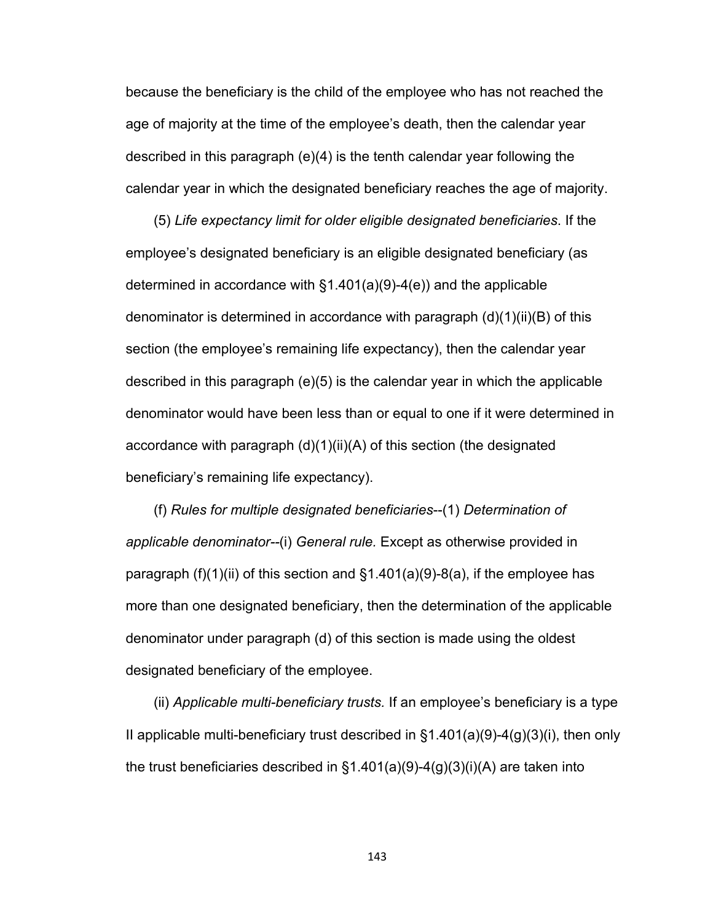because the beneficiary is the child of the employee who has not reached the age of majority at the time of the employee's death, then the calendar year described in this paragraph (e)(4) is the tenth calendar year following the calendar year in which the designated beneficiary reaches the age of majority.

(5) *Life expectancy limit for older eligible designated beneficiaries*. If the employee's designated beneficiary is an eligible designated beneficiary (as determined in accordance with §1.401(a)(9)-4(e)) and the applicable denominator is determined in accordance with paragraph (d)(1)(ii)(B) of this section (the employee's remaining life expectancy), then the calendar year described in this paragraph (e)(5) is the calendar year in which the applicable denominator would have been less than or equal to one if it were determined in accordance with paragraph (d)(1)(ii)(A) of this section (the designated beneficiary's remaining life expectancy).

(f) *Rules for multiple designated beneficiaries*--(1) *Determination of applicable denominator*--(i) *General rule*. Except as otherwise provided in paragraph (f)(1)(ii) of this section and §1.401(a)(9)-8(a), if the employee has more than one designated beneficiary, then the determination of the applicable denominator under paragraph (d) of this section is made using the oldest designated beneficiary of the employee.

(ii) *Applicable multi-beneficiary trusts*. If an employee's beneficiary is a type II applicable multi-beneficiary trust described in §1.401(a)(9)-4(g)(3)(i), then only the trust beneficiaries described in §1.401(a)(9)-4(g)(3)(i)(A) are taken into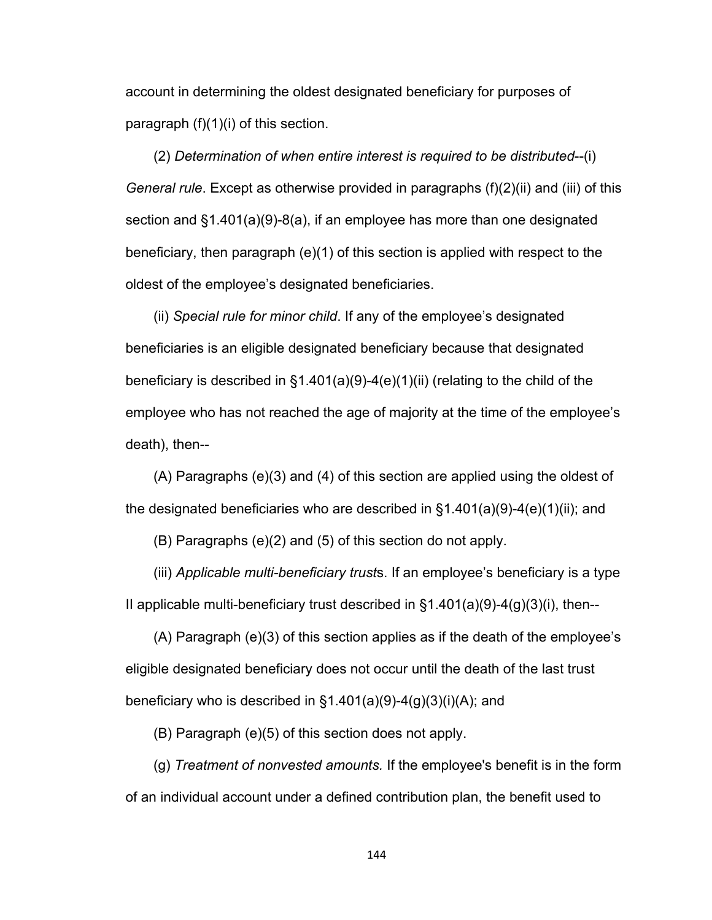account in determining the oldest designated beneficiary for purposes of paragraph (f)(1)(i) of this section.

(2) *Determination of when entire interest is required to be distributed*--(i) *General rule*. Except as otherwise provided in paragraphs (f)(2)(ii) and (iii) of this section and §1.401(a)(9)-8(a), if an employee has more than one designated beneficiary, then paragraph (e)(1) of this section is applied with respect to the oldest of the employee's designated beneficiaries.

(ii) *Special rule for minor child*. If any of the employee's designated beneficiaries is an eligible designated beneficiary because that designated beneficiary is described in §1.401(a)(9)-4(e)(1)(ii) (relating to the child of the employee who has not reached the age of majority at the time of the employee's death), then--

(A) Paragraphs (e)(3) and (4) of this section are applied using the oldest of the designated beneficiaries who are described in §1.401(a)(9)-4(e)(1)(ii); and

(B) Paragraphs (e)(2) and (5) of this section do not apply.

(iii) *Applicable multi-beneficiary trust*s. If an employee's beneficiary is a type II applicable multi-beneficiary trust described in §1.401(a)(9)-4(g)(3)(i), then--

(A) Paragraph (e)(3) of this section applies as if the death of the employee's eligible designated beneficiary does not occur until the death of the last trust beneficiary who is described in §1.401(a)(9)-4(g)(3)(i)(A); and

(B) Paragraph (e)(5) of this section does not apply.

(g) *Treatment of nonvested amounts.* If the employee's benefit is in the form of an individual account under a defined contribution plan, the benefit used to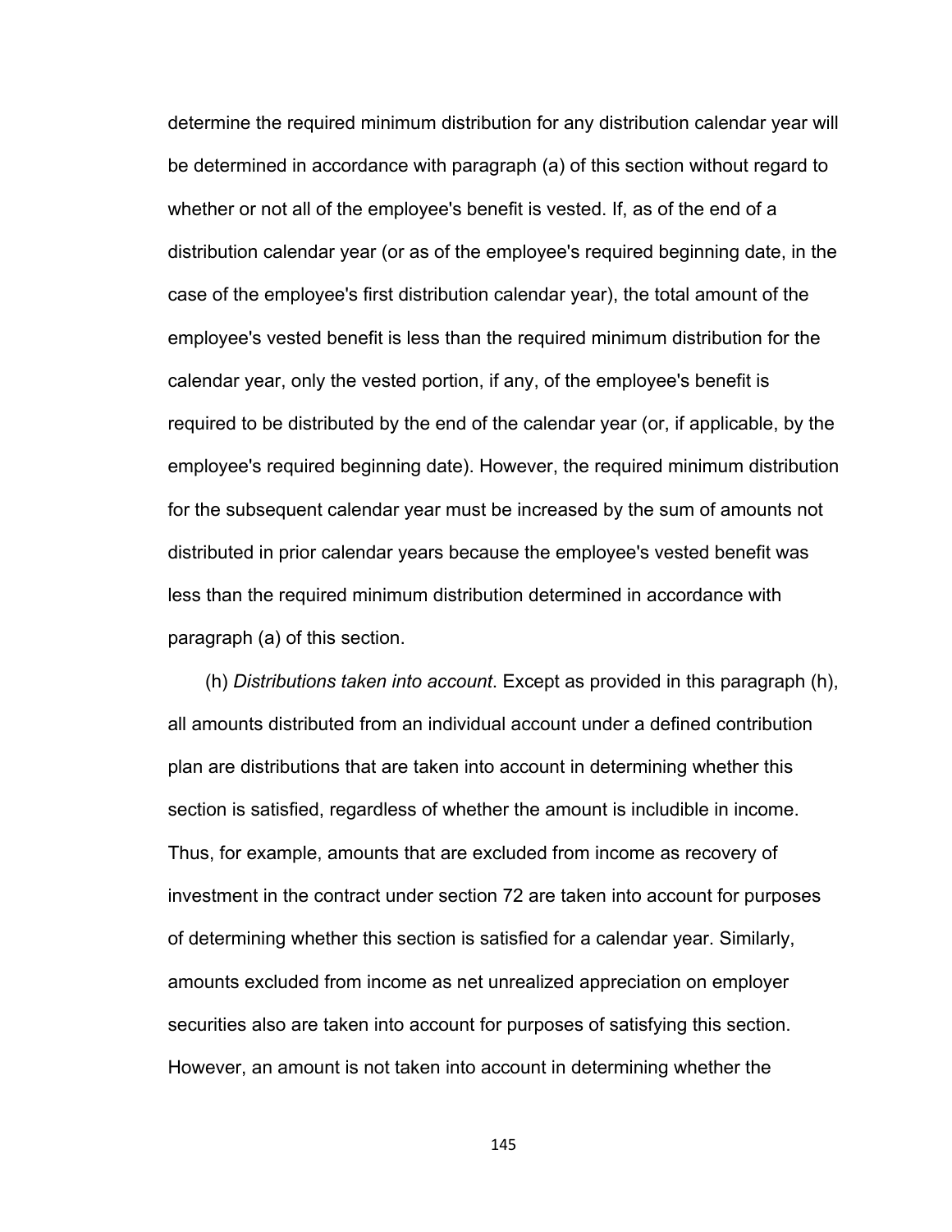determine the required minimum distribution for any distribution calendar year will be determined in accordance with paragraph (a) of this section without regard to whether or not all of the employee's benefit is vested. If, as of the end of a distribution calendar year (or as of the employee's required beginning date, in the case of the employee's first distribution calendar year), the total amount of the employee's vested benefit is less than the required minimum distribution for the calendar year, only the vested portion, if any, of the employee's benefit is required to be distributed by the end of the calendar year (or, if applicable, by the employee's required beginning date). However, the required minimum distribution for the subsequent calendar year must be increased by the sum of amounts not distributed in prior calendar years because the employee's vested benefit was less than the required minimum distribution determined in accordance with paragraph (a) of this section.

(h) *Distributions taken into account*. Except as provided in this paragraph (h), all amounts distributed from an individual account under a defined contribution plan are distributions that are taken into account in determining whether this section is satisfied, regardless of whether the amount is includible in income. Thus, for example, amounts that are excluded from income as recovery of investment in the contract under section 72 are taken into account for purposes of determining whether this section is satisfied for a calendar year. Similarly, amounts excluded from income as net unrealized appreciation on employer securities also are taken into account for purposes of satisfying this section. However, an amount is not taken into account in determining whether the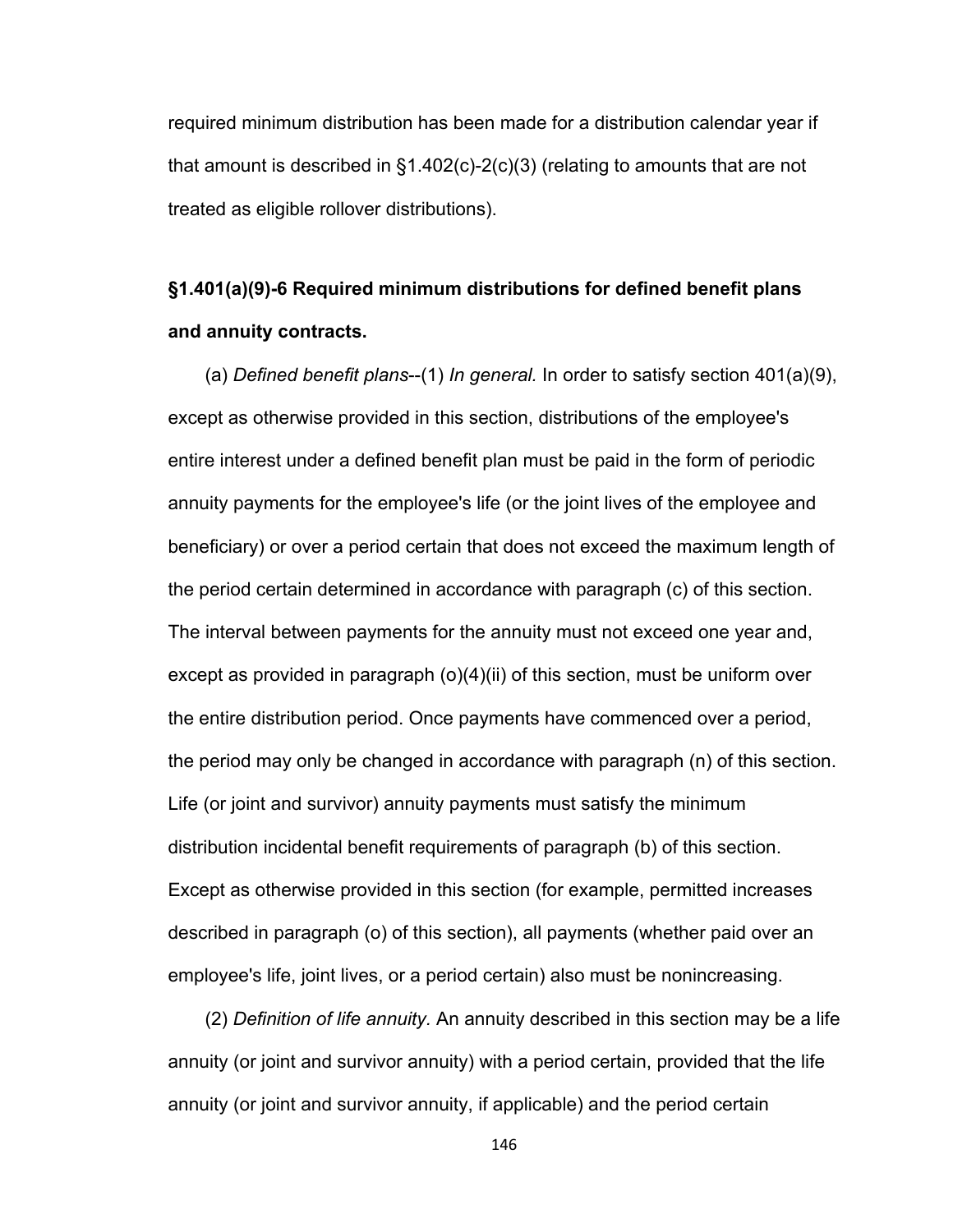required minimum distribution has been made for a distribution calendar year if that amount is described in §1.402(c)-2(c)(3) (relating to amounts that are not treated as eligible rollover distributions).

**§1.401(a)(9)-6 Required minimum distributions for defined benefit plans and annuity contracts.**

(a) *Defined benefit plans*--(1) *In general.* In order to satisfy section 401(a)(9), except as otherwise provided in this section, distributions of the employee's entire interest under a defined benefit plan must be paid in the form of periodic annuity payments for the employee's life (or the joint lives of the employee and beneficiary) or over a period certain that does not exceed the maximum length of the period certain determined in accordance with paragraph (c) of this section. The interval between payments for the annuity must not exceed one year and, except as provided in paragraph (o)(4)(ii) of this section, must be uniform over the entire distribution period. Once payments have commenced over a period, the period may only be changed in accordance with paragraph (n) of this section. Life (or joint and survivor) annuity payments must satisfy the minimum distribution incidental benefit requirements of paragraph (b) of this section. Except as otherwise provided in this section (for example, permitted increases described in paragraph (o) of this section), all payments (whether paid over an employee's life, joint lives, or a period certain) also must be nonincreasing.

(2) *Definition of life annuity.* An annuity described in this section may be a life annuity (or joint and survivor annuity) with a period certain, provided that the life annuity (or joint and survivor annuity, if applicable) and the period certain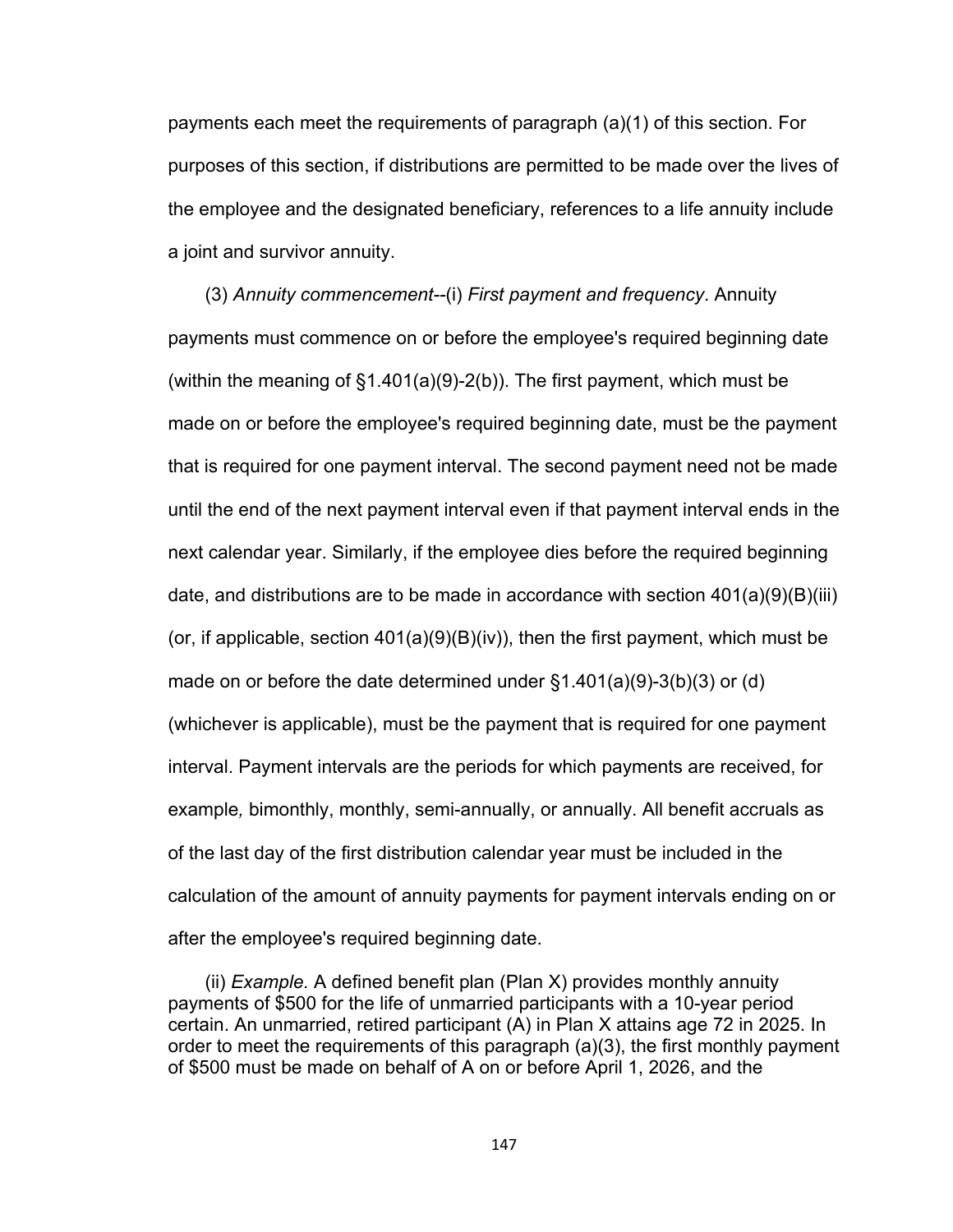payments each meet the requirements of paragraph (a)(1) of this section. For purposes of this section, if distributions are permitted to be made over the lives of the employee and the designated beneficiary, references to a life annuity include a joint and survivor annuity.

(3) *Annuity commencement*--(i) *First payment and frequency*. Annuity payments must commence on or before the employee's required beginning date (within the meaning of §1.401(a)(9)-2(b)). The first payment, which must be made on or before the employee's required beginning date, must be the payment that is required for one payment interval. The second payment need not be made until the end of the next payment interval even if that payment interval ends in the next calendar year. Similarly, if the employee dies before the required beginning date, and distributions are to be made in accordance with section 401(a)(9)(B)(iii) (or, if applicable, section 401(a)(9)(B)(iv)), then the first payment, which must be made on or before the date determined under §1.401(a)(9)-3(b)(3) or (d) (whichever is applicable), must be the payment that is required for one payment interval. Payment intervals are the periods for which payments are received, for example*,* bimonthly, monthly, semi-annually, or annually. All benefit accruals as of the last day of the first distribution calendar year must be included in the calculation of the amount of annuity payments for payment intervals ending on or after the employee's required beginning date.

(ii) *Example.* A defined benefit plan (Plan X) provides monthly annuity payments of $500 for the life of unmarried participants with a 10-year period certain. An unmarried, retired participant (A) in Plan X attains age 72 in 2025. In order to meet the requirements of this paragraph (a)(3), the first monthly payment of $500 must be made on behalf of A on or before April 1, 2026, and the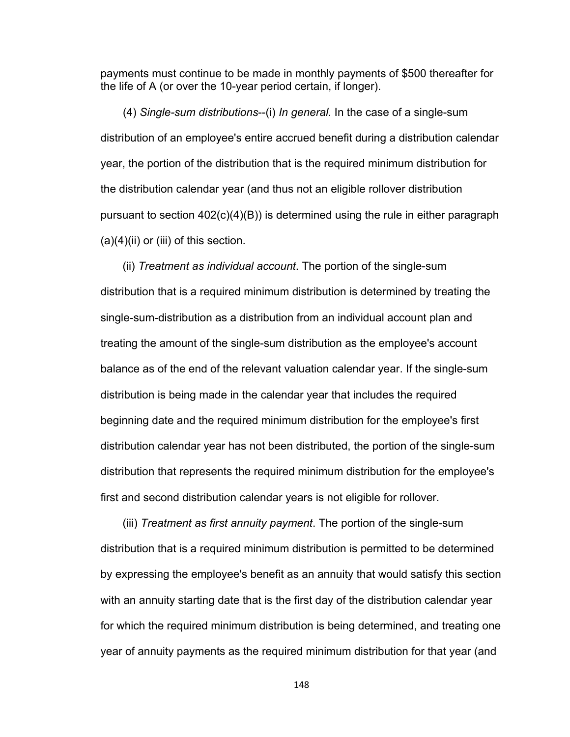payments must continue to be made in monthly payments of $500 thereafter for the life of A (or over the 10-year period certain, if longer).

(4) *Single-sum distributions*--(i) *In general.* In the case of a single-sum distribution of an employee's entire accrued benefit during a distribution calendar year, the portion of the distribution that is the required minimum distribution for the distribution calendar year (and thus not an eligible rollover distribution pursuant to section 402(c)(4)(B)) is determined using the rule in either paragraph (a)(4)(ii) or (iii) of this section.

(ii) *Treatment as individual account*. The portion of the single-sum distribution that is a required minimum distribution is determined by treating the single-sum-distribution as a distribution from an individual account plan and treating the amount of the single-sum distribution as the employee's account balance as of the end of the relevant valuation calendar year. If the single-sum distribution is being made in the calendar year that includes the required beginning date and the required minimum distribution for the employee's first distribution calendar year has not been distributed, the portion of the single-sum distribution that represents the required minimum distribution for the employee's first and second distribution calendar years is not eligible for rollover.

(iii) *Treatment as first annuity payment*. The portion of the single-sum distribution that is a required minimum distribution is permitted to be determined by expressing the employee's benefit as an annuity that would satisfy this section with an annuity starting date that is the first day of the distribution calendar year for which the required minimum distribution is being determined, and treating one year of annuity payments as the required minimum distribution for that year (and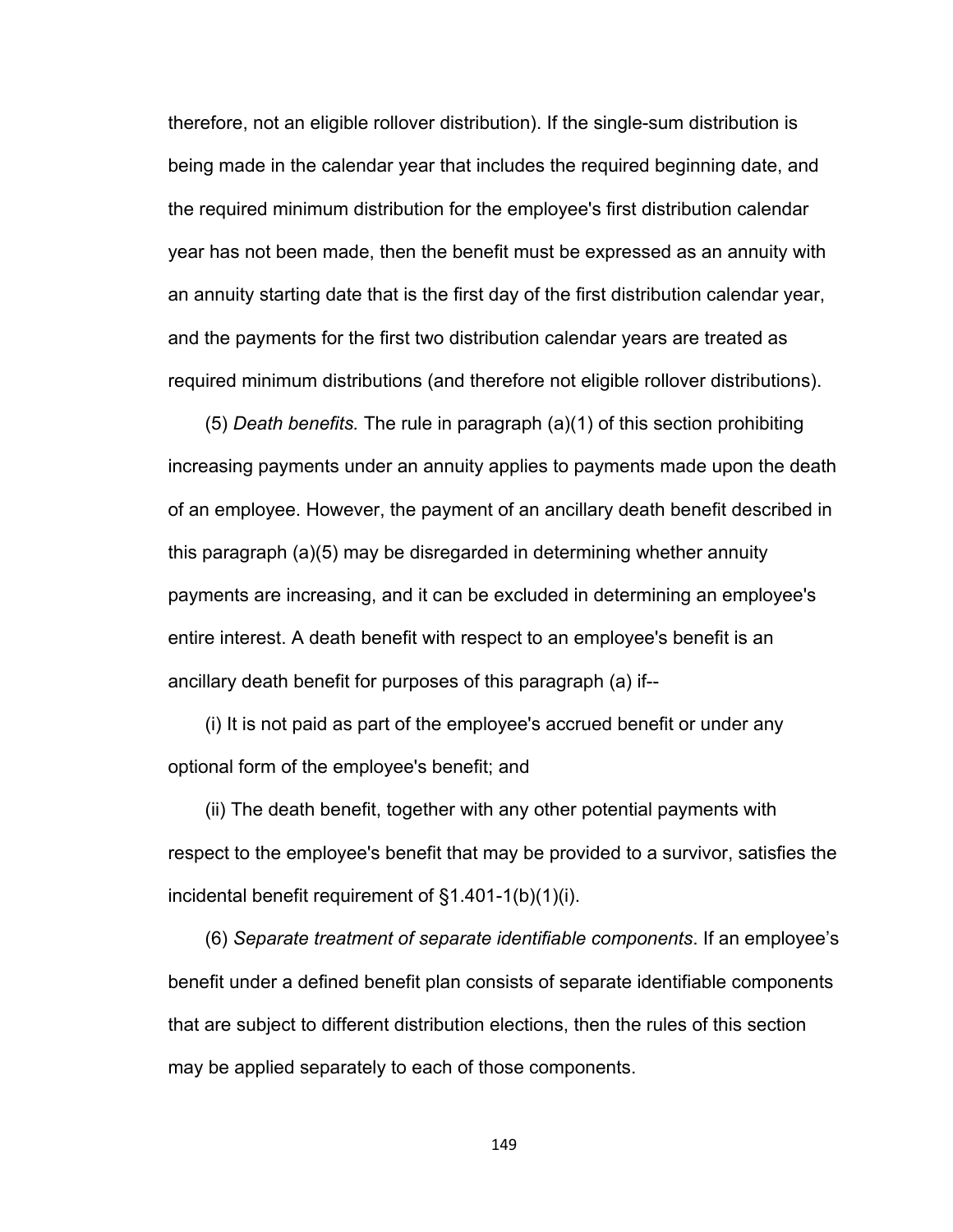therefore, not an eligible rollover distribution). If the single-sum distribution is being made in the calendar year that includes the required beginning date, and the required minimum distribution for the employee's first distribution calendar year has not been made, then the benefit must be expressed as an annuity with an annuity starting date that is the first day of the first distribution calendar year, and the payments for the first two distribution calendar years are treated as required minimum distributions (and therefore not eligible rollover distributions).

(5) *Death benefits.* The rule in paragraph (a)(1) of this section prohibiting increasing payments under an annuity applies to payments made upon the death of an employee. However, the payment of an ancillary death benefit described in this paragraph (a)(5) may be disregarded in determining whether annuity payments are increasing, and it can be excluded in determining an employee's entire interest. A death benefit with respect to an employee's benefit is an ancillary death benefit for purposes of this paragraph (a) if--

(i) It is not paid as part of the employee's accrued benefit or under any optional form of the employee's benefit; and

(ii) The death benefit, together with any other potential payments with respect to the employee's benefit that may be provided to a survivor, satisfies the incidental benefit requirement of §1.401-1(b)(1)(i).

(6) *Separate treatment of separate identifiable components*. If an employee's benefit under a defined benefit plan consists of separate identifiable components that are subject to different distribution elections, then the rules of this section may be applied separately to each of those components.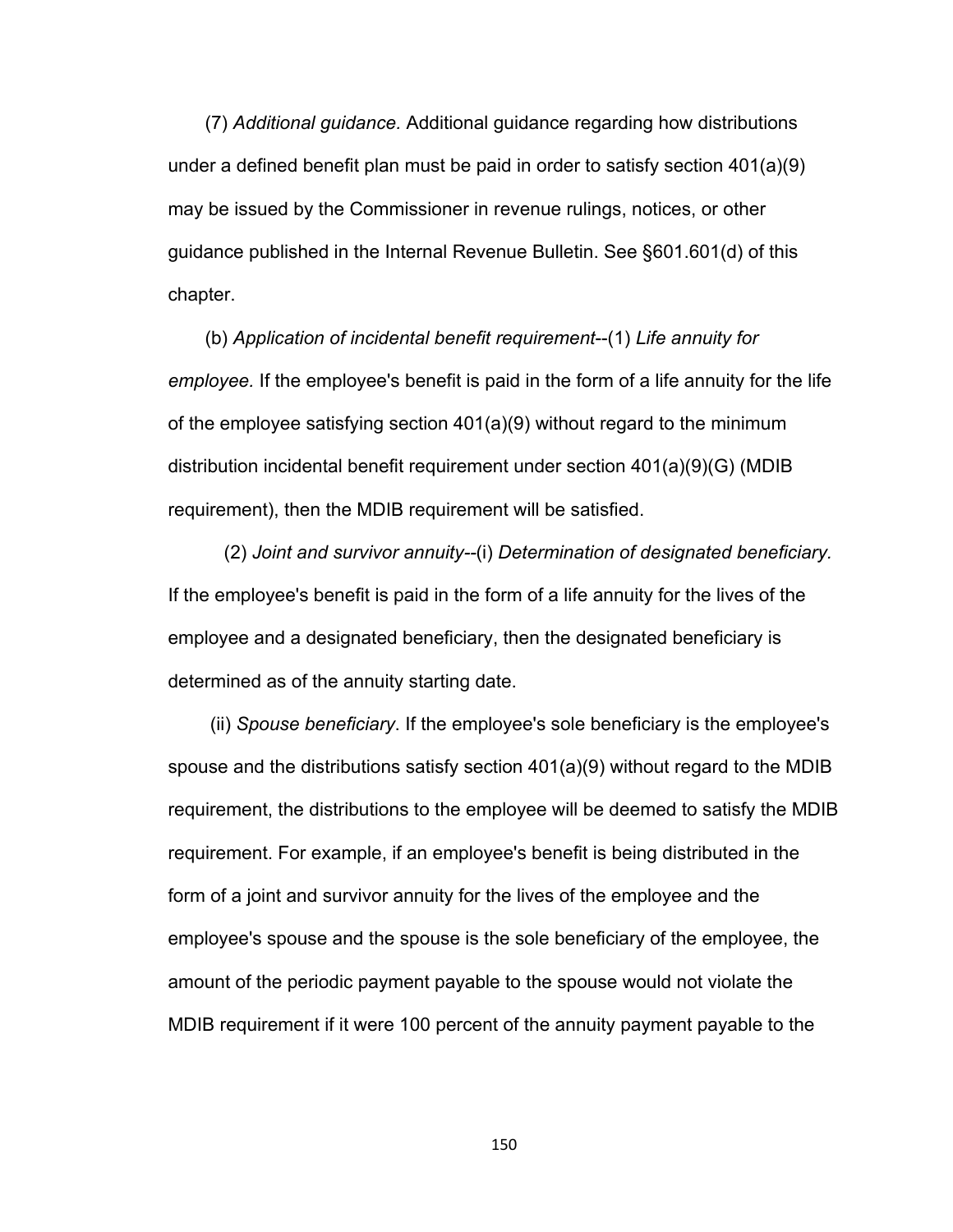(7) *Additional guidance.* Additional guidance regarding how distributions under a defined benefit plan must be paid in order to satisfy section 401(a)(9) may be issued by the Commissioner in revenue rulings, notices, or other guidance published in the Internal Revenue Bulletin. See §601.601(d) of this chapter.

(b) *Application of incidental benefit requirement*--(1) *Life annuity for employee.* If the employee's benefit is paid in the form of a life annuity for the life of the employee satisfying section 401(a)(9) without regard to the minimum distribution incidental benefit requirement under section 401(a)(9)(G) (MDIB requirement), then the MDIB requirement will be satisfied.

(2) *Joint and survivor annuity*--(i) *Determination of designated beneficiary.* If the employee's benefit is paid in the form of a life annuity for the lives of the employee and a designated beneficiary, then the designated beneficiary is determined as of the annuity starting date.

(ii) *Spouse beneficiary*. If the employee's sole beneficiary is the employee's spouse and the distributions satisfy section 401(a)(9) without regard to the MDIB requirement, the distributions to the employee will be deemed to satisfy the MDIB requirement. For example, if an employee's benefit is being distributed in the form of a joint and survivor annuity for the lives of the employee and the employee's spouse and the spouse is the sole beneficiary of the employee, the amount of the periodic payment payable to the spouse would not violate the MDIB requirement if it were 100 percent of the annuity payment payable to the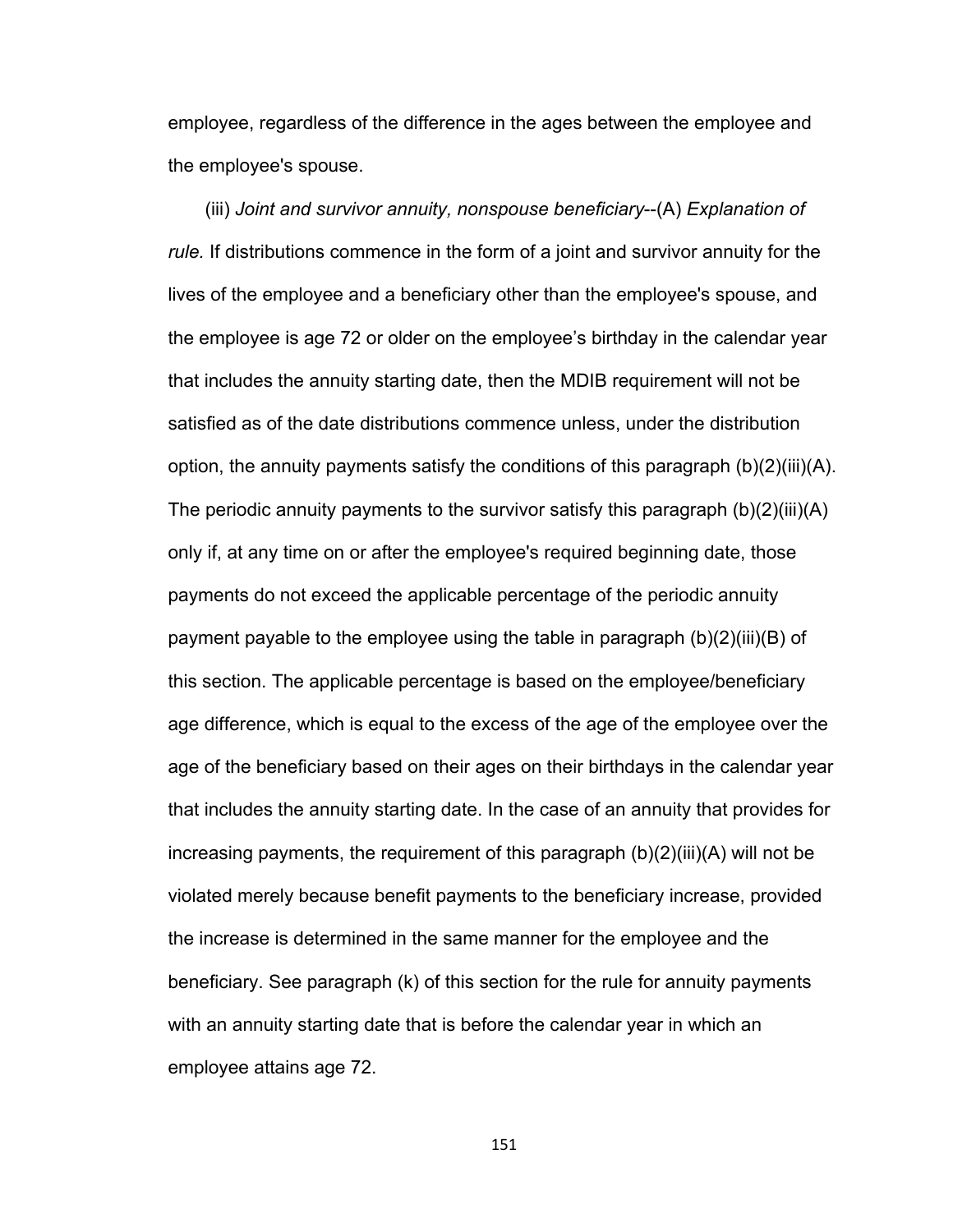employee, regardless of the difference in the ages between the employee and the employee's spouse.

(iii) *Joint and survivor annuity, nonspouse beneficiary*--(A) *Explanation of rule*. If distributions commence in the form of a joint and survivor annuity for the lives of the employee and a beneficiary other than the employee's spouse, and the employee is age 72 or older on the employee's birthday in the calendar year that includes the annuity starting date, then the MDIB requirement will not be satisfied as of the date distributions commence unless, under the distribution option, the annuity payments satisfy the conditions of this paragraph (b)(2)(iii)(A). The periodic annuity payments to the survivor satisfy this paragraph (b)(2)(iii)(A) only if, at any time on or after the employee's required beginning date, those payments do not exceed the applicable percentage of the periodic annuity payment payable to the employee using the table in paragraph (b)(2)(iii)(B) of this section. The applicable percentage is based on the employee/beneficiary age difference, which is equal to the excess of the age of the employee over the age of the beneficiary based on their ages on their birthdays in the calendar year that includes the annuity starting date. In the case of an annuity that provides for increasing payments, the requirement of this paragraph (b)(2)(iii)(A) will not be violated merely because benefit payments to the beneficiary increase, provided the increase is determined in the same manner for the employee and the beneficiary. See paragraph (k) of this section for the rule for annuity payments with an annuity starting date that is before the calendar year in which an employee attains age 72.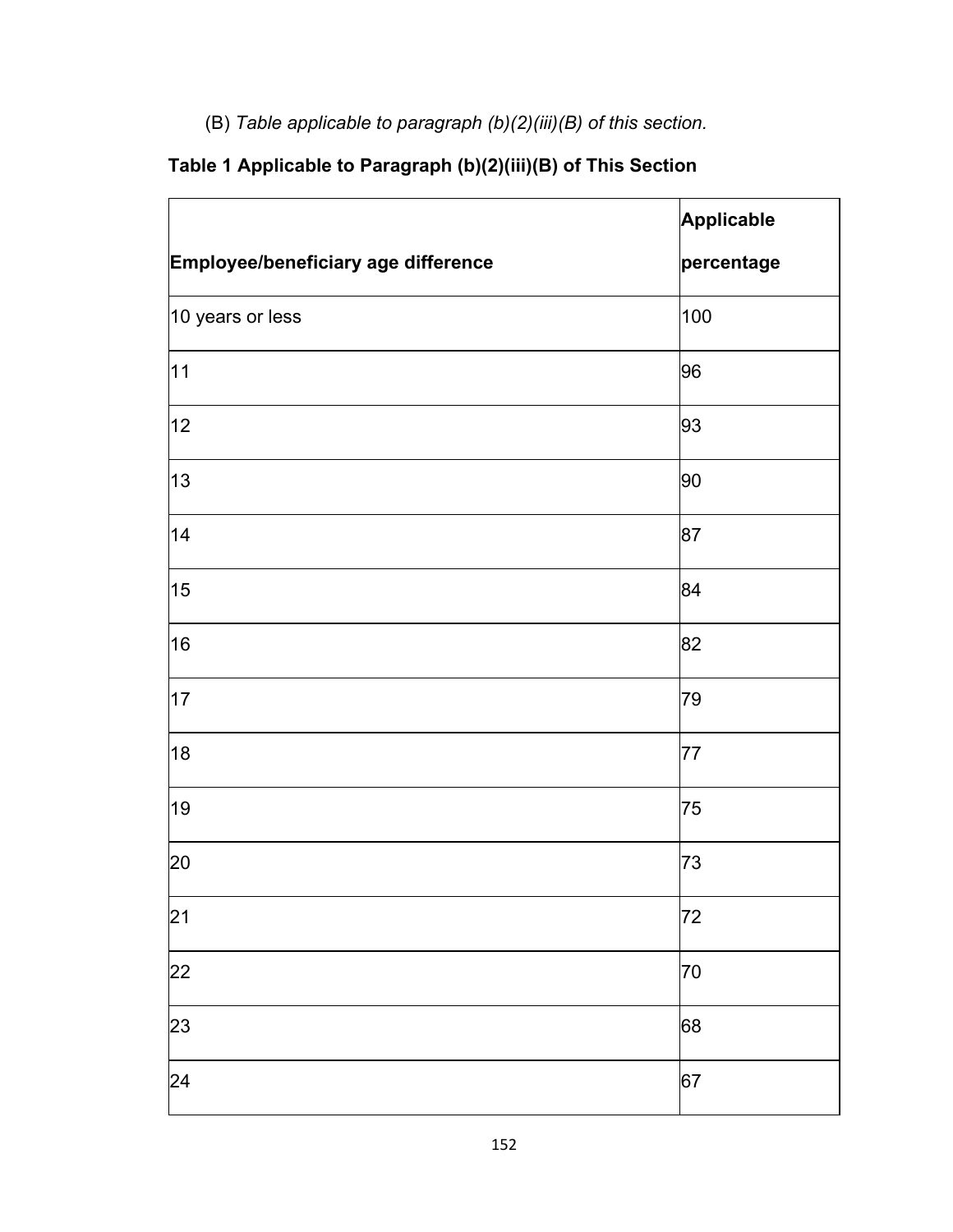(B) *Table applicable to paragraph (b)(2)(iii)(B) of this section.*

**Table 1 Applicable to Paragraph (b)(2)(iii)(B) of This Section**

| Employee/beneficiary age difference | Applicable percentage |
|---|---|
| 10 years or less | 100 |
| 11 | 96 |
| 12 | 93 |
| 13 | 90 |
| 14 | 87 |
| 15 | 84 |
| 16 | 82 |
| 17 | 79 |
| 18 | 77 |
| 19 | 75 |
| 20 | 73 |
| 21 | 72 |
| 22 | 70 |
| 23 | 68 |
| 24 | 67 |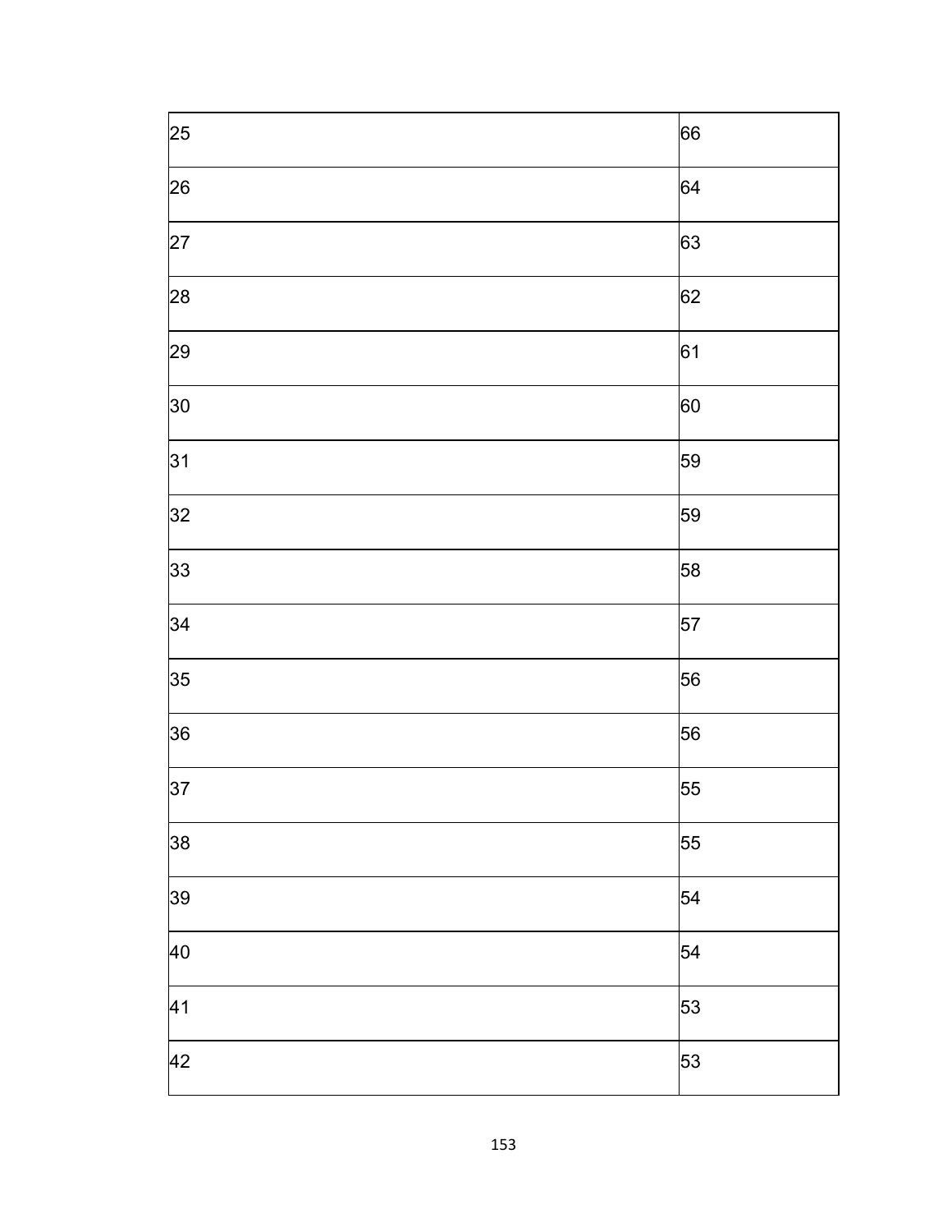| 25 | 66 |
|---|---|
| 26 | 64 |
| 27 | 63 |
| 28 | 62 |
| 29 | 61 |
| 30 | 60 |
| 31 | 59 |
| 32 | 59 |
| 33 | 58 |
| 34 | 57 |
| 35 | 56 |
| 36 | 56 |
| 37 | 55 |
| 38 | 55 |
| 39 | 54 |
| 40 | 54 |
| 41 | 53 |
| 42 | 53 |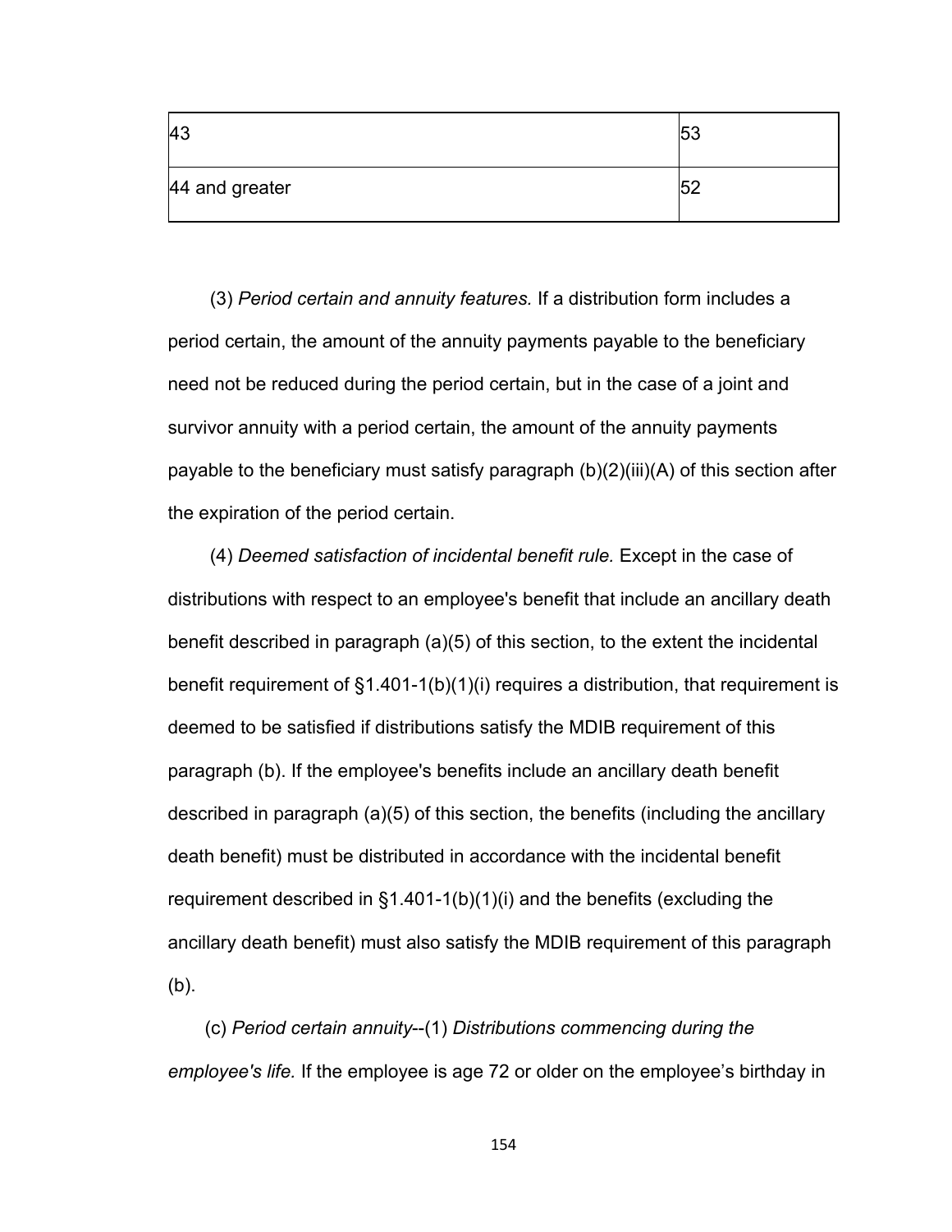| | |
|---|---|
| 43 | 53 |
| 44 and greater | 52 |

(3) *Period certain and annuity features.* If a distribution form includes a period certain, the amount of the annuity payments payable to the beneficiary need not be reduced during the period certain, but in the case of a joint and survivor annuity with a period certain, the amount of the annuity payments payable to the beneficiary must satisfy paragraph (b)(2)(iii)(A) of this section after the expiration of the period certain.

(4) *Deemed satisfaction of incidental benefit rule.* Except in the case of distributions with respect to an employee's benefit that include an ancillary death benefit described in paragraph (a)(5) of this section, to the extent the incidental benefit requirement of §1.401-1(b)(1)(i) requires a distribution, that requirement is deemed to be satisfied if distributions satisfy the MDIB requirement of this paragraph (b). If the employee's benefits include an ancillary death benefit described in paragraph (a)(5) of this section, the benefits (including the ancillary death benefit) must be distributed in accordance with the incidental benefit requirement described in §1.401-1(b)(1)(i) and the benefits (excluding the ancillary death benefit) must also satisfy the MDIB requirement of this paragraph (b).

(c) *Period certain annuity*--(1) *Distributions commencing during the employee's life.* If the employee is age 72 or older on the employee's birthday in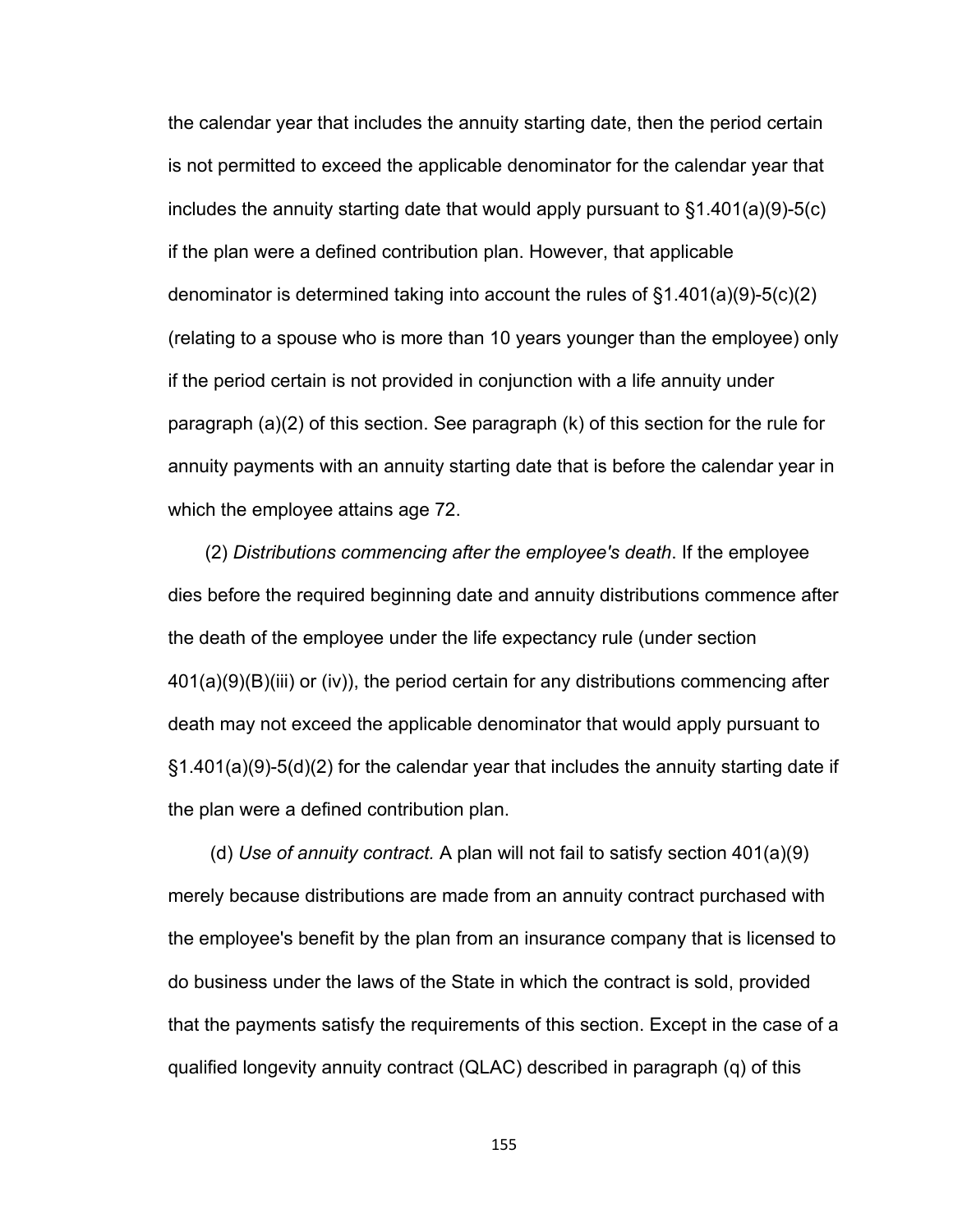the calendar year that includes the annuity starting date, then the period certain is not permitted to exceed the applicable denominator for the calendar year that includes the annuity starting date that would apply pursuant to §1.401(a)(9)-5(c) if the plan were a defined contribution plan. However, that applicable denominator is determined taking into account the rules of §1.401(a)(9)-5(c)(2) (relating to a spouse who is more than 10 years younger than the employee) only if the period certain is not provided in conjunction with a life annuity under paragraph (a)(2) of this section. See paragraph (k) of this section for the rule for annuity payments with an annuity starting date that is before the calendar year in which the employee attains age 72.

(2) *Distributions commencing after the employee's death*. If the employee dies before the required beginning date and annuity distributions commence after the death of the employee under the life expectancy rule (under section 401(a)(9)(B)(iii) or (iv)), the period certain for any distributions commencing after death may not exceed the applicable denominator that would apply pursuant to §1.401(a)(9)-5(d)(2) for the calendar year that includes the annuity starting date if the plan were a defined contribution plan.

(d) *Use of annuity contract.* A plan will not fail to satisfy section 401(a)(9) merely because distributions are made from an annuity contract purchased with the employee's benefit by the plan from an insurance company that is licensed to do business under the laws of the State in which the contract is sold, provided that the payments satisfy the requirements of this section. Except in the case of a qualified longevity annuity contract (QLAC) described in paragraph (q) of this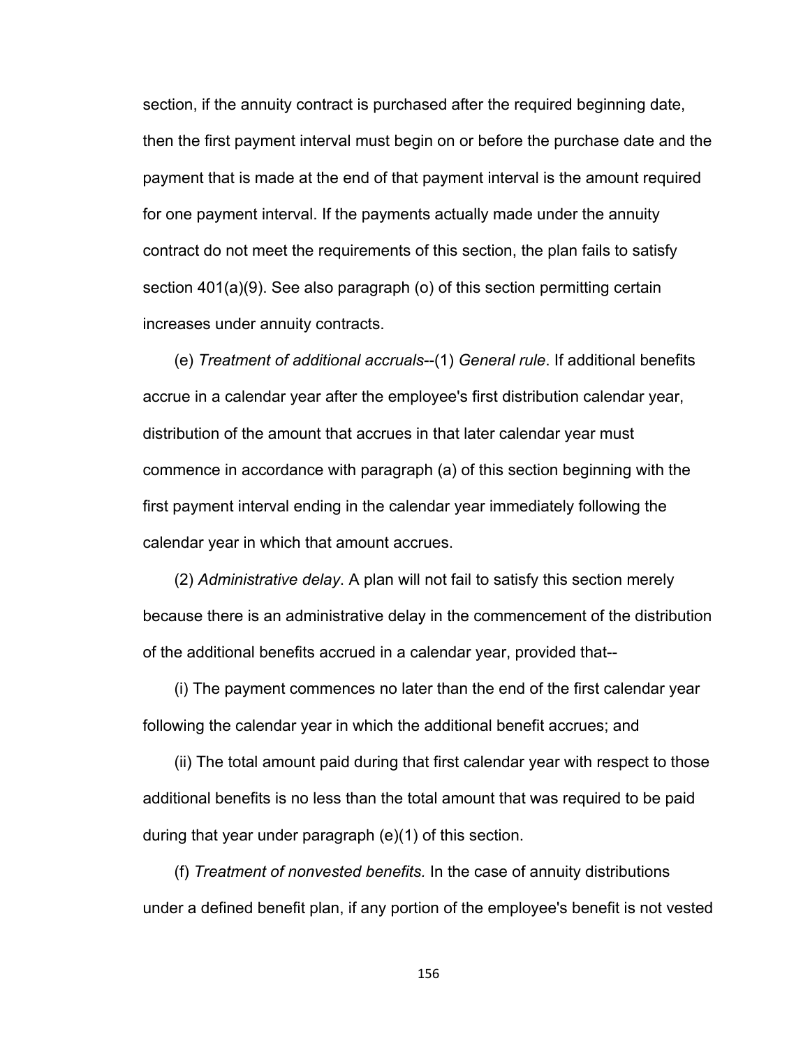section, if the annuity contract is purchased after the required beginning date, then the first payment interval must begin on or before the purchase date and the payment that is made at the end of that payment interval is the amount required for one payment interval. If the payments actually made under the annuity contract do not meet the requirements of this section, the plan fails to satisfy section 401(a)(9). See also paragraph (o) of this section permitting certain increases under annuity contracts.

(e) *Treatment of additional accruals*--(1) *General rule*. If additional benefits accrue in a calendar year after the employee's first distribution calendar year, distribution of the amount that accrues in that later calendar year must commence in accordance with paragraph (a) of this section beginning with the first payment interval ending in the calendar year immediately following the calendar year in which that amount accrues.

(2) *Administrative delay*. A plan will not fail to satisfy this section merely because there is an administrative delay in the commencement of the distribution of the additional benefits accrued in a calendar year, provided that--

(i) The payment commences no later than the end of the first calendar year following the calendar year in which the additional benefit accrues; and

(ii) The total amount paid during that first calendar year with respect to those additional benefits is no less than the total amount that was required to be paid during that year under paragraph (e)(1) of this section.

(f) *Treatment of nonvested benefits.* In the case of annuity distributions under a defined benefit plan, if any portion of the employee's benefit is not vested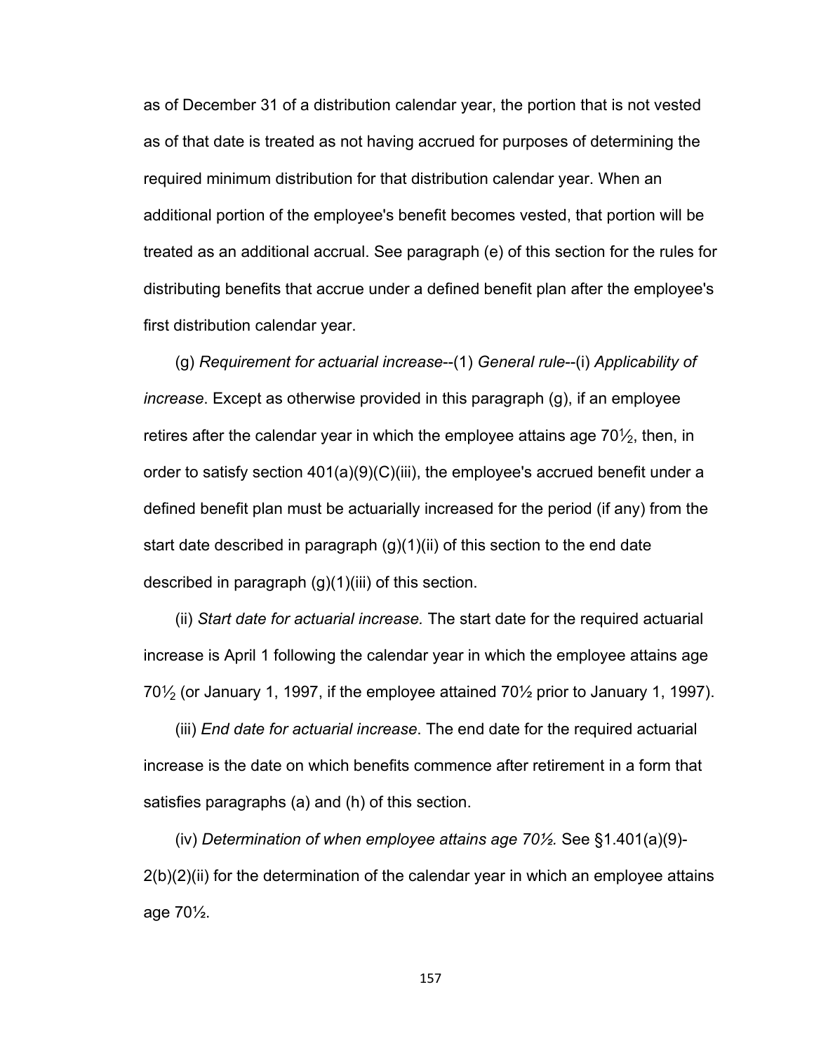as of December 31 of a distribution calendar year, the portion that is not vested as of that date is treated as not having accrued for purposes of determining the required minimum distribution for that distribution calendar year. When an additional portion of the employee's benefit becomes vested, that portion will be treated as an additional accrual. See paragraph (e) of this section for the rules for distributing benefits that accrue under a defined benefit plan after the employee's first distribution calendar year.

(g) *Requirement for actuarial increase*--(1) *General rule*--(i) *Applicability of increase*. Except as otherwise provided in this paragraph (g), if an employee retires after the calendar year in which the employee attains age 70½, then, in order to satisfy section 401(a)(9)(C)(iii), the employee's accrued benefit under a defined benefit plan must be actuarially increased for the period (if any) from the start date described in paragraph (g)(1)(ii) of this section to the end date described in paragraph (g)(1)(iii) of this section.

(ii) *Start date for actuarial increase.* The start date for the required actuarial increase is April 1 following the calendar year in which the employee attains age 70½ (or January 1, 1997, if the employee attained 70½ prior to January 1, 1997).

(iii) *End date for actuarial increase*. The end date for the required actuarial increase is the date on which benefits commence after retirement in a form that satisfies paragraphs (a) and (h) of this section.

(iv) *Determination of when employee attains age 70½.* See §1.401(a)(9)-2(b)(2)(ii) for the determination of the calendar year in which an employee attains age 70½.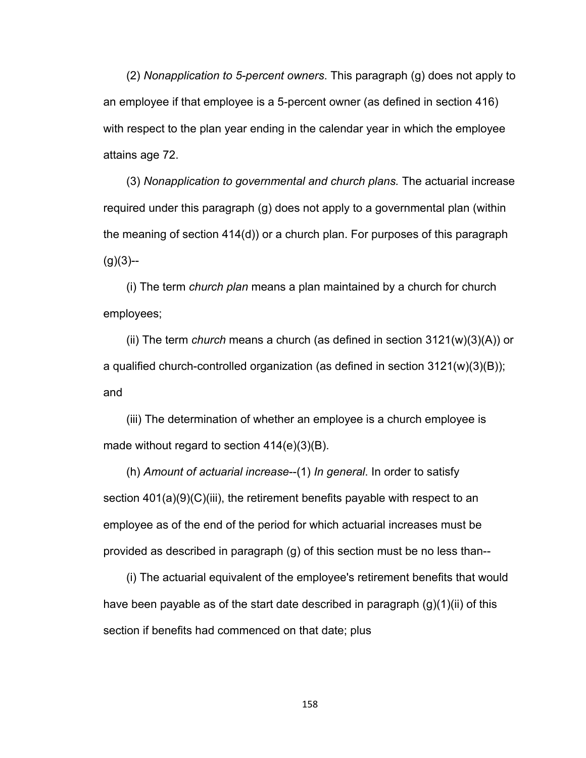(2) *Nonapplication to 5-percent owners*. This paragraph (g) does not apply to an employee if that employee is a 5-percent owner (as defined in section 416) with respect to the plan year ending in the calendar year in which the employee attains age 72.

(3) *Nonapplication to governmental and church plans.* The actuarial increase required under this paragraph (g) does not apply to a governmental plan (within the meaning of section 414(d)) or a church plan. For purposes of this paragraph (g)(3)--

(i) The term *church plan* means a plan maintained by a church for church employees;

(ii) The term *church* means a church (as defined in section 3121(w)(3)(A)) or a qualified church-controlled organization (as defined in section 3121(w)(3)(B)); and

(iii) The determination of whether an employee is a church employee is made without regard to section 414(e)(3)(B).

(h) *Amount of actuarial increase*--(1) *In general*. In order to satisfy section 401(a)(9)(C)(iii), the retirement benefits payable with respect to an employee as of the end of the period for which actuarial increases must be provided as described in paragraph (g) of this section must be no less than--

(i) The actuarial equivalent of the employee's retirement benefits that would have been payable as of the start date described in paragraph (g)(1)(ii) of this section if benefits had commenced on that date; plus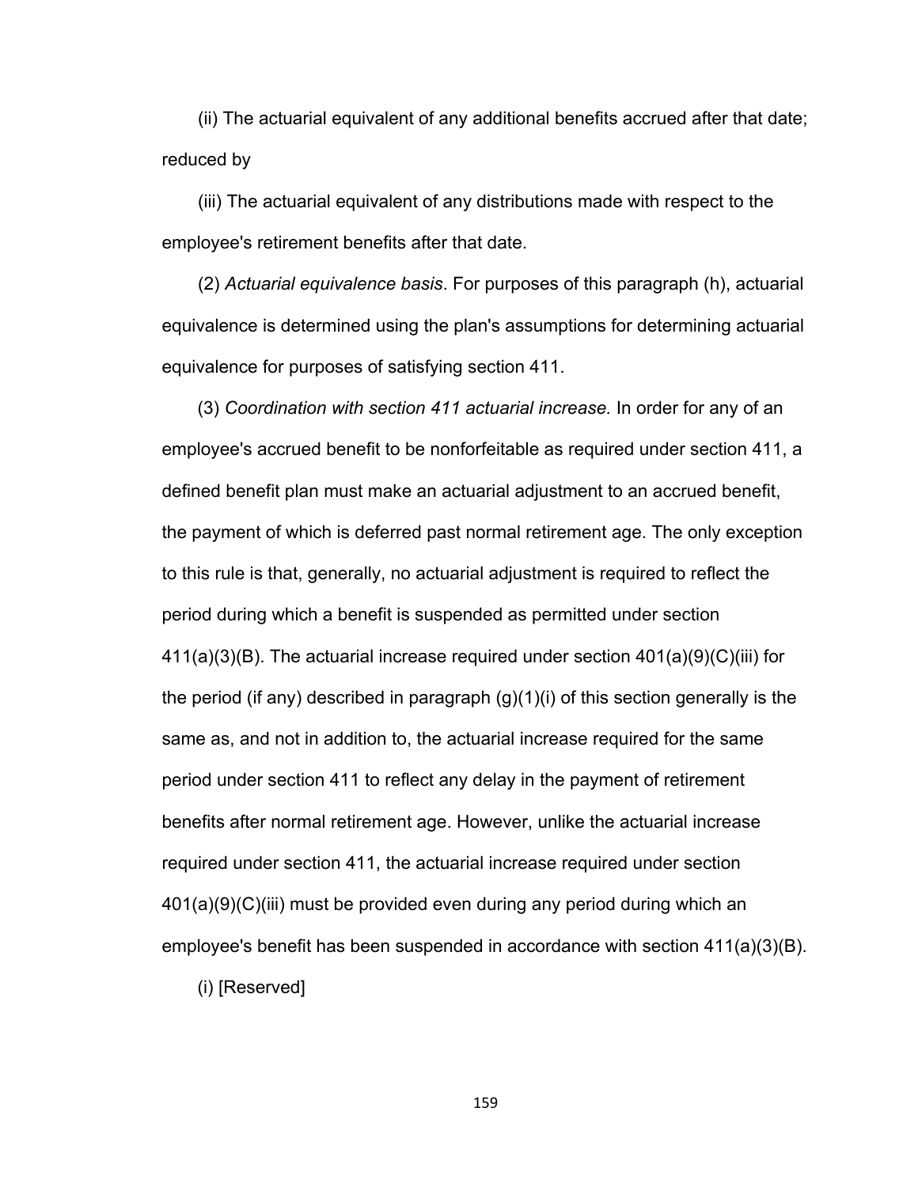(ii) The actuarial equivalent of any additional benefits accrued after that date; reduced by

(iii) The actuarial equivalent of any distributions made with respect to the employee's retirement benefits after that date.

(2) *Actuarial equivalence basis*. For purposes of this paragraph (h), actuarial equivalence is determined using the plan's assumptions for determining actuarial equivalence for purposes of satisfying section 411.

(3) *Coordination with section 411 actuarial increase.* In order for any of an employee's accrued benefit to be nonforfeitable as required under section 411, a defined benefit plan must make an actuarial adjustment to an accrued benefit, the payment of which is deferred past normal retirement age. The only exception to this rule is that, generally, no actuarial adjustment is required to reflect the period during which a benefit is suspended as permitted under section 411(a)(3)(B). The actuarial increase required under section 401(a)(9)(C)(iii) for the period (if any) described in paragraph (g)(1)(i) of this section generally is the same as, and not in addition to, the actuarial increase required for the same period under section 411 to reflect any delay in the payment of retirement benefits after normal retirement age. However, unlike the actuarial increase required under section 411, the actuarial increase required under section 401(a)(9)(C)(iii) must be provided even during any period during which an employee's benefit has been suspended in accordance with section 411(a)(3)(B).

(i) [Reserved]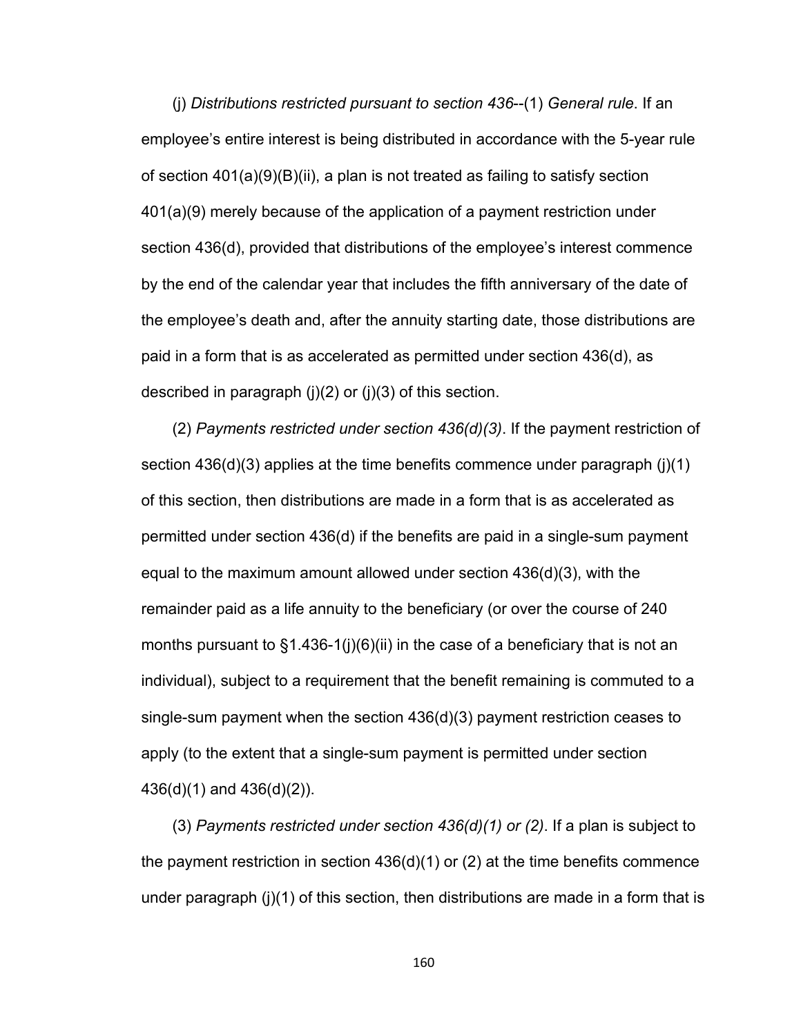(j) *Distributions restricted pursuant to section 436*--(1) *General rule.* If an employee's entire interest is being distributed in accordance with the 5-year rule of section 401(a)(9)(B)(ii), a plan is not treated as failing to satisfy section 401(a)(9) merely because of the application of a payment restriction under section 436(d), provided that distributions of the employee's interest commence by the end of the calendar year that includes the fifth anniversary of the date of the employee's death and, after the annuity starting date, those distributions are paid in a form that is as accelerated as permitted under section 436(d), as described in paragraph (j)(2) or (j)(3) of this section.

(2) *Payments restricted under section 436(d)(3)*. If the payment restriction of section 436(d)(3) applies at the time benefits commence under paragraph (j)(1) of this section, then distributions are made in a form that is as accelerated as permitted under section 436(d) if the benefits are paid in a single-sum payment equal to the maximum amount allowed under section 436(d)(3), with the remainder paid as a life annuity to the beneficiary (or over the course of 240 months pursuant to §1.436-1(j)(6)(ii) in the case of a beneficiary that is not an individual), subject to a requirement that the benefit remaining is commuted to a single-sum payment when the section 436(d)(3) payment restriction ceases to apply (to the extent that a single-sum payment is permitted under section 436(d)(1) and 436(d)(2)).

(3) *Payments restricted under section 436(d)(1) or (2)*. If a plan is subject to the payment restriction in section 436(d)(1) or (2) at the time benefits commence under paragraph (j)(1) of this section, then distributions are made in a form that is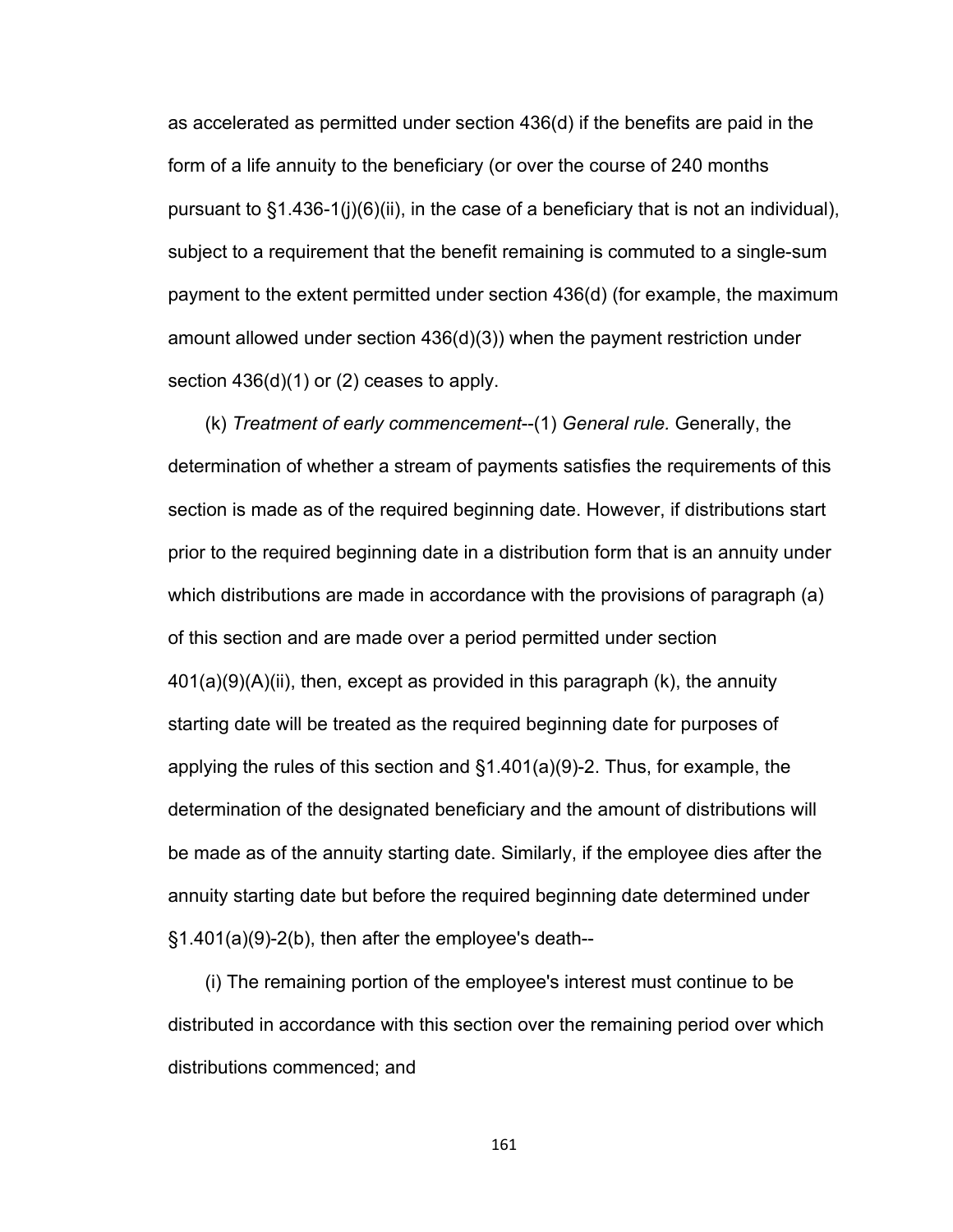as accelerated as permitted under section 436(d) if the benefits are paid in the form of a life annuity to the beneficiary (or over the course of 240 months pursuant to §1.436-1(j)(6)(ii), in the case of a beneficiary that is not an individual), subject to a requirement that the benefit remaining is commuted to a single-sum payment to the extent permitted under section 436(d) (for example, the maximum amount allowed under section 436(d)(3)) when the payment restriction under section 436(d)(1) or (2) ceases to apply.

(k) *Treatment of early commencement*--(1) *General rule.* Generally, the determination of whether a stream of payments satisfies the requirements of this section is made as of the required beginning date. However, if distributions start prior to the required beginning date in a distribution form that is an annuity under which distributions are made in accordance with the provisions of paragraph (a) of this section and are made over a period permitted under section 401(a)(9)(A)(ii), then, except as provided in this paragraph (k), the annuity starting date will be treated as the required beginning date for purposes of applying the rules of this section and §1.401(a)(9)-2. Thus, for example, the determination of the designated beneficiary and the amount of distributions will be made as of the annuity starting date. Similarly, if the employee dies after the annuity starting date but before the required beginning date determined under §1.401(a)(9)-2(b), then after the employee's death--

(i) The remaining portion of the employee's interest must continue to be distributed in accordance with this section over the remaining period over which distributions commenced; and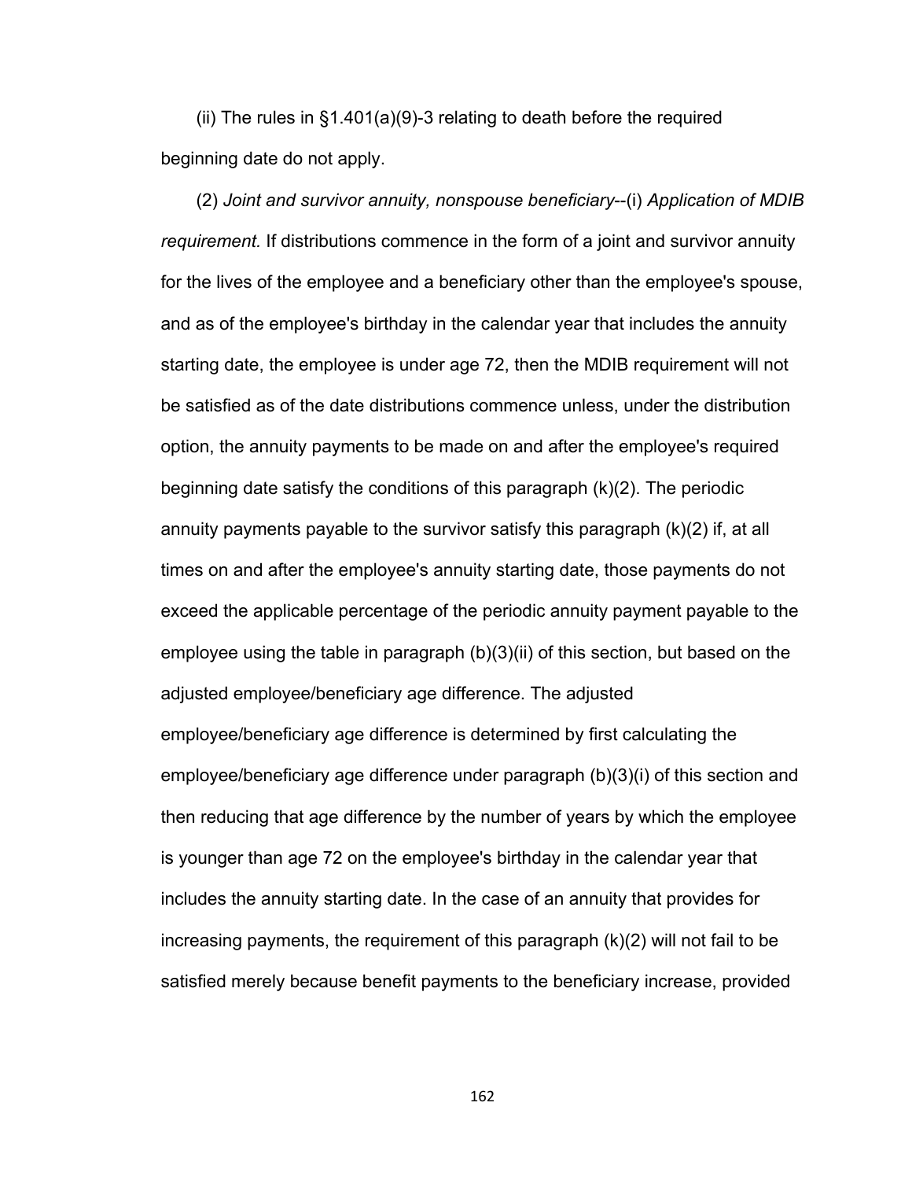(ii) The rules in §1.401(a)(9)-3 relating to death before the required beginning date do not apply.

(2) *Joint and survivor annuity, nonspouse beneficiary*--(i) *Application of MDIB requirement.* If distributions commence in the form of a joint and survivor annuity for the lives of the employee and a beneficiary other than the employee's spouse, and as of the employee's birthday in the calendar year that includes the annuity starting date, the employee is under age 72, then the MDIB requirement will not be satisfied as of the date distributions commence unless, under the distribution option, the annuity payments to be made on and after the employee's required beginning date satisfy the conditions of this paragraph (k)(2). The periodic annuity payments payable to the survivor satisfy this paragraph (k)(2) if, at all times on and after the employee's annuity starting date, those payments do not exceed the applicable percentage of the periodic annuity payment payable to the employee using the table in paragraph (b)(3)(ii) of this section, but based on the adjusted employee/beneficiary age difference. The adjusted employee/beneficiary age difference is determined by first calculating the employee/beneficiary age difference under paragraph (b)(3)(i) of this section and then reducing that age difference by the number of years by which the employee is younger than age 72 on the employee's birthday in the calendar year that includes the annuity starting date. In the case of an annuity that provides for increasing payments, the requirement of this paragraph (k)(2) will not fail to be satisfied merely because benefit payments to the beneficiary increase, provided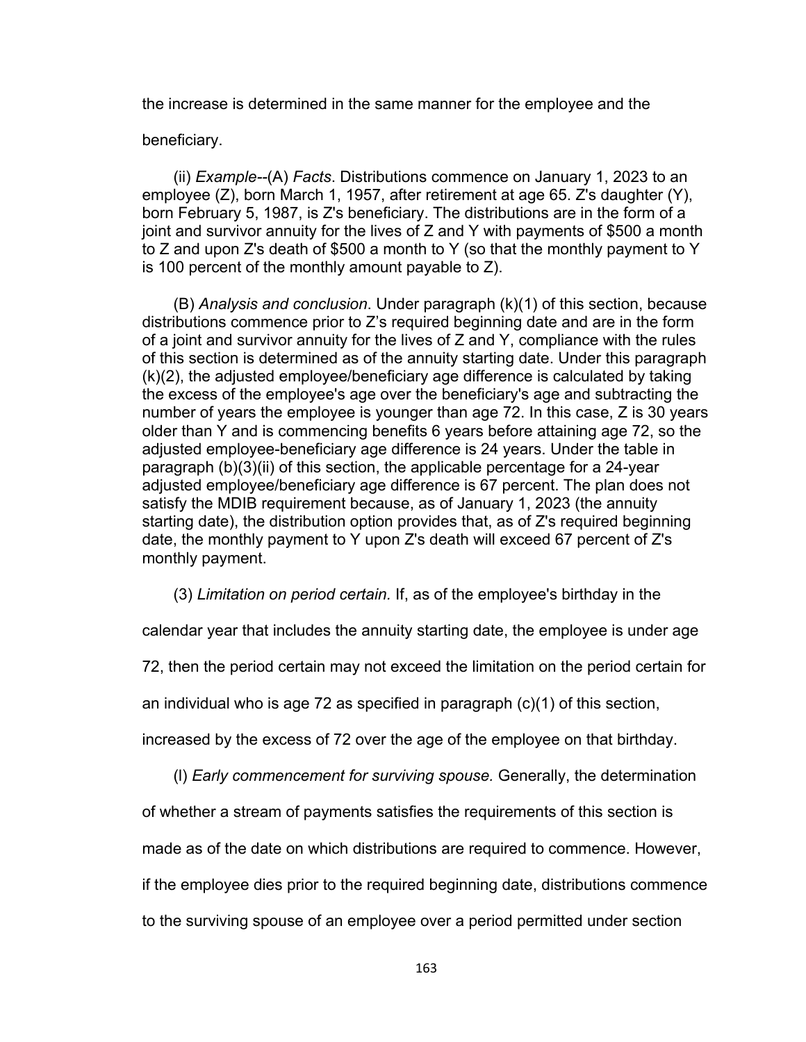the increase is determined in the same manner for the employee and the beneficiary.

(ii) *Example*--(A) *Facts*. Distributions commence on January 1, 2023 to an employee (Z), born March 1, 1957, after retirement at age 65. Z's daughter (Y), born February 5, 1987, is Z's beneficiary. The distributions are in the form of a joint and survivor annuity for the lives of Z and Y with payments of $500 a month to Z and upon Z's death of $500 a month to Y (so that the monthly payment to Y is 100 percent of the monthly amount payable to Z).

(B) *Analysis and conclusion*. Under paragraph (k)(1) of this section, because distributions commence prior to Z's required beginning date and are in the form of a joint and survivor annuity for the lives of Z and Y, compliance with the rules of this section is determined as of the annuity starting date. Under this paragraph (k)(2), the adjusted employee/beneficiary age difference is calculated by taking the excess of the employee's age over the beneficiary's age and subtracting the number of years the employee is younger than age 72. In this case, Z is 30 years older than Y and is commencing benefits 6 years before attaining age 72, so the adjusted employee-beneficiary age difference is 24 years. Under the table in paragraph (b)(3)(ii) of this section, the applicable percentage for a 24-year adjusted employee/beneficiary age difference is 67 percent. The plan does not satisfy the MDIB requirement because, as of January 1, 2023 (the annuity starting date), the distribution option provides that, as of Z's required beginning date, the monthly payment to Y upon Z's death will exceed 67 percent of Z's monthly payment.

(3) *Limitation on period certain.* If, as of the employee's birthday in the calendar year that includes the annuity starting date, the employee is under age 72, then the period certain may not exceed the limitation on the period certain for an individual who is age 72 as specified in paragraph (c)(1) of this section, increased by the excess of 72 over the age of the employee on that birthday.

(l) *Early commencement for surviving spouse.* Generally, the determination of whether a stream of payments satisfies the requirements of this section is made as of the date on which distributions are required to commence. However, if the employee dies prior to the required beginning date, distributions commence to the surviving spouse of an employee over a period permitted under section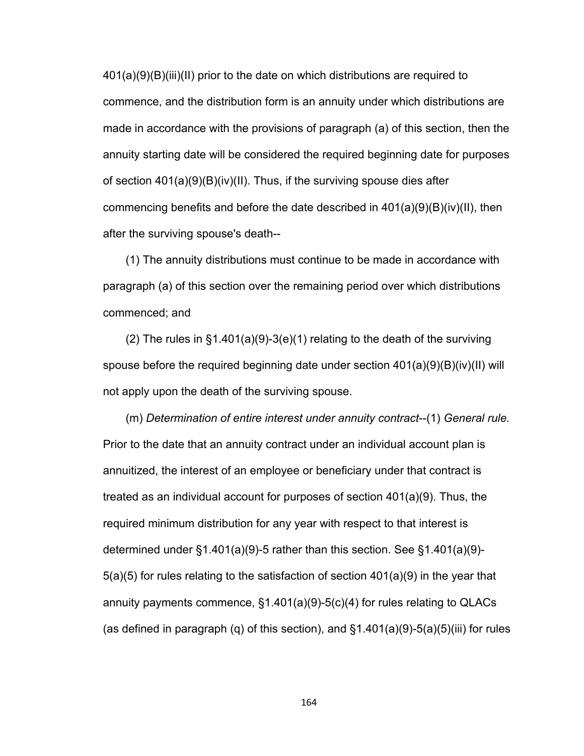401(a)(9)(B)(iii)(II) prior to the date on which distributions are required to commence, and the distribution form is an annuity under which distributions are made in accordance with the provisions of paragraph (a) of this section, then the annuity starting date will be considered the required beginning date for purposes of section 401(a)(9)(B)(iv)(II). Thus, if the surviving spouse dies after commencing benefits and before the date described in 401(a)(9)(B)(iv)(II), then after the surviving spouse's death--

(1) The annuity distributions must continue to be made in accordance with paragraph (a) of this section over the remaining period over which distributions commenced; and

(2) The rules in §1.401(a)(9)-3(e)(1) relating to the death of the surviving spouse before the required beginning date under section 401(a)(9)(B)(iv)(II) will not apply upon the death of the surviving spouse.

(m) *Determination of entire interest under annuity contract*--(1) *General rule.* Prior to the date that an annuity contract under an individual account plan is annuitized, the interest of an employee or beneficiary under that contract is treated as an individual account for purposes of section 401(a)(9). Thus, the required minimum distribution for any year with respect to that interest is determined under §1.401(a)(9)-5 rather than this section. See §1.401(a)(9)-5(a)(5) for rules relating to the satisfaction of section 401(a)(9) in the year that annuity payments commence, §1.401(a)(9)-5(c)(4) for rules relating to QLACs (as defined in paragraph (q) of this section), and §1.401(a)(9)-5(a)(5)(iii) for rules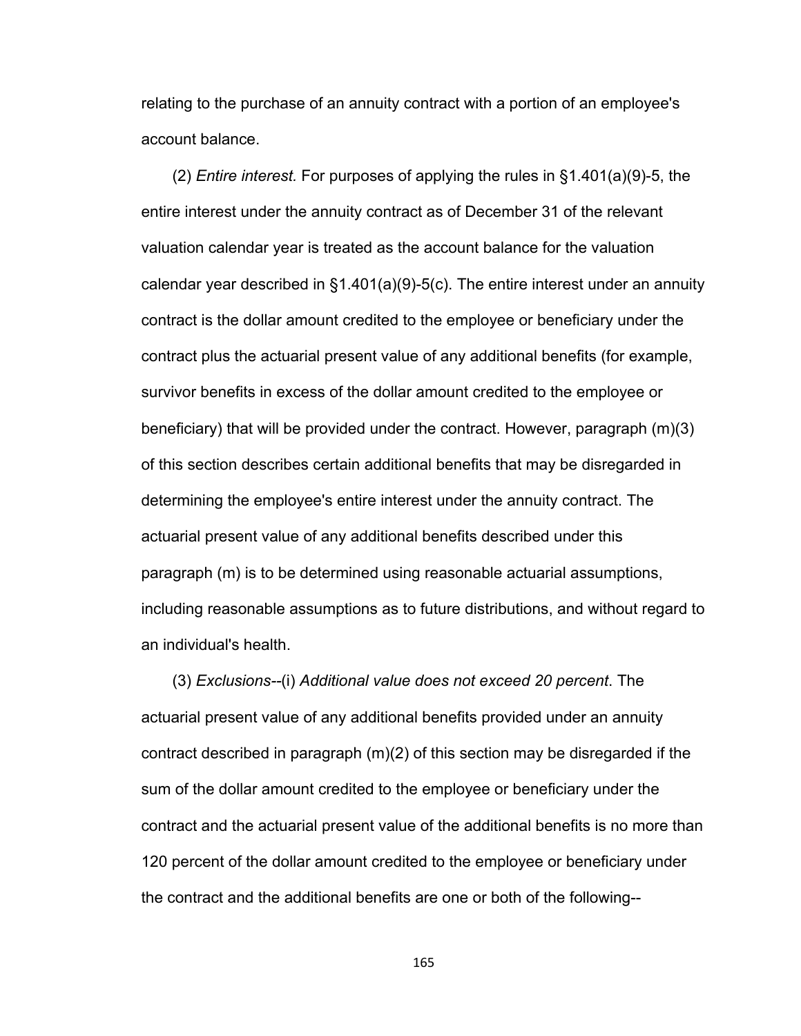relating to the purchase of an annuity contract with a portion of an employee's account balance.

(2) *Entire interest.* For purposes of applying the rules in §1.401(a)(9)-5, the entire interest under the annuity contract as of December 31 of the relevant valuation calendar year is treated as the account balance for the valuation calendar year described in §1.401(a)(9)-5(c). The entire interest under an annuity contract is the dollar amount credited to the employee or beneficiary under the contract plus the actuarial present value of any additional benefits (for example, survivor benefits in excess of the dollar amount credited to the employee or beneficiary) that will be provided under the contract. However, paragraph (m)(3) of this section describes certain additional benefits that may be disregarded in determining the employee's entire interest under the annuity contract. The actuarial present value of any additional benefits described under this paragraph (m) is to be determined using reasonable actuarial assumptions, including reasonable assumptions as to future distributions, and without regard to an individual's health.

(3) *Exclusions*--(i) *Additional value does not exceed 20 percent*. The actuarial present value of any additional benefits provided under an annuity contract described in paragraph (m)(2) of this section may be disregarded if the sum of the dollar amount credited to the employee or beneficiary under the contract and the actuarial present value of the additional benefits is no more than 120 percent of the dollar amount credited to the employee or beneficiary under the contract and the additional benefits are one or both of the following--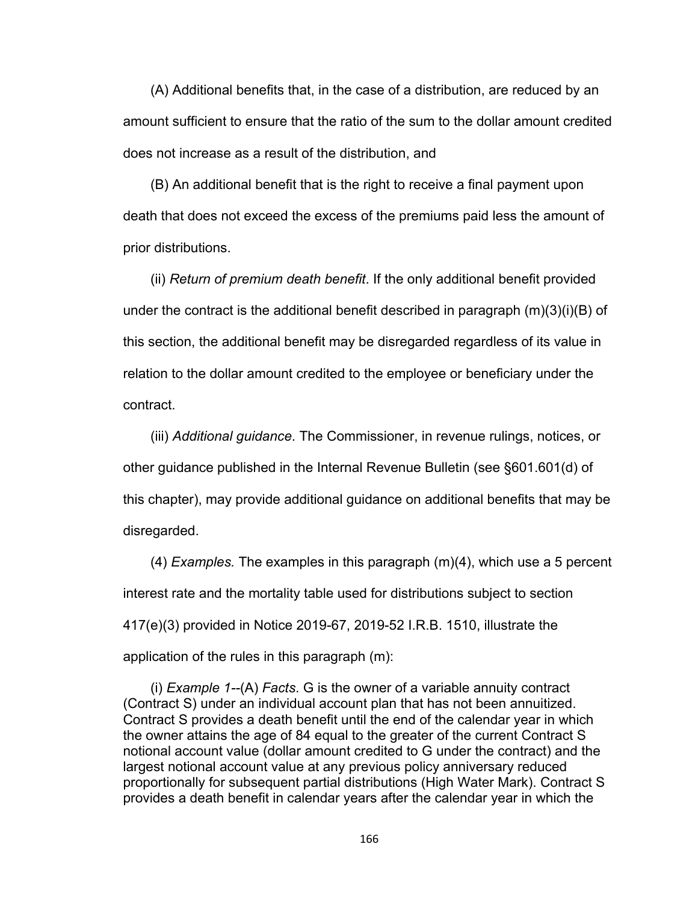(A) Additional benefits that, in the case of a distribution, are reduced by an amount sufficient to ensure that the ratio of the sum to the dollar amount credited does not increase as a result of the distribution, and

(B) An additional benefit that is the right to receive a final payment upon death that does not exceed the excess of the premiums paid less the amount of prior distributions.

(ii) *Return of premium death benefit*. If the only additional benefit provided under the contract is the additional benefit described in paragraph (m)(3)(i)(B) of this section, the additional benefit may be disregarded regardless of its value in relation to the dollar amount credited to the employee or beneficiary under the contract.

(iii) *Additional guidance*. The Commissioner, in revenue rulings, notices, or other guidance published in the Internal Revenue Bulletin (see §601.601(d) of this chapter), may provide additional guidance on additional benefits that may be disregarded.

(4) *Examples.* The examples in this paragraph (m)(4), which use a 5 percent interest rate and the mortality table used for distributions subject to section 417(e)(3) provided in Notice 2019-67, 2019-52 I.R.B. 1510, illustrate the application of the rules in this paragraph (m):

(i) *Example 1*--(A) *Facts*. G is the owner of a variable annuity contract (Contract S) under an individual account plan that has not been annuitized. Contract S provides a death benefit until the end of the calendar year in which the owner attains the age of 84 equal to the greater of the current Contract S notional account value (dollar amount credited to G under the contract) and the largest notional account value at any previous policy anniversary reduced proportionally for subsequent partial distributions (High Water Mark). Contract S provides a death benefit in calendar years after the calendar year in which the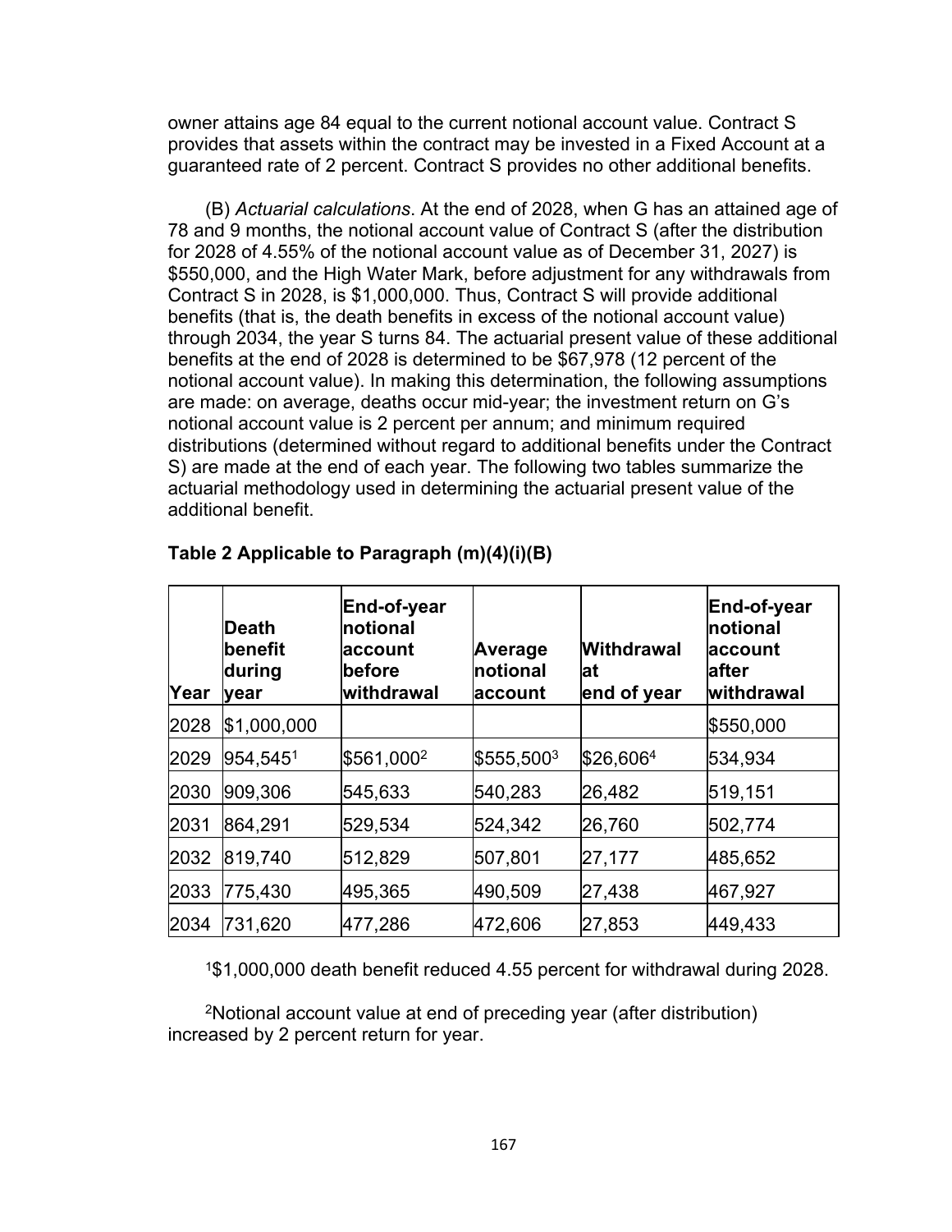owner attains age 84 equal to the current notional account value. Contract S provides that assets within the contract may be invested in a Fixed Account at a guaranteed rate of 2 percent. Contract S provides no other additional benefits.

(B) *Actuarial calculations*. At the end of 2028, when G has an attained age of 78 and 9 months, the notional account value of Contract S (after the distribution for 2028 of 4.55% of the notional account value as of December 31, 2027) is \$550,000, and the High Water Mark, before adjustment for any withdrawals from Contract S in 2028, is \$1,000,000. Thus, Contract S will provide additional benefits (that is, the death benefits in excess of the notional account value) through 2034, the year S turns 84. The actuarial present value of these additional benefits at the end of 2028 is determined to be \$67,978 (12 percent of the notional account value). In making this determination, the following assumptions are made: on average, deaths occur mid-year; the investment return on G's notional account value is 2 percent per annum; and minimum required distributions (determined without regard to additional benefits under the Contract S) are made at the end of each year. The following two tables summarize the actuarial methodology used in determining the actuarial present value of the additional benefit.

**Table 2 Applicable to Paragraph (m)(4)(i)(B)**

| Year | Death benefit during year | End-of-year notional account before withdrawal | Average notional account | Withdrawal at end of year | End-of-year notional account after withdrawal |
|---|---|---|---|---|---|
| 2028 | \$1,000,000 | | | | \$550,000 |
| 2029 | 954,545[1] | \$561,000[2] | \$555,500[3] | \$26,606[4] | 534,934 |
| 2030 | 909,306 | 545,633 | 540,283 | 26,482 | 519,151 |
| 2031 | 864,291 | 529,534 | 524,342 | 26,760 | 502,774 |
| 2032 | 819,740 | 512,829 | 507,801 | 27,177 | 485,652 |
| 2033 | 775,430 | 495,365 | 490,509 | 27,438 | 467,927 |
| 2034 | 731,620 | 477,286 | 472,606 | 27,853 | 449,433 |

[1]\$1,000,000 death benefit reduced 4.55 percent for withdrawal during 2028.

[2]Notional account value at end of preceding year (after distribution) increased by 2 percent return for year.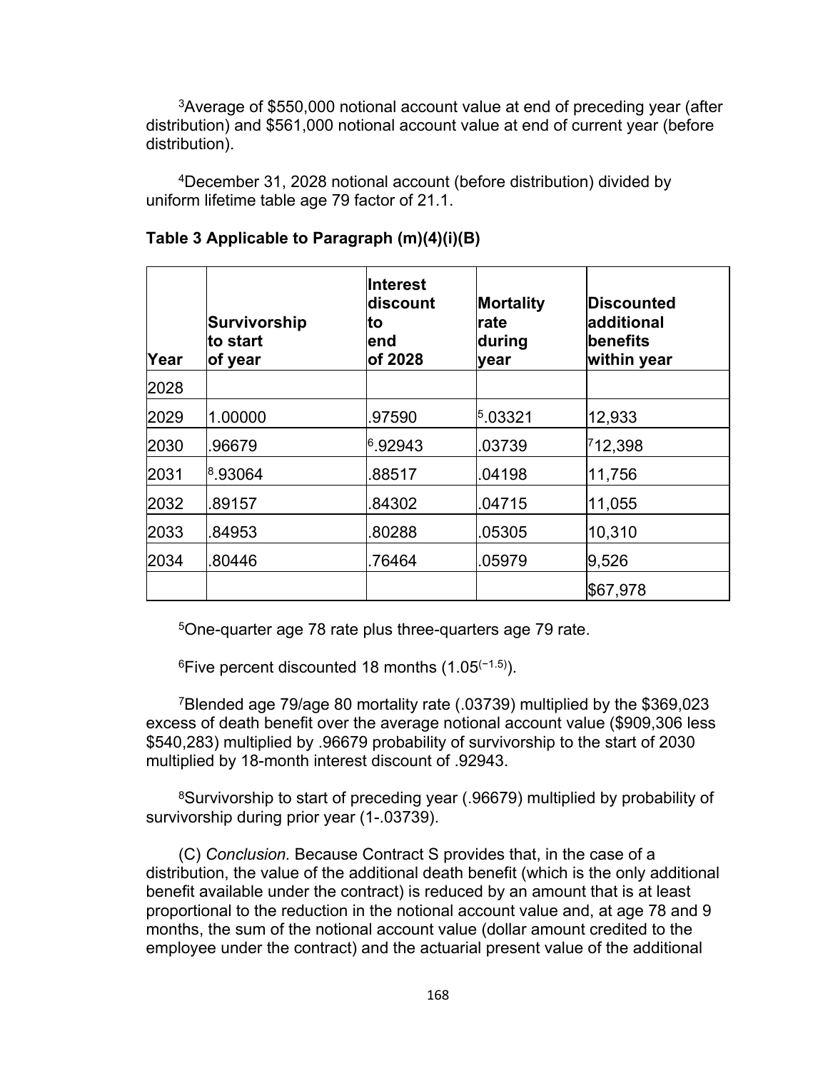[3]Average of \$550,000 notional account value at end of preceding year (after distribution) and \$561,000 notional account value at end of current year (before distribution).

[4]December 31, 2028 notional account (before distribution) divided by uniform lifetime table age 79 factor of 21.1.

**Table 3 Applicable to Paragraph (m)(4)(i)(B)**

| Year | Survivorship to start of year | Interest discount to end of 2028 | Mortality rate during year | Discounted additional benefits within year |
|---|---|---|---|---|
| 2028 | | | | |
| 2029 | 1.00000 | .97590 | [5].03321 | 12,933 |
| 2030 | .96679 | [6].92943 | .03739 | [7]12,398 |
| 2031 | [8].93064 | .88517 | .04198 | 11,756 |
| 2032 | .89157 | .84302 | .04715 | 11,055 |
| 2033 | .84953 | .80288 | .05305 | 10,310 |
| 2034 | .80446 | .76464 | .05979 | 9,526 |
| | | | | \$67,978 |

[5]One-quarter age 78 rate plus three-quarters age 79 rate.

[6]Five percent discounted 18 months ($1.05^{(-1.5)}$).

[7]Blended age 79/age 80 mortality rate (.03739) multiplied by the \$369,023 excess of death benefit over the average notional account value (\$909,306 less \$540,283) multiplied by .96679 probability of survivorship to the start of 2030 multiplied by 18-month interest discount of .92943.

[8]Survivorship to start of preceding year (.96679) multiplied by probability of survivorship during prior year (1-.03739).

(C) *Conclusion.* Because Contract S provides that, in the case of a distribution, the value of the additional death benefit (which is the only additional benefit available under the contract) is reduced by an amount that is at least proportional to the reduction in the notional account value and, at age 78 and 9 months, the sum of the notional account value (dollar amount credited to the employee under the contract) and the actuarial present value of the additional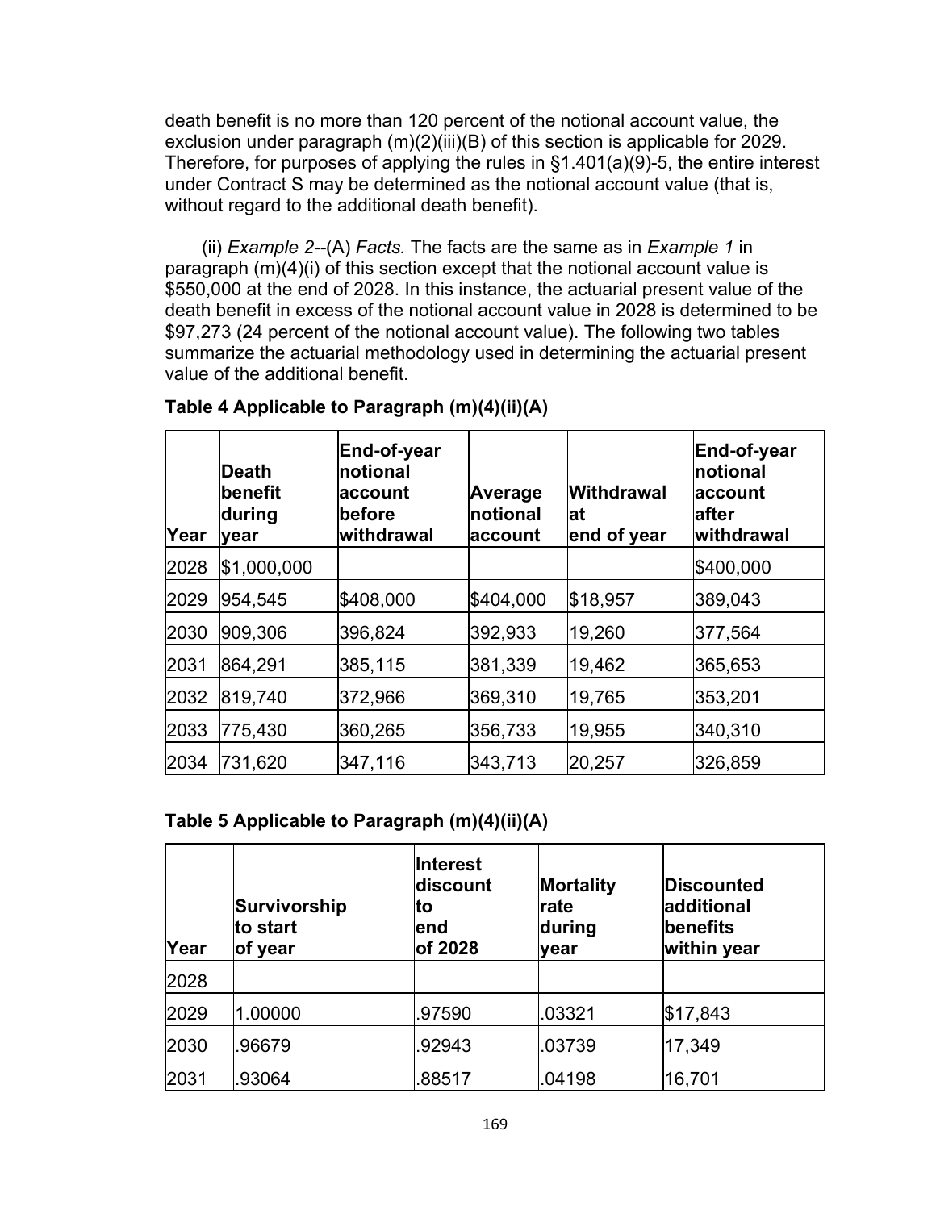death benefit is no more than 120 percent of the notional account value, the exclusion under paragraph (m)(2)(iii)(B) of this section is applicable for 2029. Therefore, for purposes of applying the rules in §1.401(a)(9)-5, the entire interest under Contract S may be determined as the notional account value (that is, without regard to the additional death benefit).

(ii) *Example 2*--(A) *Facts.* The facts are the same as in *Example 1* in paragraph (m)(4)(i) of this section except that the notional account value is $550,000 at the end of 2028. In this instance, the actuarial present value of the death benefit in excess of the notional account value in 2028 is determined to be $97,273 (24 percent of the notional account value). The following two tables summarize the actuarial methodology used in determining the actuarial present value of the additional benefit.

**Table 4 Applicable to Paragraph (m)(4)(ii)(A)**

| Year | Death benefit during year | End-of-year notional account before withdrawal | Average notional account | Withdrawal at end of year | End-of-year notional account after withdrawal |
|---|---|---|---|---|---|
| 2028 | $1,000,000 | | | | $400,000 |
| 2029 | 954,545 | $408,000 | $404,000 | $18,957 | 389,043 |
| 2030 | 909,306 | 396,824 | 392,933 | 19,260 | 377,564 |
| 2031 | 864,291 | 385,115 | 381,339 | 19,462 | 365,653 |
| 2032 | 819,740 | 372,966 | 369,310 | 19,765 | 353,201 |
| 2033 | 775,430 | 360,265 | 356,733 | 19,955 | 340,310 |
| 2034 | 731,620 | 347,116 | 343,713 | 20,257 | 326,859 |

**Table 5 Applicable to Paragraph (m)(4)(ii)(A)**

| Year | Survivorship to start of year | Interest discount to end of 2028 | Mortality rate during year | Discounted additional benefits within year |
|---|---|---|---|---|
| 2028 | | | | |
| 2029 | 1.00000 | .97590 | .03321 | $17,843 |
| 2030 | .96679 | .92943 | .03739 | 17,349 |
| 2031 | .93064 | .88517 | .04198 | 16,701 |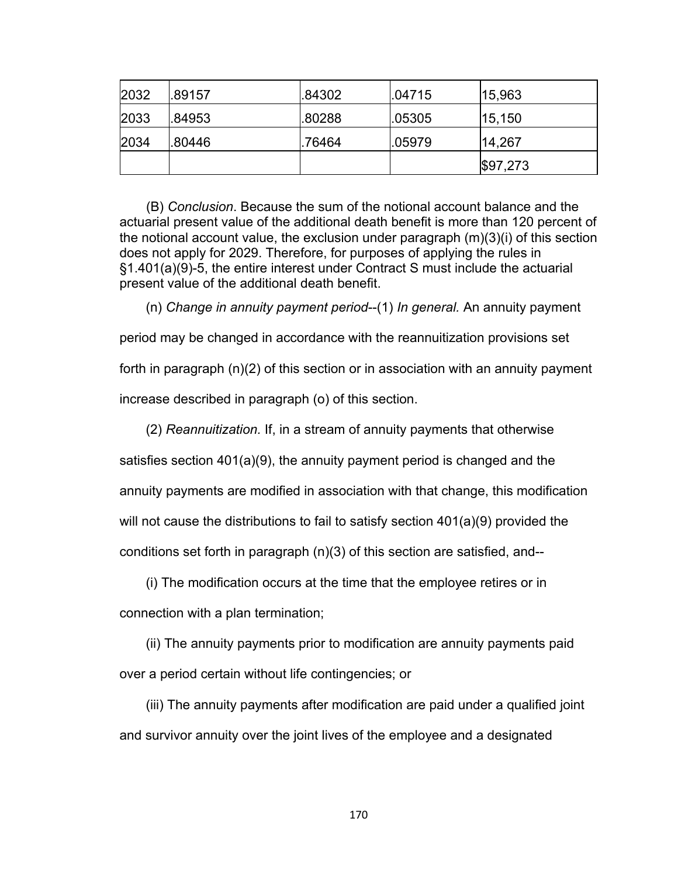| | | | | |
|---|---|---|---|---|
| 2032 | .89157 | .84302 | .04715 | 15,963 |
| 2033 | .84953 | .80288 | .05305 | 15,150 |
| 2034 | .80446 | .76464 | .05979 | 14,267 |
| | | | | $97,273 |

(B) *Conclusion*. Because the sum of the notional account balance and the actuarial present value of the additional death benefit is more than 120 percent of the notional account value, the exclusion under paragraph (m)(3)(i) of this section does not apply for 2029. Therefore, for purposes of applying the rules in §1.401(a)(9)-5, the entire interest under Contract S must include the actuarial present value of the additional death benefit.

(n) *Change in annuity payment period*--(1) *In general.* An annuity payment period may be changed in accordance with the reannuitization provisions set forth in paragraph (n)(2) of this section or in association with an annuity payment increase described in paragraph (o) of this section.

(2) *Reannuitization.* If, in a stream of annuity payments that otherwise satisfies section 401(a)(9), the annuity payment period is changed and the annuity payments are modified in association with that change, this modification will not cause the distributions to fail to satisfy section 401(a)(9) provided the conditions set forth in paragraph (n)(3) of this section are satisfied, and--

(i) The modification occurs at the time that the employee retires or in connection with a plan termination;

(ii) The annuity payments prior to modification are annuity payments paid over a period certain without life contingencies; or

(iii) The annuity payments after modification are paid under a qualified joint and survivor annuity over the joint lives of the employee and a designated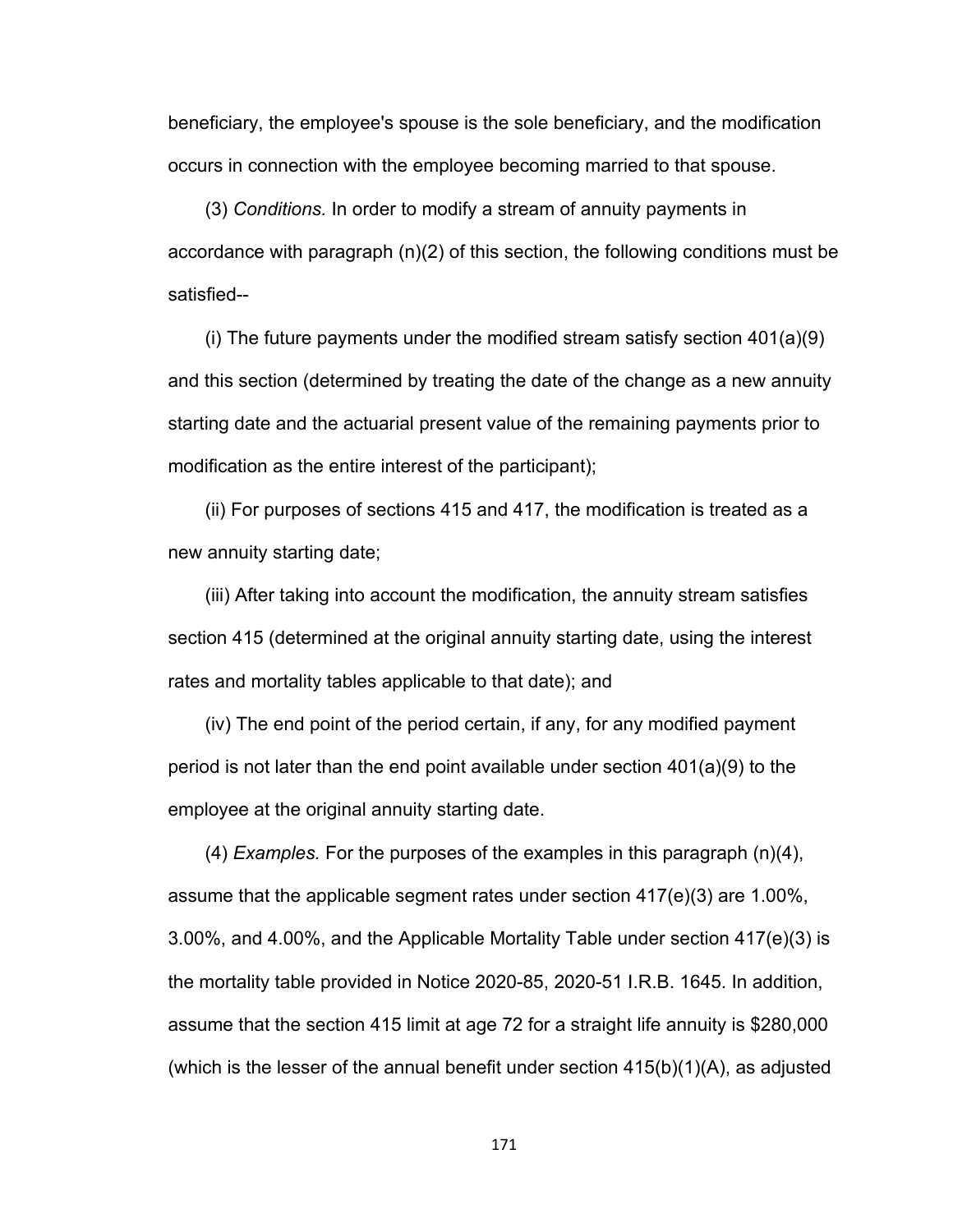beneficiary, the employee's spouse is the sole beneficiary, and the modification occurs in connection with the employee becoming married to that spouse.

(3) *Conditions.* In order to modify a stream of annuity payments in accordance with paragraph (n)(2) of this section, the following conditions must be satisfied--

(i) The future payments under the modified stream satisfy section 401(a)(9) and this section (determined by treating the date of the change as a new annuity starting date and the actuarial present value of the remaining payments prior to modification as the entire interest of the participant);

(ii) For purposes of sections 415 and 417, the modification is treated as a new annuity starting date;

(iii) After taking into account the modification, the annuity stream satisfies section 415 (determined at the original annuity starting date, using the interest rates and mortality tables applicable to that date); and

(iv) The end point of the period certain, if any, for any modified payment period is not later than the end point available under section 401(a)(9) to the employee at the original annuity starting date.

(4) *Examples.* For the purposes of the examples in this paragraph (n)(4), assume that the applicable segment rates under section 417(e)(3) are 1.00%, 3.00%, and 4.00%, and the Applicable Mortality Table under section 417(e)(3) is the mortality table provided in Notice 2020-85, 2020-51 I.R.B. 1645. In addition, assume that the section 415 limit at age 72 for a straight life annuity is $280,000 (which is the lesser of the annual benefit under section 415(b)(1)(A), as adjusted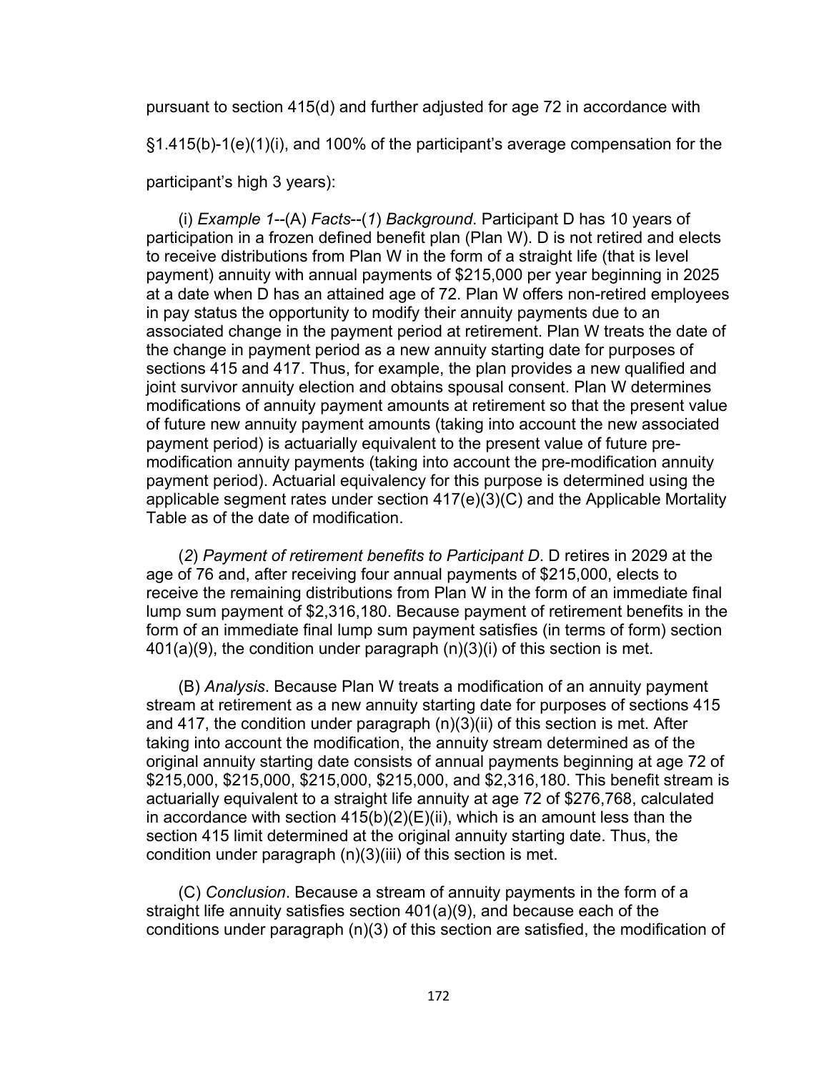pursuant to section 415(d) and further adjusted for age 72 in accordance with §1.415(b)-1(e)(1)(i), and 100% of the participant's average compensation for the participant's high 3 years):

(i) *Example 1*--(A) *Facts*--(*1*) *Background*. Participant D has 10 years of participation in a frozen defined benefit plan (Plan W). D is not retired and elects to receive distributions from Plan W in the form of a straight life (that is level payment) annuity with annual payments of $215,000 per year beginning in 2025 at a date when D has an attained age of 72. Plan W offers non-retired employees in pay status the opportunity to modify their annuity payments due to an associated change in the payment period at retirement. Plan W treats the date of the change in payment period as a new annuity starting date for purposes of sections 415 and 417. Thus, for example, the plan provides a new qualified and joint survivor annuity election and obtains spousal consent. Plan W determines modifications of annuity payment amounts at retirement so that the present value of future new annuity payment amounts (taking into account the new associated payment period) is actuarially equivalent to the present value of future pre-modification annuity payments (taking into account the pre-modification annuity payment period). Actuarial equivalency for this purpose is determined using the applicable segment rates under section 417(e)(3)(C) and the Applicable Mortality Table as of the date of modification.

(*2*) *Payment of retirement benefits to Participant D*. D retires in 2029 at the age of 76 and, after receiving four annual payments of $215,000, elects to receive the remaining distributions from Plan W in the form of an immediate final lump sum payment of $2,316,180. Because payment of retirement benefits in the form of an immediate final lump sum payment satisfies (in terms of form) section 401(a)(9), the condition under paragraph (n)(3)(i) of this section is met.

(B) *Analysis*. Because Plan W treats a modification of an annuity payment stream at retirement as a new annuity starting date for purposes of sections 415 and 417, the condition under paragraph (n)(3)(ii) of this section is met. After taking into account the modification, the annuity stream determined as of the original annuity starting date consists of annual payments beginning at age 72 of $215,000, $215,000, $215,000, $215,000, and $2,316,180. This benefit stream is actuarially equivalent to a straight life annuity at age 72 of $276,768, calculated in accordance with section 415(b)(2)(E)(ii), which is an amount less than the section 415 limit determined at the original annuity starting date. Thus, the condition under paragraph (n)(3)(iii) of this section is met.

(C) *Conclusion*. Because a stream of annuity payments in the form of a straight life annuity satisfies section 401(a)(9), and because each of the conditions under paragraph (n)(3) of this section are satisfied, the modification of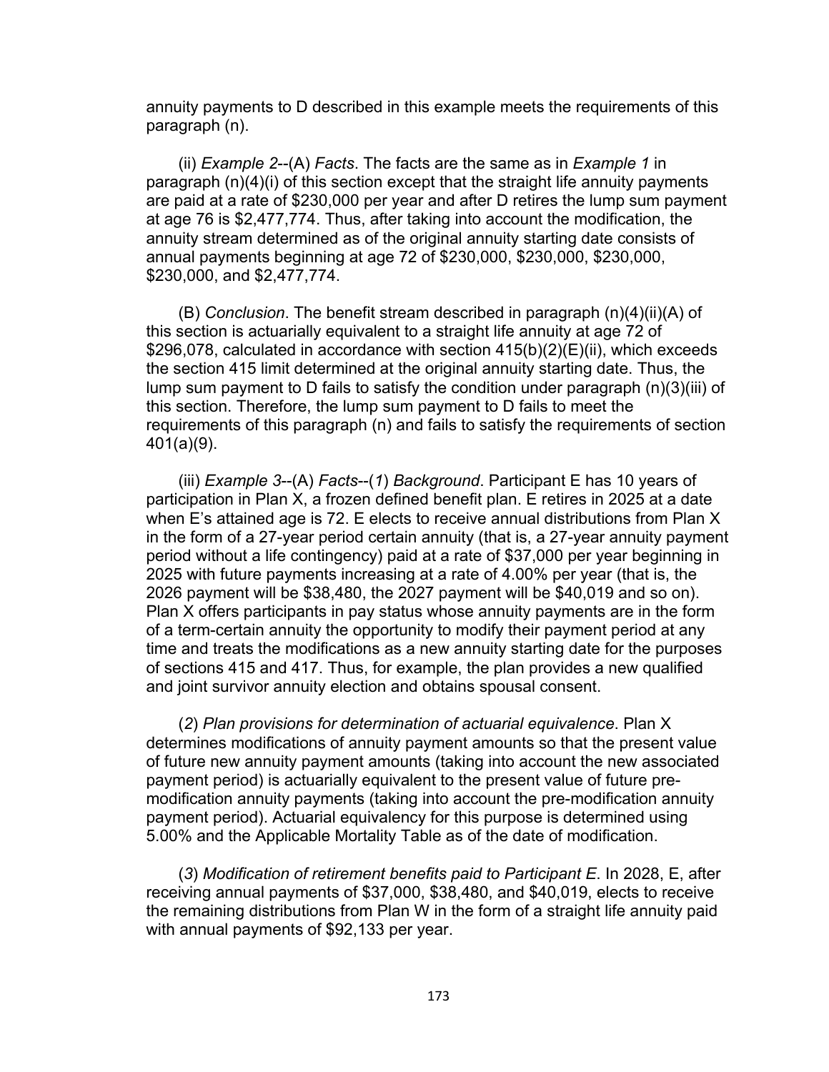annuity payments to D described in this example meets the requirements of this paragraph (n).

(ii) *Example 2*--(A) *Facts*. The facts are the same as in *Example 1* in paragraph (n)(4)(i) of this section except that the straight life annuity payments are paid at a rate of $230,000 per year and after D retires the lump sum payment at age 76 is $2,477,774. Thus, after taking into account the modification, the annuity stream determined as of the original annuity starting date consists of annual payments beginning at age 72 of $230,000, $230,000, $230,000, $230,000, and $2,477,774.

(B) *Conclusion*. The benefit stream described in paragraph (n)(4)(ii)(A) of this section is actuarially equivalent to a straight life annuity at age 72 of $296,078, calculated in accordance with section 415(b)(2)(E)(ii), which exceeds the section 415 limit determined at the original annuity starting date. Thus, the lump sum payment to D fails to satisfy the condition under paragraph (n)(3)(iii) of this section. Therefore, the lump sum payment to D fails to meet the requirements of this paragraph (n) and fails to satisfy the requirements of section 401(a)(9).

(iii) *Example 3*--(A) *Facts*--(*1*) *Background*. Participant E has 10 years of participation in Plan X, a frozen defined benefit plan. E retires in 2025 at a date when E's attained age is 72. E elects to receive annual distributions from Plan X in the form of a 27-year period certain annuity (that is, a 27-year annuity payment period without a life contingency) paid at a rate of $37,000 per year beginning in 2025 with future payments increasing at a rate of 4.00% per year (that is, the 2026 payment will be $38,480, the 2027 payment will be $40,019 and so on). Plan X offers participants in pay status whose annuity payments are in the form of a term-certain annuity the opportunity to modify their payment period at any time and treats the modifications as a new annuity starting date for the purposes of sections 415 and 417. Thus, for example, the plan provides a new qualified and joint survivor annuity election and obtains spousal consent.

(*2*) *Plan provisions for determination of actuarial equivalence*. Plan X determines modifications of annuity payment amounts so that the present value of future new annuity payment amounts (taking into account the new associated payment period) is actuarially equivalent to the present value of future pre-modification annuity payments (taking into account the pre-modification annuity payment period). Actuarial equivalency for this purpose is determined using 5.00% and the Applicable Mortality Table as of the date of modification.

(*3*) *Modification of retirement benefits paid to Participant E*. In 2028, E, after receiving annual payments of $37,000, $38,480, and $40,019, elects to receive the remaining distributions from Plan W in the form of a straight life annuity paid with annual payments of $92,133 per year.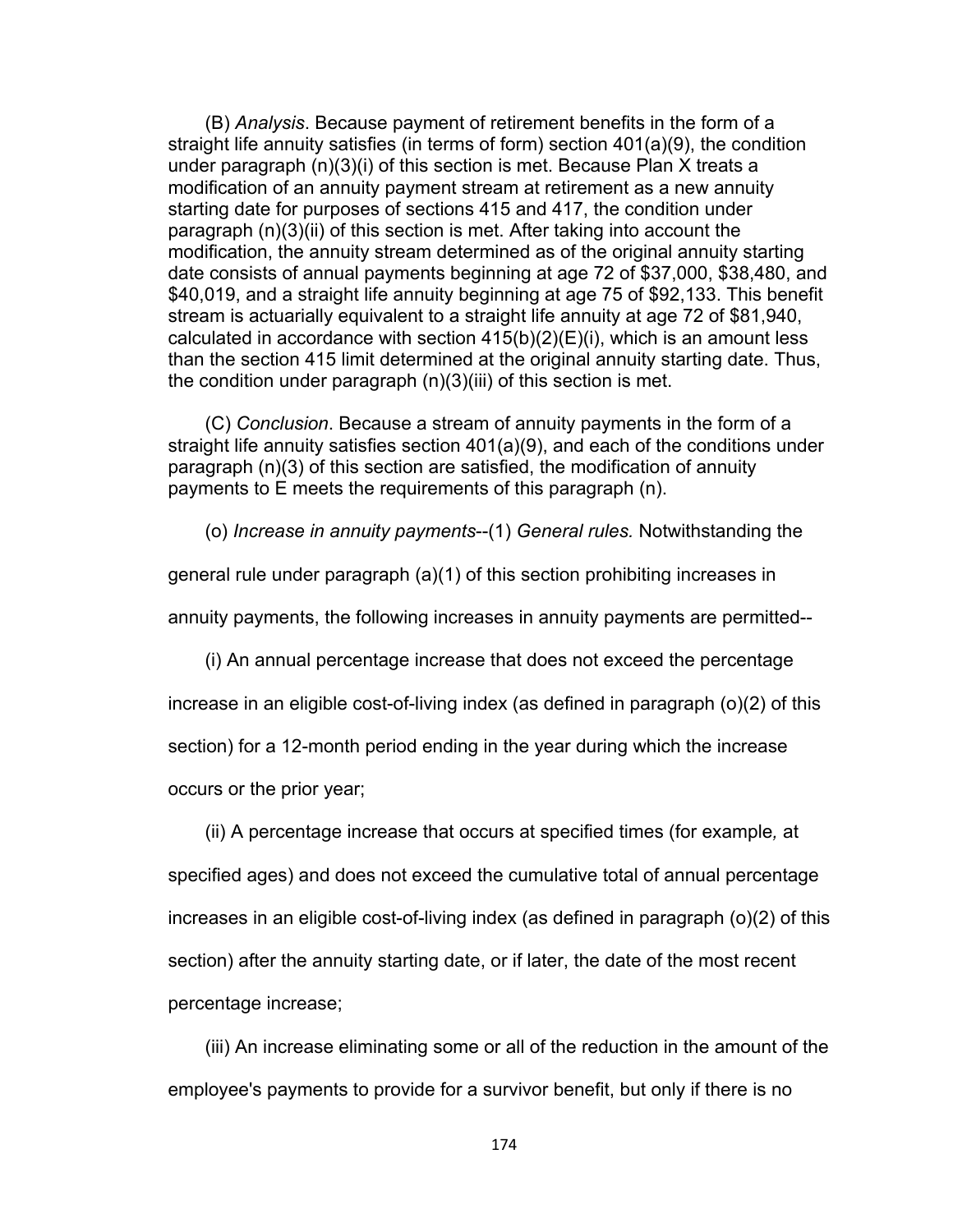(B) *Analysis*. Because payment of retirement benefits in the form of a straight life annuity satisfies (in terms of form) section 401(a)(9), the condition under paragraph (n)(3)(i) of this section is met. Because Plan X treats a modification of an annuity payment stream at retirement as a new annuity starting date for purposes of sections 415 and 417, the condition under paragraph (n)(3)(ii) of this section is met. After taking into account the modification, the annuity stream determined as of the original annuity starting date consists of annual payments beginning at age 72 of $37,000, $38,480, and $40,019, and a straight life annuity beginning at age 75 of $92,133. This benefit stream is actuarially equivalent to a straight life annuity at age 72 of $81,940, calculated in accordance with section 415(b)(2)(E)(i), which is an amount less than the section 415 limit determined at the original annuity starting date. Thus, the condition under paragraph (n)(3)(iii) of this section is met.

(C) *Conclusion*. Because a stream of annuity payments in the form of a straight life annuity satisfies section 401(a)(9), and each of the conditions under paragraph (n)(3) of this section are satisfied, the modification of annuity payments to E meets the requirements of this paragraph (n).

(o) *Increase in annuity payments*--(1) *General rules.* Notwithstanding the general rule under paragraph (a)(1) of this section prohibiting increases in annuity payments, the following increases in annuity payments are permitted--

(i) An annual percentage increase that does not exceed the percentage increase in an eligible cost-of-living index (as defined in paragraph (o)(2) of this section) for a 12-month period ending in the year during which the increase occurs or the prior year;

(ii) A percentage increase that occurs at specified times (for example*,* at specified ages) and does not exceed the cumulative total of annual percentage increases in an eligible cost-of-living index (as defined in paragraph (o)(2) of this section) after the annuity starting date, or if later, the date of the most recent percentage increase;

(iii) An increase eliminating some or all of the reduction in the amount of the employee's payments to provide for a survivor benefit, but only if there is no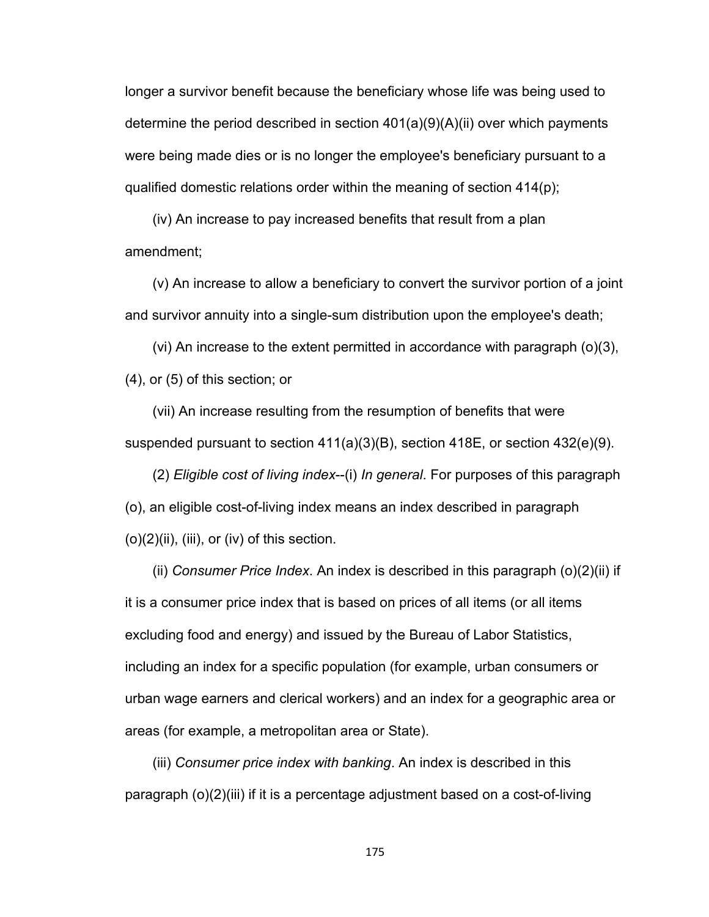longer a survivor benefit because the beneficiary whose life was being used to determine the period described in section 401(a)(9)(A)(ii) over which payments were being made dies or is no longer the employee's beneficiary pursuant to a qualified domestic relations order within the meaning of section 414(p);

(iv) An increase to pay increased benefits that result from a plan amendment;

(v) An increase to allow a beneficiary to convert the survivor portion of a joint and survivor annuity into a single-sum distribution upon the employee's death;

(vi) An increase to the extent permitted in accordance with paragraph (o)(3), (4), or (5) of this section; or

(vii) An increase resulting from the resumption of benefits that were suspended pursuant to section 411(a)(3)(B), section 418E, or section 432(e)(9).

(2) *Eligible cost of living index*--(i) *In general*. For purposes of this paragraph (o), an eligible cost-of-living index means an index described in paragraph (o)(2)(ii), (iii), or (iv) of this section.

(ii) *Consumer Price Index*. An index is described in this paragraph (o)(2)(ii) if it is a consumer price index that is based on prices of all items (or all items excluding food and energy) and issued by the Bureau of Labor Statistics, including an index for a specific population (for example, urban consumers or urban wage earners and clerical workers) and an index for a geographic area or areas (for example, a metropolitan area or State).

(iii) *Consumer price index with banking*. An index is described in this paragraph (o)(2)(iii) if it is a percentage adjustment based on a cost-of-living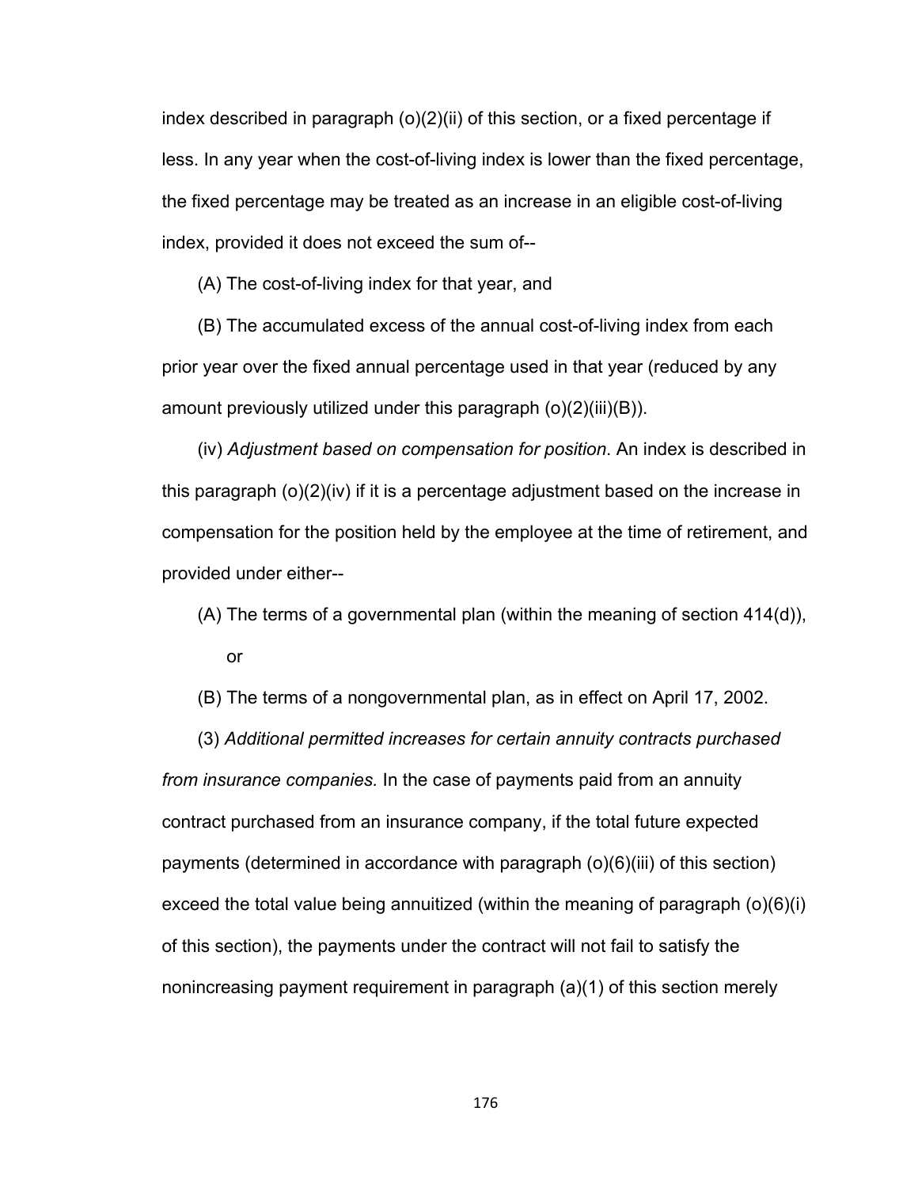index described in paragraph (o)(2)(ii) of this section, or a fixed percentage if less. In any year when the cost-of-living index is lower than the fixed percentage, the fixed percentage may be treated as an increase in an eligible cost-of-living index, provided it does not exceed the sum of--

(A) The cost-of-living index for that year, and

(B) The accumulated excess of the annual cost-of-living index from each prior year over the fixed annual percentage used in that year (reduced by any amount previously utilized under this paragraph (o)(2)(iii)(B)).

(iv) *Adjustment based on compensation for position*. An index is described in this paragraph (o)(2)(iv) if it is a percentage adjustment based on the increase in compensation for the position held by the employee at the time of retirement, and provided under either--

(A) The terms of a governmental plan (within the meaning of section 414(d)), or

(B) The terms of a nongovernmental plan, as in effect on April 17, 2002.

(3) *Additional permitted increases for certain annuity contracts purchased from insurance companies.* In the case of payments paid from an annuity contract purchased from an insurance company, if the total future expected payments (determined in accordance with paragraph (o)(6)(iii) of this section) exceed the total value being annuitized (within the meaning of paragraph (o)(6)(i) of this section), the payments under the contract will not fail to satisfy the nonincreasing payment requirement in paragraph (a)(1) of this section merely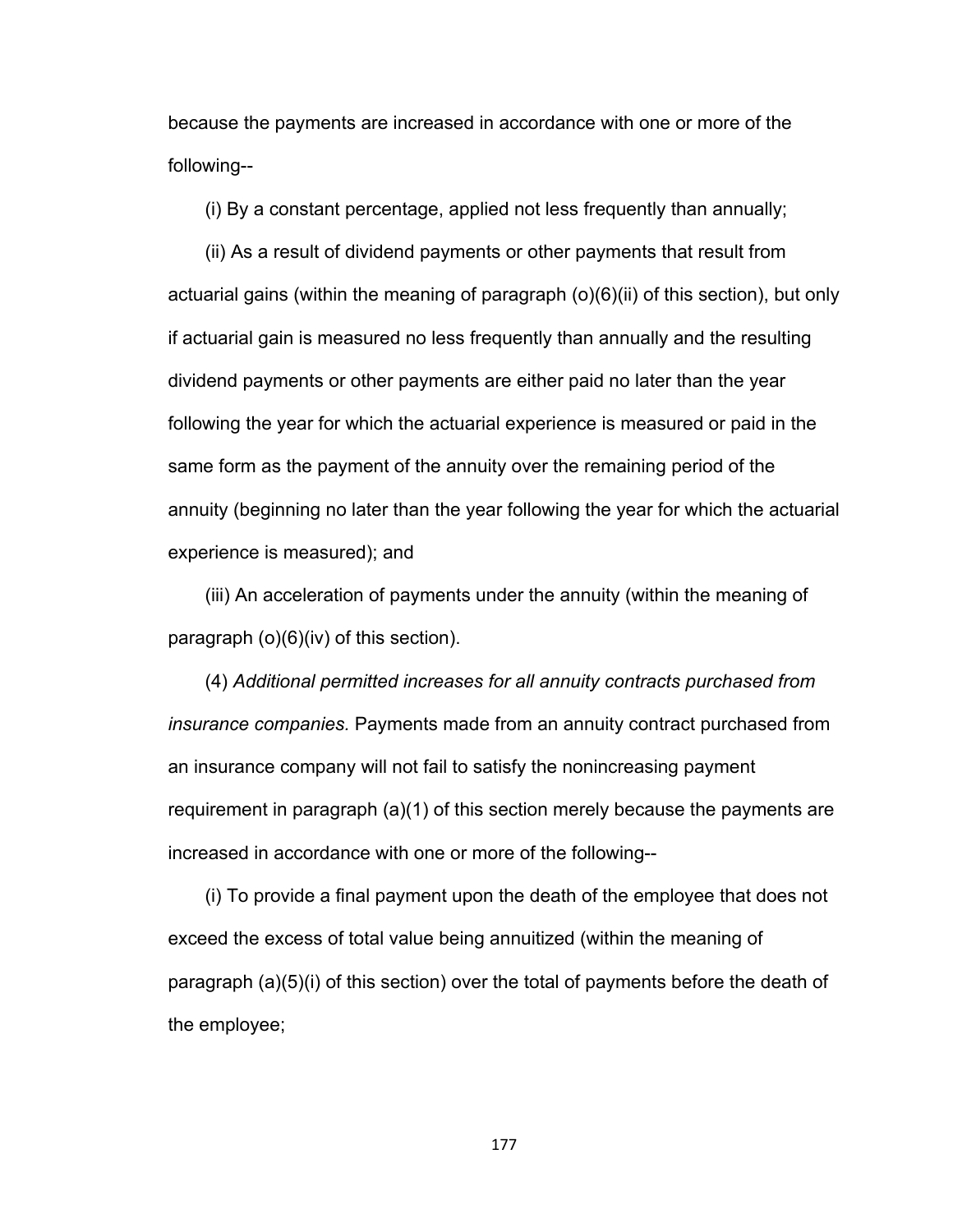because the payments are increased in accordance with one or more of the following--

(i) By a constant percentage, applied not less frequently than annually;

(ii) As a result of dividend payments or other payments that result from actuarial gains (within the meaning of paragraph (o)(6)(ii) of this section), but only if actuarial gain is measured no less frequently than annually and the resulting dividend payments or other payments are either paid no later than the year following the year for which the actuarial experience is measured or paid in the same form as the payment of the annuity over the remaining period of the annuity (beginning no later than the year following the year for which the actuarial experience is measured); and

(iii) An acceleration of payments under the annuity (within the meaning of paragraph (o)(6)(iv) of this section).

(4) *Additional permitted increases for all annuity contracts purchased from insurance companies.* Payments made from an annuity contract purchased from an insurance company will not fail to satisfy the nonincreasing payment requirement in paragraph (a)(1) of this section merely because the payments are increased in accordance with one or more of the following--

(i) To provide a final payment upon the death of the employee that does not exceed the excess of total value being annuitized (within the meaning of paragraph (a)(5)(i) of this section) over the total of payments before the death of the employee;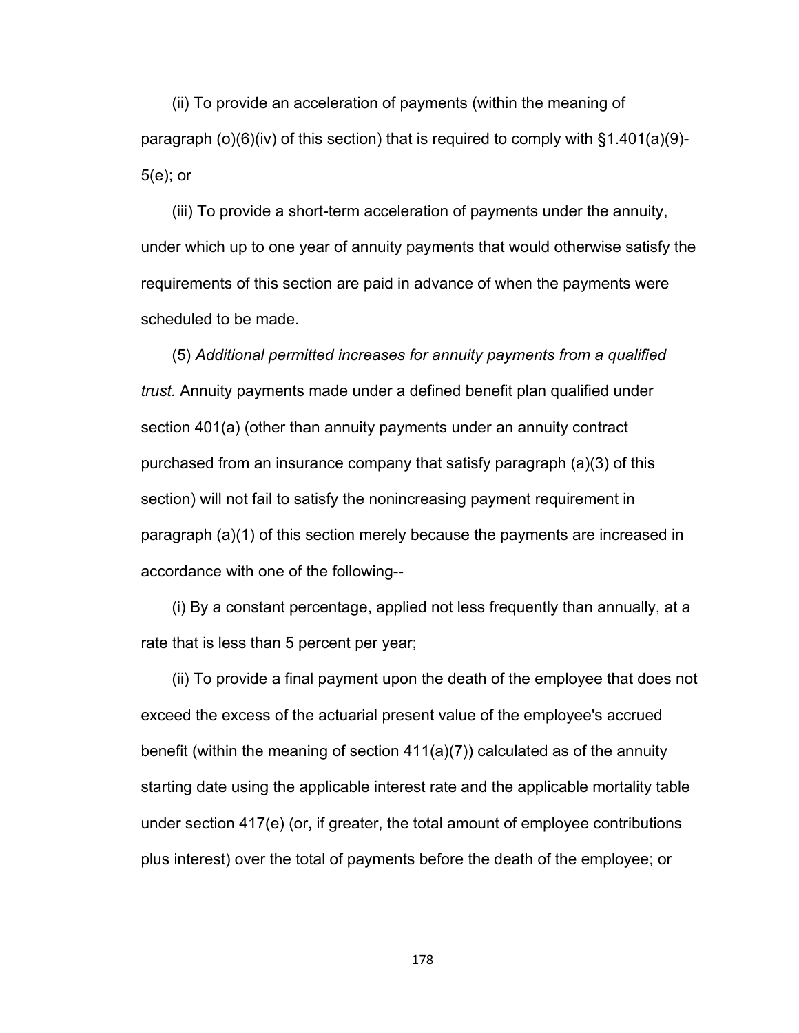(ii) To provide an acceleration of payments (within the meaning of paragraph (o)(6)(iv) of this section) that is required to comply with §1.401(a)(9)-5(e); or

(iii) To provide a short-term acceleration of payments under the annuity, under which up to one year of annuity payments that would otherwise satisfy the requirements of this section are paid in advance of when the payments were scheduled to be made.

(5) *Additional permitted increases for annuity payments from a qualified trust.* Annuity payments made under a defined benefit plan qualified under section 401(a) (other than annuity payments under an annuity contract purchased from an insurance company that satisfy paragraph (a)(3) of this section) will not fail to satisfy the nonincreasing payment requirement in paragraph (a)(1) of this section merely because the payments are increased in accordance with one of the following--

(i) By a constant percentage, applied not less frequently than annually, at a rate that is less than 5 percent per year;

(ii) To provide a final payment upon the death of the employee that does not exceed the excess of the actuarial present value of the employee's accrued benefit (within the meaning of section 411(a)(7)) calculated as of the annuity starting date using the applicable interest rate and the applicable mortality table under section 417(e) (or, if greater, the total amount of employee contributions plus interest) over the total of payments before the death of the employee; or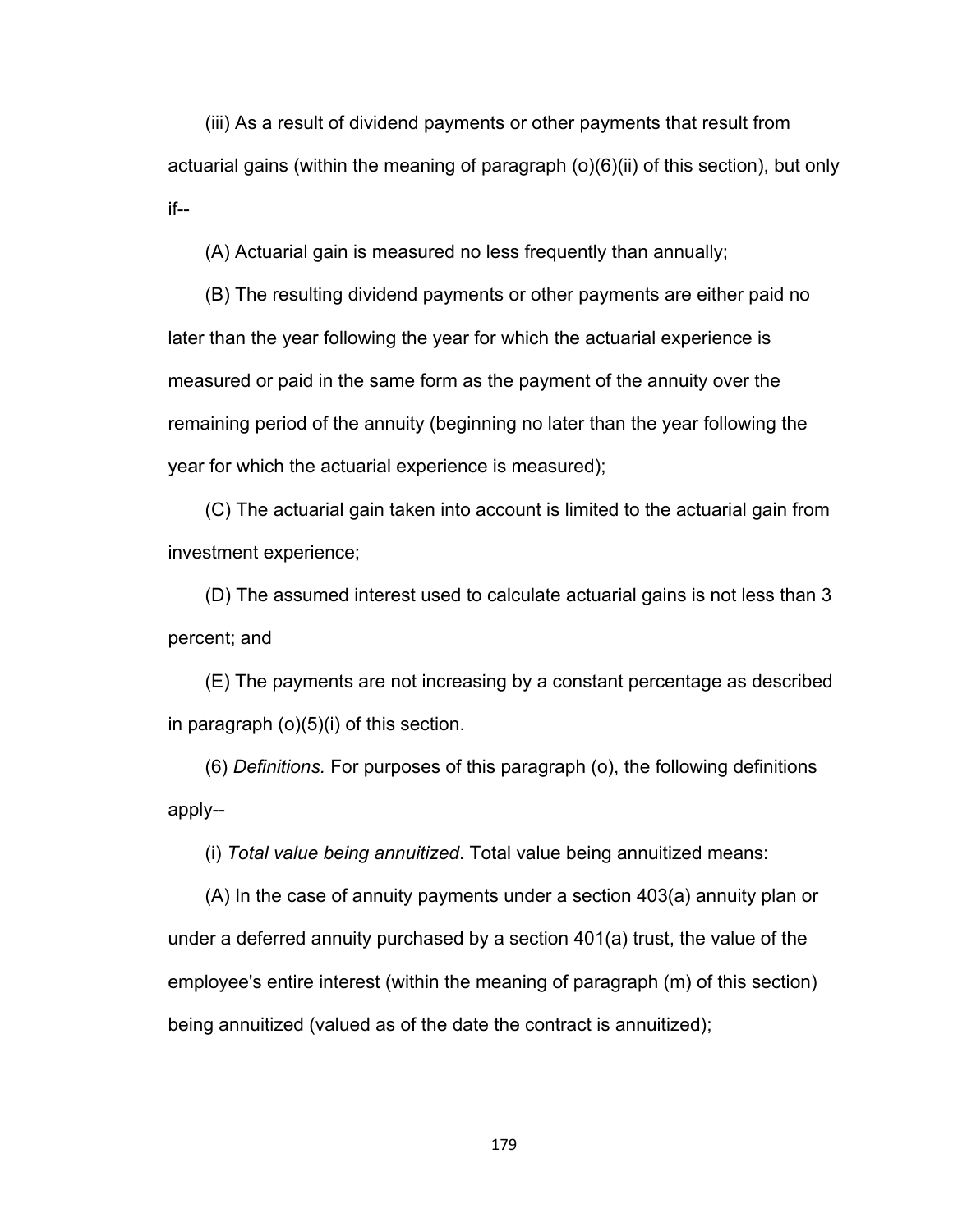(iii) As a result of dividend payments or other payments that result from actuarial gains (within the meaning of paragraph (o)(6)(ii) of this section), but only if--

(A) Actuarial gain is measured no less frequently than annually;

(B) The resulting dividend payments or other payments are either paid no later than the year following the year for which the actuarial experience is measured or paid in the same form as the payment of the annuity over the remaining period of the annuity (beginning no later than the year following the year for which the actuarial experience is measured);

(C) The actuarial gain taken into account is limited to the actuarial gain from investment experience;

(D) The assumed interest used to calculate actuarial gains is not less than 3 percent; and

(E) The payments are not increasing by a constant percentage as described in paragraph (o)(5)(i) of this section.

(6) *Definitions.* For purposes of this paragraph (o), the following definitions apply--

(i) *Total value being annuitized*. Total value being annuitized means:

(A) In the case of annuity payments under a section 403(a) annuity plan or under a deferred annuity purchased by a section 401(a) trust, the value of the employee's entire interest (within the meaning of paragraph (m) of this section) being annuitized (valued as of the date the contract is annuitized);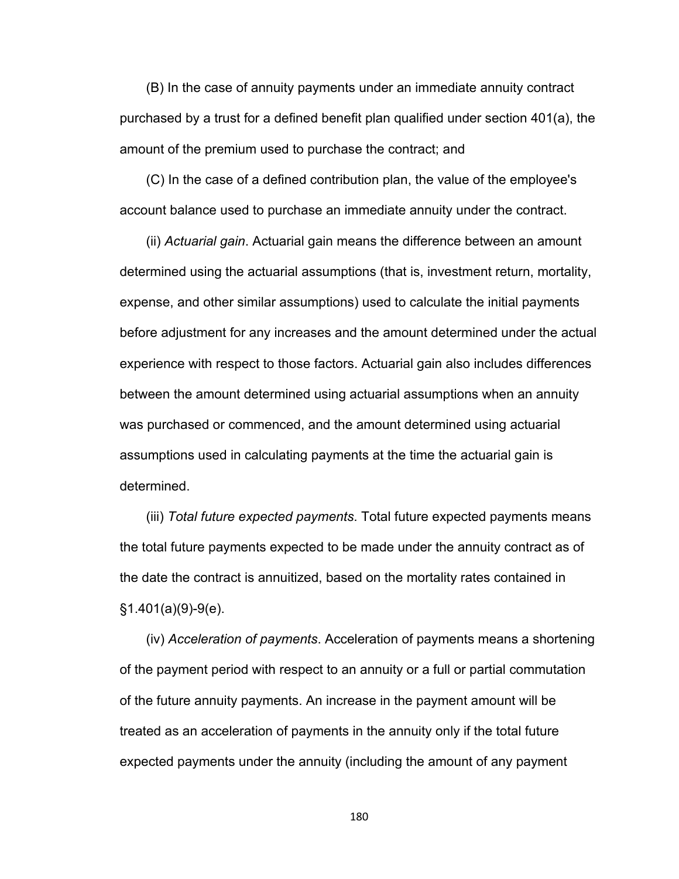(B) In the case of annuity payments under an immediate annuity contract purchased by a trust for a defined benefit plan qualified under section 401(a), the amount of the premium used to purchase the contract; and

(C) In the case of a defined contribution plan, the value of the employee's account balance used to purchase an immediate annuity under the contract.

(ii) *Actuarial gain*. Actuarial gain means the difference between an amount determined using the actuarial assumptions (that is, investment return, mortality, expense, and other similar assumptions) used to calculate the initial payments before adjustment for any increases and the amount determined under the actual experience with respect to those factors. Actuarial gain also includes differences between the amount determined using actuarial assumptions when an annuity was purchased or commenced, and the amount determined using actuarial assumptions used in calculating payments at the time the actuarial gain is determined.

(iii) *Total future expected payments*. Total future expected payments means the total future payments expected to be made under the annuity contract as of the date the contract is annuitized, based on the mortality rates contained in §1.401(a)(9)-9(e).

(iv) *Acceleration of payments*. Acceleration of payments means a shortening of the payment period with respect to an annuity or a full or partial commutation of the future annuity payments. An increase in the payment amount will be treated as an acceleration of payments in the annuity only if the total future expected payments under the annuity (including the amount of any payment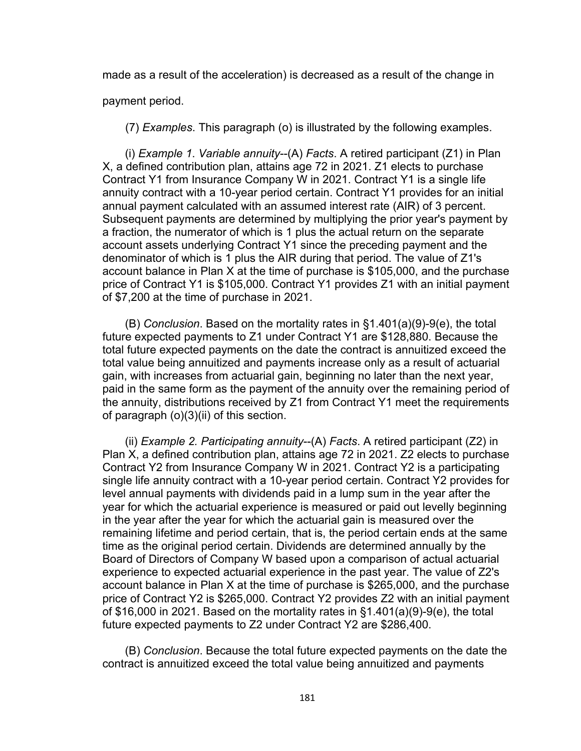made as a result of the acceleration) is decreased as a result of the change in payment period.

(7) *Examples*. This paragraph (o) is illustrated by the following examples.

(i) *Example 1*. *Variable annuity*--(A) *Facts*. A retired participant (Z1) in Plan X, a defined contribution plan, attains age 72 in 2021. Z1 elects to purchase Contract Y1 from Insurance Company W in 2021. Contract Y1 is a single life annuity contract with a 10-year period certain. Contract Y1 provides for an initial annual payment calculated with an assumed interest rate (AIR) of 3 percent. Subsequent payments are determined by multiplying the prior year's payment by a fraction, the numerator of which is 1 plus the actual return on the separate account assets underlying Contract Y1 since the preceding payment and the denominator of which is 1 plus the AIR during that period. The value of Z1's account balance in Plan X at the time of purchase is $105,000, and the purchase price of Contract Y1 is $105,000. Contract Y1 provides Z1 with an initial payment of $7,200 at the time of purchase in 2021.

(B) *Conclusion*. Based on the mortality rates in §1.401(a)(9)-9(e), the total future expected payments to Z1 under Contract Y1 are $128,880. Because the total future expected payments on the date the contract is annuitized exceed the total value being annuitized and payments increase only as a result of actuarial gain, with increases from actuarial gain, beginning no later than the next year, paid in the same form as the payment of the annuity over the remaining period of the annuity, distributions received by Z1 from Contract Y1 meet the requirements of paragraph (o)(3)(ii) of this section.

(ii) *Example 2. Participating annuity*--(A) *Facts*. A retired participant (Z2) in Plan X, a defined contribution plan, attains age 72 in 2021. Z2 elects to purchase Contract Y2 from Insurance Company W in 2021. Contract Y2 is a participating single life annuity contract with a 10-year period certain. Contract Y2 provides for level annual payments with dividends paid in a lump sum in the year after the year for which the actuarial experience is measured or paid out levelly beginning in the year after the year for which the actuarial gain is measured over the remaining lifetime and period certain, that is, the period certain ends at the same time as the original period certain. Dividends are determined annually by the Board of Directors of Company W based upon a comparison of actual actuarial experience to expected actuarial experience in the past year. The value of Z2's account balance in Plan X at the time of purchase is $265,000, and the purchase price of Contract Y2 is $265,000. Contract Y2 provides Z2 with an initial payment of $16,000 in 2021. Based on the mortality rates in §1.401(a)(9)-9(e), the total future expected payments to Z2 under Contract Y2 are $286,400.

(B) *Conclusion*. Because the total future expected payments on the date the contract is annuitized exceed the total value being annuitized and payments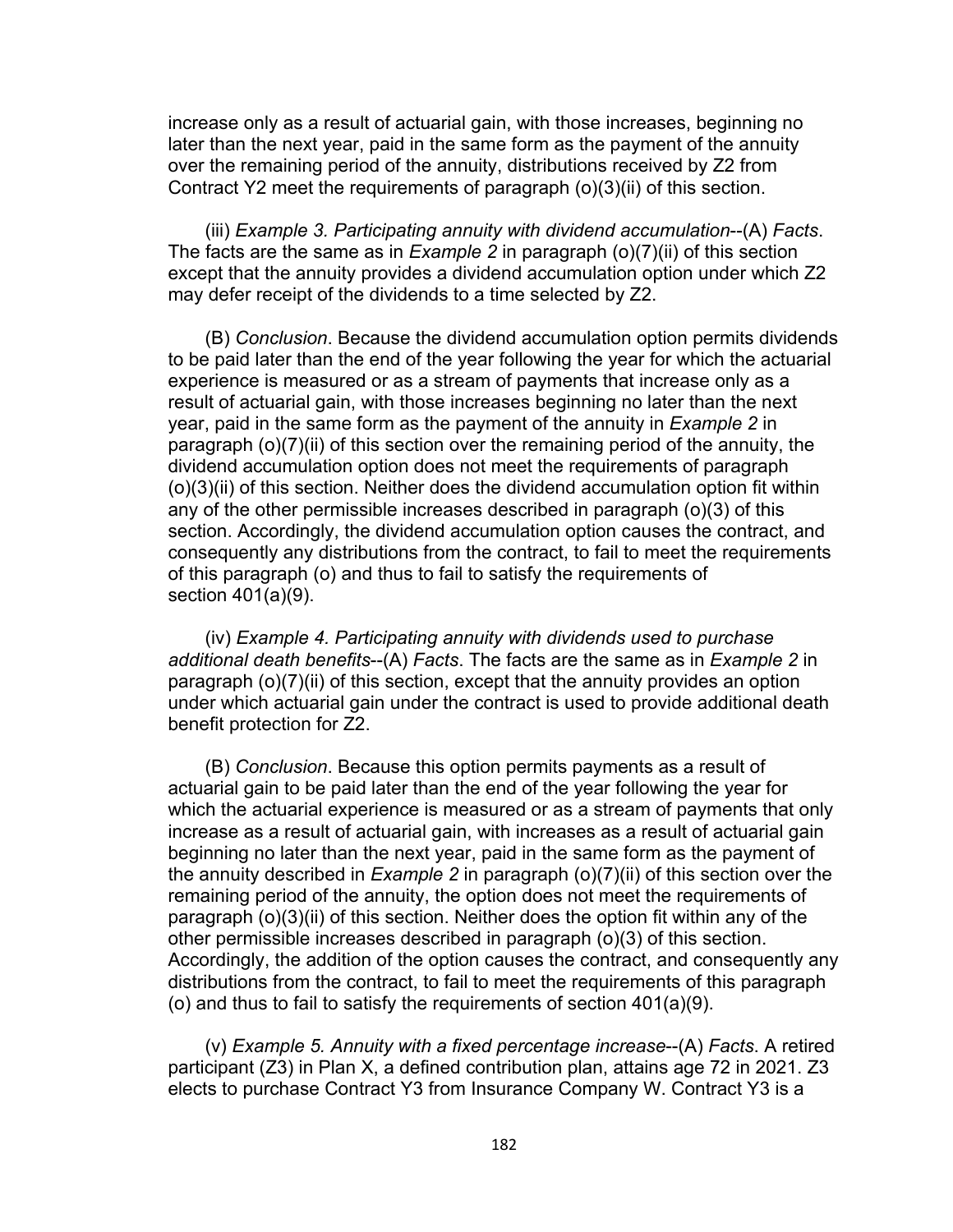increase only as a result of actuarial gain, with those increases, beginning no later than the next year, paid in the same form as the payment of the annuity over the remaining period of the annuity, distributions received by Z2 from Contract Y2 meet the requirements of paragraph (o)(3)(ii) of this section.

(iii) *Example 3. Participating annuity with dividend accumulation*--(A) *Facts*. The facts are the same as in *Example 2* in paragraph (o)(7)(ii) of this section except that the annuity provides a dividend accumulation option under which Z2 may defer receipt of the dividends to a time selected by Z2.

(B) *Conclusion*. Because the dividend accumulation option permits dividends to be paid later than the end of the year following the year for which the actuarial experience is measured or as a stream of payments that increase only as a result of actuarial gain, with those increases beginning no later than the next year, paid in the same form as the payment of the annuity in *Example 2* in paragraph (o)(7)(ii) of this section over the remaining period of the annuity, the dividend accumulation option does not meet the requirements of paragraph (o)(3)(ii) of this section. Neither does the dividend accumulation option fit within any of the other permissible increases described in paragraph (o)(3) of this section. Accordingly, the dividend accumulation option causes the contract, and consequently any distributions from the contract, to fail to meet the requirements of this paragraph (o) and thus to fail to satisfy the requirements of section 401(a)(9).

(iv) *Example 4. Participating annuity with dividends used to purchase additional death benefits*--(A) *Facts*. The facts are the same as in *Example 2* in paragraph (o)(7)(ii) of this section, except that the annuity provides an option under which actuarial gain under the contract is used to provide additional death benefit protection for Z2.

(B) *Conclusion*. Because this option permits payments as a result of actuarial gain to be paid later than the end of the year following the year for which the actuarial experience is measured or as a stream of payments that only increase as a result of actuarial gain, with increases as a result of actuarial gain beginning no later than the next year, paid in the same form as the payment of the annuity described in *Example 2* in paragraph (o)(7)(ii) of this section over the remaining period of the annuity, the option does not meet the requirements of paragraph (o)(3)(ii) of this section. Neither does the option fit within any of the other permissible increases described in paragraph (o)(3) of this section. Accordingly, the addition of the option causes the contract, and consequently any distributions from the contract, to fail to meet the requirements of this paragraph (o) and thus to fail to satisfy the requirements of section 401(a)(9).

(v) *Example 5. Annuity with a fixed percentage increase*--(A) *Facts*. A retired participant (Z3) in Plan X, a defined contribution plan, attains age 72 in 2021. Z3 elects to purchase Contract Y3 from Insurance Company W. Contract Y3 is a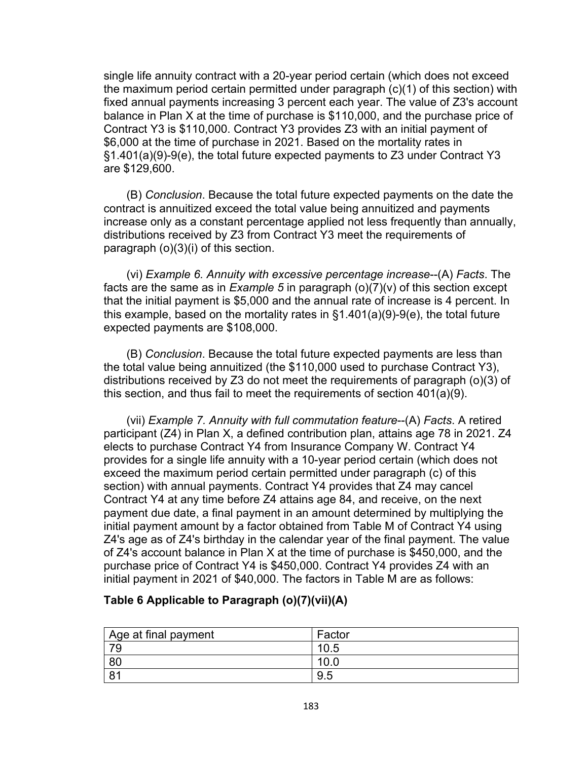single life annuity contract with a 20-year period certain (which does not exceed the maximum period certain permitted under paragraph (c)(1) of this section) with fixed annual payments increasing 3 percent each year. The value of Z3's account balance in Plan X at the time of purchase is $110,000, and the purchase price of Contract Y3 is $110,000. Contract Y3 provides Z3 with an initial payment of $6,000 at the time of purchase in 2021. Based on the mortality rates in §1.401(a)(9)-9(e), the total future expected payments to Z3 under Contract Y3 are $129,600.

(B) *Conclusion*. Because the total future expected payments on the date the contract is annuitized exceed the total value being annuitized and payments increase only as a constant percentage applied not less frequently than annually, distributions received by Z3 from Contract Y3 meet the requirements of paragraph (o)(3)(i) of this section.

(vi) *Example 6. Annuity with excessive percentage increase*--(A) *Facts*. The facts are the same as in *Example 5* in paragraph (o)(7)(v) of this section except that the initial payment is $5,000 and the annual rate of increase is 4 percent. In this example, based on the mortality rates in §1.401(a)(9)-9(e), the total future expected payments are $108,000.

(B) *Conclusion*. Because the total future expected payments are less than the total value being annuitized (the $110,000 used to purchase Contract Y3), distributions received by Z3 do not meet the requirements of paragraph (o)(3) of this section, and thus fail to meet the requirements of section 401(a)(9).

(vii) *Example 7. Annuity with full commutation feature*--(A) *Facts*. A retired participant (Z4) in Plan X, a defined contribution plan, attains age 78 in 2021. Z4 elects to purchase Contract Y4 from Insurance Company W. Contract Y4 provides for a single life annuity with a 10-year period certain (which does not exceed the maximum period certain permitted under paragraph (c) of this section) with annual payments. Contract Y4 provides that Z4 may cancel Contract Y4 at any time before Z4 attains age 84, and receive, on the next payment due date, a final payment in an amount determined by multiplying the initial payment amount by a factor obtained from Table M of Contract Y4 using Z4's age as of Z4's birthday in the calendar year of the final payment. The value of Z4's account balance in Plan X at the time of purchase is $450,000, and the purchase price of Contract Y4 is $450,000. Contract Y4 provides Z4 with an initial payment in 2021 of $40,000. The factors in Table M are as follows:

**Table 6 Applicable to Paragraph (o)(7)(vii)(A)**

| Age at final payment | Factor |
|---|---|
| 79 | 10.5 |
| 80 | 10.0 |
| 81 | 9.5 |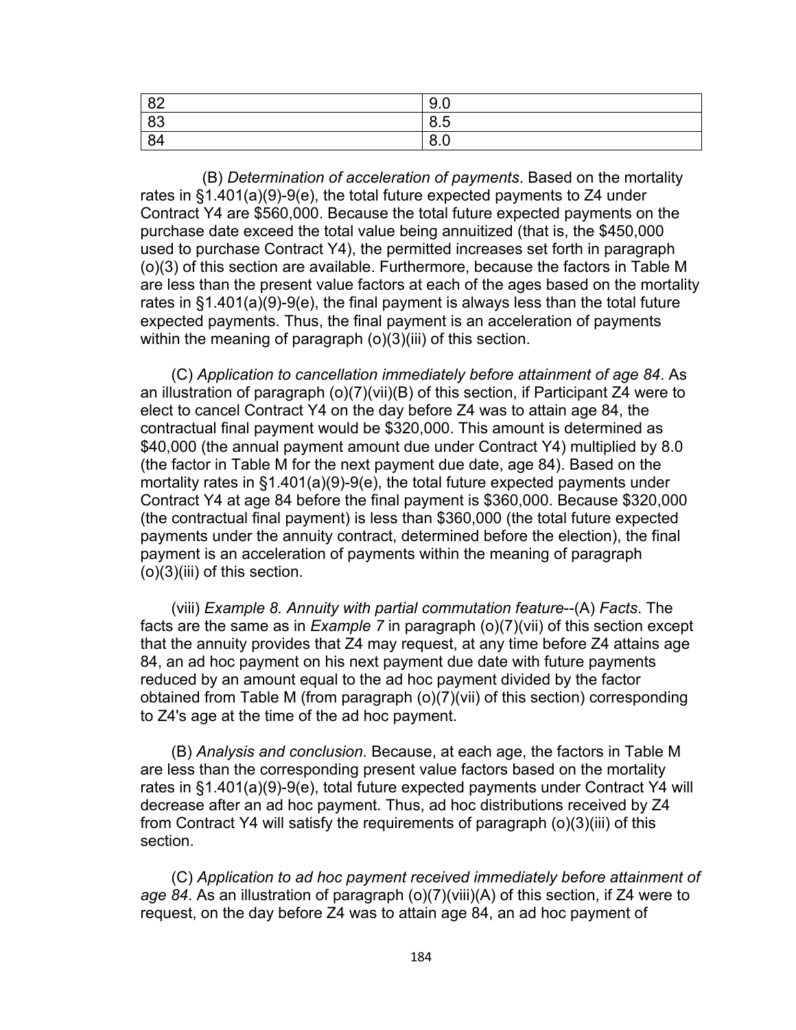| 82 | 9.0 |
|---|---|
| 83 | 8.5 |
| 84 | 8.0 |

(B) *Determination of acceleration of payments*. Based on the mortality rates in §1.401(a)(9)-9(e), the total future expected payments to Z4 under Contract Y4 are $560,000. Because the total future expected payments on the purchase date exceed the total value being annuitized (that is, the $450,000 used to purchase Contract Y4), the permitted increases set forth in paragraph (o)(3) of this section are available. Furthermore, because the factors in Table M are less than the present value factors at each of the ages based on the mortality rates in §1.401(a)(9)-9(e), the final payment is always less than the total future expected payments. Thus, the final payment is an acceleration of payments within the meaning of paragraph (o)(3)(iii) of this section.

(C) *Application to cancellation immediately before attainment of age 84*. As an illustration of paragraph (o)(7)(vii)(B) of this section, if Participant Z4 were to elect to cancel Contract Y4 on the day before Z4 was to attain age 84, the contractual final payment would be $320,000. This amount is determined as $40,000 (the annual payment amount due under Contract Y4) multiplied by 8.0 (the factor in Table M for the next payment due date, age 84). Based on the mortality rates in §1.401(a)(9)-9(e), the total future expected payments under Contract Y4 at age 84 before the final payment is $360,000. Because $320,000 (the contractual final payment) is less than $360,000 (the total future expected payments under the annuity contract, determined before the election), the final payment is an acceleration of payments within the meaning of paragraph (o)(3)(iii) of this section.

(viii) *Example 8. Annuity with partial commutation feature*--(A) *Facts*. The facts are the same as in *Example 7* in paragraph (o)(7)(vii) of this section except that the annuity provides that Z4 may request, at any time before Z4 attains age 84, an ad hoc payment on his next payment due date with future payments reduced by an amount equal to the ad hoc payment divided by the factor obtained from Table M (from paragraph (o)(7)(vii) of this section) corresponding to Z4's age at the time of the ad hoc payment.

(B) *Analysis and conclusion*. Because, at each age, the factors in Table M are less than the corresponding present value factors based on the mortality rates in §1.401(a)(9)-9(e), total future expected payments under Contract Y4 will decrease after an ad hoc payment. Thus, ad hoc distributions received by Z4 from Contract Y4 will satisfy the requirements of paragraph (o)(3)(iii) of this section.

(C) *Application to ad hoc payment received immediately before attainment of age 84*. As an illustration of paragraph (o)(7)(viii)(A) of this section, if Z4 were to request, on the day before Z4 was to attain age 84, an ad hoc payment of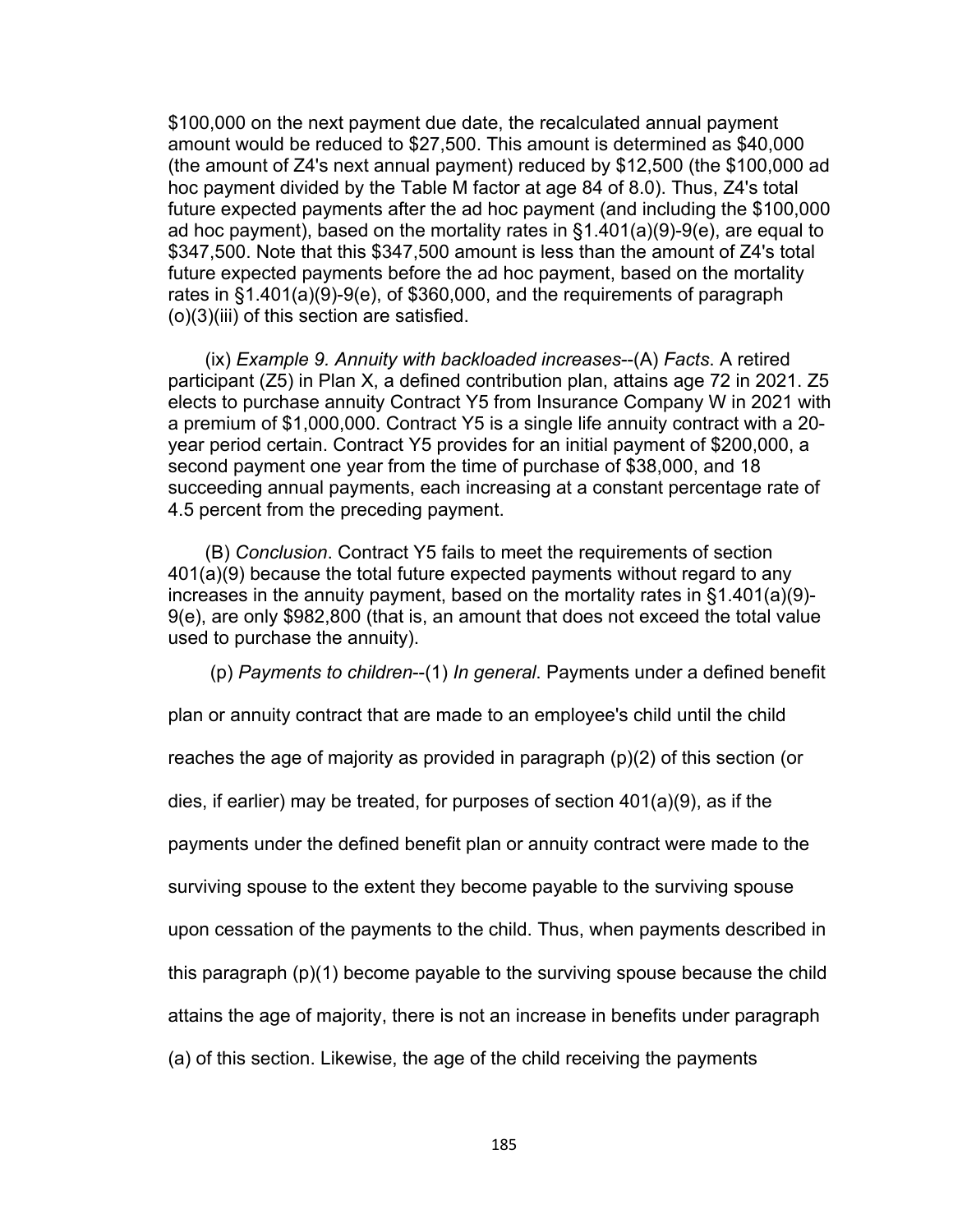$100,000 on the next payment due date, the recalculated annual payment amount would be reduced to $27,500. This amount is determined as $40,000 (the amount of Z4's next annual payment) reduced by $12,500 (the $100,000 ad hoc payment divided by the Table M factor at age 84 of 8.0). Thus, Z4's total future expected payments after the ad hoc payment (and including the $100,000 ad hoc payment), based on the mortality rates in §1.401(a)(9)-9(e), are equal to $347,500. Note that this $347,500 amount is less than the amount of Z4's total future expected payments before the ad hoc payment, based on the mortality rates in §1.401(a)(9)-9(e), of $360,000, and the requirements of paragraph (o)(3)(iii) of this section are satisfied.

(ix) *Example 9. Annuity with backloaded increases*--(A) *Facts*. A retired participant (Z5) in Plan X, a defined contribution plan, attains age 72 in 2021. Z5 elects to purchase annuity Contract Y5 from Insurance Company W in 2021 with a premium of $1,000,000. Contract Y5 is a single life annuity contract with a 20-year period certain. Contract Y5 provides for an initial payment of $200,000, a second payment one year from the time of purchase of $38,000, and 18 succeeding annual payments, each increasing at a constant percentage rate of 4.5 percent from the preceding payment.

(B) *Conclusion*. Contract Y5 fails to meet the requirements of section 401(a)(9) because the total future expected payments without regard to any increases in the annuity payment, based on the mortality rates in §1.401(a)(9)-9(e), are only $982,800 (that is, an amount that does not exceed the total value used to purchase the annuity).

(p) *Payments to children*--(1) *In general*. Payments under a defined benefit plan or annuity contract that are made to an employee's child until the child reaches the age of majority as provided in paragraph (p)(2) of this section (or dies, if earlier) may be treated, for purposes of section 401(a)(9), as if the payments under the defined benefit plan or annuity contract were made to the surviving spouse to the extent they become payable to the surviving spouse upon cessation of the payments to the child. Thus, when payments described in this paragraph (p)(1) become payable to the surviving spouse because the child attains the age of majority, there is not an increase in benefits under paragraph (a) of this section. Likewise, the age of the child receiving the payments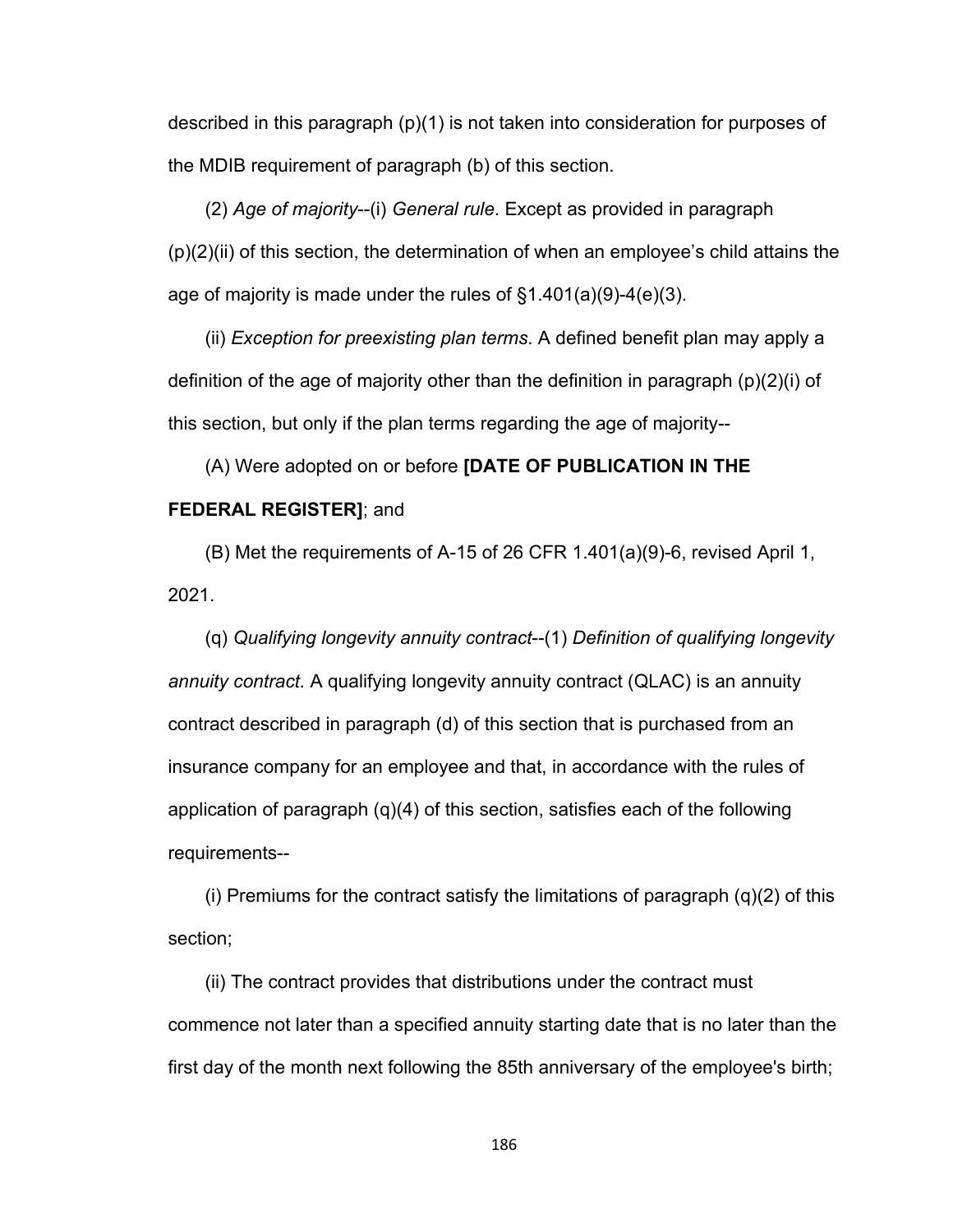described in this paragraph (p)(1) is not taken into consideration for purposes of the MDIB requirement of paragraph (b) of this section.

(2) *Age of majority*--(i) *General rule*. Except as provided in paragraph (p)(2)(ii) of this section, the determination of when an employee's child attains the age of majority is made under the rules of §1.401(a)(9)-4(e)(3).

(ii) *Exception for preexisting plan terms*. A defined benefit plan may apply a definition of the age of majority other than the definition in paragraph (p)(2)(i) of this section, but only if the plan terms regarding the age of majority--

(A) Were adopted on or before **[DATE OF PUBLICATION IN THE FEDERAL REGISTER]**; and

(B) Met the requirements of A-15 of 26 CFR 1.401(a)(9)-6, revised April 1, 2021.

(q) *Qualifying longevity annuity contract*--(1) *Definition of qualifying longevity annuity contract.* A qualifying longevity annuity contract (QLAC) is an annuity contract described in paragraph (d) of this section that is purchased from an insurance company for an employee and that, in accordance with the rules of application of paragraph (q)(4) of this section, satisfies each of the following requirements--

(i) Premiums for the contract satisfy the limitations of paragraph (q)(2) of this section;

(ii) The contract provides that distributions under the contract must commence not later than a specified annuity starting date that is no later than the first day of the month next following the 85th anniversary of the employee's birth;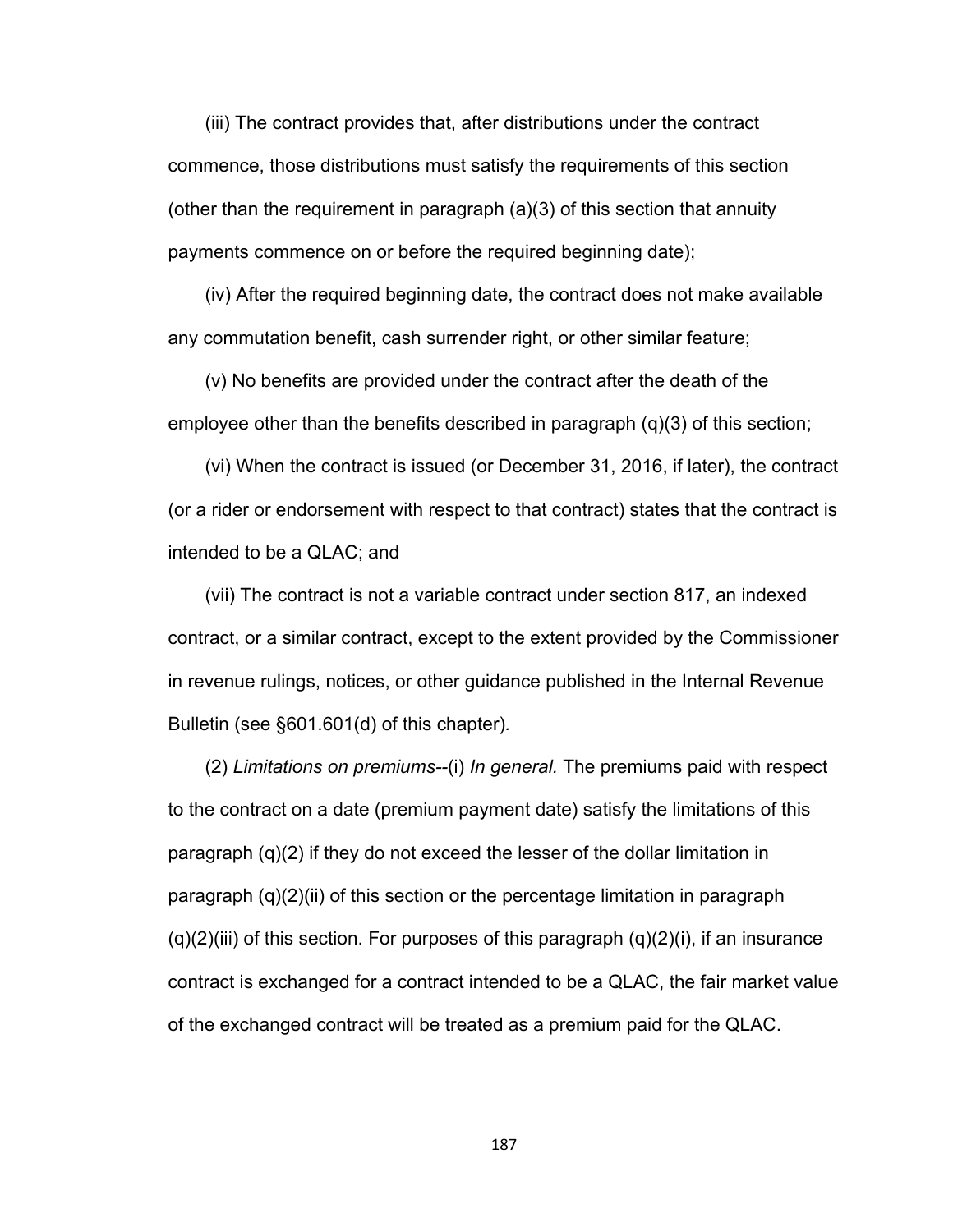(iii) The contract provides that, after distributions under the contract commence, those distributions must satisfy the requirements of this section (other than the requirement in paragraph (a)(3) of this section that annuity payments commence on or before the required beginning date);

(iv) After the required beginning date, the contract does not make available any commutation benefit, cash surrender right, or other similar feature;

(v) No benefits are provided under the contract after the death of the employee other than the benefits described in paragraph (q)(3) of this section;

(vi) When the contract is issued (or December 31, 2016, if later), the contract (or a rider or endorsement with respect to that contract) states that the contract is intended to be a QLAC; and

(vii) The contract is not a variable contract under section 817, an indexed contract, or a similar contract, except to the extent provided by the Commissioner in revenue rulings, notices, or other guidance published in the Internal Revenue Bulletin (see §601.601(d) of this chapter).

(2) *Limitations on premiums*--(i) *In general.* The premiums paid with respect to the contract on a date (premium payment date) satisfy the limitations of this paragraph (q)(2) if they do not exceed the lesser of the dollar limitation in paragraph (q)(2)(ii) of this section or the percentage limitation in paragraph (q)(2)(iii) of this section. For purposes of this paragraph (q)(2)(i), if an insurance contract is exchanged for a contract intended to be a QLAC, the fair market value of the exchanged contract will be treated as a premium paid for the QLAC.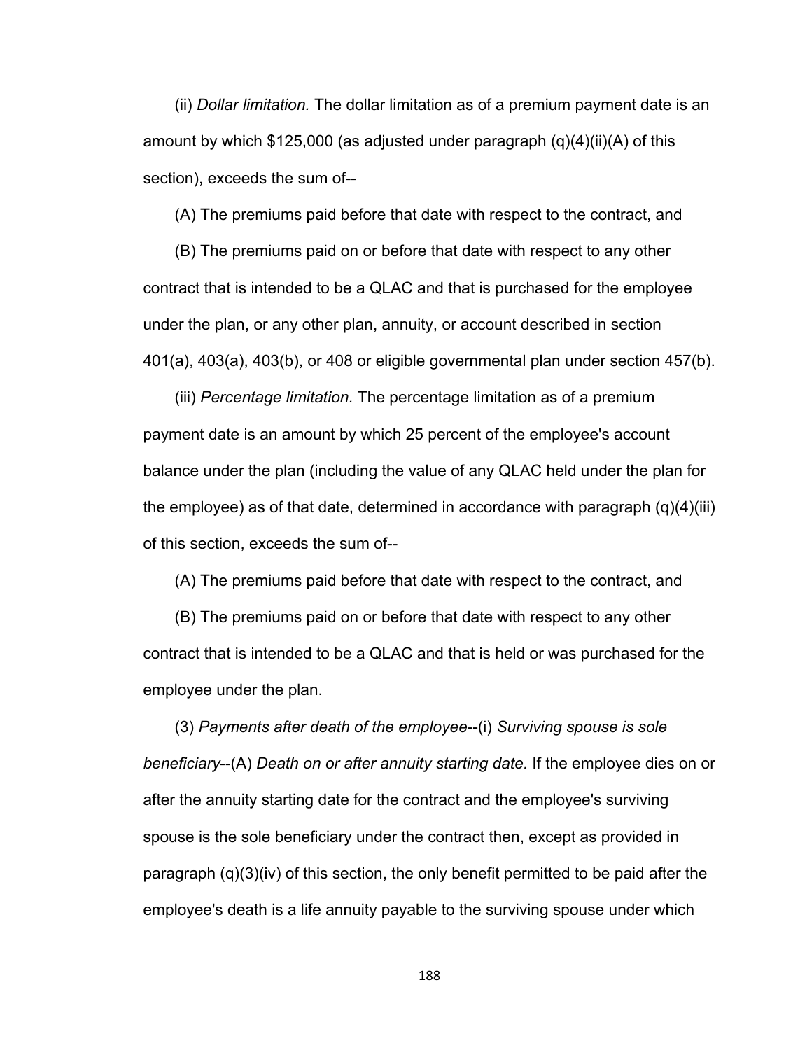(ii) *Dollar limitation.* The dollar limitation as of a premium payment date is an amount by which $125,000 (as adjusted under paragraph (q)(4)(ii)(A) of this section), exceeds the sum of--

(A) The premiums paid before that date with respect to the contract, and

(B) The premiums paid on or before that date with respect to any other contract that is intended to be a QLAC and that is purchased for the employee under the plan, or any other plan, annuity, or account described in section 401(a), 403(a), 403(b), or 408 or eligible governmental plan under section 457(b).

(iii) *Percentage limitation.* The percentage limitation as of a premium payment date is an amount by which 25 percent of the employee's account balance under the plan (including the value of any QLAC held under the plan for the employee) as of that date, determined in accordance with paragraph (q)(4)(iii) of this section, exceeds the sum of--

(A) The premiums paid before that date with respect to the contract, and

(B) The premiums paid on or before that date with respect to any other contract that is intended to be a QLAC and that is held or was purchased for the employee under the plan.

(3) *Payments after death of the employee*--(i) *Surviving spouse is sole beneficiary*--(A) *Death on or after annuity starting date.* If the employee dies on or after the annuity starting date for the contract and the employee's surviving spouse is the sole beneficiary under the contract then, except as provided in paragraph (q)(3)(iv) of this section, the only benefit permitted to be paid after the employee's death is a life annuity payable to the surviving spouse under which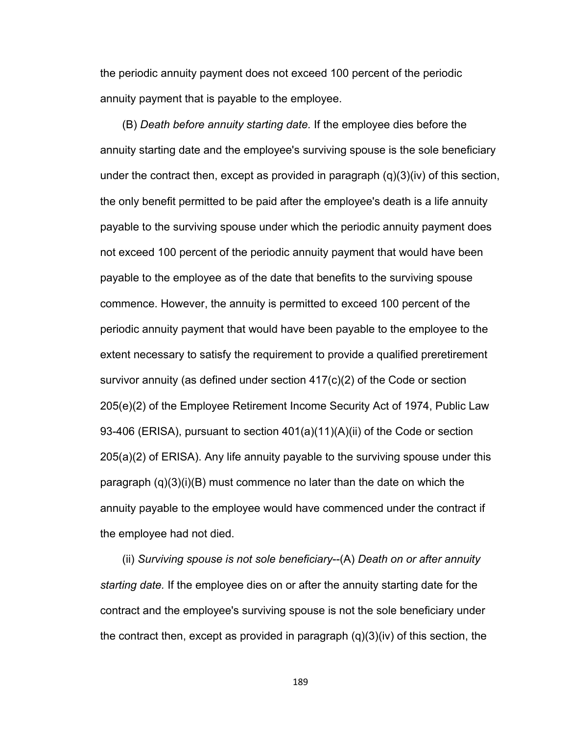the periodic annuity payment does not exceed 100 percent of the periodic annuity payment that is payable to the employee.

(B) *Death before annuity starting date.* If the employee dies before the annuity starting date and the employee's surviving spouse is the sole beneficiary under the contract then, except as provided in paragraph (q)(3)(iv) of this section, the only benefit permitted to be paid after the employee's death is a life annuity payable to the surviving spouse under which the periodic annuity payment does not exceed 100 percent of the periodic annuity payment that would have been payable to the employee as of the date that benefits to the surviving spouse commence. However, the annuity is permitted to exceed 100 percent of the periodic annuity payment that would have been payable to the employee to the extent necessary to satisfy the requirement to provide a qualified preretirement survivor annuity (as defined under section 417(c)(2) of the Code or section 205(e)(2) of the Employee Retirement Income Security Act of 1974, Public Law 93-406 (ERISA), pursuant to section 401(a)(11)(A)(ii) of the Code or section 205(a)(2) of ERISA). Any life annuity payable to the surviving spouse under this paragraph (q)(3)(i)(B) must commence no later than the date on which the annuity payable to the employee would have commenced under the contract if the employee had not died.

(ii) *Surviving spouse is not sole beneficiary*--(A) *Death on or after annuity starting date.* If the employee dies on or after the annuity starting date for the contract and the employee's surviving spouse is not the sole beneficiary under the contract then, except as provided in paragraph (q)(3)(iv) of this section, the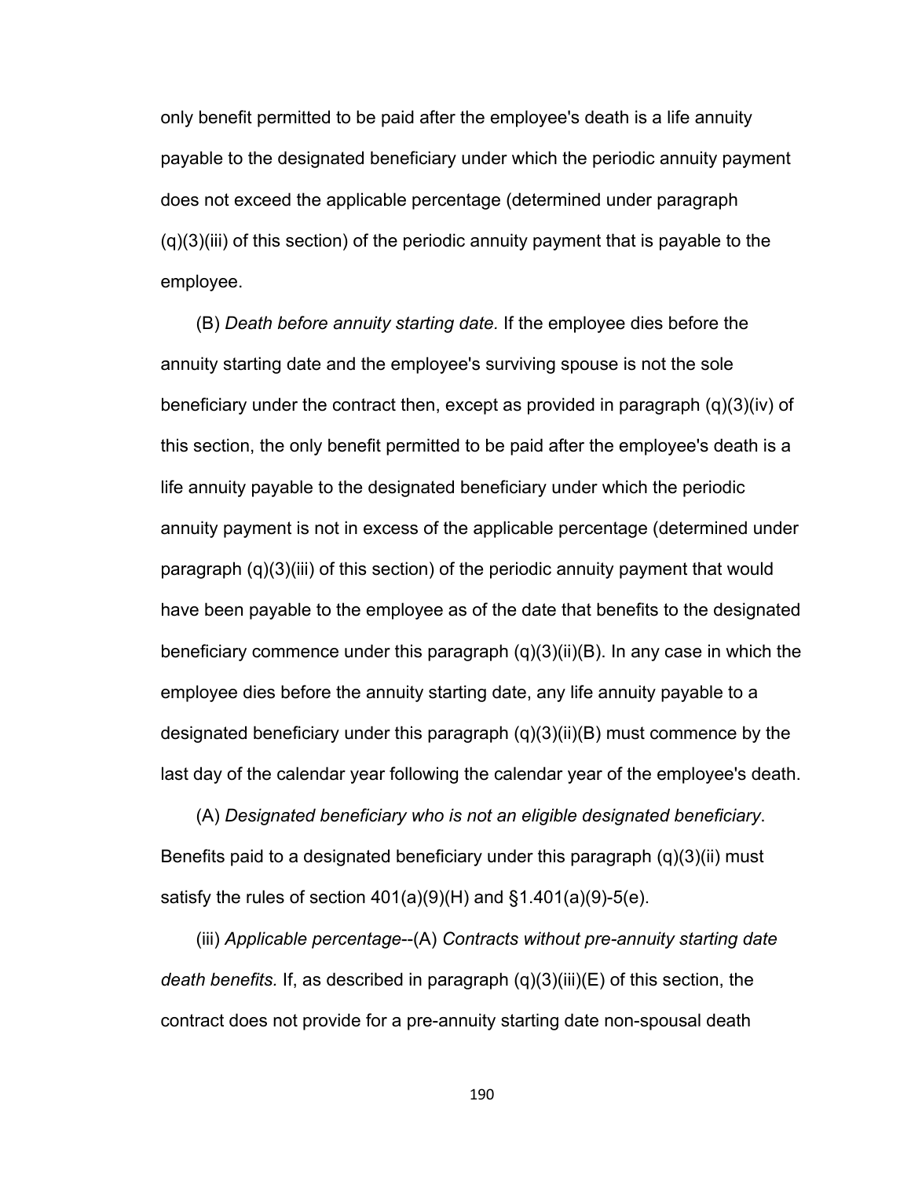only benefit permitted to be paid after the employee's death is a life annuity payable to the designated beneficiary under which the periodic annuity payment does not exceed the applicable percentage (determined under paragraph (q)(3)(iii) of this section) of the periodic annuity payment that is payable to the employee.

(B) *Death before annuity starting date.* If the employee dies before the annuity starting date and the employee's surviving spouse is not the sole beneficiary under the contract then, except as provided in paragraph (q)(3)(iv) of this section, the only benefit permitted to be paid after the employee's death is a life annuity payable to the designated beneficiary under which the periodic annuity payment is not in excess of the applicable percentage (determined under paragraph (q)(3)(iii) of this section) of the periodic annuity payment that would have been payable to the employee as of the date that benefits to the designated beneficiary commence under this paragraph (q)(3)(ii)(B). In any case in which the employee dies before the annuity starting date, any life annuity payable to a designated beneficiary under this paragraph (q)(3)(ii)(B) must commence by the last day of the calendar year following the calendar year of the employee's death.

(A) *Designated beneficiary who is not an eligible designated beneficiary*. Benefits paid to a designated beneficiary under this paragraph (q)(3)(ii) must satisfy the rules of section 401(a)(9)(H) and §1.401(a)(9)-5(e).

(iii) *Applicable percentage*--(A) *Contracts without pre-annuity starting date death benefits.* If, as described in paragraph (q)(3)(iii)(E) of this section, the contract does not provide for a pre-annuity starting date non-spousal death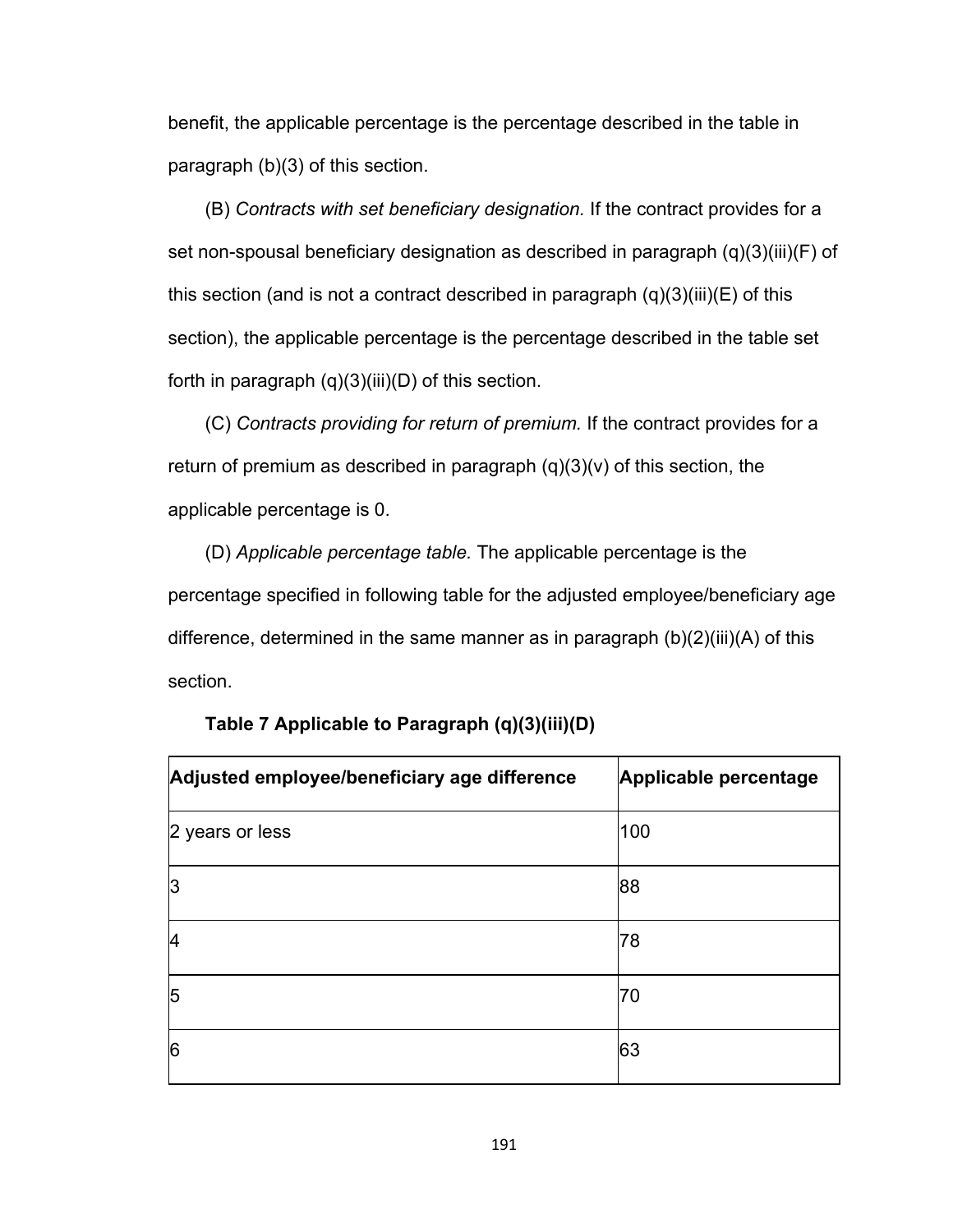benefit, the applicable percentage is the percentage described in the table in paragraph (b)(3) of this section.

(B) *Contracts with set beneficiary designation.* If the contract provides for a set non-spousal beneficiary designation as described in paragraph (q)(3)(iii)(F) of this section (and is not a contract described in paragraph (q)(3)(iii)(E) of this section), the applicable percentage is the percentage described in the table set forth in paragraph (q)(3)(iii)(D) of this section.

(C) *Contracts providing for return of premium.* If the contract provides for a return of premium as described in paragraph (q)(3)(v) of this section, the applicable percentage is 0.

(D) *Applicable percentage table.* The applicable percentage is the percentage specified in following table for the adjusted employee/beneficiary age difference, determined in the same manner as in paragraph (b)(2)(iii)(A) of this section.

**Table 7 Applicable to Paragraph (q)(3)(iii)(D)**

| Adjusted employee/beneficiary age difference | Applicable percentage |
|---|---|
| 2 years or less | 100 |
| 3 | 88 |
| 4 | 78 |
| 5 | 70 |
| 6 | 63 |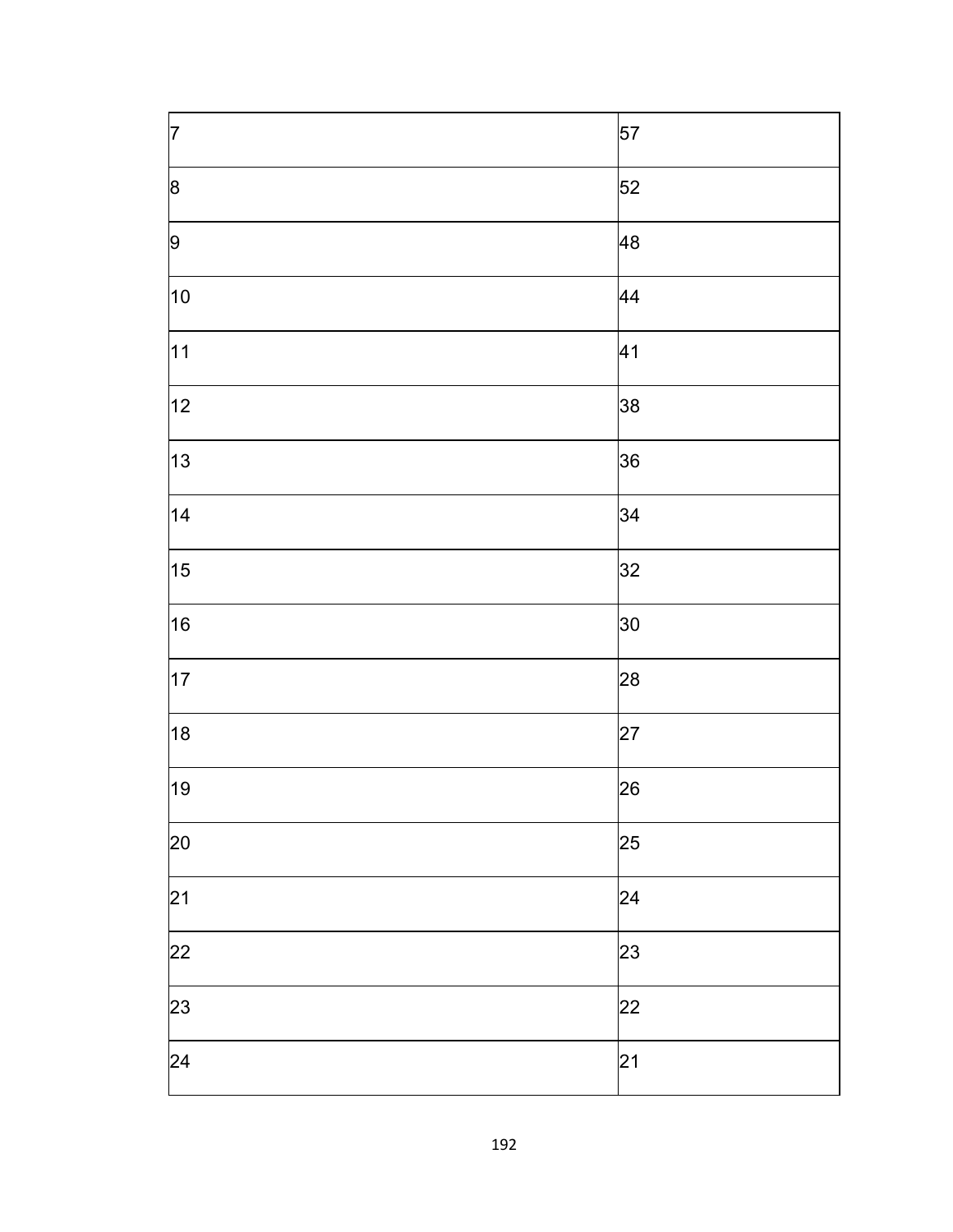| | |
|---|---|
| 7 | 57 |
| 8 | 52 |
| 9 | 48 |
| 10 | 44 |
| 11 | 41 |
| 12 | 38 |
| 13 | 36 |
| 14 | 34 |
| 15 | 32 |
| 16 | 30 |
| 17 | 28 |
| 18 | 27 |
| 19 | 26 |
| 20 | 25 |
| 21 | 24 |
| 22 | 23 |
| 23 | 22 |
| 24 | 21 |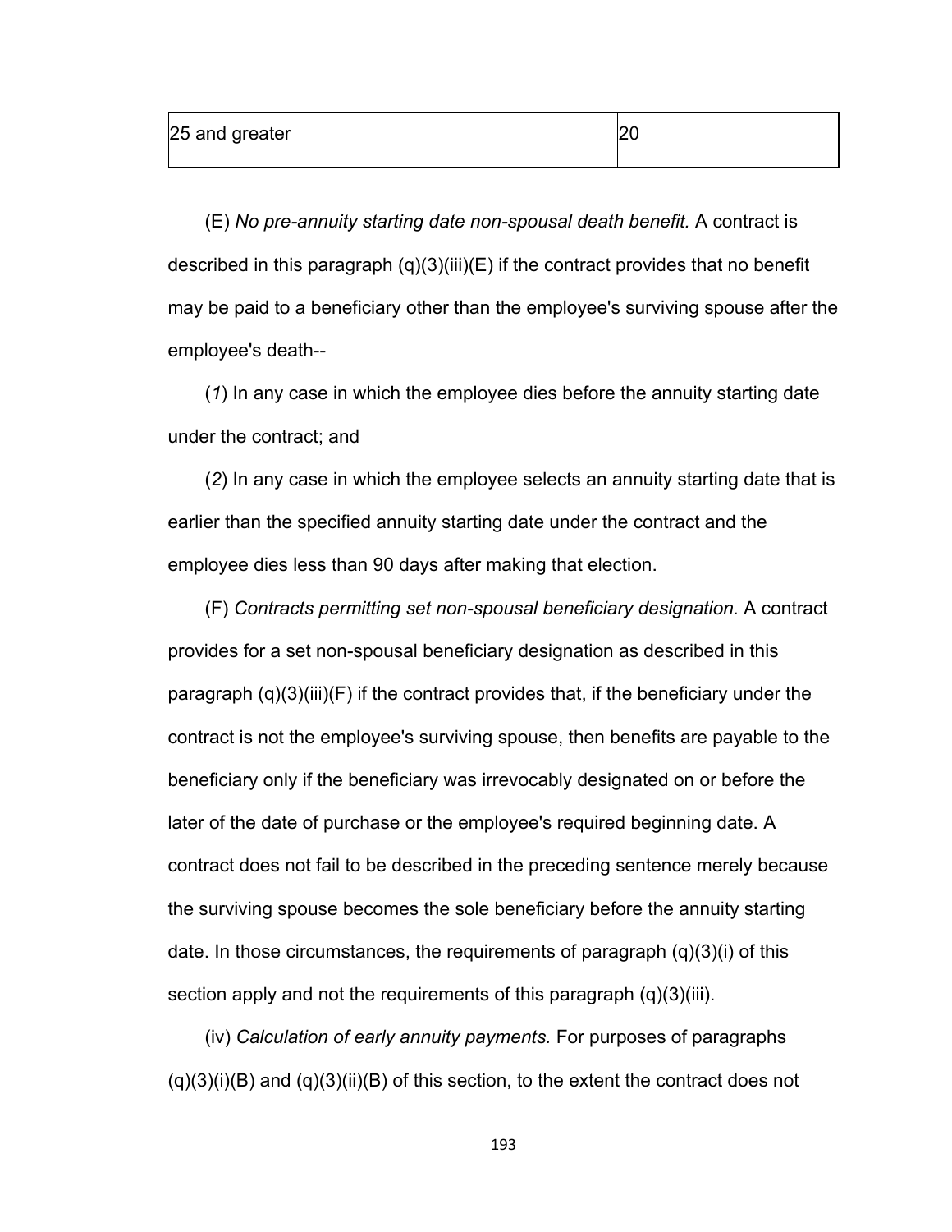| 25 and greater | 20 |
|---|---|

(E) *No pre-annuity starting date non-spousal death benefit.* A contract is described in this paragraph (q)(3)(iii)(E) if the contract provides that no benefit may be paid to a beneficiary other than the employee's surviving spouse after the employee's death--

(*1*) In any case in which the employee dies before the annuity starting date under the contract; and

(*2*) In any case in which the employee selects an annuity starting date that is earlier than the specified annuity starting date under the contract and the employee dies less than 90 days after making that election.

(F) *Contracts permitting set non-spousal beneficiary designation.* A contract provides for a set non-spousal beneficiary designation as described in this paragraph (q)(3)(iii)(F) if the contract provides that, if the beneficiary under the contract is not the employee's surviving spouse, then benefits are payable to the beneficiary only if the beneficiary was irrevocably designated on or before the later of the date of purchase or the employee's required beginning date. A contract does not fail to be described in the preceding sentence merely because the surviving spouse becomes the sole beneficiary before the annuity starting date. In those circumstances, the requirements of paragraph (q)(3)(i) of this section apply and not the requirements of this paragraph (q)(3)(iii).

(iv) *Calculation of early annuity payments.* For purposes of paragraphs (q)(3)(i)(B) and (q)(3)(ii)(B) of this section, to the extent the contract does not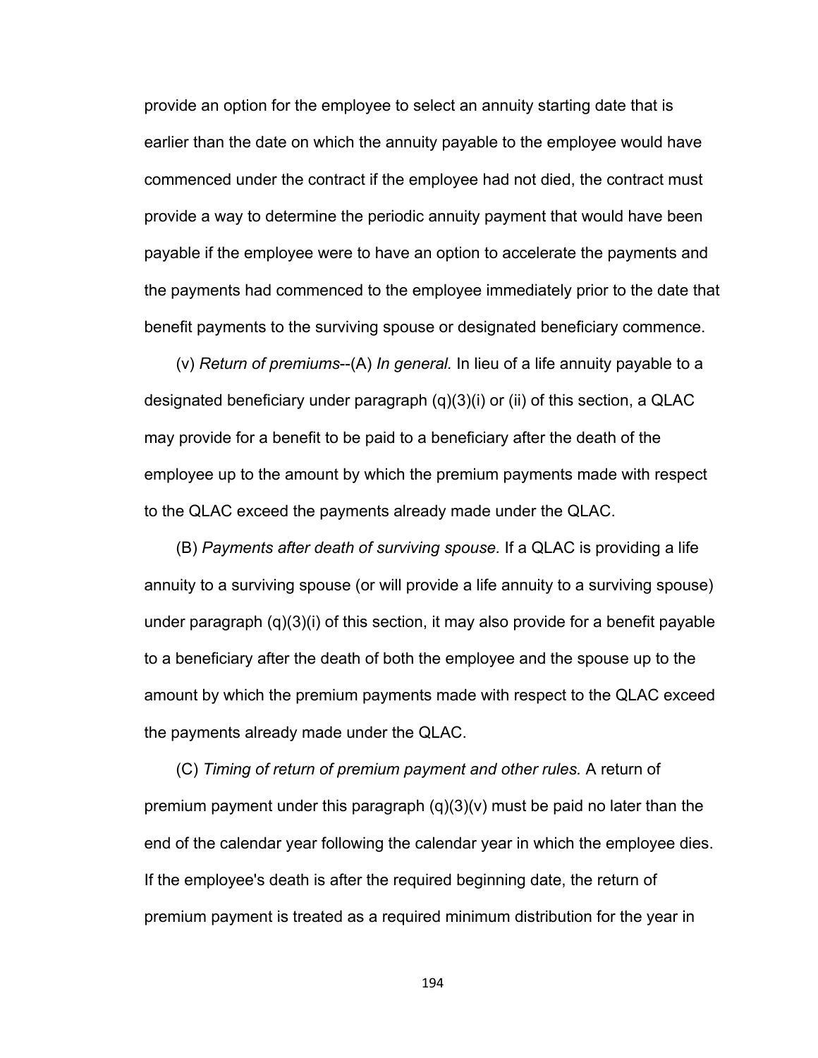provide an option for the employee to select an annuity starting date that is earlier than the date on which the annuity payable to the employee would have commenced under the contract if the employee had not died, the contract must provide a way to determine the periodic annuity payment that would have been payable if the employee were to have an option to accelerate the payments and the payments had commenced to the employee immediately prior to the date that benefit payments to the surviving spouse or designated beneficiary commence.

(v) *Return of premiums*--(A) *In general.* In lieu of a life annuity payable to a designated beneficiary under paragraph (q)(3)(i) or (ii) of this section, a QLAC may provide for a benefit to be paid to a beneficiary after the death of the employee up to the amount by which the premium payments made with respect to the QLAC exceed the payments already made under the QLAC.

(B) *Payments after death of surviving spouse.* If a QLAC is providing a life annuity to a surviving spouse (or will provide a life annuity to a surviving spouse) under paragraph (q)(3)(i) of this section, it may also provide for a benefit payable to a beneficiary after the death of both the employee and the spouse up to the amount by which the premium payments made with respect to the QLAC exceed the payments already made under the QLAC.

(C) *Timing of return of premium payment and other rules.* A return of premium payment under this paragraph (q)(3)(v) must be paid no later than the end of the calendar year following the calendar year in which the employee dies. If the employee's death is after the required beginning date, the return of premium payment is treated as a required minimum distribution for the year in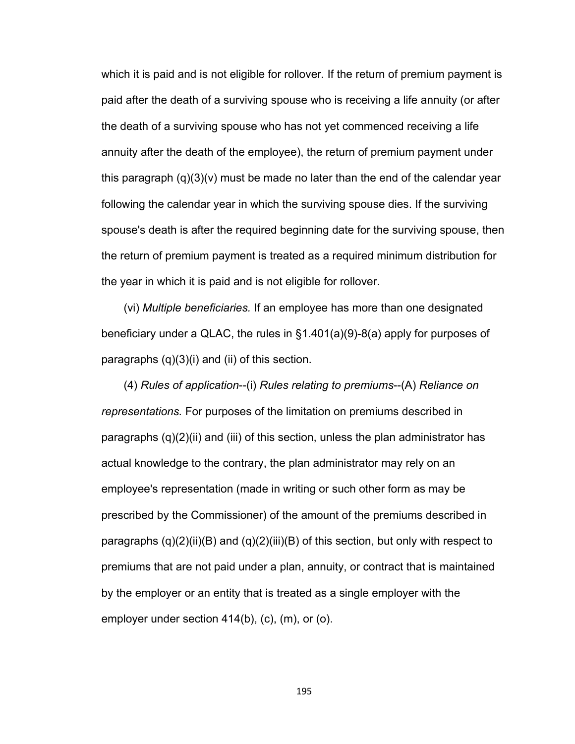which it is paid and is not eligible for rollover. If the return of premium payment is paid after the death of a surviving spouse who is receiving a life annuity (or after the death of a surviving spouse who has not yet commenced receiving a life annuity after the death of the employee), the return of premium payment under this paragraph (q)(3)(v) must be made no later than the end of the calendar year following the calendar year in which the surviving spouse dies. If the surviving spouse's death is after the required beginning date for the surviving spouse, then the return of premium payment is treated as a required minimum distribution for the year in which it is paid and is not eligible for rollover.

(vi) *Multiple beneficiaries.* If an employee has more than one designated beneficiary under a QLAC, the rules in §1.401(a)(9)-8(a) apply for purposes of paragraphs (q)(3)(i) and (ii) of this section.

(4) *Rules of application*--(i) *Rules relating to premiums*--(A) *Reliance on representations.* For purposes of the limitation on premiums described in paragraphs (q)(2)(ii) and (iii) of this section, unless the plan administrator has actual knowledge to the contrary, the plan administrator may rely on an employee's representation (made in writing or such other form as may be prescribed by the Commissioner) of the amount of the premiums described in paragraphs (q)(2)(ii)(B) and (q)(2)(iii)(B) of this section, but only with respect to premiums that are not paid under a plan, annuity, or contract that is maintained by the employer or an entity that is treated as a single employer with the employer under section 414(b), (c), (m), or (o).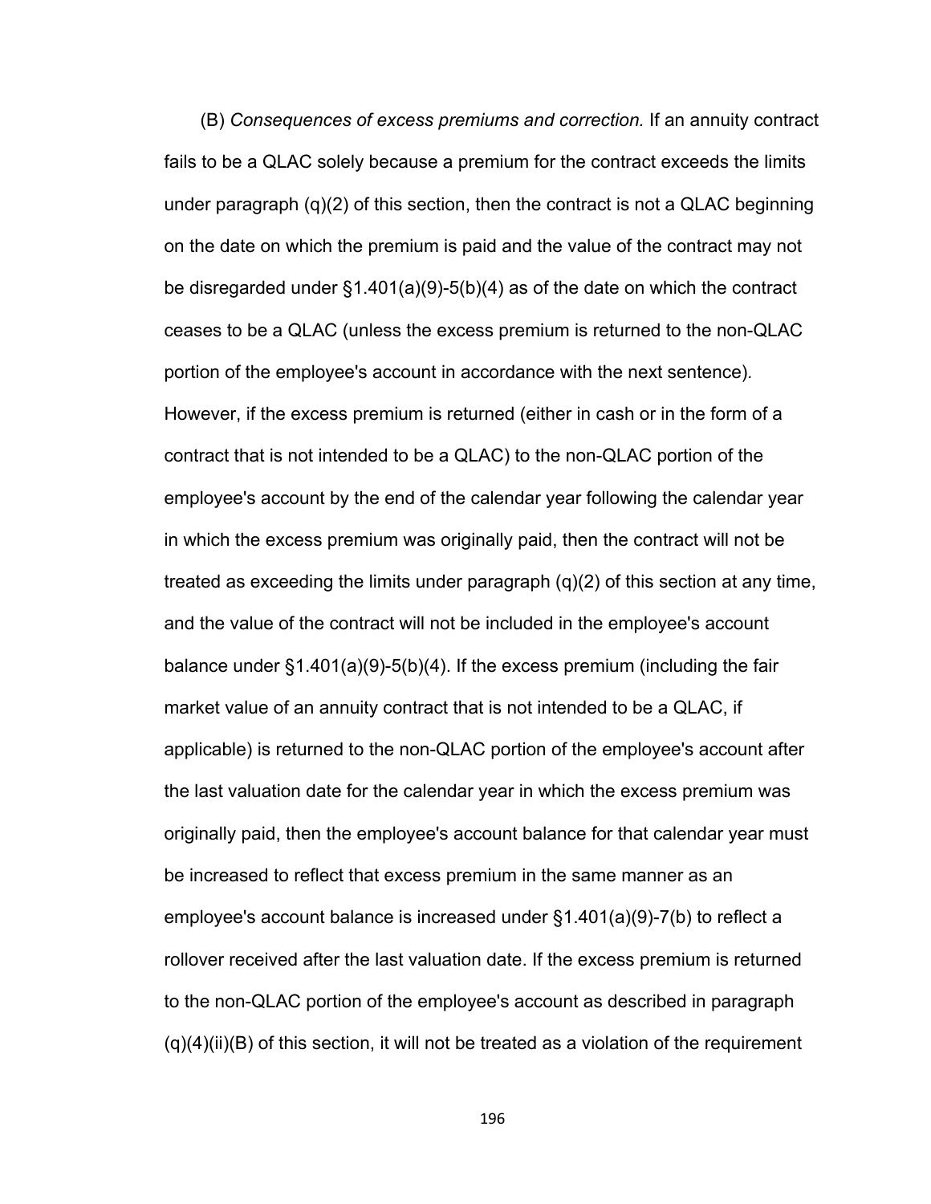(B) *Consequences of excess premiums and correction.* If an annuity contract fails to be a QLAC solely because a premium for the contract exceeds the limits under paragraph (q)(2) of this section, then the contract is not a QLAC beginning on the date on which the premium is paid and the value of the contract may not be disregarded under §1.401(a)(9)-5(b)(4) as of the date on which the contract ceases to be a QLAC (unless the excess premium is returned to the non-QLAC portion of the employee's account in accordance with the next sentence). However, if the excess premium is returned (either in cash or in the form of a contract that is not intended to be a QLAC) to the non-QLAC portion of the employee's account by the end of the calendar year following the calendar year in which the excess premium was originally paid, then the contract will not be treated as exceeding the limits under paragraph (q)(2) of this section at any time, and the value of the contract will not be included in the employee's account balance under §1.401(a)(9)-5(b)(4). If the excess premium (including the fair market value of an annuity contract that is not intended to be a QLAC, if applicable) is returned to the non-QLAC portion of the employee's account after the last valuation date for the calendar year in which the excess premium was originally paid, then the employee's account balance for that calendar year must be increased to reflect that excess premium in the same manner as an employee's account balance is increased under §1.401(a)(9)-7(b) to reflect a rollover received after the last valuation date. If the excess premium is returned to the non-QLAC portion of the employee's account as described in paragraph (q)(4)(ii)(B) of this section, it will not be treated as a violation of the requirement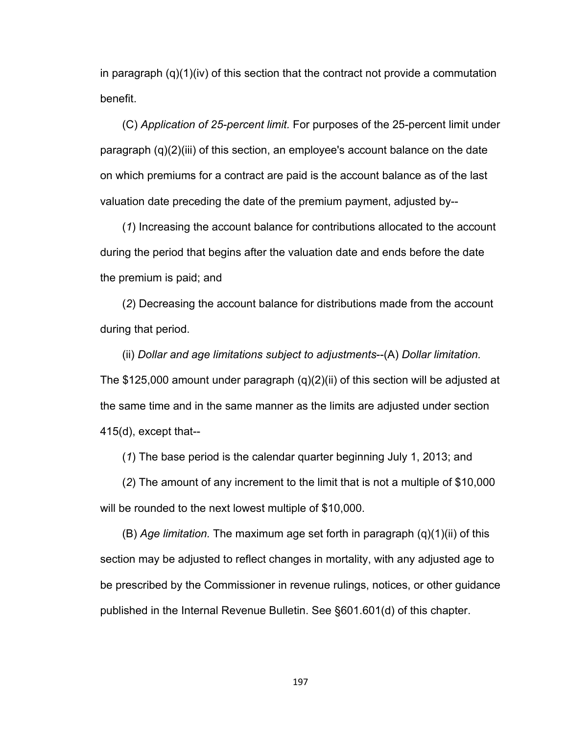in paragraph (q)(1)(iv) of this section that the contract not provide a commutation benefit.

(C) *Application of 25-percent limit.* For purposes of the 25-percent limit under paragraph (q)(2)(iii) of this section, an employee's account balance on the date on which premiums for a contract are paid is the account balance as of the last valuation date preceding the date of the premium payment, adjusted by--

(*1*) Increasing the account balance for contributions allocated to the account during the period that begins after the valuation date and ends before the date the premium is paid; and

(*2*) Decreasing the account balance for distributions made from the account during that period.

(ii) *Dollar and age limitations subject to adjustments*--(A) *Dollar limitation.* The $125,000 amount under paragraph (q)(2)(ii) of this section will be adjusted at the same time and in the same manner as the limits are adjusted under section 415(d), except that--

(*1*) The base period is the calendar quarter beginning July 1, 2013; and

(*2*) The amount of any increment to the limit that is not a multiple of $10,000 will be rounded to the next lowest multiple of $10,000.

(B) *Age limitation.* The maximum age set forth in paragraph (q)(1)(ii) of this section may be adjusted to reflect changes in mortality, with any adjusted age to be prescribed by the Commissioner in revenue rulings, notices, or other guidance published in the Internal Revenue Bulletin. See §601.601(d) of this chapter.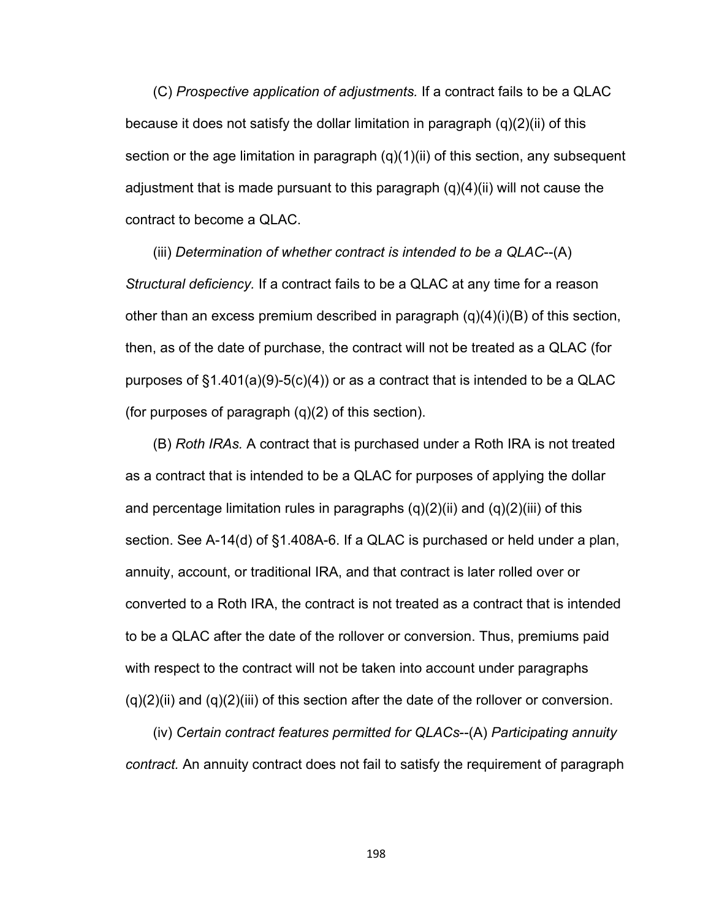(C) *Prospective application of adjustments.* If a contract fails to be a QLAC because it does not satisfy the dollar limitation in paragraph (q)(2)(ii) of this section or the age limitation in paragraph (q)(1)(ii) of this section, any subsequent adjustment that is made pursuant to this paragraph (q)(4)(ii) will not cause the contract to become a QLAC.

(iii) *Determination of whether contract is intended to be a QLAC*--(A) *Structural deficiency.* If a contract fails to be a QLAC at any time for a reason other than an excess premium described in paragraph (q)(4)(i)(B) of this section, then, as of the date of purchase, the contract will not be treated as a QLAC (for purposes of §1.401(a)(9)-5(c)(4)) or as a contract that is intended to be a QLAC (for purposes of paragraph (q)(2) of this section).

(B) *Roth IRAs.* A contract that is purchased under a Roth IRA is not treated as a contract that is intended to be a QLAC for purposes of applying the dollar and percentage limitation rules in paragraphs (q)(2)(ii) and (q)(2)(iii) of this section. See A-14(d) of §1.408A-6. If a QLAC is purchased or held under a plan, annuity, account, or traditional IRA, and that contract is later rolled over or converted to a Roth IRA, the contract is not treated as a contract that is intended to be a QLAC after the date of the rollover or conversion. Thus, premiums paid with respect to the contract will not be taken into account under paragraphs (q)(2)(ii) and (q)(2)(iii) of this section after the date of the rollover or conversion.

(iv) *Certain contract features permitted for QLACs*--(A) *Participating annuity contract.* An annuity contract does not fail to satisfy the requirement of paragraph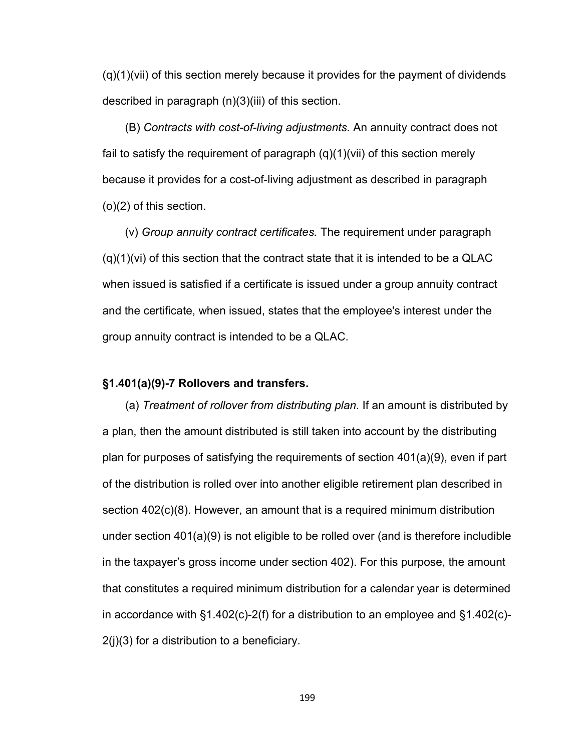(q)(1)(vii) of this section merely because it provides for the payment of dividends described in paragraph (n)(3)(iii) of this section.

(B) *Contracts with cost-of-living adjustments.* An annuity contract does not fail to satisfy the requirement of paragraph (q)(1)(vii) of this section merely because it provides for a cost-of-living adjustment as described in paragraph (o)(2) of this section.

(v) *Group annuity contract certificates.* The requirement under paragraph (q)(1)(vi) of this section that the contract state that it is intended to be a QLAC when issued is satisfied if a certificate is issued under a group annuity contract and the certificate, when issued, states that the employee's interest under the group annuity contract is intended to be a QLAC.

**§1.401(a)(9)-7 Rollovers and transfers.**

(a) *Treatment of rollover from distributing plan.* If an amount is distributed by a plan, then the amount distributed is still taken into account by the distributing plan for purposes of satisfying the requirements of section 401(a)(9), even if part of the distribution is rolled over into another eligible retirement plan described in section 402(c)(8). However, an amount that is a required minimum distribution under section 401(a)(9) is not eligible to be rolled over (and is therefore includible in the taxpayer's gross income under section 402). For this purpose, the amount that constitutes a required minimum distribution for a calendar year is determined in accordance with §1.402(c)-2(f) for a distribution to an employee and §1.402(c)-2(j)(3) for a distribution to a beneficiary.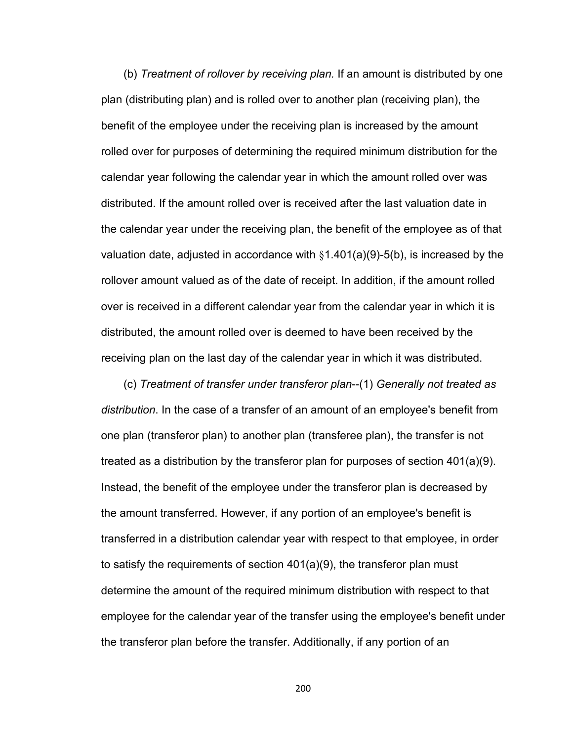(b) *Treatment of rollover by receiving plan.* If an amount is distributed by one plan (distributing plan) and is rolled over to another plan (receiving plan), the benefit of the employee under the receiving plan is increased by the amount rolled over for purposes of determining the required minimum distribution for the calendar year following the calendar year in which the amount rolled over was distributed. If the amount rolled over is received after the last valuation date in the calendar year under the receiving plan, the benefit of the employee as of that valuation date, adjusted in accordance with §1.401(a)(9)-5(b), is increased by the rollover amount valued as of the date of receipt. In addition, if the amount rolled over is received in a different calendar year from the calendar year in which it is distributed, the amount rolled over is deemed to have been received by the receiving plan on the last day of the calendar year in which it was distributed.

(c) *Treatment of transfer under transferor plan*--(1) *Generally not treated as distribution*. In the case of a transfer of an amount of an employee's benefit from one plan (transferor plan) to another plan (transferee plan), the transfer is not treated as a distribution by the transferor plan for purposes of section 401(a)(9). Instead, the benefit of the employee under the transferor plan is decreased by the amount transferred. However, if any portion of an employee's benefit is transferred in a distribution calendar year with respect to that employee, in order to satisfy the requirements of section 401(a)(9), the transferor plan must determine the amount of the required minimum distribution with respect to that employee for the calendar year of the transfer using the employee's benefit under the transferor plan before the transfer. Additionally, if any portion of an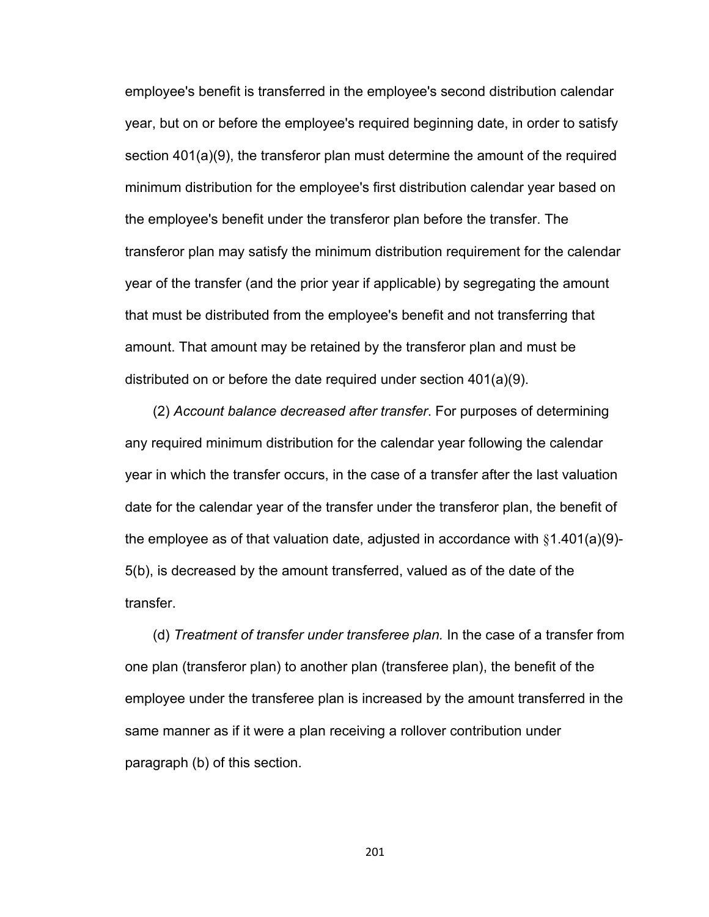employee's benefit is transferred in the employee's second distribution calendar year, but on or before the employee's required beginning date, in order to satisfy section 401(a)(9), the transferor plan must determine the amount of the required minimum distribution for the employee's first distribution calendar year based on the employee's benefit under the transferor plan before the transfer. The transferor plan may satisfy the minimum distribution requirement for the calendar year of the transfer (and the prior year if applicable) by segregating the amount that must be distributed from the employee's benefit and not transferring that amount. That amount may be retained by the transferor plan and must be distributed on or before the date required under section 401(a)(9).

(2) *Account balance decreased after transfer*. For purposes of determining any required minimum distribution for the calendar year following the calendar year in which the transfer occurs, in the case of a transfer after the last valuation date for the calendar year of the transfer under the transferor plan, the benefit of the employee as of that valuation date, adjusted in accordance with §1.401(a)(9)-5(b), is decreased by the amount transferred, valued as of the date of the transfer.

(d) *Treatment of transfer under transferee plan.* In the case of a transfer from one plan (transferor plan) to another plan (transferee plan), the benefit of the employee under the transferee plan is increased by the amount transferred in the same manner as if it were a plan receiving a rollover contribution under paragraph (b) of this section.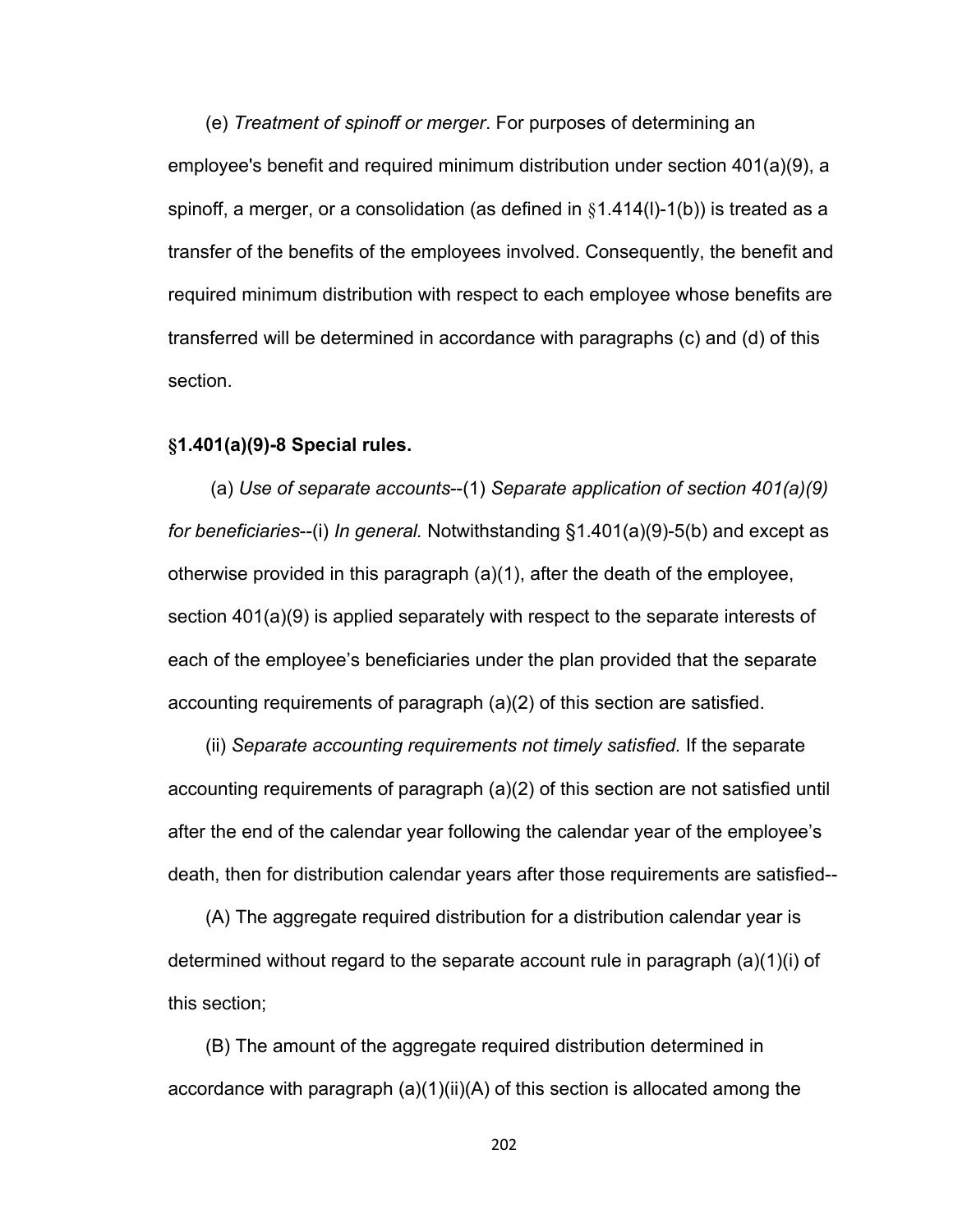(e) *Treatment of spinoff or merger*. For purposes of determining an employee's benefit and required minimum distribution under section 401(a)(9), a spinoff, a merger, or a consolidation (as defined in §1.414(l)-1(b)) is treated as a transfer of the benefits of the employees involved. Consequently, the benefit and required minimum distribution with respect to each employee whose benefits are transferred will be determined in accordance with paragraphs (c) and (d) of this section.

**§1.401(a)(9)-8 Special rules.**

(a) *Use of separate accounts*--(1) *Separate application of section 401(a)(9) for beneficiaries*--(i) *In general.* Notwithstanding §1.401(a)(9)-5(b) and except as otherwise provided in this paragraph (a)(1), after the death of the employee, section 401(a)(9) is applied separately with respect to the separate interests of each of the employee's beneficiaries under the plan provided that the separate accounting requirements of paragraph (a)(2) of this section are satisfied.

(ii) *Separate accounting requirements not timely satisfied.* If the separate accounting requirements of paragraph (a)(2) of this section are not satisfied until after the end of the calendar year following the calendar year of the employee's death, then for distribution calendar years after those requirements are satisfied--

(A) The aggregate required distribution for a distribution calendar year is determined without regard to the separate account rule in paragraph (a)(1)(i) of this section;

(B) The amount of the aggregate required distribution determined in accordance with paragraph (a)(1)(ii)(A) of this section is allocated among the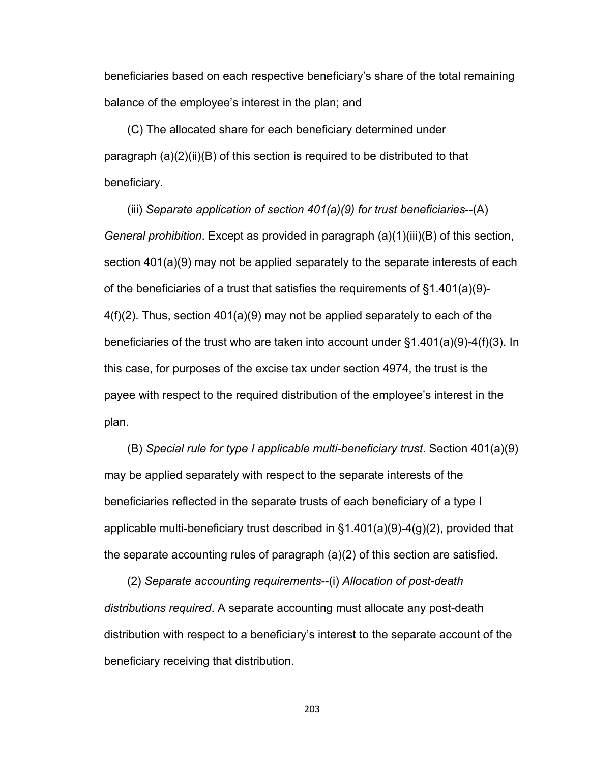beneficiaries based on each respective beneficiary's share of the total remaining balance of the employee's interest in the plan; and

(C) The allocated share for each beneficiary determined under paragraph (a)(2)(ii)(B) of this section is required to be distributed to that beneficiary.

(iii) *Separate application of section 401(a)(9) for trust beneficiaries*--(A) *General prohibition*. Except as provided in paragraph (a)(1)(iii)(B) of this section, section 401(a)(9) may not be applied separately to the separate interests of each of the beneficiaries of a trust that satisfies the requirements of §1.401(a)(9)-4(f)(2). Thus, section 401(a)(9) may not be applied separately to each of the beneficiaries of the trust who are taken into account under §1.401(a)(9)-4(f)(3). In this case, for purposes of the excise tax under section 4974, the trust is the payee with respect to the required distribution of the employee's interest in the plan.

(B) *Special rule for type I applicable multi-beneficiary trust*. Section 401(a)(9) may be applied separately with respect to the separate interests of the beneficiaries reflected in the separate trusts of each beneficiary of a type I applicable multi-beneficiary trust described in §1.401(a)(9)-4(g)(2), provided that the separate accounting rules of paragraph (a)(2) of this section are satisfied.

(2) *Separate accounting requirements*--(i) *Allocation of post-death distributions required*. A separate accounting must allocate any post-death distribution with respect to a beneficiary's interest to the separate account of the beneficiary receiving that distribution.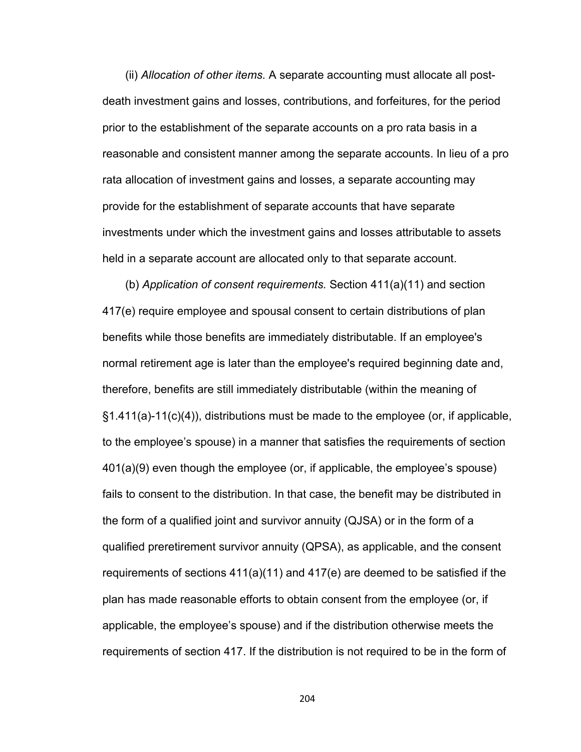(ii) *Allocation of other items.* A separate accounting must allocate all post-death investment gains and losses, contributions, and forfeitures, for the period prior to the establishment of the separate accounts on a pro rata basis in a reasonable and consistent manner among the separate accounts. In lieu of a pro rata allocation of investment gains and losses, a separate accounting may provide for the establishment of separate accounts that have separate investments under which the investment gains and losses attributable to assets held in a separate account are allocated only to that separate account.

(b) *Application of consent requirements.* Section 411(a)(11) and section 417(e) require employee and spousal consent to certain distributions of plan benefits while those benefits are immediately distributable. If an employee's normal retirement age is later than the employee's required beginning date and, therefore, benefits are still immediately distributable (within the meaning of §1.411(a)-11(c)(4)), distributions must be made to the employee (or, if applicable, to the employee's spouse) in a manner that satisfies the requirements of section 401(a)(9) even though the employee (or, if applicable, the employee's spouse) fails to consent to the distribution. In that case, the benefit may be distributed in the form of a qualified joint and survivor annuity (QJSA) or in the form of a qualified preretirement survivor annuity (QPSA), as applicable, and the consent requirements of sections 411(a)(11) and 417(e) are deemed to be satisfied if the plan has made reasonable efforts to obtain consent from the employee (or, if applicable, the employee's spouse) and if the distribution otherwise meets the requirements of section 417. If the distribution is not required to be in the form of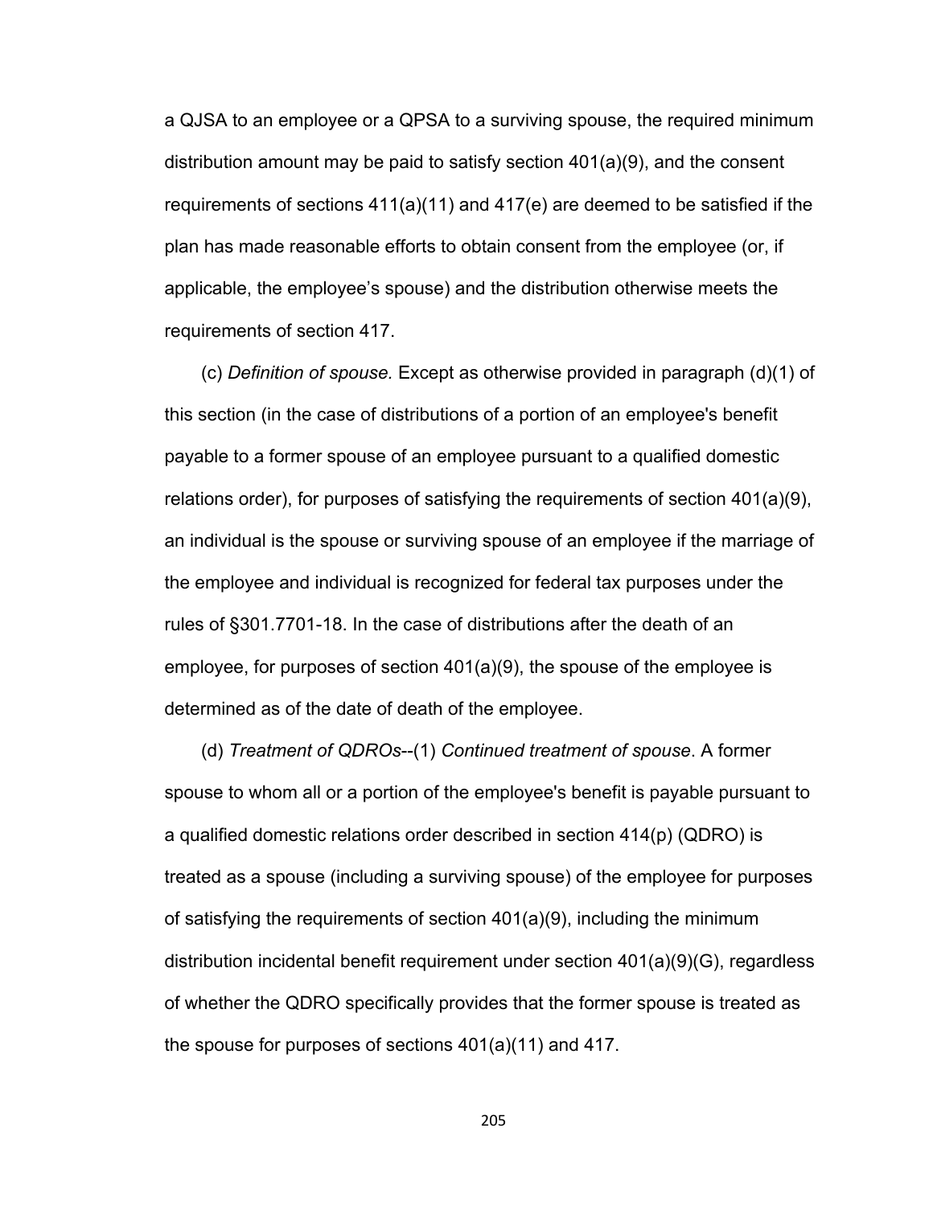a QJSA to an employee or a QPSA to a surviving spouse, the required minimum distribution amount may be paid to satisfy section 401(a)(9), and the consent requirements of sections 411(a)(11) and 417(e) are deemed to be satisfied if the plan has made reasonable efforts to obtain consent from the employee (or, if applicable, the employee's spouse) and the distribution otherwise meets the requirements of section 417.

(c) *Definition of spouse.* Except as otherwise provided in paragraph (d)(1) of this section (in the case of distributions of a portion of an employee's benefit payable to a former spouse of an employee pursuant to a qualified domestic relations order), for purposes of satisfying the requirements of section 401(a)(9), an individual is the spouse or surviving spouse of an employee if the marriage of the employee and individual is recognized for federal tax purposes under the rules of §301.7701-18. In the case of distributions after the death of an employee, for purposes of section 401(a)(9), the spouse of the employee is determined as of the date of death of the employee.

(d) *Treatment of QDROs*--(1) *Continued treatment of spouse*. A former spouse to whom all or a portion of the employee's benefit is payable pursuant to a qualified domestic relations order described in section 414(p) (QDRO) is treated as a spouse (including a surviving spouse) of the employee for purposes of satisfying the requirements of section 401(a)(9), including the minimum distribution incidental benefit requirement under section 401(a)(9)(G), regardless of whether the QDRO specifically provides that the former spouse is treated as the spouse for purposes of sections 401(a)(11) and 417.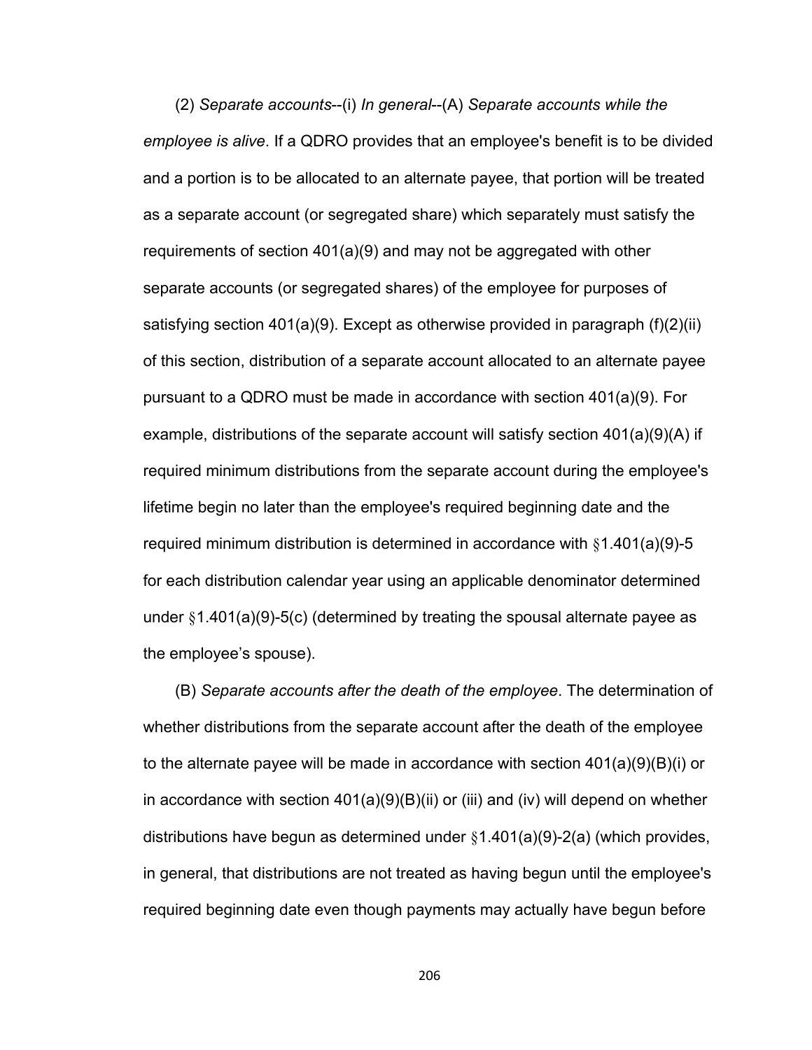(2) *Separate accounts*--(i) *In general*--(A) *Separate accounts while the employee is alive*. If a QDRO provides that an employee's benefit is to be divided and a portion is to be allocated to an alternate payee, that portion will be treated as a separate account (or segregated share) which separately must satisfy the requirements of section 401(a)(9) and may not be aggregated with other separate accounts (or segregated shares) of the employee for purposes of satisfying section 401(a)(9). Except as otherwise provided in paragraph (f)(2)(ii) of this section, distribution of a separate account allocated to an alternate payee pursuant to a QDRO must be made in accordance with section 401(a)(9). For example, distributions of the separate account will satisfy section 401(a)(9)(A) if required minimum distributions from the separate account during the employee's lifetime begin no later than the employee's required beginning date and the required minimum distribution is determined in accordance with §1.401(a)(9)-5 for each distribution calendar year using an applicable denominator determined under §1.401(a)(9)-5(c) (determined by treating the spousal alternate payee as the employee's spouse).

(B) *Separate accounts after the death of the employee*. The determination of whether distributions from the separate account after the death of the employee to the alternate payee will be made in accordance with section 401(a)(9)(B)(i) or in accordance with section 401(a)(9)(B)(ii) or (iii) and (iv) will depend on whether distributions have begun as determined under §1.401(a)(9)-2(a) (which provides, in general, that distributions are not treated as having begun until the employee's required beginning date even though payments may actually have begun before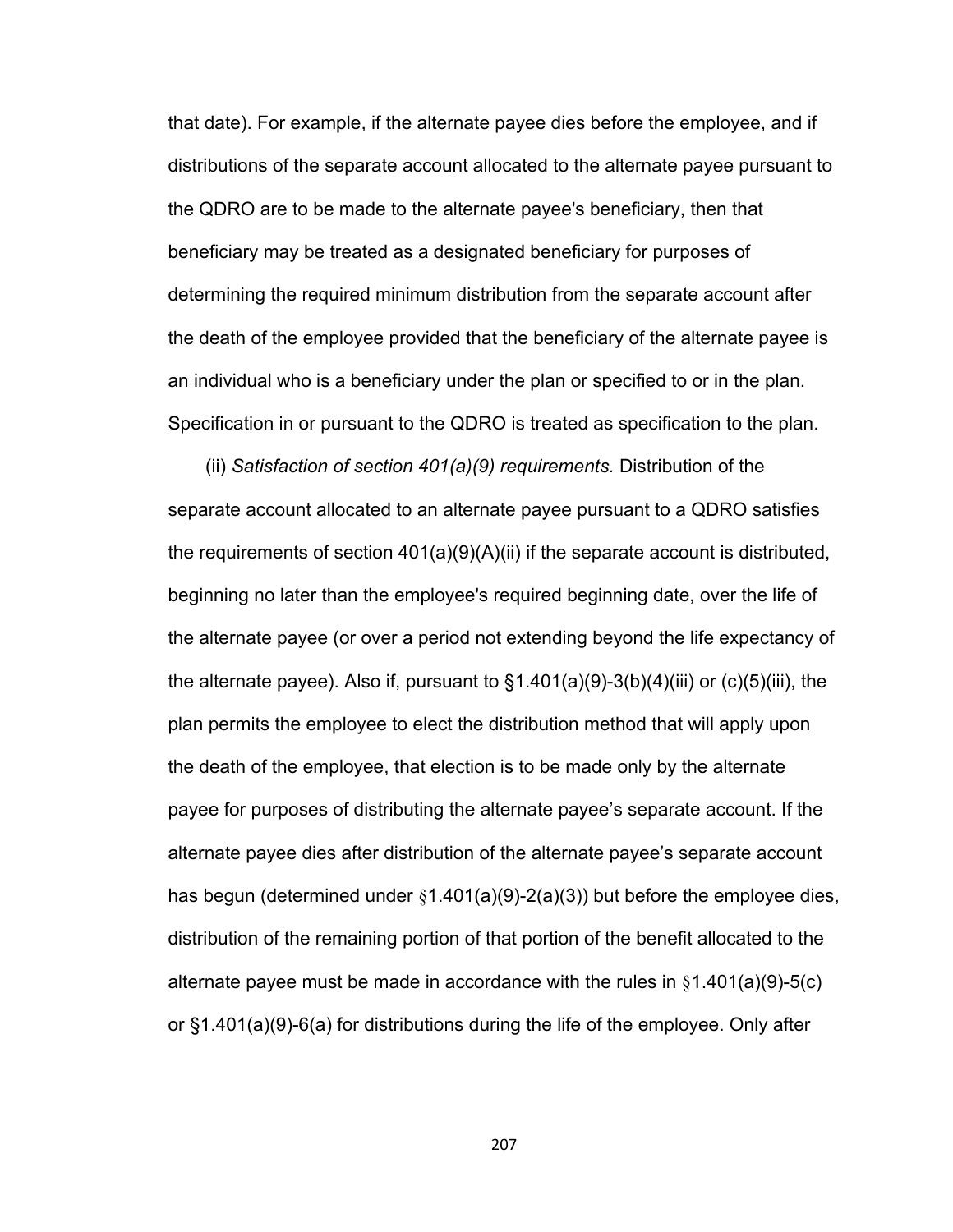that date). For example, if the alternate payee dies before the employee, and if distributions of the separate account allocated to the alternate payee pursuant to the QDRO are to be made to the alternate payee's beneficiary, then that beneficiary may be treated as a designated beneficiary for purposes of determining the required minimum distribution from the separate account after the death of the employee provided that the beneficiary of the alternate payee is an individual who is a beneficiary under the plan or specified to or in the plan. Specification in or pursuant to the QDRO is treated as specification to the plan.

(ii) *Satisfaction of section 401(a)(9) requirements.* Distribution of the separate account allocated to an alternate payee pursuant to a QDRO satisfies the requirements of section 401(a)(9)(A)(ii) if the separate account is distributed, beginning no later than the employee's required beginning date, over the life of the alternate payee (or over a period not extending beyond the life expectancy of the alternate payee). Also if, pursuant to §1.401(a)(9)-3(b)(4)(iii) or (c)(5)(iii), the plan permits the employee to elect the distribution method that will apply upon the death of the employee, that election is to be made only by the alternate payee for purposes of distributing the alternate payee's separate account. If the alternate payee dies after distribution of the alternate payee's separate account has begun (determined under §1.401(a)(9)-2(a)(3)) but before the employee dies, distribution of the remaining portion of that portion of the benefit allocated to the alternate payee must be made in accordance with the rules in §1.401(a)(9)-5(c) or §1.401(a)(9)-6(a) for distributions during the life of the employee. Only after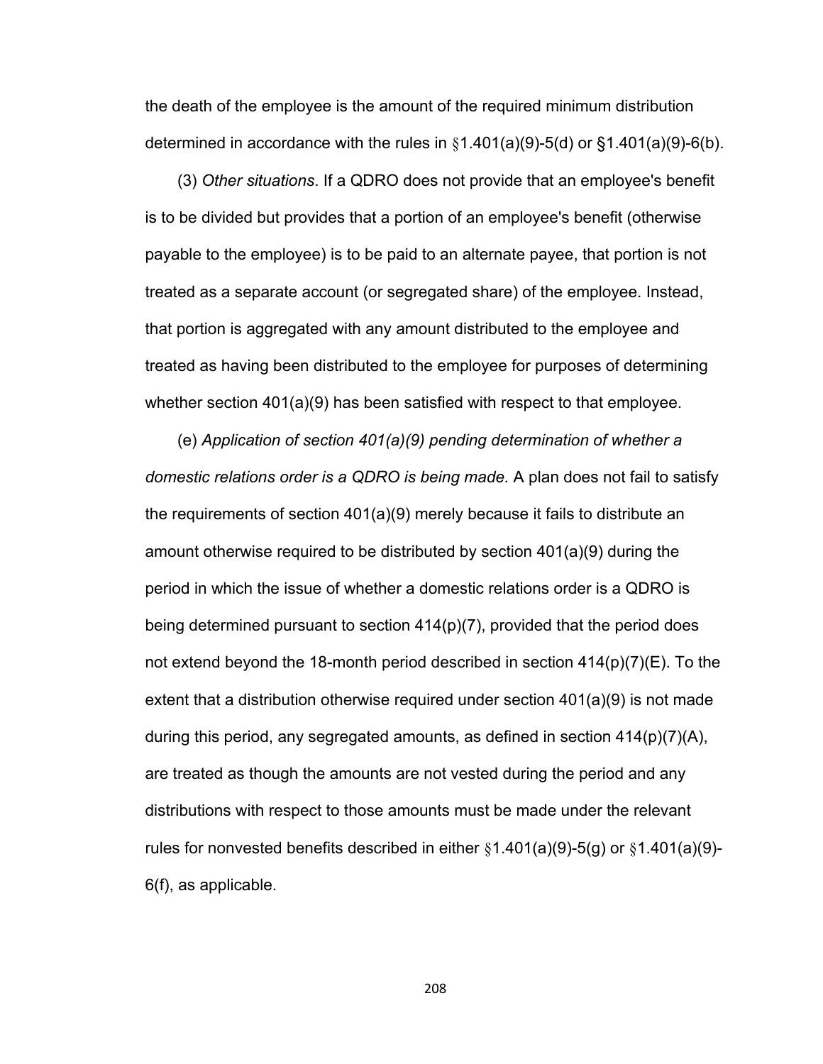the death of the employee is the amount of the required minimum distribution determined in accordance with the rules in §1.401(a)(9)-5(d) or §1.401(a)(9)-6(b).

(3) *Other situations*. If a QDRO does not provide that an employee's benefit is to be divided but provides that a portion of an employee's benefit (otherwise payable to the employee) is to be paid to an alternate payee, that portion is not treated as a separate account (or segregated share) of the employee. Instead, that portion is aggregated with any amount distributed to the employee and treated as having been distributed to the employee for purposes of determining whether section 401(a)(9) has been satisfied with respect to that employee.

(e) *Application of section 401(a)(9) pending determination of whether a domestic relations order is a QDRO is being made.* A plan does not fail to satisfy the requirements of section 401(a)(9) merely because it fails to distribute an amount otherwise required to be distributed by section 401(a)(9) during the period in which the issue of whether a domestic relations order is a QDRO is being determined pursuant to section 414(p)(7), provided that the period does not extend beyond the 18-month period described in section 414(p)(7)(E). To the extent that a distribution otherwise required under section 401(a)(9) is not made during this period, any segregated amounts, as defined in section 414(p)(7)(A), are treated as though the amounts are not vested during the period and any distributions with respect to those amounts must be made under the relevant rules for nonvested benefits described in either §1.401(a)(9)-5(g) or §1.401(a)(9)-6(f), as applicable.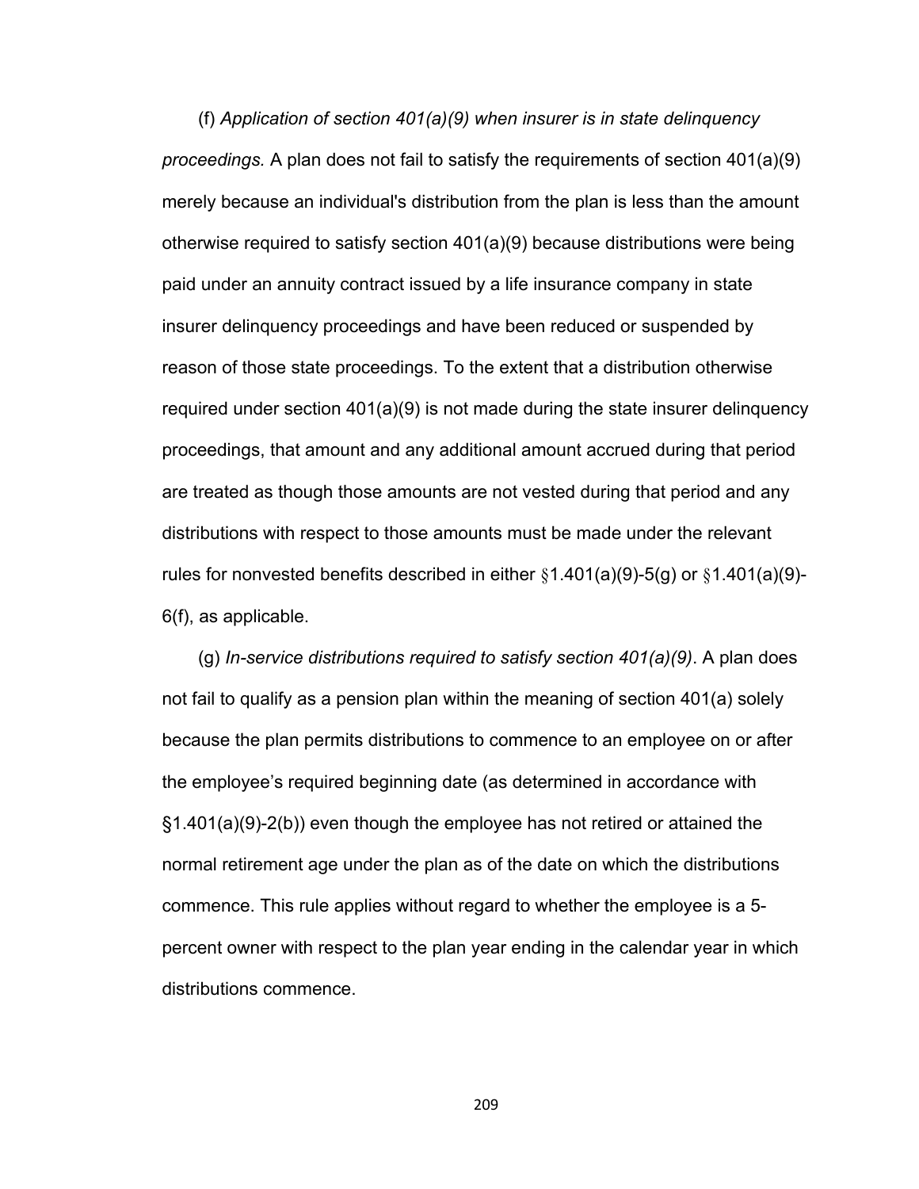(f) *Application of section 401(a)(9) when insurer is in state delinquency proceedings.* A plan does not fail to satisfy the requirements of section 401(a)(9) merely because an individual's distribution from the plan is less than the amount otherwise required to satisfy section 401(a)(9) because distributions were being paid under an annuity contract issued by a life insurance company in state insurer delinquency proceedings and have been reduced or suspended by reason of those state proceedings. To the extent that a distribution otherwise required under section 401(a)(9) is not made during the state insurer delinquency proceedings, that amount and any additional amount accrued during that period are treated as though those amounts are not vested during that period and any distributions with respect to those amounts must be made under the relevant rules for nonvested benefits described in either §1.401(a)(9)-5(g) or §1.401(a)(9)-6(f), as applicable.

(g) *In-service distributions required to satisfy section 401(a)(9)*. A plan does not fail to qualify as a pension plan within the meaning of section 401(a) solely because the plan permits distributions to commence to an employee on or after the employee's required beginning date (as determined in accordance with §1.401(a)(9)-2(b)) even though the employee has not retired or attained the normal retirement age under the plan as of the date on which the distributions commence. This rule applies without regard to whether the employee is a 5-percent owner with respect to the plan year ending in the calendar year in which distributions commence.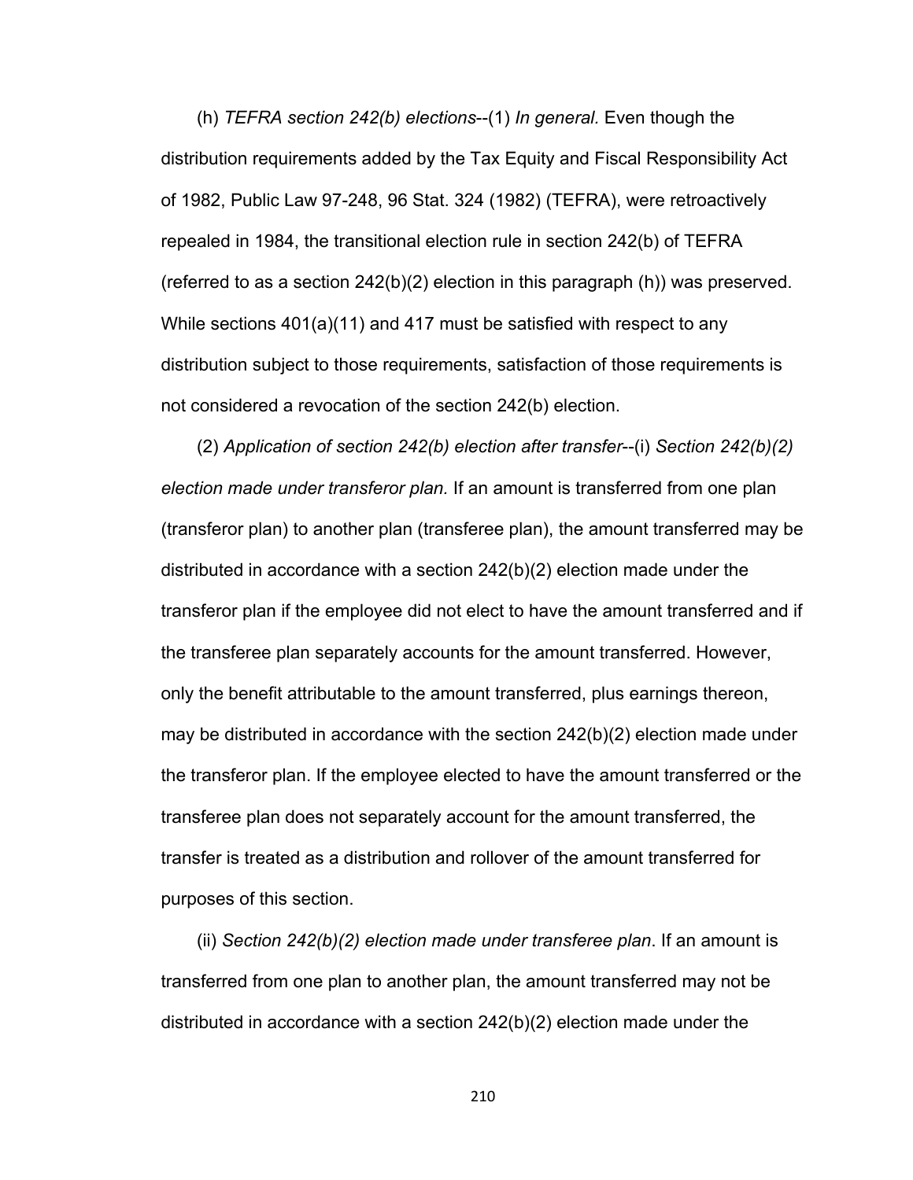(h) *TEFRA section 242(b) elections*--(1) *In general.* Even though the distribution requirements added by the Tax Equity and Fiscal Responsibility Act of 1982, Public Law 97-248, 96 Stat. 324 (1982) (TEFRA), were retroactively repealed in 1984, the transitional election rule in section 242(b) of TEFRA (referred to as a section 242(b)(2) election in this paragraph (h)) was preserved. While sections 401(a)(11) and 417 must be satisfied with respect to any distribution subject to those requirements, satisfaction of those requirements is not considered a revocation of the section 242(b) election.

(2) *Application of section 242(b) election after transfer*--(i) *Section 242(b)(2) election made under transferor plan.* If an amount is transferred from one plan (transferor plan) to another plan (transferee plan), the amount transferred may be distributed in accordance with a section 242(b)(2) election made under the transferor plan if the employee did not elect to have the amount transferred and if the transferee plan separately accounts for the amount transferred. However, only the benefit attributable to the amount transferred, plus earnings thereon, may be distributed in accordance with the section 242(b)(2) election made under the transferor plan. If the employee elected to have the amount transferred or the transferee plan does not separately account for the amount transferred, the transfer is treated as a distribution and rollover of the amount transferred for purposes of this section.

(ii) *Section 242(b)(2) election made under transferee plan*. If an amount is transferred from one plan to another plan, the amount transferred may not be distributed in accordance with a section 242(b)(2) election made under the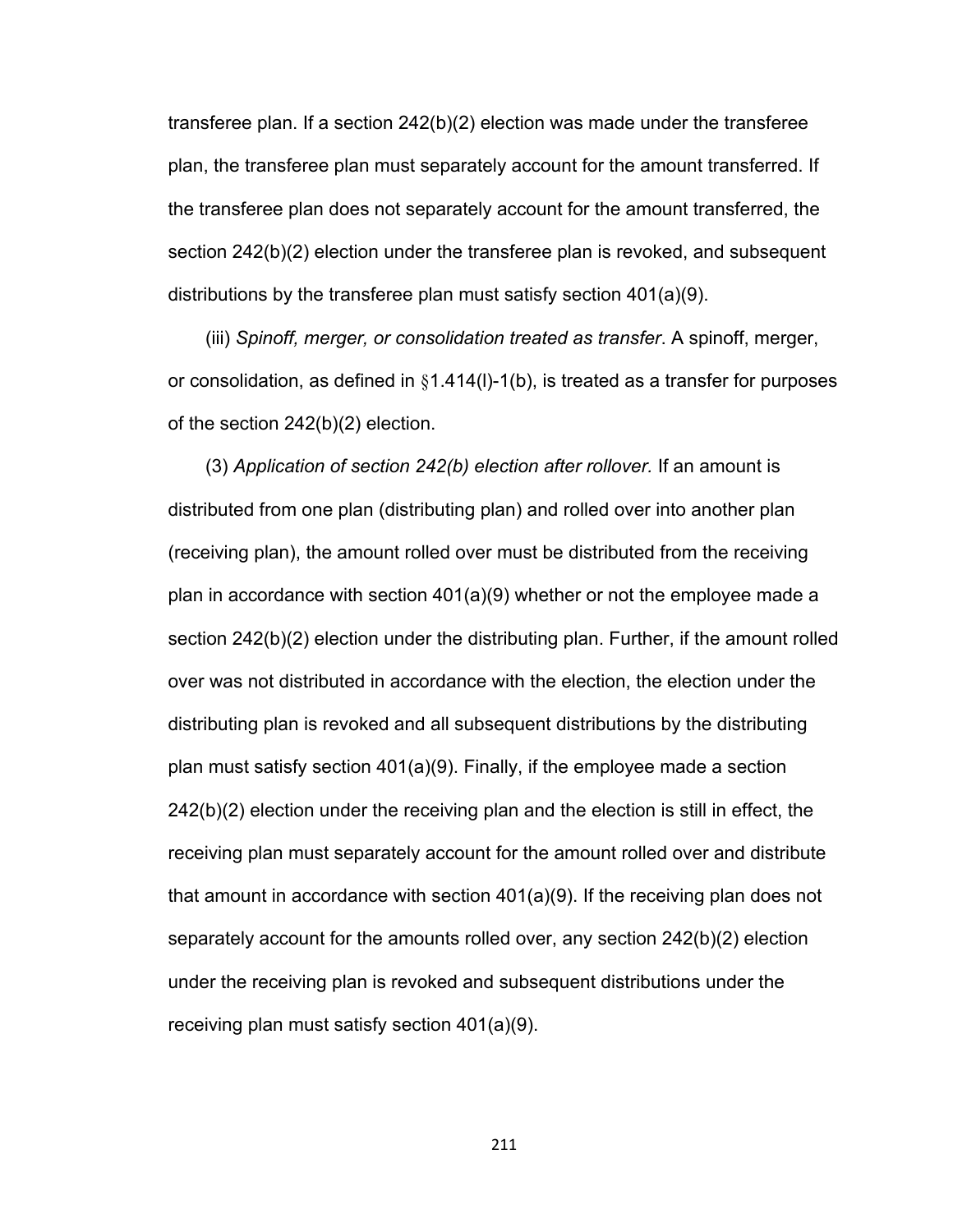transferee plan. If a section 242(b)(2) election was made under the transferee plan, the transferee plan must separately account for the amount transferred. If the transferee plan does not separately account for the amount transferred, the section 242(b)(2) election under the transferee plan is revoked, and subsequent distributions by the transferee plan must satisfy section 401(a)(9).

(iii) *Spinoff, merger, or consolidation treated as transfer*. A spinoff, merger, or consolidation, as defined in §1.414(l)-1(b), is treated as a transfer for purposes of the section 242(b)(2) election.

(3) *Application of section 242(b) election after rollover.* If an amount is distributed from one plan (distributing plan) and rolled over into another plan (receiving plan), the amount rolled over must be distributed from the receiving plan in accordance with section 401(a)(9) whether or not the employee made a section 242(b)(2) election under the distributing plan. Further, if the amount rolled over was not distributed in accordance with the election, the election under the distributing plan is revoked and all subsequent distributions by the distributing plan must satisfy section 401(a)(9). Finally, if the employee made a section 242(b)(2) election under the receiving plan and the election is still in effect, the receiving plan must separately account for the amount rolled over and distribute that amount in accordance with section 401(a)(9). If the receiving plan does not separately account for the amounts rolled over, any section 242(b)(2) election under the receiving plan is revoked and subsequent distributions under the receiving plan must satisfy section 401(a)(9).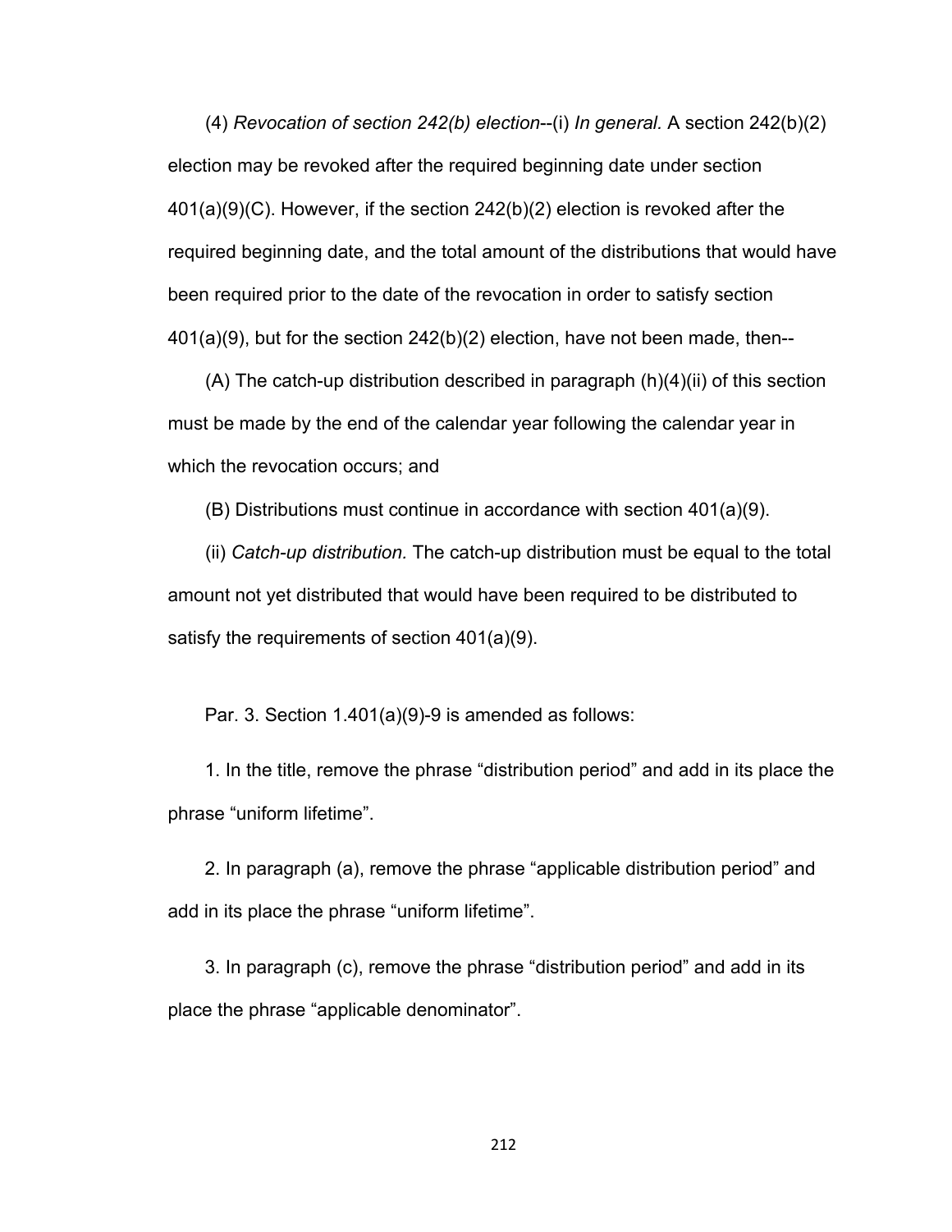(4) *Revocation of section 242(b) election*--(i) *In general.* A section 242(b)(2) election may be revoked after the required beginning date under section 401(a)(9)(C). However, if the section 242(b)(2) election is revoked after the required beginning date, and the total amount of the distributions that would have been required prior to the date of the revocation in order to satisfy section 401(a)(9), but for the section 242(b)(2) election, have not been made, then--

(A) The catch-up distribution described in paragraph (h)(4)(ii) of this section must be made by the end of the calendar year following the calendar year in which the revocation occurs; and

(B) Distributions must continue in accordance with section 401(a)(9).

(ii) *Catch-up distribution.* The catch-up distribution must be equal to the total amount not yet distributed that would have been required to be distributed to satisfy the requirements of section 401(a)(9).

Par. 3. Section 1.401(a)(9)-9 is amended as follows:

1. In the title, remove the phrase "distribution period" and add in its place the phrase "uniform lifetime".

2. In paragraph (a), remove the phrase "applicable distribution period" and add in its place the phrase "uniform lifetime".

3. In paragraph (c), remove the phrase "distribution period" and add in its place the phrase "applicable denominator".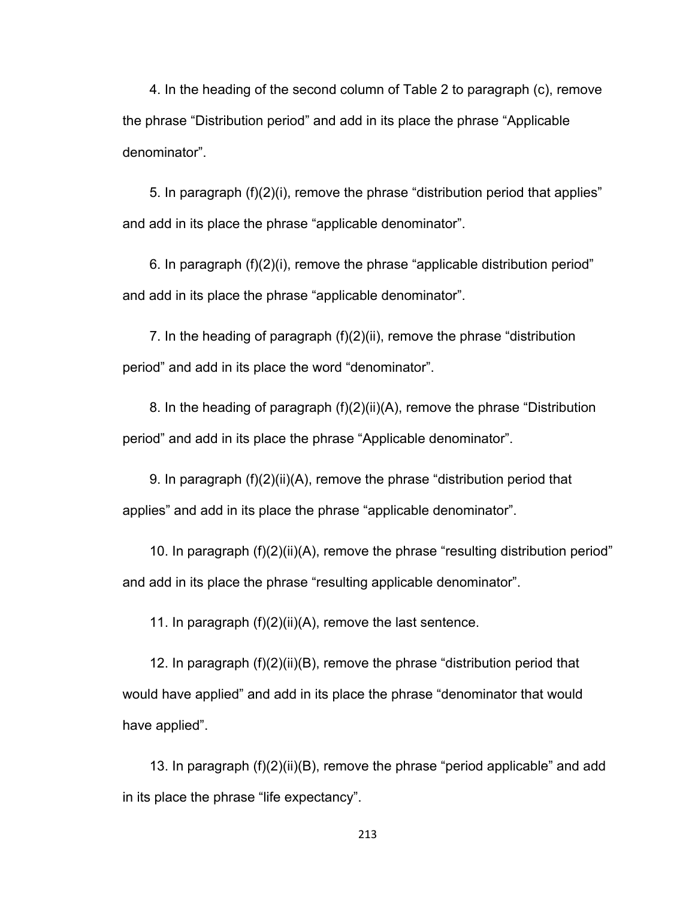4. In the heading of the second column of Table 2 to paragraph (c), remove the phrase “Distribution period” and add in its place the phrase “Applicable denominator”.

5. In paragraph (f)(2)(i), remove the phrase “distribution period that applies” and add in its place the phrase “applicable denominator”.

6. In paragraph (f)(2)(i), remove the phrase “applicable distribution period” and add in its place the phrase “applicable denominator”.

7. In the heading of paragraph (f)(2)(ii), remove the phrase “distribution period” and add in its place the word “denominator”.

8. In the heading of paragraph (f)(2)(ii)(A), remove the phrase “Distribution period” and add in its place the phrase “Applicable denominator”.

9. In paragraph (f)(2)(ii)(A), remove the phrase “distribution period that applies” and add in its place the phrase “applicable denominator”.

10. In paragraph (f)(2)(ii)(A), remove the phrase “resulting distribution period” and add in its place the phrase “resulting applicable denominator”.

11. In paragraph (f)(2)(ii)(A), remove the last sentence.

12. In paragraph (f)(2)(ii)(B), remove the phrase “distribution period that would have applied” and add in its place the phrase “denominator that would have applied”.

13. In paragraph (f)(2)(ii)(B), remove the phrase “period applicable” and add in its place the phrase “life expectancy”.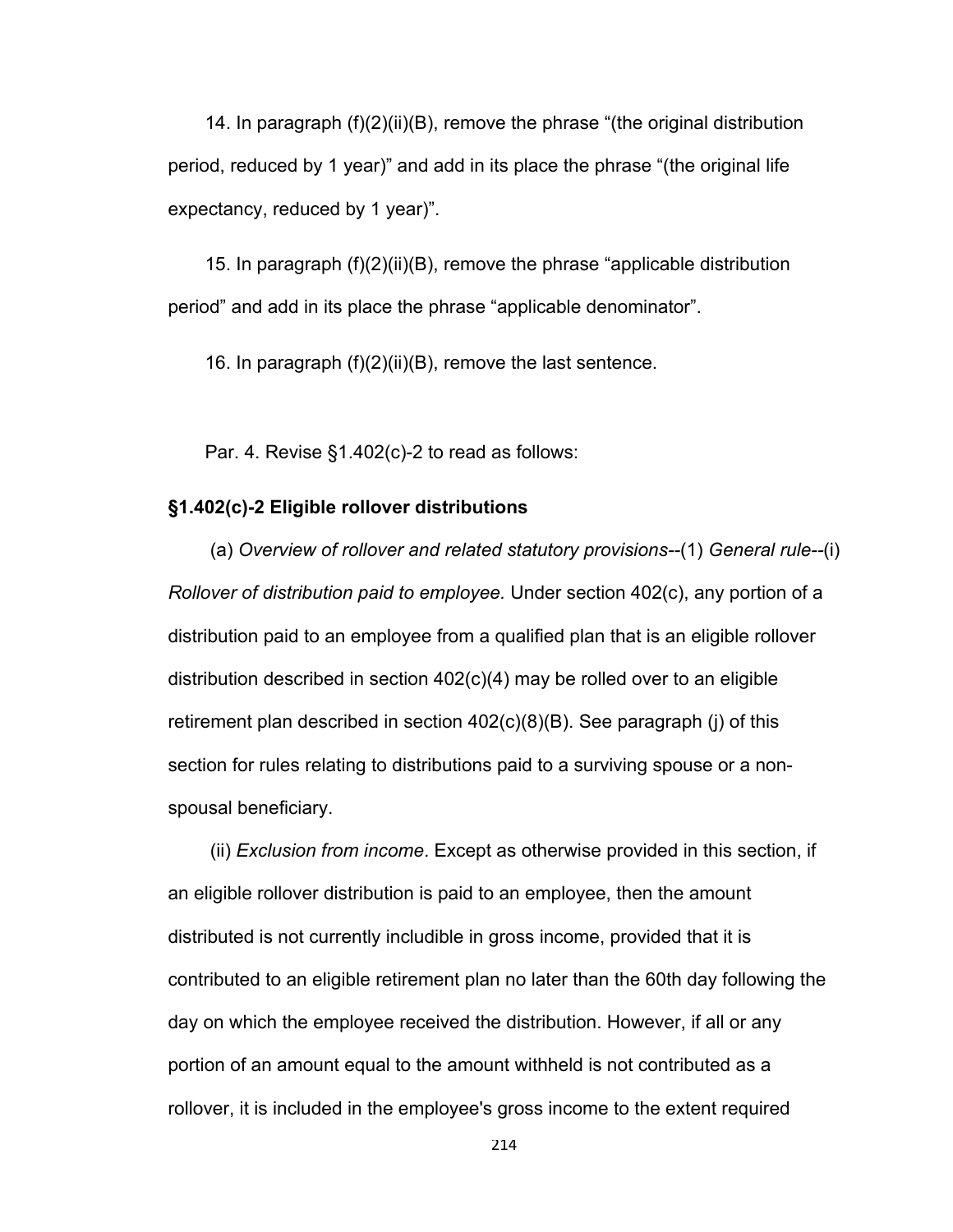14. In paragraph (f)(2)(ii)(B), remove the phrase "(the original distribution period, reduced by 1 year)" and add in its place the phrase "(the original life expectancy, reduced by 1 year)".

15. In paragraph (f)(2)(ii)(B), remove the phrase "applicable distribution period" and add in its place the phrase "applicable denominator".

16. In paragraph (f)(2)(ii)(B), remove the last sentence.

Par. 4. Revise §1.402(c)-2 to read as follows:

**§1.402(c)-2 Eligible rollover distributions**

(a) *Overview of rollover and related statutory provisions*--(1) *General rule*--(i) *Rollover of distribution paid to employee.* Under section 402(c), any portion of a distribution paid to an employee from a qualified plan that is an eligible rollover distribution described in section 402(c)(4) may be rolled over to an eligible retirement plan described in section 402(c)(8)(B). See paragraph (j) of this section for rules relating to distributions paid to a surviving spouse or a non-spousal beneficiary.

(ii) *Exclusion from income*. Except as otherwise provided in this section, if an eligible rollover distribution is paid to an employee, then the amount distributed is not currently includible in gross income, provided that it is contributed to an eligible retirement plan no later than the 60th day following the day on which the employee received the distribution. However, if all or any portion of an amount equal to the amount withheld is not contributed as a rollover, it is included in the employee's gross income to the extent required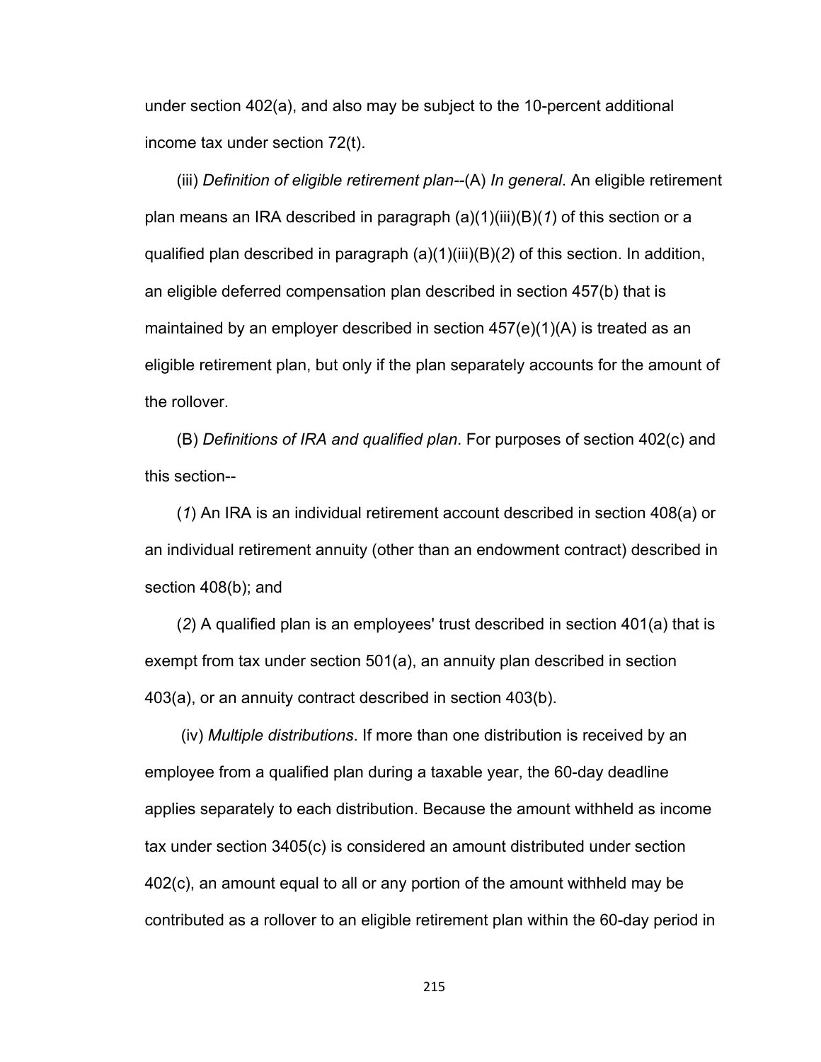under section 402(a), and also may be subject to the 10-percent additional income tax under section 72(t).

(iii) *Definition of eligible retirement plan*--(A) *In general*. An eligible retirement plan means an IRA described in paragraph (a)(1)(iii)(B)(*1*) of this section or a qualified plan described in paragraph (a)(1)(iii)(B)(*2*) of this section. In addition, an eligible deferred compensation plan described in section 457(b) that is maintained by an employer described in section 457(e)(1)(A) is treated as an eligible retirement plan, but only if the plan separately accounts for the amount of the rollover.

(B) *Definitions of IRA and qualified plan*. For purposes of section 402(c) and this section--

(*1*) An IRA is an individual retirement account described in section 408(a) or an individual retirement annuity (other than an endowment contract) described in section 408(b); and

(*2*) A qualified plan is an employees' trust described in section 401(a) that is exempt from tax under section 501(a), an annuity plan described in section 403(a), or an annuity contract described in section 403(b).

(iv) *Multiple distributions*. If more than one distribution is received by an employee from a qualified plan during a taxable year, the 60-day deadline applies separately to each distribution. Because the amount withheld as income tax under section 3405(c) is considered an amount distributed under section 402(c), an amount equal to all or any portion of the amount withheld may be contributed as a rollover to an eligible retirement plan within the 60-day period in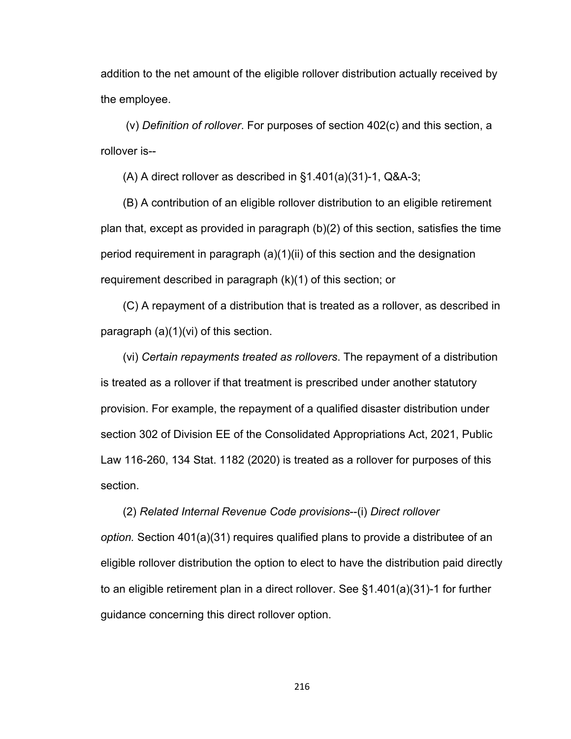addition to the net amount of the eligible rollover distribution actually received by the employee.

(v) *Definition of rollover*. For purposes of section 402(c) and this section, a rollover is--

(A) A direct rollover as described in §1.401(a)(31)-1, Q&A-3;

(B) A contribution of an eligible rollover distribution to an eligible retirement plan that, except as provided in paragraph (b)(2) of this section, satisfies the time period requirement in paragraph (a)(1)(ii) of this section and the designation requirement described in paragraph (k)(1) of this section; or

(C) A repayment of a distribution that is treated as a rollover, as described in paragraph (a)(1)(vi) of this section.

(vi) *Certain repayments treated as rollovers*. The repayment of a distribution is treated as a rollover if that treatment is prescribed under another statutory provision. For example, the repayment of a qualified disaster distribution under section 302 of Division EE of the Consolidated Appropriations Act, 2021, Public Law 116-260, 134 Stat. 1182 (2020) is treated as a rollover for purposes of this section.

(2) *Related Internal Revenue Code provisions*--(i) *Direct rollover option.* Section 401(a)(31) requires qualified plans to provide a distributee of an eligible rollover distribution the option to elect to have the distribution paid directly to an eligible retirement plan in a direct rollover. See §1.401(a)(31)-1 for further guidance concerning this direct rollover option.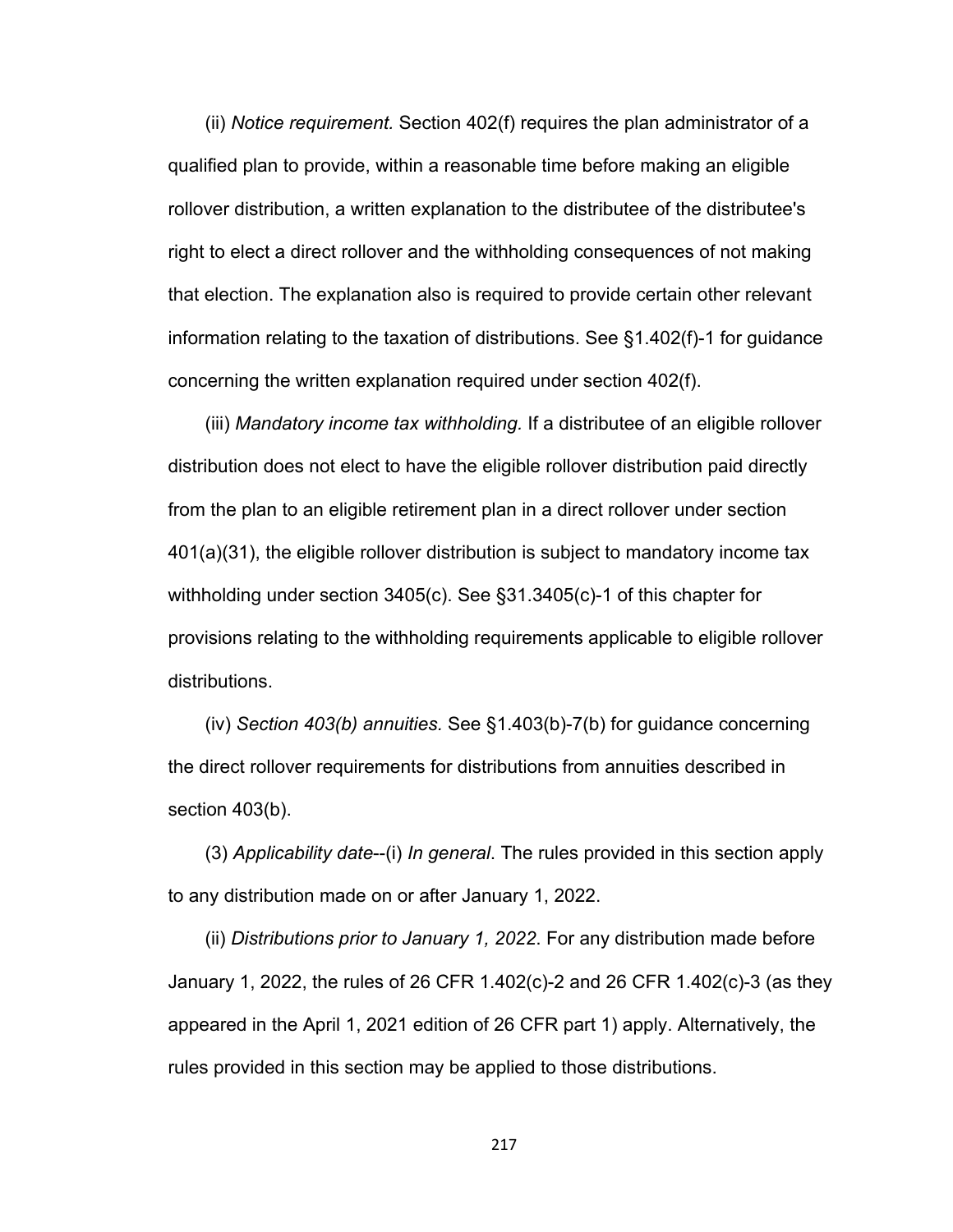(ii) *Notice requirement.* Section 402(f) requires the plan administrator of a qualified plan to provide, within a reasonable time before making an eligible rollover distribution, a written explanation to the distributee of the distributee's right to elect a direct rollover and the withholding consequences of not making that election. The explanation also is required to provide certain other relevant information relating to the taxation of distributions. See §1.402(f)-1 for guidance concerning the written explanation required under section 402(f).

(iii) *Mandatory income tax withholding.* If a distributee of an eligible rollover distribution does not elect to have the eligible rollover distribution paid directly from the plan to an eligible retirement plan in a direct rollover under section 401(a)(31), the eligible rollover distribution is subject to mandatory income tax withholding under section 3405(c). See §31.3405(c)-1 of this chapter for provisions relating to the withholding requirements applicable to eligible rollover distributions.

(iv) *Section 403(b) annuities.* See §1.403(b)-7(b) for guidance concerning the direct rollover requirements for distributions from annuities described in section 403(b).

(3) *Applicability date*--(i) *In general*. The rules provided in this section apply to any distribution made on or after January 1, 2022.

(ii) *Distributions prior to January 1, 2022*. For any distribution made before January 1, 2022, the rules of 26 CFR 1.402(c)-2 and 26 CFR 1.402(c)-3 (as they appeared in the April 1, 2021 edition of 26 CFR part 1) apply. Alternatively, the rules provided in this section may be applied to those distributions.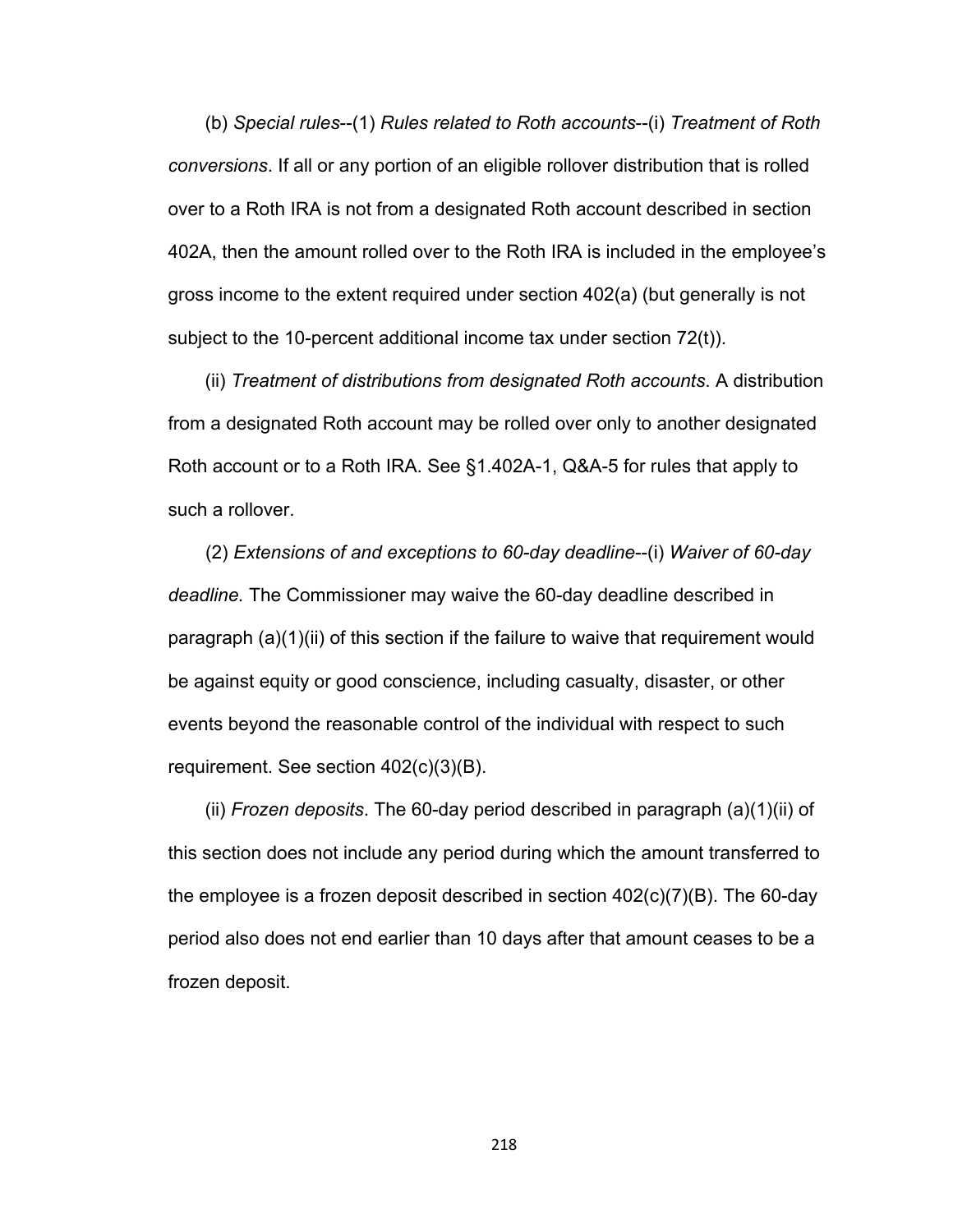(b) *Special rules*--(1) *Rules related to Roth accounts*--(i) *Treatment of Roth conversions*. If all or any portion of an eligible rollover distribution that is rolled over to a Roth IRA is not from a designated Roth account described in section 402A, then the amount rolled over to the Roth IRA is included in the employee's gross income to the extent required under section 402(a) (but generally is not subject to the 10-percent additional income tax under section 72(t)).

(ii) *Treatment of distributions from designated Roth accounts*. A distribution from a designated Roth account may be rolled over only to another designated Roth account or to a Roth IRA. See §1.402A-1, Q&A-5 for rules that apply to such a rollover.

(2) *Extensions of and exceptions to 60-day deadline*--(i) *Waiver of 60-day deadline.* The Commissioner may waive the 60-day deadline described in paragraph (a)(1)(ii) of this section if the failure to waive that requirement would be against equity or good conscience, including casualty, disaster, or other events beyond the reasonable control of the individual with respect to such requirement. See section 402(c)(3)(B).

(ii) *Frozen deposits*. The 60-day period described in paragraph (a)(1)(ii) of this section does not include any period during which the amount transferred to the employee is a frozen deposit described in section 402(c)(7)(B). The 60-day period also does not end earlier than 10 days after that amount ceases to be a frozen deposit.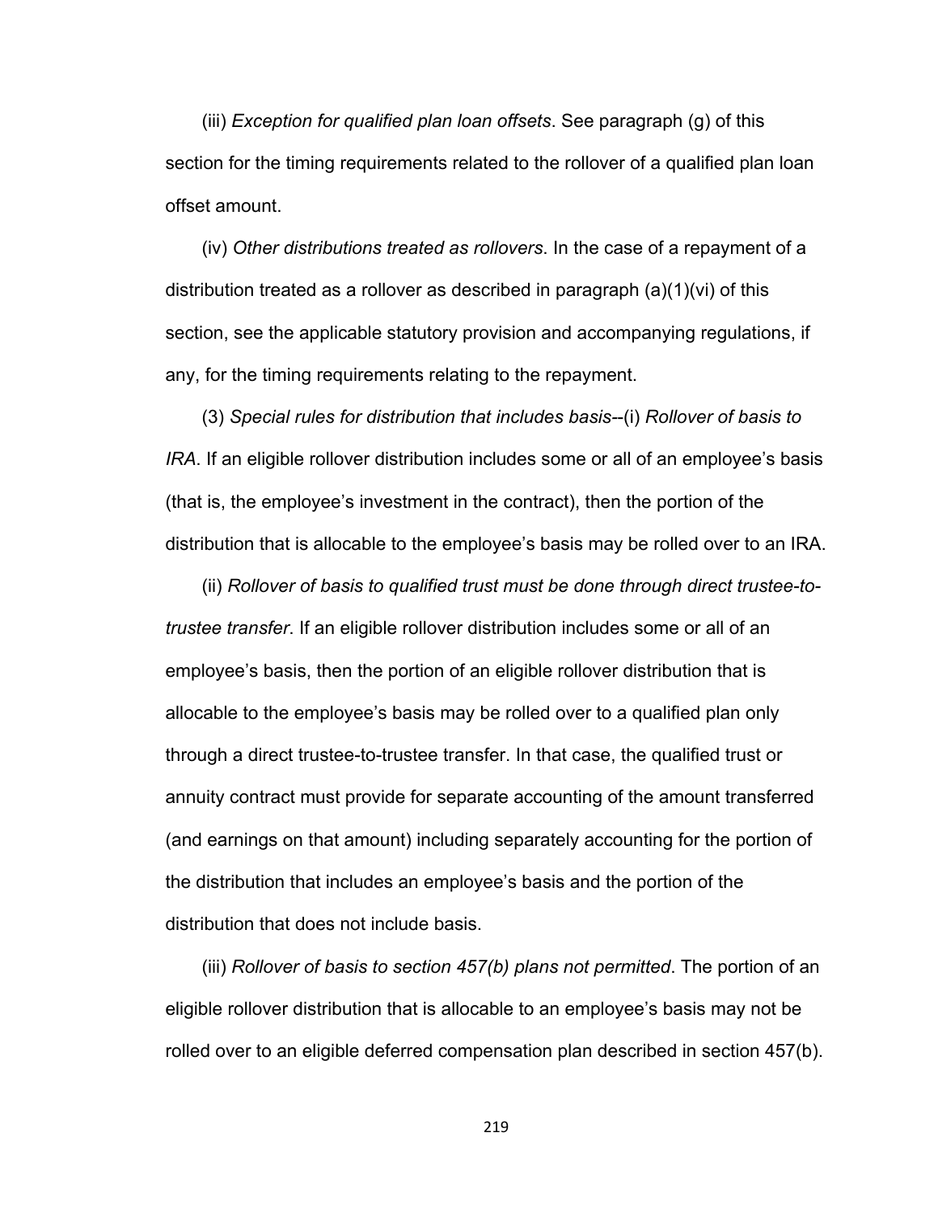(iii) *Exception for qualified plan loan offsets*. See paragraph (g) of this section for the timing requirements related to the rollover of a qualified plan loan offset amount.

(iv) *Other distributions treated as rollovers*. In the case of a repayment of a distribution treated as a rollover as described in paragraph (a)(1)(vi) of this section, see the applicable statutory provision and accompanying regulations, if any, for the timing requirements relating to the repayment.

(3) *Special rules for distribution that includes basis*--(i) *Rollover of basis to IRA*. If an eligible rollover distribution includes some or all of an employee's basis (that is, the employee's investment in the contract), then the portion of the distribution that is allocable to the employee's basis may be rolled over to an IRA.

(ii) *Rollover of basis to qualified trust must be done through direct trustee-to-trustee transfer*. If an eligible rollover distribution includes some or all of an employee's basis, then the portion of an eligible rollover distribution that is allocable to the employee's basis may be rolled over to a qualified plan only through a direct trustee-to-trustee transfer. In that case, the qualified trust or annuity contract must provide for separate accounting of the amount transferred (and earnings on that amount) including separately accounting for the portion of the distribution that includes an employee's basis and the portion of the distribution that does not include basis.

(iii) *Rollover of basis to section 457(b) plans not permitted*. The portion of an eligible rollover distribution that is allocable to an employee's basis may not be rolled over to an eligible deferred compensation plan described in section 457(b).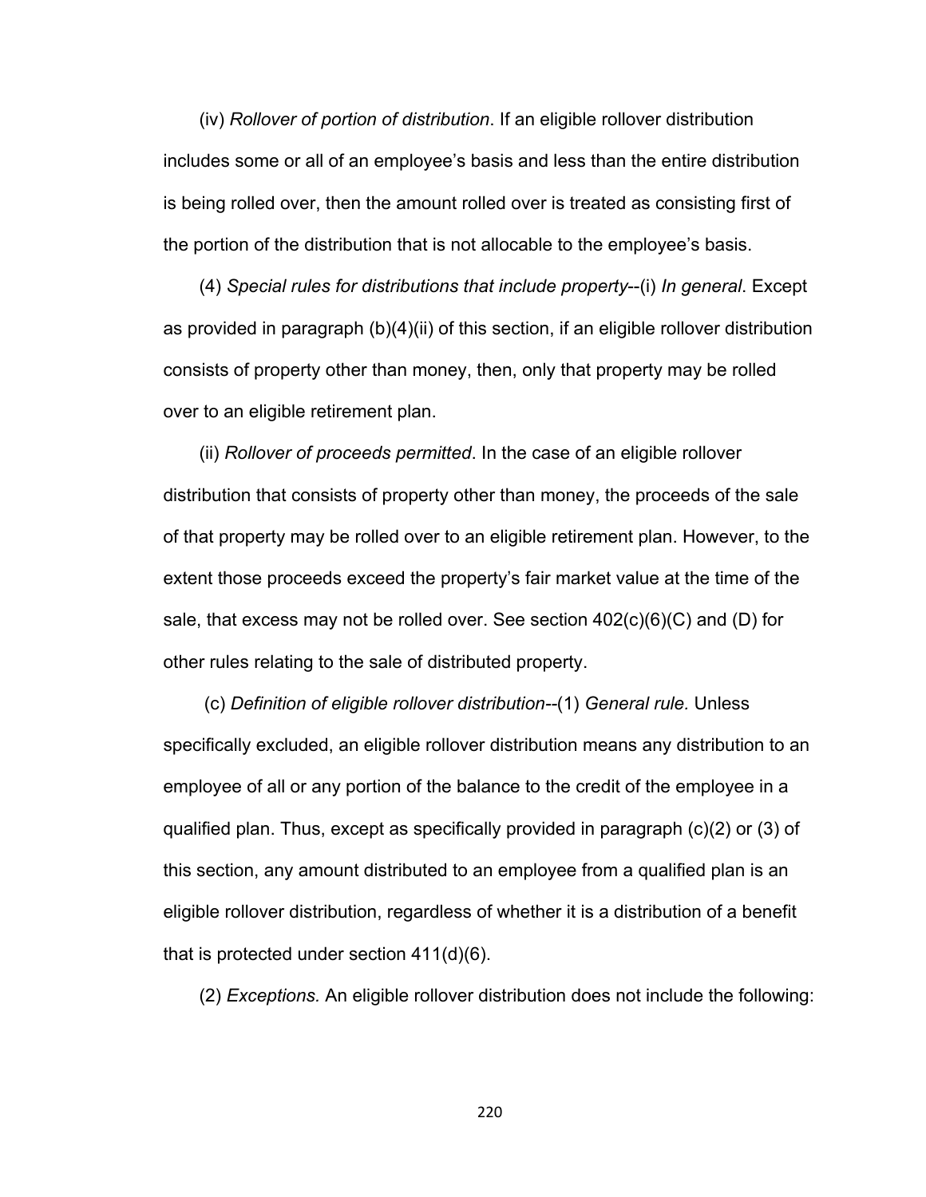(iv) *Rollover of portion of distribution*. If an eligible rollover distribution includes some or all of an employee's basis and less than the entire distribution is being rolled over, then the amount rolled over is treated as consisting first of the portion of the distribution that is not allocable to the employee's basis.

(4) *Special rules for distributions that include property*--(i) *In general*. Except as provided in paragraph (b)(4)(ii) of this section, if an eligible rollover distribution consists of property other than money, then, only that property may be rolled over to an eligible retirement plan.

(ii) *Rollover of proceeds permitted*. In the case of an eligible rollover distribution that consists of property other than money, the proceeds of the sale of that property may be rolled over to an eligible retirement plan. However, to the extent those proceeds exceed the property's fair market value at the time of the sale, that excess may not be rolled over. See section 402(c)(6)(C) and (D) for other rules relating to the sale of distributed property.

(c) *Definition of eligible rollover distribution*--(1) *General rule.* Unless specifically excluded, an eligible rollover distribution means any distribution to an employee of all or any portion of the balance to the credit of the employee in a qualified plan. Thus, except as specifically provided in paragraph (c)(2) or (3) of this section, any amount distributed to an employee from a qualified plan is an eligible rollover distribution, regardless of whether it is a distribution of a benefit that is protected under section 411(d)(6).

(2) *Exceptions.* An eligible rollover distribution does not include the following: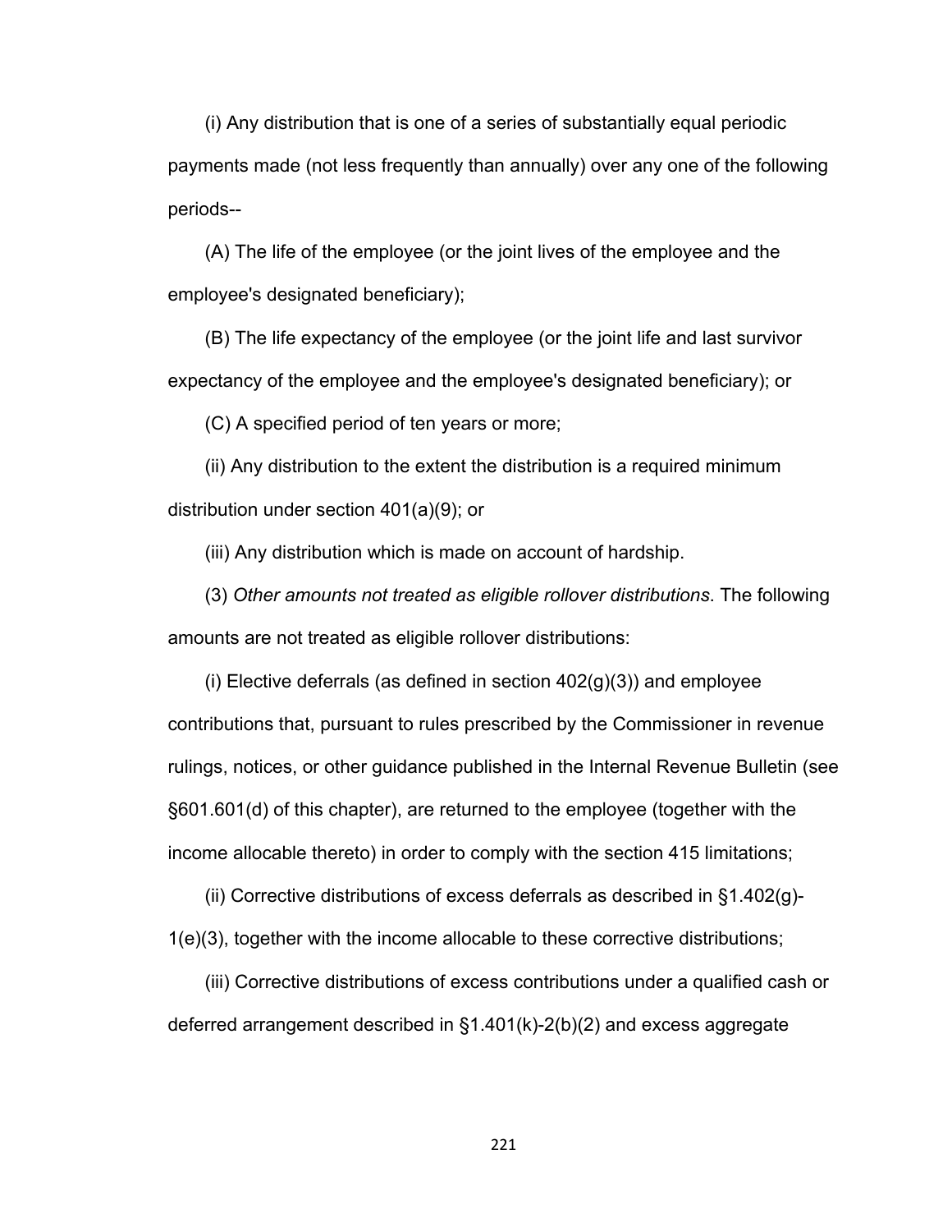(i) Any distribution that is one of a series of substantially equal periodic payments made (not less frequently than annually) over any one of the following periods--

(A) The life of the employee (or the joint lives of the employee and the employee's designated beneficiary);

(B) The life expectancy of the employee (or the joint life and last survivor expectancy of the employee and the employee's designated beneficiary); or

(C) A specified period of ten years or more;

(ii) Any distribution to the extent the distribution is a required minimum distribution under section 401(a)(9); or

(iii) Any distribution which is made on account of hardship.

(3) *Other amounts not treated as eligible rollover distributions.* The following amounts are not treated as eligible rollover distributions:

(i) Elective deferrals (as defined in section 402(g)(3)) and employee contributions that, pursuant to rules prescribed by the Commissioner in revenue rulings, notices, or other guidance published in the Internal Revenue Bulletin (see §601.601(d) of this chapter), are returned to the employee (together with the income allocable thereto) in order to comply with the section 415 limitations;

(ii) Corrective distributions of excess deferrals as described in §1.402(g)-1(e)(3), together with the income allocable to these corrective distributions;

(iii) Corrective distributions of excess contributions under a qualified cash or deferred arrangement described in §1.401(k)-2(b)(2) and excess aggregate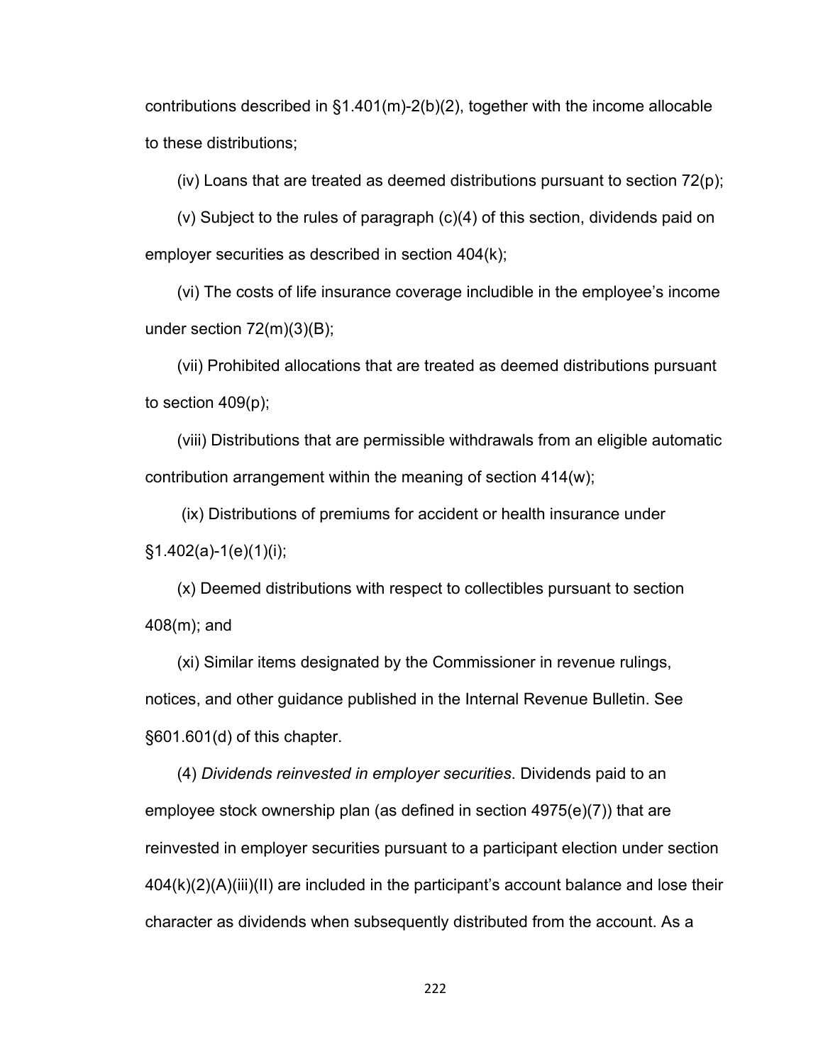contributions described in §1.401(m)-2(b)(2), together with the income allocable to these distributions;

(iv) Loans that are treated as deemed distributions pursuant to section 72(p);

(v) Subject to the rules of paragraph (c)(4) of this section, dividends paid on employer securities as described in section 404(k);

(vi) The costs of life insurance coverage includible in the employee's income under section 72(m)(3)(B);

(vii) Prohibited allocations that are treated as deemed distributions pursuant to section 409(p);

(viii) Distributions that are permissible withdrawals from an eligible automatic contribution arrangement within the meaning of section 414(w);

(ix) Distributions of premiums for accident or health insurance under §1.402(a)-1(e)(1)(i);

(x) Deemed distributions with respect to collectibles pursuant to section 408(m); and

(xi) Similar items designated by the Commissioner in revenue rulings, notices, and other guidance published in the Internal Revenue Bulletin. See §601.601(d) of this chapter.

(4) *Dividends reinvested in employer securities*. Dividends paid to an employee stock ownership plan (as defined in section 4975(e)(7)) that are reinvested in employer securities pursuant to a participant election under section 404(k)(2)(A)(iii)(II) are included in the participant's account balance and lose their character as dividends when subsequently distributed from the account. As a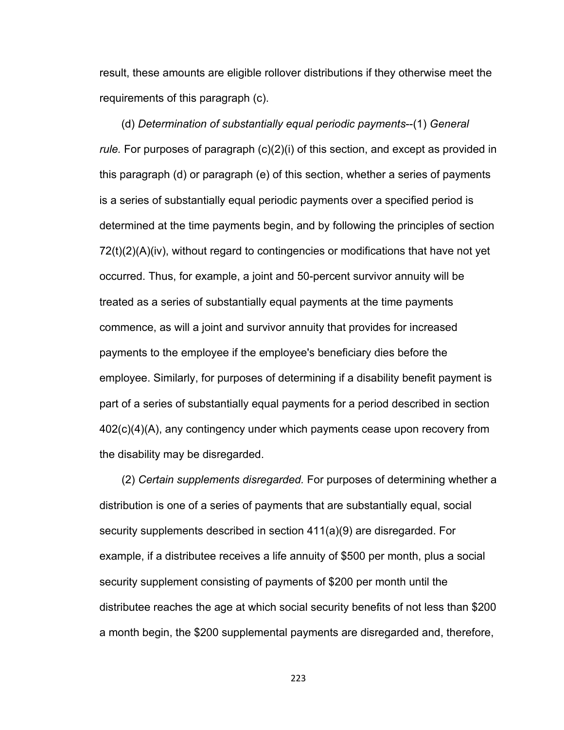result, these amounts are eligible rollover distributions if they otherwise meet the requirements of this paragraph (c).

(d) *Determination of substantially equal periodic payments*--(1) *General rule*. For purposes of paragraph (c)(2)(i) of this section, and except as provided in this paragraph (d) or paragraph (e) of this section, whether a series of payments is a series of substantially equal periodic payments over a specified period is determined at the time payments begin, and by following the principles of section 72(t)(2)(A)(iv), without regard to contingencies or modifications that have not yet occurred. Thus, for example, a joint and 50-percent survivor annuity will be treated as a series of substantially equal payments at the time payments commence, as will a joint and survivor annuity that provides for increased payments to the employee if the employee's beneficiary dies before the employee. Similarly, for purposes of determining if a disability benefit payment is part of a series of substantially equal payments for a period described in section 402(c)(4)(A), any contingency under which payments cease upon recovery from the disability may be disregarded.

(2) *Certain supplements disregarded.* For purposes of determining whether a distribution is one of a series of payments that are substantially equal, social security supplements described in section 411(a)(9) are disregarded. For example, if a distributee receives a life annuity of $500 per month, plus a social security supplement consisting of payments of $200 per month until the distributee reaches the age at which social security benefits of not less than $200 a month begin, the $200 supplemental payments are disregarded and, therefore,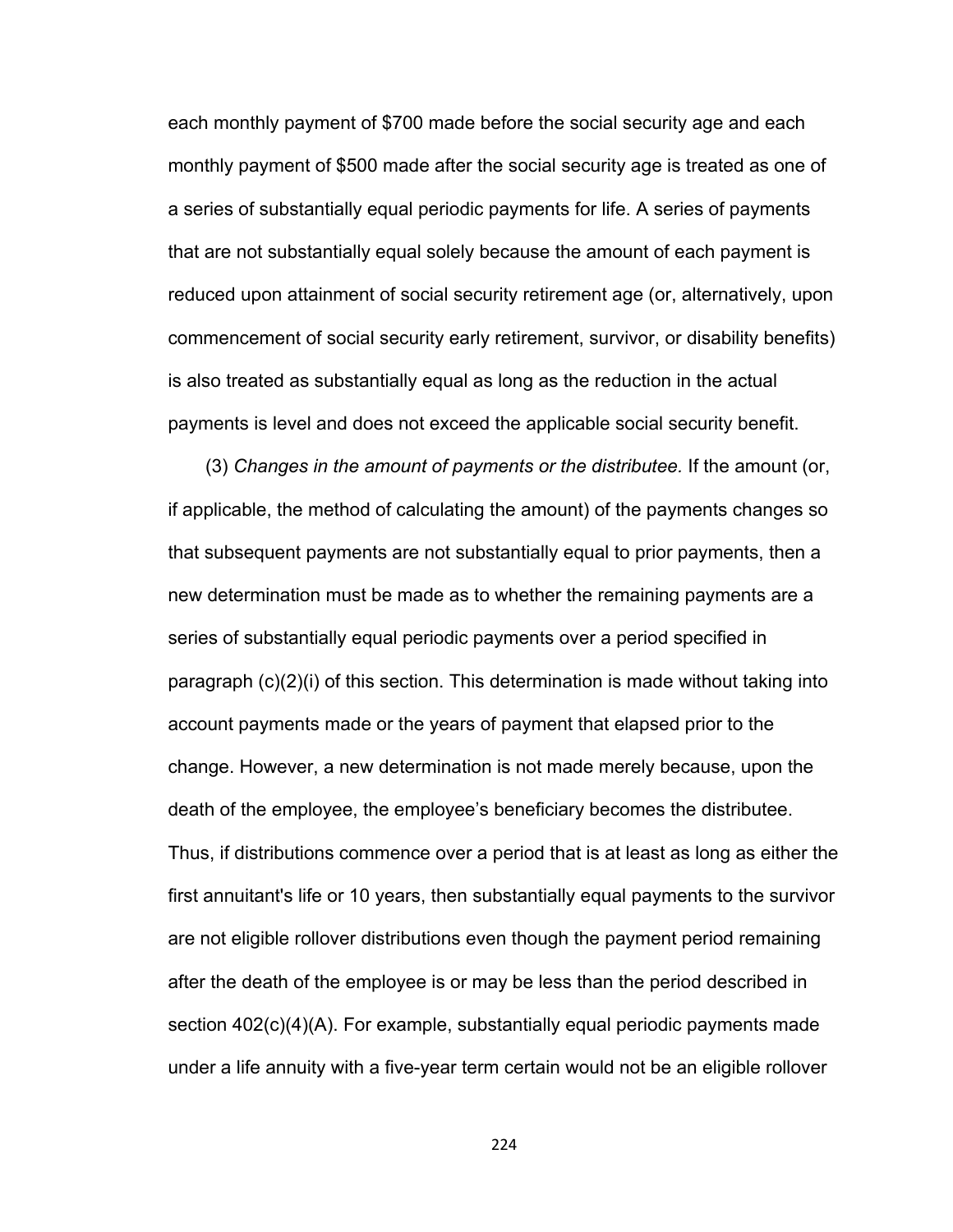each monthly payment of $700 made before the social security age and each monthly payment of $500 made after the social security age is treated as one of a series of substantially equal periodic payments for life. A series of payments that are not substantially equal solely because the amount of each payment is reduced upon attainment of social security retirement age (or, alternatively, upon commencement of social security early retirement, survivor, or disability benefits) is also treated as substantially equal as long as the reduction in the actual payments is level and does not exceed the applicable social security benefit.

(3) *Changes in the amount of payments or the distributee.* If the amount (or, if applicable, the method of calculating the amount) of the payments changes so that subsequent payments are not substantially equal to prior payments, then a new determination must be made as to whether the remaining payments are a series of substantially equal periodic payments over a period specified in paragraph (c)(2)(i) of this section. This determination is made without taking into account payments made or the years of payment that elapsed prior to the change. However, a new determination is not made merely because, upon the death of the employee, the employee's beneficiary becomes the distributee. Thus, if distributions commence over a period that is at least as long as either the first annuitant's life or 10 years, then substantially equal payments to the survivor are not eligible rollover distributions even though the payment period remaining after the death of the employee is or may be less than the period described in section 402(c)(4)(A). For example, substantially equal periodic payments made under a life annuity with a five-year term certain would not be an eligible rollover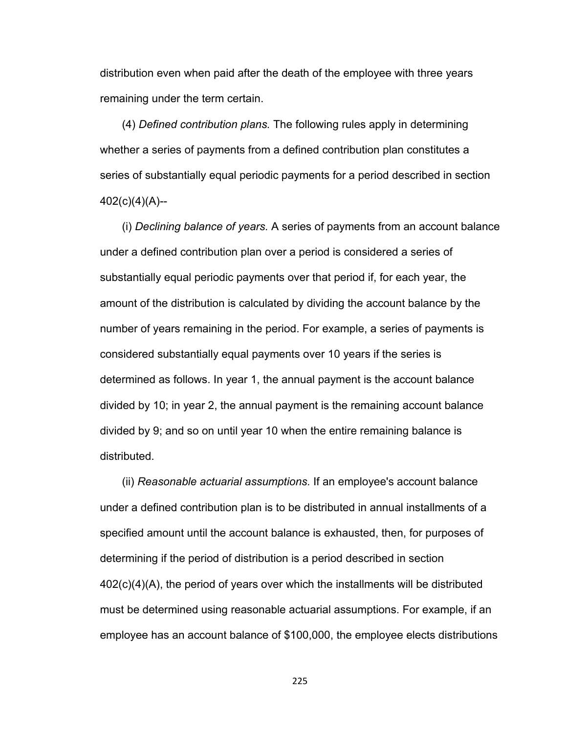distribution even when paid after the death of the employee with three years remaining under the term certain.

(4) *Defined contribution plans.* The following rules apply in determining whether a series of payments from a defined contribution plan constitutes a series of substantially equal periodic payments for a period described in section 402(c)(4)(A)--

(i) *Declining balance of years.* A series of payments from an account balance under a defined contribution plan over a period is considered a series of substantially equal periodic payments over that period if, for each year, the amount of the distribution is calculated by dividing the account balance by the number of years remaining in the period. For example, a series of payments is considered substantially equal payments over 10 years if the series is determined as follows. In year 1, the annual payment is the account balance divided by 10; in year 2, the annual payment is the remaining account balance divided by 9; and so on until year 10 when the entire remaining balance is distributed.

(ii) *Reasonable actuarial assumptions.* If an employee's account balance under a defined contribution plan is to be distributed in annual installments of a specified amount until the account balance is exhausted, then, for purposes of determining if the period of distribution is a period described in section 402(c)(4)(A), the period of years over which the installments will be distributed must be determined using reasonable actuarial assumptions. For example, if an employee has an account balance of $100,000, the employee elects distributions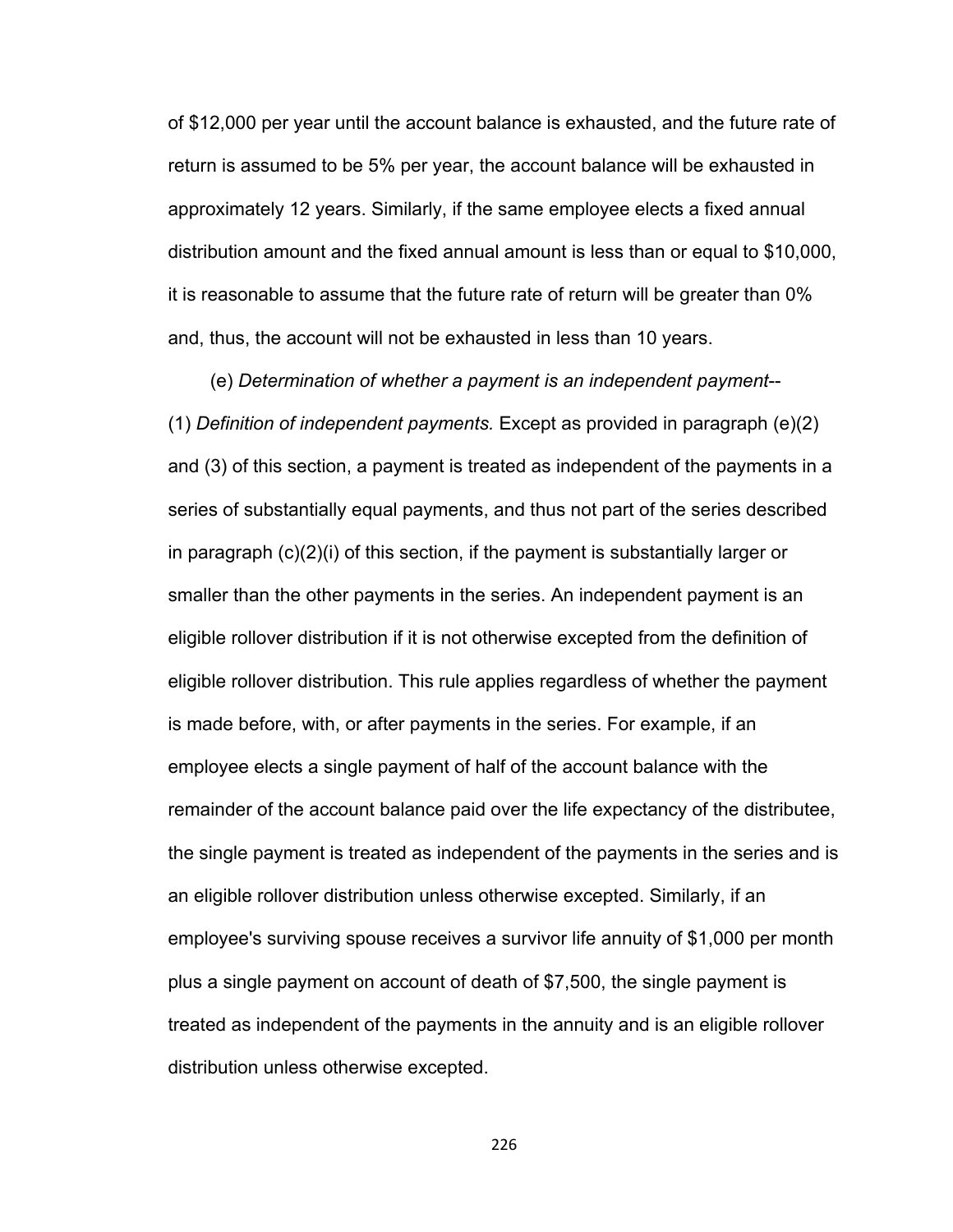of $12,000 per year until the account balance is exhausted, and the future rate of return is assumed to be 5% per year, the account balance will be exhausted in approximately 12 years. Similarly, if the same employee elects a fixed annual distribution amount and the fixed annual amount is less than or equal to $10,000, it is reasonable to assume that the future rate of return will be greater than 0% and, thus, the account will not be exhausted in less than 10 years.

(e) *Determination of whether a payment is an independent payment*-- (1) *Definition of independent payments.* Except as provided in paragraph (e)(2) and (3) of this section, a payment is treated as independent of the payments in a series of substantially equal payments, and thus not part of the series described in paragraph (c)(2)(i) of this section, if the payment is substantially larger or smaller than the other payments in the series. An independent payment is an eligible rollover distribution if it is not otherwise excepted from the definition of eligible rollover distribution. This rule applies regardless of whether the payment is made before, with, or after payments in the series. For example, if an employee elects a single payment of half of the account balance with the remainder of the account balance paid over the life expectancy of the distributee, the single payment is treated as independent of the payments in the series and is an eligible rollover distribution unless otherwise excepted. Similarly, if an employee's surviving spouse receives a survivor life annuity of $1,000 per month plus a single payment on account of death of $7,500, the single payment is treated as independent of the payments in the annuity and is an eligible rollover distribution unless otherwise excepted.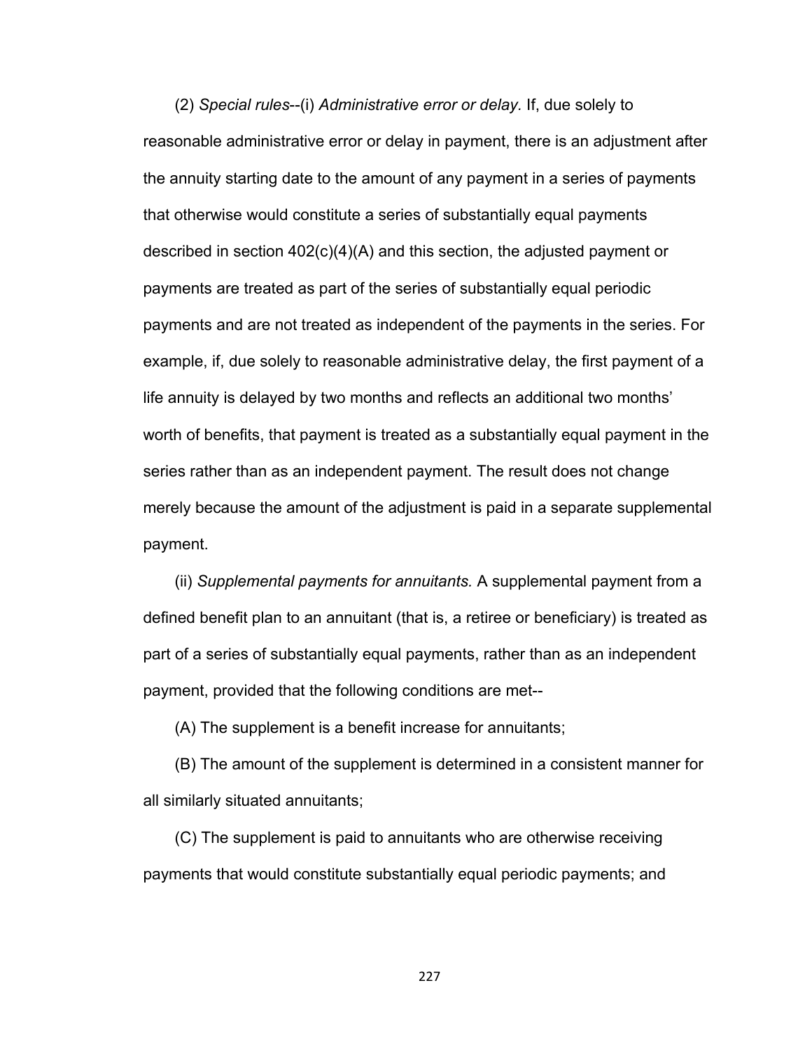(2) *Special rules*--(i) *Administrative error or delay.* If, due solely to reasonable administrative error or delay in payment, there is an adjustment after the annuity starting date to the amount of any payment in a series of payments that otherwise would constitute a series of substantially equal payments described in section 402(c)(4)(A) and this section, the adjusted payment or payments are treated as part of the series of substantially equal periodic payments and are not treated as independent of the payments in the series. For example, if, due solely to reasonable administrative delay, the first payment of a life annuity is delayed by two months and reflects an additional two months' worth of benefits, that payment is treated as a substantially equal payment in the series rather than as an independent payment. The result does not change merely because the amount of the adjustment is paid in a separate supplemental payment.

(ii) *Supplemental payments for annuitants.* A supplemental payment from a defined benefit plan to an annuitant (that is, a retiree or beneficiary) is treated as part of a series of substantially equal payments, rather than as an independent payment, provided that the following conditions are met--

(A) The supplement is a benefit increase for annuitants;

(B) The amount of the supplement is determined in a consistent manner for all similarly situated annuitants;

(C) The supplement is paid to annuitants who are otherwise receiving payments that would constitute substantially equal periodic payments; and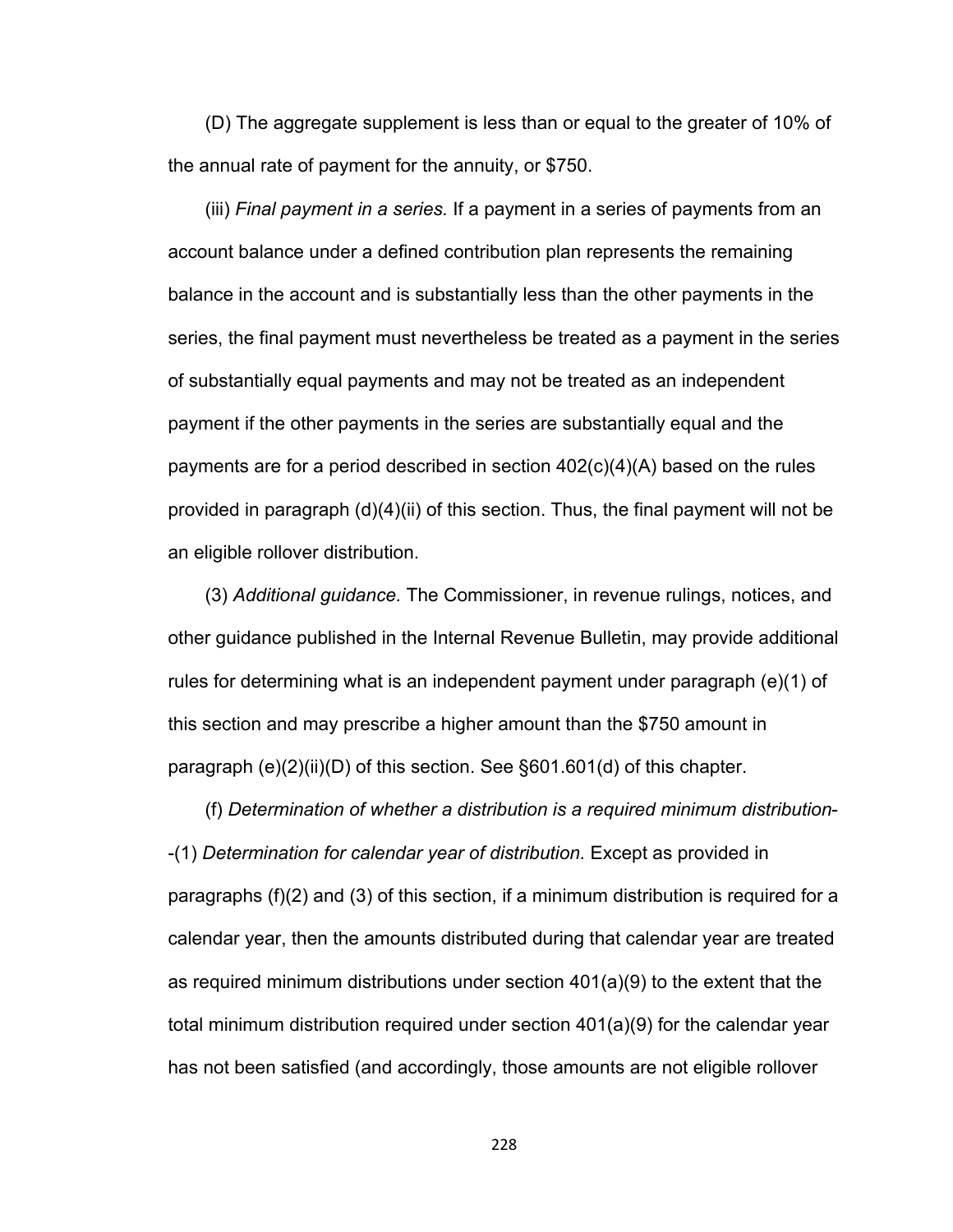(D) The aggregate supplement is less than or equal to the greater of 10% of the annual rate of payment for the annuity, or $750.

(iii) *Final payment in a series.* If a payment in a series of payments from an account balance under a defined contribution plan represents the remaining balance in the account and is substantially less than the other payments in the series, the final payment must nevertheless be treated as a payment in the series of substantially equal payments and may not be treated as an independent payment if the other payments in the series are substantially equal and the payments are for a period described in section 402(c)(4)(A) based on the rules provided in paragraph (d)(4)(ii) of this section. Thus, the final payment will not be an eligible rollover distribution.

(3) *Additional guidance.* The Commissioner, in revenue rulings, notices, and other guidance published in the Internal Revenue Bulletin, may provide additional rules for determining what is an independent payment under paragraph (e)(1) of this section and may prescribe a higher amount than the $750 amount in paragraph (e)(2)(ii)(D) of this section. See §601.601(d) of this chapter.

(f) *Determination of whether a distribution is a required minimum distribution*--(1) *Determination for calendar year of distribution.* Except as provided in paragraphs (f)(2) and (3) of this section, if a minimum distribution is required for a calendar year, then the amounts distributed during that calendar year are treated as required minimum distributions under section 401(a)(9) to the extent that the total minimum distribution required under section 401(a)(9) for the calendar year has not been satisfied (and accordingly, those amounts are not eligible rollover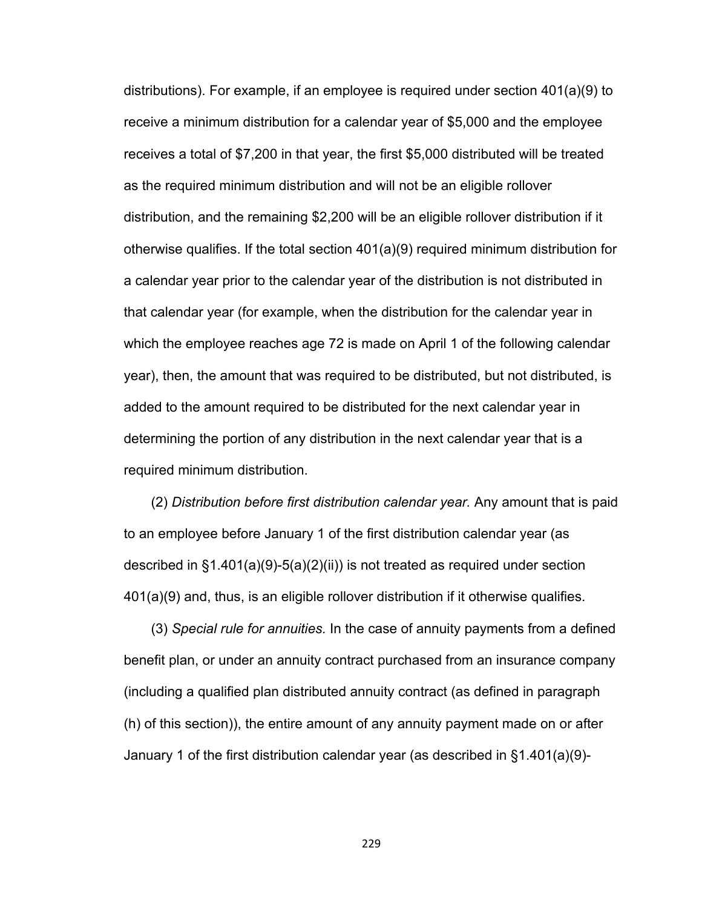distributions). For example, if an employee is required under section 401(a)(9) to receive a minimum distribution for a calendar year of $5,000 and the employee receives a total of $7,200 in that year, the first $5,000 distributed will be treated as the required minimum distribution and will not be an eligible rollover distribution, and the remaining $2,200 will be an eligible rollover distribution if it otherwise qualifies. If the total section 401(a)(9) required minimum distribution for a calendar year prior to the calendar year of the distribution is not distributed in that calendar year (for example, when the distribution for the calendar year in which the employee reaches age 72 is made on April 1 of the following calendar year), then, the amount that was required to be distributed, but not distributed, is added to the amount required to be distributed for the next calendar year in determining the portion of any distribution in the next calendar year that is a required minimum distribution.

(2) *Distribution before first distribution calendar year.* Any amount that is paid to an employee before January 1 of the first distribution calendar year (as described in §1.401(a)(9)-5(a)(2)(ii)) is not treated as required under section 401(a)(9) and, thus, is an eligible rollover distribution if it otherwise qualifies.

(3) *Special rule for annuities.* In the case of annuity payments from a defined benefit plan, or under an annuity contract purchased from an insurance company (including a qualified plan distributed annuity contract (as defined in paragraph (h) of this section)), the entire amount of any annuity payment made on or after January 1 of the first distribution calendar year (as described in §1.401(a)(9)-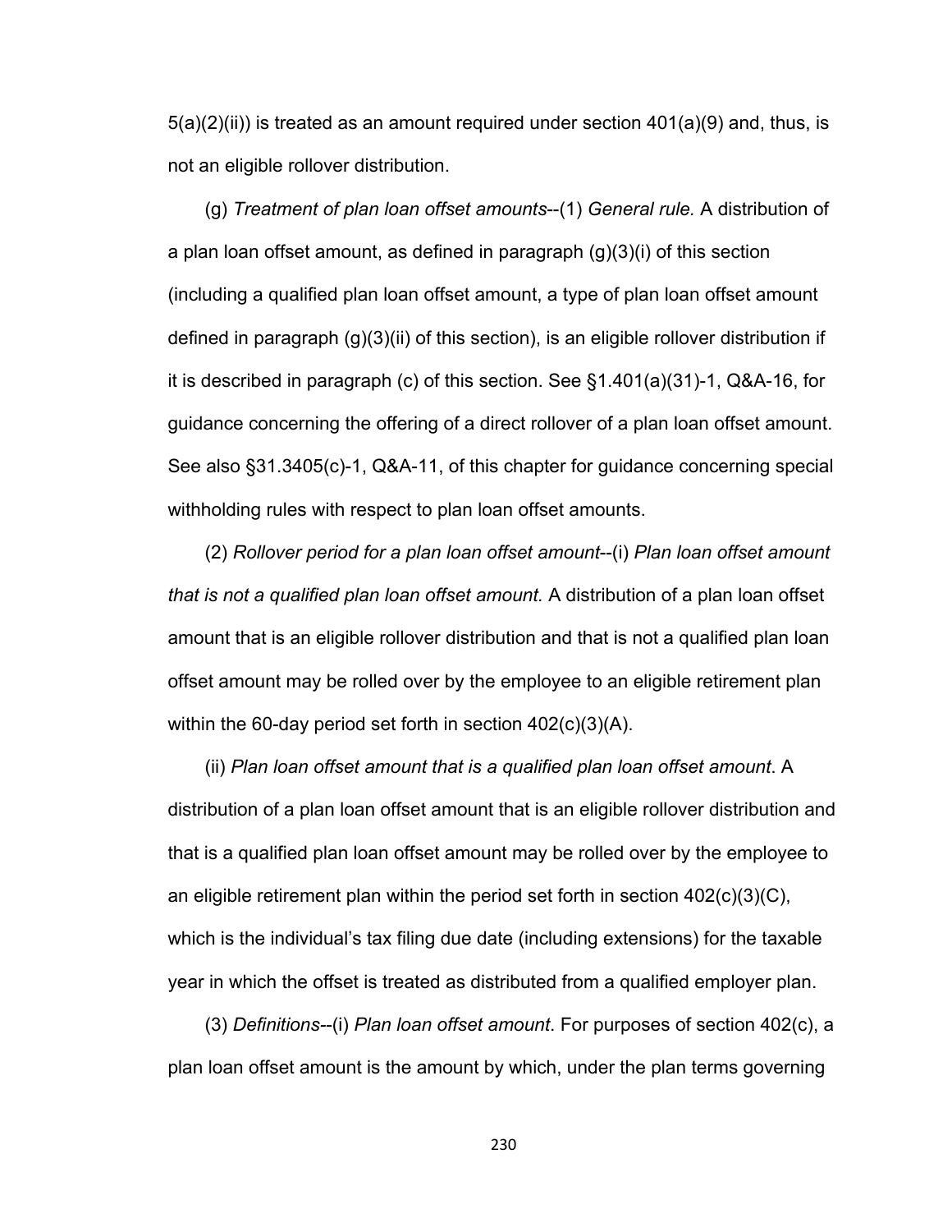5(a)(2)(ii)) is treated as an amount required under section 401(a)(9) and, thus, is not an eligible rollover distribution.

(g) *Treatment of plan loan offset amounts*--(1) *General rule.* A distribution of a plan loan offset amount, as defined in paragraph (g)(3)(i) of this section (including a qualified plan loan offset amount, a type of plan loan offset amount defined in paragraph (g)(3)(ii) of this section), is an eligible rollover distribution if it is described in paragraph (c) of this section. See §1.401(a)(31)-1, Q&A-16, for guidance concerning the offering of a direct rollover of a plan loan offset amount. See also §31.3405(c)-1, Q&A-11, of this chapter for guidance concerning special withholding rules with respect to plan loan offset amounts.

(2) *Rollover period for a plan loan offset amount*--(i) *Plan loan offset amount that is not a qualified plan loan offset amount.* A distribution of a plan loan offset amount that is an eligible rollover distribution and that is not a qualified plan loan offset amount may be rolled over by the employee to an eligible retirement plan within the 60-day period set forth in section 402(c)(3)(A).

(ii) *Plan loan offset amount that is a qualified plan loan offset amount*. A distribution of a plan loan offset amount that is an eligible rollover distribution and that is a qualified plan loan offset amount may be rolled over by the employee to an eligible retirement plan within the period set forth in section 402(c)(3)(C), which is the individual's tax filing due date (including extensions) for the taxable year in which the offset is treated as distributed from a qualified employer plan.

(3) *Definitions*--(i) *Plan loan offset amount*. For purposes of section 402(c), a plan loan offset amount is the amount by which, under the plan terms governing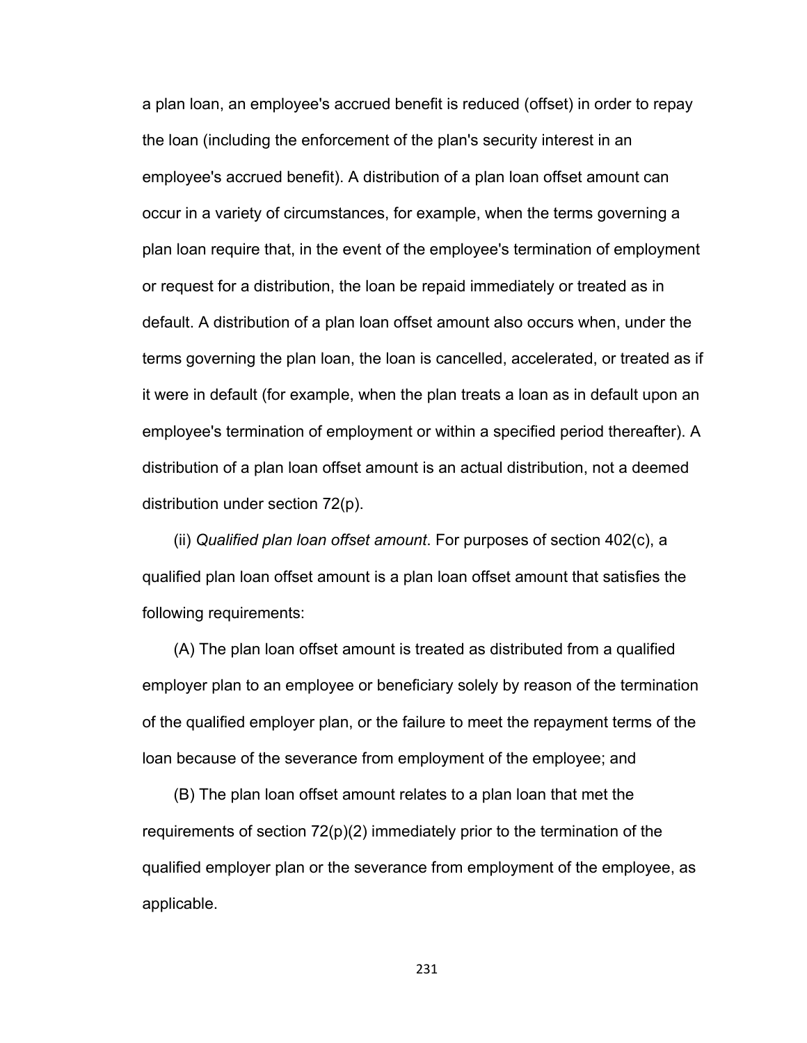a plan loan, an employee's accrued benefit is reduced (offset) in order to repay the loan (including the enforcement of the plan's security interest in an employee's accrued benefit). A distribution of a plan loan offset amount can occur in a variety of circumstances, for example, when the terms governing a plan loan require that, in the event of the employee's termination of employment or request for a distribution, the loan be repaid immediately or treated as in default. A distribution of a plan loan offset amount also occurs when, under the terms governing the plan loan, the loan is cancelled, accelerated, or treated as if it were in default (for example, when the plan treats a loan as in default upon an employee's termination of employment or within a specified period thereafter). A distribution of a plan loan offset amount is an actual distribution, not a deemed distribution under section 72(p).

(ii) *Qualified plan loan offset amount*. For purposes of section 402(c), a qualified plan loan offset amount is a plan loan offset amount that satisfies the following requirements:

(A) The plan loan offset amount is treated as distributed from a qualified employer plan to an employee or beneficiary solely by reason of the termination of the qualified employer plan, or the failure to meet the repayment terms of the loan because of the severance from employment of the employee; and

(B) The plan loan offset amount relates to a plan loan that met the requirements of section 72(p)(2) immediately prior to the termination of the qualified employer plan or the severance from employment of the employee, as applicable.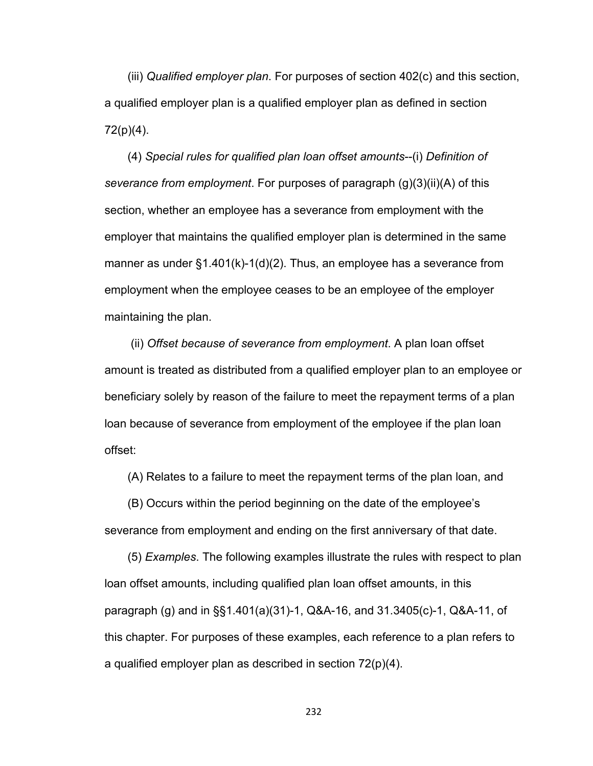(iii) *Qualified employer plan*. For purposes of section 402(c) and this section, a qualified employer plan is a qualified employer plan as defined in section 72(p)(4).

(4) *Special rules for qualified plan loan offset amounts*--(i) *Definition of severance from employment*. For purposes of paragraph (g)(3)(ii)(A) of this section, whether an employee has a severance from employment with the employer that maintains the qualified employer plan is determined in the same manner as under §1.401(k)-1(d)(2). Thus, an employee has a severance from employment when the employee ceases to be an employee of the employer maintaining the plan.

(ii) *Offset because of severance from employment*. A plan loan offset amount is treated as distributed from a qualified employer plan to an employee or beneficiary solely by reason of the failure to meet the repayment terms of a plan loan because of severance from employment of the employee if the plan loan offset:

(A) Relates to a failure to meet the repayment terms of the plan loan, and

(B) Occurs within the period beginning on the date of the employee's severance from employment and ending on the first anniversary of that date.

(5) *Examples*. The following examples illustrate the rules with respect to plan loan offset amounts, including qualified plan loan offset amounts, in this paragraph (g) and in §§1.401(a)(31)-1, Q&A-16, and 31.3405(c)-1, Q&A-11, of this chapter. For purposes of these examples, each reference to a plan refers to a qualified employer plan as described in section 72(p)(4).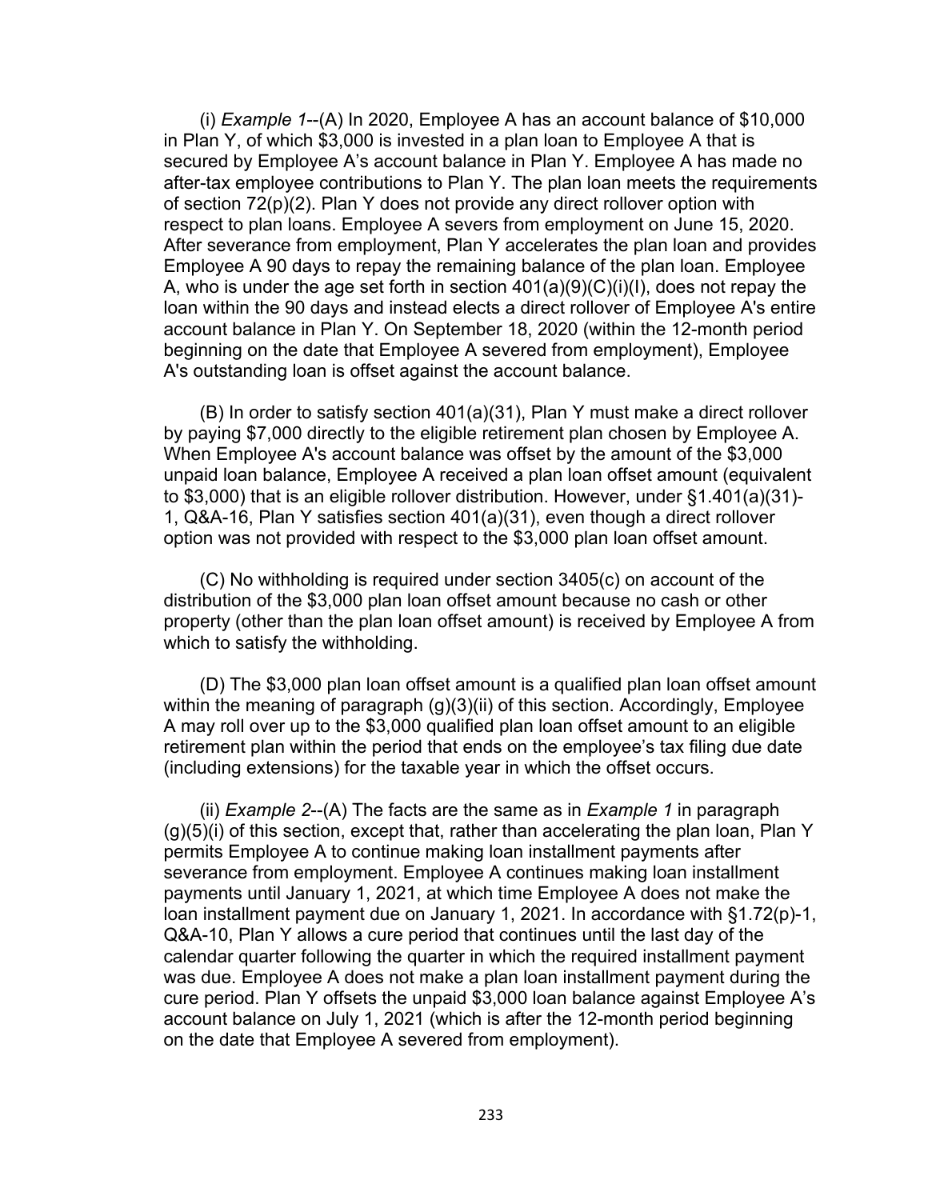(i) *Example 1*--(A) In 2020, Employee A has an account balance of $10,000 in Plan Y, of which $3,000 is invested in a plan loan to Employee A that is secured by Employee A's account balance in Plan Y. Employee A has made no after-tax employee contributions to Plan Y. The plan loan meets the requirements of section 72(p)(2). Plan Y does not provide any direct rollover option with respect to plan loans. Employee A severs from employment on June 15, 2020. After severance from employment, Plan Y accelerates the plan loan and provides Employee A 90 days to repay the remaining balance of the plan loan. Employee A, who is under the age set forth in section 401(a)(9)(C)(i)(I), does not repay the loan within the 90 days and instead elects a direct rollover of Employee A's entire account balance in Plan Y. On September 18, 2020 (within the 12-month period beginning on the date that Employee A severed from employment), Employee A's outstanding loan is offset against the account balance.

(B) In order to satisfy section 401(a)(31), Plan Y must make a direct rollover by paying $7,000 directly to the eligible retirement plan chosen by Employee A. When Employee A's account balance was offset by the amount of the $3,000 unpaid loan balance, Employee A received a plan loan offset amount (equivalent to $3,000) that is an eligible rollover distribution. However, under §1.401(a)(31)-1, Q&A-16, Plan Y satisfies section 401(a)(31), even though a direct rollover option was not provided with respect to the $3,000 plan loan offset amount.

(C) No withholding is required under section 3405(c) on account of the distribution of the $3,000 plan loan offset amount because no cash or other property (other than the plan loan offset amount) is received by Employee A from which to satisfy the withholding.

(D) The $3,000 plan loan offset amount is a qualified plan loan offset amount within the meaning of paragraph (g)(3)(ii) of this section. Accordingly, Employee A may roll over up to the $3,000 qualified plan loan offset amount to an eligible retirement plan within the period that ends on the employee's tax filing due date (including extensions) for the taxable year in which the offset occurs.

(ii) *Example 2*--(A) The facts are the same as in *Example 1* in paragraph (g)(5)(i) of this section, except that, rather than accelerating the plan loan, Plan Y permits Employee A to continue making loan installment payments after severance from employment. Employee A continues making loan installment payments until January 1, 2021, at which time Employee A does not make the loan installment payment due on January 1, 2021. In accordance with §1.72(p)-1, Q&A-10, Plan Y allows a cure period that continues until the last day of the calendar quarter following the quarter in which the required installment payment was due. Employee A does not make a plan loan installment payment during the cure period. Plan Y offsets the unpaid $3,000 loan balance against Employee A's account balance on July 1, 2021 (which is after the 12-month period beginning on the date that Employee A severed from employment).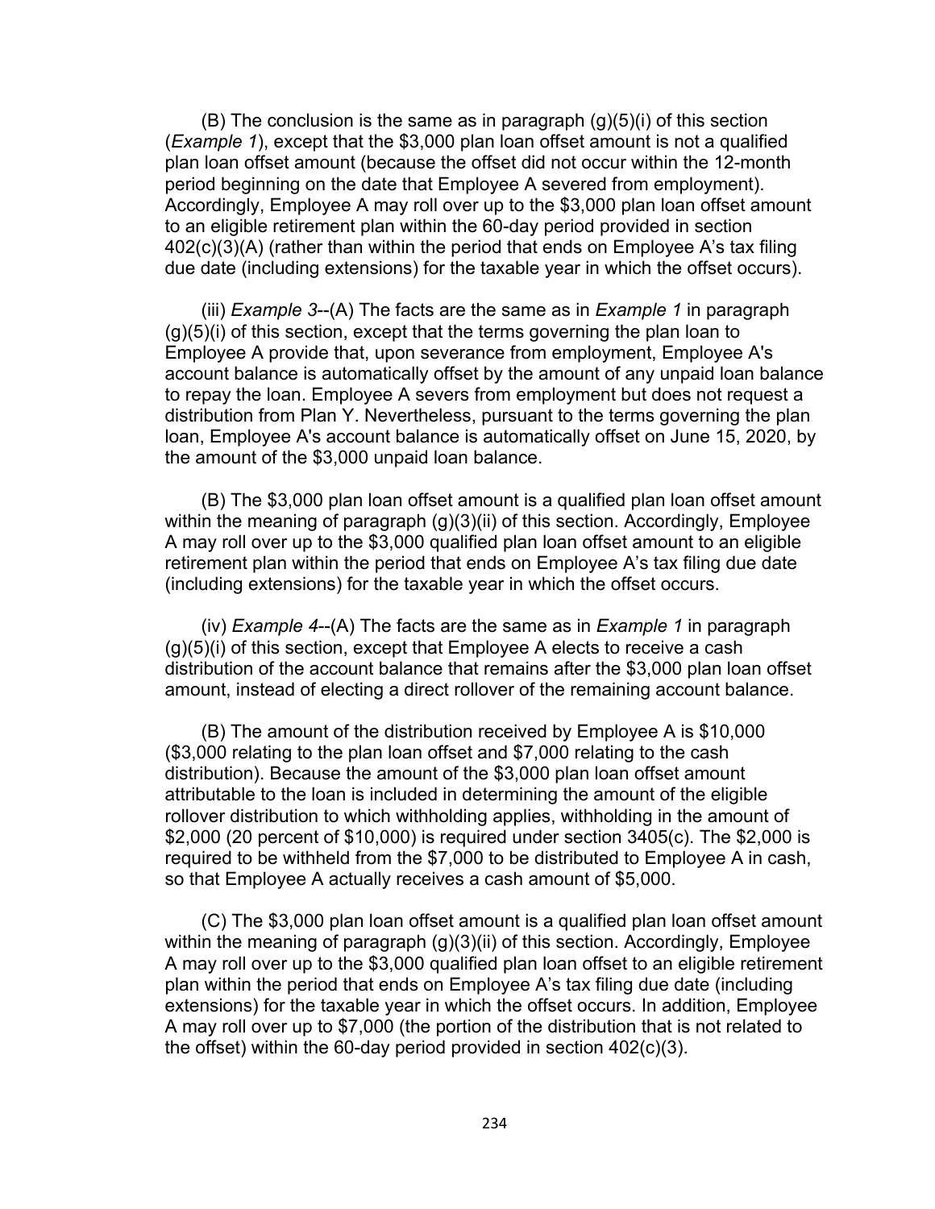(B) The conclusion is the same as in paragraph (g)(5)(i) of this section (*Example 1*), except that the $3,000 plan loan offset amount is not a qualified plan loan offset amount (because the offset did not occur within the 12-month period beginning on the date that Employee A severed from employment). Accordingly, Employee A may roll over up to the $3,000 plan loan offset amount to an eligible retirement plan within the 60-day period provided in section 402(c)(3)(A) (rather than within the period that ends on Employee A's tax filing due date (including extensions) for the taxable year in which the offset occurs).

(iii) *Example 3*--(A) The facts are the same as in *Example 1* in paragraph (g)(5)(i) of this section, except that the terms governing the plan loan to Employee A provide that, upon severance from employment, Employee A's account balance is automatically offset by the amount of any unpaid loan balance to repay the loan. Employee A severs from employment but does not request a distribution from Plan Y. Nevertheless, pursuant to the terms governing the plan loan, Employee A's account balance is automatically offset on June 15, 2020, by the amount of the $3,000 unpaid loan balance.

(B) The $3,000 plan loan offset amount is a qualified plan loan offset amount within the meaning of paragraph (g)(3)(ii) of this section. Accordingly, Employee A may roll over up to the $3,000 qualified plan loan offset amount to an eligible retirement plan within the period that ends on Employee A's tax filing due date (including extensions) for the taxable year in which the offset occurs.

(iv) *Example 4*--(A) The facts are the same as in *Example 1* in paragraph (g)(5)(i) of this section, except that Employee A elects to receive a cash distribution of the account balance that remains after the $3,000 plan loan offset amount, instead of electing a direct rollover of the remaining account balance.

(B) The amount of the distribution received by Employee A is $10,000 ($3,000 relating to the plan loan offset and $7,000 relating to the cash distribution). Because the amount of the $3,000 plan loan offset amount attributable to the loan is included in determining the amount of the eligible rollover distribution to which withholding applies, withholding in the amount of $2,000 (20 percent of $10,000) is required under section 3405(c). The $2,000 is required to be withheld from the $7,000 to be distributed to Employee A in cash, so that Employee A actually receives a cash amount of $5,000.

(C) The $3,000 plan loan offset amount is a qualified plan loan offset amount within the meaning of paragraph (g)(3)(ii) of this section. Accordingly, Employee A may roll over up to the $3,000 qualified plan loan offset to an eligible retirement plan within the period that ends on Employee A's tax filing due date (including extensions) for the taxable year in which the offset occurs. In addition, Employee A may roll over up to $7,000 (the portion of the distribution that is not related to the offset) within the 60-day period provided in section 402(c)(3).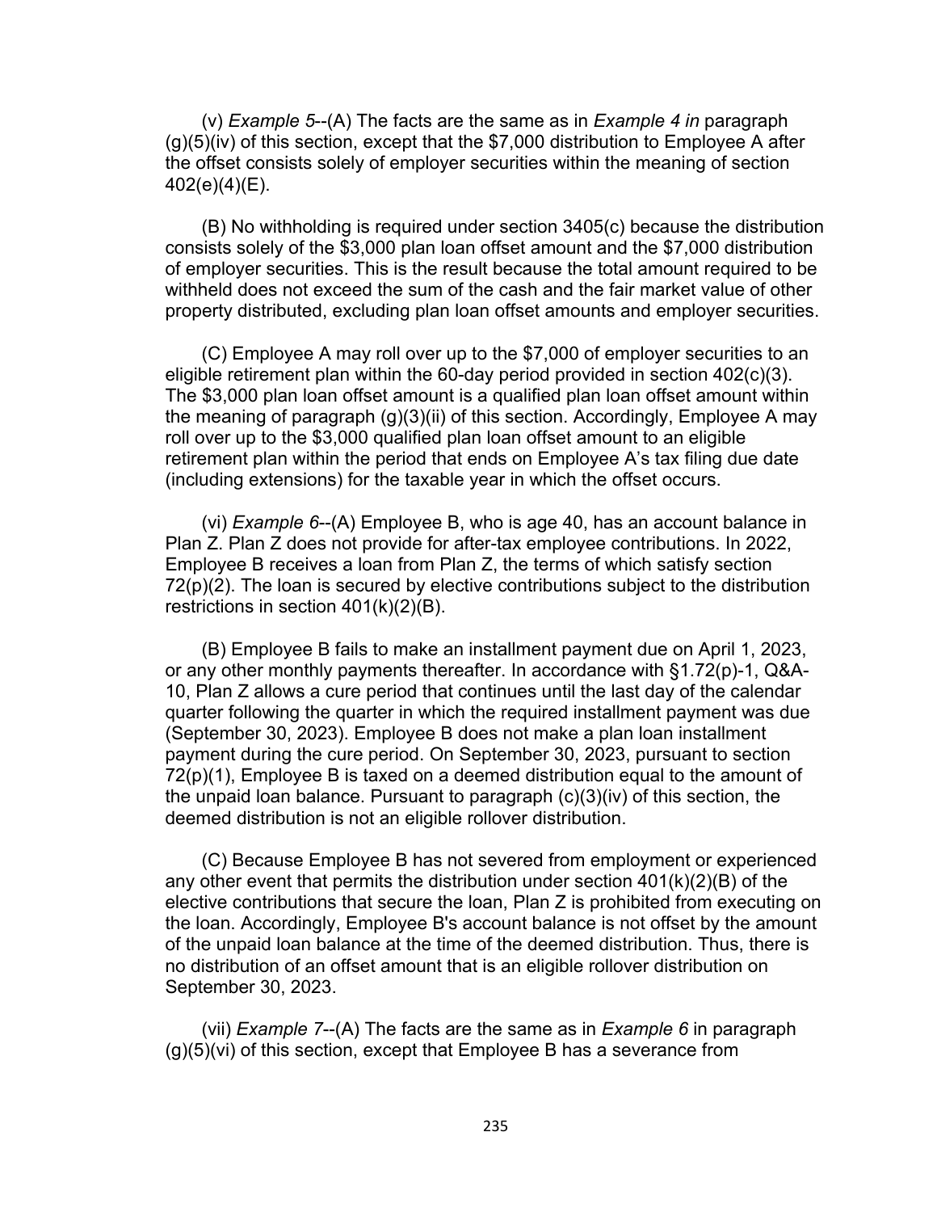(v) *Example 5*--(A) The facts are the same as in *Example 4 in* paragraph (g)(5)(iv) of this section, except that the $7,000 distribution to Employee A after the offset consists solely of employer securities within the meaning of section 402(e)(4)(E).

(B) No withholding is required under section 3405(c) because the distribution consists solely of the $3,000 plan loan offset amount and the $7,000 distribution of employer securities. This is the result because the total amount required to be withheld does not exceed the sum of the cash and the fair market value of other property distributed, excluding plan loan offset amounts and employer securities.

(C) Employee A may roll over up to the $7,000 of employer securities to an eligible retirement plan within the 60-day period provided in section 402(c)(3). The $3,000 plan loan offset amount is a qualified plan loan offset amount within the meaning of paragraph (g)(3)(ii) of this section. Accordingly, Employee A may roll over up to the $3,000 qualified plan loan offset amount to an eligible retirement plan within the period that ends on Employee A's tax filing due date (including extensions) for the taxable year in which the offset occurs.

(vi) *Example 6*--(A) Employee B, who is age 40, has an account balance in Plan Z. Plan Z does not provide for after-tax employee contributions. In 2022, Employee B receives a loan from Plan Z, the terms of which satisfy section 72(p)(2). The loan is secured by elective contributions subject to the distribution restrictions in section 401(k)(2)(B).

(B) Employee B fails to make an installment payment due on April 1, 2023, or any other monthly payments thereafter. In accordance with §1.72(p)-1, Q&A-10, Plan Z allows a cure period that continues until the last day of the calendar quarter following the quarter in which the required installment payment was due (September 30, 2023). Employee B does not make a plan loan installment payment during the cure period. On September 30, 2023, pursuant to section 72(p)(1), Employee B is taxed on a deemed distribution equal to the amount of the unpaid loan balance. Pursuant to paragraph (c)(3)(iv) of this section, the deemed distribution is not an eligible rollover distribution.

(C) Because Employee B has not severed from employment or experienced any other event that permits the distribution under section 401(k)(2)(B) of the elective contributions that secure the loan, Plan Z is prohibited from executing on the loan. Accordingly, Employee B's account balance is not offset by the amount of the unpaid loan balance at the time of the deemed distribution. Thus, there is no distribution of an offset amount that is an eligible rollover distribution on September 30, 2023.

(vii) *Example 7*--(A) The facts are the same as in *Example 6* in paragraph (g)(5)(vi) of this section, except that Employee B has a severance from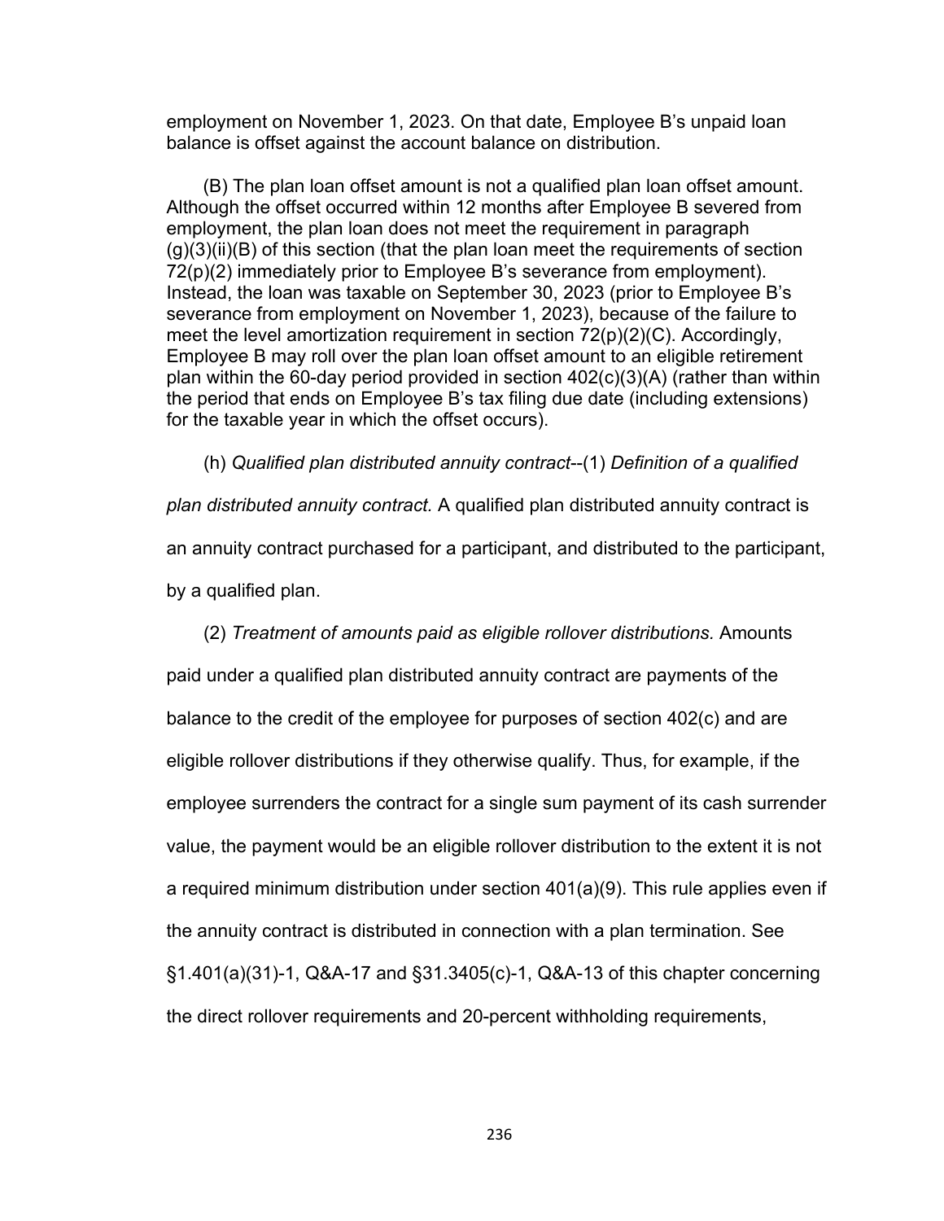employment on November 1, 2023. On that date, Employee B's unpaid loan balance is offset against the account balance on distribution.

(B) The plan loan offset amount is not a qualified plan loan offset amount. Although the offset occurred within 12 months after Employee B severed from employment, the plan loan does not meet the requirement in paragraph (g)(3)(ii)(B) of this section (that the plan loan meet the requirements of section 72(p)(2) immediately prior to Employee B's severance from employment). Instead, the loan was taxable on September 30, 2023 (prior to Employee B's severance from employment on November 1, 2023), because of the failure to meet the level amortization requirement in section 72(p)(2)(C). Accordingly, Employee B may roll over the plan loan offset amount to an eligible retirement plan within the 60-day period provided in section 402(c)(3)(A) (rather than within the period that ends on Employee B's tax filing due date (including extensions) for the taxable year in which the offset occurs).

(h) *Qualified plan distributed annuity contract*--(1) *Definition of a qualified plan distributed annuity contract.* A qualified plan distributed annuity contract is an annuity contract purchased for a participant, and distributed to the participant, by a qualified plan.

(2) *Treatment of amounts paid as eligible rollover distributions.* Amounts paid under a qualified plan distributed annuity contract are payments of the balance to the credit of the employee for purposes of section 402(c) and are eligible rollover distributions if they otherwise qualify. Thus, for example, if the employee surrenders the contract for a single sum payment of its cash surrender value, the payment would be an eligible rollover distribution to the extent it is not a required minimum distribution under section 401(a)(9). This rule applies even if the annuity contract is distributed in connection with a plan termination. See §1.401(a)(31)-1, Q&A-17 and §31.3405(c)-1, Q&A-13 of this chapter concerning the direct rollover requirements and 20-percent withholding requirements,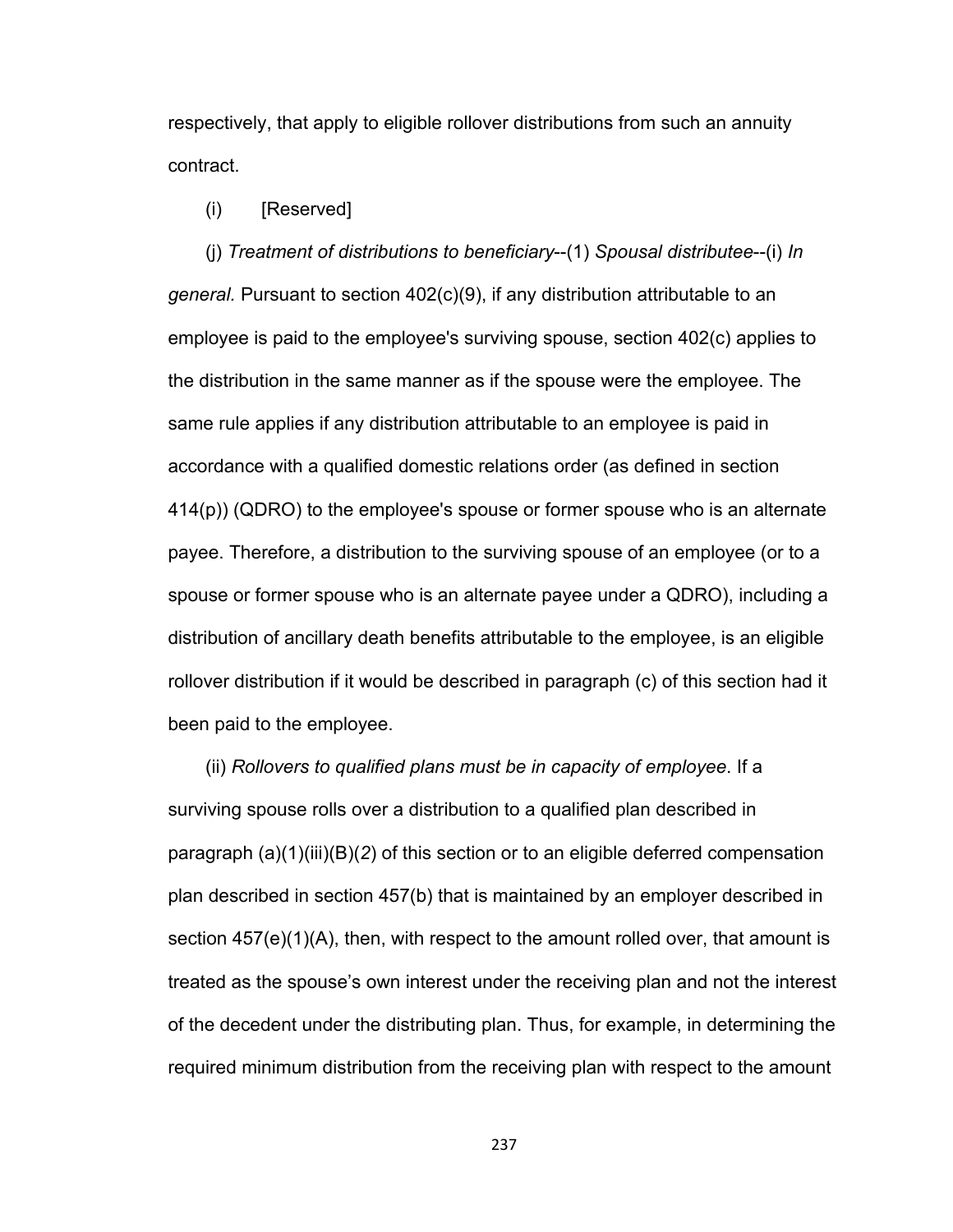respectively, that apply to eligible rollover distributions from such an annuity contract.

(i) [Reserved]

(j) *Treatment of distributions to beneficiary*--(1) *Spousal distributee*--(i) *In general.* Pursuant to section 402(c)(9), if any distribution attributable to an employee is paid to the employee's surviving spouse, section 402(c) applies to the distribution in the same manner as if the spouse were the employee. The same rule applies if any distribution attributable to an employee is paid in accordance with a qualified domestic relations order (as defined in section 414(p)) (QDRO) to the employee's spouse or former spouse who is an alternate payee. Therefore, a distribution to the surviving spouse of an employee (or to a spouse or former spouse who is an alternate payee under a QDRO), including a distribution of ancillary death benefits attributable to the employee, is an eligible rollover distribution if it would be described in paragraph (c) of this section had it been paid to the employee.

(ii) *Rollovers to qualified plans must be in capacity of employee*. If a surviving spouse rolls over a distribution to a qualified plan described in paragraph (a)(1)(iii)(B)(*2*) of this section or to an eligible deferred compensation plan described in section 457(b) that is maintained by an employer described in section 457(e)(1)(A), then, with respect to the amount rolled over, that amount is treated as the spouse's own interest under the receiving plan and not the interest of the decedent under the distributing plan. Thus, for example, in determining the required minimum distribution from the receiving plan with respect to the amount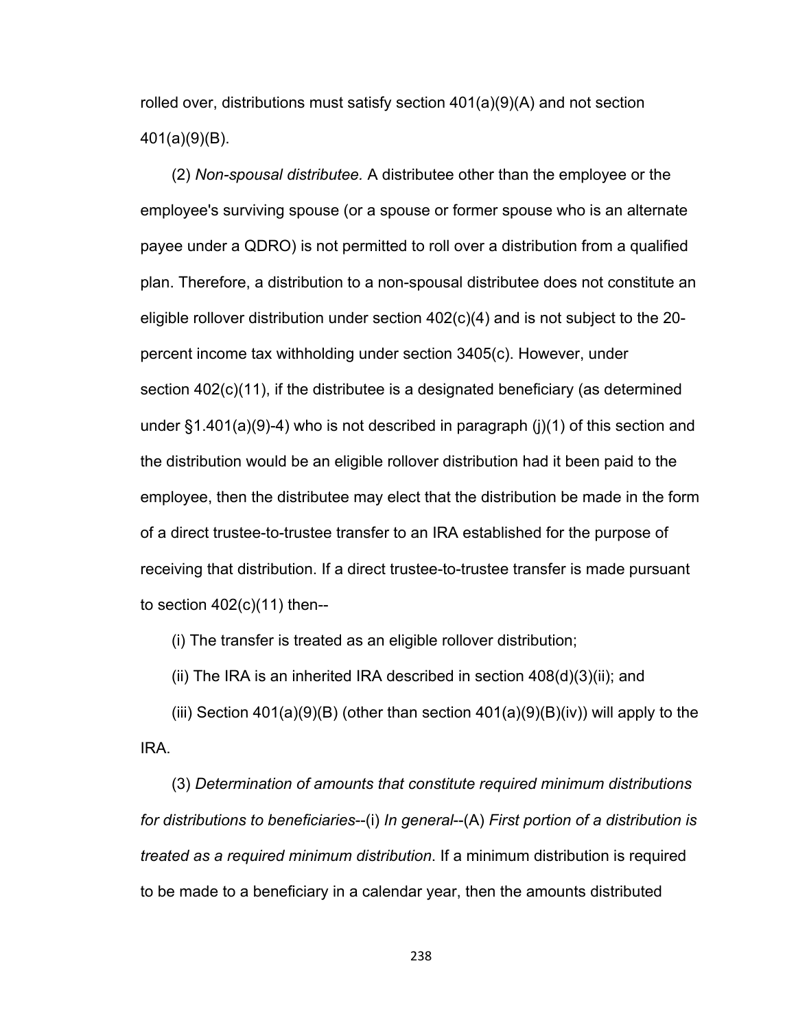rolled over, distributions must satisfy section 401(a)(9)(A) and not section 401(a)(9)(B).

(2) *Non-spousal distributee.* A distributee other than the employee or the employee's surviving spouse (or a spouse or former spouse who is an alternate payee under a QDRO) is not permitted to roll over a distribution from a qualified plan. Therefore, a distribution to a non-spousal distributee does not constitute an eligible rollover distribution under section 402(c)(4) and is not subject to the 20-percent income tax withholding under section 3405(c). However, under section 402(c)(11), if the distributee is a designated beneficiary (as determined under §1.401(a)(9)-4) who is not described in paragraph (j)(1) of this section and the distribution would be an eligible rollover distribution had it been paid to the employee, then the distributee may elect that the distribution be made in the form of a direct trustee-to-trustee transfer to an IRA established for the purpose of receiving that distribution. If a direct trustee-to-trustee transfer is made pursuant to section 402(c)(11) then--

(i) The transfer is treated as an eligible rollover distribution;

(ii) The IRA is an inherited IRA described in section 408(d)(3)(ii); and

(iii) Section 401(a)(9)(B) (other than section 401(a)(9)(B)(iv)) will apply to the IRA.

(3) *Determination of amounts that constitute required minimum distributions for distributions to beneficiaries*--(i) *In general*--(A) *First portion of a distribution is treated as a required minimum distribution*. If a minimum distribution is required to be made to a beneficiary in a calendar year, then the amounts distributed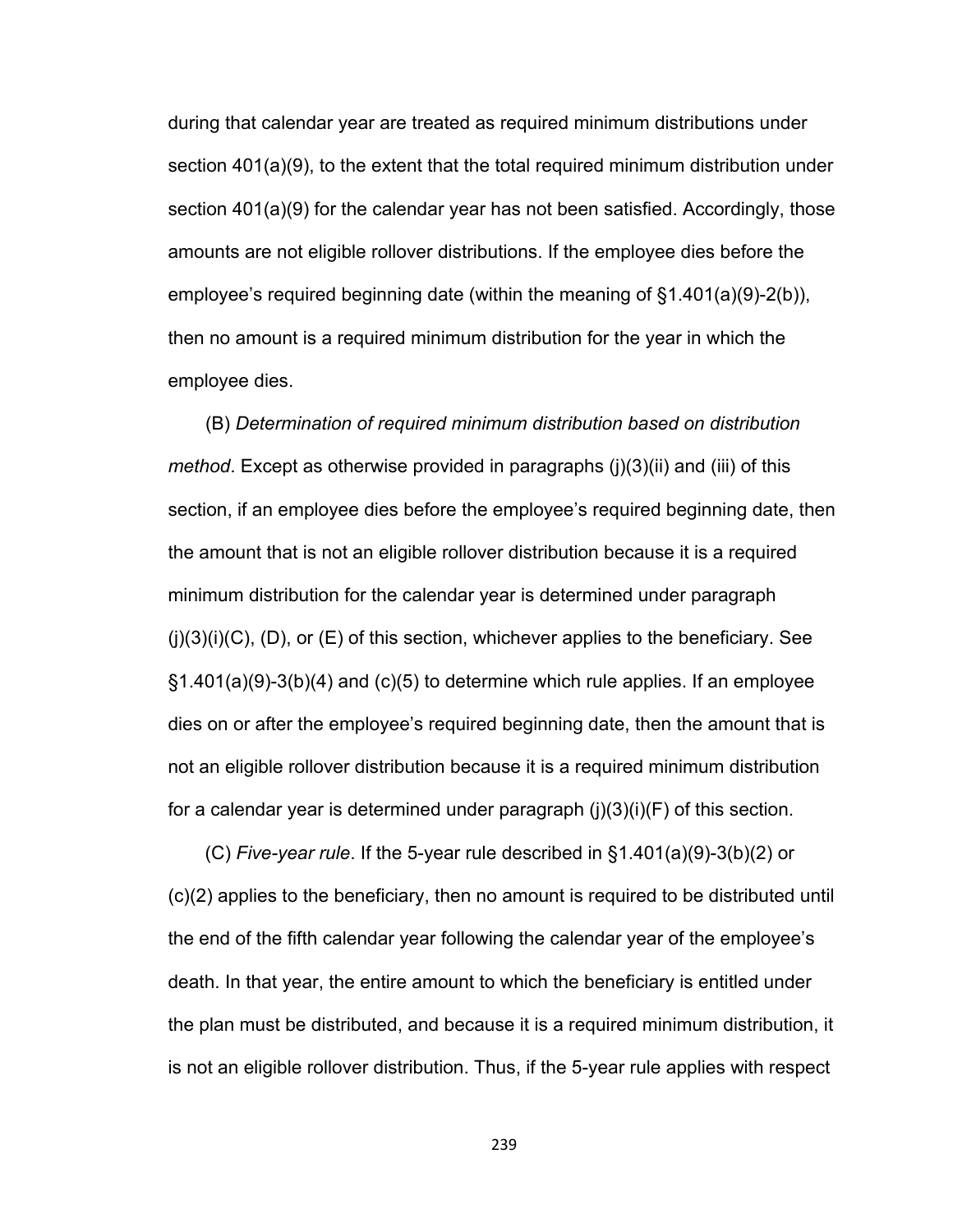during that calendar year are treated as required minimum distributions under section 401(a)(9), to the extent that the total required minimum distribution under section 401(a)(9) for the calendar year has not been satisfied. Accordingly, those amounts are not eligible rollover distributions. If the employee dies before the employee's required beginning date (within the meaning of §1.401(a)(9)-2(b)), then no amount is a required minimum distribution for the year in which the employee dies.

(B) *Determination of required minimum distribution based on distribution method*. Except as otherwise provided in paragraphs (j)(3)(ii) and (iii) of this section, if an employee dies before the employee's required beginning date, then the amount that is not an eligible rollover distribution because it is a required minimum distribution for the calendar year is determined under paragraph (j)(3)(i)(C), (D), or (E) of this section, whichever applies to the beneficiary. See §1.401(a)(9)-3(b)(4) and (c)(5) to determine which rule applies. If an employee dies on or after the employee's required beginning date, then the amount that is not an eligible rollover distribution because it is a required minimum distribution for a calendar year is determined under paragraph (j)(3)(i)(F) of this section.

(C) *Five-year rule*. If the 5-year rule described in §1.401(a)(9)-3(b)(2) or (c)(2) applies to the beneficiary, then no amount is required to be distributed until the end of the fifth calendar year following the calendar year of the employee's death. In that year, the entire amount to which the beneficiary is entitled under the plan must be distributed, and because it is a required minimum distribution, it is not an eligible rollover distribution. Thus, if the 5-year rule applies with respect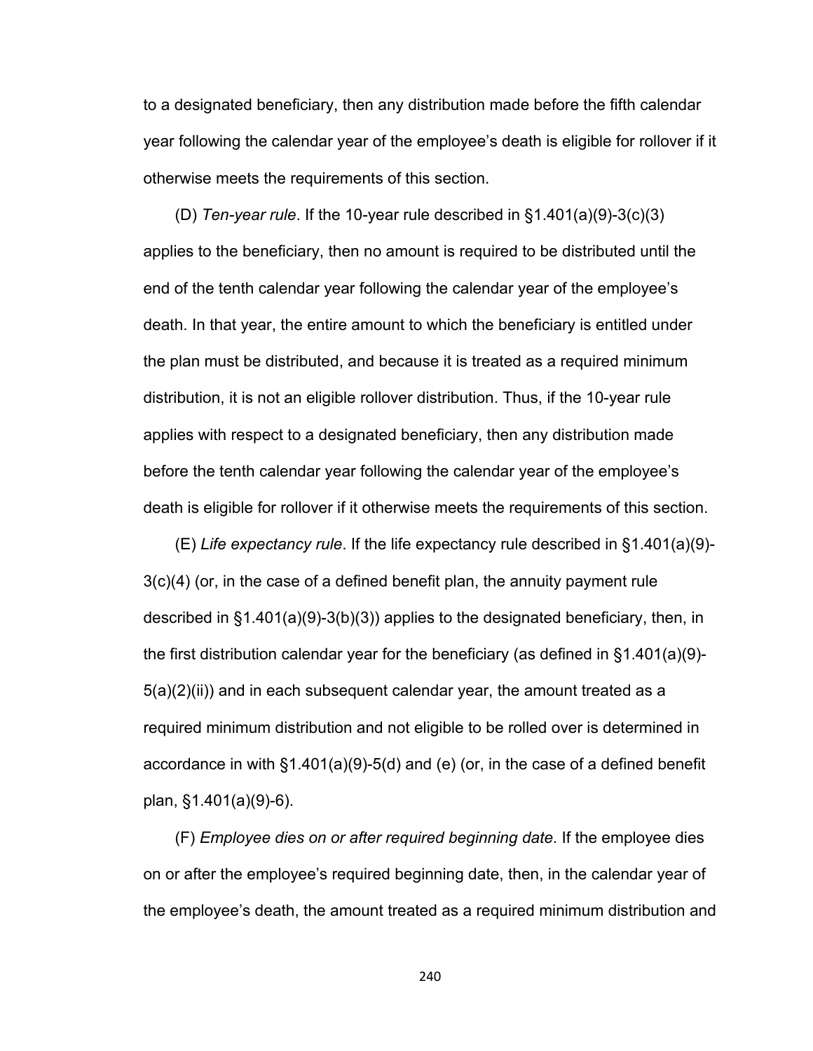to a designated beneficiary, then any distribution made before the fifth calendar year following the calendar year of the employee's death is eligible for rollover if it otherwise meets the requirements of this section.

(D) *Ten-year rule*. If the 10-year rule described in §1.401(a)(9)-3(c)(3) applies to the beneficiary, then no amount is required to be distributed until the end of the tenth calendar year following the calendar year of the employee's death. In that year, the entire amount to which the beneficiary is entitled under the plan must be distributed, and because it is treated as a required minimum distribution, it is not an eligible rollover distribution. Thus, if the 10-year rule applies with respect to a designated beneficiary, then any distribution made before the tenth calendar year following the calendar year of the employee's death is eligible for rollover if it otherwise meets the requirements of this section.

(E) *Life expectancy rule*. If the life expectancy rule described in §1.401(a)(9)-3(c)(4) (or, in the case of a defined benefit plan, the annuity payment rule described in §1.401(a)(9)-3(b)(3)) applies to the designated beneficiary, then, in the first distribution calendar year for the beneficiary (as defined in §1.401(a)(9)-5(a)(2)(ii)) and in each subsequent calendar year, the amount treated as a required minimum distribution and not eligible to be rolled over is determined in accordance in with §1.401(a)(9)-5(d) and (e) (or, in the case of a defined benefit plan, §1.401(a)(9)-6).

(F) *Employee dies on or after required beginning date*. If the employee dies on or after the employee's required beginning date, then, in the calendar year of the employee's death, the amount treated as a required minimum distribution and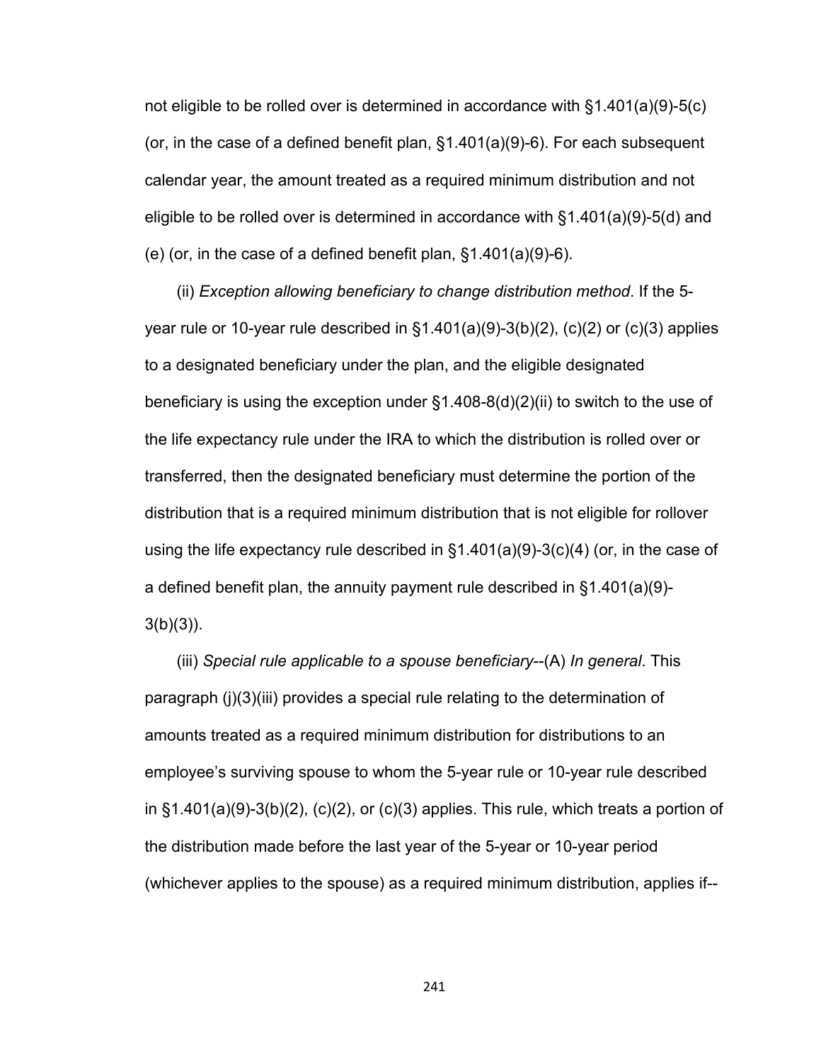not eligible to be rolled over is determined in accordance with §1.401(a)(9)-5(c) (or, in the case of a defined benefit plan, §1.401(a)(9)-6). For each subsequent calendar year, the amount treated as a required minimum distribution and not eligible to be rolled over is determined in accordance with §1.401(a)(9)-5(d) and (e) (or, in the case of a defined benefit plan, §1.401(a)(9)-6).

(ii) *Exception allowing beneficiary to change distribution method*. If the 5-year rule or 10-year rule described in §1.401(a)(9)-3(b)(2), (c)(2) or (c)(3) applies to a designated beneficiary under the plan, and the eligible designated beneficiary is using the exception under §1.408-8(d)(2)(ii) to switch to the use of the life expectancy rule under the IRA to which the distribution is rolled over or transferred, then the designated beneficiary must determine the portion of the distribution that is a required minimum distribution that is not eligible for rollover using the life expectancy rule described in §1.401(a)(9)-3(c)(4) (or, in the case of a defined benefit plan, the annuity payment rule described in §1.401(a)(9)-3(b)(3)).

(iii) *Special rule applicable to a spouse beneficiary*--(A) *In general*. This paragraph (j)(3)(iii) provides a special rule relating to the determination of amounts treated as a required minimum distribution for distributions to an employee's surviving spouse to whom the 5-year rule or 10-year rule described in §1.401(a)(9)-3(b)(2), (c)(2), or (c)(3) applies. This rule, which treats a portion of the distribution made before the last year of the 5-year or 10-year period (whichever applies to the spouse) as a required minimum distribution, applies if--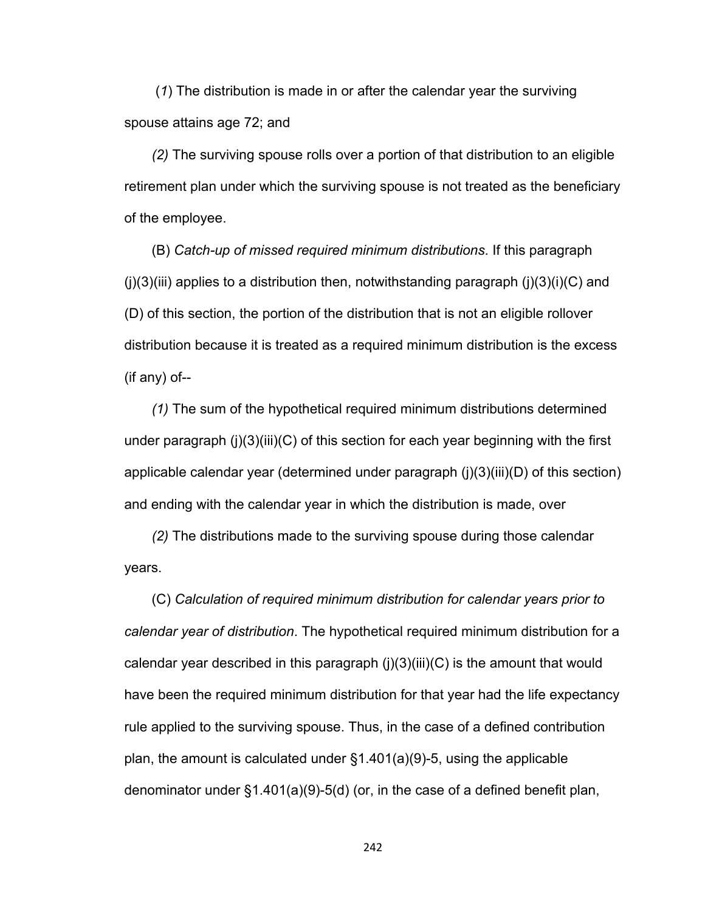(*1*) The distribution is made in or after the calendar year the surviving spouse attains age 72; and

*(2)* The surviving spouse rolls over a portion of that distribution to an eligible retirement plan under which the surviving spouse is not treated as the beneficiary of the employee.

(B) *Catch-up of missed required minimum distributions*. If this paragraph (j)(3)(iii) applies to a distribution then, notwithstanding paragraph (j)(3)(i)(C) and (D) of this section, the portion of the distribution that is not an eligible rollover distribution because it is treated as a required minimum distribution is the excess (if any) of--

*(1)* The sum of the hypothetical required minimum distributions determined under paragraph (j)(3)(iii)(C) of this section for each year beginning with the first applicable calendar year (determined under paragraph (j)(3)(iii)(D) of this section) and ending with the calendar year in which the distribution is made, over

*(2)* The distributions made to the surviving spouse during those calendar years.

(C) *Calculation of required minimum distribution for calendar years prior to calendar year of distribution*. The hypothetical required minimum distribution for a calendar year described in this paragraph (j)(3)(iii)(C) is the amount that would have been the required minimum distribution for that year had the life expectancy rule applied to the surviving spouse. Thus, in the case of a defined contribution plan, the amount is calculated under §1.401(a)(9)-5, using the applicable denominator under §1.401(a)(9)-5(d) (or, in the case of a defined benefit plan,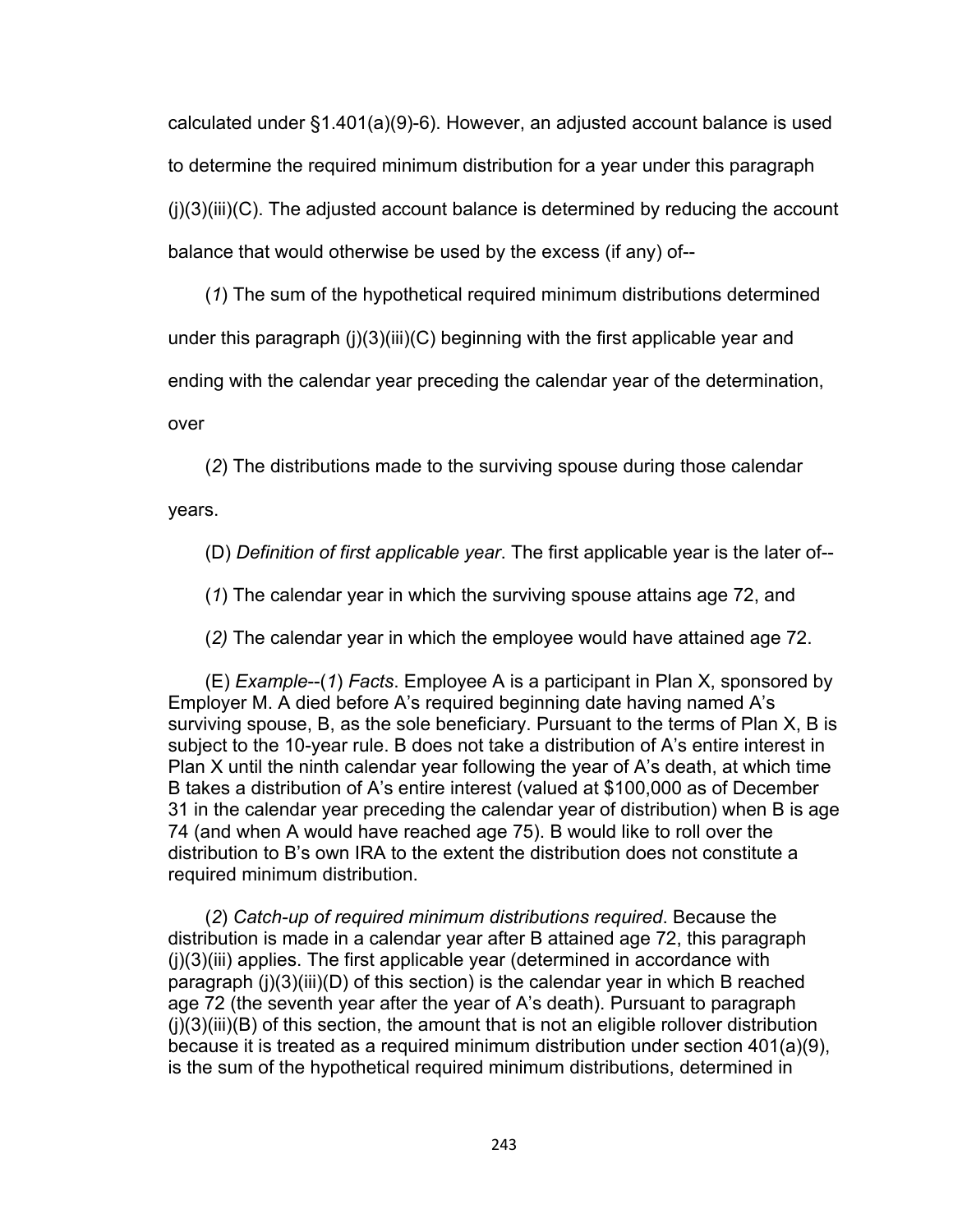calculated under §1.401(a)(9)-6). However, an adjusted account balance is used to determine the required minimum distribution for a year under this paragraph (j)(3)(iii)(C). The adjusted account balance is determined by reducing the account balance that would otherwise be used by the excess (if any) of--

(*1*) The sum of the hypothetical required minimum distributions determined under this paragraph (j)(3)(iii)(C) beginning with the first applicable year and ending with the calendar year preceding the calendar year of the determination, over

(*2*) The distributions made to the surviving spouse during those calendar years.

(D) *Definition of first applicable year*. The first applicable year is the later of--

(*1*) The calendar year in which the surviving spouse attains age 72, and

(*2)* The calendar year in which the employee would have attained age 72.

(E) *Example*--(*1*) *Facts*. Employee A is a participant in Plan X, sponsored by Employer M. A died before A's required beginning date having named A's surviving spouse, B, as the sole beneficiary. Pursuant to the terms of Plan X, B is subject to the 10-year rule. B does not take a distribution of A's entire interest in Plan X until the ninth calendar year following the year of A's death, at which time B takes a distribution of A's entire interest (valued at $100,000 as of December 31 in the calendar year preceding the calendar year of distribution) when B is age 74 (and when A would have reached age 75). B would like to roll over the distribution to B's own IRA to the extent the distribution does not constitute a required minimum distribution.

(*2*) *Catch-up of required minimum distributions required*. Because the distribution is made in a calendar year after B attained age 72, this paragraph (j)(3)(iii) applies. The first applicable year (determined in accordance with paragraph (j)(3)(iii)(D) of this section) is the calendar year in which B reached age 72 (the seventh year after the year of A's death). Pursuant to paragraph (j)(3)(iii)(B) of this section, the amount that is not an eligible rollover distribution because it is treated as a required minimum distribution under section 401(a)(9), is the sum of the hypothetical required minimum distributions, determined in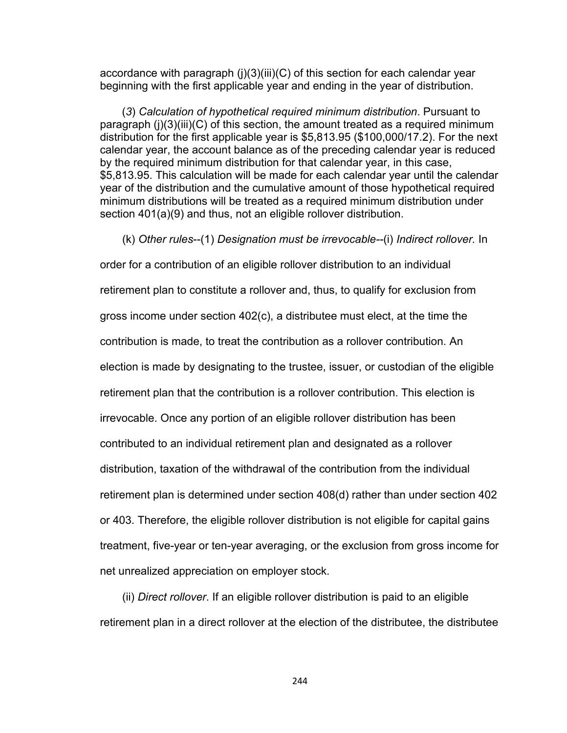accordance with paragraph (j)(3)(iii)(C) of this section for each calendar year beginning with the first applicable year and ending in the year of distribution.

(*3*) *Calculation of hypothetical required minimum distribution*. Pursuant to paragraph (j)(3)(iii)(C) of this section, the amount treated as a required minimum distribution for the first applicable year is $5,813.95 ($100,000/17.2). For the next calendar year, the account balance as of the preceding calendar year is reduced by the required minimum distribution for that calendar year, in this case, $5,813.95. This calculation will be made for each calendar year until the calendar year of the distribution and the cumulative amount of those hypothetical required minimum distributions will be treated as a required minimum distribution under section 401(a)(9) and thus, not an eligible rollover distribution.

(k) *Other rules*--(1) *Designation must be irrevocable*--(i) *Indirect rollover.* In order for a contribution of an eligible rollover distribution to an individual retirement plan to constitute a rollover and, thus, to qualify for exclusion from gross income under section 402(c), a distributee must elect, at the time the contribution is made, to treat the contribution as a rollover contribution. An election is made by designating to the trustee, issuer, or custodian of the eligible retirement plan that the contribution is a rollover contribution. This election is irrevocable. Once any portion of an eligible rollover distribution has been contributed to an individual retirement plan and designated as a rollover distribution, taxation of the withdrawal of the contribution from the individual retirement plan is determined under section 408(d) rather than under section 402 or 403. Therefore, the eligible rollover distribution is not eligible for capital gains treatment, five-year or ten-year averaging, or the exclusion from gross income for net unrealized appreciation on employer stock.

(ii) *Direct rollover*. If an eligible rollover distribution is paid to an eligible retirement plan in a direct rollover at the election of the distributee, the distributee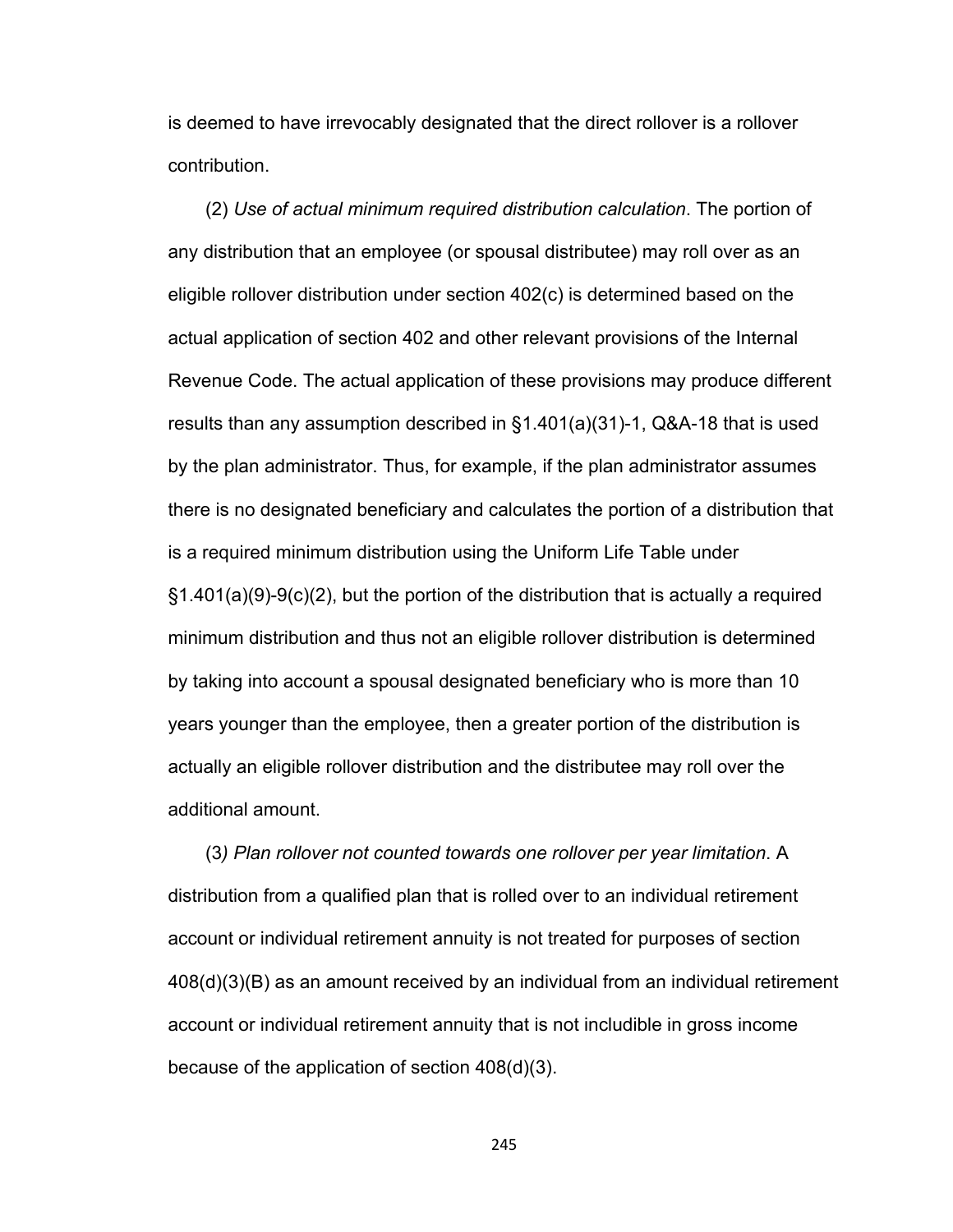is deemed to have irrevocably designated that the direct rollover is a rollover contribution.

(2) *Use of actual minimum required distribution calculation*. The portion of any distribution that an employee (or spousal distributee) may roll over as an eligible rollover distribution under section 402(c) is determined based on the actual application of section 402 and other relevant provisions of the Internal Revenue Code. The actual application of these provisions may produce different results than any assumption described in §1.401(a)(31)-1, Q&A-18 that is used by the plan administrator. Thus, for example, if the plan administrator assumes there is no designated beneficiary and calculates the portion of a distribution that is a required minimum distribution using the Uniform Life Table under §1.401(a)(9)-9(c)(2), but the portion of the distribution that is actually a required minimum distribution and thus not an eligible rollover distribution is determined by taking into account a spousal designated beneficiary who is more than 10 years younger than the employee, then a greater portion of the distribution is actually an eligible rollover distribution and the distributee may roll over the additional amount.

(3*) Plan rollover not counted towards one rollover per year limitation*. A distribution from a qualified plan that is rolled over to an individual retirement account or individual retirement annuity is not treated for purposes of section 408(d)(3)(B) as an amount received by an individual from an individual retirement account or individual retirement annuity that is not includible in gross income because of the application of section 408(d)(3).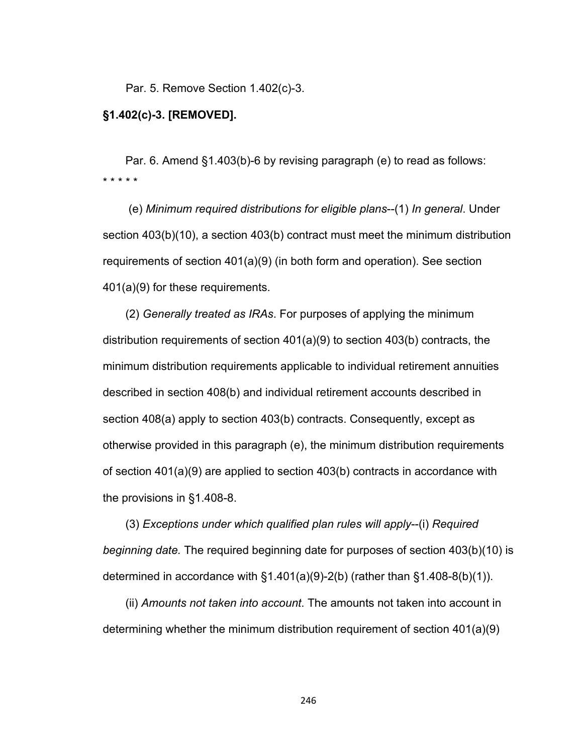Par. 5. Remove Section 1.402(c)-3.

**§1.402(c)-3. [REMOVED].**

Par. 6. Amend §1.403(b)-6 by revising paragraph (e) to read as follows:

* * * * *

(e) *Minimum required distributions for eligible plans*--(1) *In general*. Under section 403(b)(10), a section 403(b) contract must meet the minimum distribution requirements of section 401(a)(9) (in both form and operation). See section 401(a)(9) for these requirements.

(2) *Generally treated as IRAs*. For purposes of applying the minimum distribution requirements of section 401(a)(9) to section 403(b) contracts, the minimum distribution requirements applicable to individual retirement annuities described in section 408(b) and individual retirement accounts described in section 408(a) apply to section 403(b) contracts. Consequently, except as otherwise provided in this paragraph (e), the minimum distribution requirements of section 401(a)(9) are applied to section 403(b) contracts in accordance with the provisions in §1.408-8.

(3) *Exceptions under which qualified plan rules will apply*--(i) *Required beginning date*. The required beginning date for purposes of section 403(b)(10) is determined in accordance with §1.401(a)(9)-2(b) (rather than §1.408-8(b)(1)).

(ii) *Amounts not taken into account*. The amounts not taken into account in determining whether the minimum distribution requirement of section 401(a)(9)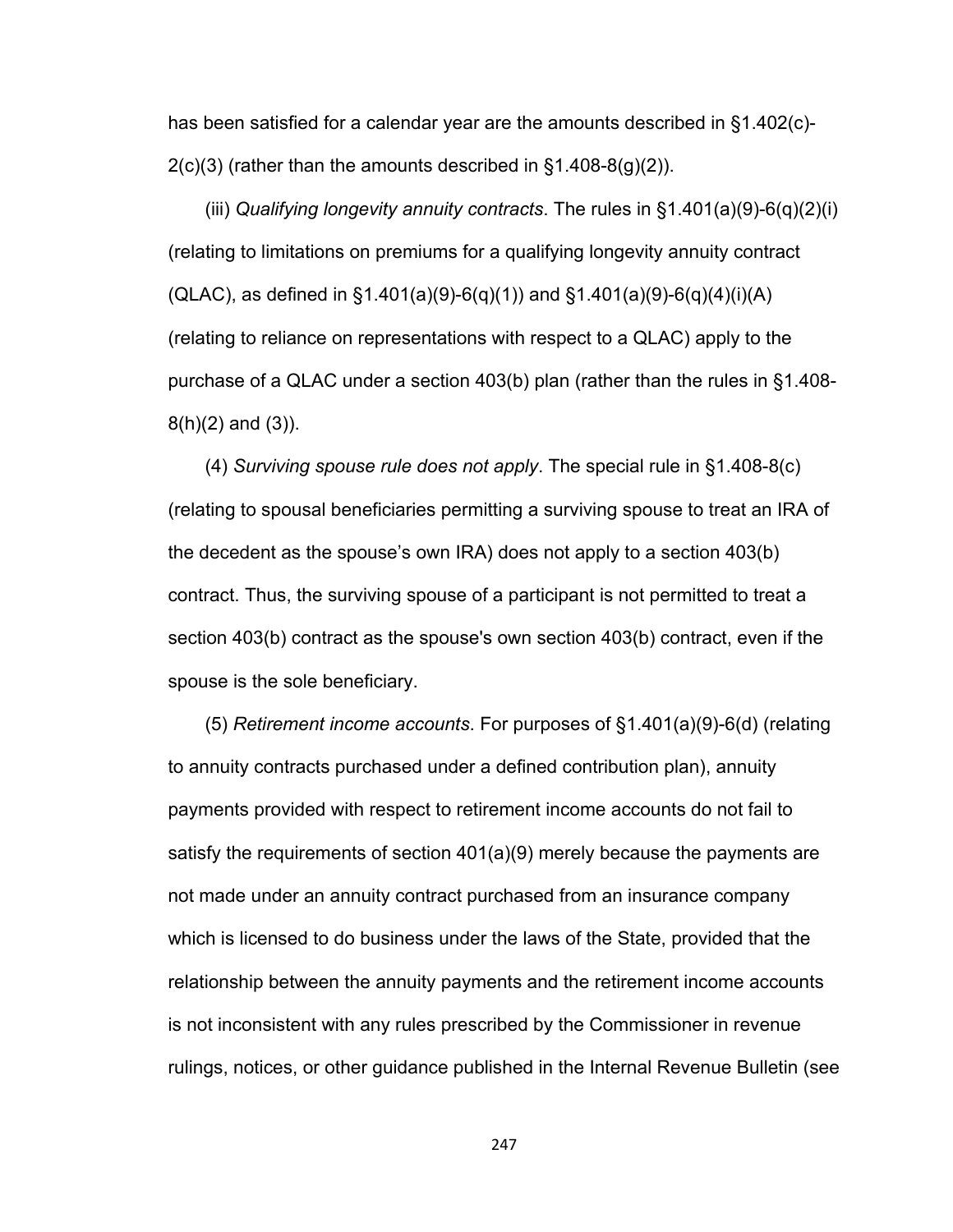has been satisfied for a calendar year are the amounts described in §1.402(c)-2(c)(3) (rather than the amounts described in §1.408-8(g)(2)).

(iii) *Qualifying longevity annuity contracts*. The rules in §1.401(a)(9)-6(q)(2)(i) (relating to limitations on premiums for a qualifying longevity annuity contract (QLAC), as defined in §1.401(a)(9)-6(q)(1)) and §1.401(a)(9)-6(q)(4)(i)(A) (relating to reliance on representations with respect to a QLAC) apply to the purchase of a QLAC under a section 403(b) plan (rather than the rules in §1.408-8(h)(2) and (3)).

(4) *Surviving spouse rule does not apply*. The special rule in §1.408-8(c) (relating to spousal beneficiaries permitting a surviving spouse to treat an IRA of the decedent as the spouse's own IRA) does not apply to a section 403(b) contract. Thus, the surviving spouse of a participant is not permitted to treat a section 403(b) contract as the spouse's own section 403(b) contract, even if the spouse is the sole beneficiary.

(5) *Retirement income accounts*. For purposes of §1.401(a)(9)-6(d) (relating to annuity contracts purchased under a defined contribution plan), annuity payments provided with respect to retirement income accounts do not fail to satisfy the requirements of section 401(a)(9) merely because the payments are not made under an annuity contract purchased from an insurance company which is licensed to do business under the laws of the State, provided that the relationship between the annuity payments and the retirement income accounts is not inconsistent with any rules prescribed by the Commissioner in revenue rulings, notices, or other guidance published in the Internal Revenue Bulletin (see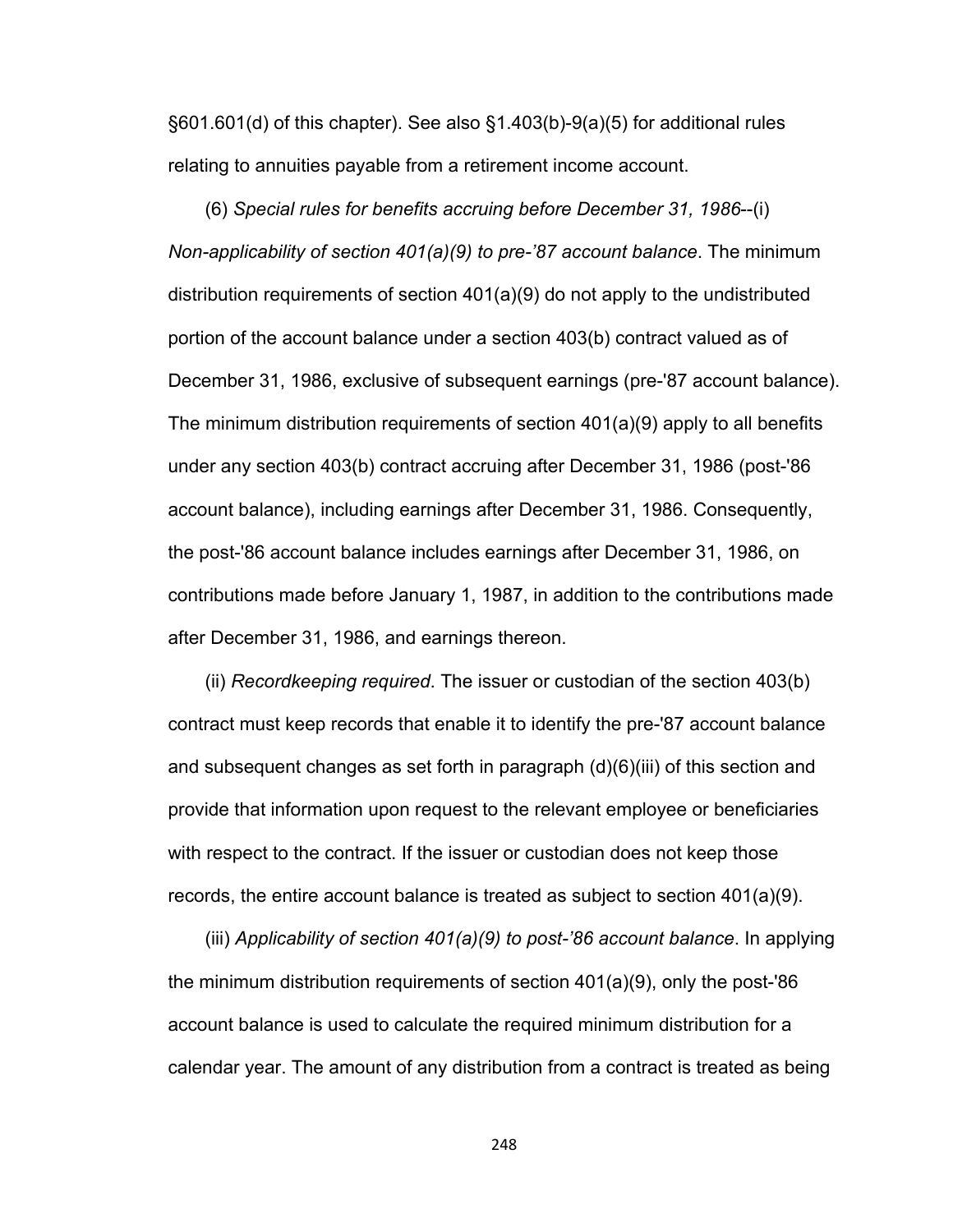§601.601(d) of this chapter). See also §1.403(b)-9(a)(5) for additional rules relating to annuities payable from a retirement income account.

(6) *Special rules for benefits accruing before December 31, 1986*--(i) *Non-applicability of section 401(a)(9) to pre-'87 account balance*. The minimum distribution requirements of section 401(a)(9) do not apply to the undistributed portion of the account balance under a section 403(b) contract valued as of December 31, 1986, exclusive of subsequent earnings (pre-'87 account balance). The minimum distribution requirements of section 401(a)(9) apply to all benefits under any section 403(b) contract accruing after December 31, 1986 (post-'86 account balance), including earnings after December 31, 1986. Consequently, the post-'86 account balance includes earnings after December 31, 1986, on contributions made before January 1, 1987, in addition to the contributions made after December 31, 1986, and earnings thereon.

(ii) *Recordkeeping required*. The issuer or custodian of the section 403(b) contract must keep records that enable it to identify the pre-'87 account balance and subsequent changes as set forth in paragraph (d)(6)(iii) of this section and provide that information upon request to the relevant employee or beneficiaries with respect to the contract. If the issuer or custodian does not keep those records, the entire account balance is treated as subject to section 401(a)(9).

(iii) *Applicability of section 401(a)(9) to post-'86 account balance*. In applying the minimum distribution requirements of section 401(a)(9), only the post-'86 account balance is used to calculate the required minimum distribution for a calendar year. The amount of any distribution from a contract is treated as being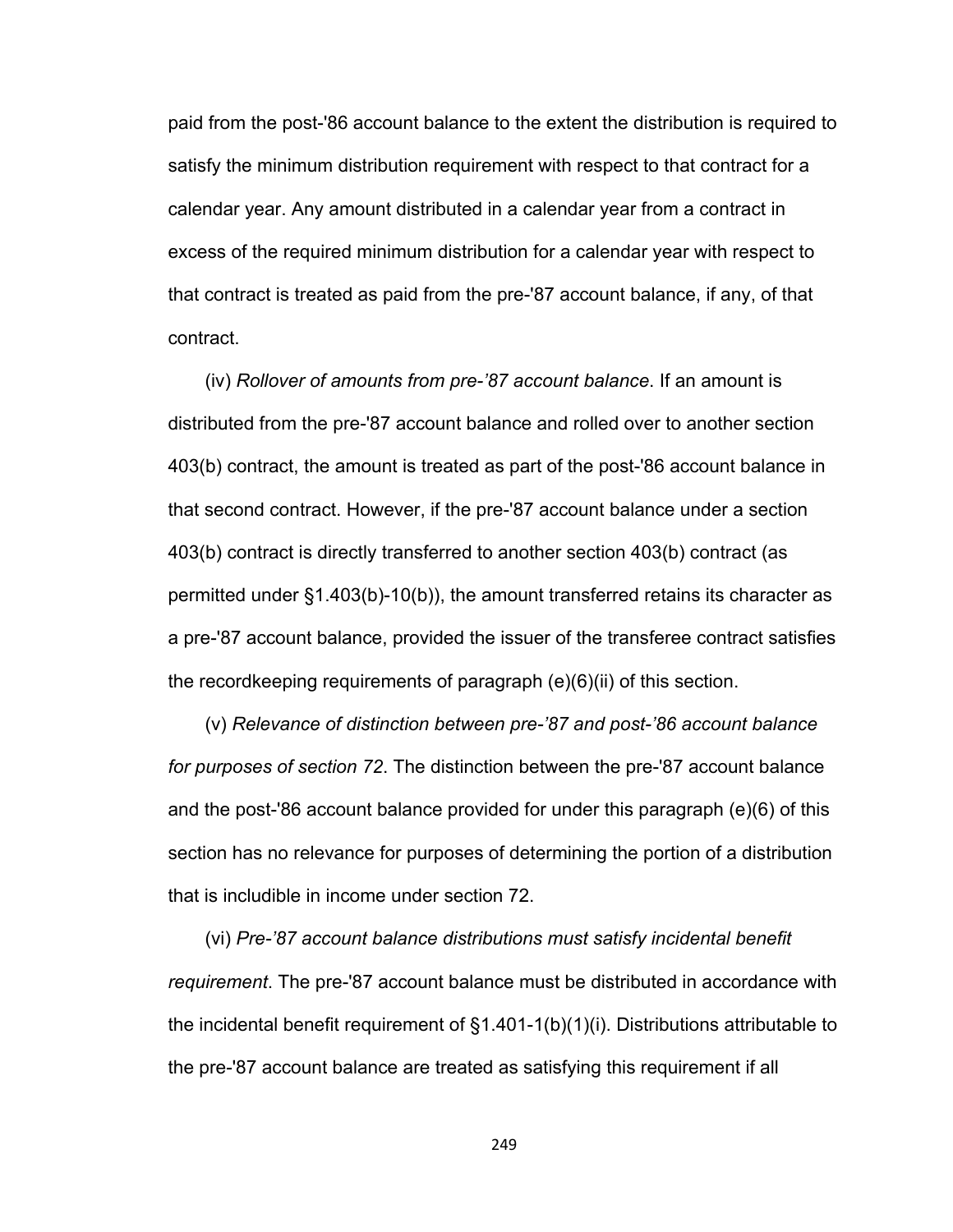paid from the post-'86 account balance to the extent the distribution is required to satisfy the minimum distribution requirement with respect to that contract for a calendar year. Any amount distributed in a calendar year from a contract in excess of the required minimum distribution for a calendar year with respect to that contract is treated as paid from the pre-'87 account balance, if any, of that contract.

(iv) *Rollover of amounts from pre-'87 account balance*. If an amount is distributed from the pre-'87 account balance and rolled over to another section 403(b) contract, the amount is treated as part of the post-'86 account balance in that second contract. However, if the pre-'87 account balance under a section 403(b) contract is directly transferred to another section 403(b) contract (as permitted under §1.403(b)-10(b)), the amount transferred retains its character as a pre-'87 account balance, provided the issuer of the transferee contract satisfies the recordkeeping requirements of paragraph (e)(6)(ii) of this section.

(v) *Relevance of distinction between pre-'87 and post-'86 account balance for purposes of section 72*. The distinction between the pre-'87 account balance and the post-'86 account balance provided for under this paragraph (e)(6) of this section has no relevance for purposes of determining the portion of a distribution that is includible in income under section 72.

(vi) *Pre-'87 account balance distributions must satisfy incidental benefit requirement*. The pre-'87 account balance must be distributed in accordance with the incidental benefit requirement of §1.401-1(b)(1)(i). Distributions attributable to the pre-'87 account balance are treated as satisfying this requirement if all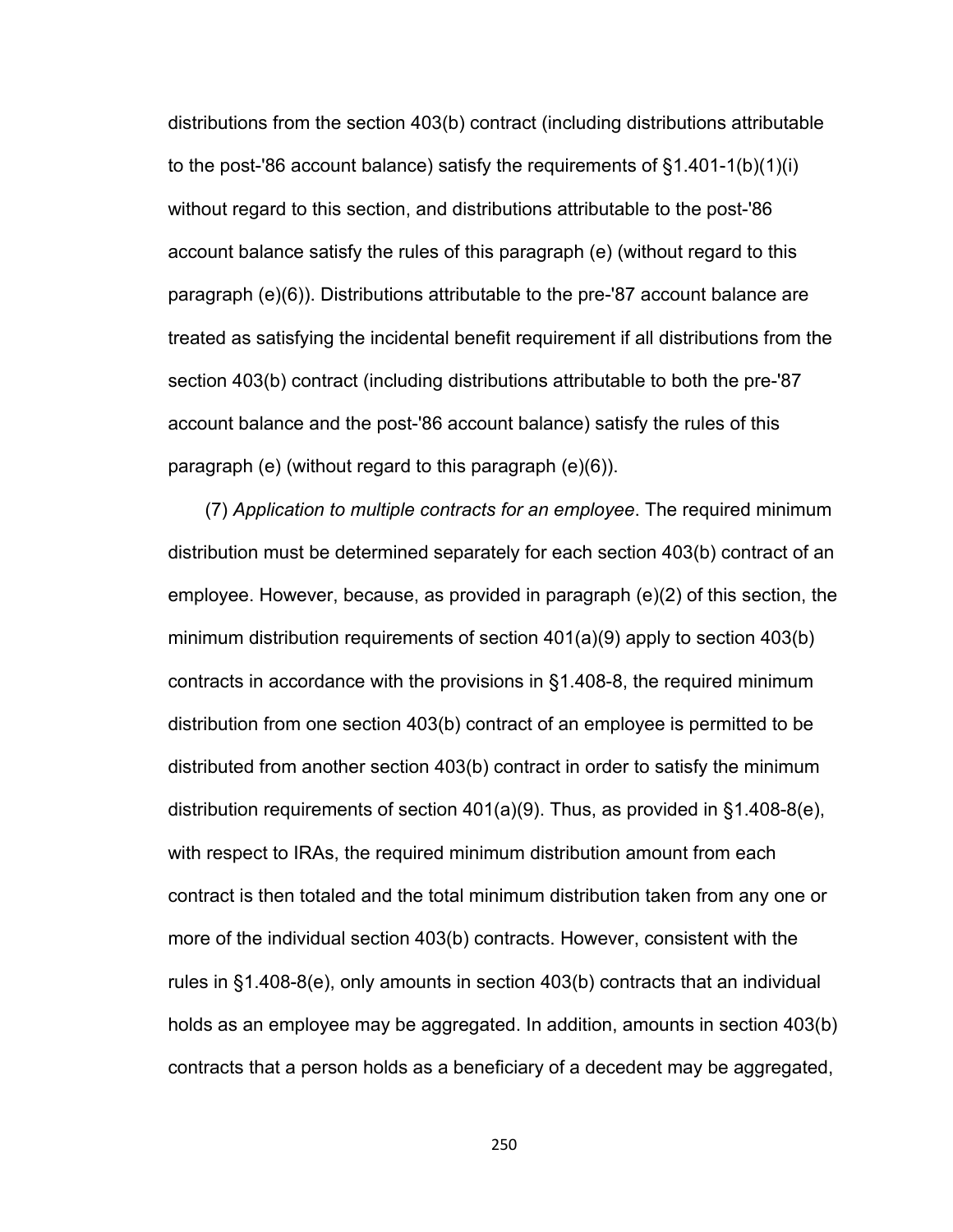distributions from the section 403(b) contract (including distributions attributable to the post-'86 account balance) satisfy the requirements of §1.401-1(b)(1)(i) without regard to this section, and distributions attributable to the post-'86 account balance satisfy the rules of this paragraph (e) (without regard to this paragraph (e)(6)). Distributions attributable to the pre-'87 account balance are treated as satisfying the incidental benefit requirement if all distributions from the section 403(b) contract (including distributions attributable to both the pre-'87 account balance and the post-'86 account balance) satisfy the rules of this paragraph (e) (without regard to this paragraph (e)(6)).

(7) *Application to multiple contracts for an employee*. The required minimum distribution must be determined separately for each section 403(b) contract of an employee. However, because, as provided in paragraph (e)(2) of this section, the minimum distribution requirements of section 401(a)(9) apply to section 403(b) contracts in accordance with the provisions in §1.408-8, the required minimum distribution from one section 403(b) contract of an employee is permitted to be distributed from another section 403(b) contract in order to satisfy the minimum distribution requirements of section 401(a)(9). Thus, as provided in §1.408-8(e), with respect to IRAs, the required minimum distribution amount from each contract is then totaled and the total minimum distribution taken from any one or more of the individual section 403(b) contracts. However, consistent with the rules in §1.408-8(e), only amounts in section 403(b) contracts that an individual holds as an employee may be aggregated. In addition, amounts in section 403(b) contracts that a person holds as a beneficiary of a decedent may be aggregated,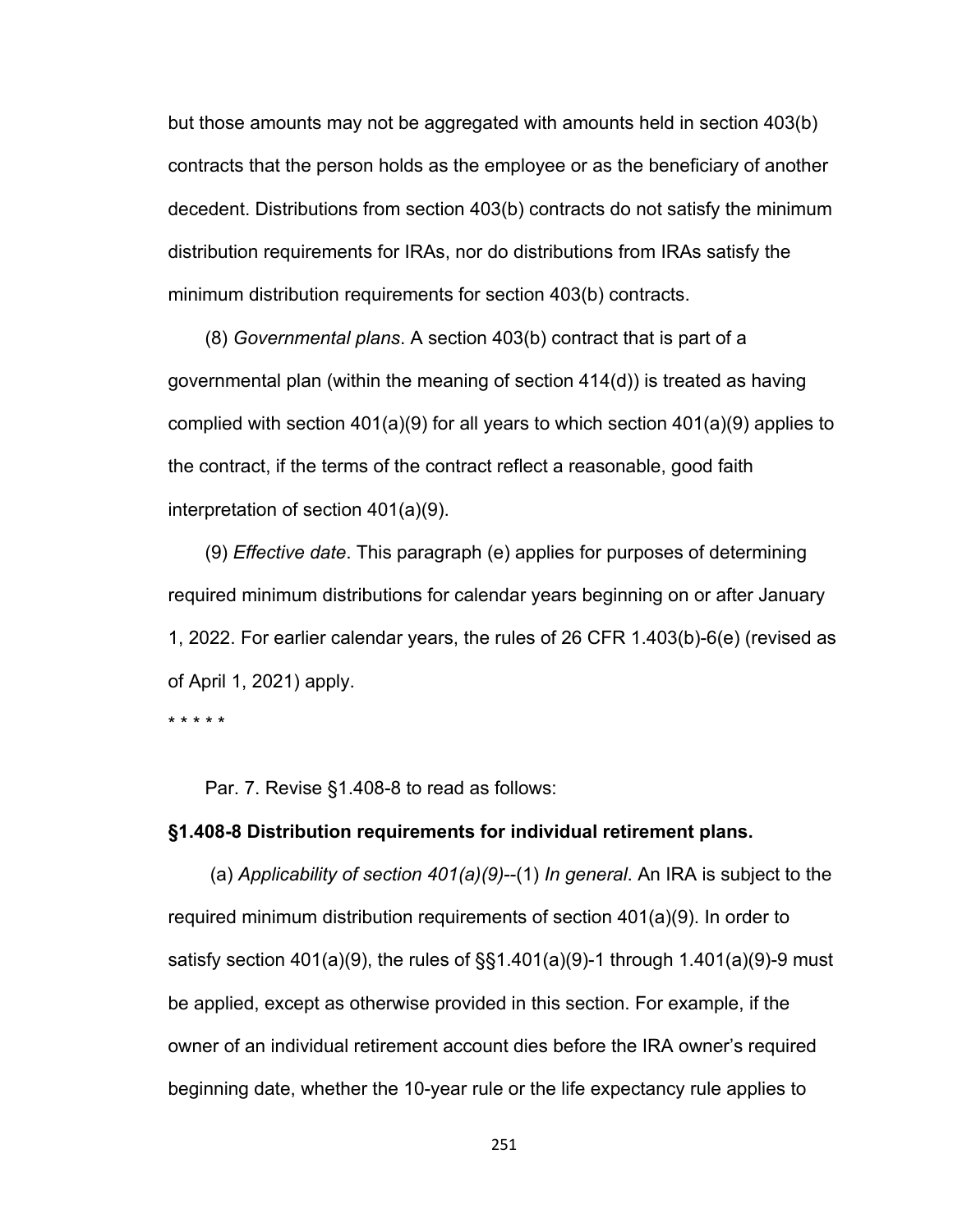but those amounts may not be aggregated with amounts held in section 403(b) contracts that the person holds as the employee or as the beneficiary of another decedent. Distributions from section 403(b) contracts do not satisfy the minimum distribution requirements for IRAs, nor do distributions from IRAs satisfy the minimum distribution requirements for section 403(b) contracts.

(8) *Governmental plans*. A section 403(b) contract that is part of a governmental plan (within the meaning of section 414(d)) is treated as having complied with section 401(a)(9) for all years to which section 401(a)(9) applies to the contract, if the terms of the contract reflect a reasonable, good faith interpretation of section 401(a)(9).

(9) *Effective date*. This paragraph (e) applies for purposes of determining required minimum distributions for calendar years beginning on or after January 1, 2022. For earlier calendar years, the rules of 26 CFR 1.403(b)-6(e) (revised as of April 1, 2021) apply.

\* \* \* \* \*

Par. 7. Revise §1.408-8 to read as follows:

**§1.408-8 Distribution requirements for individual retirement plans.**

(a) *Applicability of section 401(a)(9)*--(1) *In general*. An IRA is subject to the required minimum distribution requirements of section 401(a)(9). In order to satisfy section 401(a)(9), the rules of §§1.401(a)(9)-1 through 1.401(a)(9)-9 must be applied, except as otherwise provided in this section. For example, if the owner of an individual retirement account dies before the IRA owner's required beginning date, whether the 10-year rule or the life expectancy rule applies to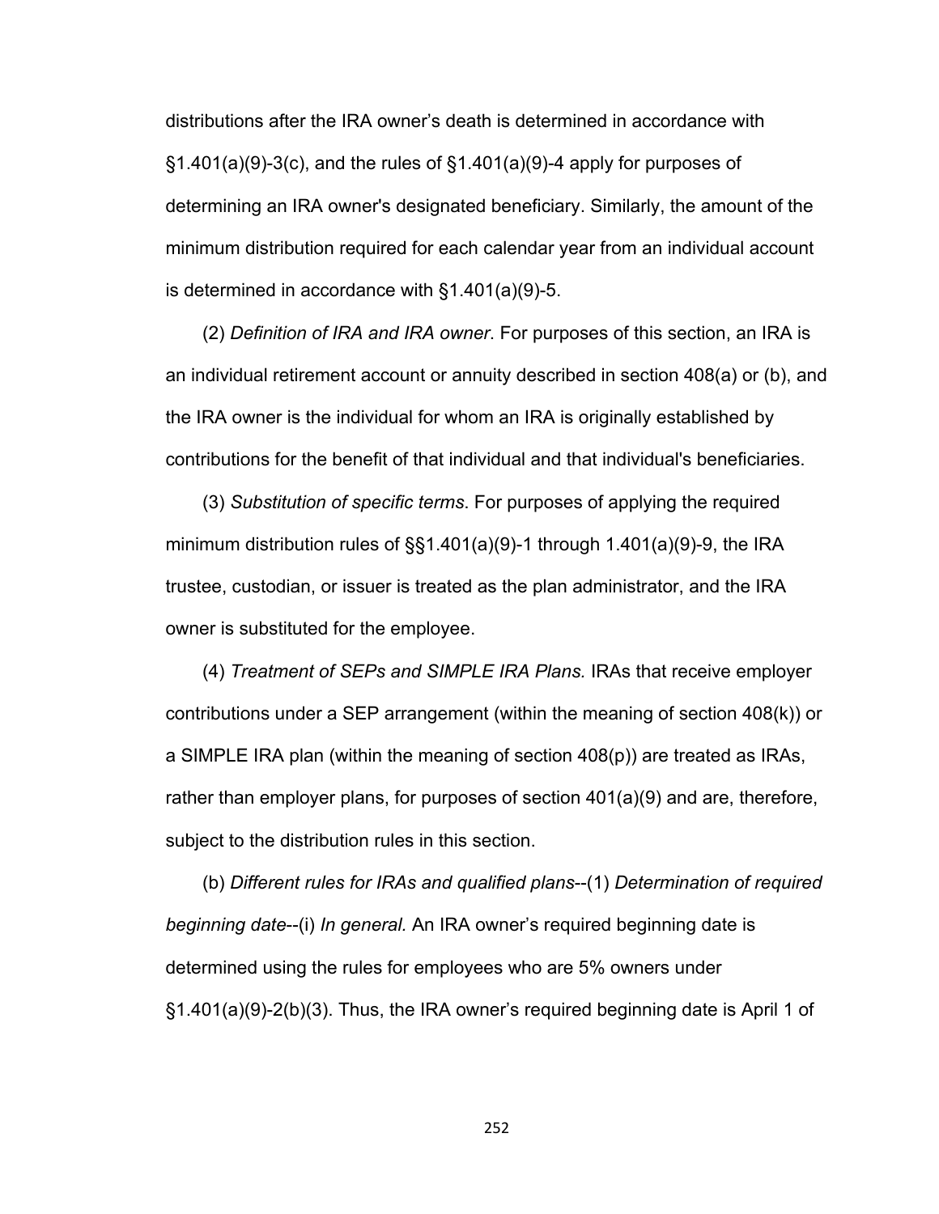distributions after the IRA owner's death is determined in accordance with §1.401(a)(9)-3(c), and the rules of §1.401(a)(9)-4 apply for purposes of determining an IRA owner's designated beneficiary. Similarly, the amount of the minimum distribution required for each calendar year from an individual account is determined in accordance with §1.401(a)(9)-5.

(2) *Definition of IRA and IRA owner*. For purposes of this section, an IRA is an individual retirement account or annuity described in section 408(a) or (b), and the IRA owner is the individual for whom an IRA is originally established by contributions for the benefit of that individual and that individual's beneficiaries.

(3) *Substitution of specific terms*. For purposes of applying the required minimum distribution rules of §§1.401(a)(9)-1 through 1.401(a)(9)-9, the IRA trustee, custodian, or issuer is treated as the plan administrator, and the IRA owner is substituted for the employee.

(4) *Treatment of SEPs and SIMPLE IRA Plans.* IRAs that receive employer contributions under a SEP arrangement (within the meaning of section 408(k)) or a SIMPLE IRA plan (within the meaning of section 408(p)) are treated as IRAs, rather than employer plans, for purposes of section 401(a)(9) and are, therefore, subject to the distribution rules in this section.

(b) *Different rules for IRAs and qualified plans*--(1) *Determination of required beginning date*--(i) *In general.* An IRA owner's required beginning date is determined using the rules for employees who are 5% owners under §1.401(a)(9)-2(b)(3). Thus, the IRA owner's required beginning date is April 1 of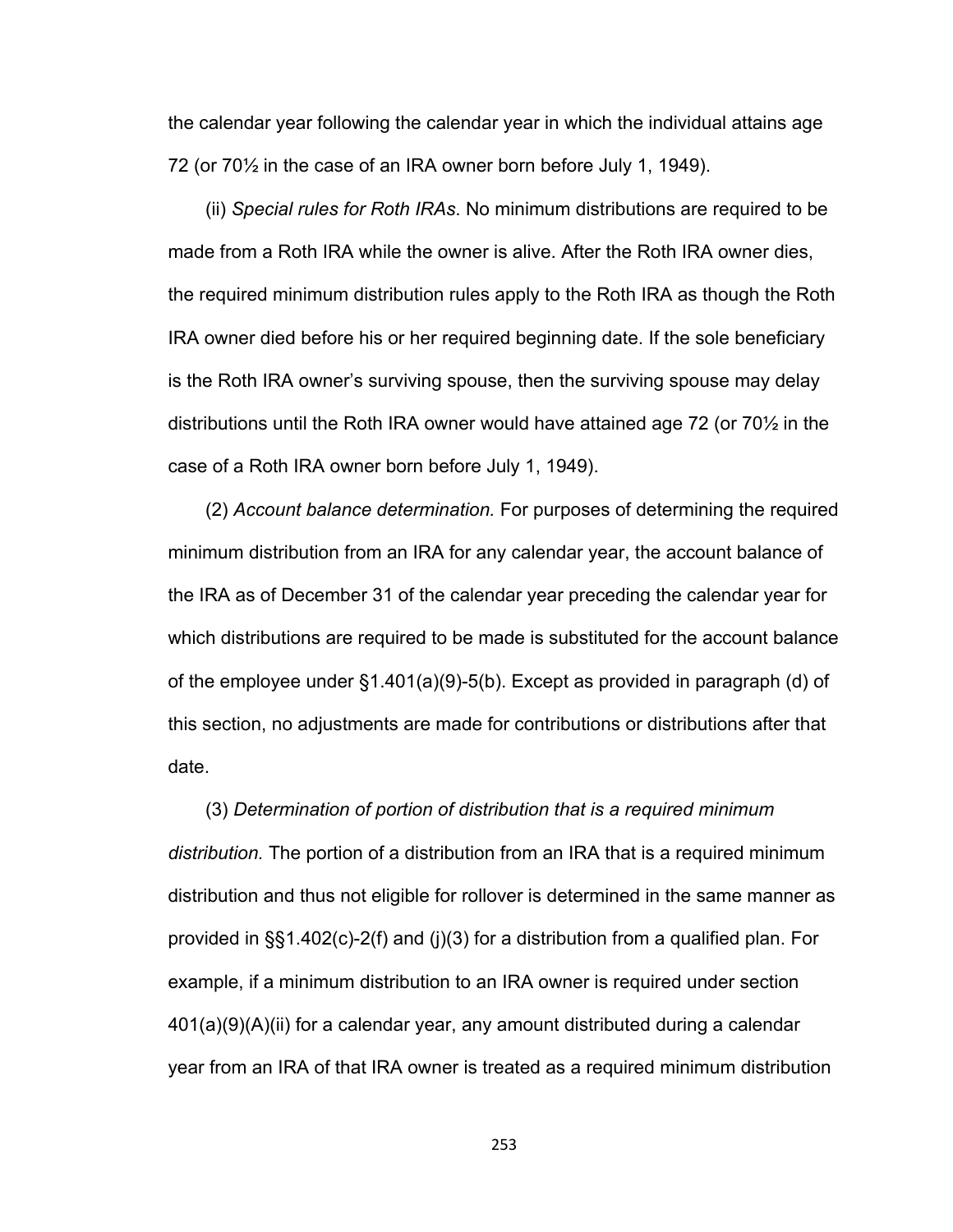the calendar year following the calendar year in which the individual attains age 72 (or 70½ in the case of an IRA owner born before July 1, 1949).

(ii) *Special rules for Roth IRAs*. No minimum distributions are required to be made from a Roth IRA while the owner is alive. After the Roth IRA owner dies, the required minimum distribution rules apply to the Roth IRA as though the Roth IRA owner died before his or her required beginning date. If the sole beneficiary is the Roth IRA owner's surviving spouse, then the surviving spouse may delay distributions until the Roth IRA owner would have attained age 72 (or 70½ in the case of a Roth IRA owner born before July 1, 1949).

(2) *Account balance determination.* For purposes of determining the required minimum distribution from an IRA for any calendar year, the account balance of the IRA as of December 31 of the calendar year preceding the calendar year for which distributions are required to be made is substituted for the account balance of the employee under §1.401(a)(9)-5(b). Except as provided in paragraph (d) of this section, no adjustments are made for contributions or distributions after that date.

(3) *Determination of portion of distribution that is a required minimum distribution.* The portion of a distribution from an IRA that is a required minimum distribution and thus not eligible for rollover is determined in the same manner as provided in §§1.402(c)-2(f) and (j)(3) for a distribution from a qualified plan. For example, if a minimum distribution to an IRA owner is required under section 401(a)(9)(A)(ii) for a calendar year, any amount distributed during a calendar year from an IRA of that IRA owner is treated as a required minimum distribution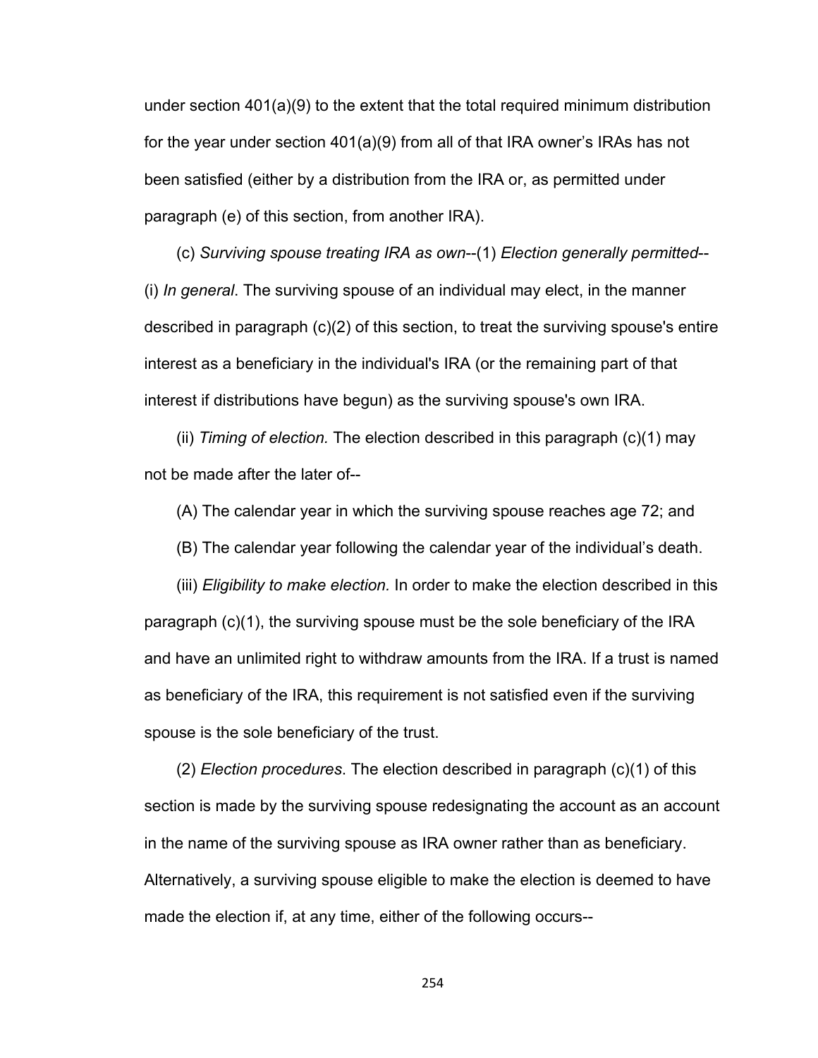under section 401(a)(9) to the extent that the total required minimum distribution for the year under section 401(a)(9) from all of that IRA owner's IRAs has not been satisfied (either by a distribution from the IRA or, as permitted under paragraph (e) of this section, from another IRA).

(c) *Surviving spouse treating IRA as own*--(1) *Election generally permitted*--(i) *In general*. The surviving spouse of an individual may elect, in the manner described in paragraph (c)(2) of this section, to treat the surviving spouse's entire interest as a beneficiary in the individual's IRA (or the remaining part of that interest if distributions have begun) as the surviving spouse's own IRA.

(ii) *Timing of election.* The election described in this paragraph (c)(1) may not be made after the later of--

(A) The calendar year in which the surviving spouse reaches age 72; and

(B) The calendar year following the calendar year of the individual's death.

(iii) *Eligibility to make election.* In order to make the election described in this paragraph (c)(1), the surviving spouse must be the sole beneficiary of the IRA and have an unlimited right to withdraw amounts from the IRA. If a trust is named as beneficiary of the IRA, this requirement is not satisfied even if the surviving spouse is the sole beneficiary of the trust.

(2) *Election procedures*. The election described in paragraph (c)(1) of this section is made by the surviving spouse redesignating the account as an account in the name of the surviving spouse as IRA owner rather than as beneficiary. Alternatively, a surviving spouse eligible to make the election is deemed to have made the election if, at any time, either of the following occurs--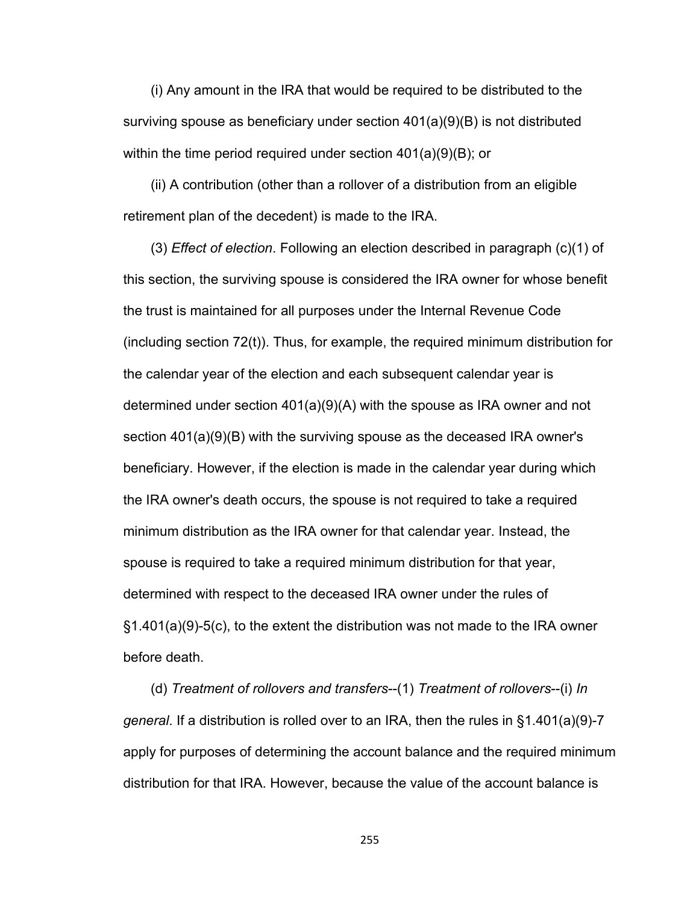(i) Any amount in the IRA that would be required to be distributed to the surviving spouse as beneficiary under section 401(a)(9)(B) is not distributed within the time period required under section 401(a)(9)(B); or

(ii) A contribution (other than a rollover of a distribution from an eligible retirement plan of the decedent) is made to the IRA.

(3) *Effect of election*. Following an election described in paragraph (c)(1) of this section, the surviving spouse is considered the IRA owner for whose benefit the trust is maintained for all purposes under the Internal Revenue Code (including section 72(t)). Thus, for example, the required minimum distribution for the calendar year of the election and each subsequent calendar year is determined under section 401(a)(9)(A) with the spouse as IRA owner and not section 401(a)(9)(B) with the surviving spouse as the deceased IRA owner's beneficiary. However, if the election is made in the calendar year during which the IRA owner's death occurs, the spouse is not required to take a required minimum distribution as the IRA owner for that calendar year. Instead, the spouse is required to take a required minimum distribution for that year, determined with respect to the deceased IRA owner under the rules of §1.401(a)(9)-5(c), to the extent the distribution was not made to the IRA owner before death.

(d) *Treatment of rollovers and transfers*--(1) *Treatment of rollovers*--(i) *In general*. If a distribution is rolled over to an IRA, then the rules in §1.401(a)(9)-7 apply for purposes of determining the account balance and the required minimum distribution for that IRA. However, because the value of the account balance is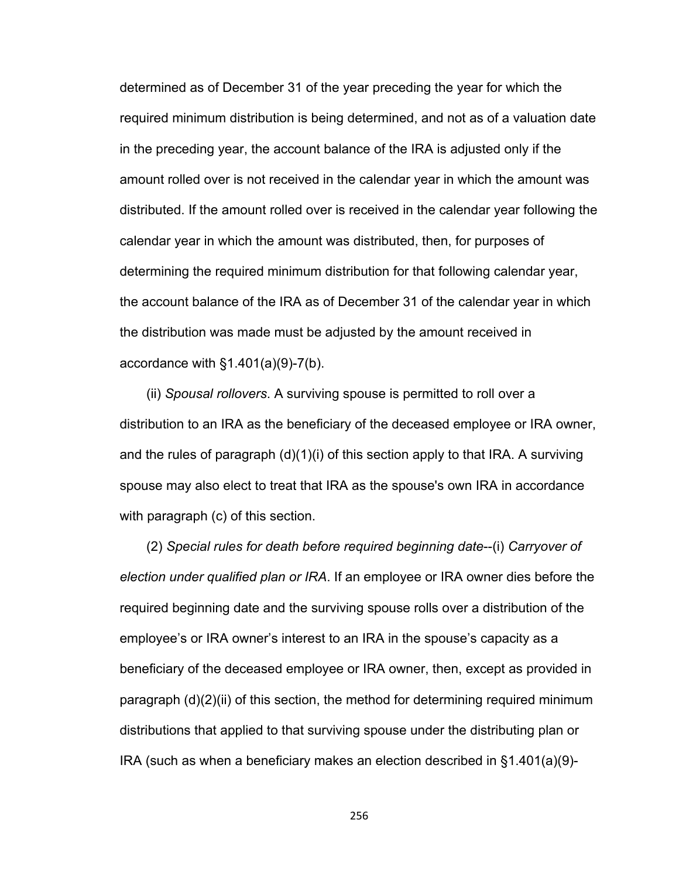determined as of December 31 of the year preceding the year for which the required minimum distribution is being determined, and not as of a valuation date in the preceding year, the account balance of the IRA is adjusted only if the amount rolled over is not received in the calendar year in which the amount was distributed. If the amount rolled over is received in the calendar year following the calendar year in which the amount was distributed, then, for purposes of determining the required minimum distribution for that following calendar year, the account balance of the IRA as of December 31 of the calendar year in which the distribution was made must be adjusted by the amount received in accordance with §1.401(a)(9)-7(b).

(ii) *Spousal rollovers*. A surviving spouse is permitted to roll over a distribution to an IRA as the beneficiary of the deceased employee or IRA owner, and the rules of paragraph (d)(1)(i) of this section apply to that IRA. A surviving spouse may also elect to treat that IRA as the spouse's own IRA in accordance with paragraph (c) of this section.

(2) *Special rules for death before required beginning date*--(i) *Carryover of election under qualified plan or IRA*. If an employee or IRA owner dies before the required beginning date and the surviving spouse rolls over a distribution of the employee's or IRA owner's interest to an IRA in the spouse's capacity as a beneficiary of the deceased employee or IRA owner, then, except as provided in paragraph (d)(2)(ii) of this section, the method for determining required minimum distributions that applied to that surviving spouse under the distributing plan or IRA (such as when a beneficiary makes an election described in §1.401(a)(9)-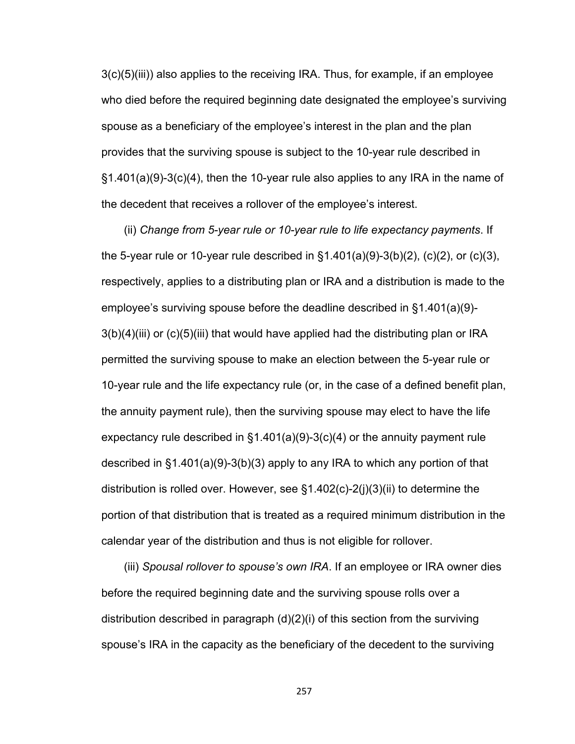3(c)(5)(iii)) also applies to the receiving IRA. Thus, for example, if an employee who died before the required beginning date designated the employee's surviving spouse as a beneficiary of the employee's interest in the plan and the plan provides that the surviving spouse is subject to the 10-year rule described in §1.401(a)(9)-3(c)(4), then the 10-year rule also applies to any IRA in the name of the decedent that receives a rollover of the employee's interest.

(ii) *Change from 5-year rule or 10-year rule to life expectancy payments*. If the 5-year rule or 10-year rule described in §1.401(a)(9)-3(b)(2), (c)(2), or (c)(3), respectively, applies to a distributing plan or IRA and a distribution is made to the employee's surviving spouse before the deadline described in §1.401(a)(9)-3(b)(4)(iii) or (c)(5)(iii) that would have applied had the distributing plan or IRA permitted the surviving spouse to make an election between the 5-year rule or 10-year rule and the life expectancy rule (or, in the case of a defined benefit plan, the annuity payment rule), then the surviving spouse may elect to have the life expectancy rule described in §1.401(a)(9)-3(c)(4) or the annuity payment rule described in §1.401(a)(9)-3(b)(3) apply to any IRA to which any portion of that distribution is rolled over. However, see §1.402(c)-2(j)(3)(ii) to determine the portion of that distribution that is treated as a required minimum distribution in the calendar year of the distribution and thus is not eligible for rollover.

(iii) *Spousal rollover to spouse's own IRA*. If an employee or IRA owner dies before the required beginning date and the surviving spouse rolls over a distribution described in paragraph (d)(2)(i) of this section from the surviving spouse's IRA in the capacity as the beneficiary of the decedent to the surviving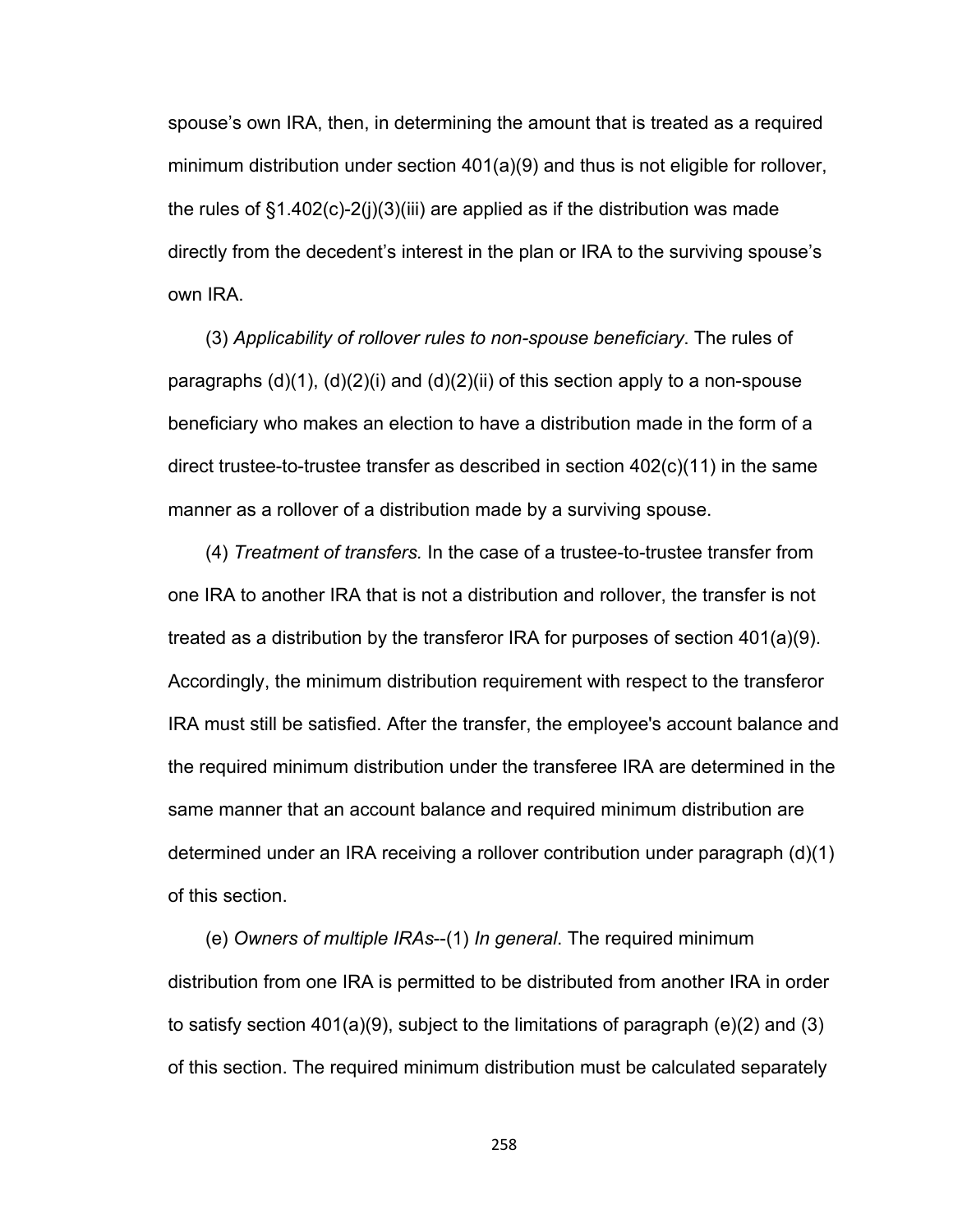spouse's own IRA, then, in determining the amount that is treated as a required minimum distribution under section 401(a)(9) and thus is not eligible for rollover, the rules of §1.402(c)-2(j)(3)(iii) are applied as if the distribution was made directly from the decedent's interest in the plan or IRA to the surviving spouse's own IRA.

(3) *Applicability of rollover rules to non-spouse beneficiary*. The rules of paragraphs (d)(1), (d)(2)(i) and (d)(2)(ii) of this section apply to a non-spouse beneficiary who makes an election to have a distribution made in the form of a direct trustee-to-trustee transfer as described in section 402(c)(11) in the same manner as a rollover of a distribution made by a surviving spouse.

(4) *Treatment of transfers.* In the case of a trustee-to-trustee transfer from one IRA to another IRA that is not a distribution and rollover, the transfer is not treated as a distribution by the transferor IRA for purposes of section 401(a)(9). Accordingly, the minimum distribution requirement with respect to the transferor IRA must still be satisfied. After the transfer, the employee's account balance and the required minimum distribution under the transferee IRA are determined in the same manner that an account balance and required minimum distribution are determined under an IRA receiving a rollover contribution under paragraph (d)(1) of this section.

(e) *Owners of multiple IRAs*--(1) *In general*. The required minimum distribution from one IRA is permitted to be distributed from another IRA in order to satisfy section 401(a)(9), subject to the limitations of paragraph (e)(2) and (3) of this section. The required minimum distribution must be calculated separately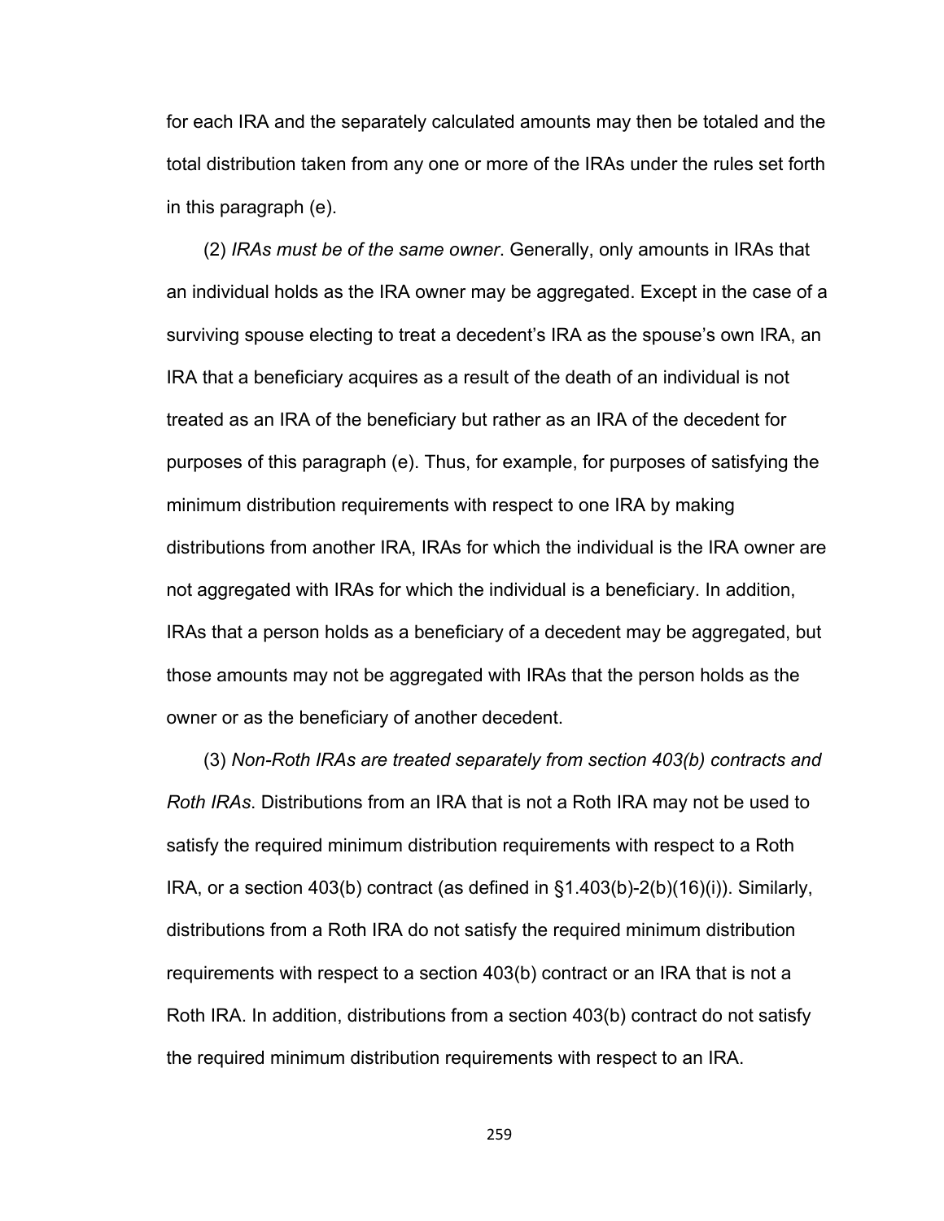for each IRA and the separately calculated amounts may then be totaled and the total distribution taken from any one or more of the IRAs under the rules set forth in this paragraph (e).

(2) *IRAs must be of the same owner*. Generally, only amounts in IRAs that an individual holds as the IRA owner may be aggregated. Except in the case of a surviving spouse electing to treat a decedent's IRA as the spouse's own IRA, an IRA that a beneficiary acquires as a result of the death of an individual is not treated as an IRA of the beneficiary but rather as an IRA of the decedent for purposes of this paragraph (e). Thus, for example, for purposes of satisfying the minimum distribution requirements with respect to one IRA by making distributions from another IRA, IRAs for which the individual is the IRA owner are not aggregated with IRAs for which the individual is a beneficiary. In addition, IRAs that a person holds as a beneficiary of a decedent may be aggregated, but those amounts may not be aggregated with IRAs that the person holds as the owner or as the beneficiary of another decedent.

(3) *Non-Roth IRAs are treated separately from section 403(b) contracts and Roth IRAs*. Distributions from an IRA that is not a Roth IRA may not be used to satisfy the required minimum distribution requirements with respect to a Roth IRA, or a section 403(b) contract (as defined in §1.403(b)-2(b)(16)(i)). Similarly, distributions from a Roth IRA do not satisfy the required minimum distribution requirements with respect to a section 403(b) contract or an IRA that is not a Roth IRA. In addition, distributions from a section 403(b) contract do not satisfy the required minimum distribution requirements with respect to an IRA.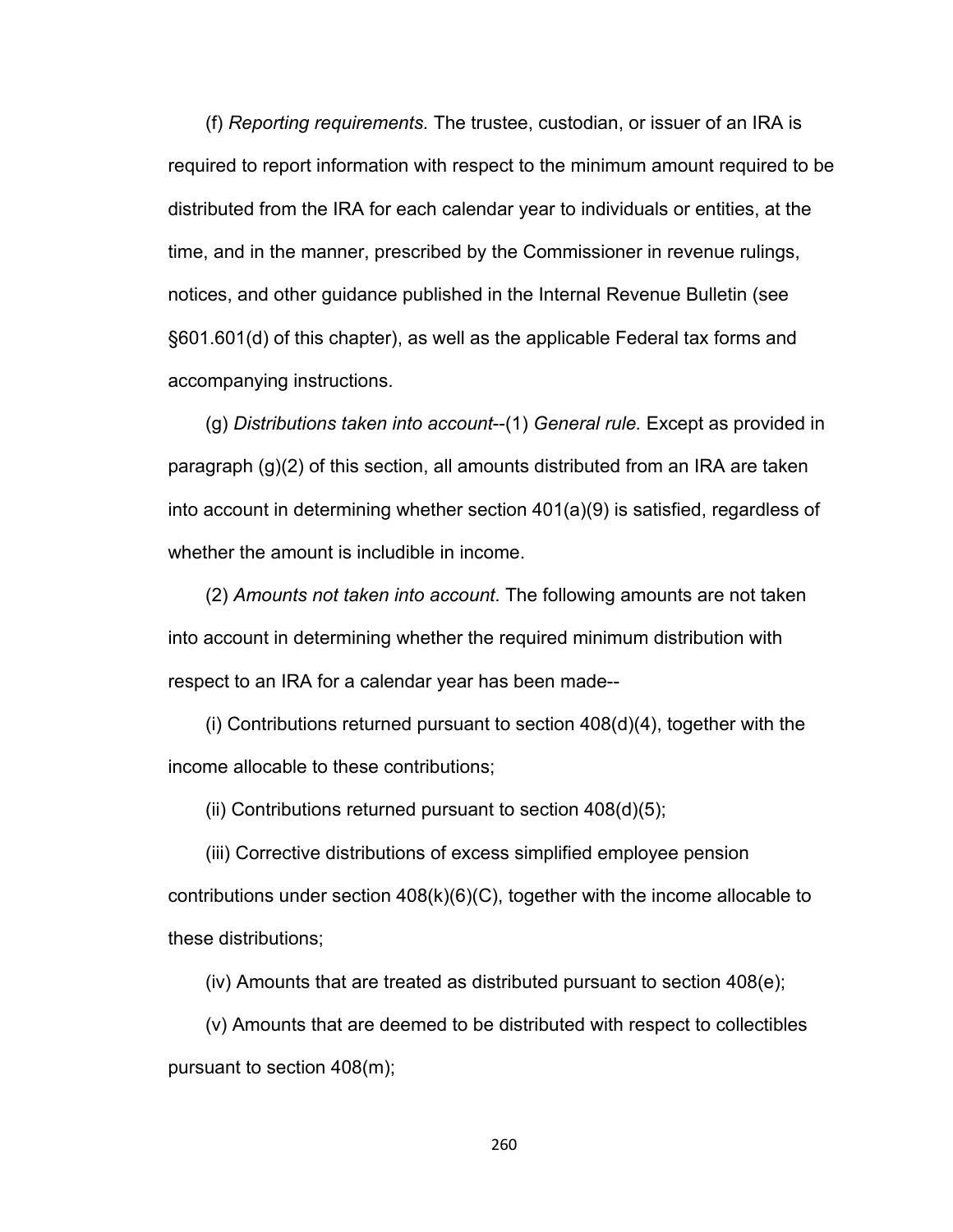(f) *Reporting requirements.* The trustee, custodian, or issuer of an IRA is required to report information with respect to the minimum amount required to be distributed from the IRA for each calendar year to individuals or entities, at the time, and in the manner, prescribed by the Commissioner in revenue rulings, notices, and other guidance published in the Internal Revenue Bulletin (see §601.601(d) of this chapter), as well as the applicable Federal tax forms and accompanying instructions.

(g) *Distributions taken into account*--(1) *General rule.* Except as provided in paragraph (g)(2) of this section, all amounts distributed from an IRA are taken into account in determining whether section 401(a)(9) is satisfied, regardless of whether the amount is includible in income.

(2) *Amounts not taken into account*. The following amounts are not taken into account in determining whether the required minimum distribution with respect to an IRA for a calendar year has been made--

(i) Contributions returned pursuant to section 408(d)(4), together with the income allocable to these contributions;

(ii) Contributions returned pursuant to section 408(d)(5);

(iii) Corrective distributions of excess simplified employee pension contributions under section 408(k)(6)(C), together with the income allocable to these distributions;

(iv) Amounts that are treated as distributed pursuant to section 408(e);

(v) Amounts that are deemed to be distributed with respect to collectibles pursuant to section 408(m);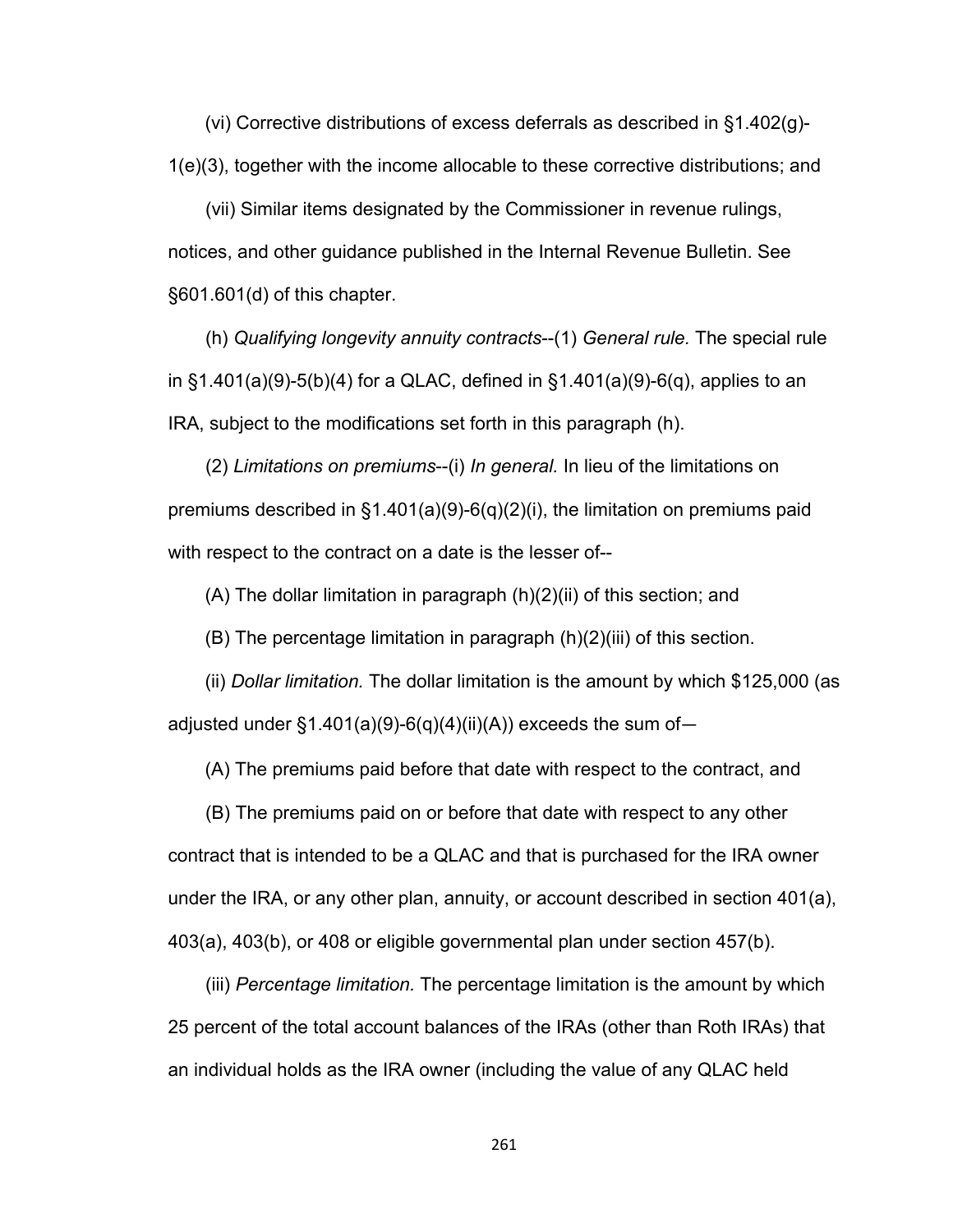(vi) Corrective distributions of excess deferrals as described in §1.402(g)-1(e)(3), together with the income allocable to these corrective distributions; and

(vii) Similar items designated by the Commissioner in revenue rulings, notices, and other guidance published in the Internal Revenue Bulletin. See §601.601(d) of this chapter.

(h) *Qualifying longevity annuity contracts*--(1) *General rule.* The special rule in §1.401(a)(9)-5(b)(4) for a QLAC, defined in §1.401(a)(9)-6(q), applies to an IRA, subject to the modifications set forth in this paragraph (h).

(2) *Limitations on premiums*--(i) *In general.* In lieu of the limitations on premiums described in §1.401(a)(9)-6(q)(2)(i), the limitation on premiums paid with respect to the contract on a date is the lesser of--

(A) The dollar limitation in paragraph (h)(2)(ii) of this section; and

(B) The percentage limitation in paragraph (h)(2)(iii) of this section.

(ii) *Dollar limitation.* The dollar limitation is the amount by which $125,000 (as adjusted under §1.401(a)(9)-6(q)(4)(ii)(A)) exceeds the sum of—

(A) The premiums paid before that date with respect to the contract, and

(B) The premiums paid on or before that date with respect to any other contract that is intended to be a QLAC and that is purchased for the IRA owner under the IRA, or any other plan, annuity, or account described in section 401(a), 403(a), 403(b), or 408 or eligible governmental plan under section 457(b).

(iii) *Percentage limitation.* The percentage limitation is the amount by which 25 percent of the total account balances of the IRAs (other than Roth IRAs) that an individual holds as the IRA owner (including the value of any QLAC held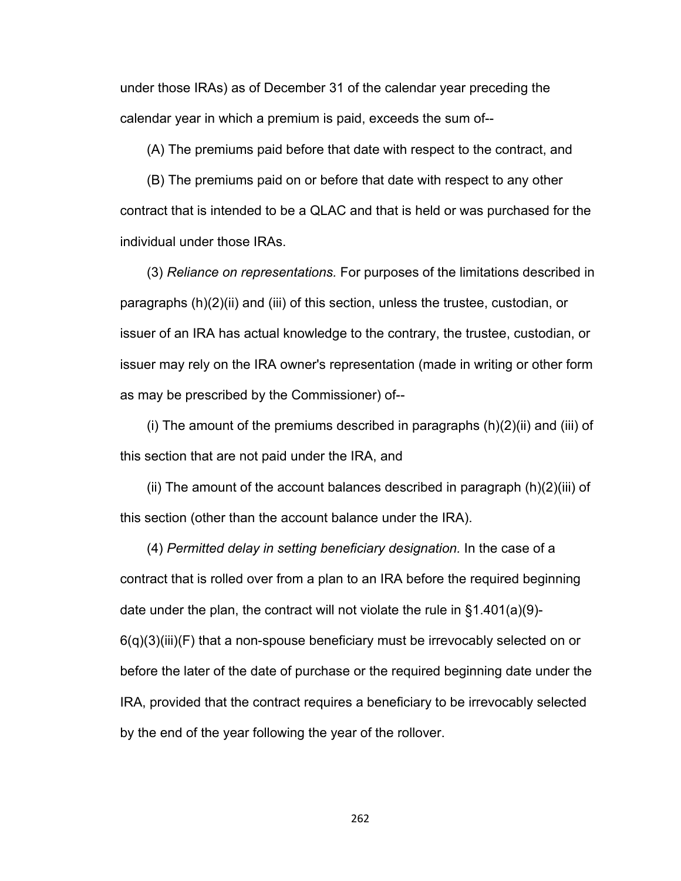under those IRAs) as of December 31 of the calendar year preceding the calendar year in which a premium is paid, exceeds the sum of--

(A) The premiums paid before that date with respect to the contract, and

(B) The premiums paid on or before that date with respect to any other contract that is intended to be a QLAC and that is held or was purchased for the individual under those IRAs.

(3) *Reliance on representations.* For purposes of the limitations described in paragraphs (h)(2)(ii) and (iii) of this section, unless the trustee, custodian, or issuer of an IRA has actual knowledge to the contrary, the trustee, custodian, or issuer may rely on the IRA owner's representation (made in writing or other form as may be prescribed by the Commissioner) of--

(i) The amount of the premiums described in paragraphs (h)(2)(ii) and (iii) of this section that are not paid under the IRA, and

(ii) The amount of the account balances described in paragraph (h)(2)(iii) of this section (other than the account balance under the IRA).

(4) *Permitted delay in setting beneficiary designation.* In the case of a contract that is rolled over from a plan to an IRA before the required beginning date under the plan, the contract will not violate the rule in §1.401(a)(9)-6(q)(3)(iii)(F) that a non-spouse beneficiary must be irrevocably selected on or before the later of the date of purchase or the required beginning date under the IRA, provided that the contract requires a beneficiary to be irrevocably selected by the end of the year following the year of the rollover.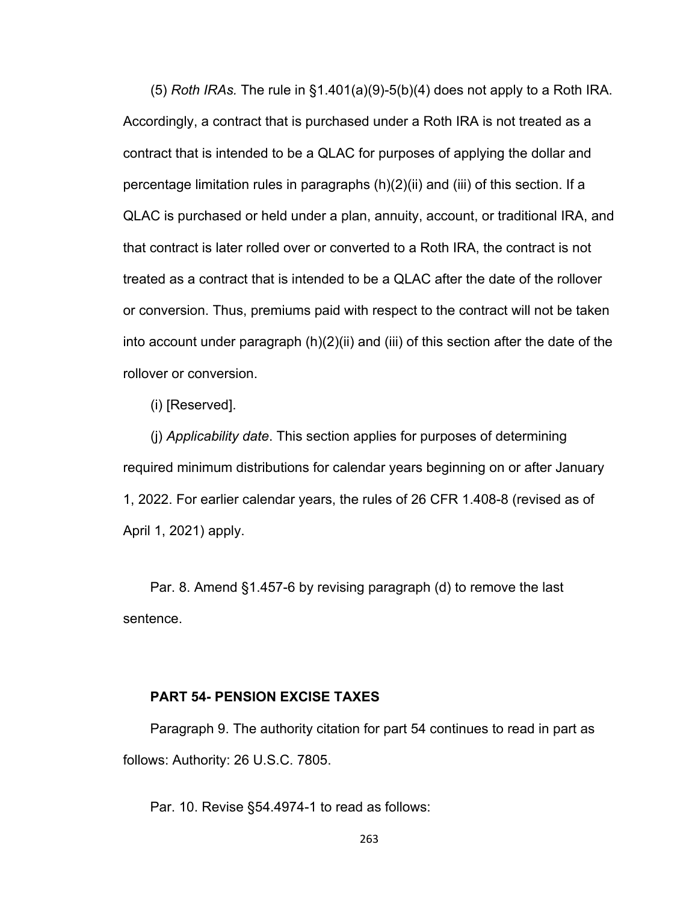(5) *Roth IRAs.* The rule in §1.401(a)(9)-5(b)(4) does not apply to a Roth IRA. Accordingly, a contract that is purchased under a Roth IRA is not treated as a contract that is intended to be a QLAC for purposes of applying the dollar and percentage limitation rules in paragraphs (h)(2)(ii) and (iii) of this section. If a QLAC is purchased or held under a plan, annuity, account, or traditional IRA, and that contract is later rolled over or converted to a Roth IRA, the contract is not treated as a contract that is intended to be a QLAC after the date of the rollover or conversion. Thus, premiums paid with respect to the contract will not be taken into account under paragraph (h)(2)(ii) and (iii) of this section after the date of the rollover or conversion.

(i) [Reserved].

(j) *Applicability date*. This section applies for purposes of determining required minimum distributions for calendar years beginning on or after January 1, 2022. For earlier calendar years, the rules of 26 CFR 1.408-8 (revised as of April 1, 2021) apply.

Par. 8. Amend §1.457-6 by revising paragraph (d) to remove the last sentence.

**PART 54- PENSION EXCISE TAXES**

Paragraph 9. The authority citation for part 54 continues to read in part as follows: Authority: 26 U.S.C. 7805.

Par. 10. Revise §54.4974-1 to read as follows: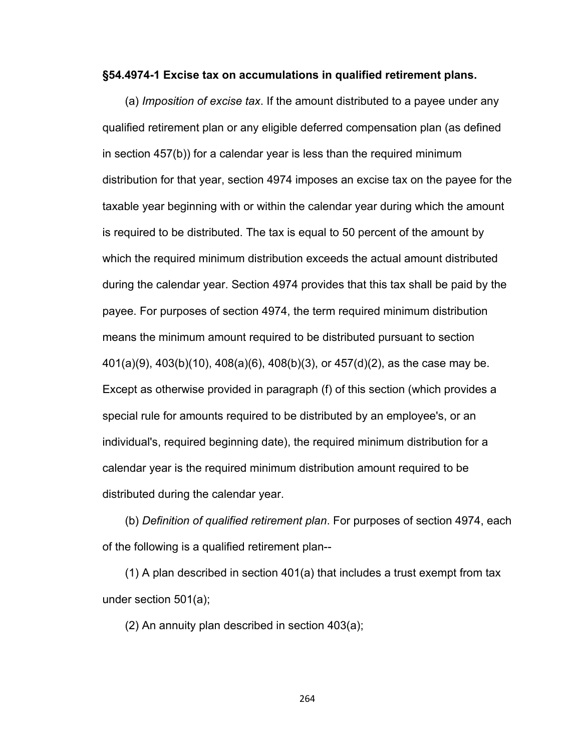**§54.4974-1 Excise tax on accumulations in qualified retirement plans.**

(a) *Imposition of excise tax*. If the amount distributed to a payee under any qualified retirement plan or any eligible deferred compensation plan (as defined in section 457(b)) for a calendar year is less than the required minimum distribution for that year, section 4974 imposes an excise tax on the payee for the taxable year beginning with or within the calendar year during which the amount is required to be distributed. The tax is equal to 50 percent of the amount by which the required minimum distribution exceeds the actual amount distributed during the calendar year. Section 4974 provides that this tax shall be paid by the payee. For purposes of section 4974, the term required minimum distribution means the minimum amount required to be distributed pursuant to section 401(a)(9), 403(b)(10), 408(a)(6), 408(b)(3), or 457(d)(2), as the case may be. Except as otherwise provided in paragraph (f) of this section (which provides a special rule for amounts required to be distributed by an employee's, or an individual's, required beginning date), the required minimum distribution for a calendar year is the required minimum distribution amount required to be distributed during the calendar year.

(b) *Definition of qualified retirement plan*. For purposes of section 4974, each of the following is a qualified retirement plan--

(1) A plan described in section 401(a) that includes a trust exempt from tax under section 501(a);

(2) An annuity plan described in section 403(a);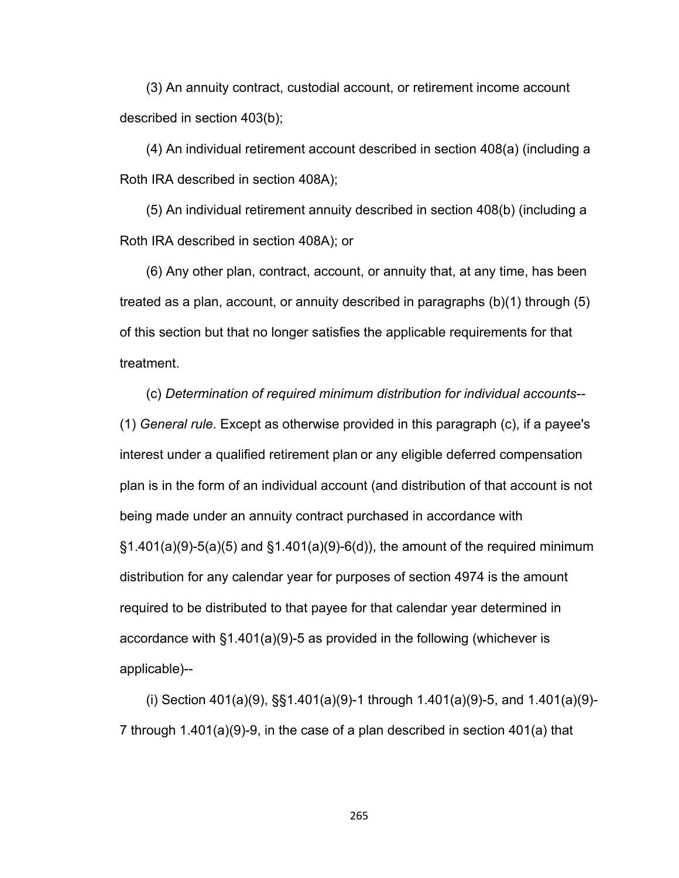(3) An annuity contract, custodial account, or retirement income account described in section 403(b);

(4) An individual retirement account described in section 408(a) (including a Roth IRA described in section 408A);

(5) An individual retirement annuity described in section 408(b) (including a Roth IRA described in section 408A); or

(6) Any other plan, contract, account, or annuity that, at any time, has been treated as a plan, account, or annuity described in paragraphs (b)(1) through (5) of this section but that no longer satisfies the applicable requirements for that treatment.

(c) *Determination of required minimum distribution for individual accounts*--(1) *General rule*. Except as otherwise provided in this paragraph (c), if a payee's interest under a qualified retirement plan or any eligible deferred compensation plan is in the form of an individual account (and distribution of that account is not being made under an annuity contract purchased in accordance with §1.401(a)(9)-5(a)(5) and §1.401(a)(9)-6(d)), the amount of the required minimum distribution for any calendar year for purposes of section 4974 is the amount required to be distributed to that payee for that calendar year determined in accordance with §1.401(a)(9)-5 as provided in the following (whichever is applicable)--

(i) Section 401(a)(9), §§1.401(a)(9)-1 through 1.401(a)(9)-5, and 1.401(a)(9)-7 through 1.401(a)(9)-9, in the case of a plan described in section 401(a) that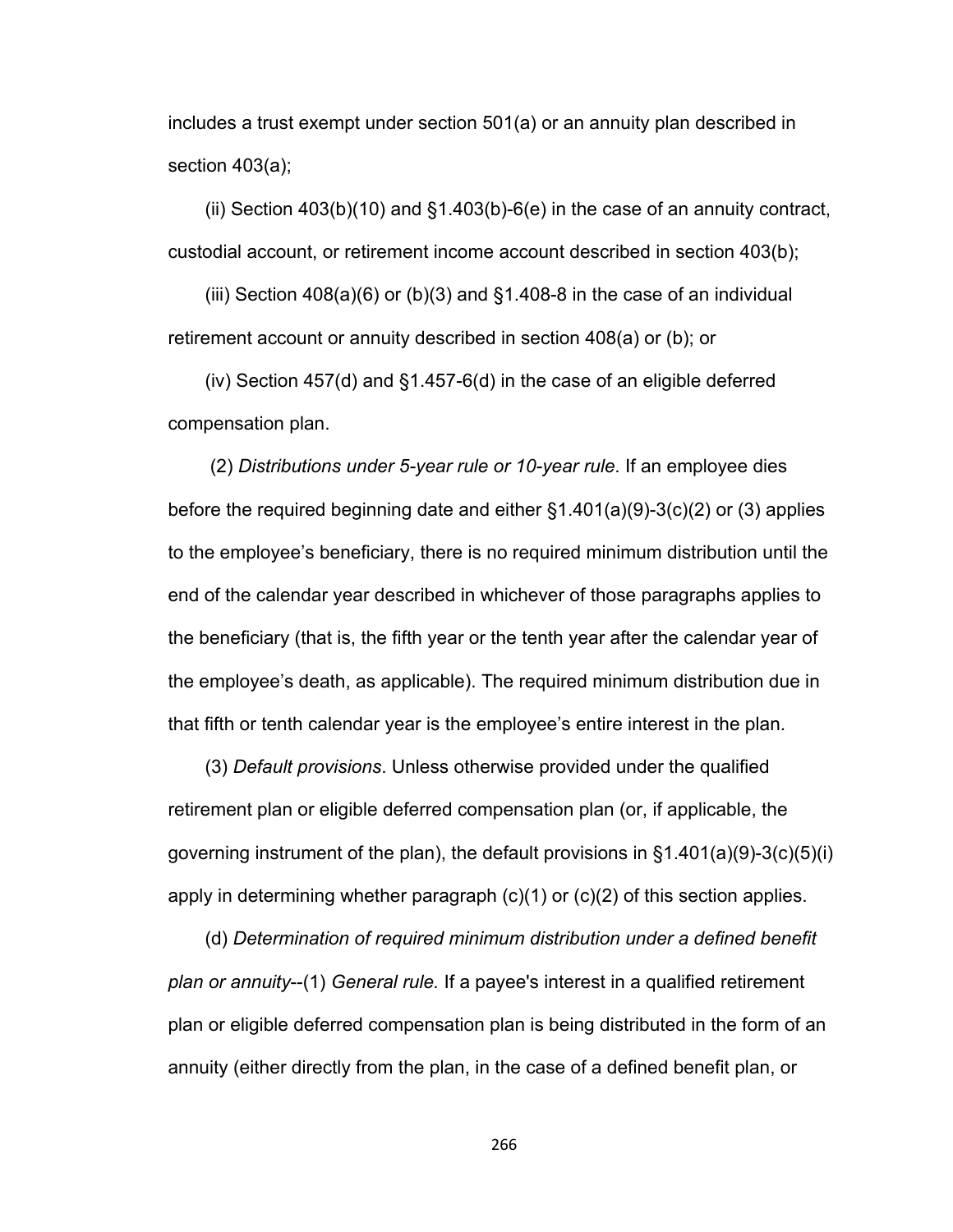includes a trust exempt under section 501(a) or an annuity plan described in section 403(a);

(ii) Section 403(b)(10) and §1.403(b)-6(e) in the case of an annuity contract, custodial account, or retirement income account described in section 403(b);

(iii) Section 408(a)(6) or (b)(3) and §1.408-8 in the case of an individual retirement account or annuity described in section 408(a) or (b); or

(iv) Section 457(d) and §1.457-6(d) in the case of an eligible deferred compensation plan.

(2) *Distributions under 5-year rule or 10-year rule*. If an employee dies before the required beginning date and either §1.401(a)(9)-3(c)(2) or (3) applies to the employee's beneficiary, there is no required minimum distribution until the end of the calendar year described in whichever of those paragraphs applies to the beneficiary (that is, the fifth year or the tenth year after the calendar year of the employee's death, as applicable). The required minimum distribution due in that fifth or tenth calendar year is the employee's entire interest in the plan.

(3) *Default provisions*. Unless otherwise provided under the qualified retirement plan or eligible deferred compensation plan (or, if applicable, the governing instrument of the plan), the default provisions in §1.401(a)(9)-3(c)(5)(i) apply in determining whether paragraph (c)(1) or (c)(2) of this section applies.

(d) *Determination of required minimum distribution under a defined benefit plan or annuity*--(1) *General rule.* If a payee's interest in a qualified retirement plan or eligible deferred compensation plan is being distributed in the form of an annuity (either directly from the plan, in the case of a defined benefit plan, or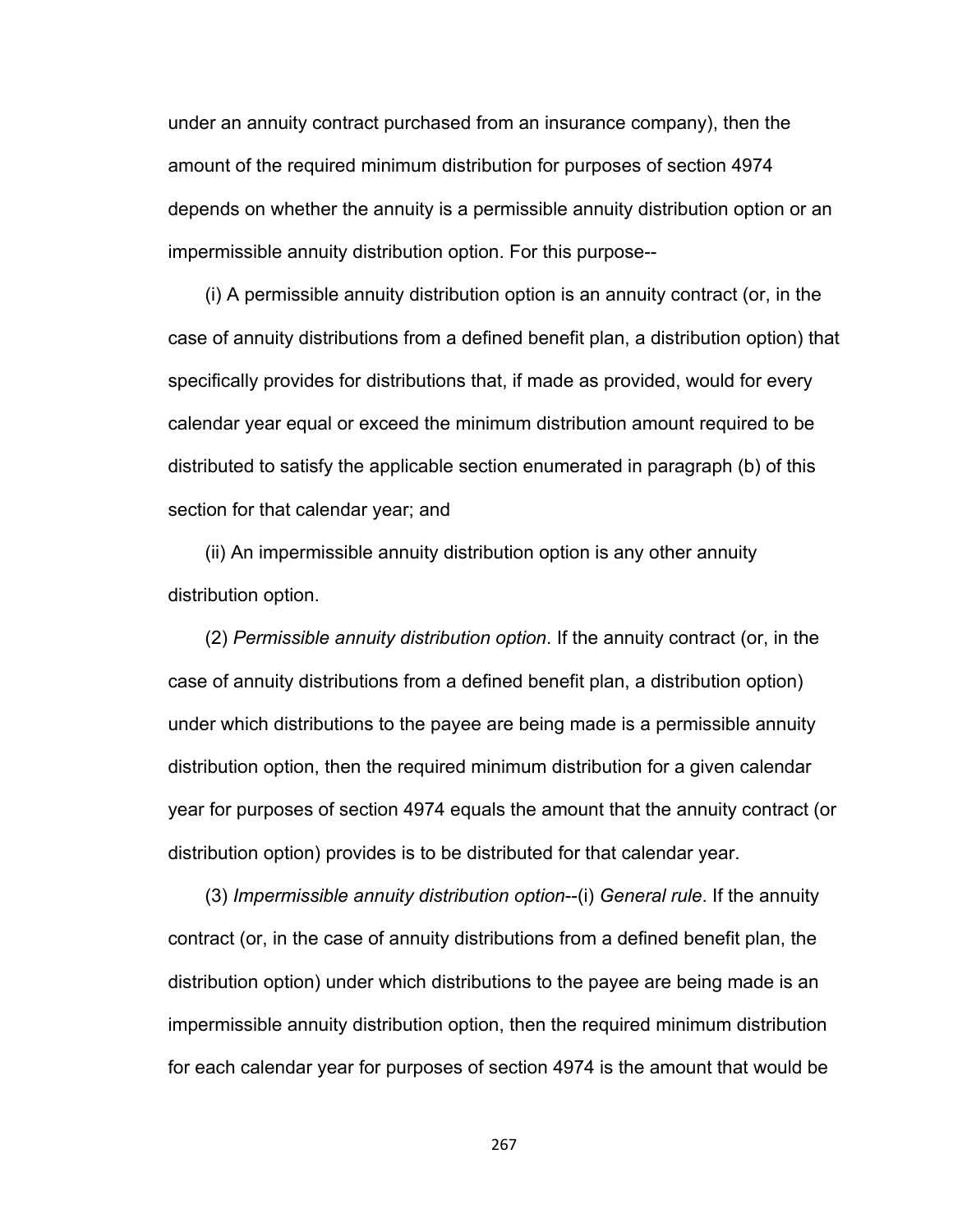under an annuity contract purchased from an insurance company), then the amount of the required minimum distribution for purposes of section 4974 depends on whether the annuity is a permissible annuity distribution option or an impermissible annuity distribution option. For this purpose--

(i) A permissible annuity distribution option is an annuity contract (or, in the case of annuity distributions from a defined benefit plan, a distribution option) that specifically provides for distributions that, if made as provided, would for every calendar year equal or exceed the minimum distribution amount required to be distributed to satisfy the applicable section enumerated in paragraph (b) of this section for that calendar year; and

(ii) An impermissible annuity distribution option is any other annuity distribution option.

(2) *Permissible annuity distribution option*. If the annuity contract (or, in the case of annuity distributions from a defined benefit plan, a distribution option) under which distributions to the payee are being made is a permissible annuity distribution option, then the required minimum distribution for a given calendar year for purposes of section 4974 equals the amount that the annuity contract (or distribution option) provides is to be distributed for that calendar year.

(3) *Impermissible annuity distribution option*--(i) *General rule*. If the annuity contract (or, in the case of annuity distributions from a defined benefit plan, the distribution option) under which distributions to the payee are being made is an impermissible annuity distribution option, then the required minimum distribution for each calendar year for purposes of section 4974 is the amount that would be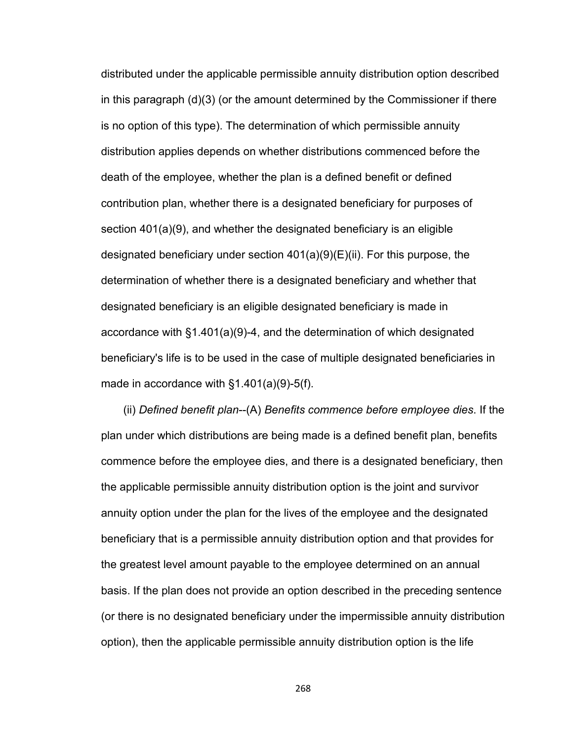distributed under the applicable permissible annuity distribution option described in this paragraph (d)(3) (or the amount determined by the Commissioner if there is no option of this type). The determination of which permissible annuity distribution applies depends on whether distributions commenced before the death of the employee, whether the plan is a defined benefit or defined contribution plan, whether there is a designated beneficiary for purposes of section 401(a)(9), and whether the designated beneficiary is an eligible designated beneficiary under section 401(a)(9)(E)(ii). For this purpose, the determination of whether there is a designated beneficiary and whether that designated beneficiary is an eligible designated beneficiary is made in accordance with §1.401(a)(9)-4, and the determination of which designated beneficiary's life is to be used in the case of multiple designated beneficiaries in made in accordance with §1.401(a)(9)-5(f).

(ii) *Defined benefit plan*--(A) *Benefits commence before employee dies*. If the plan under which distributions are being made is a defined benefit plan, benefits commence before the employee dies, and there is a designated beneficiary, then the applicable permissible annuity distribution option is the joint and survivor annuity option under the plan for the lives of the employee and the designated beneficiary that is a permissible annuity distribution option and that provides for the greatest level amount payable to the employee determined on an annual basis. If the plan does not provide an option described in the preceding sentence (or there is no designated beneficiary under the impermissible annuity distribution option), then the applicable permissible annuity distribution option is the life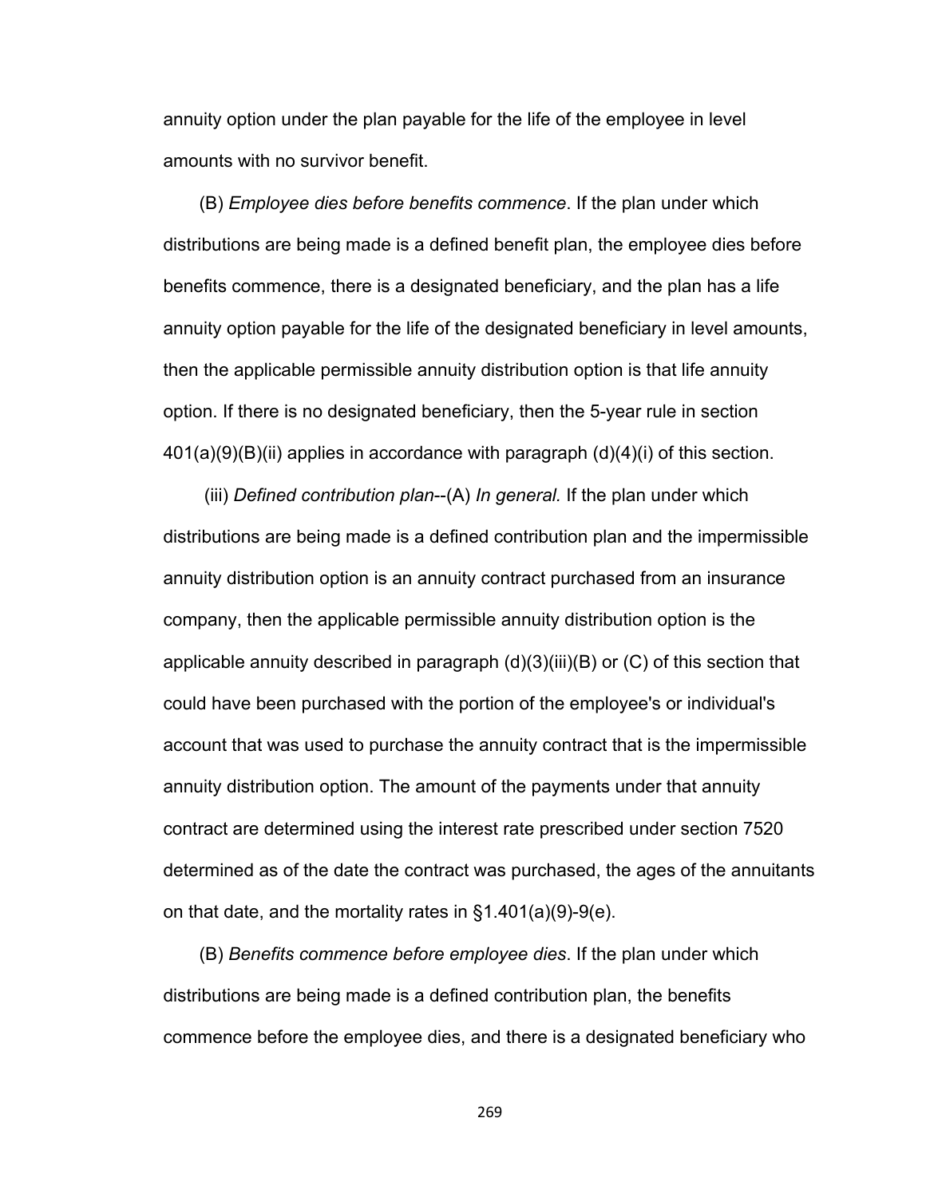annuity option under the plan payable for the life of the employee in level amounts with no survivor benefit.

(B) *Employee dies before benefits commence*. If the plan under which distributions are being made is a defined benefit plan, the employee dies before benefits commence, there is a designated beneficiary, and the plan has a life annuity option payable for the life of the designated beneficiary in level amounts, then the applicable permissible annuity distribution option is that life annuity option. If there is no designated beneficiary, then the 5-year rule in section 401(a)(9)(B)(ii) applies in accordance with paragraph (d)(4)(i) of this section.

(iii) *Defined contribution plan*--(A) *In general.* If the plan under which distributions are being made is a defined contribution plan and the impermissible annuity distribution option is an annuity contract purchased from an insurance company, then the applicable permissible annuity distribution option is the applicable annuity described in paragraph (d)(3)(iii)(B) or (C) of this section that could have been purchased with the portion of the employee's or individual's account that was used to purchase the annuity contract that is the impermissible annuity distribution option. The amount of the payments under that annuity contract are determined using the interest rate prescribed under section 7520 determined as of the date the contract was purchased, the ages of the annuitants on that date, and the mortality rates in §1.401(a)(9)-9(e).

(B) *Benefits commence before employee dies*. If the plan under which distributions are being made is a defined contribution plan, the benefits commence before the employee dies, and there is a designated beneficiary who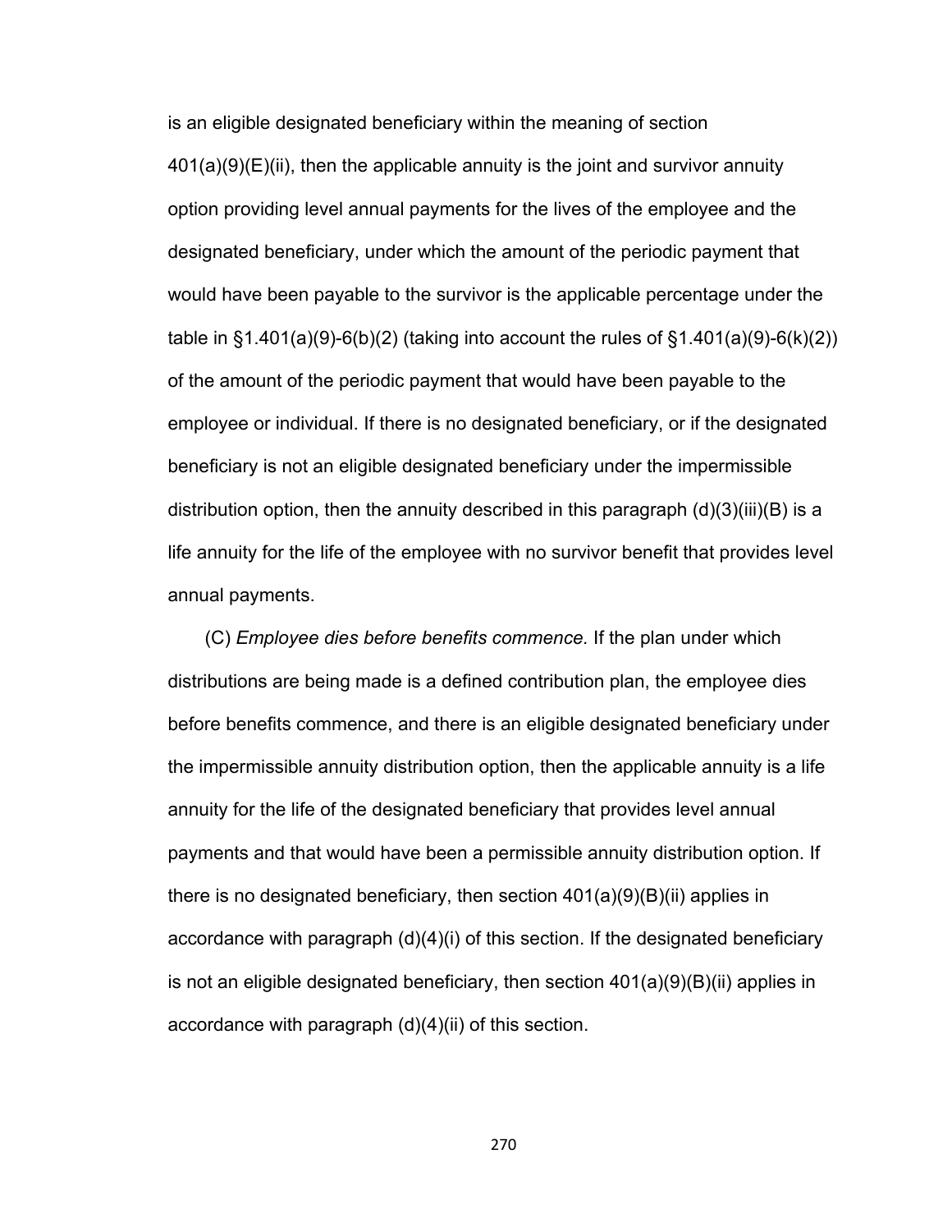is an eligible designated beneficiary within the meaning of section 401(a)(9)(E)(ii), then the applicable annuity is the joint and survivor annuity option providing level annual payments for the lives of the employee and the designated beneficiary, under which the amount of the periodic payment that would have been payable to the survivor is the applicable percentage under the table in §1.401(a)(9)-6(b)(2) (taking into account the rules of §1.401(a)(9)-6(k)(2)) of the amount of the periodic payment that would have been payable to the employee or individual. If there is no designated beneficiary, or if the designated beneficiary is not an eligible designated beneficiary under the impermissible distribution option, then the annuity described in this paragraph (d)(3)(iii)(B) is a life annuity for the life of the employee with no survivor benefit that provides level annual payments.

(C) *Employee dies before benefits commence.* If the plan under which distributions are being made is a defined contribution plan, the employee dies before benefits commence, and there is an eligible designated beneficiary under the impermissible annuity distribution option, then the applicable annuity is a life annuity for the life of the designated beneficiary that provides level annual payments and that would have been a permissible annuity distribution option. If there is no designated beneficiary, then section 401(a)(9)(B)(ii) applies in accordance with paragraph (d)(4)(i) of this section. If the designated beneficiary is not an eligible designated beneficiary, then section 401(a)(9)(B)(ii) applies in accordance with paragraph (d)(4)(ii) of this section.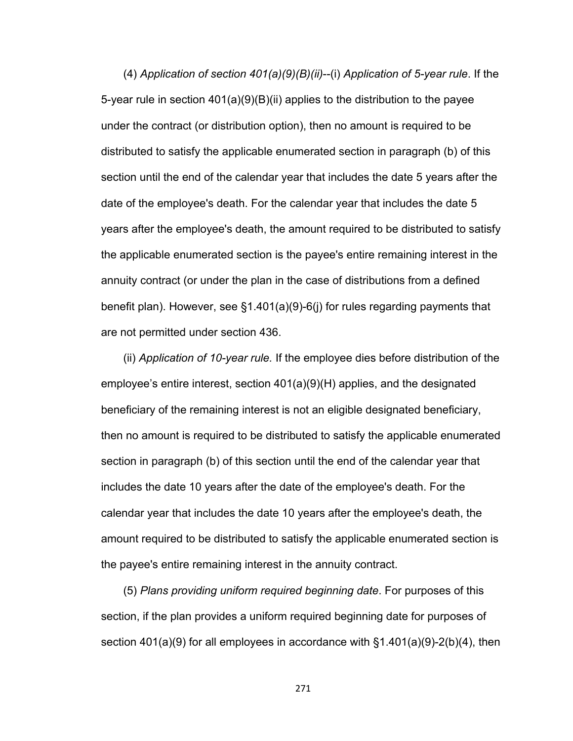(4) *Application of section 401(a)(9)(B)(ii)*--(i) *Application of 5-year rule*. If the 5-year rule in section 401(a)(9)(B)(ii) applies to the distribution to the payee under the contract (or distribution option), then no amount is required to be distributed to satisfy the applicable enumerated section in paragraph (b) of this section until the end of the calendar year that includes the date 5 years after the date of the employee's death. For the calendar year that includes the date 5 years after the employee's death, the amount required to be distributed to satisfy the applicable enumerated section is the payee's entire remaining interest in the annuity contract (or under the plan in the case of distributions from a defined benefit plan). However, see §1.401(a)(9)-6(j) for rules regarding payments that are not permitted under section 436.

(ii) *Application of 10-year rule.* If the employee dies before distribution of the employee's entire interest, section 401(a)(9)(H) applies, and the designated beneficiary of the remaining interest is not an eligible designated beneficiary, then no amount is required to be distributed to satisfy the applicable enumerated section in paragraph (b) of this section until the end of the calendar year that includes the date 10 years after the date of the employee's death. For the calendar year that includes the date 10 years after the employee's death, the amount required to be distributed to satisfy the applicable enumerated section is the payee's entire remaining interest in the annuity contract.

(5) *Plans providing uniform required beginning date*. For purposes of this section, if the plan provides a uniform required beginning date for purposes of section 401(a)(9) for all employees in accordance with §1.401(a)(9)-2(b)(4), then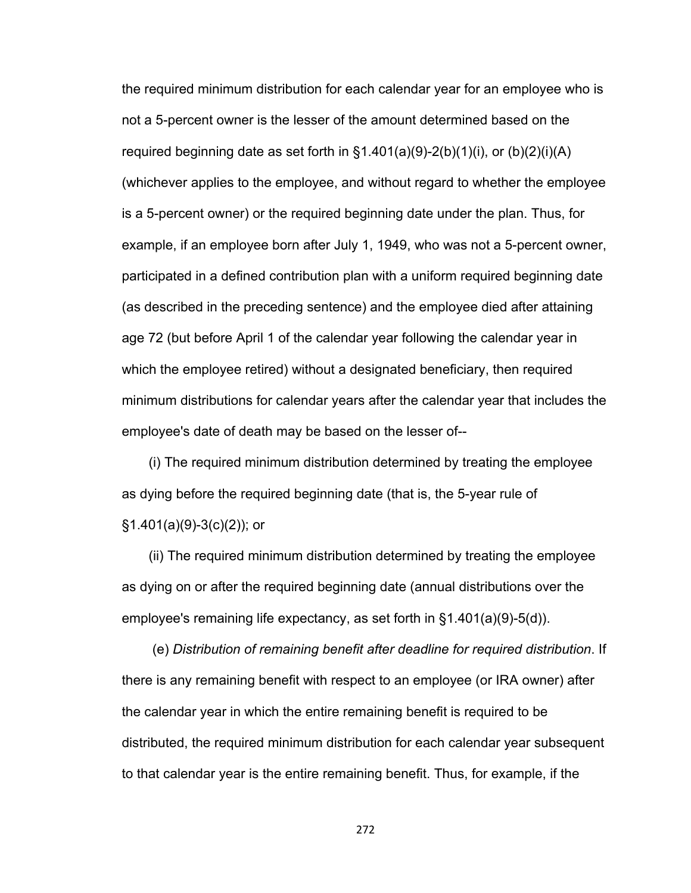the required minimum distribution for each calendar year for an employee who is not a 5-percent owner is the lesser of the amount determined based on the required beginning date as set forth in §1.401(a)(9)-2(b)(1)(i), or (b)(2)(i)(A) (whichever applies to the employee, and without regard to whether the employee is a 5-percent owner) or the required beginning date under the plan. Thus, for example, if an employee born after July 1, 1949, who was not a 5-percent owner, participated in a defined contribution plan with a uniform required beginning date (as described in the preceding sentence) and the employee died after attaining age 72 (but before April 1 of the calendar year following the calendar year in which the employee retired) without a designated beneficiary, then required minimum distributions for calendar years after the calendar year that includes the employee's date of death may be based on the lesser of--

(i) The required minimum distribution determined by treating the employee as dying before the required beginning date (that is, the 5-year rule of §1.401(a)(9)-3(c)(2)); or

(ii) The required minimum distribution determined by treating the employee as dying on or after the required beginning date (annual distributions over the employee's remaining life expectancy, as set forth in §1.401(a)(9)-5(d)).

(e) *Distribution of remaining benefit after deadline for required distribution*. If there is any remaining benefit with respect to an employee (or IRA owner) after the calendar year in which the entire remaining benefit is required to be distributed, the required minimum distribution for each calendar year subsequent to that calendar year is the entire remaining benefit. Thus, for example, if the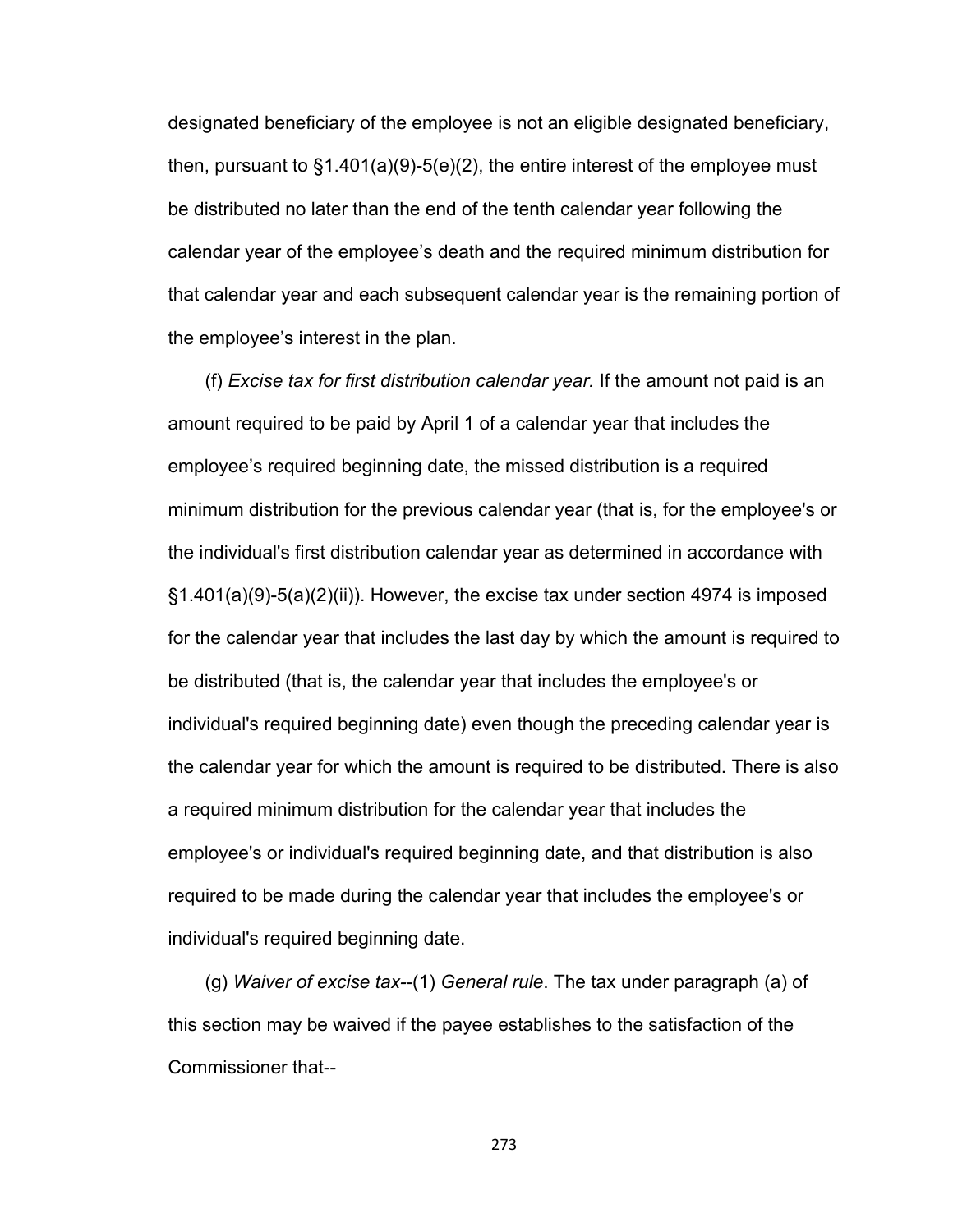designated beneficiary of the employee is not an eligible designated beneficiary, then, pursuant to §1.401(a)(9)-5(e)(2), the entire interest of the employee must be distributed no later than the end of the tenth calendar year following the calendar year of the employee's death and the required minimum distribution for that calendar year and each subsequent calendar year is the remaining portion of the employee's interest in the plan.

(f) *Excise tax for first distribution calendar year.* If the amount not paid is an amount required to be paid by April 1 of a calendar year that includes the employee's required beginning date, the missed distribution is a required minimum distribution for the previous calendar year (that is, for the employee's or the individual's first distribution calendar year as determined in accordance with §1.401(a)(9)-5(a)(2)(ii)). However, the excise tax under section 4974 is imposed for the calendar year that includes the last day by which the amount is required to be distributed (that is, the calendar year that includes the employee's or individual's required beginning date) even though the preceding calendar year is the calendar year for which the amount is required to be distributed. There is also a required minimum distribution for the calendar year that includes the employee's or individual's required beginning date, and that distribution is also required to be made during the calendar year that includes the employee's or individual's required beginning date.

(g) *Waiver of excise tax*--(1) *General rule*. The tax under paragraph (a) of this section may be waived if the payee establishes to the satisfaction of the Commissioner that--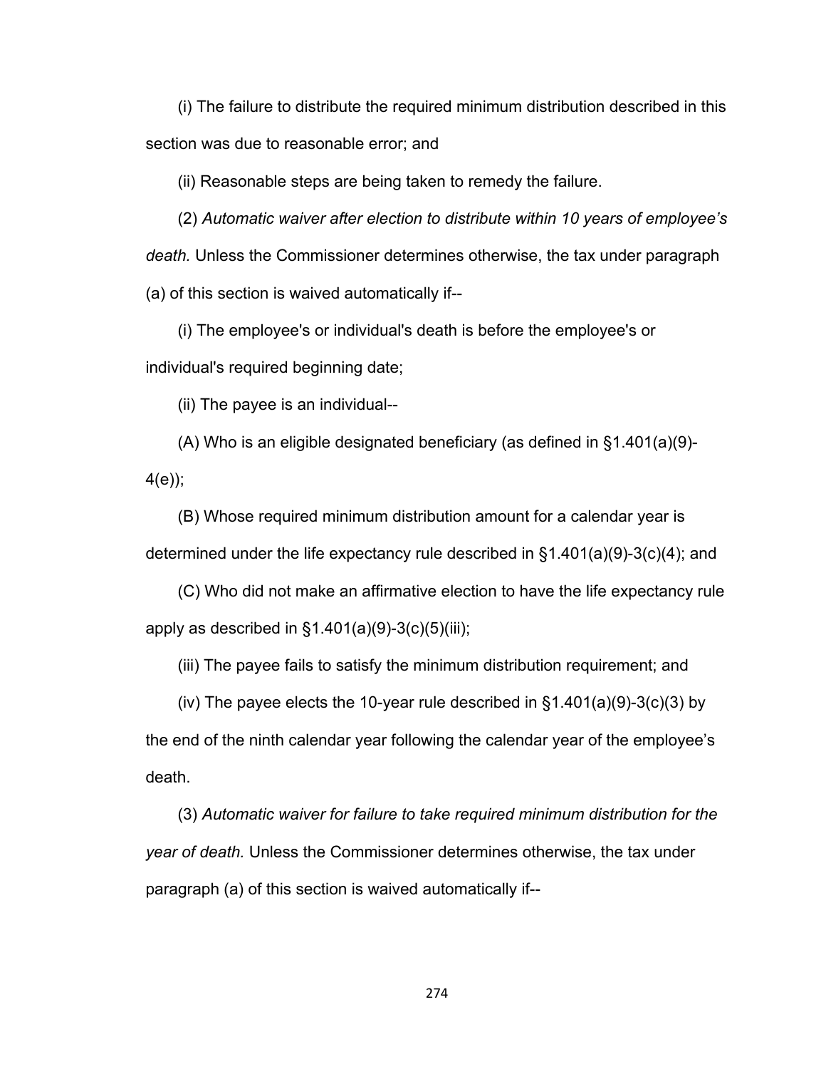(i) The failure to distribute the required minimum distribution described in this section was due to reasonable error; and

(ii) Reasonable steps are being taken to remedy the failure.

(2) *Automatic waiver after election to distribute within 10 years of employee's death.* Unless the Commissioner determines otherwise, the tax under paragraph (a) of this section is waived automatically if--

(i) The employee's or individual's death is before the employee's or individual's required beginning date;

(ii) The payee is an individual--

(A) Who is an eligible designated beneficiary (as defined in §1.401(a)(9)-4(e));

(B) Whose required minimum distribution amount for a calendar year is determined under the life expectancy rule described in §1.401(a)(9)-3(c)(4); and

(C) Who did not make an affirmative election to have the life expectancy rule apply as described in §1.401(a)(9)-3(c)(5)(iii);

(iii) The payee fails to satisfy the minimum distribution requirement; and

(iv) The payee elects the 10-year rule described in §1.401(a)(9)-3(c)(3) by the end of the ninth calendar year following the calendar year of the employee's death.

(3) *Automatic waiver for failure to take required minimum distribution for the year of death.* Unless the Commissioner determines otherwise, the tax under paragraph (a) of this section is waived automatically if--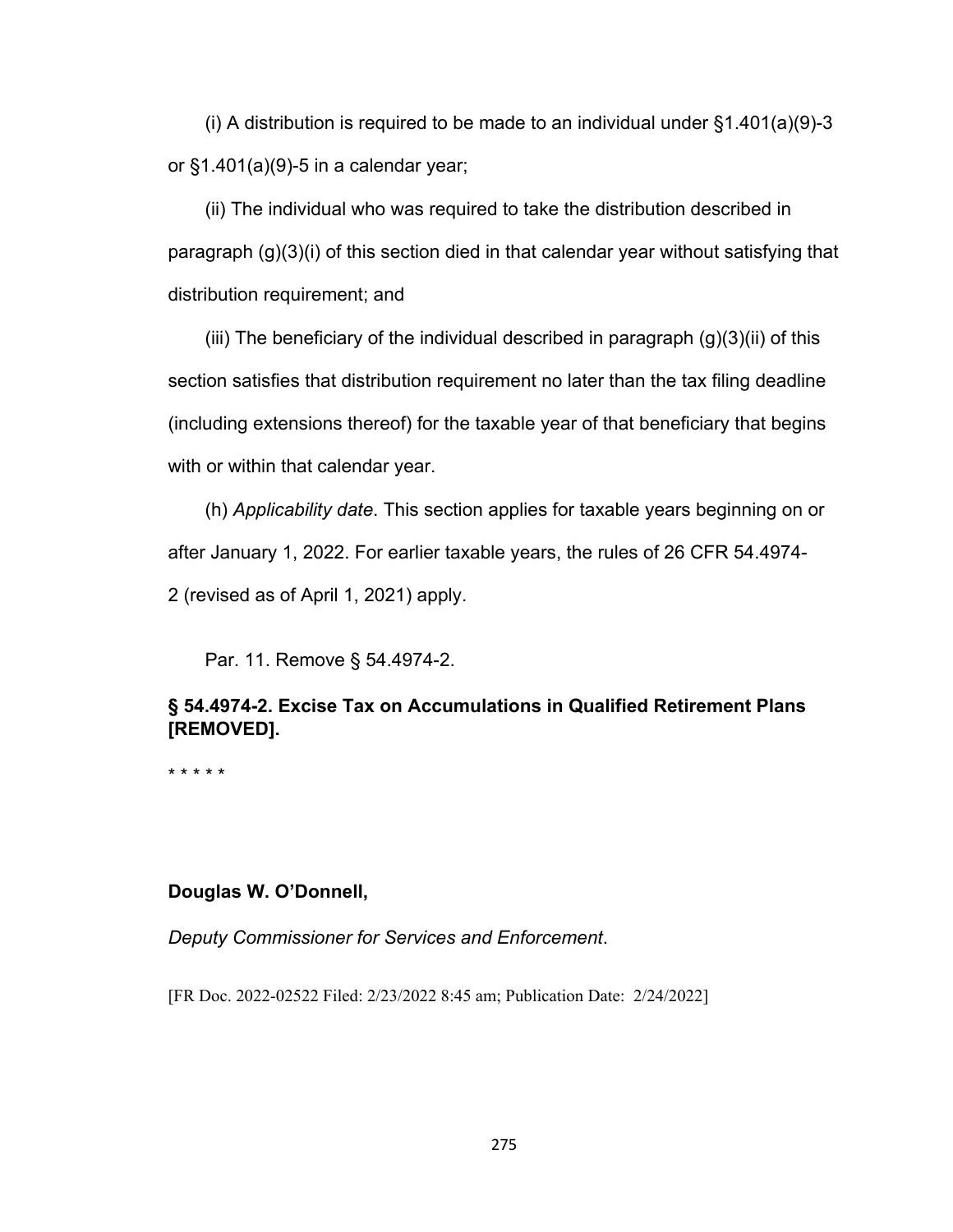(i) A distribution is required to be made to an individual under §1.401(a)(9)-3 or §1.401(a)(9)-5 in a calendar year;

(ii) The individual who was required to take the distribution described in paragraph (g)(3)(i) of this section died in that calendar year without satisfying that distribution requirement; and

(iii) The beneficiary of the individual described in paragraph (g)(3)(ii) of this section satisfies that distribution requirement no later than the tax filing deadline (including extensions thereof) for the taxable year of that beneficiary that begins with or within that calendar year.

(h) *Applicability date*. This section applies for taxable years beginning on or after January 1, 2022. For earlier taxable years, the rules of 26 CFR 54.4974-2 (revised as of April 1, 2021) apply.

Par. 11. Remove § 54.4974-2.

**§ 54.4974-2. Excise Tax on Accumulations in Qualified Retirement Plans [REMOVED].**

\* \* \* \* \*

**Douglas W. O'Donnell,**

*Deputy Commissioner for Services and Enforcement*.

[FR Doc. 2022-02522 Filed: 2/23/2022 8:45 am; Publication Date: 2/24/2022]